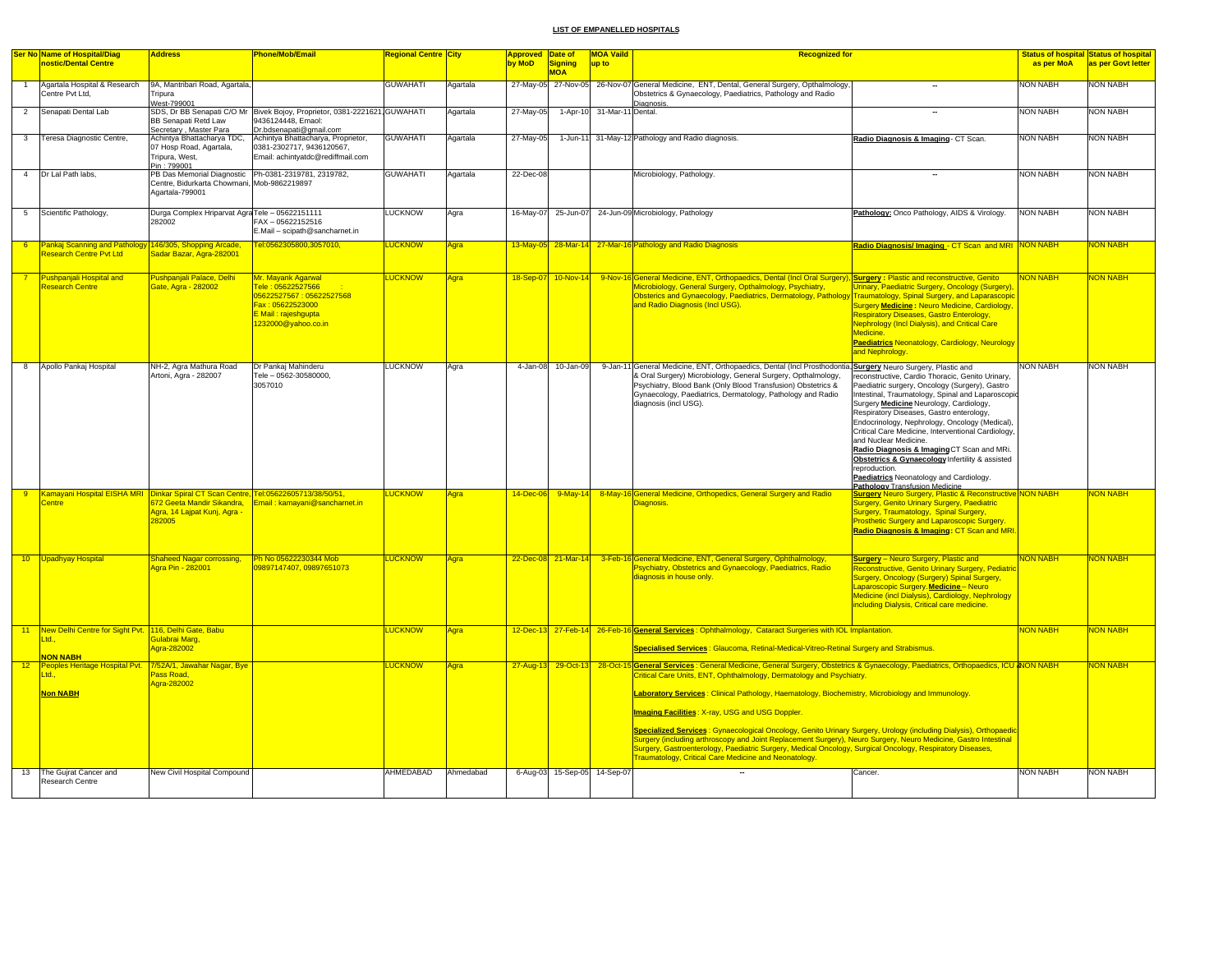**LIST OF EMPANELLED HOSPITALS**

| Ser No | Name of Hospital/Diagnostic/Dental Centre | Address | Phone/Mob/Email | Regional Centre | City | Approved by MoD | Date of Signing MOA | MOA Vaild up to | Recognized for | | Status of hospital as per MoA | Status of hospital as per Govt letter |
|---|---|---|---|---|---|---|---|---|---|---|---|---|
| 1 | Agartala Hospital & Research Centre Pvt Ltd, | 9A, Mantribari Road, Agartala, Tripura West-799001 | | GUWAHATI | Agartala | 27-May-05 | 27-Nov-05 | 26-Nov-07 | General Medicine, ENT, Dental, General Surgery, Opthalmology, Obstetrics & Gynaecology, Paediatrics, Pathology and Radio Diagnosis. | -- | NON NABH | NON NABH |
| 2 | Senapati Dental Lab | SDS, Dr BB Senapati C/O Mr BB Senapati Retd Law Secretary , Master Para | Bivek Bojoy, Proprietor, 0381-2221621, 9436124448, Emaol: Dr.bdsenapati@gmail.com | GUWAHATI | Agartala | 27-May-05 | 1-Apr-10 | 31-Mar-11 | Dental. | -- | NON NABH | NON NABH |
| 3 | Teresa Diagnostic Centre, | Achintya Bhattacharya TDC, 07 Hosp Road, Agartala, Tripura, West, Pin : 799001 | Achintya Bhattacharya, Proprietor, 0381-2302717, 9436120567, Email: achintyatdc@rediffmail.com | GUWAHATI | Agartala | 27-May-05 | 1-Jun-11 | 31-May-12 | Pathology and Radio diagnosis. | **Radio Diagnosis & Imaging**- CT Scan. | NON NABH | NON NABH |
| 4 | Dr Lal Path labs, | PB Das Memorial Diagnostic Centre, Bidurkarta Chowmani, Agartala-799001 | Ph-0381-2319781, 2319782, Mob-9862219897 | GUWAHATI | Agartala | 22-Dec-08 | | | Microbiology, Pathology. | -- | NON NABH | NON NABH |
| 5 | Scientific Pathology, | Durga Complex Hriparvat Agra 282002 | Tele – 05622151111 FAX – 05622152516 E.Mail – scipath@sancharnet.in | LUCKNOW | Agra | 16-May-07 | 25-Jun-07 | 24-Jun-09 | Microbiology, Pathology | **Pathology:** Onco Pathology, AIDS & Virology. | NON NABH | NON NABH |
| 6 | Pankaj Scanning and Pathology Research Centre Pvt Ltd | 146/305, Shopping Arcade, Sadar Bazar, Agra-282001 | Tel:0562305800,3057010, | LUCKNOW | Agra | 13-May-05 | 28-Mar-14 | 27-Mar-16 | Pathology and Radio Diagnosis | **Radio Diagnosis/ Imaging** - CT Scan and MRI | NON NABH | NON NABH |
| 7 | Pushpanjali Hospital and Research Centre | Pushpanjali Palace, Delhi Gate, Agra - 282002 | Mr. Mayank Agarwal Tele : 05622527566 : 05622527567 : 05622527568 Fax : 05622523000 E Mail : rajeshgupta 1232000@yahoo.co.in | LUCKNOW | Agra | 18-Sep-07 | 10-Nov-14 | 9-Nov-16 | General Medicine, ENT, Orthopaedics, Dental (Incl Oral Surgery), Microbiology, General Surgery, Opthalmology, Psychiatry, Obsterics and Gynaecology, Paediatrics, Dermatology, Pathology and Radio Diagnosis (Incl USG). | **Surgery :** Plastic and reconstructive, Genito Urinary, Paediatric Surgery, Oncology (Surgery), Traumatology, Spinal Surgery, and Laparascopic Surgery **Medicine :** Neuro Medicine, Cardiology, Respiratory Diseases, Gastro Enterology, Nephrology (Incl Dialysis), and Critical Care Medicine. **Paediatrics** Neonatology, Cardiology, Neurology and Nephrology. | NON NABH | NON NABH |
| 8 | Apollo Pankaj Hospital | NH-2, Agra Mathura Road Artoni, Agra - 282007 | Dr Pankaj Mahinderu Tele – 0562-30580000, 3057010 | LUCKNOW | Agra | 4-Jan-08 | 10-Jan-09 | 9-Jan-11 | General Medicine, ENT, Orthopaedics, Dental (Incl Prosthodontia & Oral Surgery) Microbiology, General Surgery, Opthalmology, Psychiatry, Blood Bank (Only Blood Transfusion) Obstetrics & Gynaecology, Paediatrics, Dermatology, Pathology and Radio diagnosis (incl USG). | **Surgery** Neuro Surgery, Plastic and reconstructive, Cardio Thoracic, Genito Urinary, Paediatric surgery, Oncology (Surgery), Gastro Intestinal, Traumatology, Spinal and Laparoscopic Surgery **Medicine** Neurology, Cardiology, Respiratory Diseases, Gastro enterology, Endocrinology, Nephrology, Oncology (Medical), Critical Care Medicine, Interventional Cardiology, and Nuclear Medicine. **Radio Diagnosis & Imaging** CT Scan and MRi. **Obstetrics & Gynaecology** Infertility & assisted reproduction. **Paediatrics** Neonatology and Cardiology. **Pathology** Transfusion Medicine | NON NABH | NON NABH |
| 9 | Kamayani Hospital EISHA MRI Centre | Dinkar Spiral CT Scan Centre, 672 Geeta Mandir Sikandra, Agra, 14 Lajpat Kunj, Agra - 282005 | Tel:05622605713/38/50/51, Email : kamayani@sancharnet.in | LUCKNOW | Agra | 14-Dec-06 | 9-May-14 | 8-May-16 | General Medicine, Orthopedics, General Surgery and Radio Diagnosis. | **Surgery** Neuro Surgery, Plastic & Reconstructive Surgery, Genito Urinary Surgery, Paediatric Surgery, Traumatology, Spinal Surgery, Prosthetic Surgery and Laparoscopic Surgery. **Radio Diagnosis & Imaging :** CT Scan and MRI. | NON NABH | NON NABH |
| 10 | Upadhyay Hospital | Shaheed Nagar corrossing, Agra Pin - 282001 | Ph No 05622230344 Mob 09897147407, 09897651073 | LUCKNOW | Agra | 22-Dec-08 | 21-Mar-14 | 3-Feb-16 | General Medicine, ENT, General Surgery, Ophthalmology, Psychiatry, Obstetrics and Gynaecology, Paediatrics, Radio diagnosis in house only. | **Surgery** – Neuro Surgery, Plastic and Reconstructive, Genito Urinary Surgery, Pediatric Surgery, Oncology (Surgery) Spinal Surgery, Laparoscopic Surgery. **Medicine** – Neuro Medicine (incl Dialysis), Cardiology, Nephrology including Dialysis, Critical care medicine. | NON NABH | NON NABH |
| 11 | New Delhi Centre for Sight Pvt. Ltd., **NON NABH** | 116, Delhi Gate, Babu Gulabrai Marg, Agra-282002 | | LUCKNOW | Agra | 12-Dec-13 | 27-Feb-14 | 26-Feb-16 | **General Services** : Ophthalmology, Cataract Surgeries with IOL Implantation. **Specialised Services** : Glaucoma, Retinal-Medical-Vitreo-Retinal Surgery and Strabismus. | | NON NABH | NON NABH |
| 12 | Peoples Heritage Hospital Pvt. Ltd., **Non NABH** | 7/52A/1, Jawahar Nagar, Bye Pass Road, Agra-282002 | | LUCKNOW | Agra | 27-Aug-13 | 29-Oct-13 | 28-Oct-15 | **General Services** : General Medicine, General Surgery, Obstetrics & Gynaecology, Paediatrics, Orthopaedics, ICU & Critical Care Units, ENT, Ophthalmology, Dermatology and Psychiatry. **Laboratory Services** : Clinical Pathology, Haematology, Biochemistry, Microbiology and Immunology. **Imaging Facilities** : X-ray, USG and USG Doppler. **Specialized Services** : Gynaecological Oncology, Genito Urinary Surgery, Urology (including Dialysis), Orthopaedic Surgery (including arthroscopy and Joint Replacement Surgery), Neuro Surgery, Neuro Medicine, Gastro Intestinal Surgery, Gastroenterology, Paediatric Surgery, Medical Oncology, Surgical Oncology, Respiratory Diseases, Traumatology, Critical Care Medicine and Neonatology. | | NON NABH | NON NABH |
| 13 | The Gujrat Cancer and Research Centre | New Civil Hospital Compound | | AHMEDABAD | Ahmedabad | 6-Aug-03 | 15-Sep-05 | 14-Sep-07 | -- | Cancer. | NON NABH | NON NABH |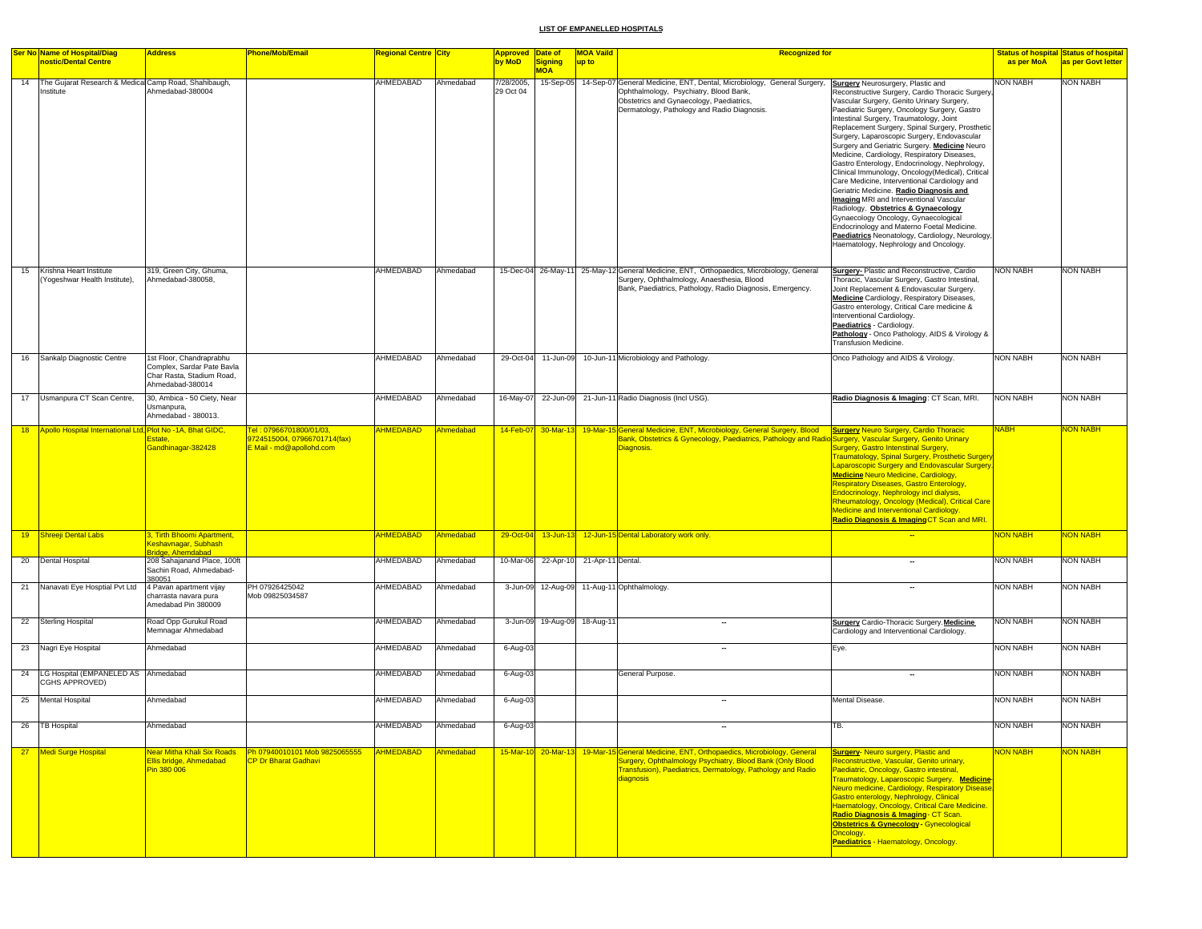## LIST OF EMPANELLED HOSPITALS

| Ser No | Name of Hospital/Diagnostic/Dental Centre | Address | Phone/Mob/Email | Regional Centre | City | Approved by MoD | Date of Signing MOA | MOA Vaild up to | Recognized for | | Status of hospital as per MoA | Status of hospital as per Govt letter |
|---|---|---|---|---|---|---|---|---|---|---|---|---|
| 14 | The Gujarat Research & Medical Institute | Camp Road, Shahibaugh, Ahmedabad-380004 | | AHMEDABAD | Ahmedabad | 7/28/2005, 29 Oct 04 | 15-Sep-05 | 14-Sep-07 | General Medicine, ENT, Dental, Microbiology, General Surgery, Ophthalmology, Psychiatry, Blood Bank, Obstetrics and Gynaecology, Paediatrics, Dermatology, Pathology and Radio Diagnosis. | **Surgery** Neurosurgery, Plastic and Reconstructive Surgery, Cardio Thoracic Surgery, Vascular Surgery, Genito Urinary Surgery, Paediatric Surgery, Oncology Surgery, Gastro Intestinal Surgery, Traumatology, Joint Replacement Surgery, Spinal Surgery, Prosthetic Surgery, Laparoscopic Surgery, Endovascular Surgery and Geriatric Surgery. **Medicine** Neuro Medicine, Cardiology, Respiratory Diseases, Gastro Enterology, Endocrinology, Nephrology, Clinical Immunology, Oncology(Medical), Critical Care Medicine, Interventional Cardiology and Geriatric Medicine. **Radio Diagnosis and Imaging** MRI and Interventional Vascular Radiology. **Obstetrics & Gynaecology** Gynaecology Oncology, Gynaecological Endocrinology and Materno Foetal Medicine. **Paediatrics** Neonatology, Cardiology, Neurology, Haematology, Nephrology and Oncology. | NON NABH | NON NABH |
| 15 | Krishna Heart Institute (Yogeshwar Health Institute), | 319, Green City, Ghuma, Ahmedabad-380058, | | AHMEDABAD | Ahmedabad | 15-Dec-04 | 26-May-11 | 25-May-12 | General Medicine, ENT, Orthopaedics, Microbiology, General Surgery, Ophthalmology, Anaesthesia, Blood Bank, Paediatrics, Pathology, Radio Diagnosis, Emergency. | **Surgery**- Plastic and Reconstructive, Cardio Thoracic, Vascular Surgery, Gastro Intestinal, Joint Replacement & Endovascular Surgery. **Medicine** Cardiology, Respiratory Diseases, Gastro enterology, Critical Care medicine & Interventional Cardiology. **Paediatrics** - Cardiology. **Pathology** - Onco Pathology, AIDS & Virology & Transfusion Medicine. | NON NABH | NON NABH |
| 16 | Sankalp Diagnostic Centre | 1st Floor, Chandraprabhu Complex, Sardar Pate Bavla Char Rasta, Stadium Road, Ahmedabad-380014 | | AHMEDABAD | Ahmedabad | 29-Oct-04 | 11-Jun-09 | 10-Jun-11 | Microbiology and Pathology. | Onco Pathology and AIDS & Virology. | NON NABH | NON NABH |
| 17 | Usmanpura CT Scan Centre, | 30, Ambica - 50 Ciety, Near Usmanpura, Ahmedabad - 380013. | | AHMEDABAD | Ahmedabad | 16-May-07 | 22-Jun-09 | 21-Jun-11 | Radio Diagnosis (Incl USG). | **Radio Diagnosis & Imaging**: CT Scan, MRI. | NON NABH | NON NABH |
| 18 | Apollo Hospital International Ltd, | Plot No -1A, Bhat GIDC, Estate, Gandhinagar-382428 | Tel : 07966701800/01/03, 9724515004, 07966701714(fax) E Mail - md@apollohd.com | AHMEDABAD | Ahmedabad | 14-Feb-07 | 30-Mar-13 | 19-Mar-15 | General Medicine, ENT, Microbiology, General Surgery, Blood Bank, Obstetrics & Gynecology, Paediatrics, Pathology and Radio Diagnosis. | **Surgery** Neuro Surgery, Cardio Thoracic Surgery, Vascular Surgery, Genito Urinary Surgery, Gastro Intenstinal Surgery, Traumatology, Spinal Surgery, Prosthetic Surgery Laparoscopic Surgery and Endovascular Surgery. **Medicine** Neuro Medicine, Cardiology, Respiratory Diseases, Gastro Enterology, Endocrinology, Nephrology incl dialysis, Rheumatology, Oncology (Medical), Critical Care Medicine and Interventional Cardiology. **Radio Diagnosis & Imaging** CT Scan and MRI. | NABH | NON NABH |
| 19 | Shreeji Dental Labs | 3, Tirth Bhoomi Apartment, Keshavnagar, Subhash Bridge, Ahemdabad | | AHMEDABAD | Ahmedabad | 29-Oct-04 | 13-Jun-13 | 12-Jun-15 | Dental Laboratory work only. | -- | NON NABH | NON NABH |
| 20 | Dental Hospital | 208 Sahajanand Place, 100ft Sachin Road, Ahmedabad-380051 | | AHMEDABAD | Ahmedabad | 10-Mar-06 | 22-Apr-10 | 21-Apr-11 | Dental. | -- | NON NABH | NON NABH |
| 21 | Nanavati Eye Hosptial Pvt Ltd | 4 Pavan apartment vijay charrasta navara pura Amedabad Pin 380009 | PH 07926425042 Mob 09825034587 | AHMEDABAD | Ahmedabad | 3-Jun-09 | 12-Aug-09 | 11-Aug-11 | Ophthalmology. | -- | NON NABH | NON NABH |
| 22 | Sterling Hospital | Road Opp Gurukul Road Memnagar Ahmedabad | | AHMEDABAD | Ahmedabad | 3-Jun-09 | 19-Aug-09 | 18-Aug-11 | -- | **Surgery** Cardio-Thoracic Surgery.**Medicine** Cardiology and Interventional Cardiology. | NON NABH | NON NABH |
| 23 | Nagri Eye Hospital | Ahmedabad | | AHMEDABAD | Ahmedabad | 6-Aug-03 | | | -- | Eye. | NON NABH | NON NABH |
| 24 | LG Hospital (EMPANELED AS CGHS APPROVED) | Ahmedabad | | AHMEDABAD | Ahmedabad | 6-Aug-03 | | | General Purpose. | -- | NON NABH | NON NABH |
| 25 | Mental Hospital | Ahmedabad | | AHMEDABAD | Ahmedabad | 6-Aug-03 | | | -- | Mental Disease. | NON NABH | NON NABH |
| 26 | TB Hospital | Ahmedabad | | AHMEDABAD | Ahmedabad | 6-Aug-03 | | | -- | TB. | NON NABH | NON NABH |
| 27 | Medi Surge Hospital | Near Mitha Khali Six Roads Ellis bridge, Ahmedabad Pin 380 006 | Ph 07940010101 Mob 9825065555 CP Dr Bharat Gadhavi | AHMEDABAD | Ahmedabad | 15-Mar-10 | 20-Mar-13 | 19-Mar-15 | General Medicine, ENT, Orthopaedics, Microbiology, General Surgery, Ophthalmology Psychiatry, Blood Bank (Only Blood Transfusion), Paediatrics, Dermatology, Pathology and Radio diagnosis | **Surgery**- Neuro surgery, Plastic and Reconstructive, Vascular, Genito urinary, Paediatric, Oncology, Gastro intestinal, Traumatology, Laparoscopic Surgery. **Medicine**- Neuro medicine, Cardiology, Respiratory Disease, Gastro enterology, Nephrology, Clinical Haematology, Oncology, Critical Care Medicine. **Radio Diagnosis & Imaging**- CT Scan. **Obstetrics & Gynecology**- Gynecological Oncology. **Paediatrics** - Haematology, Oncology. | NON NABH | NON NABH |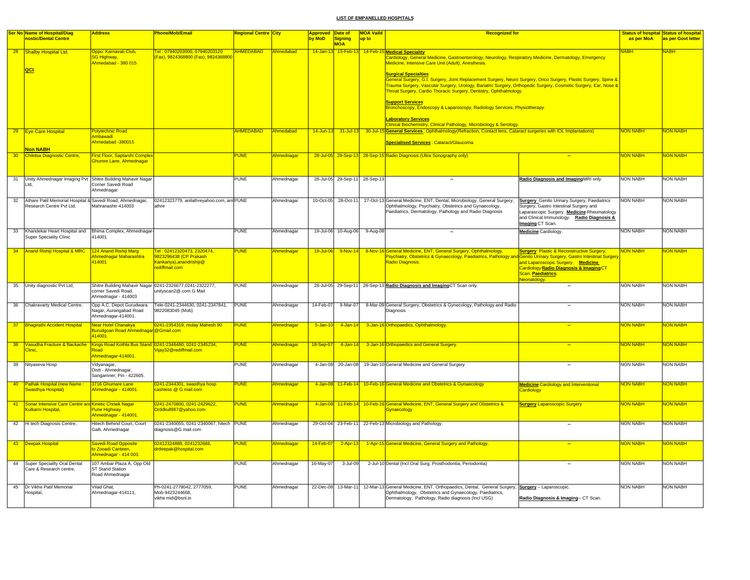**LIST OF EMPANELLED HOSPITALS**

| Ser No | Name of Hospital/Diagnostic/Dental Centre | Address | Phone/Mob/Email | Regional Centre | City | Approved by MoD | Date of Signing MOA | MOA Vaild up to | Recognized for | | Status of hospital as per MoA | Status of hospital as per Govt letter |
|---|---|---|---|---|---|---|---|---|---|---|---|---|
| 28 | Shalby Hospital Ltd.<br><br>**QCI** | Oppo: Karnavati Club, SG Highway, Ahmedabad - 380 015 | Tel : 07940203000, 07940203120 (Fax), 9824368800 (Fax), 9824368800 | AHMEDABAD | Ahmedabad | 14-Jan-13 | 15-Feb-13 | 14-Feb-15 | **Medical Speciality**<br>Cardiology, General Medicine, Gastroenterology, Neurology, Respiratory Medicine, Dermatology, Emergency Medicine, Intensive Care Unit (Adult), Anesthesia.<br><br>**Surgical Specialties**<br>General Surgery, G.I. Surgery, Joint Replacement Surgery, Neuro Surgery, Onco Surgery, Plastic Surgery, Spine & Trauma Surgery, Vascular Surgery, Urology, Bariatric Surgery, Orthopedic Surgery, Cosmetic Surgery, Ear, Nose & Throat Surgery, Cardio Thoracic Surgery, Dentistry, Ophthalmology.<br><br>**Support Services**<br>Bronchoscopy, Endoscopy & Laparoscopy, Radiology Services, Physiotherapy.<br><br>**Laboratory Services**<br>Clinical Biochemistry, Clinical Pathology, Microbiology & Serology. | | NABH | NABH |
| 29 | Eye Care Hospital<br><br>**Non NABH** | Polytechnic Road Ambawadi Ahmedabad -380015 | | AHMEDABAD | Ahmedabad | 14-Jun-13 | 31-Jul-13 | 30-Jul-15 | **General Services** : Ophthalmology(Refraction, Contact lens, Cataract surgeries with IOL Implantations)<br><br>**Specialised Services** : Cataract/Glaucoma | | NON NABH | NON NABH |
| 30 | Chikitsa Diagnostic Centre, | First Floor, Saptarshi Complex Ghumre Lane, Ahmednagar | | PUNE | Ahmednagar | 28-Jul-05 | 29-Sep-13 | 28-Sep-15 | Radio Diagnosis (Ultra Sonography only) | -- | NON NABH | NON NABH |
| 31 | Unity Ahmednagar Imaging Pvt Ltd, | Shitre Building Mahavir Nagar Corner Savedi Road Ahmednagar | | PUNE | Ahmednagar | 28-Jul-05 | 29-Sep-11 | 28-Sep-13 | -- | **Radio Diagnosis and Imaging** MRI only. | NON NABH | NON NABH |
| 32 | Athare Patil Memorial Hospital & Research Centre Pvt Ltd, | Savedi Road, Ahmednagar, Mahranashtr-414003 | 02412323779, anilathreyahoo.com, anil athre | PUNE | Ahmednagar | 10-Oct-05 | 28-Oct-11 | 27-Oct-13 | General Medicine, ENT, Dental, Microbiology, General Surgery, Ophthalmology, Psychiatry, Obstetrics and Gynaecology, Paediatrics, Dermatology, Pathology and Radio Diagnosis | **Surgery** Genito Urinary Surgery, Paediatrics Surgery, Gastro Intestinal Surgery and Laparascopic Surgery. **Medicine** Rheumatology and Clinical Immunology. **Radio Diagnosis & Imaging** CT Scan. | NON NABH | NON NABH |
| 33 | Khandekar Heart Hospital and Super Speciality Clinic | Bhima Complex, Ahmednagar-414001 | | PUNE | Ahmednagar | 19-Jul-06 | 10-Aug-06 | 9-Aug-08 | -- | **Medicine** Cardiology. | NON NABH | NON NABH |
| 34 | Anand Rishiji Hospital & MRC | 124 Anand Rishiji Marg Ahmednagar Maharashtra 414001 | Tel : 02412320473, 2320474, 9823296438 (CP Prakash Kankariya),anandrishiji@ rediffmail.com | PUNE | Ahmednagar | 19-Jul-06 | 9-Nov-14 | 8-Nov-16 | General Medicine, ENT, General Surgery, Ophthalmology, Psychiatry, Obstetrics & Gynaecology, Paediatrics, Pathology and Radio Diagnosis. | **Surgery** Plastic & Reconstructive Surgery, Genito Urinary Surgery, Gastro Intestinal Surgery and Laparoscopic Surgery. **Medicine** Cardiology **Radio Diagnosis & Imaging** CT Scan. **Paediatrics**. Neonatology. | NON NABH | NON NABH |
| 35 | Unity diagnostic Pvt Ltd, | Shitre Building Mahavir Nagar corner Savedi Road, Ahmednagar - 414003 | 0241-2326677,0241-2322277, unityscan2@.com G Mail | PUNE | Ahmednagar | 28-Jul-05 | 29-Sep-11 | 28-Sep-13 | **Radio Diagnosis and Imaging** CT Scan only. | -- | NON NABH | NON NABH |
| 36 | Chakravarty Medical Centre, | Opp A.C. Depot Gurudwara Nagar, Aurangabad Road Ahmednagar-414001. | Tele-0241-2344630, 0241-2347841, 9822083045 (Mob) | PUNE | Ahmednagar | 14-Feb-07 | 9-Mar-07 | 8-Mar-09 | General Surgery, Obstetrics & Gynecology, Pathology and Radio Diagnosis | -- | NON NABH | NON NABH |
| 37 | Bhagirathi Accident Hospital | Near Hotel Chanakya Burudgoan Road Ahmednagar 414001. | 0241-2354319, mulay Mahesh 90 @Gmail.com | PUNE | Ahmednagar | 5-Jan-10 | 4-Jan-14 | 3-Jan-16 | Orthopaedics, Ophthalmology. | -- | NON NABH | NON NABH |
| 38 | Vasudha Fracture & Backache Clinic, | Kings Road Kothla Bus Stand Road Ahmednagar-414001. | 0241-2346480, 0241-2345234, Vijay32@rediffmail.com | PUNE | Ahmednagar | 18-Sep-07 | 4-Jan-14 | 3-Jan-16 | Orthopaedics and General Surgery. | -- | NON NABH | NON NABH |
| 39 | Nityaseva Hosp | Vidyanagar, Distt - Ahmednagar, Sangamner, Pin - 422605. | | PUNE | Ahmednagar | 4-Jan-08 | 20-Jan-08 | 19-Jan-10 | General Medicine and General Surgery | -- | NON NABH | NON NABH |
| 40 | Pathak Hospital (new Name : Swasthya Hospital) | 3716 Ghumare Lane Ahmednagar - 414001. | 0241-2344301, swasthya hosp cashless @ G mail.com | PUNE | Ahmednagar | 4-Jan-08 | 11-Feb-14 | 10-Feb-16 | General Medicine and Obstetrics & Gynaecology | **Medicine** Cardiology and Interventional Cardiology | NON NABH | NON NABH |
| 41 | Sonar Intensive Care Centre and Kulkarni Hospital, | Kinetic Chowk Nagar Pune Highway Ahmednagar - 414001. | 0241-2470800, 0241-2429622, Drddkull967@yahoo.com | PUNE | Ahmednagar | 4-Jan-08 | 11-Feb-14 | 10-Feb-16 | General Medicine, ENT, General Surgery and Obstetrics & Gynaecology | **Surgery** Laparoscopic Surgery | NON NABH | NON NABH |
| 42 | Hi tech Diagnosis Centre, | Hitech Behind Court, Court Galli, Ahmednagar | 0241-2340055, 0241-2340067, hitech diagnosis@G mail.com | PUNE | Ahmednagar | 29-Oct-04 | 23-Feb-11 | 22-Feb-13 | Microbiology and Pathology. | -- | NON NABH | NON NABH |
| 43 | Deepak Hospital | Savedi Road Opposite to Zooadi Canteen, Ahmednagar - 414 003. | 02412324888, 0241232688, drdeepak@hospital.com | PUNE | Ahmednagar | 14-Feb-07 | 2-Apr-13 | 1-Apr-15 | General Medicine, General Surgery and Pathology. | -- | NON NABH | NON NABH |
| 44 | Super Speciality Oral Dental Care & Research centre, | 107 Ambar Plaza A, Opp Old ST Stand Station Road Ahmednagar | | PUNE | Ahmednagar | 16-May-07 | 3-Jul-09 | 2-Jul-10 | Dental (Incl Oral Surg, Prosthodontia, Periodontia) | -- | NON NABH | NON NABH |
| 45 | Dr Vikhe Patil Memorial Hospital, | Vilad Ghat, Ahmednagar-414111, | Ph-0241-2778042, 2777059, Mob-9423244668, vikhe mid@bsnl.in | PUNE | Ahmednagar | 22-Dec-08 | 13-Mar-11 | 12-Mar-13 | General Medicine, ENT, Orthopaedics, Dental, General Surgery, Ophthalmology, Obstetrics and Gynaecology, Paediatrics, Dermatology, Pathology, Radio diagnosis (Incl USG) | **Surgery** – Laparoscopic.<br><br>**Radio Diagnosis & Imaging** – CT Scan. | NON NABH | NON NABH |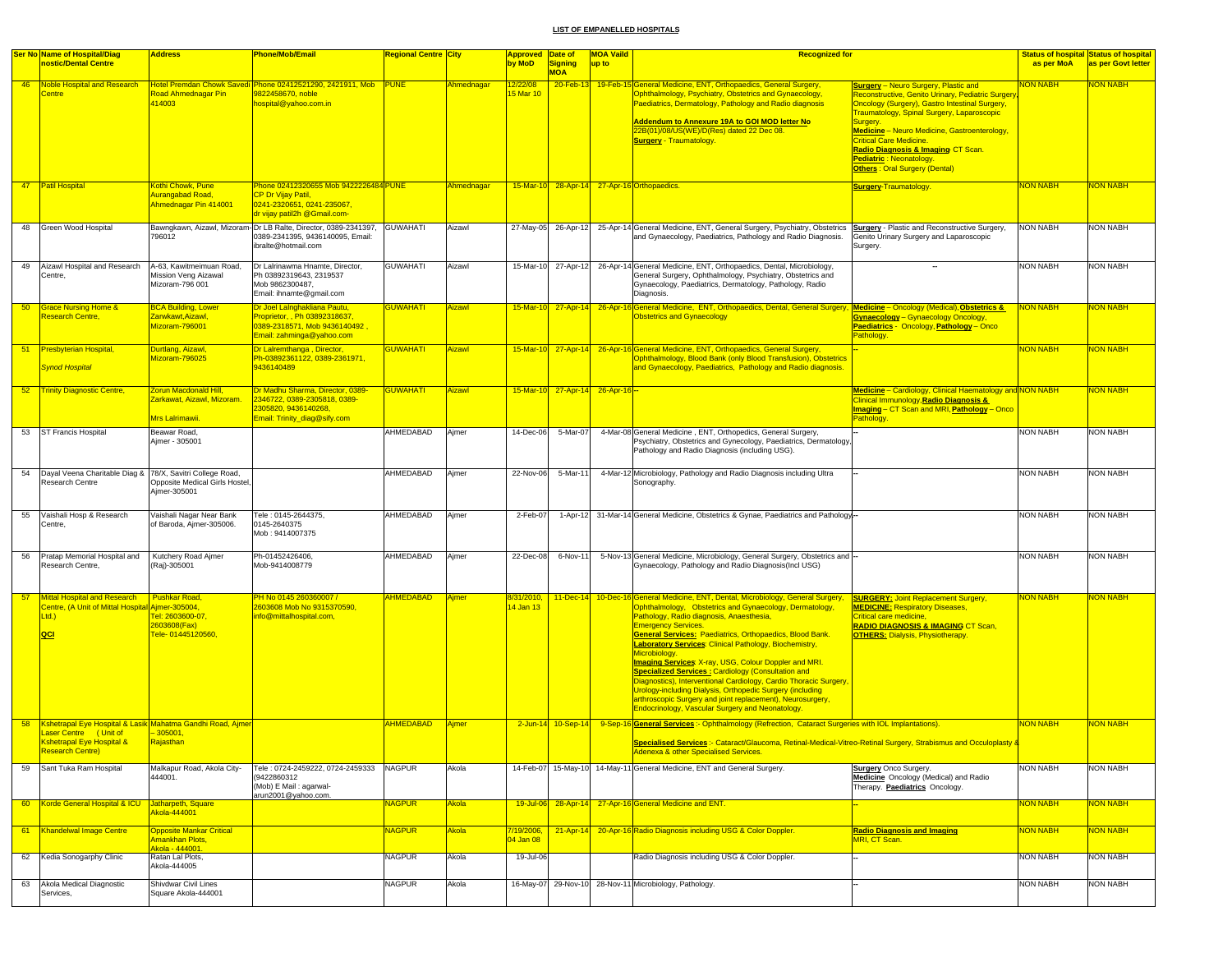## LIST OF EMPANELLED HOSPITALS

| Ser No | Name of Hospital/Diagnostic/Dental Centre | Address | Phone/Mob/Email | Regional Centre | City | Approved by MoD | Date of Signing MOA | MOA Vaild up to | Recognized for | | Status of hospital as per MoA | Status of hospital as per Govt letter |
|---|---|---|---|---|---|---|---|---|---|---|---|---|
| 46 | Noble Hospital and Research Centre | Hotel Premdan Chowk Savedi Road Ahmednagar Pin 414003 | Phone 02412521290, 2421911, Mob 9822458670, noble hospital@yahoo.co.in | PUNE | Ahmednagar | 12/22/08 15 Mar 10 | 20-Feb-13 | 19-Feb-15 | General Medicine, ENT, Orthopaedics, General Surgery, Ophthalmology, Psychiatry, Obstetrics and Gynaecology, Paediatrics, Dermatology, Pathology and Radio diagnosis **Addendum to Annexure 19A to GOI MOD letter No** 22B(01)/08/US(WE)/D(Res) dated 22 Dec 08. **Surgery** - Traumatology. | **Surgery** – Neuro Surgery, Plastic and Reconstructive, Genito Urinary, Pediatric Surgery, Oncology (Surgery), Gastro Intestinal Surgery, Traumatology, Spinal Surgery, Laparoscopic Surgery. **Medicine** – Neuro Medicine, Gastroenterology, Critical Care Medicine. **Radio Diagnosis & Imaging**- CT Scan. **Pediatric** : Neonatology. **Others** : Oral Surgery (Dental) | NON NABH | NON NABH |
| 47 | Patil Hospital | Kothi Chowk, Pune Aurangabad Road, Ahmednagar Pin 414001 | Phone 02412320655 Mob 9422226484 CP Dr Vijay Patil, 0241-2320651, 0241-235067, dr vijay patil2h @Gmail.com- | PUNE | Ahmednagar | 15-Mar-10 | 28-Apr-14 | 27-Apr-16 | Orthopaedics. | **Surgery**-Traumatology. | NON NABH | NON NABH |
| 48 | Green Wood Hospital | Bawngkawn, Aizawl, Mizoram-796012 | Dr LB Ralte, Director, 0389-2341397, 0389-2341395, 9436140095, Email: ibralte@hotmail.com | GUWAHATI | Aizawl | 27-May-05 | 26-Apr-12 | 25-Apr-14 | General Medicine, ENT, General Surgery, Psychiatry, Obstetrics and Gynaecology, Paediatrics, Pathology and Radio Diagnosis. | **Surgery** - Plastic and Reconstructive Surgery, Genito Urinary Surgery and Laparoscopic Surgery. | NON NABH | NON NABH |
| 49 | Aizawl Hospital and Research Centre, | A-63, Kawitmeimuan Road, Mission Veng Aizawal Mizoram-796 001 | Dr Lalrinawma Hnamte, Director, Ph 03892319643, 2319537 Mob 9862300487, Email: ihnamte@gmail.com | GUWAHATI | Aizawl | 15-Mar-10 | 27-Apr-12 | 26-Apr-14 | General Medicine, ENT, Orthopaedics, Dental, Microbiology, General Surgery, Ophthalmology, Psychiatry, Obstetrics and Gynaecology, Paediatrics, Dermatology, Pathology, Radio Diagnosis. | -- | NON NABH | NON NABH |
| 50 | Grace Nursing Home & Research Centre, | BCA Building, Lower Zarwkawt,Aizawl, Mizoram-796001 | Dr Joel Lalnghakliana Pautu, Proprietor, , Ph 03892318637, 0389-2318571, Mob 9436140492 , Email: zahminga@yahoo.com | GUWAHATI | Aizawl | 15-Mar-10 | 27-Apr-14 | 26-Apr-16 | General Medicine, ENT, Orthopaedics, Dental, General Surgery, Obstetrics and Gynaecology | **Medicine** – Oncology (Medical), **Obstetrics & Gynaecology** – Gynaecology Oncology, **Paediatrics** - Oncology, **Pathology** – Onco Pathology. | NON NABH | NON NABH |
| 51 | Presbyterian Hospital, *Synod Hospital* | Durtlang, Aizawl, Mizoram-796025 | Dr Lalremthanga , Director, Ph-03892361122, 0389-2361971, 9436140489 | GUWAHATI | Aizawl | 15-Mar-10 | 27-Apr-14 | 26-Apr-16 | General Medicine, ENT, Orthopaedics, General Surgery, Ophthalmology, Blood Bank (only Blood Transfusion), Obstetrics and Gynaecology, Paediatrics, Pathology and Radio diagnosis. | -- | NON NABH | NON NABH |
| 52 | Trinity Diagnostic Centre, | Zorun Macdonald Hill, Zarkawat, Aizawl, Mizoram. Mrs Lalrimawii. | Dr Madhu Sharma, Director, 0389-2346722, 0389-2305818, 0389-2305820, 9436140268, Email: Trinity_diag@sify.com | GUWAHATI | Aizawl | 15-Mar-10 | 27-Apr-14 | 26-Apr-16 | -- | **Medicine** – Cardiology, Clinical Haematology and Clinical Immunology,**Radio Diagnosis & Imaging** – CT Scan and MRI,**Pathology** – Onco Pathology. | NON NABH | NON NABH |
| 53 | ST Francis Hospital | Beawar Road, Ajmer - 305001 | | AHMEDABAD | Ajmer | 14-Dec-06 | 5-Mar-07 | 4-Mar-08 | General Medicine , ENT, Orthopedics, General Surgery, Psychiatry, Obstetrics and Gynecology, Paediatrics, Dermatology, Pathology and Radio Diagnosis (including USG). | -- | NON NABH | NON NABH |
| 54 | Dayal Veena Charitable Diag & Research Centre | 78/X, Savitri College Road, Opposite Medical Girls Hostel, Ajmer-305001 | | AHMEDABAD | Ajmer | 22-Nov-06 | 5-Mar-11 | 4-Mar-12 | Microbiology, Pathology and Radio Diagnosis including Ultra Sonography. | -- | NON NABH | NON NABH |
| 55 | Vaishali Hosp & Research Centre, | Vaishali Nagar Near Bank of Baroda, Ajmer-305006. | Tele : 0145-2644375, 0145-2640375 Mob : 9414007375 | AHMEDABAD | Ajmer | 2-Feb-07 | 1-Apr-12 | 31-Mar-14 | General Medicine, Obstetrics & Gynae, Paediatrics and Pathology | -- | NON NABH | NON NABH |
| 56 | Pratap Memorial Hospital and Research Centre, | Kutchery Road Ajmer (Raj)-305001 | Ph-01452426406, Mob-9414008779 | AHMEDABAD | Ajmer | 22-Dec-08 | 6-Nov-11 | 5-Nov-13 | General Medicine, Microbiology, General Surgery, Obstetrics and Gynaecology, Pathology and Radio Diagnosis(Incl USG) | -- | NON NABH | NON NABH |
| 57 | Mittal Hospital and Research Centre, (A Unit of Mittal Hospital Ltd.) **QCI** | Pushkar Road, Ajmer-305004, Tel: 2603600-07, 2603608(Fax) Tele- 01445120560, | PH No 0145 260360007 / 2603608 Mob No 9315370590, info@mittalhospital.com, | AHMEDABAD | Ajmer | 8/31/2010, 14 Jan 13 | 11-Dec-14 | 10-Dec-16 | General Medicine, ENT, Dental, Microbiology, General Surgery, Ophthalmology, Obstetrics and Gynaecology, Dermatology, Pathology, Radio diagnosis, Anaesthesia, Emergency Services. **General Services:** Paediatrics, Orthopaedics, Blood Bank. **Laboratory Services**: Clinical Pathology, Biochemistry, Microbiology. **Imaging Services**: X-ray, USG, Colour Doppler and MRI. **Specialized Services :** Cardiology (Consultation and Diagnostics), Interventional Cardiology, Cardio Thoracic Surgery, Urology-including Dialysis, Orthopedic Surgery (including arthroscopic Surgery and joint replacement), Neurosurgery, Endocrinology, Vascular Surgery and Neonatology. | **SURGERY:** Joint Replacement Surgery, **MEDICINE:** Respiratory Diseases, Critical care medicine, **RADIO DIAGNOSIS & IMAGING** CT Scan, **OTHERS:** Dialysis, Physiotherapy. | NON NABH | NON NABH |
| 58 | Kshetrapal Eye Hospital & Lasik Laser Centre (Unit of Kshetrapal Eye Hospital & Research Centre) | Mahatma Gandhi Road, Ajmer – 305001, Rajasthan | | AHMEDABAD | Ajmer | 2-Jun-14 | 10-Sep-14 | 9-Sep-16 | **General Services** :- Ophthalmology (Refrection, Cataract Surgeries with IOL Implantations). **Specialised Services** :- Cataract/Glaucoma, Retinal-Medical-Vitreo-Retinal Surgery, Strabismus and Occuloplasty & Adenexa & other Specialised Services. | | NON NABH | NON NABH |
| 59 | Sant Tuka Ram Hospital | Malkapur Road, Akola City-444001. | Tele : 0724-2459222, 0724-2459333 (9422860312 (Mob) E Mail : agarwal-arun2001@yahoo.com. | NAGPUR | Akola | 14-Feb-07 | 15-May-10 | 14-May-11 | General Medicine, ENT and General Surgery. | **Surgery** Onco Surgery. **Medicine** Oncology (Medical) and Radio Therapy. **Paediatrics** Oncology. | NON NABH | NON NABH |
| 60 | Korde General Hospital & ICU | Jatharpeth, Square Akola-444001 | | NAGPUR | Akola | 19-Jul-06 | 28-Apr-14 | 27-Apr-16 | General Medicine and ENT. | -- | NON NABH | NON NABH |
| 61 | Khandelwal Image Centre | Opposite Mankar Critical Amankhan Plots, Akola - 444001. | | NAGPUR | Akola | 7/19/2006, 04 Jan 08 | 21-Apr-14 | 20-Apr-16 | Radio Diagnosis including USG & Color Doppler. | **Radio Diagnosis and Imaging** MRI, CT Scan. | NON NABH | NON NABH |
| 62 | Kedia Sonogarphy Clinic | Ratan Lal Plots, Akola-444005 | | NAGPUR | Akola | 19-Jul-06 | | | Radio Diagnosis including USG & Color Doppler. | -- | NON NABH | NON NABH |
| 63 | Akola Medical Diagnostic Services, | Shivdwar Civil Lines Square Akola-444001 | | NAGPUR | Akola | 16-May-07 | 29-Nov-10 | 28-Nov-11 | Microbiology, Pathology. | -- | NON NABH | NON NABH |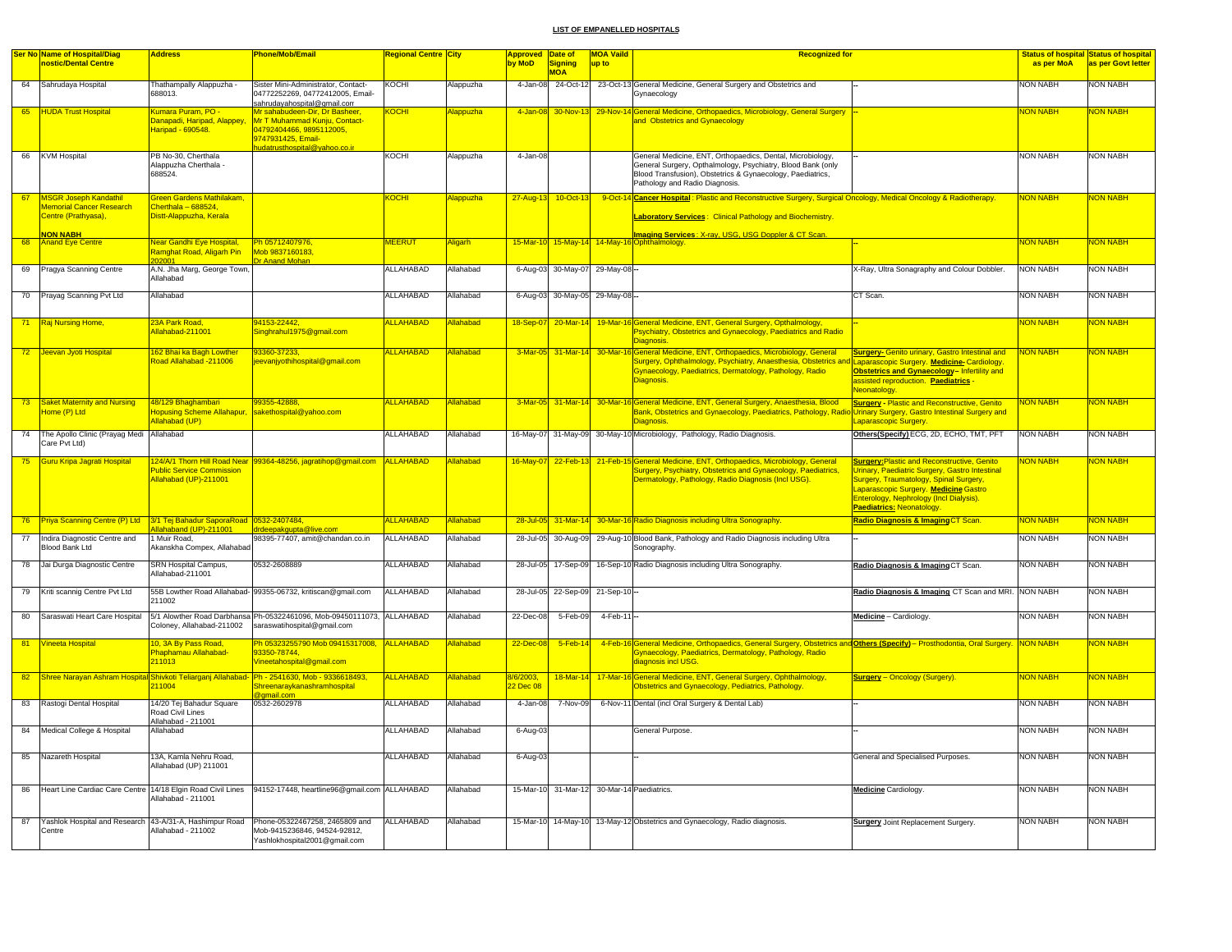**LIST OF EMPANELLED HOSPITALS**

| Ser No | Name of Hospital/Diagnostic/Dental Centre | Address | Phone/Mob/Email | Regional Centre | City | Approved by MoD | Date of Signing MOA | MOA Vaild up to | Recognized for | | Status of hospital as per MoA | Status of hospital as per Govt letter |
|---|---|---|---|---|---|---|---|---|---|---|---|---|
| 64 | Sahrudaya Hospital | Thathampally Alappuzha - 688013. | Sister Mini-Administrator, Contact-04772252269, 04772412005, Email-sahrudayahospital@gmail.com | KOCHI | Alappuzha | 4-Jan-08 | 24-Oct-12 | 23-Oct-13 | General Medicine, General Surgery and Obstetrics and Gynaecology | -- | NON NABH | NON NABH |
| 65 | HUDA Trust Hospital | Kumara Puram, PO - Danapadi, Haripad, Alappey, Haripad - 690548. | Mr sahabudeen-Dir, Dr Basheer, Mr T Muhammad Kunju, Contact-04792404466, 9895112005, 9747931425, Email-hudatrusthospital@yahoo.co.ir | KOCHI | Alappuzha | 4-Jan-08 | 30-Nov-13 | 29-Nov-14 | General Medicine, Orthopaedics, Microbiology, General Surgery and Obstetrics and Gynaecology | -- | NON NABH | NON NABH |
| 66 | KVM Hospital | PB No-30, Cherthala Alappuzha Cherthala - 688524. | | KOCHI | Alappuzha | 4-Jan-08 | | | General Medicine, ENT, Orthopaedics, Dental, Microbiology, General Surgery, Opthalmology, Psychiatry, Blood Bank (only Blood Transfusion), Obstetrics & Gynaecology, Paediatrics, Pathology and Radio Diagnosis. | -- | NON NABH | NON NABH |
| 67 | MSGR Joseph Kandathil Memorial Cancer Research Centre (Prathyasa), NON NABH | Green Gardens Mathilakam, Cherthala – 688524, Distt-Alappuzha, Kerala | | KOCHI | Alappuzha | 27-Aug-13 | 10-Oct-13 | 9-Oct-14 | **Cancer Hospital** : Plastic and Reconstructive Surgery, Surgical Oncology, Medical Oncology & Radiotherapy. **Laboratory Services** : Clinical Pathology and Biochemistry. **Imaging Services** : X-ray, USG, USG Doppler & CT Scan. | | NON NABH | NON NABH |
| 68 | Anand Eye Centre | Near Gandhi Eye Hospital, Ramghat Road, Aligarh Pin 202001 | Ph 05712407976, Mob 9837160183, Dr Anand Mohan | MEERUT | Aligarh | 15-Mar-10 | 15-May-14 | 14-May-16 | Ophthalmology. | -- | NON NABH | NON NABH |
| 69 | Pragya Scanning Centre | A.N. Jha Marg, George Town, Allahabad | | ALLAHABAD | Allahabad | 6-Aug-03 | 30-May-07 | 29-May-08 | -- | X-Ray, Ultra Sonagraphy and Colour Dobbler. | NON NABH | NON NABH |
| 70 | Prayag Scanning Pvt Ltd | Allahabad | | ALLAHABAD | Allahabad | 6-Aug-03 | 30-May-05 | 29-May-08 | -- | CT Scan. | NON NABH | NON NABH |
| 71 | Raj Nursing Home, | 23A Park Road, Allahabad-211001 | 94153-22442, Singhrahul1975@gmail.com | ALLAHABAD | Allahabad | 18-Sep-07 | 20-Mar-14 | 19-Mar-16 | General Medicine, ENT, General Surgery, Opthalmology, Psychiatry, Obstetrics and Gynaecology, Paediatrics and Radio Diagnosis. | -- | NON NABH | NON NABH |
| 72 | Jeevan Jyoti Hospital | 162 Bhai ka Bagh Lowther Road Allahabad -211006 | 93360-37233, jeevanjyothihospital@gmail.com | ALLAHABAD | Allahabad | 3-Mar-05 | 31-Mar-14 | 30-Mar-16 | General Medicine, ENT, Orthopaedics, Microbiology, General Surgery, Ophthalmology, Psychiatry, Anaesthesia, Obstetrics and Gynaecology, Paediatrics, Dermatology, Pathology, Radio Diagnosis. | **Surgery-** Genito urinary, Gastro Intestinal and Laparascopic Surgery. **Medicine-** Cardiology. **Obstetrics and Gynaecology** – Infertility and assisted reproduction. **Paediatrics** - Neonatology. | NON NABH | NON NABH |
| 73 | Saket Maternity and Nursing Home (P) Ltd | 48/129 Bhaghambari Hopusing Scheme Allahapur, Allahabad (UP) | 99355-42888, sakethospital@yahoo.com | ALLAHABAD | Allahabad | 3-Mar-05 | 31-Mar-14 | 30-Mar-16 | General Medicine, ENT, General Surgery, Anaesthesia, Blood Bank, Obstetrics and Gynaecology, Paediatrics, Pathology, Radio Diagnosis. | **Surgery** - Plastic and Reconstructive, Genito Urinary Surgery, Gastro Intestinal Surgery and Laparascopic Surgery. | NON NABH | NON NABH |
| 74 | The Apollo Clinic (Prayag Medi Care Pvt Ltd) | Allahabad | | ALLAHABAD | Allahabad | 16-May-07 | 31-May-09 | 30-May-10 | Microbiology, Pathology, Radio Diagnosis. | **Others(Specify)** ECG, 2D, ECHO, TMT, PFT | NON NABH | NON NABH |
| 75 | Guru Kripa Jagrati Hospital | 124/A/1 Thorn Hill Road Near Public Service Commission Allahabad (UP)-211001 | 99364-48256, jagratihop@gmail.com | ALLAHABAD | Allahabad | 16-May-07 | 22-Feb-13 | 21-Feb-15 | General Medicine, ENT, Orthopaedics, Microbiology, General Surgery, Psychiatry, Obstetrics and Gynaecology, Paediatrics, Dermatology, Pathology, Radio Diagnosis (Incl USG). | **Surgery:**Plastic and Reconstructive, Genito Urinary, Paediatric Surgery, Gastro Intestinal Surgery, Traumatology, Spinal Surgery, Laparascopic Surgery. **Medicine** Gastro Enterology, Nephrology (Incl Dialysis). **Paediatrics:** Neonatology. | NON NABH | NON NABH |
| 76 | Priya Scanning Centre (P) Ltd | 3/1 Tej Bahadur SaporaRoad Allahaband (UP)-211001 | 0532-2407484, drdeepakgupta@live.com | ALLAHABAD | Allahabad | 28-Jul-05 | 31-Mar-14 | 30-Mar-16 | Radio Diagnosis including Ultra Sonography. | **Radio Diagnosis & Imaging** CT Scan. | NON NABH | NON NABH |
| 77 | Indira Diagnostic Centre and Blood Bank Ltd | 1 Muir Road, Akanskha Compex, Allahabad | 98395-77407, amit@chandan.co.in | ALLAHABAD | Allahabad | 28-Jul-05 | 30-Aug-09 | 29-Aug-10 | Blood Bank, Pathology and Radio Diagnosis including Ultra Sonography. | -- | NON NABH | NON NABH |
| 78 | Jai Durga Diagnostic Centre | SRN Hospital Campus, Allahabad-211001 | 0532-2608889 | ALLAHABAD | Allahabad | 28-Jul-05 | 17-Sep-09 | 16-Sep-10 | Radio Diagnosis including Ultra Sonography. | **Radio Diagnosis & Imaging** CT Scan. | NON NABH | NON NABH |
| 79 | Kriti scannig Centre Pvt Ltd | 55B Lowther Road Allahabad-211002 | 99355-06732, kritiscan@gmail.com | ALLAHABAD | Allahabad | 28-Jul-05 | 22-Sep-09 | 21-Sep-10 | -- | **Radio Diagnosis & Imaging** CT Scan and MRI. | NON NABH | NON NABH |
| 80 | Saraswati Heart Care Hospital | 5/1 Alowther Road Darbhansa Coloney, Allahabad-211002 | Ph-05322461096, Mob-09450111073, saraswatihospital@gmail.com | ALLAHABAD | Allahabad | 22-Dec-08 | 5-Feb-09 | 4-Feb-11 | -- | **Medicine** – Cardiology. | NON NABH | NON NABH |
| 81 | Vineeta Hospital | 10, 3A By Pass Road, Phaphamau Allahabad-211013 | Ph 05323255790 Mob 09415317008, 93350-78744, Vineetahospital@gmail.com | ALLAHABAD | Allahabad | 22-Dec-08 | 5-Feb-14 | 4-Feb-16 | General Medicine, Orthopaedics, General Surgery, Obstetrics and Gynaecology, Paediatrics, Dermatology, Pathology, Radio diagnosis incl USG. | **Others (Specify)** – Prosthodontia, Oral Surgery. | NON NABH | NON NABH |
| 82 | Shree Narayan Ashram Hospital | Shivkoti Teliarganj Allahabad-211004 | Ph - 2541630, Mob - 9336618493, Shreenaraykanashramhospital @gmail.com | ALLAHABAD | Allahabad | 8/6/2003, 22 Dec 08 | 18-Mar-14 | 17-Mar-16 | General Medicine, ENT, General Surgery, Ophthalmology, Obstetrics and Gynaecology, Pediatrics, Pathology. | **Surgery** – Oncology (Surgery). | NON NABH | NON NABH |
| 83 | Rastogi Dental Hospital | 14/20 Tej Bahadur Square Road Civil Lines Allahabad - 211001 | 0532-2602978 | ALLAHABAD | Allahabad | 4-Jan-08 | 7-Nov-09 | 6-Nov-11 | Dental (incl Oral Surgery & Dental Lab) | -- | NON NABH | NON NABH |
| 84 | Medical College & Hospital | Allahabad | | ALLAHABAD | Allahabad | 6-Aug-03 | | | General Purpose. | -- | NON NABH | NON NABH |
| 85 | Nazareth Hospital | 13A, Kamla Nehru Road, Allahabad (UP) 211001 | | ALLAHABAD | Allahabad | 6-Aug-03 | | | -- | General and Specialised Purposes. | NON NABH | NON NABH |
| 86 | Heart Line Cardiac Care Centre | 14/18 Elgin Road Civil Lines Allahabad - 211001 | 94152-17448, heartline96@gmail.com | ALLAHABAD | Allahabad | 15-Mar-10 | 31-Mar-12 | 30-Mar-14 | Paediatrics. | **Medicine** Cardiology. | NON NABH | NON NABH |
| 87 | Yashlok Hospital and Research Centre | 43-A/31-A, Hashimpur Road Allahabad - 211002 | Phone-05322467258, 2465809 and Mob-9415236846, 94524-92812, Yashlokhospital2001@gmail.com | ALLAHABAD | Allahabad | 15-Mar-10 | 14-May-10 | 13-May-12 | Obstetrics and Gynaecology, Radio diagnosis. | **Surgery** Joint Replacement Surgery. | NON NABH | NON NABH |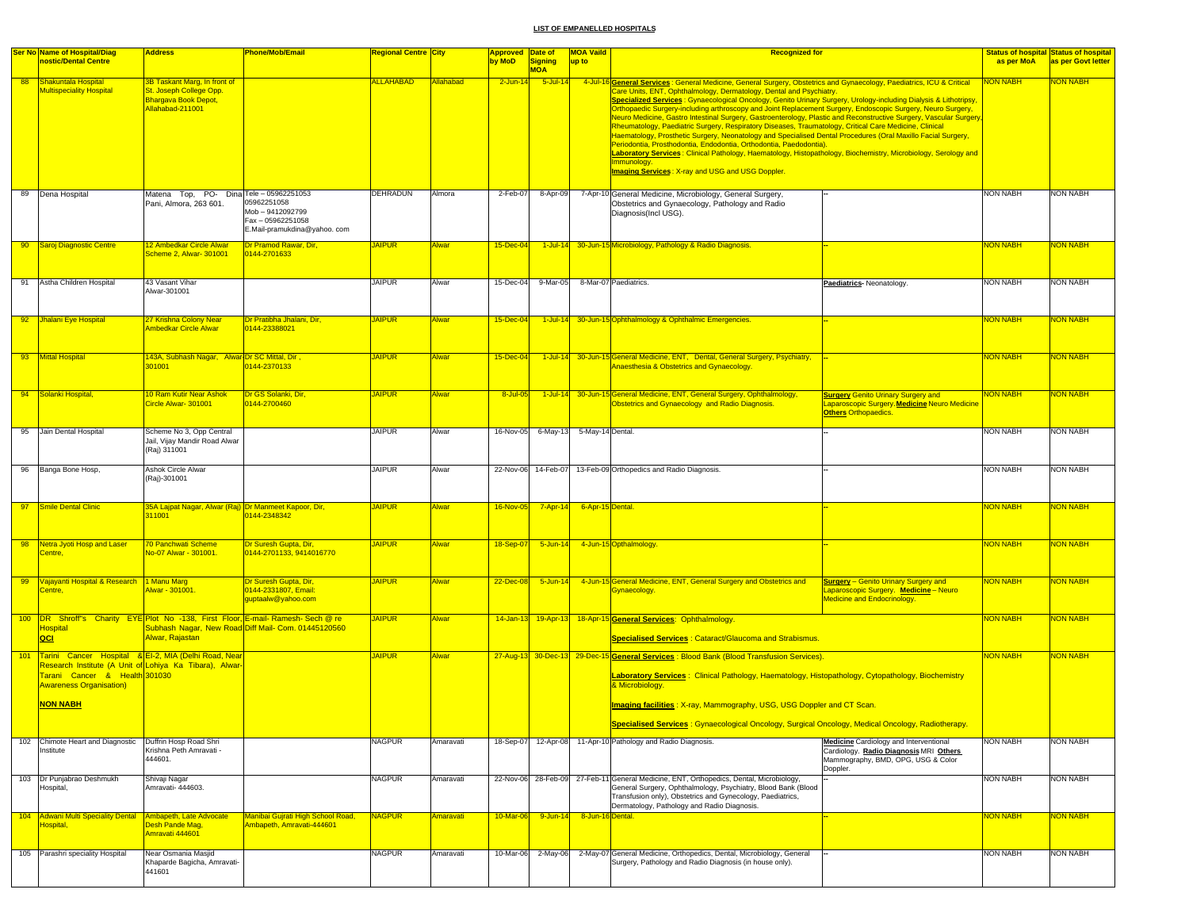**LIST OF EMPANELLED HOSPITALS**

| Ser No | Name of Hospital/Diagnostic/Dental Centre | Address | Phone/Mob/Email | Regional Centre | City | Approved by MoD | Date of Signing MOA | MOA Vaild up to | Recognized for | | Status of hospital as per MoA | Status of hospital as per Govt letter |
|---|---|---|---|---|---|---|---|---|---|---|---|---|
| 88 | Shakuntala Hospital Multispeciality Hospital | 3B Taskant Marg, In front of St. Joseph College Opp. Bhargava Book Depot, Allahabad-211001 | | ALLAHABAD | Allahabad | 2-Jun-14 | 5-Jul-14 | 4-Jul-16 | **General Services** : General Medicine, General Surgery, Obstetrics and Gynaecology, Paediatrics, ICU & Critical Care Units, ENT, Ophthalmology, Dermatology, Dental and Psychiatry. **Specialized Services** : Gynaecological Oncology, Genito Urinary Surgery, Urology-including Dialysis & Lithotripsy, Orthopaedic Surgery-including arthroscopy and Joint Replacement Surgery, Endoscopic Surgery, Neuro Surgery, Neuro Medicine, Gastro Intestinal Surgery, Gastroenterology, Plastic and Reconstructive Surgery, Vascular Surgery, Rheumatology, Paediatric Surgery, Respiratory Diseases, Traumatology, Critical Care Medicine, Clinical Haematology, Prosthetic Surgery, Neonatology and Specialised Dental Procedures (Oral Maxillo Facial Surgery, Periodontia, Prosthodontia, Endodontia, Orthodontia, Paedodontia). **Laboratory Services** : Clinical Pathology, Haematology, Histopathology, Biochemistry, Microbiology, Serology and Immunology. **Imaging Services** : X-ray and USG and USG Doppler. | | NON NABH | NON NABH |
| 89 | Dena Hospital | Matena Top, PO- Dina Pani, Almora, 263 601. | Tele – 05962251053 05962251058 Mob – 9412092799 Fax – 05962251058 E.Mail-pramukdina@yahoo. com | DEHRADUN | Almora | 2-Feb-07 | 8-Apr-09 | 7-Apr-10 | General Medicine, Microbiology, General Surgery, Obstetrics and Gynaecology, Pathology and Radio Diagnosis(Incl USG). | -- | NON NABH | NON NABH |
| 90 | Saroj Diagnostic Centre | 12 Ambedkar Circle Alwar Scheme 2, Alwar- 301001 | Dr Pramod Rawar, Dir, 0144-2701633 | JAIPUR | Alwar | 15-Dec-04 | 1-Jul-14 | 30-Jun-15 | Microbiology, Pathology & Radio Diagnosis. | -- | NON NABH | NON NABH |
| 91 | Astha Children Hospital | 43 Vasant Vihar Alwar-301001 | | JAIPUR | Alwar | 15-Dec-04 | 9-Mar-05 | 8-Mar-07 | Paediatrics. | **Paediatrics**- Neonatology. | NON NABH | NON NABH |
| 92 | Jhalani Eye Hospital | 27 Krishna Colony Near Ambedkar Circle Alwar | Dr Pratibha Jhalani, Dir, 0144-23388021 | JAIPUR | Alwar | 15-Dec-04 | 1-Jul-14 | 30-Jun-15 | Ophthalmology & Ophthalmic Emergencies. | -- | NON NABH | NON NABH |
| 93 | Mittal Hospital | 143A, Subhash Nagar, Alwar-301001 | Dr SC Mittal, Dir , 0144-2370133 | JAIPUR | Alwar | 15-Dec-04 | 1-Jul-14 | 30-Jun-15 | General Medicine, ENT, Dental, General Surgery, Psychiatry, Anaesthesia & Obstetrics and Gynaecology. | -- | NON NABH | NON NABH |
| 94 | Solanki Hospital, | 10 Ram Kutir Near Ashok Circle Alwar- 301001 | Dr GS Solanki, Dir, 0144-2700460 | JAIPUR | Alwar | 8-Jul-05 | 1-Jul-14 | 30-Jun-15 | General Medicine, ENT, General Surgery, Ophthalmology, Obstetrics and Gynaecology and Radio Diagnosis. | **Surgery** Genito Urinary Surgery and Laparoscopic Surgery. **Medicine** Neuro Medicine **Others** Orthopaedics. | NON NABH | NON NABH |
| 95 | Jain Dental Hospital | Scheme No 3, Opp Central Jail, Vijay Mandir Road Alwar (Raj) 311001 | | JAIPUR | Alwar | 16-Nov-05 | 6-May-13 | 5-May-14 | Dental. | -- | NON NABH | NON NABH |
| 96 | Banga Bone Hosp, | Ashok Circle Alwar (Raj)-301001 | | JAIPUR | Alwar | 22-Nov-06 | 14-Feb-07 | 13-Feb-09 | Orthopedics and Radio Diagnosis. | -- | NON NABH | NON NABH |
| 97 | Smile Dental Clinic | 35A Lajpat Nagar, Alwar (Raj) 311001 | Dr Manmeet Kapoor, Dir, 0144-2348342 | JAIPUR | Alwar | 16-Nov-05 | 7-Apr-14 | 6-Apr-15 | Dental. | -- | NON NABH | NON NABH |
| 98 | Netra Jyoti Hosp and Laser Centre, | 70 Panchwati Scheme No-07 Alwar - 301001. | Dr Suresh Gupta, Dir, 0144-2701133, 9414016770 | JAIPUR | Alwar | 18-Sep-07 | 5-Jun-14 | 4-Jun-15 | Opthalmology. | -- | NON NABH | NON NABH |
| 99 | Vajayanti Hospital & Research Centre, | 1 Manu Marg Alwar - 301001. | Dr Suresh Gupta, Dir, 0144-2331807, Email: guptaalw@yahoo.com | JAIPUR | Alwar | 22-Dec-08 | 5-Jun-14 | 4-Jun-15 | General Medicine, ENT, General Surgery and Obstetrics and Gynaecology. | **Surgery** – Genito Urinary Surgery and Laparoscopic Surgery. **Medicine** – Neuro Medicine and Endocrinology. | NON NABH | NON NABH |
| 100 | DR Shroff"s Charity EYE Hospital **QCI** | Plot No -138, First Floor, Subhash Nagar, New Road Alwar, Rajastan | E-mail- Ramesh- Sech @ re Diff Mail- Com. 01445120560 | JAIPUR | Alwar | 14-Jan-13 | 19-Apr-13 | 18-Apr-15 | **General Services**: Ophthalmology. **Specialised Services** : Cataract/Glaucoma and Strabismus. | | NON NABH | NON NABH |
| 101 | Tarini Cancer Hospital & Research Institute (A Unit of Tarani Cancer & Health Awareness Organisation) **NON NABH** | EI-2, MIA (Delhi Road, Near Lohiya Ka Tibara), Alwar-301030 | | JAIPUR | Alwar | 27-Aug-13 | 30-Dec-13 | 29-Dec-15 | **General Services** : Blood Bank (Blood Transfusion Services). **Laboratory Services** : Clinical Pathology, Haematology, Histopathology, Cytopathology, Biochemistry & Microbiology. **Imaging facilities** : X-ray, Mammography, USG, USG Doppler and CT Scan. **Specialised Services** : Gynaecological Oncology, Surgical Oncology, Medical Oncology, Radiotherapy. | | NON NABH | NON NABH |
| 102 | Chimote Heart and Diagnostic Institute | Duffrin Hosp Road Shri Krishna Peth Amravati - 444601. | | NAGPUR | Amaravati | 18-Sep-07 | 12-Apr-08 | 11-Apr-10 | Pathology and Radio Diagnosis. | **Medicine** Cardiology and Interventional Cardiology. **Radio Diagnosis** MRI **Others** Mammography, BMD, OPG, USG & Color Doppler. | NON NABH | NON NABH |
| 103 | Dr Punjabrao Deshmukh Hospital, | Shivaji Nagar Amravati- 444603. | | NAGPUR | Amaravati | 22-Nov-06 | 28-Feb-09 | 27-Feb-11 | General Medicine, ENT, Orthopedics, Dental, Microbiology, General Surgery, Ophthalmology, Psychiatry, Blood Bank (Blood Transfusion only), Obstetrics and Gynecology, Paediatrics, Dermatology, Pathology and Radio Diagnosis. | -- | NON NABH | NON NABH |
| 104 | Adwani Multi Speciality Dental Hospital, | Ambapeth, Late Advocate Desh Pande Mag, Amravati 444601 | Manibai Gujrati High School Road, Ambapeth, Amravati-444601 | NAGPUR | Amaravati | 10-Mar-06 | 9-Jun-14 | 8-Jun-16 | Dental. | -- | NON NABH | NON NABH |
| 105 | Parashri speciality Hospital | Near Osmania Masjid Khaparde Bagicha, Amravati-441601 | | NAGPUR | Amaravati | 10-Mar-06 | 2-May-06 | 2-May-07 | General Medicine, Orthopedics, Dental, Microbiology, General Surgery, Pathology and Radio Diagnosis (in house only). | -- | NON NABH | NON NABH |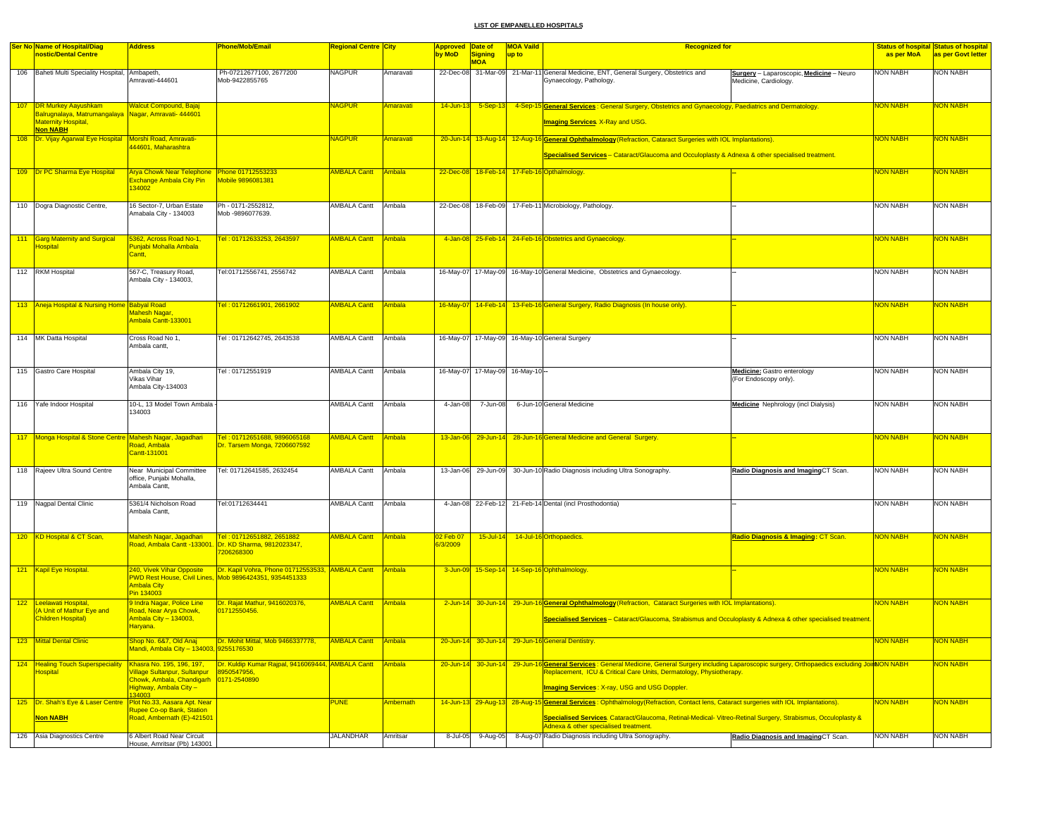**LIST OF EMPANELLED HOSPITALS**

| Ser No | Name of Hospital/Diag nostic/Dental Centre | Address | Phone/Mob/Email | Regional Centre | City | Approved by MoD | Date of Signing MOA | MOA Vaild up to | Recognized for | | Status of hospital as per MoA | Status of hospital as per Govt letter |
|---|---|---|---|---|---|---|---|---|---|---|---|---|
| 106 | Baheti Multi Speciality Hospital, | Ambapeth, Amravati-444601 | Ph-07212277100, 2677200 Mob-9422855765 | NAGPUR | Amaravati | 22-Dec-08 | 31-Mar-09 | 21-Mar-11 | General Medicine, ENT, General Surgery, Obstetrics and Gynaecology, Pathology. | **Surgery** – Laparoscopic, **Medicine** – Neuro Medicine, Cardiology. | NON NABH | NON NABH |
| 107 | DR Murkey Aayushkam Balrugnalaya, Matrumangalaya Maternity Hospital, **Non NABH** | Walcut Compound, Bajaj Nagar, Amravati- 444601 | | NAGPUR | Amaravati | 14-Jun-13 | 5-Sep-13 | 4-Sep-15 | **General Services** : General Surgery, Obstetrics and Gynaecology, Paediatrics and Dermatology. **Imaging Services**: X-Ray and USG. | | NON NABH | NON NABH |
| 108 | Dr. Vijay Agarwal Eye Hospital | Morshi Road, Amravati- 444601, Maharashtra | | NAGPUR | Amaravati | 20-Jun-14 | 13-Aug-14 | 12-Aug-16 | **General Ophthalmology** (Refraction, Cataract Surgeries with IOL Implantations). **Specialised Services** – Cataract/Glaucoma and Occuloplasty & Adnexa & other specialised treatment. | | NON NABH | NON NABH |
| 109 | Dr PC Sharma Eye Hospital | Arya Chowk Near Telephone Exchange Ambala City Pin 134002 | Phone 01712553233 Mobile 9896081381 | AMBALA Cantt | Ambala | 22-Dec-08 | 18-Feb-14 | 17-Feb-16 | Opthalmology. | -- | NON NABH | NON NABH |
| 110 | Dogra Diagnostic Centre, | 16 Sector-7, Urban Estate Amabala City - 134003 | Ph - 0171-2552812, Mob -9896077639. | AMBALA Cantt | Ambala | 22-Dec-08 | 18-Feb-09 | 17-Feb-11 | Microbiology, Pathology. | -- | NON NABH | NON NABH |
| 111 | Garg Maternity and Surgical Hospital | 5362, Across Road No-1, Punjabi Mohalla Ambala Cantt, | Tel : 01712633253, 2643597 | AMBALA Cantt | Ambala | 4-Jan-08 | 25-Feb-14 | 24-Feb-16 | Obstetrics and Gynaecology. | -- | NON NABH | NON NABH |
| 112 | RKM Hospital | 567-C, Treasury Road, Ambala City - 134003, | Tel:01712556741, 2556742 | AMBALA Cantt | Ambala | 16-May-07 | 17-May-09 | 16-May-10 | General Medicine, Obstetrics and Gynaecology. | -- | NON NABH | NON NABH |
| 113 | Aneja Hospital & Nursing Home | Babyal Road Mahesh Nagar, Ambala Cantt-133001 | Tel : 01712661901, 2661902 | AMBALA Cantt | Ambala | 16-May-07 | 14-Feb-14 | 13-Feb-16 | General Surgery, Radio Diagnosis (In house only). | -- | NON NABH | NON NABH |
| 114 | MK Datta Hospital | Cross Road No 1, Ambala cantt, | Tel : 01712642745, 2643538 | AMBALA Cantt | Ambala | 16-May-07 | 17-May-09 | 16-May-10 | General Surgery | -- | NON NABH | NON NABH |
| 115 | Gastro Care Hospital | Ambala City 19, Vikas Vihar Ambala City-134003 | Tel : 01712551919 | AMBALA Cantt | Ambala | 16-May-07 | 17-May-09 | 16-May-10 | -- | **Medicine:** Gastro enterology (For Endoscopy only). | NON NABH | NON NABH |
| 116 | Yafe Indoor Hospital | 10-L, 13 Model Town Ambala - 134003 | | AMBALA Cantt | Ambala | 4-Jan-08 | 7-Jun-08 | 6-Jun-10 | General Medicine | **Medicine** Nephrology (incl Dialysis) | NON NABH | NON NABH |
| 117 | Monga Hospital & Stone Centre | Mahesh Nagar, Jagadhari Road, Ambala Cantt-131001 | Tel : 01712651688, 9896065168 Dr. Tarsem Monga, 7206607592 | AMBALA Cantt | Ambala | 13-Jan-06 | 29-Jun-14 | 28-Jun-16 | General Medicine and General Surgery. | -- | NON NABH | NON NABH |
| 118 | Rajeev Ultra Sound Centre | Near Municipal Committee office, Punjabi Mohalla, Ambala Cantt, | Tel: 01712641585, 2632454 | AMBALA Cantt | Ambala | 13-Jan-06 | 29-Jun-09 | 30-Jun-10 | Radio Diagnosis including Ultra Sonography. | **Radio Diagnosis and Imaging**CT Scan. | NON NABH | NON NABH |
| 119 | Nagpal Dental Clinic | 5361/4 Nicholson Road Ambala Cantt, | Tel:01712634441 | AMBALA Cantt | Ambala | 4-Jan-08 | 22-Feb-12 | 21-Feb-14 | Dental (incl Prosthodontia) | -- | NON NABH | NON NABH |
| 120 | KD Hospital & CT Scan, | Mahesh Nagar, Jagadhari Road, Ambala Cantt -133001. | Tel : 01712651882, 2651882 Dr. KD Sharma, 9812023347, 7206268300 | AMBALA Cantt | Ambala | 02 Feb 07 6/3/2009 | 15-Jul-14 | 14-Jul-16 | Orthopaedics. | **Radio Diagnosis & Imaging :** CT Scan. | NON NABH | NON NABH |
| 121 | Kapil Eye Hospital. | 240, Vivek Vihar Opposite PWD Rest House, Civil Lines, Ambala City Pin 134003 | Dr. Kapil Vohra, Phone 01712553533, Mob 9896424351, 9354451333 | AMBALA Cantt | Ambala | 3-Jun-09 | 15-Sep-14 | 14-Sep-16 | Ophthalmology. | -- | NON NABH | NON NABH |
| 122 | Leelawati Hospital, (A Unit of Mathur Eye and Children Hospital) | 9 Indra Nagar, Police Line Road, Near Arya Chowk, Ambala City – 134003, Haryana. | Dr. Rajat Mathur, 9416020376, 01712550456. | AMBALA Cantt | Ambala | 2-Jun-14 | 30-Jun-14 | 29-Jun-16 | **General Ophthalmology** (Refraction, Cataract Surgeries with IOL Implantations). **Specialised Services** – Cataract/Glaucoma, Strabismus and Occuloplasty & Adnexa & other specialised treatment. | | NON NABH | NON NABH |
| 123 | Mittal Dental Clinic | Shop No. 6&7, Old Anaj Mandi, Ambala City – 134003, | Dr. Mohit Mittal, Mob 9466337778, 9255176530 | AMBALA Cantt | Ambala | 20-Jun-14 | 30-Jun-14 | 29-Jun-16 | General Dentistry. | | NON NABH | NON NABH |
| 124 | Healing Touch Superspeciality Hospital | Khasra No. 195, 196, 197, Village Sultanpur, Sultanpur Chowk, Ambala, Chandigarh Highway, Ambala City – 134003 | Dr. Kuldip Kumar Rajpal, 9416069444, 8950547956, 0171-2540890 | AMBALA Cantt | Ambala | 20-Jun-14 | 30-Jun-14 | 29-Jun-16 | **General Services** : General Medicine, General Surgery including Laparoscopic surgery, Orthopaedics excluding Joint Replacement, ICU & Critical Care Units, Dermatology, Physiotherapy. **Imaging Services** : X-ray, USG and USG Doppler. | | NON NABH | NON NABH |
| 125 | Dr. Shah's Eye & Laser Centre **Non NABH** | Plot No.33, Aasara Apt. Near Rupee Co-op Bank, Station Road, Ambernath (E)-421501 | | PUNE | Ambernath | 14-Jun-13 | 29-Aug-13 | 28-Aug-15 | **General Services** : Ophthalmology(Refraction, Contact lens, Cataract surgeries with IOL Implantations). **Specialised Services**: Cataract/Glaucoma, Retinal-Medical- Vitreo-Retinal Surgery, Strabismus, Occuloplasty & Adnexa & other specialised treatment. | | NON NABH | NON NABH |
| 126 | Asia Diagnostics Centre | 6 Albert Road Near Circuit House, Amritsar (Pb) 143001 | | JALANDHAR | Amritsar | 8-Jul-05 | 9-Aug-05 | 8-Aug-07 | Radio Diagnosis including Ultra Sonography. | **Radio Diagnosis and Imaging**CT Scan. | NON NABH | NON NABH |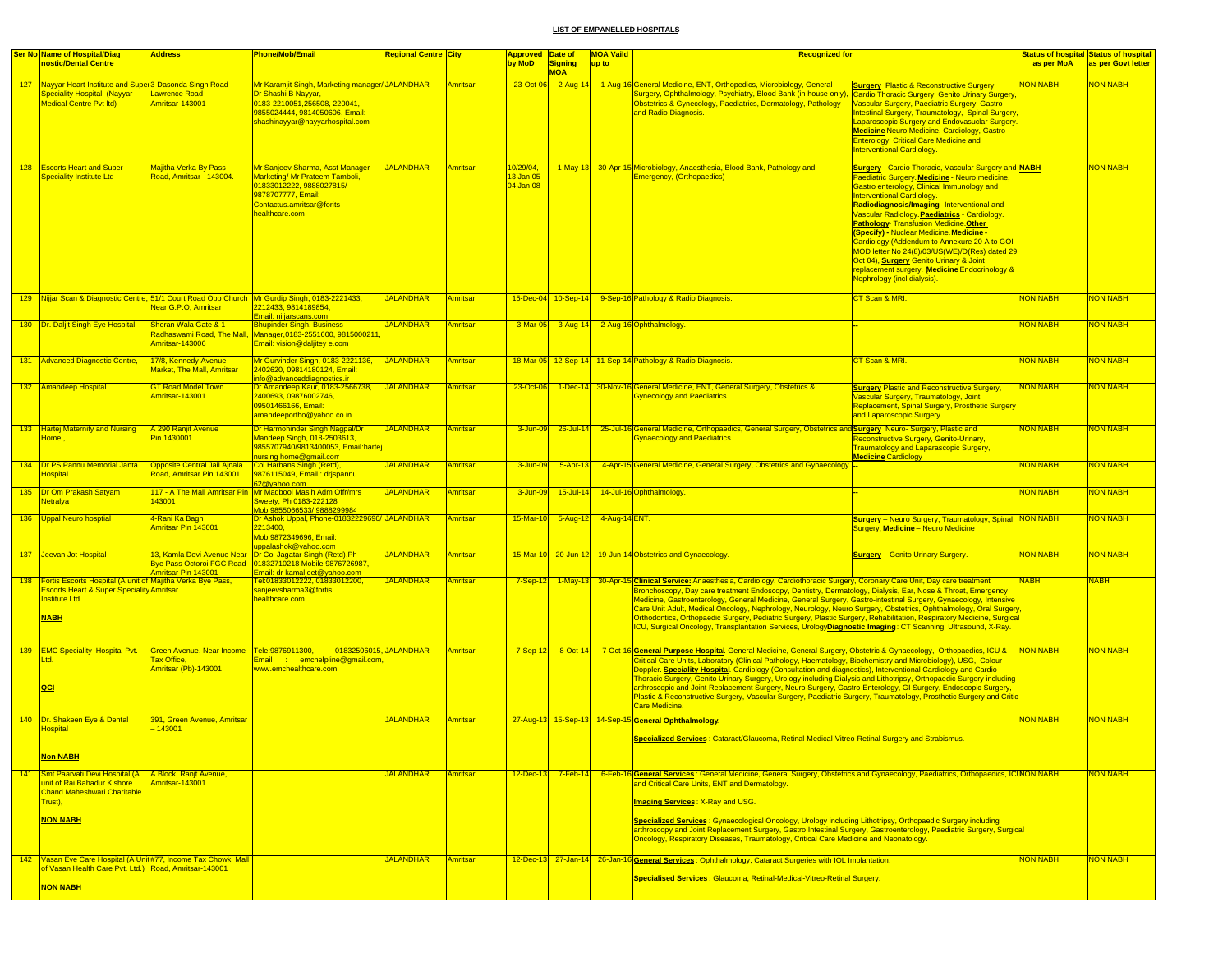# LIST OF EMPANELLED HOSPITALS

| Ser No | Name of Hospital/Diagnostic/Dental Centre | Address | Phone/Mob/Email | Regional Centre | City | Approved by MoD | Date of Signing MOA | MOA Vaild up to | Recognized for | | Status of hospital as per MoA | Status of hospital as per Govt letter |
|---|---|---|---|---|---|---|---|---|---|---|---|---|
| 127 | Nayyar Heart Institute and Super Speciality Hospital, (Nayyar Medical Centre Pvt ltd) | 3-Dasonda Singh Road Lawrence Road Amritsar-143001 | Mr Karamjit Singh, Marketing manager/ Dr Shashi B Nayyar, 0183-2210051,256508, 220041, 9855024444, 9814050606, Email: shashinayyar@nayyarhospital.com | JALANDHAR | Amritsar | 23-Oct-06 | 2-Aug-14 | 1-Aug-16 | General Medicine, ENT, Orthopedics, Microbiology, General Surgery, Ophthalmology, Psychiatry, Blood Bank (in house only), Obstetrics & Gynecology, Paediatrics, Dermatology, Pathology and Radio Diagnosis. | **Surgery** Plastic & Reconstructive Surgery, Cardio Thoracic Surgery, Genito Urinary Surgery, Vascular Surgery, Paediatric Surgery, Gastro Intestinal Surgery, Traumatology, Spinal Surgery, Laparoscopic Surgery and Endovasuclar Surgery. **Medicine** Neuro Medicine, Cardiology, Gastro Enterology, Critical Care Medicine and Interventional Cardiology. | NON NABH | NON NABH |
| 128 | Escorts Heart and Super Speciality Institute Ltd | Majitha Verka By Pass Road, Amritsar - 143004. | Mr Sanjeev Sharma, Asst Manager Marketing/ Mr Prateem Tamboli, 01833012222, 9888027815/ 9878707777, Email: Contactus.amritsar@forits healthcare.com | JALANDHAR | Amritsar | 10/29/04, 13 Jan 05 04 Jan 08 | 1-May-13 | 30-Apr-15 | Microbiology, Anaesthesia, Blood Bank, Pathology and Emergency, (Orthopaedics) | **Surgery** - Cardio Thoracic, Vascular Surgery and Paediatric Surgery. **Medicine** - Neuro medicine, Gastro enterology, Clinical Immunology and Interventional Cardiology. **Radiodiagnosis/Imaging** - Interventional and Vascular Radiology. **Paediatrics** - Cardiology. **Pathology**- Transfusion Medicine. **Other (Specify)** - Nuclear Medicine. **Medicine** - Cardiology (Addendum to Annexure 20 A to GOI MOD letter No 24(8)/03/US(WE)/D(Res) dated 29 Oct 04). **Surgery** Genito Urinary & Joint replacement surgery. (**Medicine** Endocrinology & Nephrology (incl dialysis). | NABH | NON NABH |
| 129 | Nijjar Scan & Diagnostic Centre, | 51/1 Court Road Opp Church Near G.P.O, Amritsar | Mr Gurdip Singh, 0183-2221433, 2212433, 9814189854, Email: nijjarscans.com | JALANDHAR | Amritsar | 15-Dec-04 | 10-Sep-14 | 9-Sep-16 | Pathology & Radio Diagnosis. | CT Scan & MRI. | NON NABH | NON NABH |
| 130 | Dr. Daljit Singh Eye Hospital | Sheran Wala Gate & 1 Radhaswami Road, The Mall, Amritsar-143006 | Bhupinder Singh, Business Manager,0183-2551600, 9815000211, Email: vision@daljitey e.com | JALANDHAR | Amritsar | 3-Mar-05 | 3-Aug-14 | 2-Aug-16 | Ophthalmology. | -- | NON NABH | NON NABH |
| 131 | Advanced Diagnostic Centre, | 17/8, Kennedy Avenue Market, The Mall, Amritsar | Mr Gurvinder Singh, 0183-2221136, 2402620, 09814180124, Email: info@advanceddiagnostics.ir | JALANDHAR | Amritsar | 18-Mar-05 | 12-Sep-14 | 11-Sep-14 | Pathology & Radio Diagnosis. | CT Scan & MRI. | NON NABH | NON NABH |
| 132 | Amandeep Hospital | GT Road Model Town Amritsar-143001 | Dr Amandeep Kaur, 0183-2566738, 2400693, 09876002746, 09501466166, Email: amandeepportho@yahoo.co.in | JALANDHAR | Amritsar | 23-Oct-06 | 1-Dec-14 | 30-Nov-16 | General Medicine, ENT, General Surgery, Obstetrics & Gynecology and Paediatrics. | **Surgery** Plastic and Reconstructive Surgery, Vascular Surgery, Traumatology, Joint Replacement, Spinal Surgery, Prosthetic Surgery and Laparoscopic Surgery. | NON NABH | NON NABH |
| 133 | Hartej Maternity and Nursing Home , | A 290 Ranjit Avenue Pin 1430001 | Dr Harmohinder Singh Nagpal/Dr Mandeep Singh, 018-2503613, 9855707940/9813400053, Email:hartej nursing home@gmail.com | JALANDHAR | Amritsar | 3-Jun-09 | 26-Jul-14 | 25-Jul-16 | General Medicine, Orthopaedics, General Surgery, Obstetrics and Gynaecology and Paediatrics. | **Surgery** Neuro- Surgery, Plastic and Reconstructive Surgery, Genito-Urinary, Traumatology and Laparascopic Surgery, **Medicine** Cardiology | NON NABH | NON NABH |
| 134 | Dr PS Pannu Memorial Janta Hospital | Opposite Central Jail Ajnala Road, Amritsar Pin 143001 | Col Harbans Singh (Retd), 9876115049, Email : drjspannu 62@yahoo.com | JALANDHAR | Amritsar | 3-Jun-09 | 5-Apr-13 | 4-Apr-15 | General Medicine, General Surgery, Obstetrics and Gynaecology | -- | NON NABH | NON NABH |
| 135 | Dr Om Prakash Satyam Netralya | 117 - A The Mall Amritsar Pin 143001 | Mr Maqbool Masih Adm Offr/mrs Sweety, Ph 0183-222128 Mob 9855066533/ 9888299984 | JALANDHAR | Amritsar | 3-Jun-09 | 15-Jul-14 | 14-Jul-16 | Ophthalmology. | -- | NON NABH | NON NABH |
| 136 | Uppal Neuro hosptial | 4-Rani Ka Bagh Amritsar Pin 143001 | Dr Ashok Uppal, Phone-01832229696/ 2213400, Mob 9872349696, Email: uppalashok@yahoo.com | JALANDHAR | Amritsar | 15-Mar-10 | 5-Aug-12 | 4-Aug-14 | ENT. | **Surgery** – Neuro Surgery, Traumatology, Spinal Surgery, **Medicine** – Neuro Medicine | NON NABH | NON NABH |
| 137 | Jeevan Jot Hospital | 13, Kamla Devi Avenue Near Bye Pass Octoroi FGC Road Amritsar Pin 143001 | Dr Col Jagatar Singh (Retd),Ph- 01832710218 Mobile 9876726987, Email: dr kamaljeet@yahoo.com | JALANDHAR | Amritsar | 15-Mar-10 | 20-Jun-12 | 19-Jun-14 | Obstetrics and Gynaecology. | **Surgery** – Genito Urinary Surgery. | NON NABH | NON NABH |
| 138 | Fortis Escorts Hospital (A unit of Escorts Heart & Super Speciality Institute Ltd **NABH** | Majitha Verka Bye Pass, Amritsar | Tel:01833012222, 01833012200, sanjeevsharma3@fortis healthcare.com | JALANDHAR | Amritsar | 7-Sep-12 | 1-May-13 | 30-Apr-15 | **Clinical Service:** Anaesthesia, Cardiology, Cardiothoracic Surgery, Coronary Care Unit, Day care treatment Bronchoscopy, Day care treatment Endoscopy, Dentistry, Dermatology, Dialysis, Ear, Nose & Throat, Emergency Medicine, Gastroenterology, General Medicine, General Surgery, Gastro-intestinal Surgery, Gynaecology, Intensive Care Unit Adult, Medical Oncology, Nephrology, Neurology, Neuro Surgery, Obstetrics, Ophthalmology, Oral Surgery, Orthodontics, Orthopaedic Surgery, Pediatric Surgery, Plastic Surgery, Rehabilitation, Respiratory Medicine, Surgical ICU, Surgical Oncology, Transplantation Services, Urology **Diagnostic Imaging**: CT Scanning, Ultrasound, X-Ray. | | NABH | NABH |
| 139 | EMC Speciality Hospital Pvt. Ltd. **QCI** | Green Avenue, Near Income Tax Office, Amritsar (Pb)-143001 | Tele:9876911300, 01832506015, Email : emchelpline@gmail.com, www.emchealthcare.com | JALANDHAR | Amritsar | 7-Sep-12 | 8-Oct-14 | 7-Oct-16 | **General Purpose Hospital** General Medicine, General Surgery, Obstetric & Gynaecology, Orthopaedics, ICU & Critical Care Units, Laboratory (Clinical Pathology, Haematology, Biochemistry and Microbiology), USG, Colour Doppler. **Speciality Hospital** Cardiology (Consultation and diagnostics), Interventional Cardiology and Cardio Thoracic Surgery, Genito Urinary Surgery, Urology including Dialysis and Lithotripsy, Orthopaedic Surgery including arthroscopic and Joint Replacement Surgery, Neuro Surgery, Gastro-Enterology, GI Surgery, Endoscopic Surgery, Plastic & Reconstructive Surgery, Vascular Surgery, Paediatric Surgery, Traumatology, Prosthetic Surgery and Critic Care Medicine. | | NON NABH | NON NABH |
| 140 | Dr. Shakeen Eye & Dental Hospital **Non NABH** | 391, Green Avenue, Amritsar – 143001 | | JALANDHAR | Amritsar | 27-Aug-13 | 15-Sep-13 | 14-Sep-15 | **General Ophthalmology** **Specialized Services** : Cataract/Glaucoma, Retinal-Medical-Vitreo-Retinal Surgery and Strabismus. | | NON NABH | NON NABH |
| 141 | Smt Paarvati Devi Hospital (A unit of Rai Bahadur Kishore Chand Maheshwari Charitable Trust), **NON NABH** | A Block, Ranjt Avenue, Amritsar-143001 | | JALANDHAR | Amritsar | 12-Dec-13 | 7-Feb-14 | 6-Feb-16 | **General Services** : General Medicine, General Surgery, Obstetrics and Gynaecology, Paediatrics, Orthopaedics, ICU and Critical Care Units, ENT and Dermatology. **Imaging Services** : X-Ray and USG. **Specialized Services** : Gynaecological Oncology, Urology including Lithotripsy, Orthopaedic Surgery including arthroscopy and Joint Replacement Surgery, Gastro Intestinal Surgery, Gastroenterology, Paediatric Surgery, Surgical Oncology, Respiratory Diseases, Traumatology, Critical Care Medicine and Neonatology. | | NON NABH | NON NABH |
| 142 | Vasan Eye Care Hospital (A Unit of Vasan Health Care Pvt. Ltd.) **NON NABH** | #77, Income Tax Chowk, Mall Road, Amritsar-143001 | | JALANDHAR | Amritsar | 12-Dec-13 | 27-Jan-14 | 26-Jan-16 | **General Services** : Ophthalmology, Cataract Surgeries with IOL Implantation. **Specialised Services** : Glaucoma, Retinal-Medical-Vitreo-Retinal Surgery. | | NON NABH | NON NABH |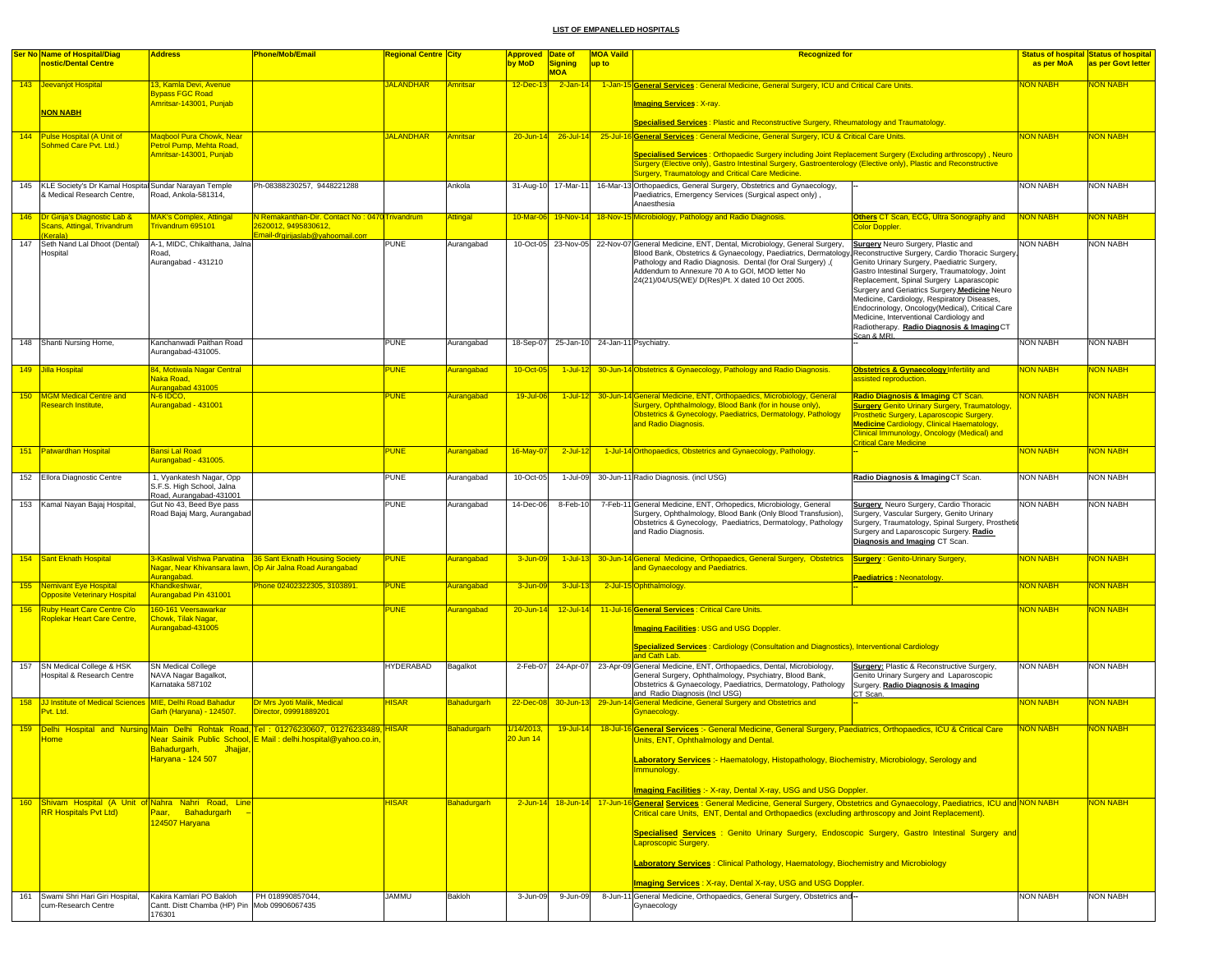**LIST OF EMPANELLED HOSPITALS**

| Ser No | Name of Hospital/Diagnostic/Dental Centre | Address | Phone/Mob/Email | Regional Centre | City | Approved by MoD | Date of Signing MOA | MOA Vaild up to | Recognized for | | Status of hospital as per MoA | Status of hospital as per Govt letter |
|---|---|---|---|---|---|---|---|---|---|---|---|---|
| 143 | Jeevanjot Hospital **NON NABH** | 13, Kamla Devi, Avenue Bypass FGC Road Amritsar-143001, Punjab | | JALANDHAR | Amritsar | 12-Dec-13 | 2-Jan-14 | 1-Jan-15 | **General Services** : General Medicine, General Surgery, ICU and Critical Care Units. **Imaging Services** : X-ray. **Specialised Services** : Plastic and Reconstructive Surgery, Rheumatology and Traumatology. | | NON NABH | NON NABH |
| 144 | Pulse Hospital (A Unit of Sohmed Care Pvt. Ltd.) | Maqbool Pura Chowk, Near Petrol Pump, Mehta Road, Amritsar-143001, Punjab | | JALANDHAR | Amritsar | 20-Jun-14 | 26-Jul-14 | 25-Jul-16 | **General Services** : General Medicine, General Surgery, ICU & Critical Care Units. **Specialised Services** : Orthopaedic Surgery including Joint Replacement Surgery (Excluding arthroscopy) , Neuro Surgery (Elective only), Gastro Intestinal Surgery, Gastroenterology (Elective only), Plastic and Reconstructive Surgery, Traumatology and Critical Care Medicine. | | NON NABH | NON NABH |
| 145 | KLE Society's Dr Kamal Hospital & Medical Research Centre, | Sundar Narayan Temple Road, Ankola-581314, | Ph-08388230257, 9448221288 | | Ankola | 31-Aug-10 | 17-Mar-11 | 16-Mar-13 | Orthopaedics, General Surgery, Obstetrics and Gynaecology, Paediatrics, Emergency Services (Surgical aspect only) , Anaesthesia | -- | NON NABH | NON NABH |
| 146 | Dr Girija's Diagnostic Lab & Scans, Attingal, Trivandrum (Kerala) | MAK's Complex, Attingal Trivandrum 695101 | N Remakanthan-Dir. Contact No : 0470 2620012, 9495830612, Email-drgirijaslab@yahoomail.com | Trivandrum | Attingal | 10-Mar-06 | 19-Nov-14 | 18-Nov-15 | Microbiology, Pathology and Radio Diagnosis. | **Others** CT Scan, ECG, Ultra Sonography and Color Doppler. | NON NABH | NON NABH |
| 147 | Seth Nand Lal Dhoot (Dental) Hospital | A-1, MIDC, Chikalthana, Jalna Road, Aurangabad - 431210 | | PUNE | Aurangabad | 10-Oct-05 | 23-Nov-05 | 22-Nov-07 | General Medicine, ENT, Dental, Microbiology, General Surgery, Blood Bank, Obstetrics & Gynaecology, Paediatrics, Dermatology, Pathology and Radio Diagnosis. Dental (for Oral Surgery) ,( Addendum to Annexure 70 A to GOI, MOD letter No 24(21)/04/US(WE)/ D(Res)Pt. X dated 10 Oct 2005. | **Surgery** Neuro Surgery, Plastic and Reconstructive Surgery, Cardio Thoracic Surgery, Genito Urinary Surgery, Paediatric Surgery, Gastro Intestinal Surgery, Traumatology, Joint Replacement, Spinal Surgery Laparascopic Surgery and Geriatrics Surgery,**Medicine** Neuro Medicine, Cardiology, Respiratory Diseases, Endocrinology, Oncology(Medical), Critical Care Medicine, Interventional Cardiology and Radiotherapy. **Radio Diagnosis & Imaging** CT Scan & MRI. | NON NABH | NON NABH |
| 148 | Shanti Nursing Home, | Kanchanwadi Paithan Road Aurangabad-431005. | | PUNE | Aurangabad | 18-Sep-07 | 25-Jan-10 | 24-Jan-11 | Psychiatry. | -- | NON NABH | NON NABH |
| 149 | Jilla Hospital | 84, Motiwala Nagar Central Naka Road, Aurangabad 431005 | | PUNE | Aurangabad | 10-Oct-05 | 1-Jul-12 | 30-Jun-14 | Obstetrics & Gynaecology, Pathology and Radio Diagnosis. | **Obstetrics & Gynaecology** Infertility and assisted reproduction. | NON NABH | NON NABH |
| 150 | MGM Medical Centre and Research Institute, | N-6 IDCO, Aurangabad - 431001 | | PUNE | Aurangabad | 19-Jul-06 | 1-Jul-12 | 30-Jun-14 | General Medicine, ENT, Orthopaedics, Microbiology, General Surgery, Ophthalmology, Blood Bank (for in house only), Obstetrics & Gynecology, Paediatrics, Dermatology, Pathology and Radio Diagnosis. | **Radio Diagnosis & Imaging** CT Scan. **Surgery** Genito Urinary Surgery, Traumatology, Prosthetic Surgery, Laparoscopic Surgery. **Medicine** Cardiology, Clinical Haematology, Clinical Immunology, Oncology (Medical) and Critical Care Medicine | NON NABH | NON NABH |
| 151 | Patwardhan Hospital | Bansi Lal Road Aurangabad - 431005. | | PUNE | Aurangabad | 16-May-07 | 2-Jul-12 | 1-Jul-14 | Orthopaedics, Obstetrics and Gynaecology, Pathology. | -- | NON NABH | NON NABH |
| 152 | Ellora Diagnostic Centre | 1, Vyankatesh Nagar, Opp S.F.S. High School, Jalna Road, Aurangabad-431001 | | PUNE | Aurangabad | 10-Oct-05 | 1-Jul-09 | 30-Jun-11 | Radio Diagnosis. (incl USG) | **Radio Diagnosis & Imaging** CT Scan. | NON NABH | NON NABH |
| 153 | Kamal Nayan Bajaj Hospital, | Gut No 43, Beed Bye pass Road Bajaj Marg, Aurangabad | | PUNE | Aurangabad | 14-Dec-06 | 8-Feb-10 | 7-Feb-11 | General Medicine, ENT, Orhopedics, Microbiology, General Surgery, Ophthalmology, Blood Bank (Only Blood Transfusion), Obstetrics & Gynecology, Paediatrics, Dermatology, Pathology and Radio Diagnosis. | **Surgery** Neuro Surgery, Cardio Thoracic Surgery, Vascular Surgery, Genito Urinary Surgery, Traumatology, Spinal Surgery, Prosthetic Surgery and Laparoscopic Surgery. **Radio Diagnosis and Imaging** CT Scan. | NON NABH | NON NABH |
| 154 | Sant Eknath Hospital | 3-Kasliwal Vishwa Parvatina Nagar, Near Khivansara lawn, Aurangabad. | 36 Sant Eknath Housing Society Op Air Jalna Road Aurangabad | PUNE | Aurangabad | 3-Jun-09 | 1-Jul-13 | 30-Jun-14 | General Medicine, Orthopaedics, General Surgery, Obstetrics and Gynaecology and Paediatrics. | **Surgery** : Genito-Urinary Surgery, **Paediatrics** : Neonatology. | NON NABH | NON NABH |
| 155 | Nemivant Eye Hospital Opposite Veterinary Hospital | Khandkeshwar, Aurangabad Pin 431001 | Phone 02402322305, 3103891. | PUNE | Aurangabad | 3-Jun-09 | 3-Jul-13 | 2-Jul-15 | Ophthalmology. | -- | NON NABH | NON NABH |
| 156 | Ruby Heart Care Centre C/o Roplekar Heart Care Centre, | 160-161 Veersawarkar Chowk, Tilak Nagar, Aurangabad-431005 | | PUNE | Aurangabad | 20-Jun-14 | 12-Jul-14 | 11-Jul-16 | **General Services** : Critical Care Units. **Imaging Facilities** : USG and USG Doppler. **Specialized Services** : Cardiology (Consultation and Diagnostics), Interventional Cardiology and Cath Lab. | | NON NABH | NON NABH |
| 157 | SN Medical College & HSK Hospital & Research Centre | SN Medical College NAVA Nagar Bagalkot, Karnataka 587102 | | HYDERABAD | Bagalkot | 2-Feb-07 | 24-Apr-07 | 23-Apr-09 | General Medicine, ENT, Orthopaedics, Dental, Microbiology, General Surgery, Ophthalmology, Psychiatry, Blood Bank, Obstetrics & Gynaecology, Paediatrics, Dermatology, Pathology and Radio Diagnosis (Incl USG) | **Surgery:** Plastic & Reconstructive Surgery, Genito Urinary Surgery and Laparoscopic Surgery. **Radio Diagnosis & Imaging** CT Scan. | NON NABH | NON NABH |
| 158 | JJ Institute of Medical Sciences Pvt. Ltd. | MIE, Delhi Road Bahadur Garh (Haryana) - 124507. | Dr Mrs Jyoti Malik, Medical Director, 09991889201 | HISAR | Bahadurgarh | 22-Dec-08 | 30-Jun-13 | 29-Jun-14 | General Medicine, General Surgery and Obstetrics and Gynaecology. | -- | NON NABH | NON NABH |
| 159 | Delhi Hospital and Nursing Home | Main Delhi Rohtak Road, Near Sainik Public School, Bahadurgarh, Jhajjar, Haryana - 124 507 | Tel : 01276230607, 01276233489, E Mail : delhi.hospital@yahoo.co.in, | HISAR | Bahadurgarh | 1/14/2013, 20 Jun 14 | 19-Jul-14 | 18-Jul-16 | **General Services** :- General Medicine, General Surgery, Paediatrics, Orthopaedics, ICU & Critical Care Units, ENT, Ophthalmology and Dental. **Laboratory Services** :- Haematology, Histopathology, Biochemistry, Microbiology, Serology and Immunology. **Imaging Facilities** :- X-ray, Dental X-ray, USG and USG Doppler. | | NON NABH | NON NABH |
| 160 | Shivam Hospital (A Unit of RR Hospitals Pvt Ltd) | Nahra Nahri Road, Line Paar, Bahadurgarh – 124507 Haryana | | HISAR | Bahadurgarh | 2-Jun-14 | 18-Jun-14 | 17-Jun-16 | **General Services** : General Medicine, General Surgery, Obstetrics and Gynaecology, Paediatrics, ICU and Critical care Units, ENT, Dental and Orthopaedics (excluding arthroscopy and Joint Replacement). **Specialised Services** : Genito Urinary Surgery, Endoscopic Surgery, Gastro Intestinal Surgery and Laproscopic Surgery. **Laboratory Services** : Clinical Pathology, Haematology, Biochemistry and Microbiology **Imaging Services** : X-ray, Dental X-ray, USG and USG Doppler. | | NON NABH | NON NABH |
| 161 | Swami Shri Hari Giri Hospital, cum-Research Centre | Kakira Kamlari PO Bakloh Cantt. Distt Chamba (HP) Pin 176301 | PH 018990857044, Mob 09906067435 | JAMMU | Bakloh | 3-Jun-09 | 9-Jun-09 | 8-Jun-11 | General Medicine, Orthopaedics, General Surgery, Obstetrics and Gynaecology | -- | NON NABH | NON NABH |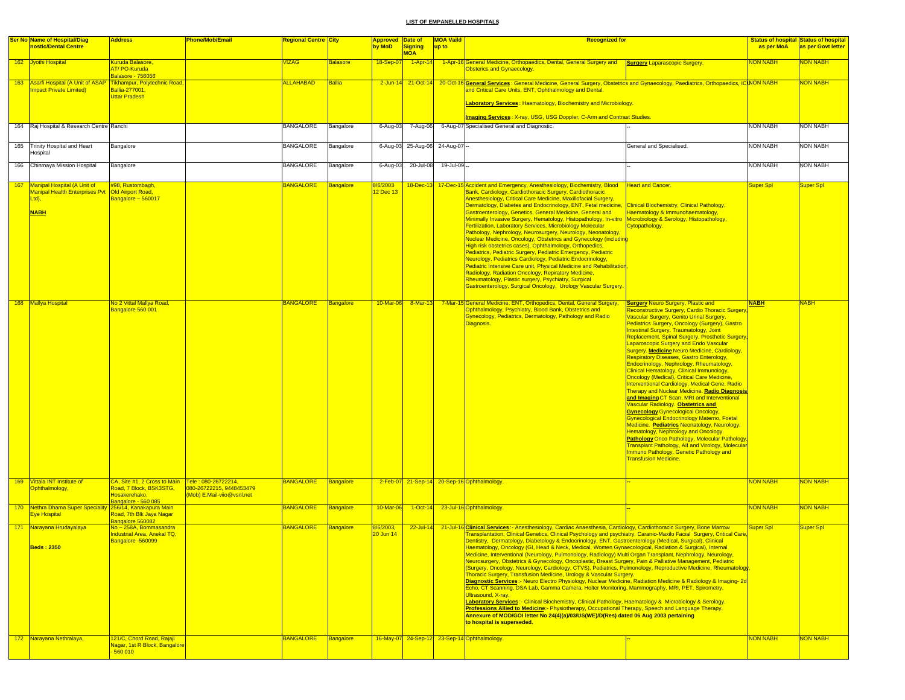# LIST OF EMPANELLED HOSPITALS

| Ser No | Name of Hospital/Diagnostic/Dental Centre | Address | Phone/Mob/Email | Regional Centre | City | Approved by MoD | Date of Signing MOA | MOA Vaild up to | Recognized for | | Status of hospital as per MoA | Status of hospital as per Govt letter |
|---|---|---|---|---|---|---|---|---|---|---|---|---|
| 162 | Jyothi Hospital | Kuruda Balasore, AT/ PO-Kuruda Balasore - 756056 | | VIZAG | Balasore | 18-Sep-07 | 1-Apr-14 | 1-Apr-16 | General Medicine, Orthopaedics, Dental, General Surgery and Obsterics and Gynaecology. | **Surgery** Laparascopic Surgery. | NON NABH | NON NABH |
| 163 | Asarfi Hospital (A Unit of ASAP Impact Private Limited) | Tikhampur, Polytechnic Road, Ballia-277001, Uttar Pradesh | | ALLAHABAD | Ballia | 2-Jun-14 | 21-Oct-14 | 20-Oct-16 | **General Services** : General Medicine, General Surgery, Obstetrics and Gynaecology, Paediatrics, Orthopaedics, ICU and Critical Care Units, ENT, Ophthalmology and Dental. **Laboratory Services** : Haematology, Biochemistry and Microbiology. **Imaging Services** : X-ray, USG, USG Doppler, C-Arm and Contrast Studies. | | NON NABH | NON NABH |
| 164 | Raj Hospital & Research Centre | Ranchi | | BANGALORE | Bangalore | 6-Aug-03 | 7-Aug-06 | 6-Aug-07 | Specialised General and Diagnostic. | -- | NON NABH | NON NABH |
| 165 | Trinity Hospital and Heart Hospital | Bangalore | | BANGALORE | Bangalore | 6-Aug-03 | 25-Aug-06 | 24-Aug-07 | -- | General and Specialised. | NON NABH | NON NABH |
| 166 | Chinmaya Mission Hospital | Bangalore | | BANGALORE | Bangalore | 6-Aug-03 | 20-Jul-08 | 19-Jul-09 | -- | -- | NON NABH | NON NABH |
| 167 | Manipal Hospital (A Unit of Manipal Health Enterprises Pvt Ltd), **NABH** | #98, Rustombagh, Old Airport Road, Bangalore – 560017 | | BANGALORE | Bangalore | 8/6/2003 12 Dec 13 | 18-Dec-13 | 17-Dec-15 | Accident and Emergency, Anesthesiology, Biochemistry, Blood Bank, Cardiology, Cardiothoracic Surgery, Cardiothoracic Anesthesiology, Critical Care Medicine, Maxillofacial Surgery, Dermatology, Diabetes and Endocrinology, ENT, Fetal medicine, Gastroenterology, Genetics, General Medicine, General and Minimally Invasive Surgery, Hematology, Histopathology, In-vitro Fertilization, Laboratory Services, Microbiology Molecular Pathology, Nephrology, Neurosurgery, Neurology, Neonatology, Nuclear Medicine, Oncology, Obstetrics and Gynecology (including High risk obstetrics cases), Ophthalmology, Orthopedics, Pediatrics, Pediatric Surgery, Pediatric Emergency, Pediatric Neurology, Pediatrics Cardiology, Pediatric Endocrinology, Pediatric Intensive Care unit, Physical Medicine and Rehabilitation, Radiology, Radiation Oncology, Repiratory Medicine, Rheumatology, Plastic surgery, Psychiatry, Surgical Gastroenterology, Surgical Oncology, Urology Vascular Surgery. | Heart and Cancer. Clinical Biochemistry, Clinical Pathology, Haematology & Immunohaematology, Microbiology & Serology, Histopathology, Cytopathology. | Super Spl | Super Spl |
| 168 | Mallya Hospital | No 2 Vittal Mallya Road, Bangalore 560 001 | | BANGALORE | Bangalore | 10-Mar-06 | 8-Mar-13 | 7-Mar-15 | General Medicine, ENT, Orthopedics, Dental, General Surgery, Ophthalmology, Psychiatry, Blood Bank, Obstetrics and Gynecology, Pediatrics, Dermatology, Pathology and Radio Diagnosis. | **Surgery** Neuro Surgery, Plastic and Reconstructive Surgery, Cardio Thoracic Surgery, Vascular Surgery, Genito Urinal Surgery, Pediatrics Surgery, Oncology (Surgery), Gastro Intestinal Surgery, Traumatology, Joint Replacement, Spinal Surgery, Prosthetic Surgery, Laparoscopic Surgery and Endo Vascular Surgery. **Medicine** Neuro Medicine, Cardiology, Respiratory Diseases, Gastro Enterology, Endocrinology, Nephrology, Rheumatology, Clinical Hematology, Clinical Immunology, Oncology (Medical), Critical Care Medicine, Interventional Cardiology, Medical Gene, Radio Therapy and Nuclear Medicine. **Radio Diagnosis and Imaging** CT Scan, MRI and Interventional Vascular Radiology. **Obstetrics and Gynecology** Gynecological Oncology, Gynecological Endocrinology Materno, Foetal Medicine. **Pediatrics** Neonatology, Neurology, Hematology, Nephrology and Oncology. **Pathology** Onco Pathology, Molecular Pathology, Transplant Pathology, All and Virology, Molecular Immuno Pathology, Genetic Pathology and Transfusion Medicine. | **NABH** | NABH |
| 169 | Vittala INT Institute of Ophthalmology, | CA, Site #1, 2 Cross to Main Road, 7 Block, BSK3STG, Hosakerehako, Bangalore - 560 085 | Tele : 080-26722214, 080-26722215, 9448453479 (Mob) E.Mail-viio@vsnl.net | BANGALORE | Bangalore | 2-Feb-07 | 21-Sep-14 | 20-Sep-16 | Ophthalmology. | -- | NON NABH | NON NABH |
| 170 | Nethra Dhama Super Speciality Eye Hospital | 256/14, Kanakapura Main Road, 7th Blk Jaya Nagar Bangalore 560082 | | BANGALORE | Bangalore | 10-Mar-06 | 1-Oct-14 | 23-Jul-16 | Ophthalmology. | -- | NON NABH | NON NABH |
| 171 | Narayana Hrudayalaya **Beds : 2350** | No – 258A, Bommasandra Industrial Area, Anekal TQ, Bangalore -560099 | | BANGALORE | Bangalore | 8/6/2003, 20 Jun 14 | 22-Jul-14 | 21-Jul-16 | **Clinical Services** :- Anesthesiology, Cardiac Anaesthesia, Cardiology, Cardiothoracic Surgery, Bone Marrow Transplantation, Clinical Genetics, Clinical Psychology and psychiatry, Caranio-Maxilo Facial Surgery, Critical Care, Dentistry, Dermatology, Diabetology & Endocrinology, ENT, Gastroenterology (Medical, Surgical), Clinical Haematology, Oncology (GI, Head & Neck, Medical, Women Gynaecological, Radiation & Surgical), Internal Medicine, Interventional (Neurology, Pulmonology, Radiology) Multi Organ Transplant, Nephrology, Neurology, Neurosurgery, Obstetrics & Gynecology, Oncoplastic, Breast Surgery, Pain & Palliative Management, Pediatric (Surgery, Oncology, Neurology, Cardiology, CTVS), Pediatrics, Pulmonology, Reproductive Medicine, Rheumatology, Thoracic Surgery, Transfusion Medicine, Urology & Vascular Surgery. **Diagnostic Services** :- Neuro Electro Physiology, Nuclear Medicine, Radiation Medicine & Radiology & Imaging- 2d Echo, CT Scanning, DSA Lab, Gamma Camera, Holter Monitoring, Mammography, MRI, PET, Spirometry, Ultrasound, X-ray. **Laboratory Services** :- Clinical Biochemistry, Clinical Pathology, Haematology & Microbiology & Serology. **Professions Allied to Medicine**:- Physiotherapy, Occupational Therapy, Speech and Language Therapy. **Annexure of MOD/GOI letter No 24(4)(a)/03/US(WE)/D(Res) dated 06 Aug 2003 pertaining to hospital is superseded.** | | Super Spl | Super Spl |
| 172 | Narayana Nethralaya, | 121/C, Chord Road, Rajaji Nagar, 1st R Block, Bangalore - 560 010 | | BANGALORE | Bangalore | 16-May-07 | 24-Sep-12 | 23-Sep-14 | Ophthalmology. | -- | NON NABH | NON NABH |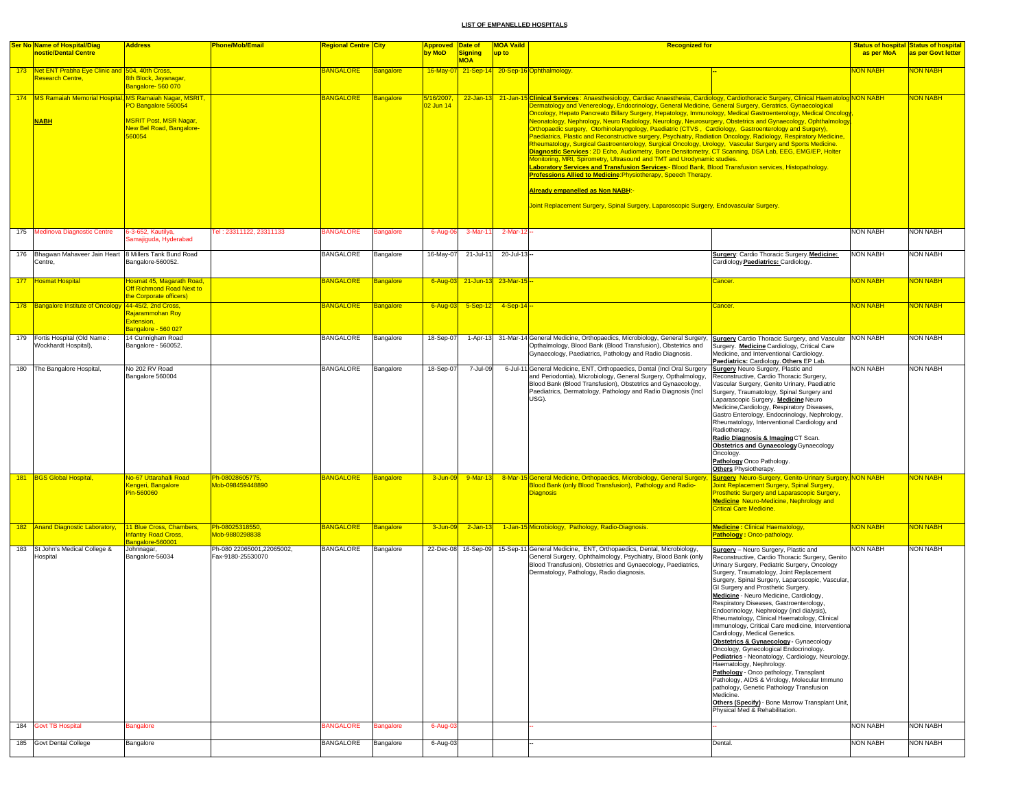## LIST OF EMPANELLED HOSPITALS

| Ser No | Name of Hospital/Diagnostic/Dental Centre | Address | Phone/Mob/Email | Regional Centre | City | Approved by MoD | Date of Signing MOA | MOA Vaild up to | Recognized for | | Status of hospital as per MoA | Status of hospital as per Govt letter |
|---|---|---|---|---|---|---|---|---|---|---|---|---|
| 173 | Net ENT Prabha Eye Clinic and Research Centre, | 504, 40th Cross, 8th Block, Jayanagar, Bangalore- 560 070 | | BANGALORE | Bangalore | 16-May-07 | 21-Sep-14 | 20-Sep-16 | Ophthalmology. | -- | NON NABH | NON NABH |
| 174 | MS Ramaiah Memorial Hospital, **NABH** | MS Ramaiah Nagar, MSRIT, PO Bangalore 560054 MSRIT Post, MSR Nagar, New Bel Road, Bangalore-560054 | | BANGALORE | Bangalore | 5/16/2007, 02 Jun 14 | 22-Jan-13 | 21-Jan-15 | **Clinical Services** : Anaesthesiology, Cardiac Anaesthesia, Cardiology, Cardiothoracic Surgery, Clinical Haematology, Dermatology and Venereology, Endocrinology, General Medicine, General Surgery, Geratrics, Gynaecological Oncology, Hepato Pancreato Billary Surgery, Hepatology, Immunology, Medical Gastroenterology, Medical Oncology, Neonatology, Nephrology, Neuro Radiology, Neurology, Neurosurgery, Obstetrics and Gynaecology, Ophthalmology, Orthopaedic surgery, Otorhinolaryngology, Paediatric (CTVS , Cardiology, Gastroenterology and Surgery), Paediatrics, Plastic and Reconstructive surgery, Psychiatry, Radiation Oncology, Radiology, Respiratory Medicine, Rheumatology, Surgical Gastroenterology, Surgical Oncology, Urology, Vascular Surgery and Sports Medicine. **Diagnostic Services** : 2D Echo, Audiometry, Bone Densitometry, CT Scanning, DSA Lab, EEG, EMG/EP, Holter Monitoring, MRI, Spirometry, Ultrasound and TMT and Urodynamic studies. **Laboratory Services and Transfusion Services**:- Blood Bank, Blood Transfusion services, Histopathology. **Professions Allied to Medicine**:Physiotherapy, Speech Therapy. **Already empanelled as Non NABH**:- Joint Replacement Surgery, Spinal Surgery, Laparoscopic Surgery, Endovascular Surgery. | | NON NABH | NON NABH |
| 175 | Medinova Diagnostic Centre | 6-3-652, Kautilya, Samajiguda, Hyderabad | Tel : 23311122, 23311133 | BANGALORE | Bangalore | 6-Aug-06 | 3-Mar-11 | 2-Mar-12 | -- | | NON NABH | NON NABH |
| 176 | Bhagwan Mahaveer Jain Heart Centre, | 8 Millers Tank Bund Road Bangalore-560052. | | BANGALORE | Bangalore | 16-May-07 | 21-Jul-11 | 20-Jul-13 | -- | **Surgery**: Cardio Thoracic Surgery.**Medicine:** Cardiology.**Paediatrics:** Cardiology. | NON NABH | NON NABH |
| 177 | Hosmat Hospital | Hosmat 45, Magarath Road, Off Richmond Road Next to the Corporate officers) | | BANGALORE | Bangalore | 6-Aug-03 | 21-Jun-13 | 23-Mar-15 | -- | Cancer. | NON NABH | NON NABH |
| 178 | Bangalore Institute of Oncology | 44-45/2, 2nd Cross, Rajarammohan Roy Extension, Bangalore - 560 027 | | BANGALORE | Bangalore | 6-Aug-03 | 5-Sep-12 | 4-Sep-14 | -- | Cancer. | NON NABH | NON NABH |
| 179 | Fortis Hospital (Old Name : Wockhardt Hospital), | 14 Cunningham Road Bangalore - 560052. | | BANGALORE | Bangalore | 18-Sep-07 | 1-Apr-13 | 31-Mar-14 | General Medicine, Orthopaedics, Microbiology, General Surgery, Opthalmology, Blood Bank (Blood Transfusion), Obstetrics and Gynaecology, Paediatrics, Pathology and Radio Diagnosis. | **Surgery** Cardio Thoracic Surgery, and Vascular Surgery. **Medicine** Cardiology, Critical Care Medicine, and Interventional Cardiology. **Paediatrics:** Cardiology. **Others** EP Lab. | NON NABH | NON NABH |
| 180 | The Bangalore Hospital, | No 202 RV Road Bangalore 560004 | | BANGALORE | Bangalore | 18-Sep-07 | 7-Jul-09 | 6-Jul-11 | General Medicine, ENT, Orthopaedics, Dental (Incl Oral Surgery and Periodontia), Microbiology, General Surgery, Opthalmology, Blood Bank (Blood Transfusion), Obstetrics and Gynaecology, Paediatrics, Dermatology, Pathology and Radio Diagnosis (Incl USG). | **Surgery** Neuro Surgery, Plastic and Reconstructive, Cardio Thoracic Surgery, Vascular Surgery, Genito Urinary, Paediatric Surgery, Traumatology, Spinal Surgery and Laparascopic Surgery. **Medicine** Neuro Medicine,Cardiology, Respiratory Diseases, Gastro Enterology, Endocrinology, Nephrology, Rheumatology, Interventional Cardiology and Radiotherapy. **Radio Diagnosis & Imaging** CT Scan. **Obstetrics and Gynaecology** Gynaecology Oncology. **Pathology** Onco Pathology. **Others** Physiotherapy. | NON NABH | NON NABH |
| 181 | BGS Global Hospital, | No-67 Uttarahalli Road Kengeri, Bangalore Pin-560060 | Ph-08028605775, Mob-098459448890 | BANGALORE | Bangalore | 3-Jun-09 | 9-Mar-13 | 8-Mar-15 | General Medicine, Orthopaedics, Microbiology, General Surgery, Blood Bank (only Blood Transfusion), Pathology and Radio-Diagnosis | **Surgery** Neuro-Surgery, Genito-Urinary Surgery, Joint Replacement Surgery, Spinal Surgery, Prosthetic Surgery and Laparascopic Surgery, **Medicine** Neuro-Medicine, Nephrology and Critical Care Medicine. | NON NABH | NON NABH |
| 182 | Anand Diagnostic Laboratory, | 11 Blue Cross, Chambers, Infantry Road Cross, Bangalore-560001 | Ph-08025318550, Mob-9880298838 | BANGALORE | Bangalore | 3-Jun-09 | 2-Jan-13 | 1-Jan-15 | Microbiology, Pathology, Radio-Diagnosis. | **Medicine :** Clinical Haematology, **Pathology :** Onco-pathology. | NON NABH | NON NABH |
| 183 | St John's Medical College & Hospital | Johnnagar, Bangalore-56034 | Ph-080 22065001,22065002, Fax-9180-25530070 | BANGALORE | Bangalore | 22-Dec-08 | 16-Sep-09 | 15-Sep-11 | General Medicine, ENT, Orthopaedics, Dental, Microbiology, General Surgery, Ophthalmology, Psychiatry, Blood Bank (only Blood Transfusion), Obstetrics and Gynaecology, Paediatrics, Dermatology, Pathology, Radio diagnosis. | **Surgery** – Neuro Surgery, Plastic and Reconstructive, Cardio Thoracic Surgery, Genito Urinary Surgery, Pediatric Surgery, Oncology Surgery, Traumatology, Joint Replacement Surgery, Spinal Surgery, Laparoscopic, Vascular, GI Surgery and Prosthetic Surgery. **Medicine** - Neuro Medicine, Cardiology, Respiratory Diseases, Gastroenterology, Endocrinology, Nephrology (incl dialysis), Rheumatology, Clinical Haematology, Clinical Immunology, Critical Care medicine, Interventional Cardiology, Medical Genetics. **Obstetrics & Gynaecology -** Gynaecology Oncology, Gynecological Endocrinology. **Pediatrics** - Neonatology, Cardiology, Neurology, Haematology, Nephrology. **Pathology** - Onco pathology, Transplant Pathology, AIDS & Virology, Molecular Immuno pathology, Genetic Pathology Transfusion Medicine. **Others (Specify)** - Bone Marrow Transplant Unit, Physical Med & Rehabilitation. | NON NABH | NON NABH |
| 184 | Govt TB Hospital | Bangalore | | BANGALORE | Bangalore | 6-Aug-03 | | | -- | -- | NON NABH | NON NABH |
| 185 | Govt Dental College | Bangalore | | BANGALORE | Bangalore | 6-Aug-03 | | | -- | Dental. | NON NABH | NON NABH |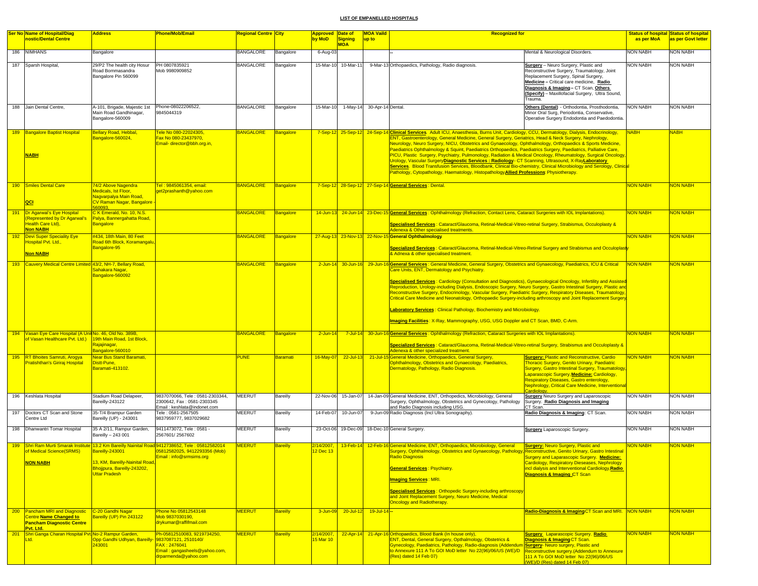## LIST OF EMPANELLED HOSPITALS

| Ser No | Name of Hospital/Diagnostic/Dental Centre | Address | Phone/Mob/Email | Regional Centre | City | Approved by MoD | Date of Signing MOA | MOA Vaild up to | Recognized for | | Status of hospital as per MoA | Status of hospital as per Govt letter |
|---|---|---|---|---|---|---|---|---|---|---|---|---|
| 186 | NIMHANS | Bangalore | | BANGALORE | Bangalore | 6-Aug-03 | | | -- | Mental & Neurological Disorders. | NON NABH | NON NABH |
| 187 | Sparsh Hospital, | 29/P2 The health city Hosur Road Bommasandra Bangalore Pin 560099 | PH 0807835921 Mob 9980909852 | BANGALORE | Bangalore | 15-Mar-10 | 10-Mar-11 | 9-Mar-13 | Orthopaedics, Pathology, Radio diagnosis. | **Surgery** – Neuro Surgery, Plastic and Reconstructive Surgery, Traumatology, Joint Replacement Surgery, Spinal Surgery, **Medicine** – Critical care medicine, **Radio Diagnosis & Imaging** – CT Scan, **Others (Specify)** – Maxillofacial Surgery, Ultra Sound, Trauma. | NON NABH | NON NABH |
| 188 | Jain Dental Centre, | A-101, Brigade, Majestic 1st Main Road Gandhinagar, Bangalore-560009 | Phone-08022206522, 9845044319 | BANGALORE | Bangalore | 15-Mar-10 | 1-May-14 | 30-Apr-14 | Dental. | **Others (Dental)** - Orthodontia, Prosthodontia, Minor Oral Surg, Periodontia, Conservative, Operative Surgery Endodontia and Paedodontia. | NON NABH | NON NABH |
| 189 | Bangalore Baptist Hospital<br><br>**NABH** | Bellary Road, Hebbal, Bangalore-560024, | Tele No 080-22024305, Fax No 080-23437970, Email- director@bbh.org.in, | BANGALORE | Bangalore | 7-Sep-12 | 25-Sep-12 | 24-Sep-14 | **Clinical Services**. Adult ICU, Anaesthesia, Burns Unit, Cardiology, CCU, Dermatology, Dialysis, Endocrinology, ENT, Gastroenterology, General Medicine, General Surgery, Geriatrics, Head & Neck Surgery, Nephrology, Neurology, Neuro Surgery, NICU, Obstetrics and Gynaecology, Ophthalmology, Orthopaedics & Sports Medicine, Paediatrics Ophthalmology & Squint, Paediatrics Orthopaedics, Paediatrics Surgery, Paediatrics, Palliative Care, PICU, Plastic Surgery, Psychiatry, Pulmonology, Radiation & Medical Oncology, Rheumatology, Surgical Oncology, Urology, Vascular Surgery**Diagnostic Services : Radiology**- CT Scanning, Ultrasound, X-Ray**Laboratory Services**. Blood Transfusion Services, Bloodbank, Clinical Bio-chemistry, Clinical Microbiology and Serology, Clinical Pathology, Cytopathology, Haematology, Histopathology**Allied Professions** Physiotherapy. | | NABH | NABH |
| 190 | Smiles Dental Care<br><br>**QCI** | 74/2 Above Nagendra Medicals, Ist Floor, Nagvarpalya Main Road, CV Raman Nagar, Bangalore - 560093. | Tel : 9845061354, email: get2prashanth@yahoo.com | BANGALORE | Bangalore | 7-Sep-12 | 28-Sep-12 | 27-Sep-14 | **General Services** : Dental. | | NON NABH | NON NABH |
| 191 | Dr Agarwal's Eye Hospital (Represented by Dr Agarwal's Health Care Ltd), **Non NABH** | C K Emerald, No. 10, N.S. Palya, Bannergahatta Road, Bangalore | | BANGALORE | Bangalore | 14-Jun-13 | 24-Jun-14 | 23-Dec-15 | **General Services** : Ophthalmology (Refraction, Contact Lens, Cataract Surgeries with IOL Implantations).<br><br>**Specialised Services** : Cataract/Glaucoma, Retinal-Medical-Vitreo-retinal Surgery, Strabismus, Occuloplasty & Adenexa & Other specialised treatments. | | NON NABH | NON NABH |
| 192 | Devi Super Speciality Eye Hospital Pvt. Ltd.,<br><br>**Non NABH** | #434, 18th Main, 80 Feet Road 6th Block, Koramangalu, Bangalore-95 | | BANGALORE | Bangalore | 27-Aug-13 | 23-Nov-13 | 22-Nov-15 | **General Ophthalmology**.<br><br>**Specialized Services** : Cataract/Glaucoma, Retinal-Medical-Vitreo-Retinal Surgery and Strabismus and Occuloplasty & Adnexa & other specialised treatment. | | NON NABH | NON NABH |
| 193 | Cauvery Medical Centre Limited | 43/2, NH-7, Bellary Road, Sahakara Nagar, Bangalore-560092 | | BANGALORE | Bangalore | 2-Jun-14 | 30-Jun-16 | 29-Jun-16 | **General Services** : General Medicine, General Surgery, Obstetrics and Gynaecology, Paediatrics, ICU & Critical Care Units, ENT, Dermatology and Psychiatry.<br><br>**Specialised Services** : Cardiology (Consultation and Diagnostics), Gynaecological Oncology, Infertility and Assisted Reproduction, Urology-including Dialysis, Endoscopic Surgery, Neuro Surgery, Gastro Intestinal Surgery, Plastic and Reconstructive Surgery, Endocrinology, Vascular Surgery, Paediatric Surgery, Respiratory Diseases, Traumatology, Critical Care Medicine and Neonatology, Orthopaedic Surgery-including arthroscopy and Joint Replacement Surgery.<br><br>**Laboratory Services** : Clinical Pathology, Biochemistry and Microbiology.<br><br>**Imaging Facilities** : X-Ray, Mammography, USG, USG Doppler and CT Scan, BMD, C-Arm. | | NON NABH | NON NABH |
| 194 | Vasan Eye Care Hospital (A Unit of Vasan Healthcare Pvt. Ltd.) | No. 46, Old No. 389B, 19th Main Road, 1st Block, Rajajinagar, Bangalore-560010 | | BANGALORE | Bangalore | 2-Jun-14 | 7-Jul-14 | 30-Jun-16 | **General Services** : Ophthalmology (Refraction, Cataract Surgeries with IOL Implantations).<br><br>**Specialised Services** : Cataract/Glaucoma, Retinal-Medical-Vitreo-retinal Surgery, Strabismus and Occuloplasty & Adenexa & other specialized treatment. | | NON NABH | NON NABH |
| 195 | RT Bhoites Samruti, Arogya Pratishthan's Giriraj Hospital | Near Bus Stand Baramati, Distt-Pune, Baramati-413102. | | PUNE | Baramati | 16-May-07 | 22-Jul-13 | 21-Jul-15 | General Medicine, Orthopaedics, General Surgery, Ophthalmology, Obstetrics and Gynaecology, Paediatrics, Dermatology, Pathology, Radio Diagnosis. | **Surgery:** Plastic and Reconstructive, Cardio Thoracic Surgery, Genito Urinary, Paediatric Surgery, Gastro Intestinal Surgery, Traumatology, Laparascopic Surgery,**Medicine:** Cardiology, Respiratory Diseases, Gastro enterology, Nephrology, Critical Care Medicine, Interventional Cardiology. | NON NABH | NON NABH |
| 196 | Keshlata Hospital | Stadium Road Delapeer, Bareilly-243122 | 9837070066, Tele : 0581-2303344, 2300642, Fax : 0581-2303345 Email : keshlata@indonet.com | MEERUT | Bareilly | 22-Nov-06 | 15-Jan-07 | 14-Jan-09 | General Medicine, ENT, Orthopedics, Microbiology, General Surgery, Ophthalmology, Obstetrics and Gynecology, Pathology and Radio Diagnosis including USG. | **Surgery** Neuro Surgery and Laparoscopic Surgery. **Radio Diagnosis and Imaging** CT Scan. | NON NABH | NON NABH |
| 197 | Doctors CT Scan and Stone Centre Ltd | 35-T/4 Brampur Garden Bareilly (UP) - 243001 | Tele : 0581-2567505 9837959777, 9837029682 | MEERUT | Bareilly | 14-Feb-07 | 10-Jun-07 | 9-Jun-09 | Radio Diagnosis (Incl Ultra Sonography). | **Radio Diagnosis & Imaging** : CT Scan. | NON NABH | NON NABH |
| 198 | Dhanwantri Tomar Hospital | 35 A 2/11, Rampur Garden, Bareilly – 243 001 | 9411473072, Tele : 0581 - 2567601/ 2567602 | MEERUT | Bareilly | 23-Oct-06 | 19-Dec-09 | 18-Dec-10 | General Surgery. | **Surgery** Laparoscopic Surgery. | NON NABH | NON NABH |
| 199 | Shri Ram Murti Smarak Institute of Medical Science(SRMS)<br><br>**NON NABH** | 13.2 Km Bareilly Nainital Road Bareilly-243001<br><br>13, KM, Bareilly-Nainital Road, Bhojjpura, Bareilly-243202, Uttar Pradesh | 9412738652, Tele : 05812582014 05812582025, 9412293356 (Mob) Email : info@srmsims.org | MEERUT | Bareilly | 2/14/2007, 12 Dec 13 | 13-Feb-14 | 12-Feb-16 | General Medicine, ENT, Orthopaedics, Microbiology, General Surgery, Ophthalmology, Obstetrics and Gynaecology, Pathology, Radio Diagnosis<br><br>**General Services** : Psychiatry.<br><br>**Imaging Services** : MRI.<br><br>**Specialised Services** : Orthopedic Surgery-including arthroscopy and Joint Replacement Surgery, Neuro Medicine, Medical Oncology and Radiotherapy. | **Surgery:** Neuro Surgery, Plastic and Reconstructive, Genito Urinary, Gastro Intestinal Surgery and Laparascopic Surgery. **Medicine:** Cardiology, Respiratory Dieseases, Nephrology incl dialysis and Interventional Cardiology,**Radio Diagnosis & Imaging :**CT Scan | NON NABH | NON NABH |
| 200 | Pancham MRI and Diagnostic Centre **Name Changed to Pancham Diagnostic Centre Pvt. Ltd.** | C-20 Gandhi Nagar Bareilly (UP) Pin 243122 | Phone No 05812543148 Mob 9837030190, drykumar@raffifmail.com | MEERUT | Bareilly | 3-Jun-09 | 20-Jul-12 | 19-Jul-14 | -- | **Radio-Diagnosis & Imaging** CT Scan and MRI. | NON NABH | NON NABH |
| 201 | Shri Ganga Charan Hospital Pvt. Ltd. | No-2 Rampur Garden, Opp Gandhi Udhyan, Bareilly-243001 | Ph-05812510083, 9219734250, 9837087121, 2510140/ FAX : 2476041 Email : gangasheels@yahoo.com, drparmenda@yahoo.com | MEERUT | Bareilly | 2/14/2007, 15 Mar 10 | 22-Apr-14 | 21-Apr-16 | Orthopaedics, Blood Bank (In house only), ENT, Dental, General Surgery, Opthalmology, Obstetrics & Gynecology, Paediatrics, Pathology, Radio-diagnosis (Addendum to Annexure 111 A To GOI MoD letter No 22(96)/06/US (WE)/D (Res) dated 14 Feb 07) | **Surgery** Laparoscopic Surgery. **Radio Diagnosis & Imaging** CT Scan. **Surgery**- Neuro surgery, Plastic and Reconstructive surgery.(Addendum to Annexure 111 A To GOI MoD letter No 22(96)/06/US (WE)/D (Res) dated 14 Feb 07) | NON NABH | NON NABH |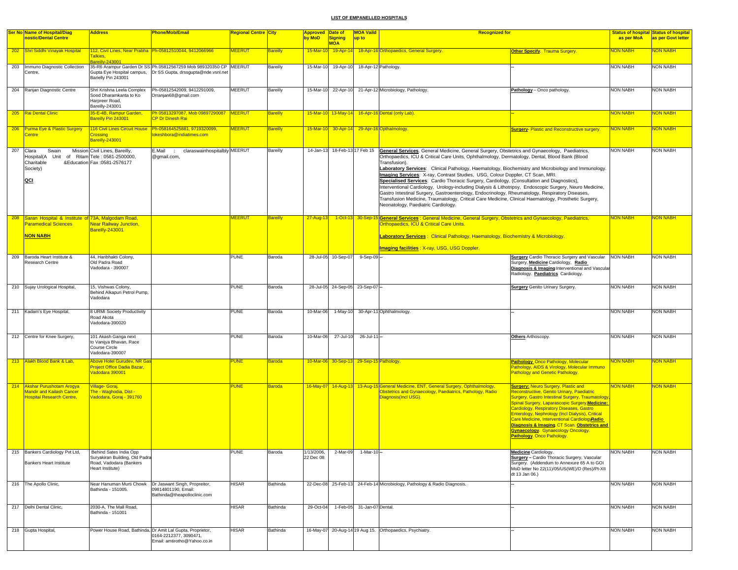## LIST OF EMPANELLED HOSPITALS

| Ser No | Name of Hospital/Diag nostic/Dental Centre | Address | Phone/Mob/Email | Regional Centre | City | Approved by MoD | Date of Signing MOA | MOA Vaild up to | Recognized for | | Status of hospital as per MoA | Status of hospital as per Govt letter |
|---|---|---|---|---|---|---|---|---|---|---|---|---|
| 202 | Shri Siddhi Vinayak Hospital | 112, Civil Lines, Near Prabha Talkies, Bareilly-243001 | Ph-05812510044, 9412066966 | MEERUT | Bareilly | 15-Mar-10 | 19-Apr-14 | 18-Apr-16 | Orthopaedics, General Surgery. | **Other Specify**. Trauma Surgery. | NON NABH | NON NABH |
| 203 | Immuno Diagnostic Collection Centre, | 35-R6 Arampur Garden Dr SS Gupta Eye Hospital campus, Barielly Pin 243001 | Ph 05812567259 Mob 989320350 CP Dr SS Gupta, drssgupta@nde.vsnl.net | MEERUT | Bareilly | 15-Mar-10 | 19-Apr-10 | 18-Apr-12 | Pathology. | -- | NON NABH | NON NABH |
| 204 | Ranjan Diagnostic Centre | Shri Krishna Leela Complex Sood Dharamkanta to Ko Harpreer Road, Bareilly-243001 | Ph-05812542009, 9412291009, Drranjan68@gmail.com | MEERUT | Bareilly | 15-Mar-10 | 22-Apr-10 | 21-Apr-12 | Microbiology, Pathology. | **Pathology** – Onco pathology. | NON NABH | NON NABH |
| 205 | Rai Dental Clinic | 35-E-4B, Rampur Garden, Bareilly Pin 243001 | Ph 05813297087, Mob 09897290087 CP Dr Dinesh Rai | MEERUT | Bareilly | 15-Mar-10 | 13-May-14 | 16-Apr-16 | Dental (only Lab). | -- | NON NABH | NON NABH |
| 206 | Purma Eye & Plastic Surgery Centre | 116 Civil Lines Circuit House Crossing Bareilly-243001 | Ph-058164525881, 9719320099, lokeshbora@indiatimes.com | MEERUT | Bareilly | 15-Mar-10 | 30-Apr-14 | 29-Apr-16 | Opthalmology. | **Surgery**- Plastic and Reconstructive surgery. | NON NABH | NON NABH |
| 207 | Clara Swain Mission Hospital(A Unit of Ritam Charitable &Education Society) **QCI** | Civil Lines, Bareilly, Tele : 0581-2500000, Fax :0581-2576177 | E.Mail : claraswainhospitalbly @gmail.com, | MEERUT | Bareilly | 14-Jan-13 | 18-Feb-13 | 17 Feb 15 | **General Services**: General Medicine, General Surgery, Obstetrics and Gynaecology, Paediatrics, Orthopaedics, ICU & Critical Care Units, Ophthalmology, Dermatology, Dental, Blood Bank (Blood Transfusion). **Laboratory Services**: Clinical Pathology, Haematology, Biochemistry and Microbiology and Immunology. **Imaging Services**: X-ray, Contrast Studies, USG, Colour Doppler, CT Scan, MRI. **Specialised Services**: Cardio Thoracic Surgery, Cardiology, (Consultation and Diagnostics), Interventional Cardiology, Urology-including Dialysis & Lithotripsy, Endoscopic Surgery, Neuro Medicine, Gastro Intestinal Surgery, Gastroenterology, Endocrinology, Rheumatology, Respiratory Diseases, Transfusion Medicine, Traumatology, Critical Care Medicine, Clinical Haematology, Prosthetic Surgery, Neonatology, Paediatric Cardiology. | | NON NABH | NON NABH |
| 208 | Saran Hospital & Institute of Paramedical Sciences **NON NABH** | 73A, Malgodam Road, Near Railway Junction, Bareilly-243001 | | MEERUT | Bareilly | 27-Aug-13 | 1-Oct-13 | 30-Sep-15 | **General Services** : General Medicine, General Surgery, Obstetrics and Gynaecology, Paediatrics, Orthopaedics, ICU & Critical Care Units. **Laboratory Services** : Clinical Pathology, Haematology, Biochemistry & Microbiology. **Imaging facilities** : X-ray, USG, USG Doppler. | | NON NABH | NON NABH |
| 209 | Baroda Heart Institute & Research Centre | 44, Haribhakti Colony, Old Padra Road Vadodara - 390007 | | PUNE | Baroda | 28-Jul-05 | 10-Sep-07 | 9-Sep-09 | -- | **Surgery** Cardio Thoracic Surgery and Vascular Surgery, **Medicine** Cardiology, **Radio Diagnosis & Imaging** Interventional and Vascular Radiology. **Paediatrics** Cardiology. | NON NABH | NON NABH |
| 210 | Sujay Urological Hospital, | 15, Vishwas Colony, Behind Alkapuri Petrol Pump, Vadodara | | PUNE | Baroda | 28-Jul-05 | 24-Sep-05 | 23-Sep-07 | -- | **Surgery** Genito Urinary Surgery. | NON NABH | NON NABH |
| 211 | Kadam's Eye Hospital, | 8 URMI Society Productivity Road Akota Vadodara-390020 | | PUNE | Baroda | 10-Mar-06 | 1-May-10 | 30-Apr-11 | Ophthalmology. | -- | NON NABH | NON NABH |
| 212 | Centre for Knee Surgery, | 101 Akash Ganga next to Vanijya Bhavan, Race Course Circle Vadodara-390007 | | PUNE | Baroda | 10-Mar-06 | 27-Jul-10 | 26-Jul-11 | -- | **Others** Arthoscopy. | NON NABH | NON NABH |
| 213 | Alakh Blood Bank & Lab, | Above Hotel Gurudev, NR Gas Project Office Dadia Bazar, Vadodara 390001 | | PUNE | Baroda | 10-Mar-06 | 30-Sep-13 | 29-Sep-15 | Pathology. | **Pathology** Onco Pathology, Molecular Pathology, AIDS & Virology, Molecular Immuno Pathology and Genetic Pathology. | NON NABH | NON NABH |
| 214 | Akshar Purushotam Arogya Mandir and Kailash Cancer Hospital Research Centre, | Village- Goraj, The - Waghodia, Dist - Vadodara, Goraj - 391760 | | PUNE | Baroda | 16-May-07 | 14-Aug-13 | 13-Aug-15 | General Medicine, ENT, General Surgery, Ophthalmology, Obstetrics and Gynaecology, Paediatrics, Pathology, Radio Diagnosis(Incl USG). | **Surgery:** Neuro Surgery, Plastic and Reconstructive, Genito Urinary, Paediatric Surgery, Gastro Intestinal Surgery, Traumatology, Spinal Surgery, Laparascopic Surgery.**Medicine:** Cardiology, Respiratory Diseases, Gastro Enterology, Nephrology (Incl Dialysis), Critical Care Medicine, Interventional Cardiology**Radio Diagnosis & Imaging**. CT Scan. **Obstetrics and Gynaecology**. Gynaecology Oncology. **Pathology**. Onco Pathology. | NON NABH | NON NABH |
| 215 | Bankers Cardiology Pvt Ltd, Bankers Heart Institute | Behind Sates India Opp Suryakiran Building, Old Padra Road, Vadodara (Bankers Heart Institute) | | PUNE | Baroda | 1/13/2006, 22 Dec 08 | 2-Mar-09 | 1-Mar-10 | -- | **Medicine** Cardiology. **Surgery** – Cardio Thoracic Surgery, Vascular Surgery. (Addendum to Annexure 65 A to GOI MoD letter No 22(11)/05/US(WE)/D (Res)/Pt-XII dt 13 Jan 06.) | NON NABH | NON NABH |
| 216 | The Apollo Clinic, | Near Hanuman Murti Chowk Bathinda - 151005. | Dr Jaswant Singh, Propreitor, 09814801190, Email: Bathinda@theapolloclinic.com | HISAR | Bathinda | 22-Dec-08 | 25-Feb-13 | 24-Feb-14 | Microbiology, Pathology & Radio Diagnosis. | -- | NON NABH | NON NABH |
| 217 | Delhi Dental Clinic, | 2030-A, The Mall Road, Bathinda - 151001 | | HISAR | Bathinda | 29-Oct-04 | 1-Feb-05 | 31-Jan-07 | Dental. | -- | NON NABH | NON NABH |
| 218 | Gupta Hospital, | Power House Road, Bathinda, | Dr Amit Lal Gupta, Proprietor, 0164-2212377, 3090471, Email: amtirotho@Yahoo.co.in | HISAR | Bathinda | 16-May-07 | 20-Aug-14 | 19 Aug 15. | Orthopaedics, Psychiatry. | -- | NON NABH | NON NABH |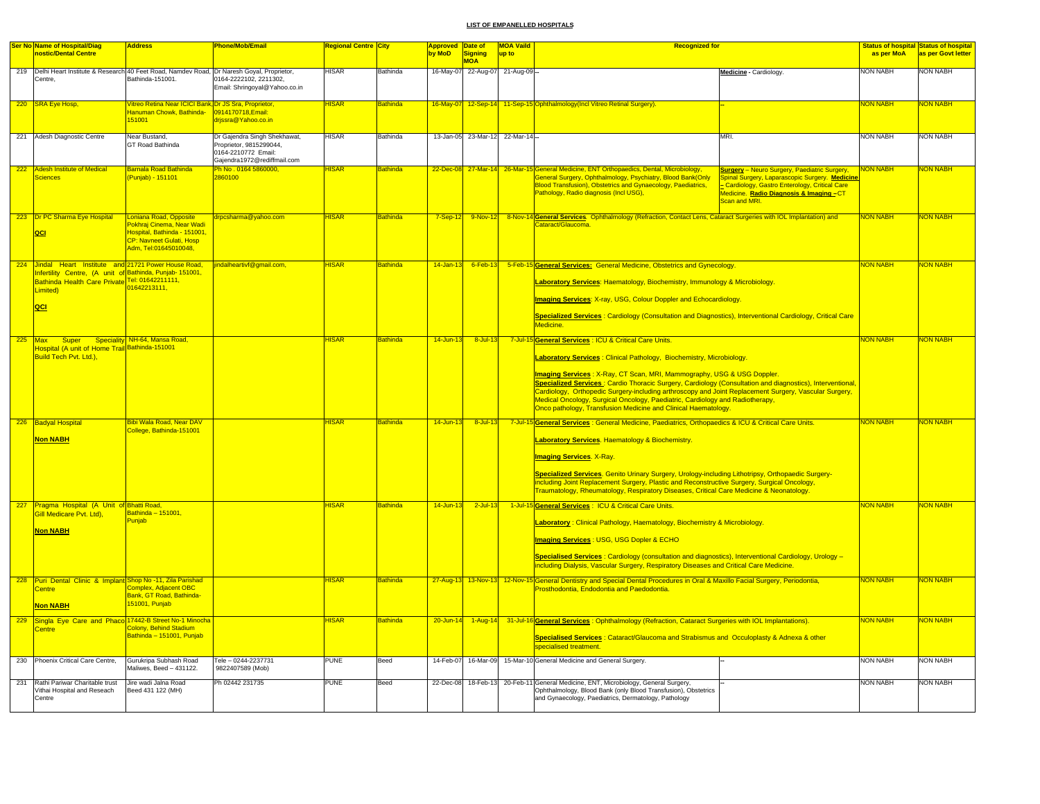# LIST OF EMPANELLED HOSPITALS

| Ser No | Name of Hospital/Diagnostic/Dental Centre | Address | Phone/Mob/Email | Regional Centre | City | Approved by MoD | Date of Signing MOA | MOA Vaild up to | Recognized for | | Status of hospital as per MoA | Status of hospital as per Govt letter |
|---|---|---|---|---|---|---|---|---|---|---|---|---|
| 219 | Delhi Heart Institute & Research Centre, | 40 Feet Road, Namdev Road, Bathinda-151001. | Dr Naresh Goyal, Proprietor, 0164-2222102, 2211302, Email: Shringoyal@Yahoo.co.in | HISAR | Bathinda | 16-May-07 | 22-Aug-07 | 21-Aug-09 | -- | **Medicine** - Cardiology. | NON NABH | NON NABH |
| 220 | SRA Eye Hosp, | Vitreo Retina Near ICICI Bank, Hanuman Chowk, Bathinda-151001 | Dr JS Sra, Proprietor, 0914170718,Email: drjssra@Yahoo.co.in | HISAR | Bathinda | 16-May-07 | 12-Sep-14 | 11-Sep-15 | Ophthalmology(Incl Vitreo Retinal Surgery). | -- | NON NABH | NON NABH |
| 221 | Adesh Diagnostic Centre | Near Bustand, GT Road Bathinda | Dr Gajendra Singh Shekhawat, Proprietor, 9815299044, 0164-2210772 Email: Gajendra1972@rediffmail.com | HISAR | Bathinda | 13-Jan-05 | 23-Mar-12 | 22-Mar-14 | -- | MRI. | NON NABH | NON NABH |
| 222 | Adesh Institute of Medical Sciences | Barnala Road Bathinda (Punjab) - 151101 | Ph No . 0164 5860000, 2860100 | HISAR | Bathinda | 22-Dec-08 | 27-Mar-14 | 26-Mar-15 | General Medicine, ENT Orthopaedics, Dental, Microbiology, General Surgery, Ophthalmology, Psychiatry, Blood Bank(Only Blood Transfusion), Obstetrics and Gynaecology, Paediatrics, Pathology, Radio diagnosis (Incl USG), | **Surgery** – Neuro Surgery, Paediatric Surgery, Spinal Surgery, Laparascopic Surgery. **Medicine** – Cardiology, Gastro Enterology, Critical Care Medicine. **Radio Diagnosis & Imaging** – CT Scan and MRI. | NON NABH | NON NABH |
| 223 | Dr PC Sharma Eye Hospital **QCI** | Loniana Road, Opposite Pokhraj Cinema, Near Wadi Hospital, Bathinda - 151001, CP: Navneet Gulati, Hosp Adm, Tel:01645010048, | drpcsharma@yahoo.com | HISAR | Bathinda | 7-Sep-12 | 9-Nov-12 | 8-Nov-14 | **General Services** Ophthalmology (Refraction, Contact Lens, Cataract Surgeries with IOL Implantation) and Cataract/Glaucoma. | | NON NABH | NON NABH |
| 224 | Jindal Heart Institute and Infertility Centre, (A unit of Bathinda Health Care Private Limited) **QCI** | 21721 Power House Road, Bathinda, Punjab- 151001, Tel: 01642211111, 01642213111, | jindalheartivf@gmail.com, | HISAR | Bathinda | 14-Jan-13 | 6-Feb-13 | 5-Feb-15 | **General Services:** General Medicine, Obstetrics and Gynecology. **Laboratory Services**: Haematology, Biochemistry, Immunology & Microbiology. **Imaging Services**: X-ray, USG, Colour Doppler and Echocardiology. **Specialized Services** : Cardiology (Consultation and Diagnostics), Interventional Cardiology, Critical Care Medicine. | | NON NABH | NON NABH |
| 225 | Max Super Speciality Hospital (A unit of Home Trail Build Tech Pvt. Ltd.), | NH-64, Mansa Road, Bathinda-151001 | | HISAR | Bathinda | 14-Jun-13 | 8-Jul-13 | 7-Jul-15 | **General Services** : ICU & Critical Care Units. **Laboratory Services** : Clinical Pathology, Biochemistry, Microbiology. **Imaging Services** : X-Ray, CT Scan, MRI, Mammography, USG & USG Doppler. **Specialized Services** : Cardio Thoracic Surgery, Cardiology (Consultation and diagnostics), Interventional, Cardiology, Orthopedic Surgery-including arthroscopy and Joint Replacement Surgery, Vascular Surgery, Medical Oncology, Surgical Oncology, Paediatric, Cardiology and Radiotherapy, Onco pathology, Transfusion Medicine and Clinical Haematology. | | NON NABH | NON NABH |
| 226 | Badyal Hospital **Non NABH** | Bibi Wala Road, Near DAV College, Bathinda-151001 | | HISAR | Bathinda | 14-Jun-13 | 8-Jul-13 | 7-Jul-15 | **General Services** : General Medicine, Paediatrics, Orthopaedics & ICU & Critical Care Units. **Laboratory Services**. Haematology & Biochemistry. **Imaging Services**. X-Ray. **Specialized Services**. Genito Urinary Surgery, Urology-including Lithotripsy, Orthopaedic Surgery-including Joint Replacement Surgery, Plastic and Reconstructive Surgery, Surgical Oncology, Traumatology, Rheumatology, Respiratory Diseases, Critical Care Medicine & Neonatology. | | NON NABH | NON NABH |
| 227 | Pragma Hospital (A Unit of Gill Medicare Pvt. Ltd), **Non NABH** | Bhatti Road, Bathinda – 151001, Punjab | | HISAR | Bathinda | 14-Jun-13 | 2-Jul-13 | 1-Jul-15 | **General Services** : ICU & Critical Care Units. **Laboratory** : Clinical Pathology, Haematology, Biochemistry & Microbiology. **Imaging Services** : USG, USG Dopler & ECHO **Specialised Services** : Cardiology (consultation and diagnostics), Interventional Cardiology, Urology – including Dialysis, Vascular Surgery, Respiratory Diseases and Critical Care Medicine. | | NON NABH | NON NABH |
| 228 | Puri Dental Clinic & Implant Centre **Non NABH** | Shop No -11, Zila Parishad Complex, Adjacent OBC Bank, GT Road, Bathinda-151001, Punjab | | HISAR | Bathinda | 27-Aug-13 | 13-Nov-13 | 12-Nov-15 | General Dentistry and Special Dental Procedures in Oral & Maxillo Facial Surgery, Periodontia, Prosthodontia, Endodontia and Paedodontia. | | NON NABH | NON NABH |
| 229 | Singla Eye Care and Phaco Centre | 17442-B Street No-1 Minocha Colony, Behind Stadium Bathinda – 151001, Punjab | | HISAR | Bathinda | 20-Jun-14 | 1-Aug-14 | 31-Jul-16 | **General Services** : Ophthalmology (Refraction, Cataract Surgeries with IOL Implantations). **Specialised Services** : Cataract/Glaucoma and Strabismus and Occuloplasty & Adnexa & other specialised treatment. | | NON NABH | NON NABH |
| 230 | Phoenix Critical Care Centre, | Gurukripa Subhash Road Maliwes, Beed – 431122. | Tele – 0244-2237731 9822407589 (Mob) | PUNE | Beed | 14-Feb-07 | 16-Mar-09 | 15-Mar-10 | General Medicine and General Surgery. | -- | NON NABH | NON NABH |
| 231 | Rathi Pariwar Charitable trust Vithai Hospital and Reseach Centre | Jire wadi Jalna Road Beed 431 122 (MH) | Ph 02442 231735 | PUNE | Beed | 22-Dec-08 | 18-Feb-13 | 20-Feb-11 | General Medicine, ENT, Microbiology, General Surgery, Ophthalmology, Blood Bank (only Blood Transfusion), Obstetrics and Gynaecology, Paediatrics, Dermatology, Pathology | -- | NON NABH | NON NABH |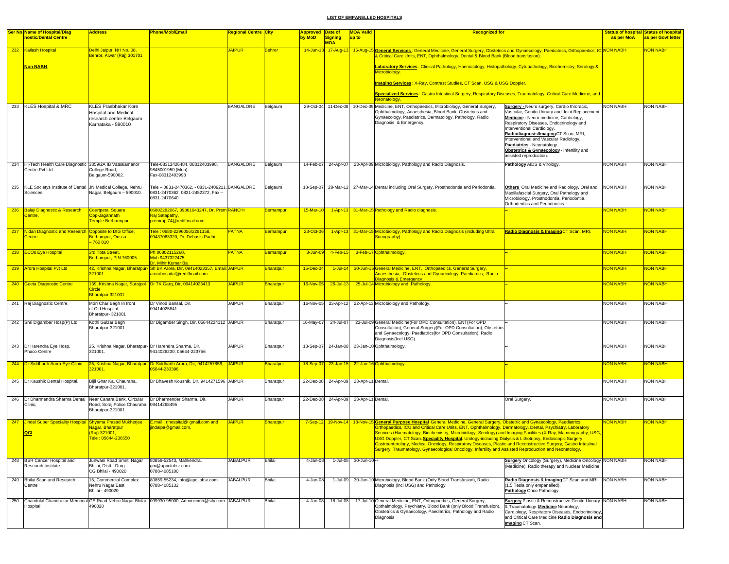**LIST OF EMPANELLED HOSPITALS**

| Ser No | Name of Hospital/Diagnostic/Dental Centre | Address | Phone/Mob/Email | Regional Centre | City | Approved by MoD | Date of Signing MOA | MOA Vaild up to | Recognized for | | Status of hospital as per MoA | Status of hospital as per Govt letter |
|---|---|---|---|---|---|---|---|---|---|---|---|---|
| 232 | Kailash Hospital **Non NABH** | Delhi Jaipur, NH No. 08, Behror, Alwar (Raj) 301701 | | JAIPUR | Behror | 14-Jun-13 | 17-Aug-13 | 16-Aug-15 | **General Services** : General Medicine, General Surgery, Obstetrics and Gynaecology, Paediatrics, Orthopaedics, ICU & Critical Care Units, ENT, Ophthalmology, Dental & Blood Bank (Blood transfusion). **Laboratory Services** : Clinical Pathology, Haematology, Histopathology, Cytopathology, Biochemistry, Serology & Microbiology. **Imaging Services** : X-Ray, Contrast Studies, CT Scan, USG & USG Doppler. **Specialized Services** : Gastro Intestinal Surgery, Respiratory Diseases, Traumatology, Critical Care Medicine, and Neonatology. | | NON NABH | NON NABH |
| 233 | KLES Hospital & MRC | KLES Prasbhakar Kore Hospital and Medical research centre Belgaum Karnataka - 590010 | | BANGALORE | Belgaum | 29-Oct-04 | 11-Dec-08 | 10-Dec-09 | Medicine, ENT, Orthopaedics, Microbiology, General Surgery, Ophthalmology, Anaesthesia, Blood Bank, Obstetrics and Gynaecology, Paediatrics, Dermatology, Pathology, Radio Diagnosis, & Emergency. | **Surgery -** Neuro surgery, Cardio throracic, Vascular, Genito Urinary and Joint Replacement. **Medicine -** Neuro medicine, Cardiology, Respiratory Diseases, Endocrinology and Interventional Cardiology. **Radiodiagnosis/Imaging** CT Scan, MRI, Interventional and Vascular Radiology. **Paediatrics** - Neonatology. **Obstetrics & Gynaecology** - Infertility and assisted reproduction. | NON NABH | NON NABH |
| 234 | Hi-Tech Health Care Diagnostic Centre Pvt Ltd | 3359/2A IB Vatsalamanor College Road, Belgaum-590002. | Tele-08312426484, 08312403998, 9845001950 (Mob) Fax-08312403998 | BANGALORE | Belgaum | 14-Feb-07 | 24-Apr-07 | 23-Apr-09 | Microbiology, Pathology and Radio Diagnosis. | **Pathology** AIDS & Virology. | NON NABH | NON NABH |
| 235 | KLE Societys Institute of Dental Sciences, | JN Medical College, Nehru Nagar, Belgaum – 590010. | Tele – 0831-2470362, - 0831-2409211, 0831-2470362, 0831-2452372, Fax – 0831-2470640 | BANGALORE | Belgaum | 18-Sep-07 | 28-Mar-12 | 27-Mar-14 | Dental including Oral Surgery, Prosthodontia and Periodontia. | **Others** Oral Medicine and Radiology, Oral and Maxillafascial Surgery, Oral Pathology and Microbiology, Prosthodontia, Periodontia, Orthodentics and Pedodontics. | NON NABH | NON NABH |
| 236 | Balaji Diagnostic & Research Centre, | Courtpeta, Square Opp-Jagannath Temple-Berharmpur | 06802282067, 09861043247, Dr. Prem Raj Satapathy, premraj_74@rediffmail.com | RANCHI | Berhampur | 15-Mar-10 | 1-Apr-13 | 31-Mar-15 | Pathology and Radio diagnosis. | -- | NON NABH | NON NABH |
| 237 | Nidan Diagnostic and Research Centre | Opposite to DIG Office, Berhampur, Orissa – 760 010 | Tele : 0680-2296056/2291158, 09437063320, Dr. Debasis Padhi | PATNA | Berhampur | 23-Oct-06 | 1-Apr-13 | 31-Mar-15 | Microbiology, Pathology and Radio Diagnosis (including Ultra Sonography). | **Radio Diagnosis & Imaging** CT Scan, MRI. | NON NABH | NON NABH |
| 238 | ECOs Eye Hospital | 3rd Tota Street, Berhampur, PIN 760005 | Ph 06802115260, Mob 9437322475, Dr. Mihir Kumar Bai | PATNA | Berhampur | 3-Jun-09 | 4-Feb-15 | 3-Feb-17 | Ophthalmology. | -- | NON NABH | NON NABH |
| 239 | Arora Hospital Pvt Ltd | 42, Krishna Nagar, Bharatpur-321001 | Sh BK Arora, Dir, 09414023357, Email: arorahospital@rediffmail.com | JAIPUR | Bharatpur | 15-Dec-04 | 1-Jul-14 | 30-Jun-15 | General Medicine, ENT, Orthopaedics, General Surgery, Anaesthesia, Obstetrics and Gynaecology, Paediatrics, Radio Diagnosis & Emergency | -- | NON NABH | NON NABH |
| 240 | Geeta Diagnostic Centre | 139, Krishna Nagar, Surajpol Circle Bharatpur 321001 | Dr TK Garg, Dir, 09414023413 | JAIPUR | Bharatpur | 16-Nov-05 | 26-Jul-13 | 25-Jul-14 | Microbiology and Pathology. | -- | NON NABH | NON NABH |
| 241 | Raj Diagnostic Centre, | Mori Char Bagh In front of Old Hospital, Bharatpur- 321001 | Dr Vinod Bansal, Dir, 09414025841 | JAIPUR | Bharatpur | 16-Nov-05 | 23-Apr-12 | 22-Apr-13 | Microbiology and Pathology. | -- | NON NABH | NON NABH |
| 242 | Shri Digamber Hosp(P) Ltd, | Kothi Gulzar Bagh Bharatpur-321001 | Dr Digamber Singh, Dir, 05644224112 | JAIPUR | Bharatpur | 16-May-07 | 24-Jul-07 | 23-Jul-09 | General Medicine(For OPD Consultation), ENT(For OPD Consultation), General Surgery(For OPD Consultation), Obstetrics and Gynaecology, Paediatrics(for OPD Consultation), Radio Diagnosis(Incl USG). | -- | NON NABH | NON NABH |
| 243 | Dr Harendra Eye Hosp, Phaco Centre | 25, Krishna Nagar, Bharatpur-321001. | Dr Harendra Sharma, Dir, 9414026230, 05644-223756 | JAIPUR | Bharatpur | 18-Sep-07 | 24-Jan-08 | 23-Jan-10 | Ophthalmology. | -- | NON NABH | NON NABH |
| 244 | Dr Siddharth Arora Eye Clinic | 25, Krishna Nagar, Bharatpur-321001. | Dr Siddharth Arora, Dir, 9414257856, 05644-233396 | JAIPUR | Bharatpur | 18-Sep-07 | 23-Jan-15 | 22-Jan-16 | Ophthalmology. | -- | NON NABH | NON NABH |
| 245 | Dr Kaushik Dental Hospital, | Bijli Ghar Ka, Chauraha, Bharatpur-321001, | Dr Bhavesh Koushik, Dir, 9414271596 | JAIPUR | Bharatpur | 22-Dec-08 | 24-Apr-09 | 23-Apr-11 | Dental. | -- | NON NABH | NON NABH |
| 246 | Dr Dharmendra Sharma Dental Clinic, | Near Canara Bank, Circular Road, Soraj Police Chauraha, Bharatpur-321001 | Dr Dharmender Sharma, Dir, 09414268495 | JAIPUR | Bharatpur | 22-Dec-08 | 24-Apr-09 | 23-Apr-11 | Dental. | Oral Surgery. | NON NABH | NON NABH |
| 247 | Jindal Super Speciality Hospital **QCI** | Shyama Prasad Mukherjee Nagar, Bharatpur (Raj)-321001, Tele : 05644-236550 | E.mail : rjhospital@ gmail.com and jindalpa@gmail.com, | JAIPUR | Bharatpur | 7-Sep-12 | 19-Nov-14 | 18-Nov-15 | **General Purpose Hospital** General Medicine, General Surgery, Obstetric and Gynaecology, Paediatrics, Orthopaedics, ICU and Critical Care Units, ENT, Ophthalmology, Dermatology, Dental, Psychiatry, Laboratory Services (Haematology, Biochemistry, Microbiology, Serology) and Imaging Facilities (X-Ray, Mammography, USG, USG Doppler, CT Scan. **Speciality Hospital** Urology-including Dialysis & Lithotripsy, Endoscopic Surgery, Gastroenterology, Medical Oncology, Respiratory Diseases, Plastic and Reconstructive Surgery, Gastro Intestinal Surgery, Traumatology, Gynaecological Oncology, Infertility and Assisted Reproduction and Neonatology. | | NON NABH | NON NABH |
| 248 | BSR Cancer Hospital and Research Institute | Junwani Road Smriti Nagar Bhilai, Distt - Durg CG Bhilai - 490020 | 80859-52543, Mahkendra. gm@appolobsr.com 0788-4085100 | JABALPUR | Bhilai | 4-Jan-08 | 1-Jul-08 | 30-Jun-10 | -- | **Surgery** Oncology (Surgery), Medicine Oncology (Medicine), Radio therapy and Nuclear Medicine. | NON NABH | NON NABH |
| 249 | Bhilai Scan and Research Centre | 15, Commercial Complex Nehru Nagar East Bhilai - 490020 | 80859-55234, info@apollobsr.com 0788-4085132 | JABALPUR | Bhilai | 4-Jan-08 | 1-Jul-09 | 30-Jun-10 | Microbiology, Blood Bank (Only Blood Transfusion), Radio Diagnosis (incl USG) and Pathology | **Radio Diagnosis & Imaging** CT Scan and MRI (1.5 Tesla only empanelled). **Pathology** Onco Pathology. | NON NABH | NON NABH |
| 250 | Chandulal Chandrakar Memorial Hospital | GE Road Nehru Nagar Bhilai - 490020 | 099930-95000, Adminccmh@sify.com | JABALPUR | Bhilai | 4-Jan-08 | 18-Jul-08 | 17-Jul-10 | General Medicine, ENT, Orthopaedics, General Surgery, Opthalmology, Psychiatry, Blood Bank (only Blood Transfusion), Obstetrics & Gynaecology, Paediatrics, Pathology and Radio Diagnosis | **Surgery** Plastic & Reconstructive Genito Urinary & Traumatology. **Medicine** Neurology, Cardiology, Respiratory Diseases, Endocrinology, and Critical Care Medicine **Radio Diagnosis and Imaging** CT Scan. | NON NABH | NON NABH |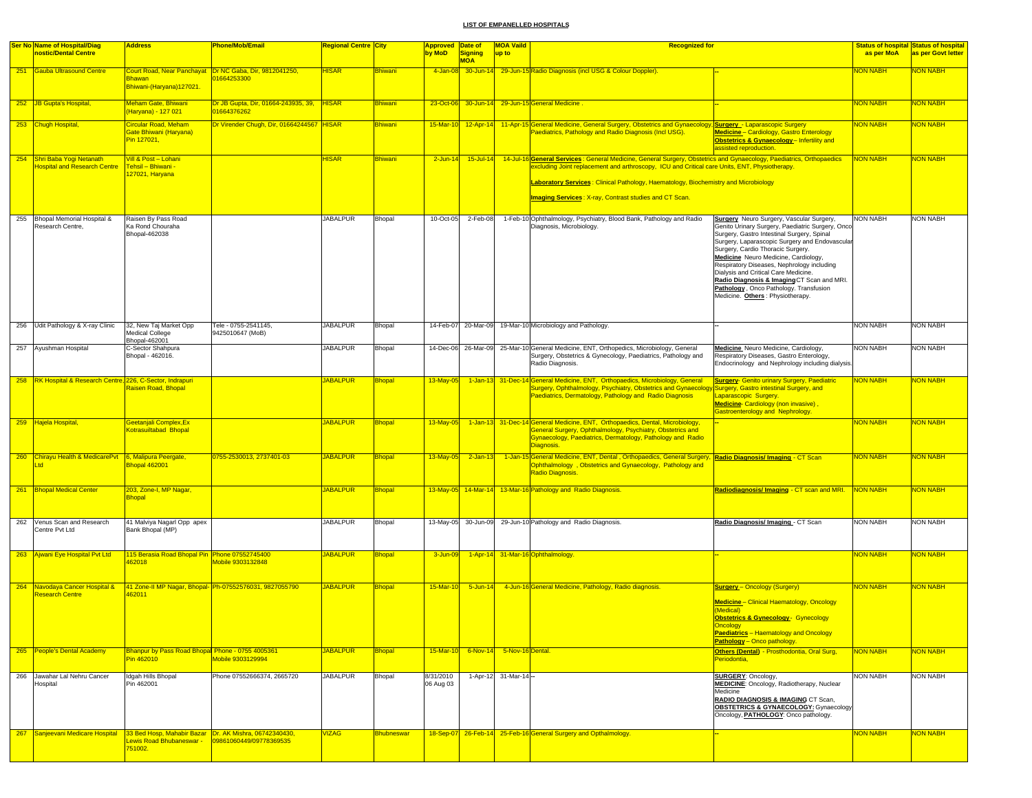## LIST OF EMPANELLED HOSPITALS

| Ser No | Name of Hospital/Diagnostic/Dental Centre | Address | Phone/Mob/Email | Regional Centre | City | Approved by MoD | Date of Signing MOA | MOA Vaild up to | Recognized for | | Status of hospital as per MoA | Status of hospital as per Govt letter |
|---|---|---|---|---|---|---|---|---|---|---|---|---|
| 251 | Gauba Ultrasound Centre | Court Road, Near Panchayat Bhawan Bhiwani-(Haryana)127021. | Dr NC Gaba, Dir, 9812041250, 01664253300 | HISAR | Bhiwani | 4-Jan-08 | 30-Jun-14 | 29-Jun-15 | Radio Diagnosis (incl USG & Colour Doppler). | -- | NON NABH | NON NABH |
| 252 | JB Gupta's Hospital, | Meham Gate, Bhiwani (Haryana) - 127 021 | Dr JB Gupta, Dir, 01664-243935, 39, 01664376262 | HISAR | Bhiwani | 23-Oct-06 | 30-Jun-14 | 29-Jun-15 | General Medicine . | -- | NON NABH | NON NABH |
| 253 | Chugh Hospital, | Circular Road, Meham Gate Bhiwani (Haryana) Pin 127021, | Dr Virender Chugh, Dir, 01664244567 | HISAR | Bhiwani | 15-Mar-10 | 12-Apr-14 | 11-Apr-15 | General Medicine, General Surgery, Obstetrics and Gynaecology, Paediatrics, Pathology and Radio Diagnosis (Incl USG). | **Surgery** - Laparascopic Surgery **Medicine** – Cardiology, Gastro Enterology **Obstetrics & Gynaecology** – Infertility and assisted reproduction. | NON NABH | NON NABH |
| 254 | Shri Baba Yogi Netanath Hospital and Research Centre | Vill & Post – Lohani Tehsil – Bhiwani - 127021, Haryana | | HISAR | Bhiwani | 2-Jun-14 | 15-Jul-14 | 14-Jul-16 | **General Services** : General Medicine, General Surgery, Obstetrics and Gynaecology, Paediatrics, Orthopaedics excluding Joint replacement and arthroscopy, ICU and Critical care Units, ENT, Physiotherapy. **Laboratory Services** : Clinical Pathology, Haematology, Biochemistry and Microbiology **Imaging Services** : X-ray, Contrast studies and CT Scan. | | NON NABH | NON NABH |
| 255 | Bhopal Memorial Hospital & Research Centre, | Raisen By Pass Road Ka Rond Chouraha Bhopal-462038 | | JABALPUR | Bhopal | 10-Oct-05 | 2-Feb-08 | 1-Feb-10 | Ophthalmology, Psychiatry, Blood Bank, Pathology and Radio Diagnosis, Microbiology. | **Surgery** Neuro Surgery, Vascular Surgery, Genito Urinary Surgery, Paediatric Surgery, Onco Surgery, Gastro Intestinal Surgery, Spinal Surgery, Laparascopic Surgery and Endovascular Surgery, Cardio Thoracic Surgery. **Medicine** Neuro Medicine, Cardiology, Respiratory Diseases, Nephrology including Dialysis and Critical Care Medicine. **Radio Diagnosis & Imaging** CT Scan and MRI. **Pathology** , Onco Pathology. Transfusion Medicine. **Others** : Physiotherapy. | NON NABH | NON NABH |
| 256 | Udit Pathology & X-ray Clinic | 32, New Taj Market Opp Medical College Bhopal-462001 | Tele - 0755-2541145, 9425010647 (MoB) | JABALPUR | Bhopal | 14-Feb-07 | 20-Mar-09 | 19-Mar-10 | Microbiology and Pathology. | -- | NON NABH | NON NABH |
| 257 | Ayushman Hospital | C-Sector Shahpura Bhopal - 462016. | | JABALPUR | Bhopal | 14-Dec-06 | 26-Mar-09 | 25-Mar-10 | General Medicine, ENT, Orthopedics, Microbiology, General Surgery, Obstetrics & Gynecology, Paediatrics, Pathology and Radio Diagnosis. | **Medicine** Neuro Medicine, Cardiology, Respiratory Diseases, Gastro Enterology, Endocrinology and Nephrology including dialysis. | NON NABH | NON NABH |
| 258 | RK Hospital & Research Centre, | 226, C-Sector, Indrapuri Raisen Road, Bhopal | | JABALPUR | Bhopal | 13-May-05 | 1-Jan-13 | 31-Dec-14 | General Medicine, ENT, Orthopaedics, Microbiology, General Surgery, Ophthalmology, Psychiatry, Obstetrics and Gynaecology, Paediatrics, Dermatology, Pathology and Radio Diagnosis | **Surgery**- Genito urinary Surgery, Paediatric Surgery, Gastro intestinal Surgery, and Laparascopic Surgery. **Medicine**- Cardiology (non invasive) , Gastroenterology and Nephrology. | NON NABH | NON NABH |
| 259 | Hajela Hospital, | Geetanjali Complex,Ex Kotrasultabad Bhopal | | JABALPUR | Bhopal | 13-May-05 | 1-Jan-13 | 31-Dec-14 | General Medicine, ENT, Orthopaedics, Dental, Microbiology, General Surgery, Ophthalmology, Psychiatry, Obstetrics and Gynaecology, Paediatrics, Dermatology, Pathology and Radio Diagnosis. | -- | NON NABH | NON NABH |
| 260 | Chirayu Health & MedicarePvt Ltd | 6, Malipura Peergate, Bhopal 462001 | 0755-2530013, 2737401-03 | JABALPUR | Bhopal | 13-May-05 | 2-Jan-13 | 1-Jan-15 | General Medicine, ENT, Dental , Orthopaedics, General Surgery, Ophthalmology , Obstetrics and Gynaecology, Pathology and Radio Diagnosis. | **Radio Diagnosis/ Imaging** - CT Scan | NON NABH | NON NABH |
| 261 | Bhopal Medical Center | 203, Zone-I, MP Nagar, Bhopal | | JABALPUR | Bhopal | 13-May-05 | 14-Mar-14 | 13-Mar-16 | Pathology and Radio Diagnosis. | **Radiodiagnosis/ Imaging** - CT scan and MRI. | NON NABH | NON NABH |
| 262 | Venus Scan and Research Centre Pvt Ltd | 41 Malviya Nagarl Opp apex Bank Bhopal (MP) | | JABALPUR | Bhopal | 13-May-05 | 30-Jun-09 | 29-Jun-10 | Pathology and Radio Diagnosis. | **Radio Diagnosis/ Imaging** - CT Scan | NON NABH | NON NABH |
| 263 | Ajwani Eye Hospital Pvt Ltd | 115 Berasia Road Bhopal Pin 462018 | Phone 07552745400 Mobile 9303132848 | JABALPUR | Bhopal | 3-Jun-09 | 1-Apr-14 | 31-Mar-16 | Ophthalmology. | -- | NON NABH | NON NABH |
| 264 | Navodaya Cancer Hospital & Research Centre | 41 Zone-II MP Nagar, Bhopal-462011 | Ph-07552576031, 9827055790 | JABALPUR | Bhopal | 15-Mar-10 | 5-Jun-14 | 4-Jun-16 | General Medicine, Pathology, Radio diagnosis. | **Surgery** – Oncology (Surgery) **Medicine** – Clinical Haematology, Oncology (Medical) **Obstetrics & Gynecology** - Gynecology Oncology **Paediatrics** – Haematology and Oncology **Pathology** – Onco pathology. | NON NABH | NON NABH |
| 265 | People's Dental Academy | Bhanpur by Pass Road Bhopal Pin 462010 | Phone - 0755 4005361 Mobile 9303129994 | JABALPUR | Bhopal | 15-Mar-10 | 6-Nov-14 | 5-Nov-16 | Dental. | **Others (Dental)** - Prosthodontia, Oral Surg, Periodontia, | NON NABH | NON NABH |
| 266 | Jawahar Lal Nehru Cancer Hospital | Idgah Hills Bhopal Pin 462001 | Phone 07552666374, 2665720 | JABALPUR | Bhopal | 8/31/2010 06 Aug 03 | 1-Apr-12 | 31-Mar-14 | -- | **SURGERY**: Oncology, **MEDICINE**: Oncology, Radiotherapy, Nuclear Medicine **RADIO DIAGNOSIS & IMAGING** CT Scan, **OBSTETRICS & GYNAECOLOGY:** Gynaecology Oncology, **PATHOLOGY**: Onco pathology. | NON NABH | NON NABH |
| 267 | Sanjeevani Medicare Hospital | 33 Bed Hosp, Mahabir Bazar Lewis Road Bhubaneswar - 751002. | Dr. AK Mishra, 06742340430, 09861060449/09778369535 | VIZAG | Bhubneswar | 18-Sep-07 | 26-Feb-14 | 25-Feb-16 | General Surgery and Opthalmology. | -- | NON NABH | NON NABH |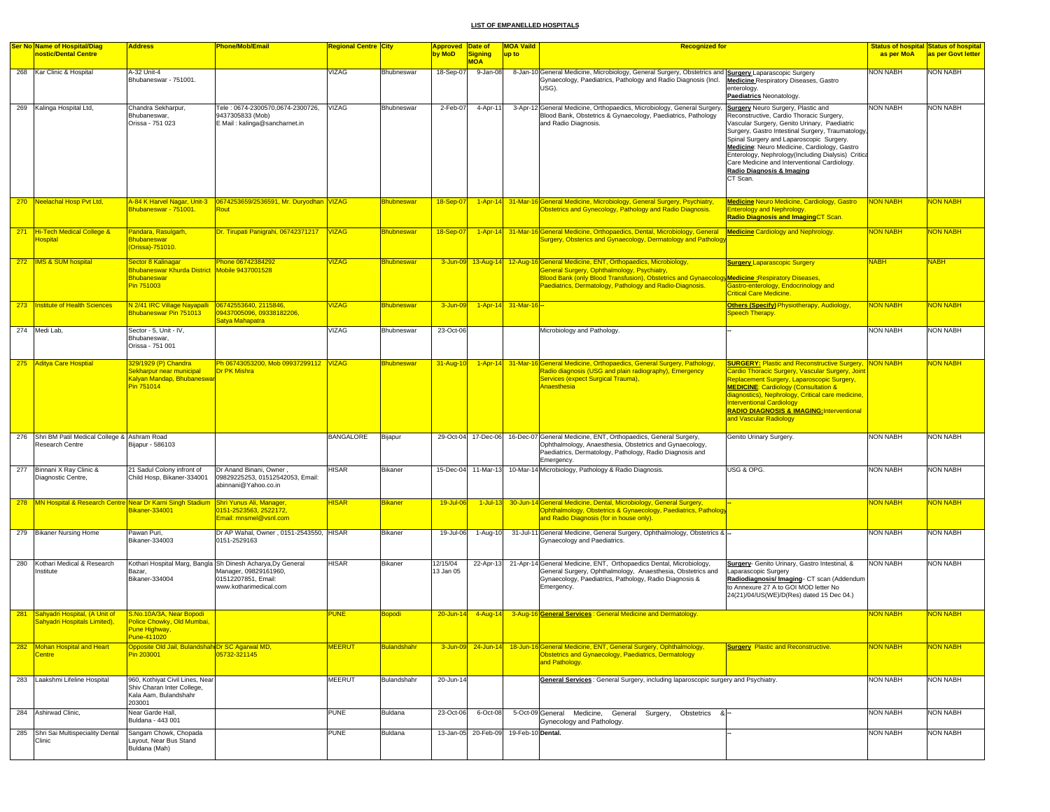**LIST OF EMPANELLED HOSPITALS**

| Ser No | Name of Hospital/Diagnostic/Dental Centre | Address | Phone/Mob/Email | Regional Centre | City | Approved by MoD | Date of Signing MOA | MOA Vaild up to | Recognized for | | Status of hospital as per MoA | Status of hospital as per Govt letter |
|---|---|---|---|---|---|---|---|---|---|---|---|---|
| 268 | Kar Clinic & Hospital | A-32 Unit-4 Bhubaneswar - 751001. | | VIZAG | Bhubneswar | 18-Sep-07 | 9-Jan-08 | 8-Jan-10 | General Medicine, Microbiology, General Surgery, Obstetrics and Gynaecology, Paediatrics, Pathology and Radio Diagnosis (Incl. USG). | **Surgery** Laparascopic Surgery **Medicine** Respiratory Diseases, Gastro enterology. **Paediatrics** Neonatology. | NON NABH | NON NABH |
| 269 | Kalinga Hospital Ltd, | Chandra Sekharpur, Bhubaneswar, Orissa - 751 023 | Tele : 0674-2300570,0674-2300726, 9437305833 (Mob) E Mail : kalinga@sancharnet.in | VIZAG | Bhubneswar | 2-Feb-07 | 4-Apr-11 | 3-Apr-12 | General Medicine, Orthopaedics, Microbiology, General Surgery, Blood Bank, Obstetrics & Gynaecology, Paediatrics, Pathology and Radio Diagnosis. | **Surgery** Neuro Surgery, Plastic and Reconstructive, Cardio Thoracic Surgery, Vascular Surgery, Genito Urinary, Paediatric Surgery, Gastro Intestinal Surgery, Traumatology, Spinal Surgery and Laparoscopic Surgery. **Medicine**: Neuro Medicine, Cardiology, Gastro Enterology, Nephrology(Including Dialysis) Critical Care Medicine and Interventional Cardiology. **Radio Diagnosis & Imaging** CT Scan. | NON NABH | NON NABH |
| 270 | Neelachal Hosp Pvt Ltd, | A-84 K Harvel Nagar, Unit-3 Bhubaneswar - 751001. | 0674253659/2536591, Mr. Duryodhan Rout | VIZAG | Bhubneswar | 18-Sep-07 | 1-Apr-14 | 31-Mar-16 | General Medicine, Microbiology, General Surgery, Psychiatry, Obstetrics and Gynecology, Pathology and Radio Diagnosis. | **Medicine** Neuro Medicine, Cardiology, Gastro Enterology and Nephrology. **Radio Diagnosis and Imaging** CT Scan. | NON NABH | NON NABH |
| 271 | Hi-Tech Medical College & Hospital | Pandara, Rasulgarh, Bhubaneswar (Orissa)-751010. | Dr. Tirupati Panigrahi, 06742371217 | VIZAG | Bhubneswar | 18-Sep-07 | 1-Apr-14 | 31-Mar-16 | General Medicine, Orthopaedics, Dental, Microbiology, General Surgery, Obsterics and Gynaecology, Dermatology and Pathology | **Medicine** Cardiology and Nephrology. | NON NABH | NON NABH |
| 272 | IMS & SUM hospital | Sector 8 Kalinagar Bhubaneswar Khurda District Bhubaneswar Pin 751003 | Phone 06742384292 Mobile 9437001528 | VIZAG | Bhubneswar | 3-Jun-09 | 13-Aug-14 | 12-Aug-16 | General Medicine, ENT, Orthopaedics, Microbiology, General Surgery, Ophthalmology, Psychiatry, Blood Bank (only Blood Transfusion), Obstetrics and Gynaecology Paediatrics, Dermatology, Pathology and Radio-Diagnosis. | **Surgery** Laparascopic Surgery **Medicine** :Respiratory Diseases, Gastro-enterology, Endocrinology and Critical Care Medicine. | NABH | NABH |
| 273 | Institute of Health Sciences | N 2/41 IRC Village Nayapalli Bhubaneswar Pin 751013 | 06742553640, 2115846, 09437005096, 09338182206, Satya Mahapatra | VIZAG | Bhubneswar | 3-Jun-09 | 1-Apr-14 | 31-Mar-16 | -- | **Others (Specify)** Physiotherapy, Audiology, Speech Therapy. | NON NABH | NON NABH |
| 274 | Medi Lab, | Sector - 5, Unit - IV, Bhubaneswar, Orissa - 751 001 | | VIZAG | Bhubneswar | 23-Oct-06 | | | Microbiology and Pathology. | -- | NON NABH | NON NABH |
| 275 | Aditya Care Hosptial | 329/1929 (P) Chandra Sekharpur near municipal Kalyan Mandap, Bhubaneswar Pin 751014 | Ph 06743053200, Mob 09937299112 Dr PK Mishra | VIZAG | Bhubneswar | 31-Aug-10 | 1-Apr-14 | 31-Mar-16 | General Medicine, Orthopaedics, General Surgery, Pathology, Radio diagnosis (USG and plain radiography), Emergency Services (expect Surgical Trauma), Anaesthesia | **SURGERY:** Plastic and Reconstructive Surgery, Cardio Thoracic Surgery, Vascular Surgery, Joint Replacement Surgery, Laparoscopic Surgery, **MEDICINE**: Cardiology (Consultation & diagnostics), Nephrology, Critical care medicine, Interventional Cardiology **RADIO DIAGNOSIS & IMAGING:** Interventional and Vascular Radiology | NON NABH | NON NABH |
| 276 | Shri BM Patil Medical College & Research Centre | Ashram Road Bijapur - 586103 | | BANGALORE | Bijapur | 29-Oct-04 | 17-Dec-06 | 16-Dec-07 | General Medicine, ENT, Orthopaedics, General Surgery, Ophthalmology, Anaesthesia, Obstetrics and Gynaecology, Paediatrics, Dermatology, Pathology, Radio Diagnosis and Emergency. | Genito Urinary Surgery. | NON NABH | NON NABH |
| 277 | Binnani X Ray Clinic & Diagnostic Centre, | 21 Sadul Colony infront of Child Hosp, Bikaner-334001 | Dr Anand Binani, Owner , 09829225253, 01512542053, Email: abinnani@Yahoo.co.in | HISAR | Bikaner | 15-Dec-04 | 11-Mar-13 | 10-Mar-14 | Microbiology, Pathology & Radio Diagnosis. | USG & OPG. | NON NABH | NON NABH |
| 278 | MN Hospital & Research Centre | Near Dr Karni Singh Stadium Bikaner-334001 | Shri Yunus Ali, Manager, 0151-2523563, 2522172, Email: mnsmel@vsnl.com | HISAR | Bikaner | 19-Jul-06 | 1-Jul-13 | 30-Jun-14 | General Medicine, Dental, Microbiology, General Surgery, Ophthalmology, Obstetrics & Gynaecology, Paediatrics, Pathology and Radio Diagnosis (for in house only). | -- | NON NABH | NON NABH |
| 279 | Bikaner Nursing Home | Pawan Puri, Bikaner-334003 | Dr AP Wahal, Owner , 0151-2543550, 0151-2529163 | HISAR | Bikaner | 19-Jul-06 | 1-Aug-10 | 31-Jul-11 | General Medicine, General Surgery, Ophthalmology, Obstetrics & Gynaecology and Paediatrics. | -- | NON NABH | NON NABH |
| 280 | Kothari Medical & Research Institute | Kothari Hospital Marg, Bangla Bazar, Bikaner-334004 | Sh Dinesh Acharya,Dy General Manager, 09829161960, 01512207851, Email: www.kotharimedical.com | HISAR | Bikaner | 12/15/04 13 Jan 05 | 22-Apr-13 | 21-Apr-14 | General Medicine, ENT, Orthopaedics Dental, Microbiology, General Surgery, Ophthalmology, Anaesthesia, Obstetrics and Gynaecology, Paediatrics, Pathology, Radio Diagnosis & Emergency. | **Surgery**- Genito Urinary, Gastro Intestinal, & Laparascopic Surgery **Radiodiagnosis/ Imaging**- CT scan (Addendum to Annexure 27 A to GOI MOD letter No 24(21)/04/US(WE)/D(Res) dated 15 Dec 04.) | NON NABH | NON NABH |
| 281 | Sahyadri Hospital, (A Unit of Sahyadri Hospitals Limited), | S.No.10A/3A, Near Bopodi Police Chowky, Old Mumbai, Pune Highway, Pune-411020 | | PUNE | Bopodi | 20-Jun-14 | 4-Aug-14 | 3-Aug-16 | **General Services** : General Medicine and Dermatology. | | NON NABH | NON NABH |
| 282 | Mohan Hospital and Heart Centre | Opposite Old Jail, Bulandshahr Pin 203001 | Dr SC Agarwal MD, 05732-321145 | MEERUT | Bulandshahr | 3-Jun-09 | 24-Jun-14 | 18-Jun-16 | General Medicine, ENT, General Surgery, Ophthalmology, Obstetrics and Gynaecology, Paediatrics, Dermatology and Pathology. | **Surgery** Plastic and Reconstructive. | NON NABH | NON NABH |
| 283 | Laakshmi Lifeline Hospital | 960, Kothiyat Civil Lines, Near Shiv Charan Inter College, Kala Aam, Bulandshahr 203001 | | MEERUT | Bulandshahr | 20-Jun-14 | | | **General Services** : General Surgery, including laparoscopic surgery and Psychiatry. | | NON NABH | NON NABH |
| 284 | Ashirwad Clinic, | Near Garde Hall, Buldana - 443 001 | | PUNE | Buldana | 23-Oct-06 | 6-Oct-08 | 5-Oct-09 | General Medicine, General Surgery, Obstetrics & Gynecology and Pathology. | -- | NON NABH | NON NABH |
| 285 | Shri Sai Multispeciality Dental Clinic | Sangam Chowk, Chopada Layout, Near Bus Stand Buldana (Mah) | | PUNE | Buldana | 13-Jan-05 | 20-Feb-09 | 19-Feb-10 | **Dental.** | -- | NON NABH | NON NABH |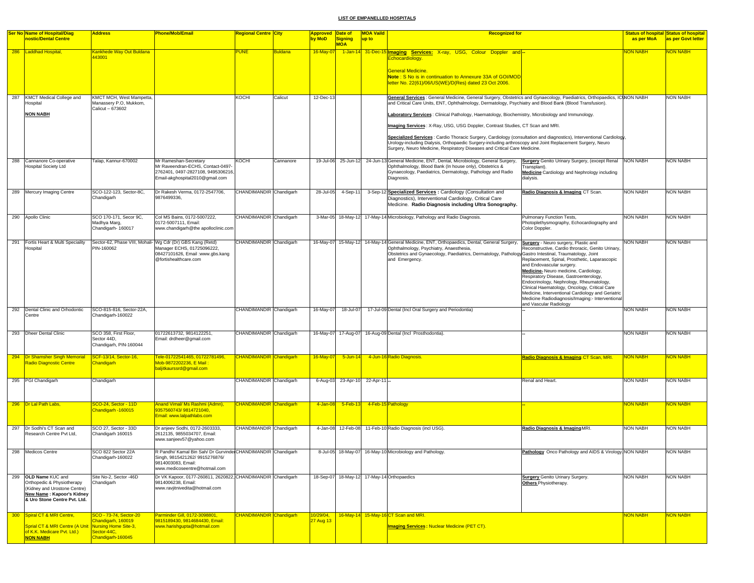# LIST OF EMPANELLED HOSPITALS

| Ser No | Name of Hospital/Diagnostic/Dental Centre | Address | Phone/Mob/Email | Regional Centre | City | Approved by MoD | Date of Signing MOA | MOA Vaild up to | Recognized for | | Status of hospital as per MoA | Status of hospital as per Govt letter |
|---|---|---|---|---|---|---|---|---|---|---|---|---|
| 286 | Laddhad Hospital, | Kankhede Way Out Buldana 443001 | | PUNE | Buldana | 16-May-07 | 1-Jan-14 | 31-Dec-15 | **Imaging Services:** X-ray, USG, Colour Doppler and Echocardiology.<br><br>General Medicine.<br>**Note** : S No is in continuation to Annexure 33A of GOI/MOD letter No. 22(61)/06/US(WE)/D(Res) dated 23 Oct 2006. | -- | NON NABH | NON NABH |
| 287 | KMCT Medical College and Hospital<br><br>**NON NABH** | KMCT MCH, West Mampetta, Manassery P.O, Mukkom, Calicut – 673602 | | KOCHI | Calicut | 12-Dec-13 | | | **General Services** : General Medicine, General Surgery, Obstetrics and Gynaecology, Paediatrics, Orthopaedics, ICU and Critical Care Units, ENT, Ophthalmology, Dermatology, Psychiatry and Blood Bank (Blood Transfusion).<br><br>**Laboratory Services** : Clinical Pathology, Haematology, Biochemistry, Microbiology and Immunology.<br><br>**Imaging Services** : X-Ray, USG, USG Doppler, Contrast Studies, CT Scan and MRI.<br><br>**Specialized Services** : Cardio Thoracic Surgery, Cardiology (consultation and diagnostics), Interventional Cardiology, Urology-including Dialysis, Orthopaedic Surgery-including arthroscopy and Joint Replacement Surgery, Neuro Surgery, Neuro Medicine, Respiratory Diseases and Critical Care Medicine. | | NON NABH | NON NABH |
| 288 | Cannanore Co-operative Hospital Society Ltd | Talap, Kannur-670002 | Mr Rameshan-Secretary<br>Mr Raveendran-ECHS, Contact-0497-2762401, 0497-2827108, 9495306216, Email-akghospital2010@gmail.com | KOCHI | Cannanore | 19-Jul-06 | 25-Jun-12 | 24-Jun-13 | General Medicine, ENT, Dental, Microbiology, General Surgery, Ophthalmology, Blood Bank (In house only), Obstetrics & Gynaecology, Paediatrics, Dermatology, Pathology and Radio Diagnosis. | **Surgery** Genito Urinary Surgery, (except Renal Transplant).<br>**Medicine** Cardiology and Nephrology including dialysis. | NON NABH | NON NABH |
| 289 | Mercury Imaging Centre | SCO-122-123, Sector-8C, Chandigarh | Dr Rakesh Verma, 0172-2547706, 9876499336, | CHANDIMANDIR | Chandigarh | 28-Jul-05 | 4-Sep-11 | 3-Sep-12 | **Specialized Services :** Cardiology (Consultation and Diagnostics), Interventional Cardiology, Critical Care Medicine. **Radio Diagnosis including Ultra Sonography.** | **Radio Diagnosis & Imaging** CT Scan. | NON NABH | NON NABH |
| 290 | Apollo Clinic | SCO 170-171, Secor 9C, Madhya Marg, Chandigarh- 160017 | Col MS Bains, 0172-5007222, 0172-5007111, Email: www.chandigarh@the apolloclinic.com | CHANDIMANDIR | Chandigarh | 3-Mar-05 | 18-May-12 | 17-May-14 | Microbiology, Pathology and Radio Diagnosis. | Pulmonary Function Tests, Photoplethysmography, Echocardiography and Color Doppler. | NON NABH | NON NABH |
| 291 | Fortis Heart & Multi Speciality Hospital | Sector-62, Phase VIII, Mohali-PIN-160062 | Wg Cdr (Dr) GBS Kang (Retd) Manager ECHS, 01725096222, 08427101626, Email :www.gbs.kang @fortishealthcare.com | CHANDIMANDIR | Chandigarh | 16-May-07 | 15-May-12 | 14-May-14 | General Medicine, ENT, Orthopaedics, Dental, General Surgery, Ophthalmology, Psychiatry, Anaesthesia, Obstetrics and Gynaecology, Paediatrics, Dermatology, Pathology and Emergency. | **Surgery** - Neuro surgery, Plastic and Reconstructive, Cardio throracic, Genito Urinary, Gastro Intestinal, Traumatology, Joint Replacement, Spinal, Prosthetic, Laparascopic and Endovascular surgery.<br>**Medicine**- Neuro medicine, Cardiology, Respiratory Disease, Gastroenterology, Endocrinology, Nephrology, Rheumatology, Clinical Haematology, Oncology, Critical Care Medicine, Interventional Cardiology and Geriatric Medicine Radiodiagnosis/Imaging:- Interventional and Vascular Radiology | NON NABH | NON NABH |
| 292 | Dental Clinic and Orhodontic Centre | SCO-815-816, Sector-22A, Chandigarh-160022 | | CHANDIMANDIR | Chandigarh | 16-May-07 | 18-Jul-07 | 17-Jul-09 | Dental (Incl Oral Surgery and Periodontia) | -- | NON NABH | NON NABH |
| 293 | Dheer Dental Clinic | SCO 358, First Floor, Sector 44D, Chandigarh, PIN-160044 | 01722613732, 9814122251, Email: drdheer@gmail.com | CHANDIMANDIR | Chandigarh | 16-May-07 | 17-Aug-07 | 16-Aug-09 | Dental (Incl Prosthodontia). | -- | NON NABH | NON NABH |
| 294 | Dr Shamsher Singh Memorial Radio Diagnostic Centre | SCF-13/14, Sector-16, Chandigarh | Tele-01722541465, 01722781496, Mob-9872202236, E Mail : baljitkaurssrd@gmail.com | CHANDIMANDIR | Chandigarh | 16-May-07 | 5-Jun-14 | 4-Jun-16 | Radio Diagnosis. | **Radio Diagnosis & Imaging** CT Scan, MRI. | NON NABH | NON NABH |
| 295 | PGI Chandigarh | Chandigarh | | CHANDIMANDIR | Chandigarh | 6-Aug-03 | 23-Apr-10 | 22-Apr-11 | -- | Renal and Heart. | NON NABH | NON NABH |
| 296 | Dr Lal Path Labs, | SCO-24, Sector - 11D Chandigarh -160015 | Anand Vimal/ Ms Rashmi (Admn), 9357560743/ 9814721040, Email: www.lalpathlabs.com | CHANDIMANDIR | Chandigarh | 4-Jan-08 | 5-Feb-13 | 4-Feb-15 | Pathology | -- | NON NABH | NON NABH |
| 297 | Dr Sodhi's CT Scan and Research Centre Pvt Ltd, | SCO 27, Sector - 33D Chandigarh 160015 | Dr anjeev Sodhi, 0172-2603333, 2612135, 9855034707, Email: www.sanjeev57@yahoo.com | CHANDIMANDIR | Chandigarh | 4-Jan-08 | 12-Feb-08 | 11-Feb-10 | Radio Diagnosis (incl USG). | **Radio Diagnosis & Imaging** MRI. | NON NABH | NON NABH |
| 298 | Medicos Centre | SCO 822 Sector 22A Chandigarh-160022 | R Pandhi/ Kamal Bin Sah/ Dr Gurvinder Singh, 9815421262/ 9915276876/ 9814003083, Email: www.medicoseentre@hotmail.com | CHANDIMANDIR | Chandigarh | 8-Jul-05 | 18-May-07 | 16-May-10 | Microbiology and Pathology. | **Pathology** Onco Pathology and AIDS & Virology. | NON NABH | NON NABH |
| 299 | **OLD Name** KUC and Orthopedic & Physiotherapy (Kidney and Urostone Centre) **New Name : Kapoor's Kidney & Uro Stone Centre Pvt. Ltd.** | Site No-2, Sector -46D Chandigarh | Dr VK Kapoor, 0177-260811, 2620822, 9814006238, Email: www.ravjitnivedita@hotmail.com | CHANDIMANDIR | Chandigarh | 18-Sep-07 | 18-May-12 | 17-May-14 | Orthopaedics | **Surgery** Genito Urinary Surgery.<br>**Others** Physiotherapy. | NON NABH | NON NABH |
| 300 | Spiral CT & MRI Centre,<br><br>Sprial CT & MRI Centre (A Unit of K.K. Medicare Pvt. Ltd.)<br>**NON NABH** | SCO - 73-74, Sector-20 Chandigarh, 160019<br>Nursing Home Site-3, Sector-44C, Chandigarh-160045 | Parminder Gill, 0172-3098801, 9815189430, 9814684430, Email: www.harishgupta@hotmail.com | CHANDIMANDIR | Chandigarh | 10/29/04, 27 Aug 13 | 16-May-14 | 15-May-16 | CT Scan and MRI.<br><br>**Imaging Services :** Nuclear Medicine (PET CT). | | NON NABH | NON NABH |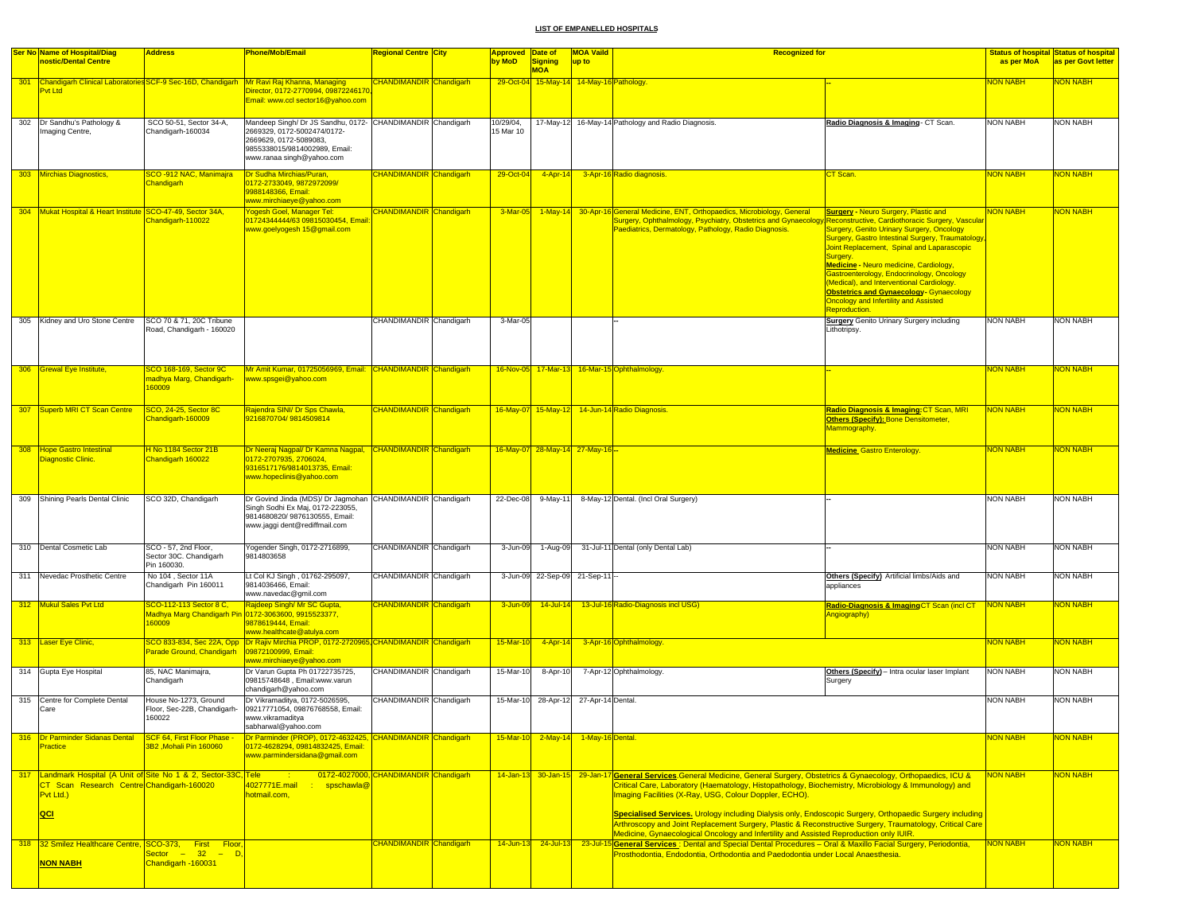**LIST OF EMPANELLED HOSPITALS**

| Ser No | Name of Hospital/Diagnostic/Dental Centre | Address | Phone/Mob/Email | Regional Centre | City | Approved by MoD | Date of Signing MOA | MOA Vaild up to | Recognized for | | Status of hospital as per MoA | Status of hospital as per Govt letter |
|---|---|---|---|---|---|---|---|---|---|---|---|---|
| 301 | Chandigarh Clinical Laboratories Pvt Ltd | SCF-9 Sec-16D, Chandigarh | Mr Ravi Raj Khanna, Managing Director, 0172-2770994, 09872246170, Email: www.ccl sector16@yahoo.com | CHANDIMANDIR | Chandigarh | 29-Oct-04 | 15-May-14 | 14-May-16 | Pathology. | -- | NON NABH | NON NABH |
| 302 | Dr Sandhu's Pathology & Imaging Centre, | SCO 50-51, Sector 34-A, Chandigarh-160034 | Mandeep Singh/ Dr JS Sandhu, 0172-2669329, 0172-5002474/0172-2669629, 0172-5089083, 9855338015/9814002989, Email: www.ranaa singh@yahoo.com | CHANDIMANDIR | Chandigarh | 10/29/04, 15 Mar 10 | 17-May-12 | 16-May-14 | Pathology and Radio Diagnosis. | **Radio Diagnosis & Imaging**- CT Scan. | NON NABH | NON NABH |
| 303 | Mirchias Diagnostics, | SCO -912 NAC, Manimajra Chandigarh | Dr Sudha Mirchias/Puran, 0172-2733049, 9872972099/ 9988148366, Email: www.mirchiaeye@yahoo.com | CHANDIMANDIR | Chandigarh | 29-Oct-04 | 4-Apr-14 | 3-Apr-16 | Radio diagnosis. | CT Scan. | NON NABH | NON NABH |
| 304 | Mukat Hospital & Heart Institute | SCO-47-49, Sector 34A, Chandigarh-110022 | Yogesh Goel, Manager Tel: 01724344444/63 09815030454, Email: www.goelyogesh 15@gmail.com | CHANDIMANDIR | Chandigarh | 3-Mar-05 | 1-May-14 | 30-Apr-16 | General Medicine, ENT, Orthopaedics, Microbiology, General Surgery, Ophthalmology, Psychiatry, Obstetrics and Gynaecology Paediatrics, Dermatology, Pathology, Radio Diagnosis. | **Surgery** - Neuro Surgery, Plastic and Reconstructive, Cardiothoracic Surgery, Vascular Surgery, Genito Urinary Surgery, Oncology Surgery, Gastro Intestinal Surgery, Traumatology, Joint Replacement, Spinal and Laparascopic Surgery. **Medicine** - Neuro medicine, Cardiology, Gastroenterology, Endocrinology, Oncology (Medical), and Interventional Cardiology. **Obstetrics and Gynaecology** - Gynaecology Oncology and Infertility and Assisted Reproduction. | NON NABH | NON NABH |
| 305 | Kidney and Uro Stone Centre | SCO 70 & 71, 20C Tribune Road, Chandigarh - 160020 | | CHANDIMANDIR | Chandigarh | 3-Mar-05 | | | -- | **Surgery** Genito Urinary Surgery including Lithotripsy. | NON NABH | NON NABH |
| 306 | Grewal Eye Institute, | SCO 168-169, Sector 9C madhya Marg, Chandigarh-160009 | Mr Amit Kumar, 01725056969, Email: www.spsgei@yahoo.com | CHANDIMANDIR | Chandigarh | 16-Nov-05 | 17-Mar-13 | 16-Mar-15 | Ophthalmology. | -- | NON NABH | NON NABH |
| 307 | Superb MRI CT Scan Centre | SCO, 24-25, Sector 8C Chandigarh-160009 | Rajendra SINI/ Dr Sps Chawla, 9216870704/ 9814509814 | CHANDIMANDIR | Chandigarh | 16-May-07 | 15-May-12 | 14-Jun-14 | Radio Diagnosis. | **Radio Diagnosis & Imaging**: CT Scan, MRI **Others (Specify)**: Bone Densitometer, Mammography. | NON NABH | NON NABH |
| 308 | Hope Gastro Intestinal Diagnostic Clinic. | H No 1184 Sector 21B Chandigarh 160022 | Dr Neeraj Nagpal/ Dr Kamna Nagpal, 0172-2707935, 2706024, 9316517176/9814013735, Email: www.hopeclinis@yahoo.com | CHANDIMANDIR | Chandigarh | 16-May-07 | 28-May-14 | 27-May-16 | -- | **Medicine** Gastro Enterology. | NON NABH | NON NABH |
| 309 | Shining Pearls Dental Clinic | SCO 32D, Chandigarh | Dr Govind Jinda (MDS)/ Dr Jagmohan Singh Sodhi Ex Maj, 0172-223055, 9814680820/ 9876130555, Email: www.jaggi dent@rediffmail.com | CHANDIMANDIR | Chandigarh | 22-Dec-08 | 9-May-11 | 8-May-12 | Dental. (Incl Oral Surgery) | -- | NON NABH | NON NABH |
| 310 | Dental Cosmetic Lab | SCO - 57, 2nd Floor, Sector 30C. Chandigarh Pin 160030. | Yogender Singh, 0172-2716899, 9814803658 | CHANDIMANDIR | Chandigarh | 3-Jun-09 | 1-Aug-09 | 31-Jul-11 | Dental (only Dental Lab) | -- | NON NABH | NON NABH |
| 311 | Nevedac Prosthetic Centre | No 104 , Sector 11A Chandigarh Pin 160011 | Lt Col KJ Singh , 01762-295097, 9814036466, Email: www.navedac@gmil.com | CHANDIMANDIR | Chandigarh | 3-Jun-09 | 22-Sep-09 | 21-Sep-11 | -- | **Others (Specify)** Artificial limbs/Aids and appliances | NON NABH | NON NABH |
| 312 | Mukul Sales Pvt Ltd | SCO-112-113 Sector 8 C, Madhya Marg Chandigarh Pin 160009 | Rajdeep Singh/ Mr SC Gupta, 0172-3063600, 9915523377, 9878619444, Email: www.healthcate@atulya.com | CHANDIMANDIR | Chandigarh | 3-Jun-09 | 14-Jul-14 | 13-Jul-16 | Radio-Diagnosis incl USG) | **Radio-Diagnosis & Imaging** CT Scan (incl CT Angiography) | NON NABH | NON NABH |
| 313 | Laser Eye Clinic, | SCO 833-834, Sec 22A, Opp Parade Ground, Chandigarh | Dr Rajiv Mirchia PROP, 0172-2720965, 09872100999, Email: www.mirchiaeye@yahoo.com | CHANDIMANDIR | Chandigarh | 15-Mar-10 | 4-Apr-14 | 3-Apr-16 | Ophthalmology. | | NON NABH | NON NABH |
| 314 | Gupta Eye Hospital | 85, NAC Manimajra, Chandigarh | Dr Varun Gupta Ph 01722735725, 09815748648 , Email:www.varun chandigarh@yahoo.com | CHANDIMANDIR | Chandigarh | 15-Mar-10 | 8-Apr-10 | 7-Apr-12 | Ophthalmology. | **Others (Specify)** – Intra ocular laser Implant Surgery | NON NABH | NON NABH |
| 315 | Centre for Complete Dental Care | House No-1273, Ground Floor, Sec-22B, Chandigarh-160022 | Dr Vikramaditya, 0172-5026595, 09217771054, 09876768558, Email: www.vikramaditya sabharwal@yahoo.com | CHANDIMANDIR | Chandigarh | 15-Mar-10 | 28-Apr-12 | 27-Apr-14 | Dental. | | NON NABH | NON NABH |
| 316 | Dr Parminder Sidanas Dental Practice | SCF 64, First Floor Phase - 3B2 ,Mohali Pin 160060 | Dr Parminder (PROP), 0172-4632425, 0172-4628294, 09814832425, Email: www.parmindersidana@gmail.com | CHANDIMANDIR | Chandigarh | 15-Mar-10 | 2-May-14 | 1-May-16 | Dental. | | NON NABH | NON NABH |
| 317 | Landmark Hospital (A Unit of CT Scan Research Centre Pvt Ltd.) **QCI** | Site No 1 & 2, Sector-33C, Chandigarh-160020 | Tele : 0172-4027000, 4027771E.mail : spschawla@ hotmail.com, | CHANDIMANDIR | Chandigarh | 14-Jan-13 | 30-Jan-15 | 29-Jan-17 | **General Services**.General Medicine, General Surgery, Obstetrics & Gynaecology, Orthopaedics, ICU & Critical Care, Laboratory (Haematology, Histopathology, Biochemistry, Microbiology & Immunology) and Imaging Facilities (X-Ray, USG, Colour Doppler, ECHO). **Specialised Services.** Urology including Dialysis only, Endoscopic Surgery, Orthopaedic Surgery including Arthroscopy and Joint Replacement Surgery, Plastic & Reconstructive Surgery, Traumatology, Critical Care Medicine, Gynaecological Oncology and Infertility and Assisted Reproduction only IUIR. | | NON NABH | NON NABH |
| 318 | 32 Smilez Healthcare Centre, **NON NABH** | SCO-373, First Floor, Sector – 32 – D, Chandigarh -160031 | | CHANDIMANDIR | Chandigarh | 14-Jun-13 | 24-Jul-13 | 23-Jul-15 | **General Services** : Dental and Special Dental Procedures – Oral & Maxillo Facial Surgery, Periodontia, Prosthodontia, Endodontia, Orthodontia and Paedodontia under Local Anaesthesia. | | NON NABH | NON NABH |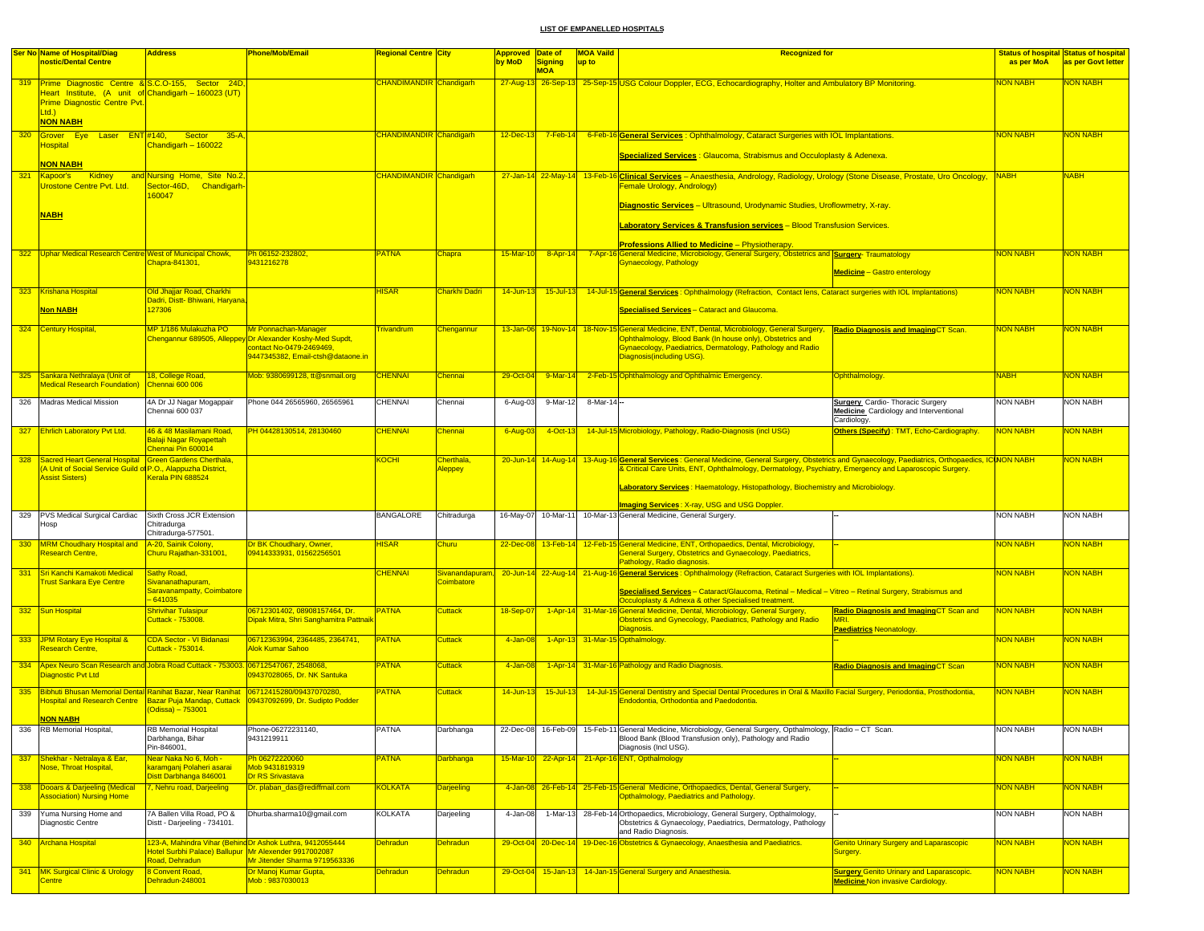# LIST OF EMPANELLED HOSPITALS

| Ser No | Name of Hospital/Diagnostic/Dental Centre | Address | Phone/Mob/Email | Regional Centre | City | Approved by MoD | Date of Signing MOA | MOA Vaild up to | Recognized for | | Status of hospital as per MoA | Status of hospital as per Govt letter |
|---|---|---|---|---|---|---|---|---|---|---|---|---|
| 319 | Prime Diagnostic Centre & Heart Institute, (A unit of Prime Diagnostic Centre Pvt. Ltd.) **NON NABH** | S.C.O-155, Sector 24D, Chandigarh – 160023 (UT) | | CHANDIMANDIR | Chandigarh | 27-Aug-13 | 26-Sep-13 | 25-Sep-15 | USG Colour Doppler, ECG, Echocardiography, Holter and Ambulatory BP Monitoring. | | NON NABH | NON NABH |
| 320 | Grover Eye Laser ENT Hospital **NON NABH** | #140, Sector 35-A, Chandigarh – 160022 | | CHANDIMANDIR | Chandigarh | 12-Dec-13 | 7-Feb-14 | 6-Feb-16 | **General Services** : Ophthalmology, Cataract Surgeries with IOL Implantations. **Specialized Services** : Glaucoma, Strabismus and Occuloplasty & Adenexa. | | NON NABH | NON NABH |
| 321 | Kapoor's Kidney and Urostone Centre Pvt. Ltd. **NABH** | Nursing Home, Site No.2, Sector-46D, Chandigarh-160047 | | CHANDIMANDIR | Chandigarh | 27-Jan-14 | 22-May-14 | 13-Feb-16 | **Clinical Services** – Anaesthesia, Andrology, Radiology, Urology (Stone Disease, Prostate, Uro Oncology, Female Urology, Andrology) **Diagnostic Services** – Ultrasound, Urodynamic Studies, Uroflowmetry, X-ray. **Laboratory Services & Transfusion services** – Blood Transfusion Services. **Professions Allied to Medicine** – Physiotherapy. | | NABH | NABH |
| 322 | Uphar Medical Research Centre | West of Municipal Chowk, Chapra-841301, | Ph 06152-232802, 9431216278 | PATNA | Chapra | 15-Mar-10 | 8-Apr-14 | 7-Apr-16 | General Medicine, Microbiology, General Surgery, Obstetrics and Gynaecology, Pathology | **Surgery**- Traumatology **Medicine** – Gastro enterology | NON NABH | NON NABH |
| 323 | Krishana Hospital **Non NABH** | Old Jhajjar Road, Charkhi Dadri, Distt- Bhiwani, Haryana, 127306 | | HISAR | Charkhi Dadri | 14-Jun-13 | 15-Jul-13 | 14-Jul-15 | **General Services** : Ophthalmology (Refraction, Contact lens, Cataract surgeries with IOL Implantations) **Specialised Services** – Cataract and Glaucoma. | | NON NABH | NON NABH |
| 324 | Century Hospital, | MP 1/186 Mulakuzha PO Chengannur 689505, Alleppey | Mr Ponnachan-Manager Dr Alexander Koshy-Med Supdt, contact No-0479-2469469, 9447345382, Email-ctsh@dataone.in | Trivandrum | Chengannur | 13-Jan-06 | 19-Nov-14 | 18-Nov-15 | General Medicine, ENT, Dental, Microbiology, General Surgery, Ophthalmology, Blood Bank (In house only), Obstetrics and Gynaecology, Paediatrics, Dermatology, Pathology and Radio Diagnosis(including USG). | **Radio Diagnosis and Imaging** CT Scan. | NON NABH | NON NABH |
| 325 | Sankara Nethralaya (Unit of Medical Research Foundation) | 18, College Road, Chennai 600 006 | Mob: 9380699128, tt@snmail.org | CHENNAI | Chennai | 29-Oct-04 | 9-Mar-14 | 2-Feb-15 | Ophthalmology and Ophthalmic Emergency. | Ophthalmology. | NABH | NON NABH |
| 326 | Madras Medical Mission | 4A Dr JJ Nagar Mogappair Chennai 600 037 | Phone 044 26565960, 26565961 | CHENNAI | Chennai | 6-Aug-03 | 9-Mar-12 | 8-Mar-14 | -- | **Surgery** Cardio- Thoracic Surgery **Medicine** Cardiology and Interventional Cardiology. | NON NABH | NON NABH |
| 327 | Ehrlich Laboratory Pvt Ltd. | 46 & 48 Masilamani Road, Balaji Nagar Royapettah Chennai Pin 600014 | PH 04428130514, 28130460 | CHENNAI | Chennai | 6-Aug-03 | 4-Oct-13 | 14-Jul-15 | Microbiology, Pathology, Radio-Diagnosis (incl USG) | **Others (Specify)** : TMT, Echo-Cardiography. | NON NABH | NON NABH |
| 328 | Sacred Heart General Hospital (A Unit of Social Service Guild of Assist Sisters) | Green Gardens Cherthala, P.O., Alappuzha District, Kerala PIN 688524 | | KOCHI | Cherthala, Aleppey | 20-Jun-14 | 14-Aug-14 | 13-Aug-16 | **General Services** : General Medicine, General Surgery, Obstetrics and Gynaecology, Paediatrics, Orthopaedics, ICU & Critical Care Units, ENT, Ophthalmology, Dermatology, Psychiatry, Emergency and Laparoscopic Surgery. **Laboratory Services** : Haematology, Histopathology, Biochemistry and Microbiology. **Imaging Services** : X-ray, USG and USG Doppler. | | NON NABH | NON NABH |
| 329 | PVS Medical Surgical Cardiac Hosp | Sixth Cross JCR Extension Chitradurga Chitradurga-577501. | | BANGALORE | Chitradurga | 16-May-07 | 10-Mar-11 | 10-Mar-13 | General Medicine, General Surgery. | -- | NON NABH | NON NABH |
| 330 | MRM Choudhary Hospital and Research Centre, | A-20, Sainik Colony, Churu Rajathan-331001, | Dr BK Choudhary, Owner, 09414333931, 01562256501 | HISAR | Churu | 22-Dec-08 | 13-Feb-14 | 12-Feb-15 | General Medicine, ENT, Orthopaedics, Dental, Microbiology, General Surgery, Obstetrics and Gynaecology, Paediatrics, Pathology, Radio diagnosis. | -- | NON NABH | NON NABH |
| 331 | Sri Kanchi Kamakoti Medical Trust Sankara Eye Centre | Sathy Road, Sivananathapuram, Saravanampatty, Coimbatore – 641035 | | CHENNAI | Sivanandapuram, Coimbatore | 20-Jun-14 | 22-Aug-14 | 21-Aug-16 | **General Services** : Ophthalmology (Refraction, Cataract Surgeries with IOL Implantations). **Specialised Services** – Cataract/Glaucoma, Retinal – Medical – Vitreo – Retinal Surgery, Strabismus and Occuloplasty & Adnexa & other Specialised treatment. | | NON NABH | NON NABH |
| 332 | Sun Hospital | Shrivihar Tulasipur Cuttack - 753008. | 06712301402, 08908157464, Dr. Dipak Mitra, Shri Sanghamitra Pattnaik | PATNA | Cuttack | 18-Sep-07 | 1-Apr-14 | 31-Mar-16 | General Medicine, Dental, Microbiology, General Surgery, Obstetrics and Gynecology, Paediatrics, Pathology and Radio Diagnosis. | **Radio Diagnosis and Imaging** CT Scan and MRI. **Paediatrics** Neonatology. | NON NABH | NON NABH |
| 333 | JPM Rotary Eye Hospital & Research Centre, | CDA Sector - VI Bidanasi Cuttack - 753014. | 06712363994, 2364485, 2364741, Alok Kumar Sahoo | PATNA | Cuttack | 4-Jan-08 | 1-Apr-13 | 31-Mar-15 | Opthalmology. | -- | NON NABH | NON NABH |
| 334 | Apex Neuro Scan Research and Diagnostic Pvt Ltd | Jobra Road Cuttack - 753003. | 06712547067, 2548068, 09437028065, Dr. NK Santuka | PATNA | Cuttack | 4-Jan-08 | 1-Apr-14 | 31-Mar-16 | Pathology and Radio Diagnosis. | **Radio Diagnosis and Imaging** CT Scan | NON NABH | NON NABH |
| 335 | Bibhuti Bhusan Memorial Dental Hospital and Research Centre **NON NABH** | Ranihat Bazar, Near Ranihat Bazar Puja Mandap, Cuttack (Odissa) – 753001 | 06712415280/09437070280, 09437092699, Dr. Sudipto Podder | PATNA | Cuttack | 14-Jun-13 | 15-Jul-13 | 14-Jul-15 | General Dentistry and Special Dental Procedures in Oral & Maxillo Facial Surgery, Periodontia, Prosthodontia, Endodontia, Orthodontia and Paedodontia. | | NON NABH | NON NABH |
| 336 | RB Memorial Hospital, | RB Memorial Hospital Darbhanga, Bihar Pin-846001, | Phone-06272231140, 9431219911 | PATNA | Darbhanga | 22-Dec-08 | 16-Feb-09 | 15-Feb-11 | General Medicine, Microbiology, General Surgery, Opthalmology, Blood Bank (Blood Transfusion only), Pathology and Radio Diagnosis (Incl USG). | Radio – CT Scan. | NON NABH | NON NABH |
| 337 | Shekhar - Netralaya & Ear, Nose, Throat Hospital, | Near Naka No 6, Moh - karamganj Polaheri asarai Distt Darbhanga 846001 | Ph 06272220060 Mob 9431819319 Dr RS Srivastava | PATNA | Darbhanga | 15-Mar-10 | 22-Apr-14 | 21-Apr-16 | ENT, Opthalmology | -- | NON NABH | NON NABH |
| 338 | Dooars & Darjeeling (Medical Association) Nursing Home | 7, Nehru road, Darjeeling | Dr. plaban_das@rediffmail.com | KOLKATA | Darjeeling | 4-Jan-08 | 26-Feb-14 | 25-Feb-15 | General Medicine, Orthopaedics, Dental, General Surgery, Opthalmology, Paediatrics and Pathology. | -- | NON NABH | NON NABH |
| 339 | Yuma Nursing Home and Diagnostic Centre | 7A Ballen Villa Road, PO & Distt - Darjeeling - 734101. | Dhurba.sharma10@gmail.com | KOLKATA | Darjeeling | 4-Jan-08 | 1-Mar-13 | 28-Feb-14 | Orthopaedics, Microbiology, General Surgery, Opthalmology, Obstetrics & Gynaecology, Paediatrics, Dermatology, Pathology and Radio Diagnosis. | -- | NON NABH | NON NABH |
| 340 | Archana Hospital | 123-A, Mahindra Vihar (Behind Hotel Surbhi Palace) Ballupur Road, Dehradun | Dr Ashok Luthra, 9412055444 Mr Alexender 9917002087 Mr Jitender Sharma 9719563336 | Dehradun | Dehradun | 29-Oct-04 | 20-Dec-14 | 19-Dec-16 | Obstetrics & Gynaecology, Anaesthesia and Paediatrics. | Genito Urinary Surgery and Laparascopic Surgery. | NON NABH | NON NABH |
| 341 | MK Surgical Clinic & Urology Centre | 8 Convent Road, Dehradun-248001 | Dr Manoj Kumar Gupta, Mob : 9837030013 | Dehradun | Dehradun | 29-Oct-04 | 15-Jan-13 | 14-Jan-15 | General Surgery and Anaesthesia. | **Surgery** Genito Urinary and Laparascopic. **Medicine** Non invasive Cardiology. | NON NABH | NON NABH |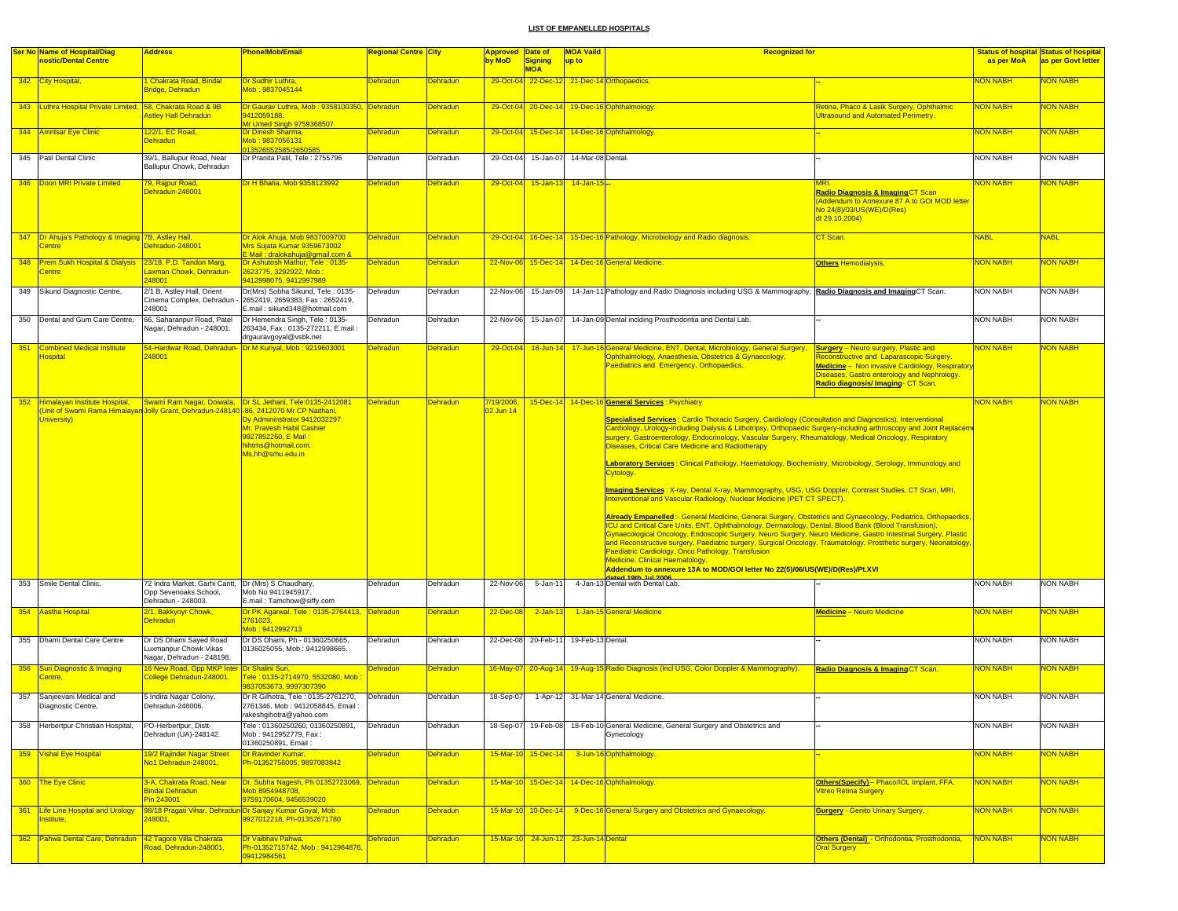**LIST OF EMPANELLED HOSPITALS**

| Ser No | Name of Hospital/Diagnostic/Dental Centre | Address | Phone/Mob/Email | Regional Centre | City | Approved by MoD | Date of Signing MOA | MOA Vaild up to | Recognized for | | Status of hospital as per MoA | Status of hospital as per Govt letter |
|---|---|---|---|---|---|---|---|---|---|---|---|---|
| 342 | City Hospital, | 1 Chakrata Road, Bindal Bridge, Dehradun | Dr Sudhir Luthra, Mob : 9837045144 | Dehradun | Dehradun | 29-Oct-04 | 22-Dec-12 | 21-Dec-14 | Orthopaedics. | -- | NON NABH | NON NABH |
| 343 | Luthra Hospital Private Limited, | 58, Chakrata Road & 9B Astley Hall Dehradun | Dr Gaurav Luthra, Mob : 9358100350, 9412059188, Mr Umed Singh 9759368507 | Dehradun | Dehradun | 29-Oct-04 | 20-Dec-14 | 19-Dec-16 | Ophthalmology. | Retina, Phaco & Lasik Surgery, Ophthalmic Ultrasound and Automated Perimetry. | NON NABH | NON NABH |
| 344 | Amritsar Eye Clinic | 122/1, EC Road, Dehradun | Dr Dinesh Sharma, Mob : 9837056131 013526552585/2650585 | Dehradun | Dehradun | 29-Oct-04 | 15-Dec-14 | 14-Dec-16 | Ophthalmology. | -- | NON NABH | NON NABH |
| 345 | Patil Dental Clinic | 39/1, Ballupur Road, Near Ballupur Chowk, Dehradun | Dr Pranita Patil, Tele : 2755796 | Dehradun | Dehradun | 29-Oct-04 | 15-Jan-07 | 14-Mar-08 | Dental. | -- | NON NABH | NON NABH |
| 346 | Doon MRI Private Limited | 79, Rajpur Road, Dehradun-248001 | Dr H Bhatia, Mob 9358123992 | Dehradun | Dehradun | 29-Oct-04 | 15-Jan-13 | 14-Jan-15 | -- | MRI. **Radio Diagnosis & Imaging** CT Scan (Addendum to Annexure 87 A to GOI MOD letter No 24(8)/03/US(WE)/D(Res) dt 29.10.2004) | NON NABH | NON NABH |
| 347 | Dr Ahuja's Pathology & Imaging Centre | 7B, Astley Hall, Dehradun-248001 | Dr Alok Ahuja, Mob 9837009700 Mrs Sujata Kumar 9359673002 E Mail : dralokahuja@gmail.com & | Dehradun | Dehradun | 29-Oct-04 | 16-Dec-14 | 15-Dec-16 | Pathology, Microbiology and Radio diagnosis. | CT Scan. | NABL | NABL |
| 348 | Prem Sukh Hospital & Dialysis Centre | 23/18, P.D. Tandon Marg, Laxman Chowk, Dehradun-248001 | Dr Ashutosh Mathur, Tele : 0135-2623775, 3292922, Mob : 9412998075, 9412997989 | Dehradun | Dehradun | 22-Nov-06 | 15-Dec-14 | 14-Dec-16 | General Medicine. | **Others** Hemodialysis. | NON NABH | NON NABH |
| 349 | Sikund Diagnostic Centre, | 2/1 B, Astley Hall, Orient Cinema Complex, Dehradun - 248001 | Dr(Mrs) Sobha Sikund, Tele : 0135-2652419, 2659383, Fax : 2652419, E.mail : sikund348@hotmail.com | Dehradun | Dehradun | 22-Nov-06 | 15-Jan-09 | 14-Jan-11 | Pathology and Radio Diagnosis including USG & Mammography. | **Radio Diagnosis and Imaging** CT Scan. | NON NABH | NON NABH |
| 350 | Dental and Gum Care Centre, | 66, Saharanpur Road, Patel Nagar, Dehradun - 248001. | Dr Hemendra Singh, Tele : 0135-263434, Fax : 0135-272211, E.mail : drgauravgoyal@vsbk.net | Dehradun | Dehradun | 22-Nov-06 | 15-Jan-07 | 14-Jan-09 | Dental inclding Prosthodontia and Dental Lab. | -- | NON NABH | NON NABH |
| 351 | Combined Medical Institute Hospital | 54-Hardwar Road, Dehradun-248001 | Dr M Kuriyal, Mob : 9219603001 | Dehradun | Dehradun | 29-Oct-04 | 18-Jun-14 | 17-Jun-16 | General Medicine, ENT, Dental, Microbiology, General Surgery, Ophthalmology, Anaesthesia, Obstetrics & Gynaecology, Paediatrics and Emergency, Orthopaedics. | **Surgery** – Neuro surgery, Plastic and Reconstructive and Laparascopic Surgery. **Medicine** – Non invasive Cardiology, Respiratory Diseases, Gastro enterology and Nephrology. **Radio diagnosis/ Imaging** - CT Scan. | NON NABH | NON NABH |
| 352 | Himalayan Institute Hospital, (Unit of Swami Rama Himalayan University) | Swami Ram Nagar, Doiwala, Jolly Grant, Dehradun-248140 | Dr SL Jethani, Tele:0135-2412081 -86, 2412070 Mr CP Naithani, Dy Admininstrator 9412322297, Mr. Pravesh Habil Cashier 9927852260, E Mail : hihtms@hotmail.com. Ms,hh@srhu.edu.in | Dehradun | Dehradun | 7/19/2006, 02 Jun 14 | 15-Dec-14 | 14-Dec-16 | **General Services** : Psychiatry<br><br>**Specialised Services** : Cardio Thoracic Surgery, Cardiology (Consultation and Diagnostics), Interventional Cardiology, Urology-including Dialysis & Lithotripsy, Orthopaedic Surgery-including arthroscopy and Joint Replacement surgery, Gastroenterology, Endocrinology, Vascular Surgery, Rheumatology, Medical Oncology, Respiratory Diseases, Critical Care Medicine and Radiotherapy<br><br>**Laboratory Services** : Clinical Pathology, Haematology, Biochemistry, Microbiology, Serology, Immunology and Cytology.<br><br>**Imaging Services** : X-ray, Dental X-ray, Mammography, USG, USG Doppler, Contrast Studies, CT Scan, MRI, Interventional and Vascular Radiology, Nuclear Medicine )PET CT SPECT).<br><br>**Already Empanelled** :- General Medicine, General Surgery, Obstetrics and Gynaecology, Pediatrics, Orthopaedics, ICU and Critical Care Units, ENT, Ophthalmology, Dermatology, Dental, Blood Bank (Blood Transfusion), Gynaecological Oncology, Endoscopic Surgery, Neuro Surgery, Neuro Medicine, Gastro Intestinal Surgery, Plastic and Reconstructive surgery, Paediatric surgery, Surgical Oncology, Traumatology, Prosthetic surgery, Neonatology, Paediatric Cardiology, Onco Pathology, Transfusion Medicine, Clinical Haematology.<br>**Addendum to annexure 13A to MOD/GOI letter No 22(5)/06/US(WE)/D(Res)/Pt.XVI dated 19th Jul 2006** | | NON NABH | NON NABH |
| 353 | Smile Dental Clinic, | 72 Indra Market, Garhi Cantt, Opp Sevenoaks School, Dehradun - 248003. | Dr (Mrs) S Chaudhary, Mob No 9411945917, E.mail : Tamchow@siffy.com | Dehradun | Dehradun | 22-Nov-06 | 5-Jan-11 | 4-Jan-13 | Dental with Dental Lab. | -- | NON NABH | NON NABH |
| 354 | Aastha Hospital | 2/1, Bakkyoyr Chowk, Dehradun | Dr PK Agarwal, Tele : 0135-2764413, 2761023, Mob : 9412992713 | Dehradun | Dehradun | 22-Dec-08 | 2-Jan-13 | 1-Jan-15 | General Medicine | **Medicine** – Neuro Medicine | NON NABH | NON NABH |
| 355 | Dhami Dental Care Centre | Dr DS Dhami Sayed Road Luxmanpur Chowk Vikas Nagar, Dehradun - 248198. | Dr DS Dhami, Ph - 01360250665, 0136025055, Mob : 9412998665. | Dehradun | Dehradun | 22-Dec-08 | 20-Feb-11 | 19-Feb-13 | Dental. | -- | NON NABH | NON NABH |
| 356 | Suri Diagnostic & Imaging Centre, | 16 New Road, Opp MKP Inter College Dehradun-248001. | Dr Shalini Suri, Tele : 0135-2714970, 5532080, Mob : 9837053673, 9997307390 | Dehradun | Dehradun | 16-May-07 | 20-Aug-14 | 19-Aug-15 | Radio Diagnosis (Incl USG, Color Doppler & Mammography). | **Radio Diagnosis & Imaging** CT Scan. | NON NABH | NON NABH |
| 357 | Sanjeevani Medical and Diagnostic Centre, | 5 Indira Nagar Colony, Dehradun-248006. | Dr R Gilhotra, Tele : 0135-2761270, 2761346, Mob : 9412058845, Email : rakeshgihotra@yahoo.com | Dehradun | Dehradun | 18-Sep-07 | 1-Apr-12 | 31-Mar-14 | General Medicine. | -- | NON NABH | NON NABH |
| 358 | Herbertpur Christian Hospital, | PO-Herbertpur, Distt-Dehradun (UA)-248142. | Tele : 01360250260, 01360250891, Mob : 9412952779, Fax : 01360250891, Email : | Dehradun | Dehradun | 18-Sep-07 | 19-Feb-08 | 18-Feb-10 | General Medicine, General Surgery and Obstetrics and Gynecology | -- | NON NABH | NON NABH |
| 359 | Vishal Eye Hospital | 19/2 Rajinder Nagar Street No1 Dehradun-248001, | Dr Ravinder Kumar, Ph-01352756005, 9897083842 | Dehradun | Dehradun | 15-Mar-10 | 15-Dec-14 | 3-Jun-16 | Ophthalmology. | -- | NON NABH | NON NABH |
| 360 | The Eye Clinic | 3-A, Chakrata Road, Near Bindal Dehradun Pin 243001 | Dr. Subha Nagesh, Ph 01352723069, Mob 8954948708, 9759170604, 9456539020 | Dehradun | Dehradun | 15-Mar-10 | 15-Dec-14 | 14-Dec-16 | Ophthalmology. | **Others(Specify)** – Phaco/IOL Implant, FFA, Vitreo Retina Surgery | NON NABH | NON NABH |
| 361 | Life Line Hospital and Urology Institute, | 98/18 Pragati Vihar, Dehradun 248001, | Dr Sanjay Kumar Goyal, Mob : 9927012218, Ph-01352671780 | Dehradun | Dehradun | 15-Mar-10 | 10-Dec-14 | 9-Dec-16 | General Surgery and Obstetrics and Gynaecology. | **Gurgery** - Genito Urinary Surgery. | NON NABH | NON NABH |
| 362 | Pahwa Dental Care, Dehradun | 42 Tagore Villa Chakrata Road, Dehradun-248001, | Dr Vaibhav Pahwa, Ph-01352715742, Mob : 9412984876, 09412984561 | Dehradun | Dehradun | 15-Mar-10 | 24-Jun-12 | 23-Jun-14 | Dental | **Others (Dental)** - Orthodontia, Prosthodontia, Oral Surgery | NON NABH | NON NABH |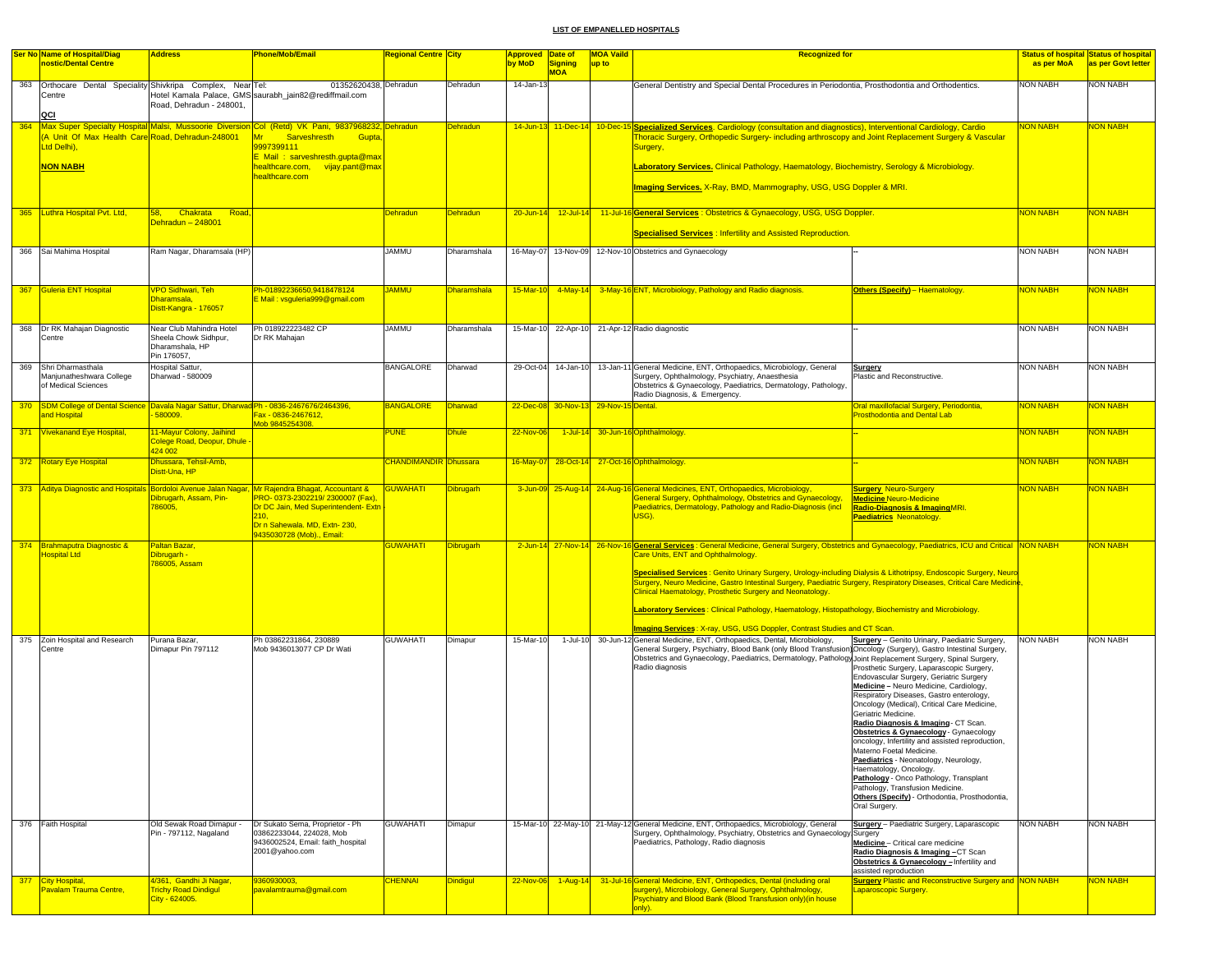## LIST OF EMPANELLED HOSPITALS

| Ser No | Name of Hospital/Diagnostic/Dental Centre | Address | Phone/Mob/Email | Regional Centre | City | Approved by MoD | Date of Signing MOA | MOA Vaild up to | Recognized for | | Status of hospital as per MoA | Status of hospital as per Govt letter |
|---|---|---|---|---|---|---|---|---|---|---|---|---|
| 363 | Orthocare Dental Speciality Centre **QCI** | Shivkripa Complex, Near Hotel Kamala Palace, GMS Road, Dehradun - 248001, | Tel: 01352620438, saurabh_jain82@rediffmail.com | Dehradun | Dehradun | 14-Jan-13 | | | General Dentistry and Special Dental Procedures in Periodontia, Prosthodontia and Orthodentics. | | NON NABH | NON NABH |
| 364 | Max Super Specialty Hospital (A Unit Of Max Health Care Ltd Delhi), **NON NABH** | Malsi, Mussoorie Diversion Road, Dehradun-248001 | Col (Retd) VK Pani, 9837968232, Mr Sarveshresth Gupta, 9997399111 E Mail : sarveshresth.gupta@maxhealthcare.com, vijay.pant@maxhealthcare.com | Dehradun | Dehradun | 14-Jun-13 | 11-Dec-14 | 10-Dec-15 | **Specialized Services**. Cardiology (consultation and diagnostics), Interventional Cardiology, Cardio Thoracic Surgery, Orthopedic Surgery- including arthroscopy and Joint Replacement Surgery & Vascular Surgery, **Laboratory Services.** Clinical Pathology, Haematology, Biochemistry, Serology & Microbiology. **Imaging Services.** X-Ray, BMD, Mammography, USG, USG Doppler & MRI. | | NON NABH | NON NABH |
| 365 | Luthra Hospital Pvt. Ltd, | 58, Chakrata Road, Dehradun – 248001 | | Dehradun | Dehradun | 20-Jun-14 | 12-Jul-14 | 11-Jul-16 | **General Services** : Obstetrics & Gynaecology, USG, USG Doppler. **Specialised Services** : Infertility and Assisted Reproduction. | | NON NABH | NON NABH |
| 366 | Sai Mahima Hospital | Ram Nagar, Dharamsala (HP) | | JAMMU | Dharamshala | 16-May-07 | 13-Nov-09 | 12-Nov-10 | Obstetrics and Gynaecology | -- | NON NABH | NON NABH |
| 367 | Guleria ENT Hospital | VPO Sidhwari, Teh Dharamsala, Distt-Kangra - 176057 | Ph-01892236650,9418478124 E Mail : vsguleria999@gmail.com | JAMMU | Dharamshala | 15-Mar-10 | 4-May-14 | 3-May-16 | ENT, Microbiology, Pathology and Radio diagnosis. | **Others (Specify)** – Haematology. | NON NABH | NON NABH |
| 368 | Dr RK Mahajan Diagnostic Centre | Near Club Mahindra Hotel Sheela Chowk Sidhpur, Dharamshala, HP Pin 176057, | Ph 018922223482 CP Dr RK Mahajan | JAMMU | Dharamshala | 15-Mar-10 | 22-Apr-10 | 21-Apr-12 | Radio diagnostic | -- | NON NABH | NON NABH |
| 369 | Shri Dharmasthala Manjunatheshwara College of Medical Sciences | Hospital Sattur, Dharwad - 580009 | | BANGALORE | Dharwad | 29-Oct-04 | 14-Jan-10 | 13-Jan-11 | General Medicine, ENT, Orthopaedics, Microbiology, General Surgery, Ophthalmology, Psychiatry, Anaesthesia Obstetrics & Gynaecology, Paediatrics, Dermatology, Pathology, Radio Diagnosis, & Emergency. | **Surgery** Plastic and Reconstructive. | NON NABH | NON NABH |
| 370 | SDM College of Dental Science and Hospital | Davala Nagar Sattur, Dharwad - 580009. | Ph - 0836-2467676/2464396, Fax - 0836-2467612, Mob 9845254308. | BANGALORE | Dharwad | 22-Dec-08 | 30-Nov-13 | 29-Nov-15 | Dental. | Oral maxillofacial Surgery, Periodontia, Prosthodontia and Dental Lab | NON NABH | NON NABH |
| 371 | Vivekanand Eye Hospital, | 11-Mayur Colony, Jaihind Colege Road, Deopur, Dhule - 424 002 | | PUNE | Dhule | 22-Nov-06 | 1-Jul-14 | 30-Jun-16 | Ophthalmology. | -- | NON NABH | NON NABH |
| 372 | Rotary Eye Hospital | Dhussara, Tehsil-Amb, Distt-Una, HP | | CHANDIMANDIR | Dhussara | 16-May-07 | 28-Oct-14 | 27-Oct-16 | Ophthalmology. | -- | NON NABH | NON NABH |
| 373 | Aditya Diagnostic and Hospitals | Bordoloi Avenue Jalan Nagar, Dibrugarh, Assam, Pin-786005, | Mr Rajendra Bhagat, Accountant & PRO- 0373-2302219/ 2300007 (Fax), Dr DC Jain, Med Superintendent- Extn - 210, Dr n Sahewala. MD, Extn- 230, 9435030728 (Mob)., Email: | GUWAHATI | Dibrugarh | 3-Jun-09 | 25-Aug-14 | 24-Aug-16 | General Medicines, ENT, Orthopaedics, Microbiology, General Surgery, Ophthalmology, Obstetrics and Gynaecology, Paediatrics, Dermatology, Pathology and Radio-Diagnosis (incl USG). | **Surgery** Neuro-Surgery **Medicine** Neuro-Medicine **Radio-Diagnosis & Imaging** MRI. **Paediatrics** Neonatology. | NON NABH | NON NABH |
| 374 | Brahmaputra Diagnostic & Hospital Ltd | Paltan Bazar, Dibrugarh - 786005, Assam | | GUWAHATI | Dibrugarh | 2-Jun-14 | 27-Nov-14 | 26-Nov-16 | **General Services** : General Medicine, General Surgery, Obstetrics and Gynaecology, Paediatrics, ICU and Critical Care Units, ENT and Ophthalmology. **Specialised Services** : Genito Urinary Surgery, Urology-including Dialysis & Lithotripsy, Endoscopic Surgery, Neuro Surgery, Neuro Medicine, Gastro Intestinal Surgery, Paediatric Surgery, Respiratory Diseases, Critical Care Medicine, Clinical Haematology, Prosthetic Surgery and Neonatology. **Laboratory Services** : Clinical Pathology, Haematology, Histopathology, Biochemistry and Microbiology. **Imaging Services** : X-ray, USG, USG Doppler, Contrast Studies and CT Scan. | | NON NABH | NON NABH |
| 375 | Zoin Hospital and Research Centre | Purana Bazar, Dimapur Pin 797112 | Ph 03862231864, 230889 Mob 9436013077 CP Dr Wati | GUWAHATI | Dimapur | 15-Mar-10 | 1-Jul-10 | 30-Jun-12 | General Medicine, ENT, Orthopaedics, Dental, Microbiology, General Surgery, Psychiatry, Blood Bank (only Blood Transfusion), Obstetrics and Gynaecology, Paediatrics, Dermatology, Pathology Radio diagnosis | **Surgery** – Genito Urinary, Paediatric Surgery, Oncology (Surgery), Gastro Intestinal Surgery, Joint Replacement Surgery, Spinal Surgery, Prosthetic Surgery, Laparascopic Surgery, Endovascular Surgery, Geriatric Surgery **Medicine –** Neuro Medicine, Cardiology, Respiratory Diseases, Gastro enterology, Oncology (Medical), Critical Care Medicine, Geriatric Medicine. **Radio Diagnosis & Imaging** - CT Scan. **Obstetrics & Gynaecology** - Gynaecology oncology, Infertility and assisted reproduction, Materno Foetal Medicine. **Paediatrics** - Neonatology, Neurology, Haematology, Oncology. **Pathology** - Onco Pathology, Transplant Pathology, Transfusion Medicine. **Others (Specify)** - Orthodontia, Prosthodontia, Oral Surgery. | NON NABH | NON NABH |
| 376 | Faith Hospital | Old Sewak Road Dimapur - Pin - 797112, Nagaland | Dr Sukato Sema, Proprietor - Ph 03862233044, 224028, Mob 9436002524, Email: faith_hospital 2001@yahoo.com | GUWAHATI | Dimapur | 15-Mar-10 | 22-May-10 | 21-May-12 | General Medicine, ENT, Orthopaedics, Microbiology, General Surgery, Ophthalmology, Psychiatry, Obstetrics and Gynaecology Paediatrics, Pathology, Radio diagnosis | **Surgery** – Paediatric Surgery, Laparascopic Surgery **Medicine** – Critical care medicine **Radio Diagnosis & Imaging –** CT Scan **Obstetrics & Gynaecology –** Infertility and assisted reproduction | NON NABH | NON NABH |
| 377 | City Hospital, Pavalam Trauma Centre, | 4/361, Gandhi Ji Nagar, Trichy Road Dindigul City - 624005. | 9360930003, pavalamtrauma@gmail.com | CHENNAI | Dindigul | 22-Nov-06 | 1-Aug-14 | 31-Jul-16 | General Medicine, ENT, Orthopedics, Dental (including oral surgery), Microbiology, General Surgery, Ophthalmology, Psychiatry and Blood Bank (Blood Transfusion only)(in house only). | **Surgery** Plastic and Reconstructive Surgery and Laparoscopic Surgery. | NON NABH | NON NABH |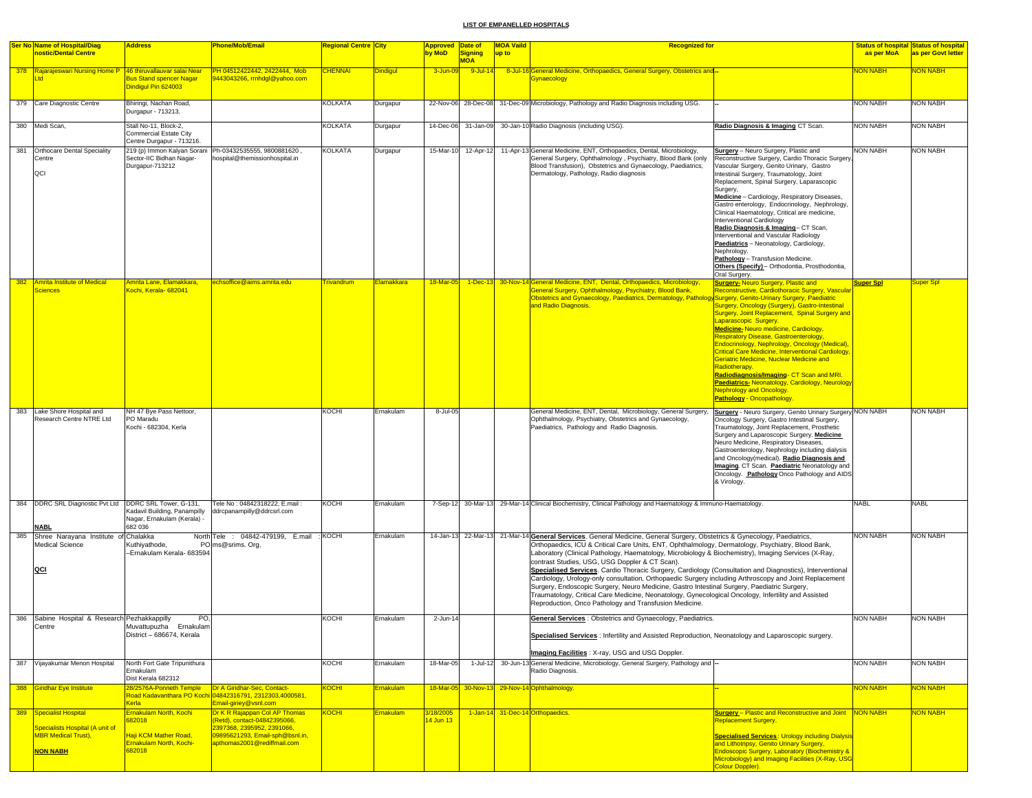**LIST OF EMPANELLED HOSPITALS**

| Ser No | Name of Hospital/Diag nostic/Dental Centre | Address | Phone/Mob/Email | Regional Centre | City | Approved by MoD | Date of Signing MOA | MOA Vaild up to | Recognized for | | Status of hospital as per MoA | Status of hospital as per Govt letter |
|---|---|---|---|---|---|---|---|---|---|---|---|---|
| 378 | Rajarajeswari Nursing Home P Ltd | 46 thiruvallauvar salai Near Bus Stand spencer Nagar Dindigul Pin 624003 | PH 04512422442, 2422444, Mob 9443043266, rrnhdgl@yahoo.com | CHENNAI | Dindigul | 3-Jun-09 | 9-Jul-14 | 8-Jul-16 | General Medicine, Orthopaedics, General Surgery, Obstetrics and Gynaecology | -- | NON NABH | NON NABH |
| 379 | Care Diagnostic Centre | Bhiringi, Nachan Road, Durgapur - 713213. | | KOLKATA | Durgapur | 22-Nov-06 | 28-Dec-08 | 31-Dec-09 | Microbiology, Pathology and Radio Diagnosis including USG. | -- | NON NABH | NON NABH |
| 380 | Medi Scan, | Stall No-11, Block-2, Commercial Estate City Centre Durgapur - 713216. | | KOLKATA | Durgapur | 14-Dec-06 | 31-Jan-09 | 30-Jan-10 | Radio Diagnosis (including USG). | **Radio Diagnosis & Imaging** CT Scan. | NON NABH | NON NABH |
| 381 | Orthocare Dental Speciality Centre QCI | 219 (p) Immon Kalyan Sorani Sector-IIC Bidhan Nagar-Durgapur-713212 | Ph-03432535555, 9800881620 , hospital@themissionhospital.in | KOLKATA | Durgapur | 15-Mar-10 | 12-Apr-12 | 11-Apr-13 | General Medicine, ENT, Orthopaedics, Dental, Microbiology, General Surgery, Ophthalmology , Psychiatry, Blood Bank (only Blood Transfusion), Obstetrics and Gynaecology, Paediatrics, Dermatology, Pathology, Radio diagnosis | **Surgery** – Neuro Surgery, Plastic and Reconstructive Surgery, Cardio Thoracic Surgery, Vascular Surgery, Genito Urinary, Gastro Intestinal Surgery, Traumatology, Joint Replacement, Spinal Surgery, Laparascopic Surgery, **Medicine** – Cardiology, Respiratory Diseases, Gastro enterology, Endocrinology, Nephrology, Clinical Haematology, Critical are medicine, Interventional Cardiology **Radio Diagnosis & Imaging** – CT Scan, Interventional and Vascular Radiology **Paediatrics** – Neonatology, Cardiology, Nephrology. **Pathology** – Transfusion Medicine. **Others (Specify)** – Orthodontia, Prosthodontia, Oral Surgery. | NON NABH | NON NABH |
| 382 | Amrita Institute of Medical Sciences | Amrita Lane, Elamakkara, Kochi, Kerala- 682041 | echsoffice@aims.amrita.edu | Trivandrum | Elamakkara | 18-Mar-05 | 1-Dec-13 | 30-Nov-14 | General Medicine, ENT, Dental, Orthopaedics, Microbiology, General Surgery, Ophthalmology, Psychiatry, Blood Bank, Obstetrics and Gynaecology, Paediatrics, Dermatology, Pathology and Radio Diagnosis. | **Surgery-** Neuro Surgery, Plastic and Reconstructive, Cardiothoracic Surgery, Vascular Surgery, Genito-Urinary Surgery, Paediatric Surgery, Oncology (Surgery), Gastro-Intestinal Surgery, Joint Replacement, Spinal Surgery and Laparascopic Surgery. **Medicine-** Neuro medicine, Cardiology, Respiratory Disease, Gastroenterology, Endocrinology, Nephrology, Oncology (Medical), Critical Care Medicine, Interventional Cardiology, Geriatric Medicine, Nuclear Medicine and Radiotherapy. **Radiodiagnosis/Imaging**- CT Scan and MRI. **Paediatrics-** Neonatology, Cardiology, Neurology Nephrology and Oncology. **Pathology** - Oncopathology. | Super Spl | Super Spl |
| 383 | Lake Shore Hospital and Research Centre NTRE Ltd | NH 47 Bye Pass Nettoor, PO Maradu Kochi - 682304, Kerla | | KOCHI | Ernakulam | 8-Jul-05 | | | General Medicine, ENT, Dental, Microbiology, General Surgery, Ophthalmology, Psychiatry, Obstetrics and Gynaecology, Paediatrics, Pathology and Radio Diagnosis. | **Surgery** - Neuro Surgery, Genito Urinary Surgery Oncology Surgery, Gastro Intestinal Surgery, Traumatology, Joint Replacement, Prosthetic Surgery and Laparoscopic Surgery. **Medicine** Neuro Medicine, Respiratory Diseases, Gastroenterology, Nephrology including dialysis and Oncology(medical). **Radio Diagnosis and Imaging**. CT Scan. **Paediatric** Neonatology and Oncology. **Pathology** Onco Pathology and AIDS & Virology. | NON NABH | NON NABH |
| 384 | DDRC SRL Diagnostic Pvt Ltd **NABL** | DDRC SRL Tower, G-131, Kadavil Building, Panampilly Nagar, Ernakulam (Kerala) - 682 036 | Tele No : 04842318222, E.mail : ddrcpanampilly@ddrcsrl.com | KOCHI | Ernakulam | 7-Sep-12 | 30-Mar-13 | 29-Mar-14 | Clinical Biochemistry, Clinical Pathology and Haematology & Immuno-Haematology. | | NABL | NABL |
| 385 | Shree Narayana Institute of Medical Science **QCI** | Chalakka North Kuthiyathode, PO –Ernakulam Kerala- 683594 | Tele : 04842-479199, E.mail : ms@srims. Org, | KOCHI | Ernakulam | 14-Jan-13 | 22-Mar-13 | 21-Mar-14 | **General Services**. General Medicine, General Surgery, Obstetrics & Gynecology, Paediatrics, Orthopaedics, ICU & Critical Care Units, ENT, Ophthalmology, Dermatology, Psychiatry, Blood Bank, Laboratory (Clinical Pathology, Haematology, Microbiology & Biochemistry), Imaging Services (X-Ray, contrast Studies, USG, USG Doppler & CT Scan). **Specialised Services**. Cardio Thoracic Surgery, Cardiology (Consultation and Diagnostics), Interventional Cardiology, Urology-only consultation, Orthopaedic Surgery including Arthroscopy and Joint Replacement Surgery, Endoscopic Surgery, Neuro Medicine, Gastro Intestinal Surgery, Paediatric Surgery, Traumatology, Critical Care Medicine, Neonatology, Gynecological Oncology, Infertility and Assisted Reproduction, Onco Pathology and Transfusion Medicine. | | NON NABH | NON NABH |
| 386 | Sabine Hospital & Research Centre | Pezhakkappilly PO, Muvattupuzha Ernakulam District – 686674, Kerala | | KOCHI | Ernakulam | 2-Jun-14 | | | **General Services** : Obstetrics and Gynaecology, Paediatrics. **Specialised Services** : Infertility and Assisted Reproduction, Neonatology and Laparoscopic surgery. **Imaging Facilities** : X-ray, USG and USG Doppler. | | NON NABH | NON NABH |
| 387 | Vijayakumar Menon Hospital | North Fort Gate Tripunithura Ernakulam Dist Kerala 682312 | | KOCHI | Ernakulam | 18-Mar-05 | 1-Jul-12 | 30-Jun-13 | General Medicine, Microbiology, General Surgery, Pathology and Radio Diagnosis. | -- | NON NABH | NON NABH |
| 388 | Giridhar Eye Institute | 28/2576A-Ponneth Temple Road Kadavanthara PO Kochi Kerla | Dr A Giridhar-Sec, Contact-04842316791, 2312303,4000581, Email-giriey@vsnl.com | KOCHI | Ernakulam | 18-Mar-05 | 30-Nov-13 | 29-Nov-14 | Ophthalmology. | -- | NON NABH | NON NABH |
| 389 | Specialist Hospital Specialists Hospital (A unit of MBR Medical Trust), **NON NABH** | Ernakulam North, Kochi 682018 Haji KCM Mather Road, Ernakulam North, Kochi-682018 | Dr K R Rajappan Col AP Thomas (Retd), contact-04842395066, 2397368, 2395952, 2391066, 09895621293, Email-sph@bsnl.in, apthomas2001@rediffmail.com | KOCHI | Ernakulam | 3/18/2005 14 Jun 13 | 1-Jan-14 | 31-Dec-14 | Orthopaedics. | **Surgery** – Plastic and Reconstructive and Joint Replacement Surgery. **Specialised Services** : Urology including Dialysis and Lithotripsy, Genito Urinary Surgery, Endoscopic Surgery, Laboratory (Biochemistry & Microbiology) and Imaging Facilities (X-Ray, USG Colour Doppler). | NON NABH | NON NABH |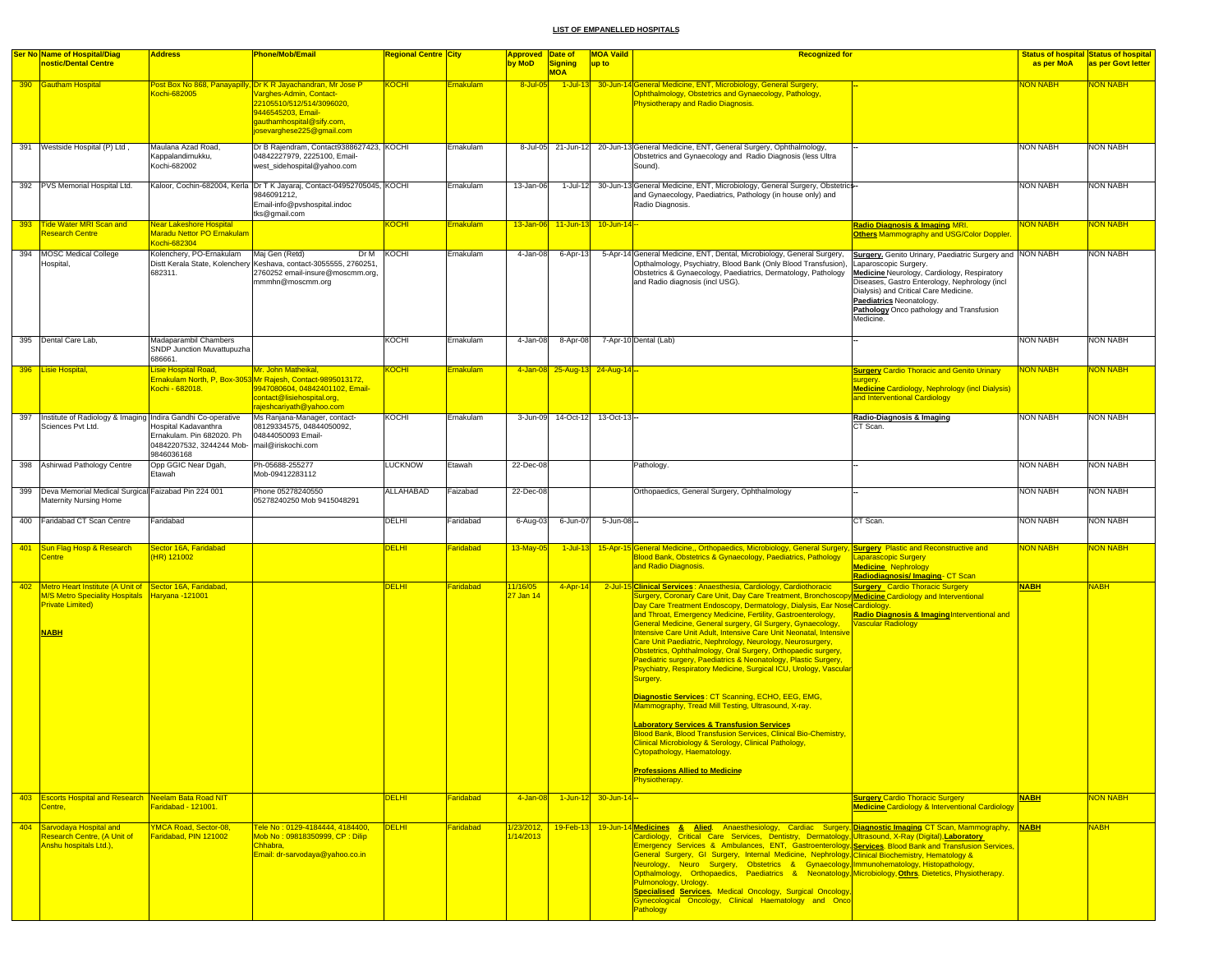**LIST OF EMPANELLED HOSPITALS**

| Ser No | Name of Hospital/Diagnostic/Dental Centre | Address | Phone/Mob/Email | Regional Centre | City | Approved by MoD | Date of Signing MOA | MOA Vaild up to | Recognized for | | Status of hospital as per MoA | Status of hospital as per Govt letter |
|---|---|---|---|---|---|---|---|---|---|---|---|---|
| 390 | Gautham Hospital | Post Box No 868, Panayapilly, Kochi-682005 | Dr K R Jayachandran, Mr Jose P Varghes-Admin, Contact-22105510/512/514/3096020, 9446545203, Email-gauthamhospital@sify.com, josevarghese225@gmail.com | KOCHI | Ernakulam | 8-Jul-05 | 1-Jul-13 | 30-Jun-14 | General Medicine, ENT, Microbiology, General Surgery, Ophthalmology, Obstetrics and Gynaecology, Pathology, Physiotherapy and Radio Diagnosis. | -- | NON NABH | NON NABH |
| 391 | Westside Hospital (P) Ltd , | Maulana Azad Road, Kappalandimukku, Kochi-682002 | Dr B Rajendram, Contact9388627423, 04842227979, 2225100, Email-west_sidehospital@yahoo.com | KOCHI | Ernakulam | 8-Jul-05 | 21-Jun-12 | 20-Jun-13 | General Medicine, ENT, General Surgery, Ophthalmology, Obstetrics and Gynaecology and Radio Diagnosis (less Ultra Sound). | -- | NON NABH | NON NABH |
| 392 | PVS Memorial Hospital Ltd. | Kaloor, Cochin-682004, Kerla | Dr T K Jayaraj, Contact-04952705045, 9846091212, Email-info@pvshospital.indoc tks@gmail.com | KOCHI | Ernakulam | 13-Jan-06 | 1-Jul-12 | 30-Jun-13 | General Medicine, ENT, Microbiology, General Surgery, Obstetrics and Gynaecology, Paediatrics, Pathology (in house only) and Radio Diagnosis. | -- | NON NABH | NON NABH |
| 393 | Tide Water MRI Scan and Research Centre | Near Lakeshore Hospital Maradu Nettor PO Ernakulam Kochi-682304 | | KOCHI | Ernakulam | 13-Jan-06 | 11-Jun-13 | 10-Jun-14 | -- | **Radio Diagnosis & Imaging** MRI. **Others** Mammography and USG/Color Doppler. | NON NABH | NON NABH |
| 394 | MOSC Medical College Hospital, | Kolenchery, PO-Ernakulam Distt Kerala State, Kolenchery 682311. | Maj Gen (Retd) Dr M Keshava, contact-3055555, 2760251, 2760252 email-insure@moscmm.org, mmmhn@moscmm.org | KOCHI | Ernakulam | 4-Jan-08 | 6-Apr-13 | 5-Apr-14 | General Medicine, ENT, Dental, Microbiology, General Surgery, Opthalmology, Psychiatry, Blood Bank (Only Blood Transfusion), Obstetrics & Gynaecology, Paediatrics, Dermatology, Pathology and Radio diagnosis (incl USG). | **Surgery.** Genito Urinary, Paediatric Surgery and Laparoscopic Surgery. **Medicine** Neurology, Cardiology, Respiratory Diseases, Gastro Enterology, Nephrology (incl Dialysis) and Critical Care Medicine. **Paediatrics** Neonatology. **Pathology** Onco pathology and Transfusion Medicine. | NON NABH | NON NABH |
| 395 | Dental Care Lab, | Madaparambil Chambers SNDP Junction Muvattupuzha 686661. | | KOCHI | Ernakulam | 4-Jan-08 | 8-Apr-08 | 7-Apr-10 | Dental (Lab) | -- | NON NABH | NON NABH |
| 396 | Lisie Hospital, | Lisie Hospital Road, Ernakulam North, P, Box-3053 Kochi - 682018. | Mr. John Matheikal, Mr Rajesh, Contact-9895013172, 9947080604, 04842401102, Email-contact@lisiehospital.org, rajeshcariyath@yahoo.com | KOCHI | Ernakulam | 4-Jan-08 | 25-Aug-13 | 24-Aug-14 | -- | **Surgery** Cardio Thoracic and Genito Urinary surgery. **Medicine** Cardiology, Nephrology (incl Dialysis) and Interventional Cardiology | NON NABH | NON NABH |
| 397 | Institute of Radiology & Imaging Sciences Pvt Ltd. | Indira Gandhi Co-operative Hospital Kadavanthra Ernakulam. Pin 682020. Ph 04842207532, 3244244 Mob-9846036168 | Ms Ranjana-Manager, contact-08129334575, 04844050092, 04844050093 Email-mail@iriskochi.com | KOCHI | Ernakulam | 3-Jun-09 | 14-Oct-12 | 13-Oct-13 | -- | **Radio-Diagnosis & Imaging** CT Scan. | NON NABH | NON NABH |
| 398 | Ashirwad Pathology Centre | Opp GGIC Near Dgah, Etawah | Ph-05688-255277 Mob-09412283112 | LUCKNOW | Etawah | 22-Dec-08 | | | Pathology. | -- | NON NABH | NON NABH |
| 399 | Deva Memorial Medical Surgical Maternity Nursing Home | Faizabad Pin 224 001 | Phone 05278240550 05278240250 Mob 9415048291 | ALLAHABAD | Faizabad | 22-Dec-08 | | | Orthopaedics, General Surgery, Ophthalmology | -- | NON NABH | NON NABH |
| 400 | Faridabad CT Scan Centre | Faridabad | | DELHI | Faridabad | 6-Aug-03 | 6-Jun-07 | 5-Jun-08 | -- | CT Scan. | NON NABH | NON NABH |
| 401 | Sun Flag Hosp & Research Centre | Sector 16A, Faridabad (HR) 121002 | | DELHI | Faridabad | 13-May-05 | 1-Jul-13 | 15-Apr-15 | General Medicine,, Orthopaedics, Microbiology, General Surgery, Blood Bank, Obstetrics & Gynaecology, Paediatrics, Pathology and Radio Diagnosis. | **Surgery** Plastic and Reconstructive and Laparoscopic Surgery **Medicine** Nephrology **Radiodiagnosis/ Imaging**- CT Scan | NON NABH | NON NABH |
| 402 | Metro Heart Institute (A Unit of M/S Metro Speciality Hospitals Private Limited) **NABH** | Sector 16A, Faridabad, Haryana -121001 | | DELHI | Faridabad | 11/16/05 27 Jan 14 | 4-Apr-14 | 2-Jul-15 | **Clinical Services** : Anaesthesia, Cardiology, Cardiothoracic Surgery, Coronary Care Unit, Day Care Treatment, Bronchoscopy Day Care Treatment Endoscopy, Dermatology, Dialysis, Ear Nose and Throat, Emergency Medicine, Fertility, Gastroenterology, General Medicine, General surgery, GI Surgery, Gynaecology, Intensive Care Unit Adult, Intensive Care Unit Neonatal, Intensive Care Unit Paediatric, Nephrology, Neurology, Neurosurgery, Obstetrics, Ophthalmology, Oral Surgery, Orthopaedic surgery, Paediatric surgery, Paediatrics & Neonatology, Plastic Surgery, Psychiatry, Respiratory Medicine, Surgical ICU, Urology, Vascular Surgery. **Diagnostic Services**: CT Scanning, ECHO, EEG, EMG, Mammography, Tread Mill Testing, Ultrasound, X-ray. **Laboratory Services & Transfusion Services** Blood Bank, Blood Transfusion Services, Clinical Bio-Chemistry, Clinical Microbiology & Serology, Clinical Pathology, Cytopathology, Haematology. **Professions Allied to Medicine** Physiotherapy. | **Surgery** Cardio Thoracic Surgery **Medicine** Cardiology and Interventional Cardiology. **Radio Diagnosis & Imaging** Interventional and Vascular Radiology | NABH | NABH |
| 403 | Escorts Hospital and Research Centre, | Neelam Bata Road NIT Faridabad - 121001. | | DELHI | Faridabad | 4-Jan-08 | 1-Jun-12 | 30-Jun-14 | -- | **Surgery** Cardio Thoracic Surgery **Medicine** Cardiology & Interventional Cardiology | NABH | NON NABH |
| 404 | Sarvodaya Hospital and Research Centre, (A Unit of Anshu hospitals Ltd.), | YMCA Road, Sector-08, Faridabad, PIN 121002 | Tele No : 0129-4184444, 4184400, Mob No : 09818350999, CP : Dilip Chhabra, Email: dr-sarvodaya@yahoo.co.in | DELHI | Faridabad | 1/23/2012, 1/14/2013 | 19-Feb-13 | 19-Jun-14 | **Medicines & Allied** Anaesthesiology, Cardiac Surgery, Cardiology, Critical Care Services, Dentistry, Dermatology, Emergency Services & Ambulances, ENT, Gastroenterology, General Surgery, GI Surgery, Internal Medicine, Nephrology, Neurology, Neuro Surgery, Obstetrics & Gynaecology, Opthalmology, Orthopaedics, Paediatrics & Neonatology, Pulmonology, Urology. **Specialised Services.** Medical Oncology, Surgical Oncology, Gynecological Oncology, Clinical Haematology and Onco Pathology | **Diagnostic Imaging** CT Scan, Mammography, Ultrasound, X-Ray (Digital),**Laboratory Services**. Blood Bank and Transfusion Services, Clinical Biochemistry, Hematology & Immunohematology, Histopathology, Microbiology,**Othrs**. Dietetics, Physiotherapy. | NABH | NABH |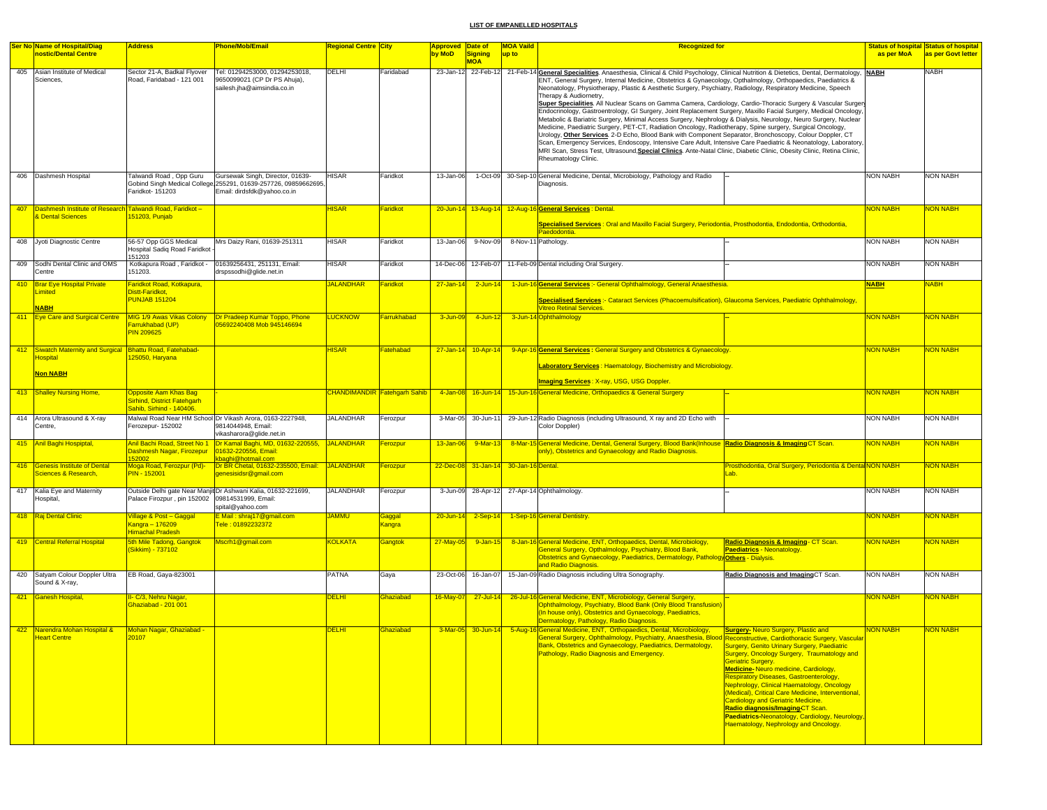## LIST OF EMPANELLED HOSPITALS

| Ser No | Name of Hospital/Diagnostic/Dental Centre | Address | Phone/Mob/Email | Regional Centre | City | Approved by MoD | Date of Signing MOA | MOA Vaild up to | Recognized for | | Status of hospital as per MoA | Status of hospital as per Govt letter |
|---|---|---|---|---|---|---|---|---|---|---|---|---|
| 405 | Asian Institute of Medical Sciences, | Sector 21-A, Badkal Flyover Road, Faridabad - 121 001 | Tel: 01294253000, 01294253018, 9650099021 (CP Dr PS Ahuja), sailesh.jha@aimsindia.co.in | DELHI | Faridabad | 23-Jan-12 | 22-Feb-12 | 21-Feb-14 | **General Specialities**. Anaesthesia, Clinical & Child Psychology, Clinical Nutrition & Dietetics, Dental, Dermatology, ENT, General Surgery, Internal Medicine, Obstetrics & Gynaecology, Opthalmology, Orthopaedics, Paediatrics & Neonatology, Physiotherapy, Plastic & Aesthetic Surgery, Psychiatry, Radiology, Respiratory Medicine, Speech Therapy & Audiometry, **Super Specialities**. All Nuclear Scans on Gamma Camera, Cardiology, Cardio-Thoracic Surgery & Vascular Surgery, Endocrinology, Gastroentrology, GI Surgery, Joint Replacement Surgery, Maxillo Facial Surgery, Medical Oncology, Metabolic & Bariatric Surgery, Minimal Access Surgery, Nephrology & Dialysis, Neurology, Neuro Surgery, Nuclear Medicine, Paediatric Surgery, PET-CT, Radiation Oncology, Radiotherapy, Spine surgery, Surgical Oncology, Urology, **Other Services**. 2-D Echo, Blood Bank with Component Separator, Bronchoscopy, Colour Doppler, CT Scan, Emergency Services, Endoscopy, Intensive Care Adult, Intensive Care Paediatric & Neonatology, Laboratory, MRI Scan, Stress Test, Ultrasound,**Special Clinics**. Ante-Natal Clinic, Diabetic Clinic, Obesity Clinic, Retina Clinic, Rheumatology Clinic. | | **NABH** | NABH |
| 406 | Dashmesh Hospital | Talwandi Road , Opp Guru Gobind Singh Medical College, Faridkot- 151203 | Gursewak Singh, Director, 01639-255291, 01639-257726, 09859662695, Email: dirdsfdk@yahoo.co.in | HISAR | Faridkot | 13-Jan-06 | 1-Oct-09 | 30-Sep-10 | General Medicine, Dental, Microbiology, Pathology and Radio Diagnosis. | -- | NON NABH | NON NABH |
| 407 | Dashmesh Institute of Research & Dental Sciences | Talwandi Road, Faridkot – 151203, Punjab | | HISAR | Faridkot | 20-Jun-14 | 13-Aug-14 | 12-Aug-16 | **General Services** : Dental. **Specialised Services** : Oral and Maxillo Facial Surgery, Periodontia, Prosthodontia, Endodontia, Orthodontia, Paedodontia. | | NON NABH | NON NABH |
| 408 | Jyoti Diagnostic Centre | 56-57 Opp GGS Medical Hospital Sadiq Road Faridkot - 151203 | Mrs Daizy Rani, 01639-251311 | HISAR | Faridkot | 13-Jan-06 | 9-Nov-09 | 8-Nov-11 | Pathology. | -- | NON NABH | NON NABH |
| 409 | Sodhi Dental Clinic and OMS Centre | Kotkapura Road , Faridkot - 151203. | 01639256431, 251131, Email: drspssodhi@glide.net.in | HISAR | Faridkot | 14-Dec-06 | 12-Feb-07 | 11-Feb-09 | Dental including Oral Surgery. | -- | NON NABH | NON NABH |
| 410 | Brar Eye Hospital Private Limited **NABH** | Faridkot Road, Kotkapura, Distt-Faridkot, PUNJAB 151204 | | JALANDHAR | Faridkot | 27-Jan-14 | 2-Jun-14 | 1-Jun-16 | **General Services** :- General Ophthalmology, General Anaesthesia. **Specialised Services** :- Cataract Services (Phacoemulsification), Glaucoma Services, Paediatric Ophthalmology, Vitreo Retinal Services. | | **NABH** | NABH |
| 411 | Eye Care and Surgical Centre | MIG 1/9 Awas Vikas Colony Farrukhabad (UP) PIN 209625 | Dr Pradeep Kumar Toppo, Phone 05692240408 Mob 945146694 | LUCKNOW | Farrukhabad | 3-Jun-09 | 4-Jun-12 | 3-Jun-14 | Ophthalmology | -- | NON NABH | NON NABH |
| 412 | Siwatch Maternity and Surgical Hospital **Non NABH** | Bhattu Road, Fatehabad-125050, Haryana | | HISAR | Fatehabad | 27-Jan-14 | 10-Apr-14 | 9-Apr-16 | **General Services :** General Surgery and Obstetrics & Gynaecology. **Laboratory Services** : Haematology, Biochemistry and Microbiology. **Imaging Services** : X-ray, USG, USG Doppler. | | NON NABH | NON NABH |
| 413 | Shalley Nursing Home, | Opposite Aam Khas Bag Sirhind, District Fatehgarh Sahib, Sirhind - 140406. | - | CHANDIMANDIR | Fatehgarh Sahib | 4-Jan-08 | 16-Jun-14 | 15-Jun-16 | General Medicine, Orthopaedics & General Surgery | -- | NON NABH | NON NABH |
| 414 | Arora Ultrasound & X-ray Centre, | Malwal Road Near HM School Ferozepur- 152002 | Dr Vikash Arora, 0163-2227948, 9814044948, Email: vikasharora@glide.net.in | JALANDHAR | Ferozpur | 3-Mar-05 | 30-Jun-11 | 29-Jun-12 | Radio Diagnosis (including Ultrasound, X ray and 2D Echo with Color Doppler) | -- | NON NABH | NON NABH |
| 415 | Anil Baghi Hospiptal, | Anil Bachi Road, Street No 1 Dashmesh Nagar, Firozepur 152002 | Dr Kamal Baghi, MD, 01632-220555, 01632-220556, Email: kbaghi@hotmail.com | JALANDHAR | Ferozpur | 13-Jan-06 | 9-Mar-13 | 8-Mar-15 | General Medicine, Dental, General Surgery, Blood Bank(Inhouse only), Obstetrics and Gynaecology and Radio Diagnosis. | **Radio Diagnosis & Imaging** CT Scan. | NON NABH | NON NABH |
| 416 | Genesis Institute of Dental Sciences & Research, | Moga Road, Ferozpur (Pd)- PIN - 152001 | Dr BR Chetal, 01632-235500, Email: genesisidsr@gmail.com | JALANDHAR | Ferozpur | 22-Dec-08 | 31-Jan-14 | 30-Jan-16 | Dental. | Prosthodontia, Oral Surgery, Periodontia & Dental Lab. | NON NABH | NON NABH |
| 417 | Kalia Eye and Maternity Hospital, | Outside Delhi gate Near Manjit Palace Firozpur , pin 152002 | Dr Ashwani Kalia, 01632-221699, 09814531999, Email: spital@yahoo.com | JALANDHAR | Ferozpur | 3-Jun-09 | 28-Apr-12 | 27-Apr-14 | Ophthalmology. | -- | NON NABH | NON NABH |
| 418 | Raj Dental Clinic | Village & Post – Gaggal Kangra – 176209 Himachal Pradesh | E Mail : shraj17@gmail.com Tele : 01892232372 | JAMMU | Gaggal Kangra | 20-Jun-14 | 2-Sep-14 | 1-Sep-16 | General Dentistry. | | NON NABH | NON NABH |
| 419 | Central Referral Hospital | 5th Mile Tadong, Gangtok (Sikkim) - 737102 | Mscrh1@gmail.com | KOLKATA | Gangtok | 27-May-05 | 9-Jan-15 | 8-Jan-16 | General Medicine, ENT, Orthopaedics, Dental, Microbiology, General Surgery, Opthalmology, Psychiatry, Blood Bank, Obstetrics and Gynaecology, Paediatrics, Dermatology, Pathology and Radio Diagnosis. | **Radio Diagnosis & Imaging** - CT Scan. **Paediatrics** - Neonatology. **Others** - Dialysis. | NON NABH | NON NABH |
| 420 | Satyam Colour Doppler Ultra Sound & X-ray, | EB Road, Gaya-823001 | | PATNA | Gaya | 23-Oct-06 | 16-Jan-07 | 15-Jan-09 | Radio Diagnosis including Ultra Sonography. | **Radio Diagnosis and Imaging** CT Scan. | NON NABH | NON NABH |
| 421 | Ganesh Hospital, | II- C/3, Nehru Nagar, Ghaziabad - 201 001 | | DELHI | Ghaziabad | 16-May-07 | 27-Jul-14 | 26-Jul-16 | General Medicine, ENT, Microbiology, General Surgery, Ophthalmology, Psychiatry, Blood Bank (Only Blood Transfusion) (In house only), Obstetrics and Gynaecology, Paediatrics, Dermatology, Pathology, Radio Diagnosis. | -- | NON NABH | NON NABH |
| 422 | Narendra Mohan Hospital & Heart Centre | Mohan Nagar, Ghaziabad - 20107 | | DELHI | Ghaziabad | 3-Mar-05 | 30-Jun-14 | 5-Aug-16 | General Medicine, ENT, Orthopaedics, Dental, Microbiology, General Surgery, Ophthalmology, Psychiatry, Anaesthesia, Blood Bank, Obstetrics and Gynaecology, Paediatrics, Dermatology, Pathology, Radio Diagnosis and Emergency. | **Surgery-** Neuro Surgery, Plastic and Reconstructive, Cardiothoracic Surgery, Vascular Surgery, Genito Urinary Surgery, Paediatric Surgery, Oncology Surgery, Traumatology and Geriatric Surgery. **Medicine-** Neuro medicine, Cardiology, Respiratory Diseases, Gastroenterology, Nephrology, Clinical Haematology, Oncology (Medical), Critical Care Medicine, Interventional, Cardiology and Geriatric Medicine. **Radio diagnosis/Imaging-** CT Scan. **Paediatrics-** Neonatology, Cardiology, Neurology, Haematology, Nephrology and Oncology. | NON NABH | NON NABH |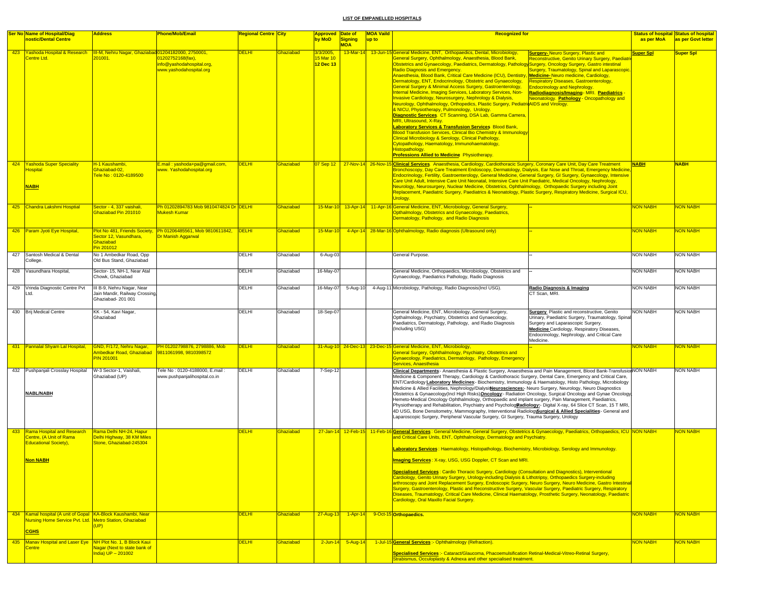# LIST OF EMPANELLED HOSPITALS

| Ser No | Name of Hospital/Diagnostic/Dental Centre | Address | Phone/Mob/Email | Regional Centre | City | Approved by MoD | Date of Signing MOA | MOA Vaild up to | Recognized for | | Status of hospital as per MoA | Status of hospital as per Govt letter |
|---|---|---|---|---|---|---|---|---|---|---|---|---|
| 423 | Yashoda Hospital & Research Centre Ltd. | III-M, Nehru Nagar, Ghaziabad 201001. | 01204182000, 2750001, 01202752168(fax), info@yashodahospital.org, www.yashodahospital.org | DELHI | Ghaziabad | 3/3/2005, 15 Mar 10 12 Dec 13 | 13-Mar-14 | 13-Jun-15 | General Medicine, ENT, Orthopaedics, Dental, Microbiology, General Surgery, Ophthalmology, Anaesthesia, Blood Bank, Obstetrics and Gynaecology, Paediatrics, Dermatology, Pathology Radio Diagnosis and Emergency. Anaesthesia, Blood Bank, Critical Care Medicine (ICU), Dentistry, Dermatology, ENT, Endocrinology, Obstetric and Gynaecology, General Surgery & Minimal Access Surgery, Gastroenterology, Internal Medicine, Imaging Services, Laboratory Services, Non-Invasive Cardiology, Neurosurgery, Nephrology & Dialysis, Neurology, Ophthalmology, Orthopedics, Plastic Surgery, Pediatric & NICU, Physiotherapy, Pulmonology, Urology. **Diagnostic Services**. CT Scanning, DSA Lab, Gamma Camera, MRI, Ultrasound, X-Ray. **Laboratory Services & Transfusion Services** Blood Bank, Blood Transfusion Services, Clinical Bio Chemistry & Immunology Clinical Microbiology & Serology, Clinical Pathology, Cytopathology, Haematology, Immunohaematology, Histopathology. **Professions Allied to Medicine** Physiotherapy. | **Surgery-** Neuro Surgery, Plastic and Reconstructive, Genito Urinary Surgery, Paediatric Surgery, Oncology Surgery, Gastro intestinal Surgery, Traumatology, Spinal and Laparascopic. **Medicine-** Neuro medicine, Cardiology, Respiratory Diseases, Gastroenterology, Endocrinology and Nephrology. **Radiodiagnosis/Imaging**- MRI. **Paediatrics** - Neonatology. **Pathology** - Oncopathology and AIDS and Virology. | Super Spl | Super Spl |
| 424 | Yashoda Super Speciality Hospital **NABH** | H-1 Kaushambi, Ghaziabad-02, Tele No : 0120-4189500 | E.mail : yashoda+pa@gmail.com, www. Yashodahospital.org | DELHI | Ghaziabad | 07 Sep 12 | 27-Nov-14 | 26-Nov-15 | **Clinical Services** Anaesthesia, Cardiology, Cardiothoracic Surgery, Coronary Care Unit, Day Care Treatment Bronchoscopy, Day Care Treatment Endoscopy, Dermatology, Dialysis, Ear Nose and Throat, Emergency Medicine, Endocrinology, Fertility, Gastroenterology, General Medicine, General Surgery, GI Surgery, Gynaecology, Intensive Care Unit Adult, Intensive Care Unit Neonatal, Intensive Care Unit Paediatric, Medical Oncology, Nephrology, Neurology, Neurosurgery, Nuclear Medicine, Obstetrics, Ophthalmology, Orthopaedic Surgery including Joint Replacement, Paediatric Surgery, Paediatrics & Neonatology, Plastic Surgery, Respiratory Medicine, Surgical ICU, Urology. | | NABH | NABH |
| 425 | Chandra Lakshmi Hosptial | Sector - 4, 337 vaishali, Ghaziabad Pin 201010 | Ph 01202894783 Mob 9810474824 Dr Mukesh Kumar | DELHI | Ghaziabad | 15-Mar-10 | 13-Apr-14 | 11-Apr-16 | General Medicine, ENT, Microbiology, General Surgery, Opthalmology, Obstetrics and Gynaecology, Paediatrics, Dermatology, Pathology, and Radio Diagnosis | -- | NON NABH | NON NABH |
| 426 | Param Jyoti Eye Hospital, | Plot No 481, Friends Society, Sector 12, Vasundhara, Ghaziabad Pin 201012 | Ph 01206485561, Mob 9810611842, Dr Manish Aggarwal | DELHI | Ghaziabad | 15-Mar-10 | 4-Apr-14 | 28-Mar-16 | Ophthalmology, Radio diagnosis (Ultrasound only) | -- | NON NABH | NON NABH |
| 427 | Santosh Medical & Dental College. | No 1 Ambedkar Road, Opp Old Bus Stand, Ghaziabad | | DELHI | Ghaziabad | 6-Aug-03 | | | General Purpose. | -- | NON NABH | NON NABH |
| 428 | Vasundhara Hospital, | Sector- 15, NH-1, Near Atal Chowk, Ghaziabad | | DELHI | Ghaziabad | 16-May-07 | | | General Medicine, Orthopaedics, Microbiology, Obstetrics and Gynaecology, Paediatrics Pathology, Radio Diagnosis | -- | NON NABH | NON NABH |
| 429 | Vrinda Diagnostic Centre Pvt Ltd. | III B-9, Nehru Nagar, Near Jain Mandir, Railway Crossing, Ghaziabad- 201 001 | | DELHI | Ghaziabad | 16-May-07 | 5-Aug-10 | 4-Aug-11 | Microbiology, Pathology, Radio Diagnosis(Incl USG). | **Radio Diagnosis & Imaging** CT Scan, MRI. | NON NABH | NON NABH |
| 430 | Brij Medical Centre | KK - 54, Kavi Nagar, Ghaziabad | | DELHI | Ghaziabad | 18-Sep-07 | | | General Medicine, ENT, Microbiology, General Surgery, Opthalmology, Psychiatry, Obstetrics and Gynaecology, Paediatrics, Dermatology, Pathology, and Radio Diagnosis (Including USG) | **Surgery** Plastic and reconstructive, Genito Urinary, Paediatric Surgery, Traumatology, Spinal Surgery and Laparascopic Surgery. **Medicine** Cardiology, Respiratory Diseases, Endocrinology, Nephrology, and Critical Care Medicine. | NON NABH | NON NABH |
| 431 | Pannalal Shyam Lal Hospital, | GND, F/172, Nehru Nagar, Ambedkar Road, Ghaziabad PIN 201001 | PH 01202798876, 2798886, Mob 9811061998, 9810398572 | DELHI | Ghaziabad | 31-Aug-10 | 24-Dec-13 | 23-Dec-15 | General Medicine, ENT, Microbiology, General Surgery, Ophthalmology, Psychiatry, Obstetrics and Gynaecology, Paediatrics, Dermatology, Pathology, Emergency Services, Anaesthesia | -- | NON NABH | NON NABH |
| 432 | Pushpanjali Crosslay Hospital **NABL/NABH** | W-3 Sector-1, Vaishali, Ghaziabad (UP) | Tele No : 0120-4188000, E.mail : www.pushpanjalihospital.co.in | DELHI | Ghaziabad | 7-Sep-12 | | | **Clinical Departments**:- Anaesthesia & Plastic Surgery, Anaesthesia and Pain Management, Blood Bank-Transfusion Medicine & Component Therapy, Cardiology & Cardiothoracic Surgery, Dental Care, Emergency and Critical Care, ENT/Cardiology **Laboratory Medicines**:- Biochemistry, Immunology & Haematology, Histo Pathology, Microbiology Medicine & Allied Facilities, Nephrology/Dialysis **Neurosciences:**- Neuro Surgery, Neurology, Neuro Diagnostics Obstetrics & Gynaecology(Incl High Risks) **Oncology**:- Radiation Oncology, Surgical Oncology and Gynae Oncology, Hemeto-Medical Oncology Ophthalmology, Orthopaedic and implant surgery, Pain Management, Paediatrics, Physiotherapy and Rehabilitation, Psychiatry and Psychology **Radiology:**- Digital X-ray, 64 Slice CT Scan, 15 T MRI, 4D USG, Bone Densitometry, Mammography, Interventional Radiology **Surgical & Allied Specialities**:- General and Laparoscopic Surgery, Peripheral Vascular Surgery, GI Surgery, Trauma Surgery, Urology | | NON NABH | NON NABH |
| 433 | Rama Hospital and Research Centre, (A Unit of Rama Educational Society), **Non NABH** | Rama Delhi NH-24, Hapur Delhi Highway, 38 KM Miles Stone, Ghaziabad-245304 | | DELHI | Ghaziabad | 27-Jan-14 | 12-Feb-15 | 11-Feb-16 | **General Services** : General Medicine, General Surgery, Obstetrics & Gynaecology, Paediatrics, Orthopaedics, ICU and Critical Care Units, ENT, Ophthalmology, Dermatology and Psychiatry. **Laboratory Services** : Haematology, Histopathology, Biochemistry, Microbiology, Serology and Immunology. **Imaging Services** : X-ray, USG, USG Doppler, CT Scan and MRI. **Specialised Services** : Cardio Thoracic Surgery, Cardiology (Consultation and Diagnostics), Interventional Cardiology, Genito Urinary Surgery, Urology-including Dialysis & Lithotripsy, Orthopaedics Surgery-including arthroscopy and Joint Replacement Surgery, Endoscopic Surgery, Neuro Surgery, Neuro Medicine, Gastro Intestinal Surgery, Gastroenterology, Plastic and Reconstructive Surgery, Vascular Surgery, Paediatric Surgery, Respiratory Diseases, Traumatology, Critical Care Medicine, Clinical Haematology, Prosthetic Surgery, Neonatology, Paediatric Cardiology, Oral Maxillo Facial Surgery. | | NON NABH | NON NABH |
| 434 | Kamal hospital (A unit of Gopal Nursing Home Service Pvt. Ltd. **CGHS** | KA-Block Kaushambi, Near Metro Station, Ghaziabad (UP) | | DELHI | Ghaziabad | 27-Aug-13 | 1-Apr-14 | 9-Oct-15 | **Orthopaedics.** | | NON NABH | NON NABH |
| 435 | Manav Hospital and Laser Eye Centre | NH Plot No. 1, B Block Kaui Nagar (Next to state bank of India) UP – 201002 | | DELHI | Ghaziabad | 2-Jun-14 | 5-Aug-14 | 1-Jul-15 | **General Services** :- Ophthalmology (Refraction). **Specialised Services** :- Cataract/Glaucoma, Phacoemulsification Retinal-Medical-Vitreo-Retinal Surgery, Strabismus, Occuloplasty & Adnexa and other specialised treatment. | | NON NABH | NON NABH |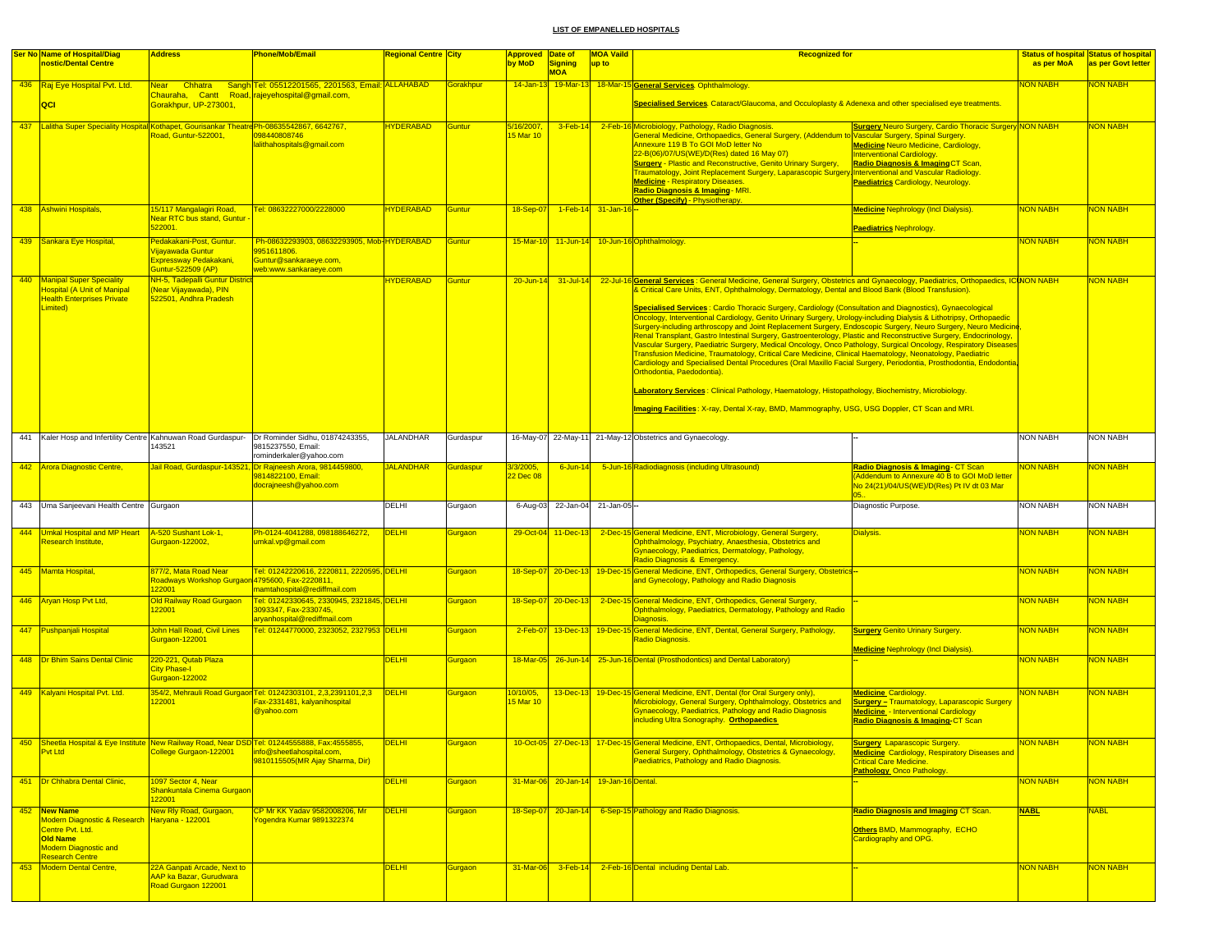## LIST OF EMPANELLED HOSPITALS

| Ser No | Name of Hospital/Diag nostic/Dental Centre | Address | Phone/Mob/Email | Regional Centre | City | Approved by MoD | Date of Signing MOA | MOA Vaild up to | Recognized for | | Status of hospital as per MoA | Status of hospital as per Govt letter |
|---|---|---|---|---|---|---|---|---|---|---|---|---|
| 436 | Raj Eye Hospital Pvt. Ltd. QCI | Near Chhatra Sangh Chauraha, Cantt Road, Gorakhpur, UP-273001, | Tel: 05512201565, 2201563, Email: rajeyehospital@gmail.com, | ALLAHABAD | Gorakhpur | 14-Jan-13 | 19-Mar-13 | 18-Mar-15 | **General Services**. Ophthalmology. **Specialised Services**. Cataract/Glaucoma, and Occuloplasty & Adenexa and other specialised eye treatments. | | NON NABH | NON NABH |
| 437 | Lalitha Super Speciality Hospital | Kothapet, Gourisankar Theatre Road, Guntur-522001, | Ph-08635542867, 6642767, 098440808746 lalithahospitals@gmail.com | HYDERABAD | Guntur | 5/16/2007, 15 Mar 10 | 3-Feb-14 | 2-Feb-16 | Microbiology, Pathology, Radio Diagnosis. General Medicine, Orthopaedics, General Surgery, (Addendum to Annexure 119 B To GOI MoD letter No 22-B(06)/07/US(WE)/D(Res) dated 16 May 07) **Surgery** - Plastic and Reconstructive, Genito Urinary Surgery, Traumatology, Joint Replacement Surgery, Laparascopic Surgery. **Medicine** - Respiratory Diseases. **Radio Diagnosis & Imaging** - MRI. **Other (Specify)** - Physiotherapy. | **Surgery** Neuro Surgery, Cardio Thoracic Surgery, Vascular Surgery, Spinal Surgery. **Medicine** Neuro Medicine, Cardiology, Interventional Cardiology. **Radio Diagnosis & Imaging** CT Scan, Interventional and Vascular Radiology. **Paediatrics** Cardiology, Neurology. | NON NABH | NON NABH |
| 438 | Ashwini Hospitals, | 15/117 Mangalagiri Road, Near RTC bus stand, Guntur - 522001. | Tel: 08632227000/2228000 | HYDERABAD | Guntur | 18-Sep-07 | 1-Feb-14 | 31-Jan-16 | -- | **Medicine** Nephrology (Incl Dialysis). **Paediatrics** Nephrology. | NON NABH | NON NABH |
| 439 | Sankara Eye Hospital, | Pedakakani-Post, Guntur. Vijayawada Guntur Expressway Pedakakani, Guntur-522509 (AP) | Ph-08632293903, 08632293905, Mob-9951611806. Guntur@sankaraeye.com, web:www.sankaraeye.com | HYDERABAD | Guntur | 15-Mar-10 | 11-Jun-14 | 10-Jun-16 | Ophthalmology. | -- | NON NABH | NON NABH |
| 440 | Manipal Super Speciality Hospital (A Unit of Manipal Health Enterprises Private Limited) | NH-5, Tadepalli Guntur District (Near Vijayawada), PIN 522501, Andhra Pradesh | | HYDERABAD | Guntur | 20-Jun-14 | 31-Jul-14 | 22-Jul-16 | **General Services** : General Medicine, General Surgery, Obstetrics and Gynaecology, Paediatrics, Orthopaedics, ICU & Critical Care Units, ENT, Ophthalmology, Dermatology, Dental and Blood Bank (Blood Transfusion). **Specialised Services** : Cardio Thoracic Surgery, Cardiology (Consultation and Diagnostics), Gynaecological Oncology, Interventional Cardiology, Genito Urinary Surgery, Urology-including Dialysis & Lithotripsy, Orthopaedic Surgery-including arthroscopy and Joint Replacement Surgery, Endoscopic Surgery, Neuro Surgery, Neuro Medicine, Renal Transplant, Gastro Intestinal Surgery, Gastroenterology, Plastic and Reconstructive Surgery, Endocrinology, Vascular Surgery, Paediatric Surgery, Medical Oncology, Onco Pathology, Surgical Oncology, Respiratory Diseases, Transfusion Medicine, Traumatology, Critical Care Medicine, Clinical Haematology, Neonatology, Paediatric Cardiology and Specialised Dental Procedures (Oral Maxillo Facial Surgery, Periodontia, Prosthodontia, Endodontia, Orthodontia, Paedodontia). **Laboratory Services** : Clinical Pathology, Haematology, Histopathology, Biochemistry, Microbiology. **Imaging Facilities** : X-ray, Dental X-ray, BMD, Mammography, USG, USG Doppler, CT Scan and MRI. | | NON NABH | NON NABH |
| 441 | Kaler Hosp and Infertility Centre | Kahnuwan Road Gurdaspur-143521 | Dr Rominder Sidhu, 01874243355, 9815237550, Email: rominderkaler@yahoo.com | JALANDHAR | Gurdaspur | 16-May-07 | 22-May-11 | 21-May-12 | Obstetrics and Gynaecology. | -- | NON NABH | NON NABH |
| 442 | Arora Diagnostic Centre, | Jail Road, Gurdaspur-143521, | Dr Rajneesh Arora, 9814459800, 9814822100, Email: docrajneesh@yahoo.com | JALANDHAR | Gurdaspur | 3/3/2005, 22 Dec 08 | 6-Jun-14 | 5-Jun-16 | Radiodiagnosis (including Ultrasound) | **Radio Diagnosis & Imaging** - CT Scan (Addendum to Annexure 40 B to GOI MoD letter No 24(21)/04/US(WE)/D(Res) Pt IV dt 03 Mar 05.. | NON NABH | NON NABH |
| 443 | Uma Sanjeevani Health Centre | Gurgaon | | DELHI | Gurgaon | 6-Aug-03 | 22-Jan-04 | 21-Jan-05 | -- | Diagnostic Purpose. | NON NABH | NON NABH |
| 444 | Umkal Hospital and MP Heart Research Institute, | A-520 Sushant Lok-1, Gurgaon-122002, | Ph-0124-4041288, 098188646272, umkal.vp@gmail.com | DELHI | Gurgaon | 29-Oct-04 | 11-Dec-13 | 2-Dec-15 | General Medicine, ENT, Microbiology, General Surgery, Ophthalmology, Psychiatry, Anaesthesia, Obstetrics and Gynaecology, Paediatrics, Dermatology, Pathology, Radio Diagnosis & Emergency. | Dialysis. | NON NABH | NON NABH |
| 445 | Mamta Hospital, | 877/2, Mata Road Near Roadways Workshop Gurgaon 122001 | Tel: 01242220616, 2220811, 2220595, 4795600, Fax-2220811, mamtahospital@rediffmail.com | DELHI | Gurgaon | 18-Sep-07 | 20-Dec-13 | 19-Dec-15 | General Medicine, ENT, Orthopedics, General Surgery, Obstetrics and Gynecology, Pathology and Radio Diagnosis | -- | NON NABH | NON NABH |
| 446 | Aryan Hosp Pvt Ltd, | Old Railway Road Gurgaon 122001 | Tel: 01242330645, 2330945, 2321845, 3093347, Fax-2330745, aryanhospital@rediffmail.com | DELHI | Gurgaon | 18-Sep-07 | 20-Dec-13 | 2-Dec-15 | General Medicine, ENT, Orthopedics, General Surgery, Ophthalmology, Paediatrics, Dermatology, Pathology and Radio Diagnosis. | -- | NON NABH | NON NABH |
| 447 | Pushpanjali Hospital | John Hall Road, Civil Lines Gurgaon-122001 | Tel: 01244770000, 2323052, 2327953 | DELHI | Gurgaon | 2-Feb-07 | 13-Dec-13 | 19-Dec-15 | General Medicine, ENT, Dental, General Surgery, Pathology, Radio Diagnosis. | **Surgery** Genito Urinary Surgery. **Medicine** Nephrology (Incl Dialysis). | NON NABH | NON NABH |
| 448 | Dr Bhim Sains Dental Clinic | 220-221, Qutab Plaza City Phase-I Gurgaon-122002 | | DELHI | Gurgaon | 18-Mar-05 | 26-Jun-14 | 25-Jun-16 | Dental (Prosthodontics) and Dental Laboratory) | -- | NON NABH | NON NABH |
| 449 | Kalyani Hospital Pvt. Ltd. | 354/2, Mehrauli Road Gurgaon 122001 | Tel: 01242303101, 2,3,2391101,2,3 Fax-2331481, kalyanihospital @yahoo.com | DELHI | Gurgaon | 10/10/05, 15 Mar 10 | 13-Dec-13 | 19-Dec-15 | General Medicine, ENT, Dental (for Oral Surgery only), Microbiology, General Surgery, Ophthalmology, Obstetrics and Gynaecology, Paediatrics, Pathology and Radio Diagnosis including Ultra Sonography. **Orthopaedics** | **Medicine** Cardiology. **Surgery** – Traumatology, Laparascopic Surgery **Medicine** - Interventional Cardiology **Radio Diagnosis & Imaging**-CT Scan | NON NABH | NON NABH |
| 450 | Sheetla Hospital & Eye Institute Pvt Ltd | New Railway Road, Near DSD College Gurgaon-122001 | Tel: 01244555888, Fax:4555855, info@sheetlahospital.com, 9810115505(MR Ajay Sharma, Dir) | DELHI | Gurgaon | 10-Oct-05 | 27-Dec-13 | 17-Dec-15 | General Medicine, ENT, Orthopaedics, Dental, Microbiology, General Surgery, Ophthalmology, Obstetrics & Gynaecology, Paediatrics, Pathology and Radio Diagnosis. | **Surgery** Laparascopic Surgery. **Medicine** Cardiology, Respiratory Diseases and Critical Care Medicine. **Pathology** Onco Pathology. | NON NABH | NON NABH |
| 451 | Dr Chhabra Dental Clinic, | 1097 Sector 4, Near Shankuntala Cinema Gurgaon 122001 | | DELHI | Gurgaon | 31-Mar-06 | 20-Jan-14 | 19-Jan-16 | Dental. | -- | NON NABH | NON NABH |
| 452 | **New Name** Modern Diagnostic & Research Centre Pvt. Ltd. **Old Name** Modern Diagnostic and Research Centre | New Rly Road, Gurgaon, Haryana - 122001 | CP Mr KK Yadav 9582008206, Mr Yogendra Kumar 9891322374 | DELHI | Gurgaon | 18-Sep-07 | 20-Jan-14 | 6-Sep-15 | Pathology and Radio Diagnosis. | **Radio Diagnosis and Imaging** CT Scan. **Others** BMD, Mammography, ECHO Cardiography and OPG. | NABL | NABL |
| 453 | Modern Dental Centre, | 22A Ganpati Arcade, Next to AAP ka Bazar, Gurudwara Road Gurgaon 122001 | | DELHI | Gurgaon | 31-Mar-06 | 3-Feb-14 | 2-Feb-16 | Dental including Dental Lab. | -- | NON NABH | NON NABH |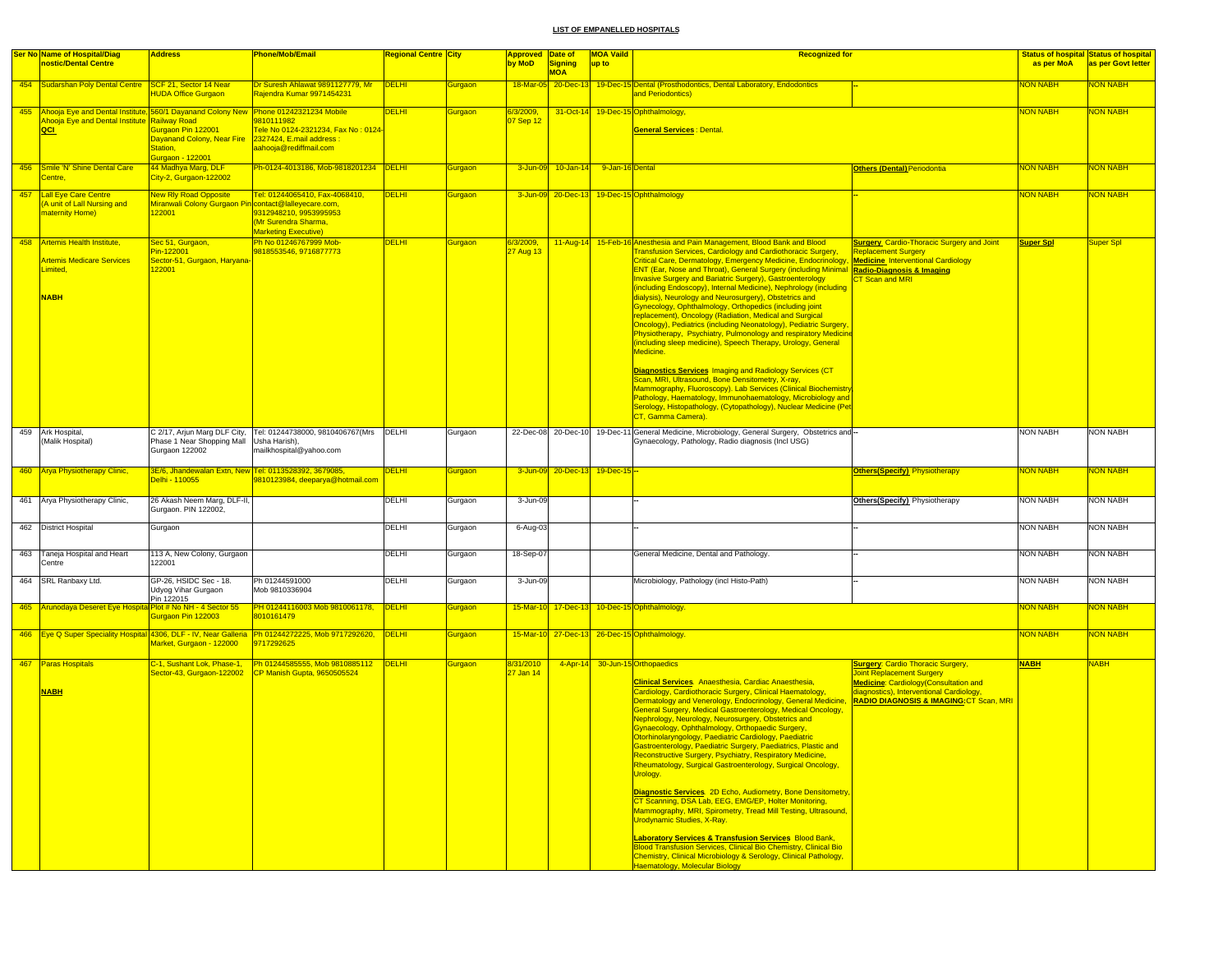## LIST OF EMPANELLED HOSPITALS

| Ser No | Name of Hospital/Diag nostic/Dental Centre | Address | Phone/Mob/Email | Regional Centre | City | Approved by MoD | Date of Signing MOA | MOA Vaild up to | Recognized for | | Status of hospital as per MoA | Status of hospital as per Govt letter |
|---|---|---|---|---|---|---|---|---|---|---|---|---|
| 454 | Sudarshan Poly Dental Centre | SCF 21, Sector 14 Near HUDA Office Gurgaon | Dr Suresh Ahlawat 9891127779, Mr Rajendra Kumar 9971454231 | DELHI | Gurgaon | 18-Mar-05 | 20-Dec-13 | 19-Dec-15 | Dental (Prosthodontics, Dental Laboratory, Endodontics and Periodontics) | -- | NON NABH | NON NABH |
| 455 | Ahooja Eye and Dental Institute, Ahooja Eye and Dental Institute QCI | 560/1 Dayanand Colony New Railway Road Gurgaon Pin 122001 Dayanand Colony, Near Fire Station, Gurgaon - 122001 | Phone 01242321234 Mobile 9810111982 Tele No 0124-2321234, Fax No : 0124-2327424, E.mail address : aahooja@rediffmail.com | DELHI | Gurgaon | 6/3/2009, 07 Sep 12 | 31-Oct-14 | 19-Dec-15 | Ophthalmology, **General Services** : Dental. | | NON NABH | NON NABH |
| 456 | Smile 'N' Shine Dental Care Centre, | 44 Madhya Marg, DLF City-2, Gurgaon-122002 | Ph-0124-4013186, Mob-9818201234 | DELHI | Gurgaon | 3-Jun-09 | 10-Jan-14 | 9-Jan-16 | Dental | **Others (Dental)** Periodontia | NON NABH | NON NABH |
| 457 | Lall Eye Care Centre (A unit of Lall Nursing and maternity Home) | New Rly Road Opposite Miranwali Colony Gurgaon Pin 122001 | Tel: 01244065410, Fax-4068410, contact@lalleyecare.com, 9312948210, 9953995953 (Mr Surendra Sharma, Marketing Executive) | DELHI | Gurgaon | 3-Jun-09 | 20-Dec-13 | 19-Dec-15 | Ophthalmology | -- | NON NABH | NON NABH |
| 458 | Artemis Health Institute, Artemis Medicare Services Limited, **NABH** | Sec 51, Gurgaon, Pin-122001 Sector-51, Gurgaon, Haryana-122001 | Ph No 01246767999 Mob-9818553546, 9716877773 | DELHI | Gurgaon | 6/3/2009, 27 Aug 13 | 11-Aug-14 | 15-Feb-16 | Anesthesia and Pain Management, Blood Bank and Blood Transfusion Services, Cardiology and Cardiothoracic Surgery, Critical Care, Dermatology, Emergency Medicine, Endocrinology, ENT (Ear, Nose and Throat), General Surgery (including Minimal Invasive Surgery and Bariatric Surgery), Gastroenterology (including Endoscopy), Internal Medicine), Nephrology (including dialysis), Neurology and Neurosurgery), Obstetrics and Gynecology, Ophthalmology, Orthopedics (including joint replacement), Oncology (Radiation, Medical and Surgical Oncology), Pediatrics (including Neonatology), Pediatric Surgery, Physiotherapy, Psychiatry, Pulmonology and respiratory Medicine (including sleep medicine), Speech Therapy, Urology, General Medicine. **Diagnostics Services** Imaging and Radiology Services (CT Scan, MRI, Ultrasound, Bone Densitometry, X-ray, Mammography, Fluoroscopy). Lab Services (Clinical Biochemistry, Pathology, Haematology, Immunohaematology, Microbiology and Serology, Histopathology, (Cytopathology), Nuclear Medicine (Pet CT, Gamma Camera). | **Surgery** Cardio-Thoracic Surgery and Joint Replacement Surgery **Medicine** Interventional Cardiology **Radio-Diagnosis & Imaging** CT Scan and MRI | **Super Spl** | Super Spl |
| 459 | Ark Hospital, (Malik Hospital) | C 2/17, Arjun Marg DLF City, Phase 1 Near Shopping Mall Gurgaon 122002 | Tel: 01244738000, 9810406767(Mrs Usha Harish), mailkhospital@yahoo.com | DELHI | Gurgaon | 22-Dec-08 | 20-Dec-10 | 19-Dec-11 | General Medicine, Microbiology, General Surgery, Obstetrics and Gynaecology, Pathology, Radio diagnosis (Incl USG) | -- | NON NABH | NON NABH |
| 460 | Arya Physiotherapy Clinic, | 3E/6, Jhandewalan Extn, New Delhi - 110055 | Tel: 0113528392, 3679085, 9810123984, deeparya@hotmail.com | DELHI | Gurgaon | 3-Jun-09 | 20-Dec-13 | 19-Dec-15 | -- | **Others(Specify)** Physiotherapy | NON NABH | NON NABH |
| 461 | Arya Physiotherapy Clinic, | 26 Akash Neem Marg, DLF-II, Gurgaon. PIN 122002, | | DELHI | Gurgaon | 3-Jun-09 | | | -- | **Others(Specify)** Physiotherapy | NON NABH | NON NABH |
| 462 | District Hospital | Gurgaon | | DELHI | Gurgaon | 6-Aug-03 | | | -- | -- | NON NABH | NON NABH |
| 463 | Taneja Hospital and Heart Centre | 113 A, New Colony, Gurgaon 122001 | | DELHI | Gurgaon | 18-Sep-07 | | | General Medicine, Dental and Pathology. | -- | NON NABH | NON NABH |
| 464 | SRL Ranbaxy Ltd. | GP-26, HSIDC Sec - 18. Udyog Vihar Gurgaon Pin 122015 | Ph 01244591000 Mob 9810336904 | DELHI | Gurgaon | 3-Jun-09 | | | Microbiology, Pathology (incl Histo-Path) | -- | NON NABH | NON NABH |
| 465 | Arunodaya Deseret Eye Hospital | Plot # No NH - 4 Sector 55 Gurgaon Pin 122003 | PH 01244116003 Mob 9810061178, 8010161479 | DELHI | Gurgaon | 15-Mar-10 | 17-Dec-13 | 10-Dec-15 | Ophthalmology. | | NON NABH | NON NABH |
| 466 | Eye Q Super Speciality Hospital | 4306, DLF - IV, Near Galleria Market, Gurgaon - 122000 | Ph 01244272225, Mob 9717292620, 9717292625 | DELHI | Gurgaon | 15-Mar-10 | 27-Dec-13 | 26-Dec-15 | Ophthalmology. | | NON NABH | NON NABH |
| 467 | Paras Hospitals **NABH** | C-1, Sushant Lok, Phase-1, Sector-43, Gurgaon-122002 | Ph 01244585555, Mob 9810885112 CP Manish Gupta, 9650505524 | DELHI | Gurgaon | 8/31/2010 27 Jan 14 | 4-Apr-14 | 30-Jun-15 | Orthopaedics **Clinical Services**: Anaesthesia, Cardiac Anaesthesia, Cardiology, Cardiothoracic Surgery, Clinical Haematology, Dermatology and Venerology, Endocrinology, General Medicine, General Surgery, Medical Gastroenterology, Medical Oncology, Nephrology, Neurology, Neurosurgery, Obstetrics and Gynaecology, Ophthalmology, Orthopaedic Surgery, Otorhinolaryngology, Paediatric Cardiology, Paediatric Gastroenterology, Paediatric Surgery, Paediatrics, Plastic and Reconstructive Surgery, Psychiatry, Respiratory Medicine, Rheumatology, Surgical Gastroenterology, Surgical Oncology, Urology. **Diagnostic Services**: 2D Echo, Audiometry, Bone Densitometry, CT Scanning, DSA Lab, EEG, EMG/EP, Holter Monitoring, Mammography, MRI, Spirometry, Tread Mill Testing, Ultrasound, Urodynamic Studies, X-Ray. **Laboratory Services & Transfusion Services**: Blood Bank, Blood Transfusion Services, Clinical Bio Chemistry, Clinical Bio Chemistry, Clinical Microbiology & Serology, Clinical Pathology, Haematology, Molecular Biology | **Surgery**: Cardio Thoracic Surgery, Joint Replacement Surgery **Medicine**: Cardiology(Consultation and diagnostics), Interventional Cardiology, **RADIO DIAGNOSIS & IMAGING**:CT Scan, MRI | **NABH** | NABH |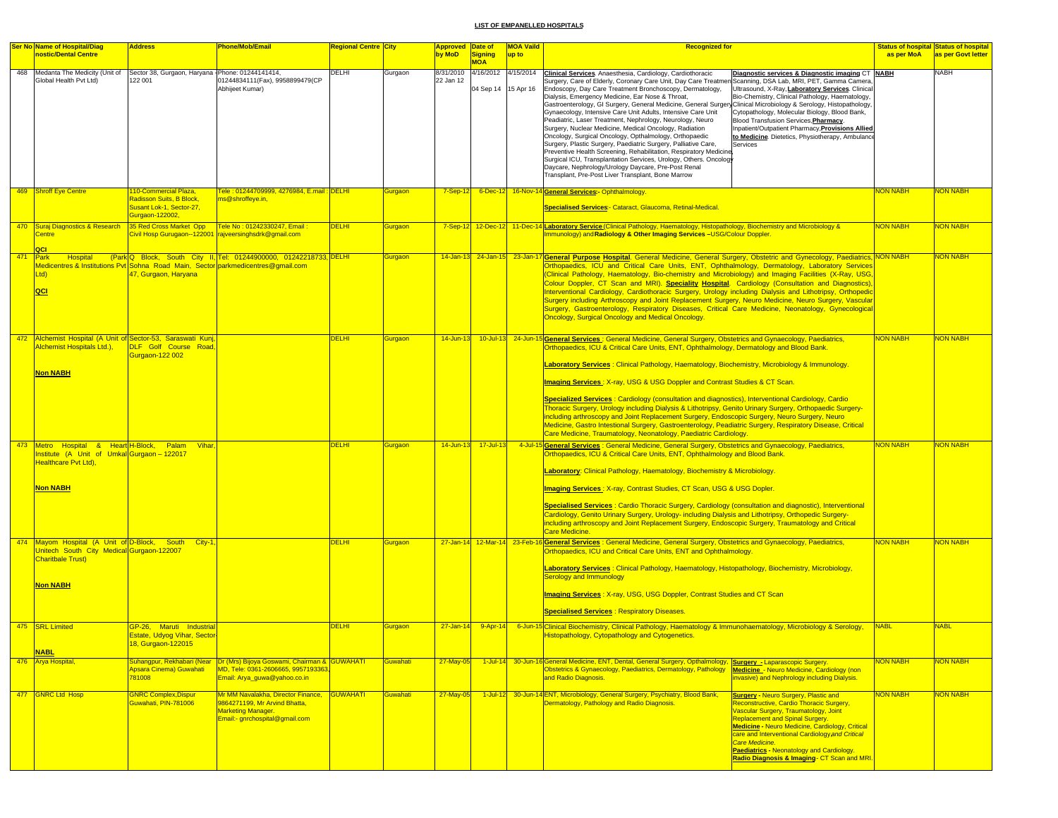**LIST OF EMPANELLED HOSPITALS**

| Ser No | Name of Hospital/Diagnostic/Dental Centre | Address | Phone/Mob/Email | Regional Centre | City | Approved by MoD | Date of Signing MOA | MOA Vaild up to | Recognized for | | Status of hospital as per MoA | Status of hospital as per Govt letter |
|---|---|---|---|---|---|---|---|---|---|---|---|---|
| 468 | Medanta The Medicity (Unit of Global Health Pvt Ltd) | Sector 38, Gurgaon, Haryana - 122 001 | Phone: 01244141414, 01244834111(Fax), 9958899479(CP Abhijeet Kumar) | DELHI | Gurgaon | 8/31/2010 22 Jan 12 | 4/16/2012 04 Sep 14 | 4/15/2014 15 Apr 16 | **Clinical Services**. Anaesthesia, Cardiology, Cardiothoracic Surgery, Care of Elderly, Coronary Care Unit, Day Care Treatment Endoscopy, Day Care Treatment Bronchoscopy, Dermatology, Dialysis, Emergency Medicine, Ear Nose & Throat, Gastroenterology, GI Surgery, General Medicine, General Surgery, Gynaecology, Intensive Care Unit Adults, Intensive Care Unit Peadiatric, Laser Treatment, Nephrology, Neurology, Neuro Surgery, Nuclear Medicine, Medical Oncology, Radiation Oncology, Surgical Oncology, Opthalmology, Orthopaedic Surgery, Plastic Surgery, Paediatric Surgery, Palliative Care, Preventive Health Screening, Rehabilitation, Respiratory Medicine, Surgical ICU, Transplantation Services, Urology, Others. Oncology Daycare, Nephrology/Urology Daycare, Pre-Post Renal Transplant, Pre-Post Liver Transplant, Bone Marrow | **Diagnostic services & Diagnostic imaging** CT Scanning, DSA Lab, MRI, PET, Gamma Camera, Ultrasound, X-Ray, **Laboratory Services**. Clinical Bio-Chemistry, Clinical Pathology, Haematology, Clinical Microbiology & Serology, Histopathology, Cytopathology, Molecular Biology, Blood Bank, Blood Transfusion Services, **Pharmacy**. Inpatient/Outpatient Pharmacy, **Provisions Allied to Medicine**. Dietetics, Physiotherapy, Ambulance Services | NABH | NABH |
| 469 | Shroff Eye Centre | 110-Commercial Plaza, Radisson Suits, B Block, Susant Lok-1, Sector-27, Gurgaon-122002, | Tele : 01244709999, 4276984, E.mail : ms@shroffeye.in, | DELHI | Gurgaon | 7-Sep-12 | 6-Dec-12 | 16-Nov-14 | **General Services**:- Ophthalmology. **Specialised Services**:- Cataract, Glaucoma, Retinal-Medical. | | NON NABH | NON NABH |
| 470 | Suraj Diagnostics & Research Centre **QCI** | 35 Red Cross Market Opp Civil Hosp Gurugaon--122001 | Tele No : 01242330247, Email : rajveersinghsdrk@gmail.com | DELHI | Gurgaon | 7-Sep-12 | 12-Dec-12 | 11-Dec-14 | **Laboratory Service** (Clinical Pathology, Haematology, Histopathology, Biochemistry and Microbiology & Immunology) and **Radiology & Other Imaging Services** –USG/Colour Doppler. | | NON NABH | NON NABH |
| 471 | Park Hospital (Park Medicentres & Institutions Pvt Ltd) **QCI** | Q Block, South City II, Sohna Road Main, Sector 47, Gurgaon, Haryana | Tel: 01244900000, 01242218733, parkmedicentres@gmail.com | DELHI | Gurgaon | 14-Jan-13 | 24-Jan-15 | 23-Jan-17 | **General Purpose Hospital**. General Medicine, General Surgery, Obstetric and Gynecology, Paediatrics, Orthopaedics, ICU and Critical Care Units, ENT, Ophthalmology, Dermatology, Laboratory Services (Clinical Pathology, Haematology, Bio-chemistry and Microbiology) and Imaging Facilities (X-Ray, USG, Colour Doppler, CT Scan and MRI). **Speciality Hospital**. Cardiology (Consultation and Diagnostics), Interventional Cardiology, Cardiothoracic Surgery, Urology including Dialysis and Lithotripsy, Orthopedic Surgery including Arthroscopy and Joint Replacement Surgery, Neuro Medicine, Neuro Surgery, Vascular Surgery, Gastroenterology, Respiratory Diseases, Critical Care Medicine, Neonatology, Gynecological Oncology, Surgical Oncology and Medical Oncology. | | NON NABH | NON NABH |
| 472 | Alchemist Hospital (A Unit of Alchemist Hospitals Ltd.), **Non NABH** | Sector-53, Saraswati Kunj, DLF Golf Course Road, Gurgaon-122 002 | | DELHI | Gurgaon | 14-Jun-13 | 10-Jul-13 | 24-Jun-15 | **General Services** : General Medicine, General Surgery, Obstetrics and Gynaecology, Paediatrics, Orthopaedics, ICU & Critical Care Units, ENT, Ophthalmology, Dermatology and Blood Bank. **Laboratory Services** : Clinical Pathology, Haematology, Biochemistry, Microbiology & Immunology. **Imaging Services** : X-ray, USG & USG Doppler and Contrast Studies & CT Scan. **Specialized Services** : Cardiology (consultation and diagnostics), Interventional Cardiology, Cardio Thoracic Surgery, Urology including Dialysis & Lithotripsy, Genito Urinary Surgery, Orthopaedic Surgery- including arthroscopy and Joint Replacement Surgery, Endoscopic Surgery, Neuro Surgery, Neuro Medicine, Gastro Intestinal Surgery, Gastroenterology, Peadiatric Surgery, Respiratory Disease, Critical Care Medicine, Traumatology, Neonatology, Paediatric Cardiology. | | NON NABH | NON NABH |
| 473 | Metro Hospital & Heart Institute (A Unit of Umkal Healthcare Pvt Ltd), **Non NABH** | H-Block, Palam Vihar, Gurgaon – 122017 | | DELHI | Gurgaon | 14-Jun-13 | 17-Jul-13 | 4-Jul-15 | **General Services** : General Medicine, General Surgery, Obstetrics and Gynaecology, Paediatrics, Orthopaedics, ICU & Critical Care Units, ENT, Ophthalmology and Blood Bank. **Laboratory**: Clinical Pathology, Haematology, Biochemistry & Microbiology. **Imaging Services** : X-ray, Contrast Studies, CT Scan, USG & USG Dopler. **Specialised Services** : Cardio Thoracic Surgery, Cardiology (consultation and diagnostic), Interventional Cardiology, Genito Urinary Surgery, Urology- including Dialysis and Lithotripsy, Orthopedic Surgery- including arthroscopy and Joint Replacement Surgery, Endoscopic Surgery, Traumatology and Critical Care Medicine. | | NON NABH | NON NABH |
| 474 | Mayom Hospital (A Unit of Unitech South City Medical Charitbale Trust) **Non NABH** | D-Block, South City-1, Gurgaon-122007 | | DELHI | Gurgaon | 27-Jan-14 | 12-Mar-14 | 23-Feb-16 | **General Services** : General Medicine, General Surgery, Obstetrics and Gynaecology, Paediatrics, Orthopaedics, ICU and Critical Care Units, ENT and Ophthalmology. **Laboratory Services** : Clinical Pathology, Haematology, Histopathology, Biochemistry, Microbiology, Serology and Immunology **Imaging Services** : X-ray, USG, USG Doppler, Contrast Studies and CT Scan **Specialised Services** : Respiratory Diseases. | | NON NABH | NON NABH |
| 475 | SRL Limited **NABL** | GP-26, Maruti Industrial Estate, Udyog Vihar, Sector-18, Gurgaon-122015 | | DELHI | Gurgaon | 27-Jan-14 | 9-Apr-14 | 6-Jun-15 | Clinical Biochemistry, Clinical Pathology, Haematology & Immunohaematology, Microbiology & Serology, Histopathology, Cytopathology and Cytogenetics. | | NABL | NABL |
| 476 | Arya Hospital, | Suhangpur, Rekhabari (Near Apsara Cinema) Guwahati 781008 | Dr (Mrs) Bijoya Goswami, Chairman & MD, Tele: 0361-2606665, 9957193363, Email: Arya_guwa@yahoo.co.in | GUWAHATI | Guwahati | 27-May-05 | 1-Jul-14 | 30-Jun-16 | General Medicine, ENT, Dental, General Surgery, Opthalmology, Obstetrics & Gynaecology, Paediatrics, Dermatology, Pathology and Radio Diagnosis. | **Surgery** - Laparascopic Surgery. **Medicine** - Neuro Medicine, Cardiology (non invasive) and Nephrology including Dialysis. | NON NABH | NON NABH |
| 477 | GNRC Ltd Hosp | GNRC Complex,Dispur Guwahati, PIN-781006 | Mr MM Navalakha, Director Finance, 9864271199, Mr Arvind Bhatta, Marketing Manager. Email:- gnrchospital@gmail.com | GUWAHATI | Guwahati | 27-May-05 | 1-Jul-12 | 30-Jun-14 | ENT, Microbiology, General Surgery, Psychiatry, Blood Bank, Dermatology, Pathology and Radio Diagnosis. | **Surgery** - Neuro Surgery, Plastic and Reconstructive, Cardio Thoracic Surgery, Vascular Surgery, Traumatology, Joint Replacement and Spinal Surgery. **Medicine** - Neuro Medicine, Cardiology, Critical care and Interventional Cardiology *and Critical Care Medicine.* **Paediatrics** - Neonatology and Cardiology. **Radio Diagnosis & Imaging** - CT Scan and MRI. | NON NABH | NON NABH |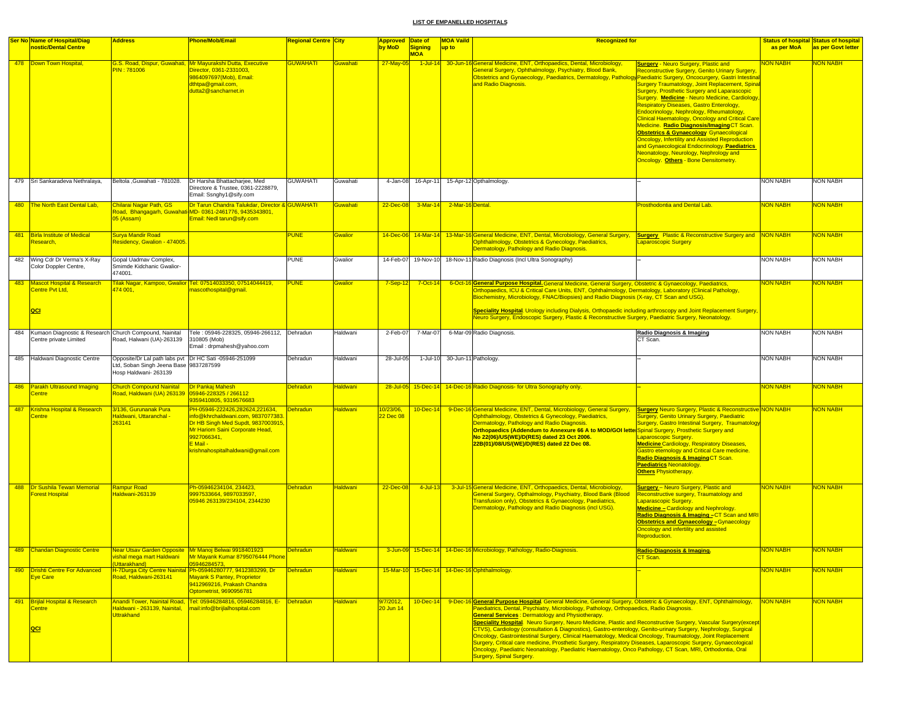**LIST OF EMPANELLED HOSPITALS**

| Ser No | Name of Hospital/Diagnostic/Dental Centre | Address | Phone/Mob/Email | Regional Centre | City | Approved by MoD | Date of Signing MOA | MOA Vaild up to | Recognized for | | Status of hospital as per MoA | Status of hospital as per Govt letter |
|---|---|---|---|---|---|---|---|---|---|---|---|---|
| 478 | Down Town Hospital, | G.S. Road, Dispur, Guwahati, PIN : 781006 | Mr Mayurakshi Dutta, Executive Director, 0361-2331003, 9864097697(Mob), Email: dthtpa@gmail.com, dutta2@sancharnet.in | GUWAHATI | Guwahati | 27-May-05 | 1-Jul-14 | 30-Jun-16 | General Medicine, ENT, Orthopaedics, Dental, Microbiology, General Surgery, Ophthalmology, Psychiatry, Blood Bank, Obstetrics and Gynaecology, Paediatrics, Dermatology, Pathology and Radio Diagnosis. | **Surgery** - Neuro Surgery, Plastic and Reconstructive Surgery, Genito Urinary Surgery, Paediatric Surgery, Oncocurgery, Gastri Intestinal Surgery Traumatology, Joint Replacement, Spinal Surgery, Prosthetic Surgery and Laparascopic Surgery. **Medicine** - Neuro Medicine, Cardiology, Respiratory Diseases, Gastro Enterology, Endocrinology, Nephrology, Rheumatology, Clinical Haematology, Oncology and Critical Care Medicine. **Radio Diagnosis/Imaging** CT Scan. **Obstetrics & Gynaecology** Gynaecological Oncology, Infertility and Assisted Reproduction and Gynaecological Endocrinology. **Paediatrics** Neonatology, Neurology, Nephrology and Oncology. **Others** - Bone Densitometry. | NON NABH | NON NABH |
| 479 | Sri Sankaradeva Nethralaya, | Beltola ,Guwahati - 781028. | Dr Harsha Bhattacharjee, Med Directore & Trustee, 0361-2228879, Email: Ssnghy1@sify.com | GUWAHATI | Guwahati | 4-Jan-08 | 16-Apr-11 | 15-Apr-12 | Opthalmology. | -- | NON NABH | NON NABH |
| 480 | The North East Dental Lab, | Chilarai Nagar Path, GS Road, Bhangagarh, Guwahati-05 (Assam) | Dr Tarun Chandra Talukdar, Director & MD- 0361-2461776, 9435343801, Email: Nedl tarun@sify.com | GUWAHATI | Guwahati | 22-Dec-08 | 3-Mar-14 | 2-Mar-16 | Dental. | Prosthodontia and Dental Lab. | NON NABH | NON NABH |
| 481 | Birla Institute of Medical Research, | Surya Mandir Road Residency, Gwalion - 474005. | | PUNE | Gwalior | 14-Dec-06 | 14-Mar-14 | 13-Mar-16 | General Medicine, ENT, Dental, Microbiology, General Surgery, Ophthalmology, Obstetrics & Gynecology, Paediatrics, Dermatology, Pathology and Radio Diagnosis. | **Surgery** Plastic & Reconstructive Surgery and Laparoscopic Surgery | NON NABH | NON NABH |
| 482 | Wing Cdr Dr Verma's X-Ray Color Doppler Centre, | Gopal Uadmav Complex, Smimde Kidchanic Gwalior-474001. | | PUNE | Gwalior | 14-Feb-07 | 19-Nov-10 | 18-Nov-11 | Radio Diagnosis (Incl Ultra Sonography) | -- | NON NABH | NON NABH |
| 483 | Mascot Hospital & Research Centre Pvt Ltd, QCI | Tilak Nagar, Kampoo, Gwalior 474 001, | Tel: 07514033350, 07514044419, mascothospital@gmail. | PUNE | Gwalior | 7-Sep-12 | 7-Oct-14 | 6-Oct-16 | **General Purpose Hospital.** General Medicine, General Surgery, Obstetric & Gynaecology, Paediatrics, Orthopaedics, ICU & Critical Care Units, ENT, Ophthalmology, Dermatology, Laboratory (Clinical Pathology, Biochemistry, Microbiology, FNAC/Biopsies) and Radio Diagnosis (X-ray, CT Scan and USG). **Speciality Hospital** Urology including Dialysis, Orthopaedic including arthroscopy and Joint Replacement Surgery, Neuro Surgery, Endoscopic Surgery, Plastic & Reconstructive Surgery, Paediatric Surgery, Neonatology. | | NON NABH | NON NABH |
| 484 | Kumaon Diagnostic & Research Centre private Limited | Church Compound, Nainital Road, Halwani (UA)-263139 | Tele : 05946-228325, 05946-266112, 310805 (Mob) Email : drpmahesh@yahoo.com | Dehradun | Haldwani | 2-Feb-07 | 7-Mar-07 | 6-Mar-09 | Radio Diagnosis. | **Radio Diagnosis & Imaging** CT Scan. | NON NABH | NON NABH |
| 485 | Haldwani Diagnostic Centre | Opposite/Dr Lal path labs pvt Ltd, Soban Singh Jeena Base Hosp Haldwani- 263139 | Dr HC Sati -05946-251099 9837287599 | Dehradun | Haldwani | 28-Jul-05 | 1-Jul-10 | 30-Jun-11 | Pathology. | -- | NON NABH | NON NABH |
| 486 | Parakh Ultrasound Imaging Centre | Church Compound Nainital Road, Haldwani (UA) 263139 | Dr Pankaj Mahesh 05946-228325 / 266112 9359410805, 9319576683 | Dehradun | Haldwani | 28-Jul-05 | 15-Dec-14 | 14-Dec-16 | Radio Diagnosis- for Ultra Sonography only. | -- | NON NABH | NON NABH |
| 487 | Krishna Hospital & Research Centre | 3/136, Gurunanak Pura Haldwani, Uttaranchal - 263141 | PH-05946-222426,282624,221634, info@khrchaldwani.com, 9837077383. Dr HB Singh Med Supdt, 9837003915, Mr Hariom Saini Corporate Head, 9927066341, E Mail - krishnahospitalhaldwani@gmail.com | Dehradun | Haldwani | 10/23/06, 22 Dec 08 | 10-Dec-14 | 9-Dec-16 | General Medicine, ENT, Dental, Microbiology, General Surgery, Ophthalmology, Obstetrics & Gynecology, Paediatrics, Dermatology, Pathology and Radio Diagnosis. **Orthopaedics (Addendum to Annexure 66 A to MOD/GOI letter No 22(06)/US(WE)/D(RES) dated 23 Oct 2006. 22B(01)/08/US/(WE)/D(RES) dated 22 Dec 08.** | **Surgery** Neuro Surgery, Plastic & Reconstructive Surgery, Genito Urinary Surgery, Paediatric Surgery, Gastro Intestinal Surgery, Traumatology Spinal Surgery, Prosthetic Surgery and Laparoscopic Surgery. **Medicine** Cardiology, Respiratory Diseases, Gastro eternology and Critical Care medicine. **Radio Diagnosis & Imaging** CT Scan. **Paediatrics** Neonatology. **Others** Physiotherapy. | NON NABH | NON NABH |
| 488 | Dr Sushila Tewari Memorial Forest Hospital | Rampur Road Haldwani-263139 | Ph-05946234104, 234423, 9997533664, 9897033597, 05946 263139/234104, 2344230 | Dehradun | Haldwani | 22-Dec-08 | 4-Jul-13 | 3-Jul-15 | General Medicine, ENT, Orthopaedics, Dental, Microbiology, General Surgery, Opthalmology, Psychiatry, Blood Bank (Blood Transfusion only), Obstetrics & Gynaecology, Paediatrics, Dermatology, Pathology and Radio Diagnosis (incl USG). | **Surgery** – Neuro Surgery, Plastic and Reconstructive surgery, Traumatology and Laparascopic Surgery. **Medicine –** Cardiology and Nephrology. **Radio Diagnosis & Imaging –** CT Scan and MRI **Obstetrics and Gynaecology –** Gynaecology Oncology and infertility and assisted Reproduction. | NON NABH | NON NABH |
| 489 | Chandan Diagnostic Centre | Near Utsav Garden Opposite vishal mega mart Haldwani (Uttarakhand) | Mr Manoj Belwai 9918401923 Mr Mayank Kumar 8795076444 Phone 05946284573, | Dehradun | Haldwani | 3-Jun-09 | 15-Dec-14 | 14-Dec-16 | Microbiology, Pathology, Radio-Diagnosis. | **Radio-Diagnosis & Imaging.** CT Scan. | NON NABH | NON NABH |
| 490 | Drishti Centre For Advanced Eye Care | H-7Durga City Centre Nainital Road, Haldwani-263141 | Ph-05946280777, 9412383299, Dr Mayank S Pantey, Proprietor 9412969216, Prakash Chandra Optometrist, 9690956781 | Dehradun | Haldwani | 15-Mar-10 | 15-Dec-14 | 14-Dec-16 | Ophthalmology. | -- | NON NABH | NON NABH |
| 491 | Brijlal Hospital & Research Centre QCI | Anandi Tower, Nainital Road, Haldwani - 263139, Nainital, Uttrakhand | Tel: 05946284816, 05946284816, E-mail:info@brijlalhospital.com | Dehradun | Haldwani | 9/7/2012, 20 Jun 14 | 10-Dec-14 | 9-Dec-16 | **General Purpose Hospital** General Medicine, General Surgery, Obstetric & Gynaecology, ENT, Ophthalmology, Paediatrics, Dental, Psychiatry, Microbiology, Pathology, Orthopaedics, Radio Diagnosis. **General Services** : Dermatology and Physiotherapy. **Speciality Hospital** Neuro Surgery, Neuro Medicine, Plastic and Reconstructive Surgery, Vascular Surgery(except CTVS), Cardiology (consultation & Diagnostics), Gastro-enterology, Genito-urinary Surgery, Nephrology, Surgical Oncology, Gastrointestinal Surgery, Clinical Haematology, Medical Oncology, Traumatology, Joint Replacement Surgery, Critical care medicine, Prosthetic Surgery, Respiratory Diseases, Laparoscopic Surgery, Gynaecological Oncology, Paediatric Neonatology, Paediatric Haematology, Onco Pathology, CT Scan, MRI, Orthodontia, Oral Surgery, Spinal Surgery. | | NON NABH | NON NABH |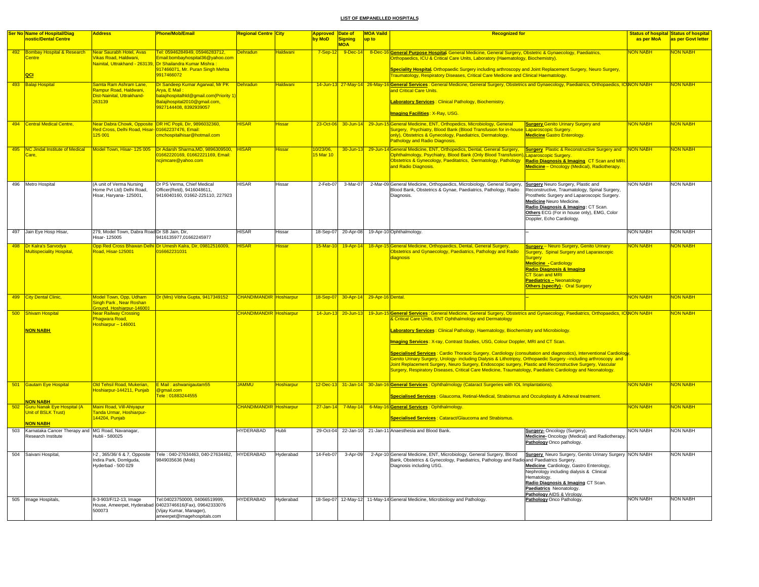## LIST OF EMPANELLED HOSPITALS

| Ser No | Name of Hospital/Diagnostic/Dental Centre | Address | Phone/Mob/Email | Regional Centre | City | Approved by MoD | Date of Signing MOA | MOA Vaild up to | Recognized for | | Status of hospital as per MoA | Status of hospital as per Govt letter |
|---|---|---|---|---|---|---|---|---|---|---|---|---|
| 492 | Bombay Hospital & Research Centre<br><br>**QCI** | Near Saurabh Hotel, Avas Vikas Road, Haldwani, Nainital, Uttrakhand - 263139, | Tel: 05946284949, 05946283712, Email:bombayhospital36@yahoo.com Dr Shailandra Kumar Mishra : 917466071, Mr. Puran Singh Mehta 9917466072 | Dehradun | Haldwani | 7-Sep-12 | 9-Dec-14 | 8-Dec-16 | **General Purpose Hospital**. General Medicine, General Surgery, Obstetric & Gynaecology, Paediatrics, Orthopaedics, ICU & Critical Care Units, Laboratory (Haematology, Biochemistry).<br><br>**Speciality Hospital**. Orthopaedic Surgery including arthroscopy and Joint Replacement Surgery, Neuro Surgery, Traumatology, Respiratory Diseases, Critical Care Medicine and Clinical Haematology. | | NON NABH | NON NABH |
| 493 | Balaji Hospital | Samta Ram Ashram Lane, Rampur Road, Haldwani, Dist-Nainital, Uttrakhand-263139 | Dr Sandeep Kumar Agarwal, Mr PK Arya, E Mail : balajihospitalhld@gmail.com(Priority 1) Balajihospital2010@gmail.com, 9927144408, 8392939057 | Dehradun | Haldwani | 14-Jun-13 | 27-May-14 | 26-May-16 | **General Services** : General Medicine, General Surgery, Obstetrics and Gynaecology, Paediatrics, Orthopaedics, ICU and Critical Care Units.<br><br>**Laboratory Services** : Clinical Pathology, Biochemistry.<br><br>**Imaging Facilities** : X-Ray, USG. | | NON NABH | NON NABH |
| 494 | Central Medical Centre, | Near Dabra Chowk, Opposite Red Cross, Delhi Road, Hisar-125 001 | DR HC Popli, Dir, 9896032360, 01662237476, Email: cmchospitalhisar@hotmail.com | HISAR | Hissar | 23-Oct-06 | 30-Jun-14 | 29-Jun-15 | General Medicine, ENT, Orthopedics, Microbiology, General Surgery, Psychiatry, Blood Bank (Blood Transfusion for in-house only), Obstetrics & Gynecology, Paediatrics, Dermatology, Pathology and Radio Diagnosis. | **Surgery** Genito Urinary Surgery and Laparoscopic Surgery.<br>**Medicine** Gastro Enterology. | NON NABH | NON NABH |
| 495 | NC Jindal Institute of Medical Care, | Model Town, Hisar- 125 005 | Dr Adarsh Sharma,MD. 9896309500, 01662220169, 01662221169, Email: ncjimcare@yahoo.com | HISAR | Hissar | 10/23/06, 15 Mar 10 | 30-Jun-13 | 29-Jun-14 | General Medicine, ENT, Orthopedics, Dental, General Surgery, Ophthalmology, Psychiatry, Blood Bank (Only Blood Transfusion), Obstetrics & Gynecology, Paeditatrics, Dermatology, Pathology and Radio Diagnosis. | **Surgery** Plastic & Reconstructive Surgery and Laparoscopic Surgery.<br>**Radio Diagnosis & Imaging** CT Scan and MRI.<br>**Medicine** – Oncology (Medical), Radiotherapy. | NON NABH | NON NABH |
| 496 | Metro Hospital | (A unit of Verma Nursing Home Pvt Ltd) Delhi Road, Hisar, Haryana- 125001, | Dr PS Verma, Chief Medical Officer(Retd), 9416048611, 9416040160, 01662-225110, 227923 | HISAR | Hissar | 2-Feb-07 | 3-Mar-07 | 2-Mar-09 | General Medicine, Orthopaedics, Microbiology, General Surgery, Blood Bank, Obstetrics & Gynae, Paediatrics, Pathology, Radio Diagnosis. | **Surgery** Neuro Surgery, Plastic and Reconstructive, Traumatology, Spinal Surgery, Prosthetic Surgery and Laparoscopic Surgery.<br>**Medicine** Neuro Medicine.<br>**Radio Diagnosis & Imaging:** CT Scan.<br>**Others** ECG (For in house only), EMG, Color Doppler, Echo Cardiology. | NON NABH | NON NABH |
| 497 | Jain Eye Hosp Hisar, | 279, Model Town, Dabra Road Hisar- 125005 | Dr SB Jain, Dir, 9416135977,01662245977 | HISAR | Hissar | 18-Sep-07 | 20-Apr-08 | 19-Apr-10 | Ophthalmology. | -- | NON NABH | NON NABH |
| 498 | Dr Kalra's Sarvodya Multispeciality Hospital, | Opp Red Cross Bhawan Delhi Road, Hisar-125001 | Dr Umesh Kalra, Dir, 09812516009, 016662231031 | HISAR | Hissar | 15-Mar-10 | 19-Apr-14 | 18-Apr-15 | General Medicine, Orthopaedics, Dental, General Surgery, Obstetrics and Gynaecology, Paediatrics, Pathology and Radio diagnosis | **Surgery** – Neuro Surgery, Genito Urinary Surgery, Spinal Surgery and Laparascopic Surgery<br>**Medicine** - Cardiology<br>**Radio Diagnosis & Imaging** CT Scan and MRI<br>**Paediatrics** – Neonatology<br>**Others (specify)** - Oral Surgery | NON NABH | NON NABH |
| 499 | City Dental Clinic, | Model Town, Opp, Udham Singh Park , Near Roshan Ground, Hoshiarpur-146001 | Dr (Mrs) Vibha Gupta, 9417349152 | CHANDIMANDIR | Hoshiarpur | 18-Sep-07 | 30-Apr-14 | 29-Apr-16 | Dental. | -- | NON NABH | NON NABH |
| 500 | Shivam Hospital<br><br>**NON NABH** | Near Railway Crossing Phagwara Road, Hoshiarpur – 146001 | | CHANDIMANDIR | Hoshiarpur | 14-Jun-13 | 20-Jun-13 | 19-Jun-15 | **General Services** : General Medicine, General Surgery, Obstetrics and Gynaecology, Paediatrics, Orthopaedics, ICU & Critical Care Units, ENT Ophthalmology and Dermatology<br><br>**Laboratory Services** : Clinical Pathology, Haematology, Biochemistry and Microbiology.<br><br>**Imaging Services** : X-ray, Contrast Studies, USG, Colour Doppler, MRI and CT Scan.<br><br>**Specialised Services** : Cardio Thoracic Surgery, Cardiology (consultation and diagnostics), Interventional Cardiology, Genito Urinary Surgery, Urology- including Dialysis & Lithotripsy, Orthopaedic Surgery –including arthroscopy and Joint Replacement Surgery, Neuro Surgery, Endoscopic surgery, Plastic and Reconstructive Surgery, Vascular Surgery, Respiratory Diseases, Critical Care Medicine, Traumatology, Paediatric Cardiology and Neonatology. | | NON NABH | NON NABH |
| 501 | Gautam Eye Hospital<br><br>**NON NABH** | Old Tehsil Road, Mukerian, Hoshiarpur-144211, Punjab | E Mail : ashwanigautam55 @gmail.com Tele : 01883244555 | JAMMU | Hoshiarpur | 12-Dec-13 | 31-Jan-14 | 30-Jan-16 | **General Services** : Ophthalmology (Cataract Surgeries with IOL Implantations).<br><br>**Specialised Services** : Glaucoma, Retinal-Medical, Strabismus and Occuloplasty & Adnexal treatment. | | NON NABH | NON NABH |
| 502 | Guru Nanak Eye Hospital (A Unit of BSLK Trust)<br><br>**NON NABH** | Maini Road, Vill-Ahiyapur Tanda Urmar, Hoshiarpur-144204, Punjab | | CHANDIMANDIR | Hoshiarpur | 27-Jan-14 | 7-May-14 | 6-May-16 | **General Services** : Ophthalmology.<br><br>**Specialised Services** : Cataract/Glaucoma and Strabismus. | | NON NABH | NON NABH |
| 503 | Karnataka Cancer Therapy and Research Institute | MG Road, Navanagar, Hubli - 580025 | | HYDERABAD | Hubli | 29-Oct-04 | 22-Jan-10 | 21-Jan-11 | Anaesthesia and Blood Bank. | **Surgery-** Oncology (Surgery).<br>**Medicine-** Oncology (Medical) and Radiotherapy.<br>**Pathology** Onco pathology. | NON NABH | NON NABH |
| 504 | Saivani Hospital, | I-2 , 365/36/ 6 & 7, Opposite Indira Park, Domlguda, Hyderbad - 500 029 | Tele : 040-27634463, 040-27634462, 9849035636 (Mob) | HYDERABAD | Hyderabad | 14-Feb-07 | 3-Apr-09 | 2-Apr-10 | General Medicine, ENT, Microbiology, General Surgery, Blood Bank, Obstetrics & Gynecology, Paediatrics, Pathology and Radio Diagnosis including USG. | **Surgery** Neuro Surgery, Genito Urinary Surgery and Paediatrics Surgery.<br>**Medicine** Cardiology, Gastro Enterology, Nephrology including dialysis & Clinical Hematology.<br>**Radio Diagnosis & Imaging** CT Scan.<br>**Paediatrics** Neonatology.<br>**Pathology** AIDS & Virology. | NON NABH | NON NABH |
| 505 | Image Hospitals, | 8-3-903/F/12-13, Image House, Ameerpet, Hyderabad 500073 | Tel:04023750000, 04066519999, 04023746616(Fax), 09642333076 (Vijay Kumar, Manager), ameerpet@imagehospitals.com | HYDERABAD | Hyderabad | 18-Sep-07 | 12-May-12 | 11-May-14 | General Medicine, Microbiology and Pathology. | **Pathology** Onco Pathology. | NON NABH | NON NABH |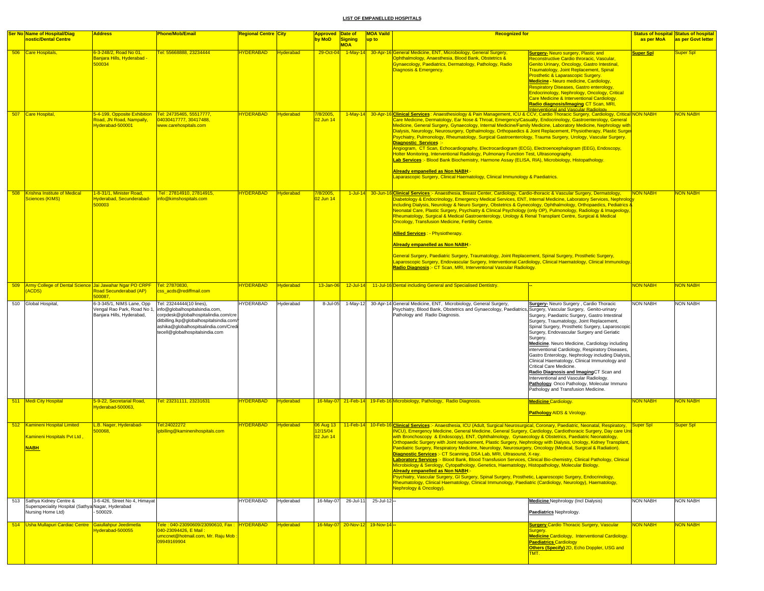## LIST OF EMPANELLED HOSPITALS

| Ser No | Name of Hospital/Diagnostic/Dental Centre | Address | Phone/Mob/Email | Regional Centre | City | Approved by MoD | Date of Signing MOA | MOA Vaild up to | Recognized for | | Status of hospital as per MoA | Status of hospital as per Govt letter |
|---|---|---|---|---|---|---|---|---|---|---|---|---|
| 506 | Care Hospitals, | 6-3-248/2, Road No 01, Banjara Hills, Hyderabad - 500034 | Tel: 55668888, 23234444 | HYDERABAD | Hyderabad | 29-Oct-04 | 1-May-14 | 30-Apr-16 | General Medicine, ENT, Microbiology, General Surgery, Ophthalmology, Anaesthesia, Blood Bank, Obstetrics & Gynaecology, Paediatrics, Dermatology, Pathology, Radio Diagnosis & Emergency. | **Surgery-** Neuro surgery, Plastic and Reconstructive Cardio throracic, Vascular, Genito Urinary, Oncology, Gastro Intestinal, Traumatology, Joint Replacement, Spinal Prosthetic & Laparascopic Surgery. **Medicine -** Neuro medicine, Cardiology, Respiratory Diseases, Gastro enterology, Endocrinology, Nephrology, Oncology, Critical Care Medicine & Interventional Cardiology. **Radio diagnosis/Imaging** CT Scan, MRI, Interventional and Vascular Radiology | Super Spl | Super Spl |
| 507 | Care Hospital, | 5-4-199, Opposite Exhibition Road, JN Road, Nampally, Hyderabad-500001 | Tel: 24735465, 55517777, 04030417777, 30417488, www.carehospitals.com | HYDERABAD | Hyderabad | 7/8/2005, 02 Jun 14 | 1-May-14 | 30-Apr-16 | **Clinical Services** : Anaesthesiology & Pain Management, ICU & CCV, Cardio Thoracic Surgery, Cardiology, Critical Care Medicine, Dermatology, Ear Nose & Throat, Emergency/Casualty, Endocrinology, Gastroenterology, General Medicine, General Surgery, Gynaecology, Internal Medicine/Family Medicine, Laboratory Medicine, Nephrology with Dialysis, Neurology, Neurosurgery, Opthalmology, Orthopaedics & Joint Replacement, Physiotherapy, Plastic Surger Psychiatry, Pulmonology, Rheumatology, Surgical Gastroenterology, Trauma Surgery, Urology, Vascular Surgery. **Diagnostic Services** :- Angiogram, CT Scan, Echocardiography, Electrocardiogram (ECG), Electroencephalogram (EEG), Endoscopy, Holter Monitoring, Interventional Radiology, Pulmonary Function Test, Ultrasonography. **Lab Services** :- Blood Bank Biochemistry, Harmone Assay (ELISA, RIA), Microbiology, Histopathology. **Already empanelled as Non NABH**:- Laparascopic Surgery, Clinical Haematology, Clinical Immunology & Paediatrics. | | NON NABH | NON NABH |
| 508 | Krishna Institute of Medical Sciences (KIMS) | 1-8-31/1, Minister Road, Hyderabad, Secunderabad-500003 | Tel : 27814910, 27814915, info@kimshospitals.com | HYDERABAD | Hyderabad | 7/8/2005, 02 Jun 14 | 1-Jul-14 | 30-Jun-16 | **Clinical Services** :- Anaesthesia, Breast Center, Cardiology, Cardio-thoracic & Vascular Surgery, Dermatology, Diabetology & Endocrinology, Emergency Medical Services, ENT, Internal Medicine, Laboratory Services, Nephrology including Dialysis, Neurology & Neuro Surgery, Obstetrics & Gynecology, Ophthalmology, Orthopaedics, Pediatrics & Neonatal Care, Plastic Surgery, Psychiatry & Clinical Psychology (only OP), Pulmonology, Radiology & Imageology, Rheumatology, Surgical & Medical Gastroenterology, Urology & Renal Transplant Centre, Surgical & Medical Oncology, Transfusion Medicine, Fertility Centre. **Allied Services** : - Physiotherapy. **Already empanelled as Non NABH**:- General Surgery, Paediatric Surgery, Traumatology, Joint Replacement, Spinal Surgery, Prosthetic Surgery, Laparoscopic Surgery, Endovascular Surgery, Interventional Cardiology, Clinical Haematology, Clinical Immunology. **Radio Diagnosis** :- CT Scan, MRI, Interventional Vascular Radiology. | | NON NABH | NON NABH |
| 509 | Army College of Dental Science (ACDS) | Jai Jawahar Ngar PO CRPF Road Secunderabad (AP) 500087, | Tel: 27870830, css_acds@rediffmail.com | HYDERABAD | Hyderabad | 13-Jan-06 | 12-Jul-14 | 11-Jul-16 | Dental including General and Specialised Dentistry. | -- | NON NABH | NON NABH |
| 510 | Global Hospital, | 6-3-345/1, NIMS Lane, Opp Vengal Rao Park, Road No 1, Banjara Hills, Hyderabad, | Tel: 23244444(10 lines), info@globalhospitalsindia.com, corpdesk@globalhospitalsindia.com/creditbilling.lkp@globalhospitalsindia.com/ashika@globalhospitsalindia.com/Creditecell@globalhospitalsindia.com | HYDERABAD | Hyderabad | 8-Jul-05 | 1-May-12 | 30-Apr-14 | General Medicine, ENT, Microbiology, General Surgery, Psychiatry, Blood Bank, Obstetrics and Gynaecology, Paediatrics, Pathology and Radio Diagnosis. | **Surgery**- Neuro Surgery , Cardio Thoracic Surgery, Vascular Surgery, Genito-urinary Surgery, Paediatric Surgery, Gastro Intestinal Surgery, Traumatology, Joint Replacement, Spinal Surgery, Prosthetic Surgery, Laparoscopic Surgery, Endovascular Surgery and Geriatic Surgery. **Medicine**. Neuro Medicine, Cardiology including interventional Cardiology, Respiratory Diseases, Gastro Enterology, Nephrology including Dialysis, Clinical Haematology, Clinical Immunology and Critical Care Medicine. **Radio Diagnosis and Imaging**CT Scan and Interventional and Vascular Radiology. **Pathology**. Onco Pathology, Molecular Immuno Pathology and Transfusion Medicine. | NON NABH | NON NABH |
| 511 | Medi City Hospital | 5-9-22, Secretarial Road, Hyderabad-500063, | Tel: 23231111, 23231631 | HYDERABAD | Hyderabad | 16-May-07 | 21-Feb-14 | 19-Feb-16 | Microbiology, Pathology, Radio Diagnosis. | **Medicine** Cardiology. **Pathology** AIDS & Virology. | NON NABH | NON NABH |
| 512 | Kamineni Hospital Limited Kamineni Hospitals Pvt Ltd , **NABH** | L.B. Nager, Hyderabad-500068, | Tel:24022272 ipbilling@kaminenihospitals.com | HYDERABAD | Hyderabad | 06 Aug 13 12/15/04 02 Jun 14 | 11-Feb-14 | 10-Feb-16 | **Clinical Services** :- Anaesthesia, ICU (Adult, Surgical Neurosurgical, Coronary, Paediatric, Neonatal, Respiratory, INCU), Emergency Medicine, General Medicine, General Surgery, Cardiology, Cardiothoracic Surgery, Day care Unit with Bronchoscopy & Endoscopy), ENT, Ophthalmology, Gynaecology & Obstetrics, Paediatric Neonatology, Orthopaedic Surgery with Joint replacement, Plastic Surgery, Nephrology with Dialysis, Urology, Kidney Transplant, Paediatric Surgery, Respiratory Medicine, Neurology, Neurosurgery, Oncology (Medical, Surgical & Radiation). **Diagnostic Services** :- CT Scanning, DSA Lab, MRI, Ultrasound, X-ray. **Laboratory Services** :- Blood Bank, Blood Transfusion Services, Clinical Bio-chemistry, Clinical Pathology, Clinical Microbiology & Serology, Cytopathology, Genetics, Haematology, Histopathology, Molecular Biology. **Already empanelled as Non NABH**:- Psychiatry, Vascular Surgery, GI Surgery, Spinal Surgery, Prosthetic, Laparoscopic Surgery, Endocrinology, Rheumatology, Clinical Haematology, Clinical Immunology, Paediatric (Cardiology, Neurology), Haematology, Nephrology & Oncology). | | Super Spl | Super Spl |
| 513 | Sathya Kidney Centre & Superspeciality Hospital (Sathya Nursing Home Ltd) | 3-6-426, Street No 4, Himayat Nagar, Hyderabad - 500029. | | HYDERABAD | Hyderabad | 16-May-07 | 26-Jul-11 | 25-Jul-12 | -- | **Medicine** Nephrology (Incl Dialysis) **Paediatrics** Nephrology. | NON NABH | NON NABH |
| 514 | Usha Mullapuri Cardiac Centre | Gaiullahpur Jeedimetla Hyderabad-500055 | Tele : 040-23090609/23090610, Fax : 040-23094426, E Mail : umccnet@hotmail.com, Mr. Raju Mob : 09949169904 | HYDERABAD | Hyderabad | 16-May-07 | 20-Nov-12 | 19-Nov-14 | -- | **Surgery** Cardio Thoracic Surgery, Vascular Surgery. **Medicine** Cardiology, Interventional Cardiology. **Paediatrics** Cardiology **Others (Specify)** 2D, Echo Doppler, USG and TMT. | NON NABH | NON NABH |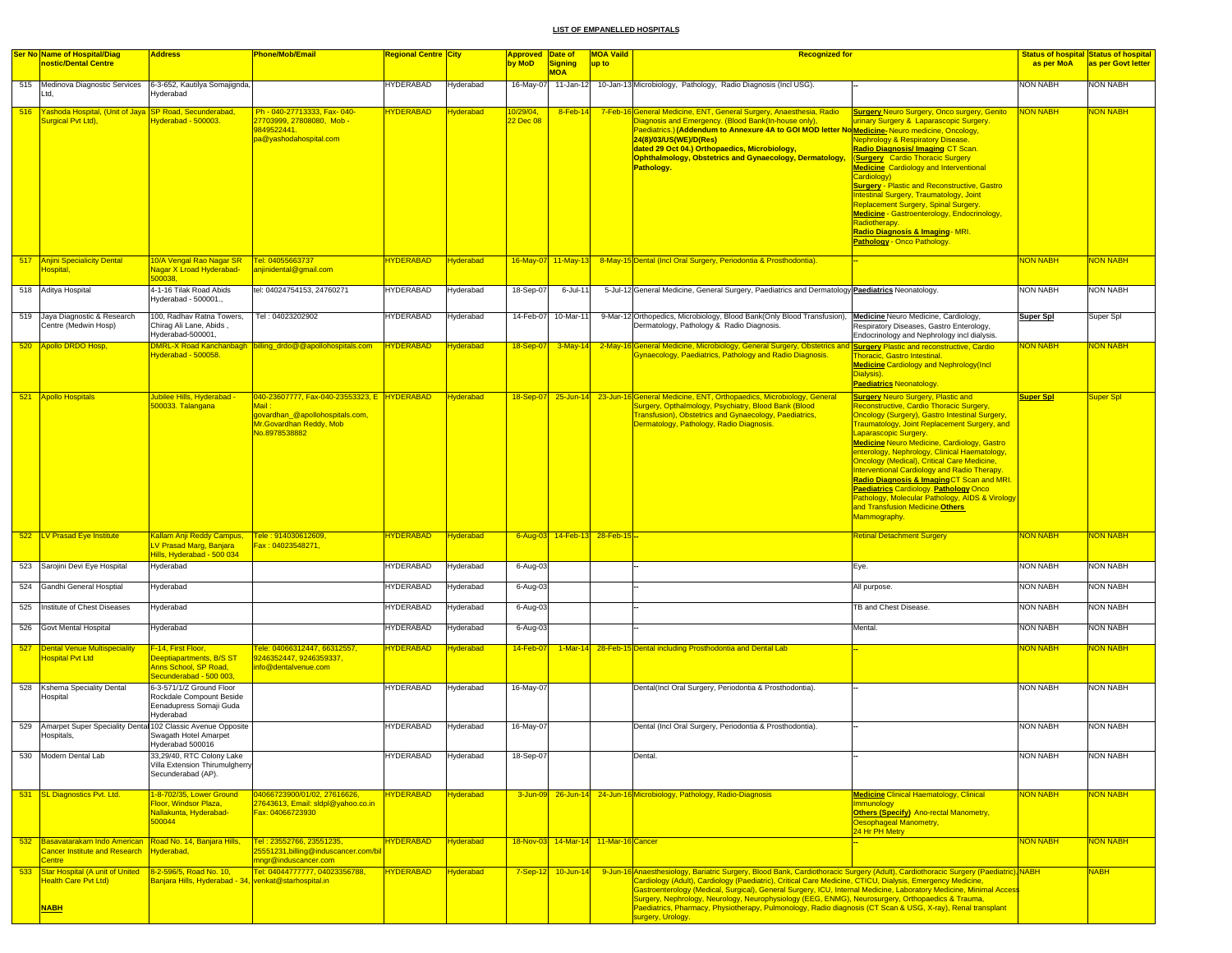**LIST OF EMPANELLED HOSPITALS**

| Ser No | Name of Hospital/Diagnostic/Dental Centre | Address | Phone/Mob/Email | Regional Centre | City | Approved by MoD | Date of Signing MOA | MOA Vaild up to | Recognized for | | Status of hospital as per MoA | Status of hospital as per Govt letter |
|---|---|---|---|---|---|---|---|---|---|---|---|---|
| 515 | Medinova Diagnostic Services Ltd, | 6-3-652, Kautilya Somajignda, Hyderabad | | HYDERABAD | Hyderabad | 16-May-07 | 11-Jan-12 | 10-Jan-13 | Microbiology, Pathology, Radio Diagnosis (Incl USG). | -- | NON NABH | NON NABH |
| 516 | Yashoda Hospital, (Unit of Jaya Surgical Pvt Ltd), | SP Road, Secunderabad, Hyderabad - 500003. | Ph - 040-27713333, Fax- 040-27703999, 27808080, Mob - 9849522441. pa@yashodahospital.com | HYDERABAD | Hyderabad | 10/29/04, 22 Dec 08 | 8-Feb-14 | 7-Feb-16 | General Medicine, ENT, General Surgery, Anaesthesia, Radio Diagnosis and Emergency. (Blood Bank(In-house only), Paediatrics.) **(Addendum to Annexure 4A to GOI MOD letter No 24(8)/03/US(WE)/D(Res) dated 29 Oct 04.) Orthopaedics, Microbiology, Ophthalmology, Obstetrics and Gynaecology, Dermatology, Pathology.** | **Surgery** Neuro Surgery, Onco surgery, Genito urinary Surgery & Laparascopic Surgery. **Medicine-** Neuro medicine, Oncology, Nephrology & Respiratory Disease. **Radio Diagnosis/ Imaging** CT Scan. **(Surgery** Cardio Thoracic Surgery **Medicine** Cardiology and Interventional Cardiology) **Surgery** - Plastic and Reconstructive, Gastro Intestinal Surgery, Traumatology, Joint Replacement Surgery, Spinal Surgery. **Medicine** - Gastroenterology, Endocrinology, Radiotherapy. **Radio Diagnosis & Imaging**- MRI. **Pathology** - Onco Pathology. | NON NABH | NON NABH |
| 517 | Anjini Specialicity Dental Hospital, | 10/A Vengal Rao Nagar SR Nagar X Lroad Hyderabad-500038, | Tel: 04055663737 anjinidental@gmail.com | HYDERABAD | Hyderabad | 16-May-07 | 11-May-13 | 8-May-15 | Dental (Incl Oral Surgery, Periodontia & Prosthodontia). | -- | NON NABH | NON NABH |
| 518 | Aditya Hospital | 4-1-16 Tilak Road Abids Hyderabad - 500001., | tel: 04024754153, 24760271 | HYDERABAD | Hyderabad | 18-Sep-07 | 6-Jul-11 | 5-Jul-12 | General Medicine, General Surgery, Paediatrics and Dermatology | **Paediatrics** Neonatology. | NON NABH | NON NABH |
| 519 | Jaya Diagnostic & Research Centre (Medwin Hosp) | 100, Radhav Ratna Towers, Chirag Ali Lane, Abids , Hyderabad-500001, | Tel : 04023202902 | HYDERABAD | Hyderabad | 14-Feb-07 | 10-Mar-11 | 9-Mar-12 | Orthopedics, Microbiology, Blood Bank(Only Blood Transfusion), Dermatology, Pathology & Radio Diagnosis. | **Medicine** Neuro Medicine, Cardiology, Respiratory Diseases, Gastro Enterology, Endocrinology and Nephrology incl dialysis. | **Super Spl** | Super Spl |
| 520 | Apollo DRDO Hosp, | DMRL-X Road Kanchanbagh Hyderabad - 500058. | billing_drdo@@apollohospitals.com | HYDERABAD | Hyderabad | 18-Sep-07 | 3-May-14 | 2-May-16 | General Medicine, Microbiology, General Surgery, Obstetrics and Gynaecology, Paediatrics, Pathology and Radio Diagnosis. | **Surgery** Plastic and reconstructive, Cardio Thoracic, Gastro Intestinal. **Medicine** Cardiology and Nephrology(Incl Dialysis). **Paediatrics** Neonatology. | NON NABH | NON NABH |
| 521 | Apollo Hospitals | Jubilee Hills, Hyderabad - 500033. Talangana | 040-23607777, Fax-040-23553323, E Mail : govardhan_@apollohospitals.com, Mr.Govardhan Reddy, Mob No.8978538882 | HYDERABAD | Hyderabad | 18-Sep-07 | 25-Jun-14 | 23-Jun-16 | General Medicine, ENT, Orthopaedics, Microbiology, General Surgery, Opthalmology, Psychiatry, Blood Bank (Blood Transfusion), Obstetrics and Gynaecology, Paediatrics, Dermatology, Pathology, Radio Diagnosis. | **Surgery** Neuro Surgery, Plastic and Reconstructive, Cardio Thoracic Surgery, Oncology (Surgery), Gastro Intestinal Surgery, Traumatology, Joint Replacement Surgery, and Laparascopic Surgery. **Medicine** Neuro Medicine, Cardiology, Gastro enterology, Nephrology, Clinical Haematology, Oncology (Medical), Critical Care Medicine, Interventional Cardiology and Radio Therapy. **Radio Diagnosis & Imaging** CT Scan and MRI. **Paediatrics** Cardiology. **Pathology** Onco Pathology, Molecular Pathology, AIDS & Virology and Transfusion Medicine. **Others** Mammography. | **Super Spl** | Super Spl |
| 522 | LV Prasad Eye Institute | Kallam Anji Reddy Campus, LV Prasad Marg, Banjara Hills, Hyderabad - 500 034 | Tele : 914030612609, Fax : 04023548271, | HYDERABAD | Hyderabad | 6-Aug-03 | 14-Feb-13 | 28-Feb-15 | -- | Retinal Detachment Surgery | NON NABH | NON NABH |
| 523 | Sarojini Devi Eye Hospital | Hyderabad | | HYDERABAD | Hyderabad | 6-Aug-03 | | | -- | Eye. | NON NABH | NON NABH |
| 524 | Gandhi General Hosptial | Hyderabad | | HYDERABAD | Hyderabad | 6-Aug-03 | | | -- | All purpose. | NON NABH | NON NABH |
| 525 | Institute of Chest Diseases | Hyderabad | | HYDERABAD | Hyderabad | 6-Aug-03 | | | -- | TB and Chest Disease. | NON NABH | NON NABH |
| 526 | Govt Mental Hospital | Hyderabad | | HYDERABAD | Hyderabad | 6-Aug-03 | | | -- | Mental. | NON NABH | NON NABH |
| 527 | Dental Venue Multispeciality Hospital Pvt Ltd | F-14, First Floor, Deeptiapartments, B/S ST Anns School, SP Road, Secunderabad - 500 003, | Tele: 04066312447, 66312557, 9246352447, 9246359337, info@dentalvenue.com | HYDERABAD | Hyderabad | 14-Feb-07 | 1-Mar-14 | 28-Feb-15 | Dental including Prosthodontia and Dental Lab | -- | NON NABH | NON NABH |
| 528 | Kshema Speciality Dental Hospital | 6-3-571/1/Z Ground Floor Rockdale Compount Beside Eenadupress Somaji Guda Hyderabad | | HYDERABAD | Hyderabad | 16-May-07 | | | Dental(Incl Oral Surgery, Periodontia & Prosthodontia). | -- | NON NABH | NON NABH |
| 529 | Amarpet Super Speciality Dental Hospitals, | 102 Classic Avenue Opposite Swagath Hotel Amarpet Hyderabad 500016 | | HYDERABAD | Hyderabad | 16-May-07 | | | Dental (Incl Oral Surgery, Periodontia & Prosthodontia). | -- | NON NABH | NON NABH |
| 530 | Modern Dental Lab | 33,29/40, RTC Colony Lake Villa Extension Thirumulgherry Secunderabad (AP). | | HYDERABAD | Hyderabad | 18-Sep-07 | | | Dental. | -- | NON NABH | NON NABH |
| 531 | SL Diagnostics Pvt. Ltd. | 1-8-702/35, Lower Ground Floor, Windsor Plaza, Nallakunta, Hyderabad-500044 | 04066723900/01/02, 27616626, 27643613, Email: sldpl@yahoo.co.in Fax: 04066723930 | HYDERABAD | Hyderabad | 3-Jun-09 | 26-Jun-14 | 24-Jun-16 | Microbiology, Pathology, Radio-Diagnosis | **Medicine** Clinical Haematology, Clinical Immunology **Others (Specify)** Ano-rectal Manometry, Oesophageal Manometry, 24 Hr PH Metry | NON NABH | NON NABH |
| 532 | Basavatarakam Indo American Cancer Institute and Research Centre | Road No. 14, Banjara Hills, Hyderabad, | Tel : 23552766, 23551235, 25551231,billing@induscancer.com/bil mngr@induscancer.com | HYDERABAD | Hyderabad | 18-Nov-03 | 14-Mar-14 | 11-Mar-16 | Cancer | -- | NON NABH | NON NABH |
| 533 | Star Hospital (A unit of United Health Care Pvt Ltd) **NABH** | 8-2-596/5, Road No. 10, Banjara Hills, Hyderabad - 34, | Tel: 04044777777, 04023356788, venkat@starhospital.in | HYDERABAD | Hyderabad | 7-Sep-12 | 10-Jun-14 | 9-Jun-16 | Anaesthesiology, Bariatric Surgery, Blood Bank, Cardiothoracic Surgery (Adult), Cardiothoracic Surgery (Paediatric), Cardiology (Adult), Cardiology (Paediatric), Critical Care Medicine, CTICU, Dialysis, Emergency Medicine, Gastroenterology (Medical, Surgical), General Surgery, ICU, Internal Medicine, Laboratory Medicine, Minimal Access Surgery, Nephrology, Neurology, Neurophysiology (EEG, ENMG), Neurosurgery, Orthopaedics & Trauma, Paediatrics, Pharmacy, Physiotherapy, Pulmonology, Radio diagnosis (CT Scan & USG, X-ray), Renal transplant surgery, Urology. | | NABH | NABH |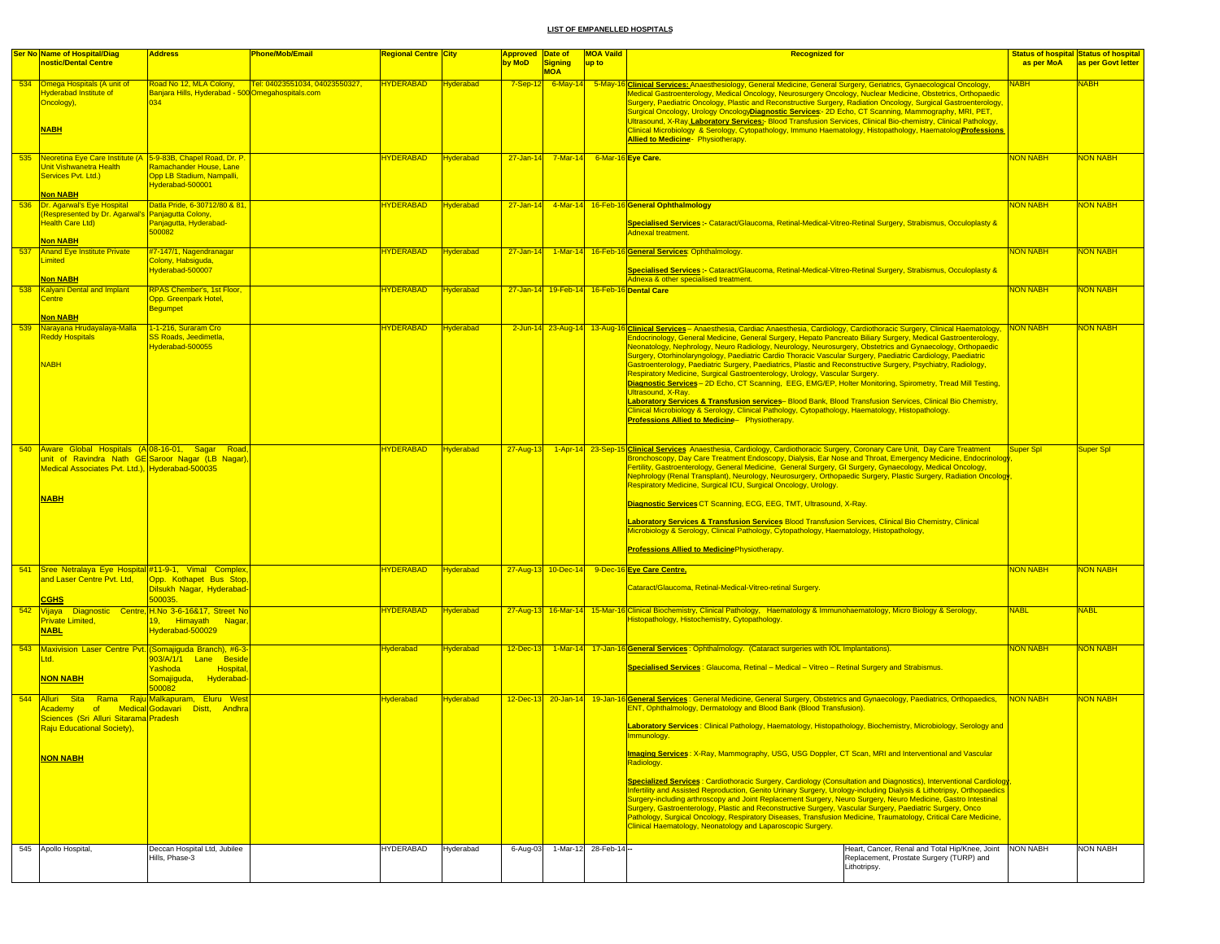## LIST OF EMPANELLED HOSPITALS

| Ser No | Name of Hospital/Diagnostic/Dental Centre | Address | Phone/Mob/Email | Regional Centre | City | Approved by MoD | Date of Signing MOA | MOA Vaild up to | Recognized for | | Status of hospital as per MoA | Status of hospital as per Govt letter |
|---|---|---|---|---|---|---|---|---|---|---|---|---|
| 534 | Omega Hospitals (A unit of Hyderabad Institute of Oncology), **NABH** | Road No 12, MLA Colony, Banjara Hills, Hyderabad - 500 034 | Tel: 04023551034, 04023550327, Omegahospitals.com | HYDERABAD | Hyderabad | 7-Sep-12 | 6-May-14 | 5-May-16 | **Clinical Services:** Anaesthesiology, General Medicine, General Surgery, Geriatrics, Gynaecological Oncology, Medical Gastroenterology, Medical Oncology, Neurosurgery Oncology, Nuclear Medicine, Obstetrics, Orthopaedic Surgery, Paediatric Oncology, Plastic and Reconstructive Surgery, Radiation Oncology, Surgical Gastroenterology, Surgical Oncology, Urology Oncology **Diagnostic Services**:- 2D Echo, CT Scanning, Mammography, MRI, PET, Ultrasound, X-Ray. **Laboratory Services**:- Blood Transfusion Services, Clinical Bio-chemistry, Clinical Pathology, Clinical Microbiology & Serology, Cytopathology, Immuno Haematology, Histopathology, Haematology **Professions Allied to Medicine**- Physiotherapy. | | NABH | NABH |
| 535 | Neoretina Eye Care Institute (A Unit Vishwanetra Health Services Pvt. Ltd.) **Non NABH** | 5-9-83B, Chapel Road, Dr. P. Ramachander House, Lane Opp LB Stadium, Nampalli, Hyderabad-500001 | | HYDERABAD | Hyderabad | 27-Jan-14 | 7-Mar-14 | 6-Mar-16 | **Eye Care.** | | NON NABH | NON NABH |
| 536 | Dr. Agarwal's Eye Hospital (Respresented by Dr. Agarwal's Health Care Ltd) **Non NABH** | Datla Pride, 6-30712/80 & 81, Panjagutta Colony, Panjagutta, Hyderabad-500082 | | HYDERABAD | Hyderabad | 27-Jan-14 | 4-Mar-14 | 16-Feb-16 | **General Ophthalmology** **Specialised Services :-** Cataract/Glaucoma, Retinal-Medical-Vitreo-Retinal Surgery, Strabismus, Occuloplasty & Adnexal treatment. | | NON NABH | NON NABH |
| 537 | Anand Eye Institute Private Limited **Non NABH** | #7-147/1, Nagendranagar Colony, Habsiguda, Hyderabad-500007 | | HYDERABAD | Hyderabad | 27-Jan-14 | 1-Mar-14 | 16-Feb-16 | **General Services**: Ophthalmology. **Specialised Services :-** Cataract/Glaucoma, Retinal-Medical-Vitreo-Retinal Surgery, Strabismus, Occuloplasty & Adnexa & other specialised treatment. | | NON NABH | NON NABH |
| 538 | Kalyani Dental and Implant Centre **Non NABH** | RPAS Chember's, 1st Floor, Opp. Greenpark Hotel, Begumpet | | HYDERABAD | Hyderabad | 27-Jan-14 | 19-Feb-14 | 16-Feb-16 | **Dental Care** | | NON NABH | NON NABH |
| 539 | Narayana Hrudayalaya-Malla Reddy Hospitals NABH | 1-1-216, Suraram Cro SS Roads, Jeedimetla, Hyderabad-500055 | | HYDERABAD | Hyderabad | 2-Jun-14 | 23-Aug-14 | 13-Aug-16 | **Clinical Services** – Anaesthesia, Cardiac Anaesthesia, Cardiology, Cardiothoracic Surgery, Clinical Haematology, Endocrinology, General Medicine, General Surgery, Hepato Pancreato Biliary Surgery, Medical Gastroenterology, Neonatology, Nephrology, Neuro Radiology, Neurology, Neurosurgery, Obstetrics and Gynaecology, Orthopaedic Surgery, Otorhinolaryngology, Paediatric Cardio Thoracic Vascular Surgery, Paediatric Cardiology, Paediatric Gastroenterology, Paediatric Surgery, Paediatrics, Plastic and Reconstructive Surgery, Psychiatry, Radiology, Respiratory Medicine, Surgical Gastroenterology, Urology, Vascular Surgery. **Diagnostic Services** – 2D Echo, CT Scanning, EEG, EMG/EP, Holter Monitoring, Spirometry, Tread Mill Testing, Ultrasound, X-Ray. **Laboratory Services & Transfusion services**– Blood Bank, Blood Transfusion Services, Clinical Bio Chemistry, Clinical Microbiology & Serology, Clinical Pathology, Cytopathology, Haematology, Histopathology. **Professions Allied to Medicine**– Physiotherapy. | | NON NABH | NON NABH |
| 540 | Aware Global Hospitals (A unit of Ravindra Nath GE Medical Associates Pvt. Ltd.), **NABH** | 08-16-01, Sagar Road, Saroor Nagar (LB Nagar), Hyderabad-500035 | | HYDERABAD | Hyderabad | 27-Aug-13 | 1-Apr-14 | 23-Sep-15 | **Clinical Services** Anaesthesia, Cardiology, Cardiothoracic Surgery, Coronary Care Unit, Day Care Treatment Bronchoscopy, Day Care Treatment Endoscopy, Dialysis, Ear Nose and Throat, Emergency Medicine, Endocrinology, Fertility, Gastroenterology, General Medicine, General Surgery, GI Surgery, Gynaecology, Medical Oncology, Nephrology (Renal Transplant), Neurology, Neurosurgery, Orthopaedic Surgery, Plastic Surgery, Radiation Oncology, Respiratory Medicine, Surgical ICU, Surgical Oncology, Urology. **Diagnostic Services** CT Scanning, ECG, EEG, TMT, Ultrasound, X-Ray. **Laboratory Services & Transfusion Services** Blood Transfusion Services, Clinical Bio Chemistry, Clinical Microbiology & Serology, Clinical Pathology, Cytopathology, Haematology, Histopathology, **Professions Allied to Medicine** Physiotherapy. | | Super Spl | Super Spl |
| 541 | Sree Netralaya Eye Hospital and Laser Centre Pvt. Ltd, **CGHS** | #11-9-1, Vimal Complex, Opp. Kothapet Bus Stop, Dilsukh Nagar, Hyderabad-500035. | | HYDERABAD | Hyderabad | 27-Aug-13 | 10-Dec-14 | 9-Dec-16 | **Eye Care Centre,** Cataract/Glaucoma, Retinal-Medical-Vitreo-retinal Surgery. | | NON NABH | NON NABH |
| 542 | Vijaya Diagnostic Centre, Private Limited, **NABL** | H.No 3-6-16&17, Street No 19, Himayath Nagar, Hyderabad-500029 | | HYDERABAD | Hyderabad | 27-Aug-13 | 16-Mar-14 | 15-Mar-16 | Clinical Biochemistry, Clinical Pathology, Haematology & Immunohaematology, Micro Biology & Serology, Histopathology, Histochemistry, Cytopathology. | | NABL | NABL |
| 543 | Maxivision Laser Centre Pvt. Ltd. **NON NABH** | (Somajiguda Branch), #6-3-903/A/1/1 Lane Beside Yashoda Hospital, Somajiguda, Hyderabad-500082 | | Hyderabad | Hyderabad | 12-Dec-13 | 1-Mar-14 | 17-Jan-16 | **General Services** : Ophthalmology. (Cataract surgeries with IOL Implantations). **Specialised Services** : Glaucoma, Retinal – Medical – Vitreo – Retinal Surgery and Strabismus. | | NON NABH | NON NABH |
| 544 | Alluri Sita Rama Raju Academy of Medical Sciences (Sri Alluri Sitarama Raju Educational Society), **NON NABH** | Malkapuram, Eluru West Godavari Distt, Andhra Pradesh | | Hyderabad | Hyderabad | 12-Dec-13 | 20-Jan-14 | 19-Jan-16 | **General Services** : General Medicine, General Surgery, Obstetrics and Gynaecology, Paediatrics, Orthopaedics, ENT, Ophthalmology, Dermatology and Blood Bank (Blood Transfusion). **Laboratory Services** : Clinical Pathology, Haematology, Histopathology, Biochemistry, Microbiology, Serology and Immunology. **Imaging Services** : X-Ray, Mammography, USG, USG Doppler, CT Scan, MRI and Interventional and Vascular Radiology. **Specialized Services** : Cardiothoracic Surgery, Cardiology (Consultation and Diagnostics), Interventional Cardiology, Infertility and Assisted Reproduction, Genito Urinary Surgery, Urology-including Dialysis & Lithotripsy, Orthopaedics Surgery-including arthroscopy and Joint Replacement Surgery, Neuro Surgery, Neuro Medicine, Gastro Intestinal Surgery, Gastroenterology, Plastic and Reconstructive Surgery, Vascular Surgery, Paediatric Surgery, Onco Pathology, Surgical Oncology, Respiratory Diseases, Transfusion Medicine, Traumatology, Critical Care Medicine, Clinical Haematology, Neonatology and Laparoscopic Surgery. | | NON NABH | NON NABH |
| 545 | Apollo Hospital, | Deccan Hospital Ltd, Jubilee Hills, Phase-3 | | HYDERABAD | Hyderabad | 6-Aug-03 | 1-Mar-12 | 28-Feb-14 | -- | Heart, Cancer, Renal and Total Hip/Knee, Joint Replacement, Prostate Surgery (TURP) and Lithotripsy. | NON NABH | NON NABH |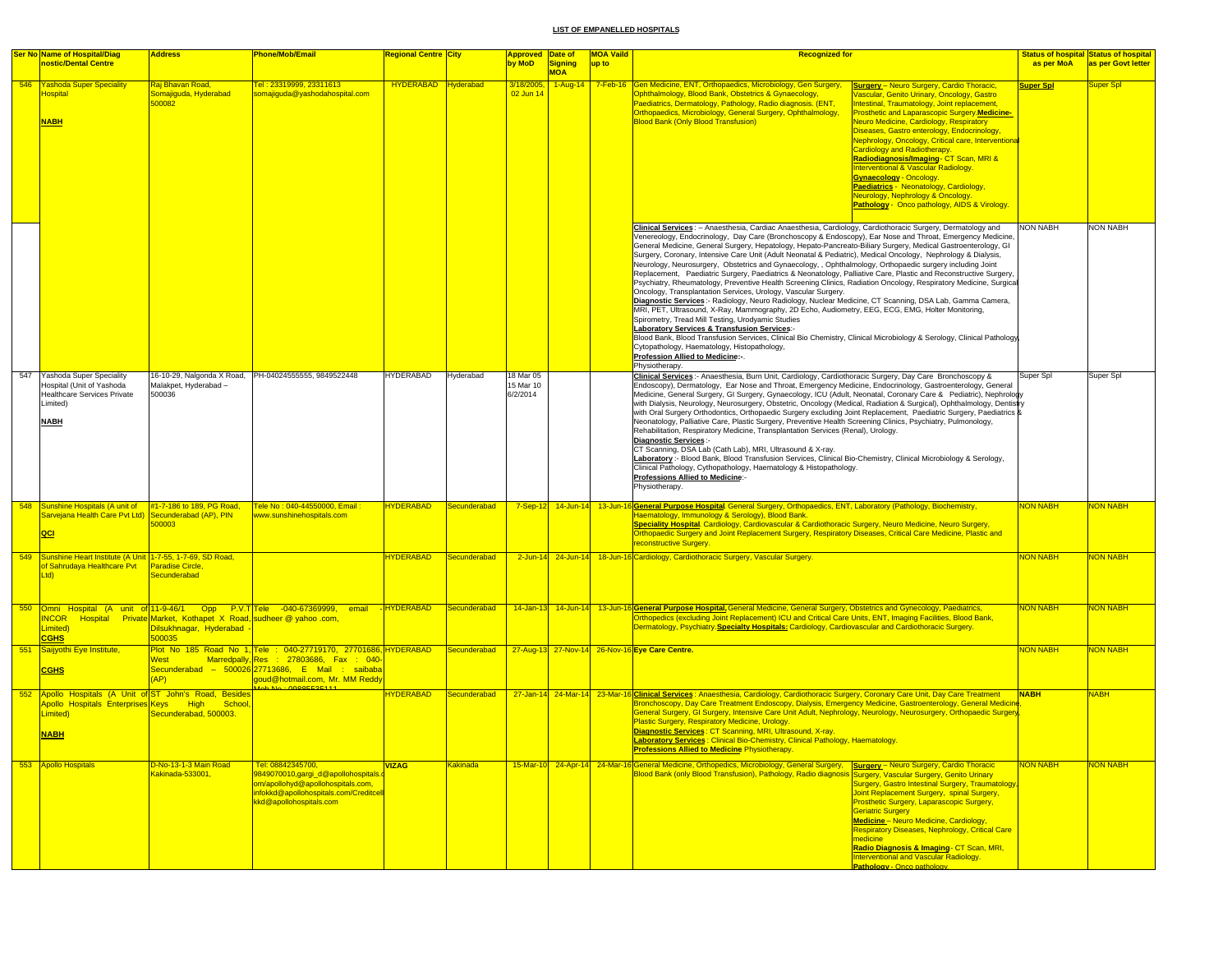**LIST OF EMPANELLED HOSPITALS**

| Ser No | Name of Hospital/Diag nostic/Dental Centre | Address | Phone/Mob/Email | Regional Centre | City | Approved by MoD | Date of Signing MOA | MOA Vaild up to | Recognized for | | Status of hospital as per MoA | Status of hospital as per Govt letter |
|---|---|---|---|---|---|---|---|---|---|---|---|---|
| 546 | Yashoda Super Speciality Hospital **NABH** | Raj Bhavan Road, Somajiguda, Hyderabad 500082 | Tel : 23319999, 23311613 somajiguda@yashodahospital.com | HYDERABAD | Hyderabad | 3/18/2005, 02 Jun 14 | 1-Aug-14 | 7-Feb-16 | Gen Medicine, ENT, Orthopaedics, Microbiology, Gen Surgery, Ophthalmology, Blood Bank, Obstetrics & Gynaecology, Paediatrics, Dermatology, Pathology, Radio diagnosis. (ENT, Orthopaedics, Microbiology, General Surgery, Ophthalmology, Blood Bank (Only Blood Transfusion) | **Surgery** – Neuro Surgery, Cardio Thoracic, Vascular, Genito Urinary, Oncology, Gastro Intestinal, Traumatology, Joint replacement, Prosthetic and Laparascopic Surgery.**Medicine-** Neuro Medicine, Cardiology, Respiratory Diseases, Gastro enterology, Endocrinology, Nephrology, Oncology, Critical care, Interventional Cardiology and Radiotherapy. **Radiodiagnosis/Imaging**- CT Scan, MRI & Interventional & Vascular Radiology. **Gynaecology** - Oncology. **Paediatrics** - Neonatology, Cardiology, Neurology, Nephrology & Oncology. **Pathology** - Onco pathology, AIDS & Virology. | **Super Spl** | Super Spl |
| | | | | | | | | | **Clinical Services** : – Anaesthesia, Cardiac Anaesthesia, Cardiology, Cardiothoracic Surgery, Dermatology and Venereology, Endocrinology, Day Care (Bronchoscopy & Endoscopy), Ear Nose and Throat, Emergency Medicine, General Medicine, General Surgery, Hepatology, Hepato-Pancreato-Biliary Surgery, Medical Gastroenterology, GI Surgery, Coronary, Intensive Care Unit (Adult Neonatal & Pediatric), Medical Oncology, Nephrology & Dialysis, Neurology, Neurosurgery, Obstetrics and Gynaecology, , Ophthalmology, Orthopaedic surgery including Joint Replacement, Paediatric Surgery, Paediatrics & Neonatology, Palliative Care, Plastic and Reconstructive Surgery, Psychiatry, Rheumatology, Preventive Health Screening Clinics, Radiation Oncology, Respiratory Medicine, Surgical Oncology, Transplantation Services, Urology, Vascular Surgery. **Diagnostic Services** :- Radiology, Neuro Radiology, Nuclear Medicine, CT Scanning, DSA Lab, Gamma Camera, MRI, PET, Ultrasound, X-Ray, Mammography, 2D Echo, Audiometry, EEG, ECG, EMG, Holter Monitoring, Spirometry, Tread Mill Testing, Urodynamic Studies **Laboratory Services & Transfusion Services**:- Blood Bank, Blood Transfusion Services, Clinical Bio Chemistry, Clinical Microbiology & Serology, Clinical Pathology, Cytopathology, Haematology, Histopathology, **Profession Allied to Medicine**:-. Physiotherapy. | | NON NABH | NON NABH |
| 547 | Yashoda Super Speciality Hospital (Unit of Yashoda Healthcare Services Private Limited) **NABH** | 16-10-29, Nalgonda X Road, Malakpet, Hyderabad – 500036 | PH-04024555555, 9849522448 | HYDERABAD | Hyderabad | 18 Mar 05 15 Mar 10 6/2/2014 | | | **Clinical Services** :- Anaesthesia, Burn Unit, Cardiology, Cardiothoracic Surgery, Day Care Bronchoscopy & Endoscopy), Dermatology, Ear Nose and Throat, Emergency Medicine, Endocrinology, Gastroenterology, General Medicine, General Surgery, GI Surgery, Gynaecology, ICU (Adult, Neonatal, Coronary Care & Pediatric), Nephrology with Dialysis, Neurology, Neurosurgery, Obstetric, Oncology (Medical, Radiation & Surgical), Ophthalmology, Dentistry with Oral Surgery Orthodontics, Orthopaedic Surgery excluding Joint Replacement, Paediatric Surgery, Paediatrics & Neonatology, Palliative Care, Plastic Surgery, Preventive Health Screening Clinics, Psychiatry, Pulmonology, Rehabilitation, Respiratory Medicine, Transplantation Services (Renal), Urology. **Diagnostic Services** :- CT Scanning, DSA Lab (Cath Lab), MRI, Ultrasound & X-ray. **Laboratory** :- Blood Bank, Blood Transfusion Services, Clinical Bio-Chemistry, Clinical Microbiology & Serology, Clinical Pathology, Cythopathology, Haematology & Histopathology. **Professions Allied to Medicine**:- Physiotherapy. | | Super Spl | Super Spl |
| 548 | Sunshine Hospitals (A unit of Sarvejana Health Care Pvt Ltd) **QCI** | #1-7-186 to 189, PG Road, Secunderabad (AP), PIN 500003 | Tele No : 040-44550000, Email : www.sunshinehospitals.com | HYDERABAD | Secunderabad | 7-Sep-12 | 14-Jun-14 | 13-Jun-16 | **General Purpose Hospital**. General Surgery, Orthopaedics, ENT, Laboratory (Pathology, Biochemistry, Haematology, Immunology & Serology), Blood Bank. **Speciality Hospital**. Cardiology, Cardiovascular & Cardiothoracic Surgery, Neuro Medicine, Neuro Surgery, Orthopaedic Surgery and Joint Replacement Surgery, Respiratory Diseases, Critical Care Medicine, Plastic and reconstructive Surgery. | | NON NABH | NON NABH |
| 549 | Sunshine Heart Institute (A Unit of Sahrudaya Healthcare Pvt Ltd) | 1-7-55, 1-7-69, SD Road, Paradise Circle, Secunderabad | | HYDERABAD | Secunderabad | 2-Jun-14 | 24-Jun-14 | 18-Jun-16 | Cardiology, Cardiothoracic Surgery, Vascular Surgery. | | NON NABH | NON NABH |
| 550 | Omni Hospital (A unit of INCOR Hospital Private Limited) **CGHS** | 11-9-46/1 Opp P.V.T Market, Kothapet X Road, Dilsukhnagar, Hyderabad - 500035 | Tele -040-67369999, email sudheer @ yahoo .com, | HYDERABAD | Secunderabad | 14-Jan-13 | 14-Jun-14 | 13-Jun-16 | **General Purpose Hospital.** General Medicine, General Surgery, Obstetrics and Gynecology, Paediatrics, Orthopedics (excluding Joint Replacement) ICU and Critical Care Units, ENT, Imaging Facilities, Blood Bank, Dermatology, Psychiatry. **Specialty Hospitals:** Cardiology, Cardiovascular and Cardiothoracic Surgery. | | NON NABH | NON NABH |
| 551 | Saijyothi Eye Institute, **CGHS** | Plot No 185 Road No 1, West Marredpally, Secunderabad – 500026 (AP) | Tele : 040-27719170, 27701686, Res : 27803686, Fax : 040-27713686, E Mail : saibaba goud@hotmail.com, Mr. MM Reddy Mob No : 09885535111 | HYDERABAD | Secunderabad | 27-Aug-13 | 27-Nov-14 | 26-Nov-16 | **Eye Care Centre.** | | NON NABH | NON NABH |
| 552 | Apollo Hospitals (A Unit of Apollo Hospitals Enterprises Limited) **NABH** | ST John's Road, Besides Keys High School, Secunderabad, 500003. | | HYDERABAD | Secunderabad | 27-Jan-14 | 24-Mar-14 | 23-Mar-16 | **Clinical Services** : Anaesthesia, Cardiology, Cardiothoracic Surgery, Coronary Care Unit, Day Care Treatment Bronchoscopy, Day Care Treatment Endoscopy, Dialysis, Emergency Medicine, Gastroenterology, General Medicine, General Surgery, GI Surgery, Intensive Care Unit Adult, Nephrology, Neurology, Neurosurgery, Orthopaedic Surgery, Plastic Surgery, Respiratory Medicine, Urology. **Diagnostic Services** : CT Scanning, MRI, Ultrasound, X-ray. **Laboratory Services** : Clinical Bio-Chemistry, Clinical Pathology, Haematology. **Professions Allied to Medicine** Physiotherapy. | | **NABH** | NABH |
| 553 | Apollo Hospitals | D-No-13-1-3 Main Road Kakinada-533001, | Tel: 08842345700, 9849070010,gargi_d@apollohospitals.com/apollohyd@apollohospitals.com, infokkd@apollohospitals.com/Creditcellkkd@apollohospitals.com | VIZAG | Kakinada | 15-Mar-10 | 24-Apr-14 | 24-Mar-16 | General Medicine, Orthopedics, Microbiology, General Surgery, Blood Bank (only Blood Transfusion), Pathology, Radio diagnosis | **Surgery** – Neuro Surgery, Cardio Thoracic Surgery, Vascular Surgery, Genito Urinary Surgery, Gastro Intestinal Surgery, Traumatology, Joint Replacement Surgery, spinal Surgery, Prosthetic Surgery, Laparascopic Surgery, Geriatric Surgery **Medicine** – Neuro Medicine, Cardiology, Respiratory Diseases, Nephrology, Critical Care medicine **Radio Diagnosis & Imaging**- CT Scan, MRI, Interventional and Vascular Radiology. **Pathology** - Onco pathology | NON NABH | NON NABH |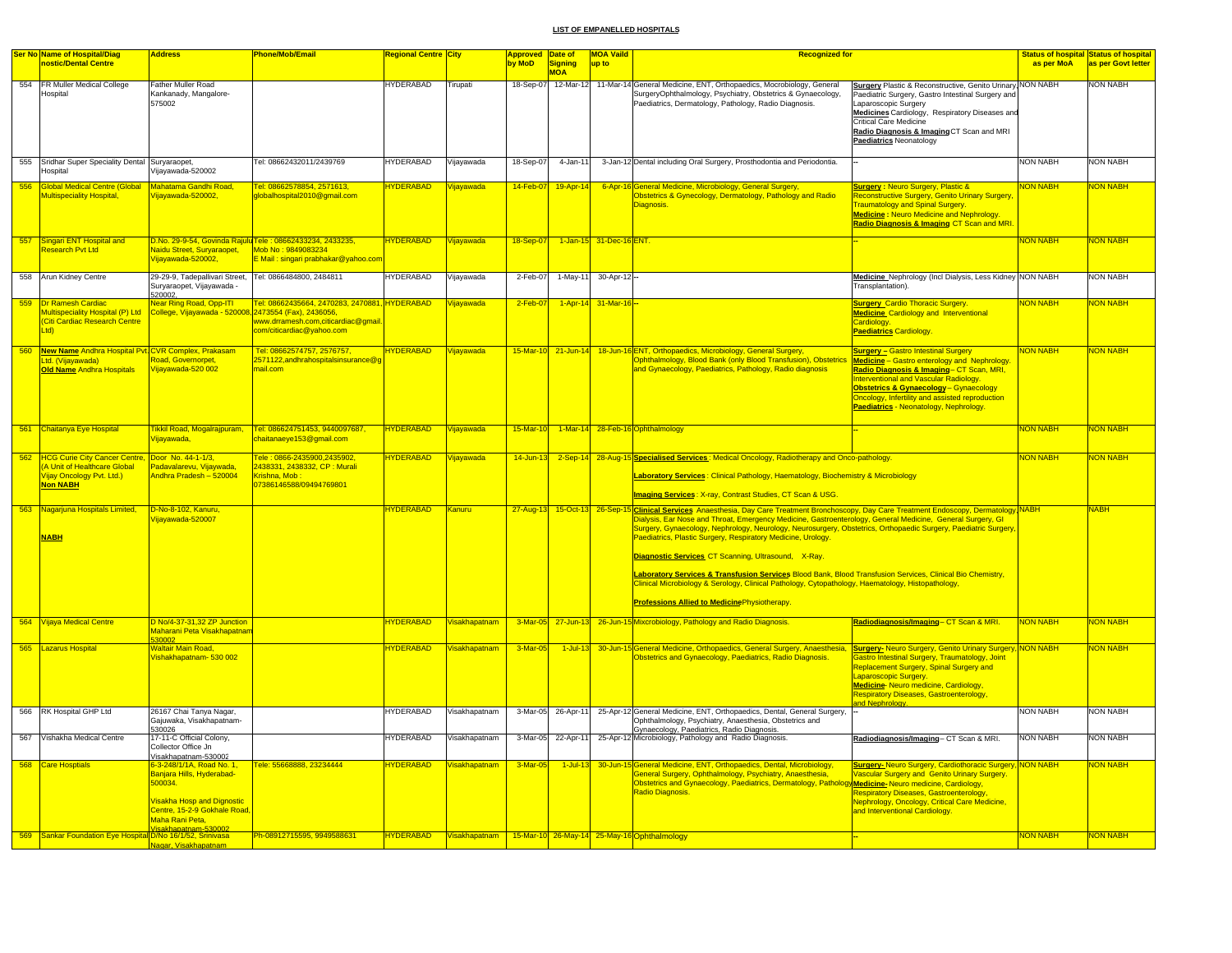## LIST OF EMPANELLED HOSPITALS

| Ser No | Name of Hospital/Diagnostic/Dental Centre | Address | Phone/Mob/Email | Regional Centre | City | Approved by MoD | Date of Signing MOA | MOA Vaild up to | Recognized for | | Status of hospital as per MoA | Status of hospital as per Govt letter |
|---|---|---|---|---|---|---|---|---|---|---|---|---|
| 554 | FR Muller Medical College Hospital | Father Muller Road Kankanady, Mangalore-575002 | | HYDERABAD | Tirupati | 18-Sep-07 | 12-Mar-12 | 11-Mar-14 | General Medicine, ENT, Orthopaedics, Mocrobiology, General SurgeryOphthalmology, Psychiatry, Obstetrics & Gynaecology, Paediatrics, Dermatology, Pathology, Radio Diagnosis. | **Surgery** Plastic & Reconstructive, Genito Urinary, Paediatric Surgery, Gastro Intestinal Surgery and Laparoscopic Surgery **Medicines** Cardiology, Respiratory Diseases and Critical Care Medicine **Radio Diagnosis & Imaging** CT Scan and MRI **Paediatrics** Neonatology | NON NABH | NON NABH |
| 555 | Sridhar Super Speciality Dental Hospital | Suryaraopet, Vijayawada-520002 | Tel: 08662432011/2439769 | HYDERABAD | Vijayawada | 18-Sep-07 | 4-Jan-11 | 3-Jan-12 | Dental including Oral Surgery, Prosthodontia and Periodontia. | -- | NON NABH | NON NABH |
| 556 | Global Medical Centre (Global Multispeciality Hospital, | Mahatama Gandhi Road, Vijayawada-520002, | Tel: 08662578854, 2571613, globalhospital2010@gmail.com | HYDERABAD | Vijayawada | 14-Feb-07 | 19-Apr-14 | 6-Apr-16 | General Medicine, Microbiology, General Surgery, Obstetrics & Gynecology, Dermatology, Pathology and Radio Diagnosis. | **Surgery :** Neuro Surgery, Plastic & Reconstructive Surgery, Genito Urinary Surgery, Traumatology and Spinal Surgery. **Medicine :** Neuro Medicine and Nephrology. **Radio Diagnosis & Imaging** CT Scan and MRI. | NON NABH | NON NABH |
| 557 | Singari ENT Hospital and Research Pvt Ltd | D.No. 29-9-54, Govinda Rajulu Naidu Street, Suryaraopet, Vijayawada-520002, | Tele : 08662433234, 2433235, Mob No : 9849083234 E Mail : singari prabhakar@yahoo.com | HYDERABAD | Vijayawada | 18-Sep-07 | 1-Jan-15 | 31-Dec-16 | ENT. | -- | NON NABH | NON NABH |
| 558 | Arun Kidney Centre | 29-29-9, Tadepallivari Street, Suryaraopet, Vijayawada - 520002, | Tel: 0866484800, 2484811 | HYDERABAD | Vijayawada | 2-Feb-07 | 1-May-11 | 30-Apr-12 | -- | **Medicine** Nephrology (Incl Dialysis, Less Kidney Transplantation). | NON NABH | NON NABH |
| 559 | Dr Ramesh Cardiac Multispeciality Hospital (P) Ltd (Citi Cardiac Research Centre Ltd) | Near Ring Road, Opp-ITI College, Vijayawada - 520008, | Tel: 08662435664, 2470283, 2470881, 2473554 (Fax), 2436056, www.drramesh.com,citicardiac@gmail.com/citicardiac@yahoo.com | HYDERABAD | Vijayawada | 2-Feb-07 | 1-Apr-14 | 31-Mar-16 | -- | **Surgery** Cardio Thoracic Surgery. **Medicine** Cardiology and Interventional Cardiology. **Paediatrics** Cardiology. | NON NABH | NON NABH |
| 560 | **New Name** Andhra Hospital Pvt. Ltd. (Vijayawada) **Old Name** Andhra Hospitals | CVR Complex, Prakasam Road, Governorpet, Vijayawada-520 002 | Tel: 08662574757, 2576757, 2571122,andhrahospitalsinsurance@gmail.com | HYDERABAD | Vijayawada | 15-Mar-10 | 21-Jun-14 | 18-Jun-16 | ENT, Orthopaedics, Microbiology, General Surgery, Ophthalmology, Blood Bank (only Blood Transfusion), Obstetrics and Gynaecology, Paediatrics, Pathology, Radio diagnosis | **Surgery –** Gastro Intestinal Surgery **Medicine** – Gastro enterology and Nephrology. **Radio Diagnosis & Imaging** – CT Scan, MRI, Interventional and Vascular Radiology. **Obstetrics & Gynaecology** – Gynaecology Oncology, Infertility and assisted reproduction **Paediatrics** - Neonatology, Nephrology. | NON NABH | NON NABH |
| 561 | Chaitanya Eye Hospital | Tikkil Road, Mogalrajpuram, Vijayawada, | Tel: 086624751453, 9440097687, chaitanaeye153@gmail.com | HYDERABAD | Vijayawada | 15-Mar-10 | 1-Mar-14 | 28-Feb-16 | Ophthalmology | -- | NON NABH | NON NABH |
| 562 | HCG Curie City Cancer Centre, (A Unit of Healthcare Global Vijay Oncology Pvt. Ltd.) **Non NABH** | Door No. 44-1-1/3, Padavalarevu, Vijayawada, Andhra Pradesh – 520004 | Tele : 0866-2435900,2435902, 2438331, 2438332, CP : Murali Krishna, Mob : 07386146588/09494769801 | HYDERABAD | Vijayawada | 14-Jun-13 | 2-Sep-14 | 28-Aug-15 | **Specialised Services** : Medical Oncology, Radiotherapy and Onco-pathology. **Laboratory Services** : Clinical Pathology, Haematology, Biochemistry & Microbiology **Imaging Services** : X-ray, Contrast Studies, CT Scan & USG. | | NON NABH | NON NABH |
| 563 | Nagarjuna Hospitals Limited, **NABH** | D-No-8-102, Kanuru, Vijayawada-520007 | | HYDERABAD | Kanuru | 27-Aug-13 | 15-Oct-13 | 26-Sep-15 | **Clinical Services** Anaesthesia, Day Care Treatment Bronchoscopy, Day Care Treatment Endoscopy, Dermatology, Dialysis, Ear Nose and Throat, Emergency Medicine, Gastroenterology, General Medicine, General Surgery, GI Surgery, Gynaecology, Nephrology, Neurology, Neurosurgery, Obstetrics, Orthopaedic Surgery, Paediatric Surgery, Paediatrics, Plastic Surgery, Respiratory Medicine, Urology. **Diagnostic Services** CT Scanning, Ultrasound, X-Ray. **Laboratory Services & Transfusion Services** Blood Bank, Blood Transfusion Services, Clinical Bio Chemistry, Clinical Microbiology & Serology, Clinical Pathology, Cytopathology, Haematology, Histopathology, **Professions Allied to Medicine** Physiotherapy. | | NABH | NABH |
| 564 | Vijaya Medical Centre | D No/4-37-31,32 ZP Junction Maharani Peta Visakhapatnam 530002 | | HYDERABAD | Visakhapatnam | 3-Mar-05 | 27-Jun-13 | 26-Jun-15 | Mixcrobiology, Pathology and Radio Diagnosis. | **Radiodiagnosis/Imaging** – CT Scan & MRI. | NON NABH | NON NABH |
| 565 | Lazarus Hospital | Waltair Main Road, Vishakhapatnam- 530 002 | | HYDERABAD | Visakhapatnam | 3-Mar-05 | 1-Jul-13 | 30-Jun-15 | General Medicine, Orthopaedics, General Surgery, Anaesthesia, Obstetrics and Gynaecology, Paediatrics, Radio Diagnosis. | **Surgery-** Neuro Surgery, Genito Urinary Surgery, Gastro Intestinal Surgery, Traumatology, Joint Replacement Surgery, Spinal Surgery and Laparoscopic Surgery. **Medicine-** Neuro medicine, Cardiology, Respiratory Diseases, Gastroenterology, and Nephrology. | NON NABH | NON NABH |
| 566 | RK Hospital GHP Ltd | 26167 Chai Tanya Nagar, Gajuwaka, Visakhapatnam-530026 | | HYDERABAD | Visakhapatnam | 3-Mar-05 | 26-Apr-11 | 25-Apr-12 | General Medicine, ENT, Orthopaedics, Dental, General Surgery, Ophthalmology, Psychiatry, Anaesthesia, Obstetrics and Gynaecology, Paediatrics, Radio Diagnosis. | -- | NON NABH | NON NABH |
| 567 | Vishakha Medical Centre | 17-11-C Official Colony, Collector Office Jn Visakhapatnam-530002 | | HYDERABAD | Visakhapatnam | 3-Mar-05 | 22-Apr-11 | 25-Apr-12 | Microbiology, Pathology and Radio Diagnosis. | **Radiodiagnosis/Imaging** – CT Scan & MRI. | NON NABH | NON NABH |
| 568 | Care Hosptials | 6-3-248/1/1A, Road No. 1, Banjara Hills, Hyderabad-500034. Visakha Hosp and Dignostic Centre, 15-2-9 Gokhale Road, Maha Rani Peta, Visakhapatnam-530002 | Tele: 55668888, 23234444 | HYDERABAD | Visakhapatnam | 3-Mar-05 | 1-Jul-13 | 30-Jun-15 | General Medicine, ENT, Orthopaedics, Dental, Microbiology, General Surgery, Ophthalmology, Psychiatry, Anaesthesia, Obstetrics and Gynaecology, Paediatrics, Dermatology, Pathology Radio Diagnosis. | **Surgery-** Neuro Surgery, Cardiothoracic Surgery, Vascular Surgery and Genito Urinary Surgery. **Medicine-** Neuro medicine, Cardiology, Respiratory Diseases, Gastroenterology, Nephrology, Oncology, Critical Care Medicine, and Interventional Cardiology. | NON NABH | NON NABH |
| 569 | Sankar Foundation Eye Hospital | D/No 16/1/52, Srinivasa Nagar, Visakhapatnam | Ph-08912715595, 9949588631 | HYDERABAD | Visakhapatnam | 15-Mar-10 | 26-May-14 | 25-May-16 | Ophthalmology | -- | NON NABH | NON NABH |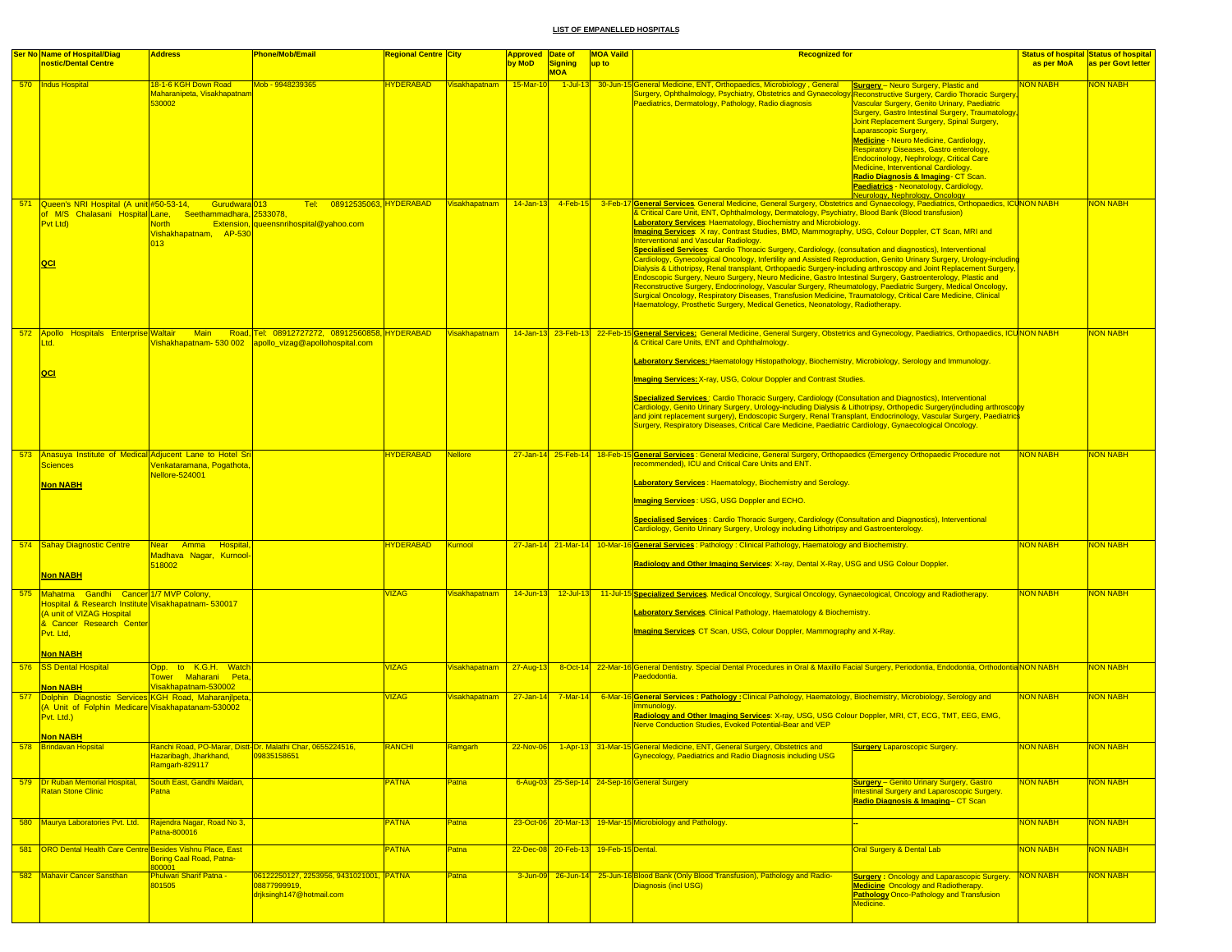## LIST OF EMPANELLED HOSPITALS

| Ser No | Name of Hospital/Diagnostic/Dental Centre | Address | Phone/Mob/Email | Regional Centre | City | Approved by MoD | Date of Signing MOA | MOA Vaild up to | Recognized for | | Status of hospital as per MoA | Status of hospital as per Govt letter |
|---|---|---|---|---|---|---|---|---|---|---|---|---|
| 570 | Indus Hospital | 18-1-6 KGH Down Road Maharanipeta, Visakhapatnam 530002 | Mob - 9948239365 | HYDERABAD | Visakhapatnam | 15-Mar-10 | 1-Jul-13 | 30-Jun-15 | General Medicine, ENT, Orthopaedics, Microbiology , General Surgery, Ophthalmology, Psychiatry, Obstetrics and Gynaecology, Paediatrics, Dermatology, Pathology, Radio diagnosis | **Surgery** – Neuro Surgery, Plastic and Reconstructive Surgery, Cardio Thoracic Surgery, Vascular Surgery, Genito Urinary, Paediatric Surgery, Gastro Intestinal Surgery, Traumatology, Joint Replacement Surgery, Spinal Surgery, Laparascopic Surgery, **Medicine** - Neuro Medicine, Cardiology, Respiratory Diseases, Gastro enterology, Endocrinology, Nephrology, Critical Care Medicine, Interventional Cardiology. **Radio Diagnosis & Imaging** - CT Scan. **Paediatrics** - Neonatology, Cardiology, Neurology, Nephrology, Oncology | NON NABH | NON NABH |
| 571 | Queen's NRI Hospital (A unit of M/S Chalasani Hospital Pvt Ltd) **QCI** | #50-53-14, Gurudwara Lane, Seethammadhara, North Extension, Vishakhapatnam, AP-530 013 | Tel: 08912535063, 013 2533078, queensnrihospital@yahoo.com | HYDERABAD | Visakhapatnam | 14-Jan-13 | 4-Feb-15 | 3-Feb-17 | **General Services**: General Medicine, General Surgery, Obstetrics and Gynaecology, Paediatrics, Orthopaedics, ICU & Critical Care Unit, ENT, Ophthalmology, Dermatology, Psychiatry, Blood Bank (Blood transfusion) **Laboratory Services**: Haematology, Biochemistry and Microbiology. **Imaging Services**: X ray, Contrast Studies, BMD, Mammography, USG, Colour Doppler, CT Scan, MRI and Interventional and Vascular Radiology. **Specialised Services**: Cardio Thoracic Surgery, Cardiology, (consultation and diagnostics), Interventional Cardiology, Gynecological Oncology, Infertility and Assisted Reproduction, Genito Urinary Surgery, Urology-including Dialysis & Lithotripsy, Renal transplant, Orthopaedic Surgery-including arthroscopy and Joint Replacement Surgery, Endoscopic Surgery, Neuro Surgery, Neuro Medicine, Gastro Intestinal Surgery, Gastroenterology, Plastic and Reconstructive Surgery, Endocrinology, Vascular Surgery, Rheumatology, Paediatric Surgery, Medical Oncology, Surgical Oncology, Respiratory Diseases, Transfusion Medicine, Traumatology, Critical Care Medicine, Clinical Haematology, Prosthetic Surgery, Medical Genetics, Neonatology, Radiotherapy. | | NON NABH | NON NABH |
| 572 | Apollo Hospitals Enterprise Ltd. **QCI** | Waltair Main Road, Vishakhapatnam- 530 002 | Tel: 08912727272, 08912560858, apollo_vizag@apollohospital.com | HYDERABAD | Visakhapatnam | 14-Jan-13 | 23-Feb-13 | 22-Feb-15 | **General Services:** General Medicine, General Surgery, Obstetrics and Gynecology, Paediatrics, Orthopaedics, ICU & Critical Care Units, ENT and Ophthalmology. **Laboratory Services:** Haematology Histopathology, Biochemistry, Microbiology, Serology and Immunology. **Imaging Services:** X-ray, USG, Colour Doppler and Contrast Studies. **Specialized Services**: Cardio Thoracic Surgery, Cardiology (Consultation and Diagnostics), Interventional Cardiology, Genito Urinary Surgery, Urology-including Dialysis & Lithotripsy, Orthopedic Surgery(including arthroscopy and joint replacement surgery), Endoscopic Surgery, Renal Transplant, Endocrinology, Vascular Surgery, Paediatrics Surgery, Respiratory Diseases, Critical Care Medicine, Paediatric Cardiology, Gynaecological Oncology. | | NON NABH | NON NABH |
| 573 | Anasuya Institute of Medical Sciences **Non NABH** | Adjucent Lane to Hotel Sri Venkataramana, Pogathota, Nellore-524001 | | HYDERABAD | Nellore | 27-Jan-14 | 25-Feb-14 | 18-Feb-15 | **General Services** : General Medicine, General Surgery, Orthopaedics (Emergency Orthopaedic Procedure not recommended), ICU and Critical Care Units and ENT. **Laboratory Services** : Haematology, Biochemistry and Serology. **Imaging Services** : USG, USG Doppler and ECHO. **Specialised Services** : Cardio Thoracic Surgery, Cardiology (Consultation and Diagnostics), Interventional Cardiology, Genito Urinary Surgery, Urology including Lithotripsy and Gastroenterology. | | NON NABH | NON NABH |
| 574 | Sahay Diagnostic Centre **Non NABH** | Near Amma Hospital, Madhava Nagar, Kurnool-518002 | | HYDERABAD | Kurnool | 27-Jan-14 | 21-Mar-14 | 10-Mar-16 | **General Services** : Pathology : Clinical Pathology, Haematology and Biochemistry. **Radiology and Other Imaging Services**: X-ray, Dental X-Ray, USG and USG Colour Doppler. | | NON NABH | NON NABH |
| 575 | Mahatma Gandhi Cancer Hospital & Research Institute (A unit of VIZAG Hospital & Cancer Research Center Pvt. Ltd, **Non NABH** | 1/7 MVP Colony, Visakhapatnam- 530017 | | VIZAG | Visakhapatnam | 14-Jun-13 | 12-Jul-13 | 11-Jul-15 | **Specialized Services**. Medical Oncology, Surgical Oncology, Gynaecological, Oncology and Radiotherapy. **Laboratory Services**. Clinical Pathology, Haematology & Biochemistry. **Imaging Services**. CT Scan, USG, Colour Doppler, Mammography and X-Ray. | | NON NABH | NON NABH |
| 576 | SS Dental Hospital **Non NABH** | Opp. to K.G.H. Watch Tower Maharani Peta, Visakhapatnam-530002 | | VIZAG | Visakhapatnam | 27-Aug-13 | 8-Oct-14 | 22-Mar-16 | General Dentistry. Special Dental Procedures in Oral & Maxillo Facial Surgery, Periodontia, Endodontia, Orthodontia Paedodontia. | | NON NABH | NON NABH |
| 577 | Dolphin Diagnostic Services (A Unit of Folphin Medicare Pvt. Ltd.) **Non NABH** | KGH Road, Maharanjlpeta, Visakhapatanam-530002 | | VIZAG | Visakhapatnam | 27-Jan-14 | 7-Mar-14 | 6-Mar-16 | **General Services : Pathology :** Clinical Pathology, Haematology, Biochemistry, Microbiology, Serology and Immunology. **Radiology and Other Imaging Services**: X-ray, USG, USG Colour Doppler, MRI, CT, ECG, TMT, EEG, EMG, Nerve Conduction Studies, Evoked Potential-Bear and VEP | | NON NABH | NON NABH |
| 578 | Brindavan Hopsital | Ranchi Road, PO-Marar, Distt-Hazaribagh, Jharkhand, Ramgarh-829117 | Dr. Malathi Char, 0655224516, 09835158651 | RANCHI | Ramgarh | 22-Nov-06 | 1-Apr-13 | 31-Mar-15 | General Medicine, ENT, General Surgery, Obstetrics and Gynecology, Paediatrics and Radio Diagnosis including USG | **Surgery** Laparoscopic Surgery. | NON NABH | NON NABH |
| 579 | Dr Ruban Memorial Hospital, Ratan Stone Clinic | South East, Gandhi Maidan, Patna | | PATNA | Patna | 6-Aug-03 | 25-Sep-14 | 24-Sep-16 | General Surgery | **Surgery** -- Genito Urinary Surgery, Gastro Intestinal Surgery and Laparoscopic Surgery. **Radio Diagnosis & Imaging**-- CT Scan | NON NABH | NON NABH |
| 580 | Maurya Laboratories Pvt. Ltd. | Rajendra Nagar, Road No 3, Patna-800016 | | PATNA | Patna | 23-Oct-06 | 20-Mar-13 | 19-Mar-15 | Microbiology and Pathology. | -- | NON NABH | NON NABH |
| 581 | ORO Dental Health Care Centre | Besides Vishnu Place, East Boring Caal Road, Patna-800001 | | PATNA | Patna | 22-Dec-08 | 20-Feb-13 | 19-Feb-15 | Dental. | Oral Surgery & Dental Lab | NON NABH | NON NABH |
| 582 | Mahavir Cancer Sansthan | Phulwari Sharif Patna - 801505 | 06122250127, 2253956, 9431021001, 08877999919, drjksingh147@hotmail.com | PATNA | Patna | 3-Jun-09 | 26-Jun-14 | 25-Jun-16 | Blood Bank (Only Blood Transfusion), Pathology and Radio-Diagnosis (incl USG) | **Surgery** : Oncology and Laparascopic Surgery. **Medicine** Oncology and Radiotherapy. **Pathology** Onco-Pathology and Transfusion Medicine. | NON NABH | NON NABH |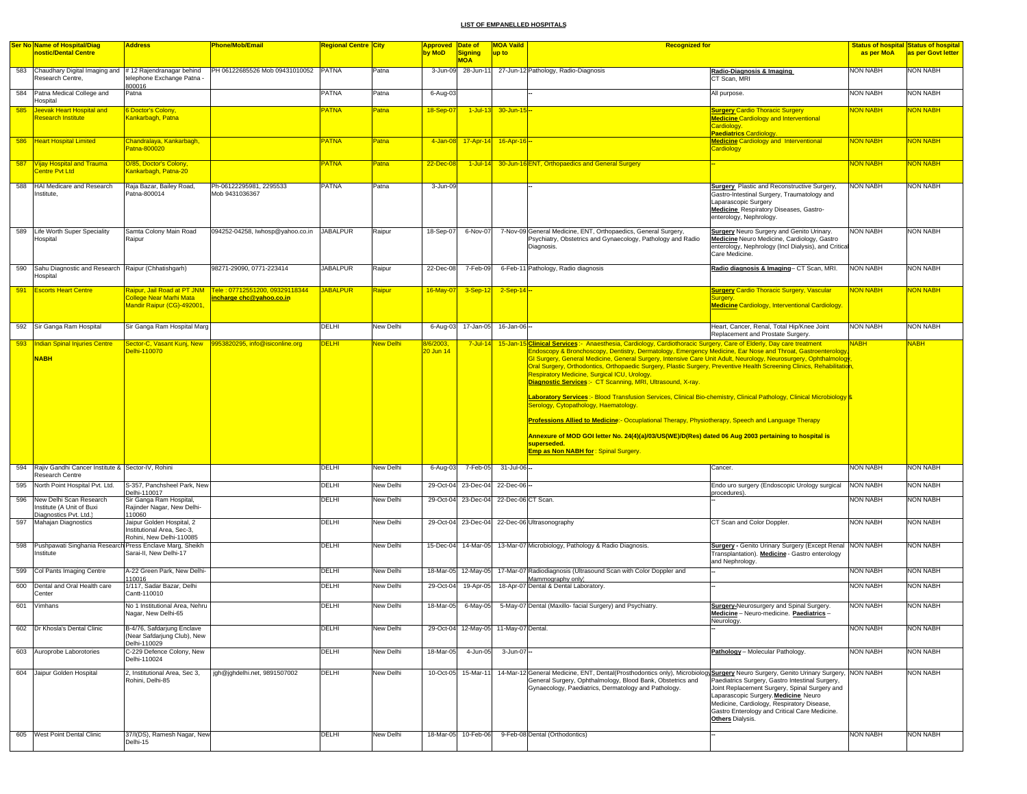## LIST OF EMPANELLED HOSPITALS

| Ser No | Name of Hospital/Diagnostic/Dental Centre | Address | Phone/Mob/Email | Regional Centre | City | Approved by MoD | Date of Signing MOA | MOA Vaild up to | Recognized for | | Status of hospital as per MoA | Status of hospital as per Govt letter |
|---|---|---|---|---|---|---|---|---|---|---|---|---|
| 583 | Chaudhary Digital Imaging and Research Centre, | # 12 Rajendranagar behind telephone Exchange Patna - 800016 | PH 06122685526 Mob 09431010052 | PATNA | Patna | 3-Jun-09 | 28-Jun-11 | 27-Jun-12 | Pathology, Radio-Diagnosis | **Radio-Diagnosis & Imaging** CT Scan, MRI | NON NABH | NON NABH |
| 584 | Patna Medical College and Hospital | Patna | | PATNA | Patna | 6-Aug-03 | | | -- | All purpose. | NON NABH | NON NABH |
| 585 | Jeevak Heart Hospital and Research Institute | 6 Doctor's Colony, Kankarbagh, Patna | | PATNA | Patna | 18-Sep-07 | 1-Jul-13 | 30-Jun-15 | -- | **Surgery** Cardio Thoracic Surgery **Medicine** Cardiology and Interventional Cardiology. **Paediatrics** Cardiology. | NON NABH | NON NABH |
| 586 | Heart Hospital Limited | Chandralaya, Kankarbagh, Patna-800020 | | PATNA | Patna | 4-Jan-08 | 17-Apr-14 | 16-Apr-16 | -- | **Medicine** Cardiology and Interventional Cardiology | NON NABH | NON NABH |
| 587 | Vijay Hospital and Trauma Centre Pvt Ltd | O/85, Doctor's Colony, Kankarbagh, Patna-20 | | PATNA | Patna | 22-Dec-08 | 1-Jul-14 | 30-Jun-16 | ENT, Orthopaedics and General Surgery | -- | NON NABH | NON NABH |
| 588 | HAI Medicare and Research Institute, | Raja Bazar, Bailey Road, Patna-800014 | Ph-06122295981, 2295533 Mob 9431036367 | PATNA | Patna | 3-Jun-09 | | | -- | **Surgery** Plastic and Reconstructive Surgery, Gastro-Intestinal Surgery, Traumatology and Laparascopic Surgery **Medicine** Respiratory Diseases, Gastro-enterology, Nephrology. | NON NABH | NON NABH |
| 589 | Life Worth Super Speciality Hospital | Samta Colony Main Road Raipur | 094252-04258, lwhosp@yahoo.co.in | JABALPUR | Raipur | 18-Sep-07 | 6-Nov-07 | 7-Nov-09 | General Medicine, ENT, Orthopaedics, General Surgery, Psychiatry, Obstetrics and Gynaecology, Pathology and Radio Diagnosis. | **Surgery** Neuro Surgery and Genito Urinary. **Medicine** Neuro Medicine, Cardiology, Gastro enterology, Nephrology (Incl Dialysis), and Critical Care Medicine. | NON NABH | NON NABH |
| 590 | Sahu Diagnostic and Research Hospital | Raipur (Chhatishgarh) | 98271-29090, 0771-223414 | JABALPUR | Raipur | 22-Dec-08 | 7-Feb-09 | 6-Feb-11 | Pathology, Radio diagnosis | **Radio diagnosis & Imaging**-- CT Scan, MRI. | NON NABH | NON NABH |
| 591 | Escorts Heart Centre | Raipur, Jail Road at PT JNM College Near Marhi Mata Mandir Raipur (CG)-492001, | Tele : 07712551200, 09329118344 incharge chc@yahoo.co.in | JABALPUR | Raipur | 16-May-07 | 3-Sep-12 | 2-Sep-14 | -- | **Surgery** Cardio Thoracic Surgery, Vascular Surgery. **Medicine** Cardiology, Interventional Cardiology. | NON NABH | NON NABH |
| 592 | Sir Ganga Ram Hospital | Sir Ganga Ram Hospital Marg | | DELHI | New Delhi | 6-Aug-03 | 17-Jan-05 | 16-Jan-06 | -- | Heart, Cancer, Renal, Total Hip/Knee Joint Replacement and Prostate Surgery. | NON NABH | NON NABH |
| 593 | Indian Spinal Injuries Centre **NABH** | Sector-C, Vasant Kunj, New Delhi-110070 | 9953820295, info@isiconline.org | DELHI | New Delhi | 8/6/2003, 20 Jun 14 | 7-Jul-14 | 15-Jan-15 | **Clinical Services** :- Anaesthesia, Cardiology, Cardiothoracic Surgery, Care of Elderly, Day care treatment Endoscopy & Bronchoscopy, Dentistry, Dermatology, Emergency Medicine, Ear Nose and Throat, Gastroenterology, GI Surgery, General Medicine, General Surgery, Intensive Care Unit Adult, Neurology, Neurosurgery, Ophthalmology, Oral Surgery, Orthodontics, Orthopaedic Surgery, Plastic Surgery, Preventive Health Screening Clinics, Rehabilitation, Respiratory Medicine, Surgical ICU, Urology. **Diagnostic Services** :- CT Scanning, MRI, Ultrasound, X-ray. **Laboratory Services** :- Blood Transfusion Services, Clinical Bio-chemistry, Clinical Pathology, Clinical Microbiology & Serology, Cytopathology, Haematology. **Professions Allied to Medicine**:- Occuplational Therapy, Physiotherapy, Speech and Language Therapy **Annexure of MOD GOI letter No. 24(4)(a)/03/US(WE)/D(Res) dated 06 Aug 2003 pertaining to hospital is superseded.** **Emp as Non NABH for** : Spinal Surgery. | | NABH | NABH |
| 594 | Rajiv Gandhi Cancer Institute & Research Centre | Sector-IV, Rohini | | DELHI | New Delhi | 6-Aug-03 | 7-Feb-05 | 31-Jul-06 | -- | Cancer. | NON NABH | NON NABH |
| 595 | North Point Hospital Pvt. Ltd. | S-357, Panchsheel Park, New Delhi-110017 | | DELHI | New Delhi | 29-Oct-04 | 23-Dec-04 | 22-Dec-06 | -- | Endo uro surgery (Endoscopic Urology surgical procedures). | NON NABH | NON NABH |
| 596 | New Delhi Scan Research Institute (A Unit of Buxi Diagnostics Pvt. Ltd.) | Sir Ganga Ram Hospital, Rajinder Nagar, New Delhi-110060 | | DELHI | New Delhi | 29-Oct-04 | 23-Dec-04 | 22-Dec-06 | CT Scan. | -- | NON NABH | NON NABH |
| 597 | Mahajan Diagnostics | Jaipur Golden Hospital, 2 Institutional Area, Sec-3, Rohini, New Delhi-110085 | | DELHI | New Delhi | 29-Oct-04 | 23-Dec-04 | 22-Dec-06 | Ultrasonography | CT Scan and Color Doppler. | NON NABH | NON NABH |
| 598 | Pushpawati Singhania Research Institute | Press Enclave Marg, Sheikh Sarai-II, New Delhi-17 | | DELHI | New Delhi | 15-Dec-04 | 14-Mar-05 | 13-Mar-07 | Microbiology, Pathology & Radio Diagnosis. | **Surgery** - Genito Urinary Surgery (Except Renal Transplantation). **Medicine** - Gastro enterology and Nephrology. | NON NABH | NON NABH |
| 599 | Col Pants Imaging Centre | A-22 Green Park, New Delhi-110016 | | DELHI | New Delhi | 18-Mar-05 | 12-May-05 | 17-Mar-07 | Radiodiagnosis (Ultrasound Scan with Color Doppler and Mammography only) | -- | NON NABH | NON NABH |
| 600 | Dental and Oral Health care Center | 1/117, Sadar Bazar, Delhi Cantt-110010 | | DELHI | New Delhi | 29-Oct-04 | 19-Apr-05 | 18-Apr-07 | Dental & Dental Laboratory. | -- | NON NABH | NON NABH |
| 601 | Vimhans | No 1 Institutional Area, Nehru Nagar, New Delhi-65 | | DELHI | New Delhi | 18-Mar-05 | 6-May-05 | 5-May-07 | Dental (Maxillo- facial Surgery) and Psychiatry. | **Surgery**-Neurosurgery and Spinal Surgery. **Medicine** – Neuro-medicine. **Paediatrics** – Neurology. | NON NABH | NON NABH |
| 602 | Dr Khosla's Dental Clinic | B-4/76, Safdarjung Enclave (Near Safdarjung Club), New Delhi-110029 | | DELHI | New Delhi | 29-Oct-04 | 12-May-05 | 11-May-07 | Dental. | -- | NON NABH | NON NABH |
| 603 | Auroprobe Laborotories | C-229 Defence Colony, New Delhi-110024 | | DELHI | New Delhi | 18-Mar-05 | 4-Jun-05 | 3-Jun-07 | -- | **Pathology** – Molecular Pathology. | NON NABH | NON NABH |
| 604 | Jaipur Golden Hospital | 2, Institutional Area, Sec 3, Rohini, Delhi-85 | jgh@jghdelhi.net, 9891507002 | DELHI | New Delhi | 10-Oct-05 | 15-Mar-11 | 14-Mar-12 | General Medicine, ENT, Dental(Prosthodontics only), Microbiology General Surgery, Ophthalmology, Blood Bank, Obstetrics and Gynaecology, Paediatrics, Dermatology and Pathology. | **Surgery** Neuro Surgery, Genito Urinary Surgery, Paediatrics Surgery, Gastro Intestinal Surgery, Joint Replacement Surgery, Spinal Surgery and Laparascopic Surgery.**Medicine** Neuro Medicine, Cardiology, Respiratory Disease, Gastro Enterology and Critical Care Medicine. **Others** Dialysis. | NON NABH | NON NABH |
| 605 | West Point Dental Clinic | 37/I(DS), Ramesh Nagar, New Delhi-15 | | DELHI | New Delhi | 18-Mar-05 | 10-Feb-06 | 9-Feb-08 | Dental (Orthodontics) | -- | NON NABH | NON NABH |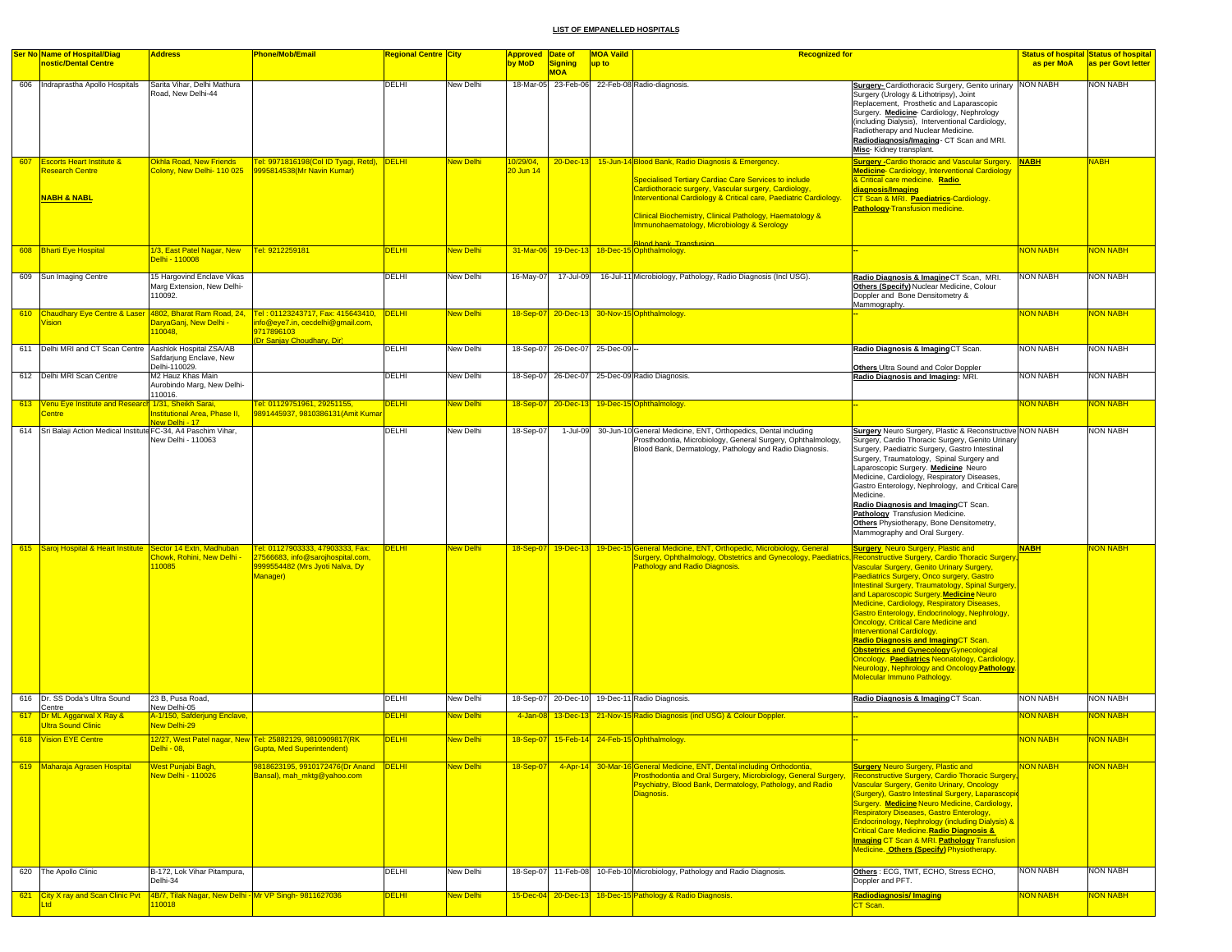## LIST OF EMPANELLED HOSPITALS

| Ser No | Name of Hospital/Diagnostic/Dental Centre | Address | Phone/Mob/Email | Regional Centre | City | Approved by MoD | Date of Signing MOA | MOA Vaild up to | Recognized for | | Status of hospital as per MoA | Status of hospital as per Govt letter |
|---|---|---|---|---|---|---|---|---|---|---|---|---|
| 606 | Indraprastha Apollo Hospitals | Sarita Vihar, Delhi Mathura Road, New Delhi-44 | | DELHI | New Delhi | 18-Mar-05 | 23-Feb-06 | 22-Feb-08 | Radio-diagnosis. | **Surgery-** Cardiothoracic Surgery, Genito urinary Surgery (Urology & Lithotripsy), Joint Replacement, Prosthetic and Laparascopic Surgery. **Medicine**- Cardiology, Nephrology (including Dialysis), Interventional Cardiology, Radiotherapy and Nuclear Medicine. **Radiodiagnosis/Imaging**- CT Scan and MRI. **Misc**- Kidney transplant. | NON NABH | NON NABH |
| 607 | Escorts Heart Institute & Research Centre **NABH & NABL** | Okhla Road, New Friends Colony, New Delhi- 110 025 | Tel: 9971816198(Col ID Tyagi, Retd), 9995814538(Mr Navin Kumar) | DELHI | New Delhi | 10/29/04, 20 Jun 14 | 20-Dec-13 | 15-Jun-14 | Blood Bank, Radio Diagnosis & Emergency. Specialised Tertiary Cardiac Care Services to include Cardiothoracic surgery, Vascular surgery, Cardiology, Interventional Cardiology & Critical care, Paediatric Cardiology. Clinical Biochemistry, Clinical Pathology, Haematology & Immunohaematology, Microbiology & Serology Blood bank, Transfusion | **Surgery** -Cardio thoracic and Vascular Surgery. **Medicine**- Cardiology, Interventional Cardiology & Critical care medicine. **Radio diagnosis/Imaging** CT Scan & MRI. **Paediatrics**-Cardiology. **Pathology**-Transfusion medicine. | **NABH** | NABH |
| 608 | Bharti Eye Hospital | 1/3, East Patel Nagar, New Delhi - 110008 | Tel: 9212259181 | DELHI | New Delhi | 31-Mar-06 | 19-Dec-13 | 18-Dec-15 | Ophthalmology. | -- | NON NABH | NON NABH |
| 609 | Sun Imaging Centre | 15 Hargovind Enclave Vikas Marg Extension, New Delhi-110092. | | DELHI | New Delhi | 16-May-07 | 17-Jul-09 | 16-Jul-11 | Microbiology, Pathology, Radio Diagnosis (Incl USG). | **Radio Diagnosis & Imagine** CT Scan, MRI. **Others (Specify)** Nuclear Medicine, Colour Doppler and Bone Densitometry & Mammography. | NON NABH | NON NABH |
| 610 | Chaudhary Eye Centre & Laser Vision | 4802, Bharat Ram Road, 24, DaryaGanj, New Delhi - 110048, | Tel : 01123243717, Fax: 415643410, info@eye7.in, cecdelhi@gmail.com, 9717896103 (Dr Sanjay Choudhary, Dir) | DELHI | New Delhi | 18-Sep-07 | 20-Dec-13 | 30-Nov-15 | Ophthalmology. | -- | NON NABH | NON NABH |
| 611 | Delhi MRI and CT Scan Centre | Aashlok Hospital Z5A/AB Safdarjung Enclave, New Delhi-110029. | | DELHI | New Delhi | 18-Sep-07 | 26-Dec-07 | 25-Dec-09 | -- | **Radio Diagnosis & Imaging** CT Scan. **Others** Ultra Sound and Color Doppler | NON NABH | NON NABH |
| 612 | Delhi MRI Scan Centre | M2 Hauz Khas Main Aurobindo Marg, New Delhi-110016. | | DELHI | New Delhi | 18-Sep-07 | 26-Dec-07 | 25-Dec-09 | Radio Diagnosis. | **Radio Diagnosis and Imaging:** MRI. | NON NABH | NON NABH |
| 613 | Venu Eye Institute and Research Centre | 1/31, Sheikh Sarai, Institutional Area, Phase II, New Delhi - 17 | Tel: 01129751961, 29251155, 9891445937, 9810386131(Amit Kumar) | DELHI | New Delhi | 18-Sep-07 | 20-Dec-13 | 19-Dec-15 | Ophthalmology. | -- | NON NABH | NON NABH |
| 614 | Sri Balaji Action Medical Institute | FC-34, A4 Paschim Vihar, New Delhi - 110063 | | DELHI | New Delhi | 18-Sep-07 | 1-Jul-09 | 30-Jun-10 | General Medicine, ENT, Orthopedics, Dental including Prosthodontia, Microbiology, General Surgery, Ophthalmology, Blood Bank, Dermatology, Pathology and Radio Diagnosis. | **Surgery** Neuro Surgery, Plastic & Reconstructive Surgery, Cardio Thoracic Surgery, Genito Urinary Surgery, Paediatric Surgery, Gastro Intestinal Surgery, Traumatology, Spinal Surgery and Laparoscopic Surgery. **Medicine** Neuro Medicine, Cardiology, Respiratory Diseases, Gastro Enterology, Nephrology, and Critical Care Medicine. **Radio Diagnosis and Imaging** CT Scan. **Pathology** Transfusion Medicine. **Others** Physiotherapy, Bone Densitometry, Mammography and Oral Surgery. | NON NABH | NON NABH |
| 615 | Saroj Hospital & Heart Institute | Sector 14 Extn, Madhuban Chowk, Rohini, New Delhi - 110085 | Tel: 01127903333, 47903333, Fax: 27566683, info@sarojhospital.com, 9999554482 (Mrs Jyoti Nalva, Dy Manager) | DELHI | New Delhi | 18-Sep-07 | 19-Dec-13 | 19-Dec-15 | General Medicine, ENT, Orthopedic, Microbiology, General Surgery, Ophthalmology, Obstetrics and Gynecology, Paediatrics, Pathology and Radio Diagnosis. | **Surgery** Neuro Surgery, Plastic and Reconstructive Surgery, Cardio Thoracic Surgery, Vascular Surgery, Genito Urinary Surgery, Paediatrics Surgery, Onco surgery, Gastro Intestinal Surgery, Traumatology, Spinal Surgery, and Laparoscopic Surgery. **Medicine** Neuro Medicine, Cardiology, Respiratory Diseases, Gastro Enterology, Endocrinology, Nephrology, Oncology, Critical Care Medicine and Interventional Cardiology. **Radio Diagnosis and Imaging** CT Scan. **Obstetrics and Gynecology** Gynecological Oncology. **Paediatrics** Neonatology, Cardiology, Neurology, Nephrology and Oncology. **Pathology**. Molecular Immuno Pathology. | **NABH** | NON NABH |
| 616 | Dr. SS Doda's Ultra Sound Centre | 23 B, Pusa Road, New Delhi-05 | | DELHI | New Delhi | 18-Sep-07 | 20-Dec-10 | 19-Dec-11 | Radio Diagnosis. | **Radio Diagnosis & Imaging** CT Scan. | NON NABH | NON NABH |
| 617 | Dr ML Aggarwal X Ray & Ultra Sound Clinic | A-1/150, Safderjung Enclave, New Delhi-29 | | DELHI | New Delhi | 4-Jan-08 | 13-Dec-13 | 21-Nov-15 | Radio Diagnosis (incl USG) & Colour Doppler. | -- | NON NABH | NON NABH |
| 618 | Vision EYE Centre | 12/27, West Patel nagar, New Delhi - 08, | Tel: 25882129, 9810909817(RK Gupta, Med Superintendent) | DELHI | New Delhi | 18-Sep-07 | 15-Feb-14 | 24-Feb-15 | Ophthalmology. | -- | NON NABH | NON NABH |
| 619 | Maharaja Agrasen Hospital | West Punjabi Bagh, New Delhi - 110026 | 9818623195, 9910172476(Dr Anand Bansal), mah_mktg@yahoo.com | DELHI | New Delhi | 18-Sep-07 | 4-Apr-14 | 30-Mar-16 | General Medicine, ENT, Dental including Orthodontia, Prosthodontia and Oral Surgery, Microbiology, General Surgery, Psychiatry, Blood Bank, Dermatology, Pathology, and Radio Diagnosis. | **Surgery** Neuro Surgery, Plastic and Reconstructive Surgery, Cardio Thoracic Surgery, Vascular Surgery, Genito Urinary, Oncology (Surgery), Gastro Intestinal Surgery, Laparascopic Surgery. **Medicine** Neuro Medicine, Cardiology, Respiratory Diseases, Gastro Enterology, Endocrinology, Nephrology (including Dialysis) & Critical Care Medicine. **Radio Diagnosis & Imaging** CT Scan & MRI. **Pathology** Transfusion Medicine. **Others (Specify)** Physiotherapy. | NON NABH | NON NABH |
| 620 | The Apollo Clinic | B-172, Lok Vihar Pitampura, Delhi-34 | | DELHI | New Delhi | 18-Sep-07 | 11-Feb-08 | 10-Feb-10 | Microbiology, Pathology and Radio Diagnosis. | **Others** : ECG, TMT, ECHO, Stress ECHO, Doppler and PFT. | NON NABH | NON NABH |
| 621 | City X ray and Scan Clinic Pvt Ltd | 4B/7, Tilak Nagar, New Delhi - 110018 | Mr VP Singh- 9811627036 | DELHI | New Delhi | 15-Dec-04 | 20-Dec-13 | 18-Dec-15 | Pathology & Radio Diagnosis. | **Radiodiagnosis/ Imaging** CT Scan. | NON NABH | NON NABH |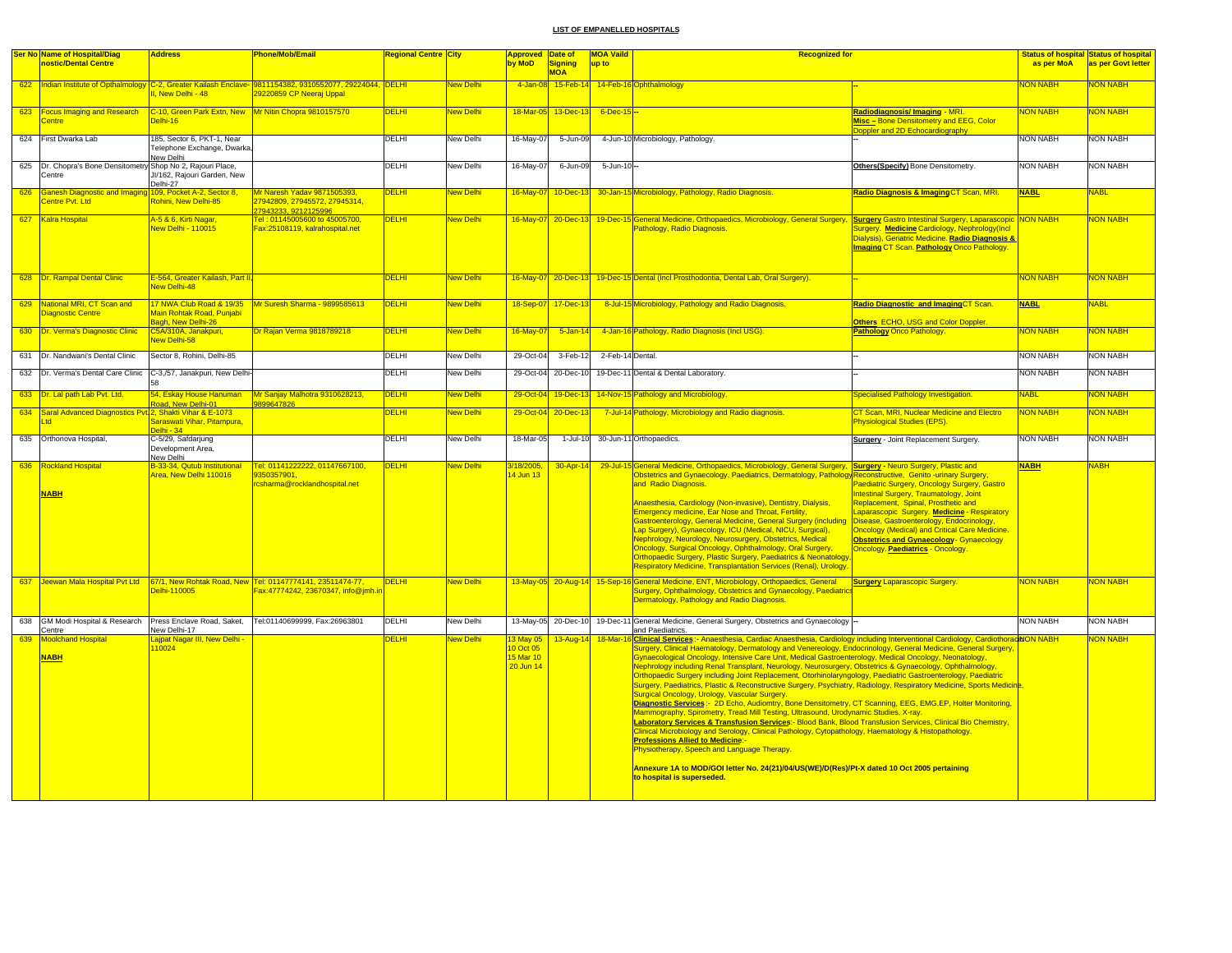## LIST OF EMPANELLED HOSPITALS

| Ser No | Name of Hospital/Diagnostic/Dental Centre | Address | Phone/Mob/Email | Regional Centre | City | Approved by MoD | Date of Signing MOA | MOA Vaild up to | Recognized for | | Status of hospital as per MoA | Status of hospital as per Govt letter |
|---|---|---|---|---|---|---|---|---|---|---|---|---|
| 622 | Indian Institute of Opthalmology | C-2, Greater Kailash Enclave-II, New Delhi - 48 | 9811154382, 9310552077, 29224044, 29220859 CP Neeraj Uppal | DELHI | New Delhi | 4-Jan-08 | 15-Feb-14 | 14-Feb-16 | Ophthalmology | -- | NON NABH | NON NABH |
| 623 | Focus Imaging and Research Centre | C-10, Green Park Extn, New Delhi-16 | Mr Nitin Chopra 9810157570 | DELHI | New Delhi | 18-Mar-05 | 13-Dec-13 | 6-Dec-15 | -- | **Radiodiagnosis/ Imaging** - MRI. **Misc –** Bone Densitometry and EEG, Color Doppler and 2D Echocardiography | NON NABH | NON NABH |
| 624 | First Dwarka Lab | 185, Sector 6, PKT-1, Near Telephone Exchange, Dwarka, New Delhi | | DELHI | New Delhi | 16-May-07 | 5-Jun-09 | 4-Jun-10 | Microbiology, Pathology. | -- | NON NABH | NON NABH |
| 625 | Dr. Chopra's Bone Densitometry Centre | Shop No 2, Rajouri Place, JI/162, Rajouri Garden, New Delhi-27 | | DELHI | New Delhi | 16-May-07 | 6-Jun-09 | 5-Jun-10 | -- | **Others(Specify)** Bone Densitometry. | NON NABH | NON NABH |
| 626 | Ganesh Diagnostic and Imaging Centre Pvt. Ltd | 109, Pocket A-2, Sector 8, Rohini, New Delhi-85 | Mr Naresh Yadav 9871505393, 27942809, 27945572, 27945314, 27943233, 9212125996 | DELHI | New Delhi | 16-May-07 | 10-Dec-13 | 30-Jan-15 | Microbiology, Pathology, Radio Diagnosis. | **Radio Diagnosis & Imaging** CT Scan, MRI. | NABL | NABL |
| 627 | Kalra Hospital | A-5 & 6, Kirti Nagar, New Delhi - 110015 | Tel : 01145005600 to 45005700, Fax:25108119, kalrahospital.net | DELHI | New Delhi | 16-May-07 | 20-Dec-13 | 19-Dec-15 | General Medicine, Orthopaedics, Microbiology, General Surgery, Pathology, Radio Diagnosis. | **Surgery** Gastro Intestinal Surgery, Laparascopic Surgery. **Medicine** Cardiology, Nephrology(Incl Dialysis), Geriatric Medicine. **Radio Diagnosis & Imaging** CT Scan. **Pathology** Onco Pathology. | NON NABH | NON NABH |
| 628 | Dr. Rampal Dental Clinic | E-564, Greater Kailash, Part II, New Delhi-48 | | DELHI | New Delhi | 16-May-07 | 20-Dec-13 | 19-Dec-15 | Dental (Incl Prosthodontia, Dental Lab, Oral Surgery). | -- | NON NABH | NON NABH |
| 629 | National MRI, CT Scan and Diagnostic Centre | 17 NWA Club Road & 19/35 Main Rohtak Road, Punjabi Bagh, New Delhi-26 | Mr Suresh Sharma - 9899585613 | DELHI | New Delhi | 18-Sep-07 | 17-Dec-13 | 8-Jul-15 | Microbiology, Pathology and Radio Diagnosis. | **Radio Diagnostic and Imaging** CT Scan. **Others** ECHO, USG and Color Doppler. | NABL | NABL |
| 630 | Dr. Verma's Diagnostic Clinic | C5A/310A, Janakpuri, New Delhi-58 | Dr Rajan Verma 9818789218 | DELHI | New Delhi | 16-May-07 | 5-Jan-14 | 4-Jan-16 | Pathology, Radio Diagnosis (Incl USG). | **Pathology** Onco Pathology. | NON NABH | NON NABH |
| 631 | Dr. Nandwani's Dental Clinic | Sector 8, Rohini, Delhi-85 | | DELHI | New Delhi | 29-Oct-04 | 3-Feb-12 | 2-Feb-14 | Dental. | -- | NON NABH | NON NABH |
| 632 | Dr. Verma's Dental Care Clinic | C-3,/57, Janakpuri, New Delhi-58 | | DELHI | New Delhi | 29-Oct-04 | 20-Dec-10 | 19-Dec-11 | Dental & Dental Laboratory. | -- | NON NABH | NON NABH |
| 633 | Dr. Lal path Lab Pvt. Ltd. | 54, Eskay House Hanuman Road, New Delhi-01 | Mr Sanjay Malhotra 9310628213, 9899647826 | DELHI | New Delhi | 29-Oct-04 | 19-Dec-13 | 14-Nov-15 | Pathology and Microbiology. | Specialised Pathology Investigation. | NABL | NON NABH |
| 634 | Saral Advanced Diagnostics Pvt Ltd | 2, Shakti Vihar & E-1073 Saraswati Vihar, Pitampura, Delhi - 34 | | DELHI | New Delhi | 29-Oct-04 | 20-Dec-13 | 7-Jul-14 | Pathology, Microbiology and Radio diagnosis. | CT Scan, MRI, Nuclear Medicine and Electro Physiological Studies (EPS). | NON NABH | NON NABH |
| 635 | Orthonova Hospital, | C-5/29, Safdarjung Development Area, New Delhi | | DELHI | New Delhi | 18-Mar-05 | 1-Jul-10 | 30-Jun-11 | Orthopaedics. | **Surgery** - Joint Replacement Surgery. | NON NABH | NON NABH |
| 636 | Rockland Hospital **NABH** | B-33-34, Qutub Institutional Area, New Delhi 110016 | Tel: 01141222222, 01147667100, 9350357901, rcsharma@rocklandhospital.net | DELHI | New Delhi | 3/18/2005, 14 Jun 13 | 30-Apr-14 | 29-Jul-15 | General Medicine, Orthopaedics, Microbiology, General Surgery, Obstetrics and Gynaecology, Paediatrics, Dermatology, Pathology and Radio Diagnosis. Anaesthesia, Cardiology (Non-invasive), Dentistry, Dialysis, Emergency medicine, Ear Nose and Throat, Fertility, Gastroenterology, General Medicine, General Surgery (including Lap Surgery), Gynaecology, ICU (Medical, NICU, Surgical), Nephrology, Neurology, Neurosurgery, Obstetrics, Medical Oncology, Surgical Oncology, Ophthalmology, Oral Surgery, Orthopaedic Surgery, Plastic Surgery, Paediatrics & Neonatology, Respiratory Medicine, Transplantation Services (Renal), Urology. | **Surgery** - Neuro Surgery, Plastic and Reconstructive, Genito -urinary Surgery, Paediatric Surgery, Oncology Surgery, Gastro Intestinal Surgery, Traumatology, Joint Replacement, Spinal, Prosthetic and Laparascopic Surgery. **Medicine** - Respiratory Disease, Gastroenterology, Endocrinology, Oncology (Medical) and Critical Care Medicine. **Obstetrics and Gynaecology**- Gynaecology Oncology. **Paediatrics** - Oncology. | NABH | NABH |
| 637 | Jeewan Mala Hospital Pvt Ltd | 67/1, New Rohtak Road, New Delhi-110005 | Tel: 01147774141, 23511474-77, Fax:47774242, 23670347, info@jmh.in | DELHI | New Delhi | 13-May-05 | 20-Aug-14 | 15-Sep-16 | General Medicine, ENT, Microbiology, Orthopaedics, General Surgery, Ophthalmology, Obstetrics and Gynaecology, Paediatrics Dermatology, Pathology and Radio Diagnosis. | **Surgery** Laparascopic Surgery. | NON NABH | NON NABH |
| 638 | GM Modi Hospital & Research Centre | Press Enclave Road, Saket, New Delhi-17 | Tel:01140699999, Fax:26963801 | DELHI | New Delhi | 13-May-05 | 20-Dec-10 | 19-Dec-11 | General Medicine, General Surgery, Obstetrics and Gynaecology and Paediatrics. | -- | NON NABH | NON NABH |
| 639 | Moolchand Hospital **NABH** | Lajpat Nagar III, New Delhi - 110024 | | DELHI | New Delhi | 13 May 05 10 Oct 05 15 Mar 10 20 Jun 14 | 13-Aug-14 | 18-Mar-16 | **Clinical Services** :- Anaesthesia, Cardiac Anaesthesia, Cardiology including Interventional Cardiology, Cardiothoracic Surgery, Clinical Haematology, Dermatology and Venereology, Endocrinology, General Medicine, General Surgery, Gynaecological Oncology, Intensive Care Unit, Medical Gastroenterology, Medical Oncology, Neonatology, Nephrology including Renal Transplant, Neurology, Neurosurgery, Obstetrics & Gynaecology, Ophthalmology, Orthopaedic Surgery including Joint Replacement, Otorhinolaryngology, Paediatric Gastroenterology, Paediatric Surgery, Paediatrics, Plastic & Reconstructive Surgery, Psychiatry, Radiology, Respiratory Medicine, Sports Medicine, Surgical Oncology, Urology, Vascular Surgery. **Diagnostic Services** :- 2D Echo, Audiomtry, Bone Densitometry, CT Scanning, EEG, EMG.EP, Holter Monitoring, Mammography, Spirometry, Tread Mill Testing, Ultrasound, Urodynamic Studies, X-ray. **Laboratory Services & Transfusion Services**:- Blood Bank, Blood Transfusion Services, Clinical Bio Chemistry, Clinical Microbiology and Serology, Clinical Pathology, Cytopathology, Haematology & Histopathology. **Professions Allied to Medicine**:- Physiotherapy, Speech and Language Therapy. **Annexure 1A to MOD/GOI letter No. 24(21)/04/US(WE)/D(Res)/Pt-X dated 10 Oct 2005 pertaining to hospital is superseded.** | | NON NABH | NON NABH |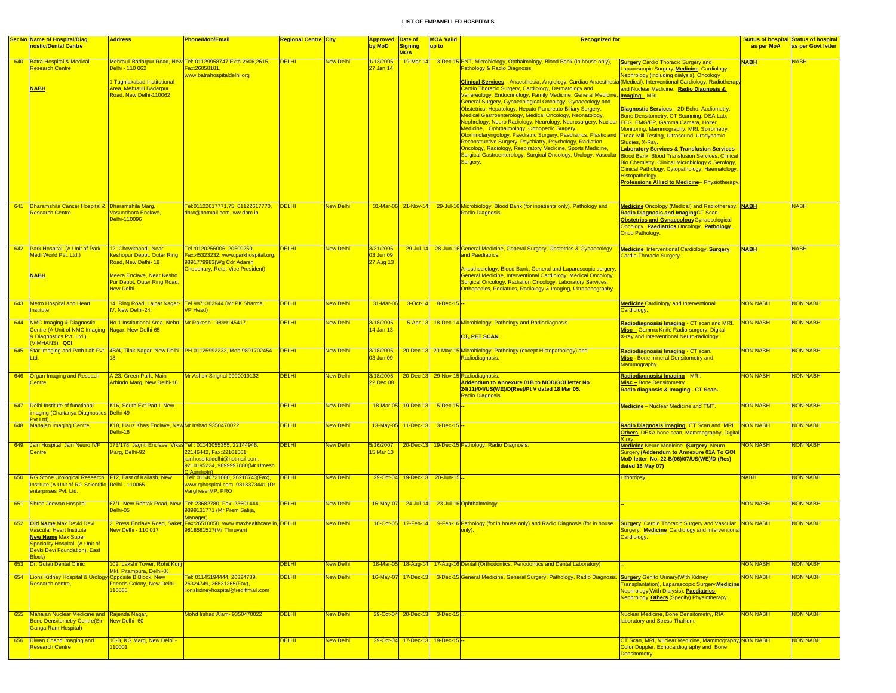# LIST OF EMPANELLED HOSPITALS

| Ser No | Name of Hospital/Diagnostic/Dental Centre | Address | Phone/Mob/Email | Regional Centre | City | Approved by MoD | Date of Signing MOA | MOA Vaild up to | Recognized for | | Status of hospital as per MoA | Status of hospital as per Govt letter |
|---|---|---|---|---|---|---|---|---|---|---|---|---|
| 640 | Batra Hospital & Medical Research Centre **NABH** | Mehrauli Badarpur Road, New Delhi - 110 062 1 Tughlakabad Institutional Area, Mehrauli Badarpur Road, New Delhi-110062 | Tel: 01129958747 Extn-2606,2615, Fax:26058181, www.batrahospitaldelhi.org | DELHI | New Delhi | 1/13/2006, 27 Jan 14 | 19-Mar-14 | 3-Dec-15 | ENT, Microbiology, Opthalmology, Blood Bank (In house only), Pathology & Radio Diagnosis. **Clinical Services** – Anaesthesia, Angiology, Cardiac Anaesthesia, Cardio Thoracic Surgery, Cardiology, Dermatology and Venereology, Endocrinology, Family Medicine, General Medicine, General Surgery, Gynaecological Oncology, Gynaecology and Obstetrics, Hepatology, Hepato-Pancreato-Biliary Surgery, Medical Gastroenterology, Medical Oncology, Neonatology, Nephrology, Neuro Radiology, Neurology, Neurosurgery, Nuclear Medicine, Ophthalmology, Orthopedic Surgery, Otorhinolaryngology, Paediatric Surgery, Paediatrics, Plastic and Reconstructive Surgery, Psychiatry, Psychology, Radiation Oncology, Radiology, Respiratory Medicine, Sports Medicine, Surgical Gastroenterology, Surgical Oncology, Urology, Vascular Surgery. | **Surgery** Cardio Thoracic Surgery and Laparoscopic Surgery. **Medicine** Cardiology, Nephrology (including dialysis), Oncology (Medical), Interventional Cardiology, Radiotherapy and Nuclear Medicine. **Radio Diagnosis & Imaging** MRI. **Diagnostic Services** – 2D Echo, Audiometry, Bone Densitometry, CT Scanning, DSA Lab, EEG, EMG/EP, Gamma Camera, Holter Monitoring, Mammography, MRI, Spirometry, Tread Mill Testing, Ultrasound, Urodynamic Studies, X-Ray. **Laboratory Services & Transfusion Services**– Blood Bank, Blood Transfusion Services, Clinical Bio Chemistry, Clinical Microbiology & Serology, Clinical Pathology, Cytopathology, Haematology, Histopathology. **Professions Allied to Medicine**– Physiotherapy. | NABH | NABH |
| 641 | Dharamshila Cancer Hospital & Research Centre | Dharamshila Marg, Vasundhara Enclave, Delhi-110096 | Tel:01122617771,75, 01122617770, dhrc@hotmail.com, ww.dhrc.in | DELHI | New Delhi | 31-Mar-06 | 21-Nov-14 | 29-Jul-16 | Microbiology, Blood Bank (for inpatients only), Pathology and Radio Diagnosis. | **Medicine** Oncology (Medical) and Radiotherapy. **Radio Diagnosis and Imaging** CT Scan. **Obstetrics and Gynaecology** Gynaecological Oncology. **Paediatrics** Oncology. **Pathology** Onco Pathology. | NABH | NABH |
| 642 | Park Hospital, (A Unit of Park Medi World Pvt. Ltd.) **NABH** | 12, Chowkhandi, Near Keshopur Depot, Outer Ring Road, New Delhi- 18 Meera Enclave, Near Kesho Pur Depot, Outer Ring Road, New Delhi. | Tel :0120256006, 20500250, Fax:45323232, www.parkhospital.org, 9891779983(Wg Cdr Adarsh Choudhary, Retd, Vice President) | DELHI | New Delhi | 3/31/2006, 03 Jun 09 27 Aug 13 | 29-Jul-14 | 28-Jun-16 | General Medicine, General Surgery, Obstetrics & Gynaecology and Paediatrics. Anesthesiology, Blood Bank, General and Laparoscopic surgery, General Medicine, Interventional Cardiology, Medical Oncology, Surgical Oncology, Radiation Oncology, Laboratory Services, Orthopedics, Pediatrics, Radiology & Imaging, Ultrasonography. | **Medicine** Interventional Cardiology. **Surgery** Cardio-Thoracic Surgery. | NABH | NABH |
| 643 | Metro Hospital and Heart Institute | 14, Ring Road, Lajpat Nagar-IV, New Delhi-24, | Tel 9871302944 (Mr PK Sharma, VP Head) | DELHI | New Delhi | 31-Mar-06 | 3-Oct-14 | 8-Dec-15 | -- | **Medicine** Cardiology and Interventional Cardiology. | NON NABH | NON NABH |
| 644 | NMC Imaging & Diagnostic Centre (A Unit of NMC Imaging & Diagnostics Pvt. Ltd.), (VIMHANS) **QCI** | No 1 Institutional Area, Nehru Nagar, New Delhi-65 | Mr Rakesh - 9899145417 | DELHI | New Delhi | 3/18/2005 14 Jan 13 | 5-Apr-13 | 18-Dec-14 | Microbiology, Pathology and Radiodiagnosis. **CT, PET SCAN** | **Radiodiagnosis/ Imaging** - CT scan and MRI. **Misc –** Gamma Knife Radio-surgery, Digital X-ray and Interventional Neuro-radiology. | NON NABH | NON NABH |
| 645 | Star Imaging and Path Lab Pvt. Ltd. | 4B/4, Tilak Nagar, New Delhi-18 | PH 01125992233, Mob 9891702454 | DELHI | New Delhi | 3/18/2005, 03 Jun 09 | 20-Dec-13 | 20-May-15 | Microbiology, Pathology (except Histopathology) and Radiodiagnosis. | **Radiodiagnosis/ Imaging** - CT scan. **Misc** - Bone mineral Densitometry and Mammography. | NON NABH | NON NABH |
| 646 | Organ Imaging and Reseach Centre | A-23, Green Park, Main Arbindo Marg, New Delhi-16 | Mr Ashok Singhal 9990019132 | DELHI | New Delhi | 3/18/2005, 22 Dec 08 | 20-Dec-13 | 29-Nov-15 | Radiodiagnosis. **Addendum to Annexure 01B to MOD/GOI letter No 24(11)/04/US(WE)/D(Res)/Pt V dated 18 Mar 05.** Radio Diagnosis. | **Radiodiagnosis/ Imaging** - MRI. **Misc –** Bone Densitometry. **Radio diagnosis & Imaging - CT Scan.** | NON NABH | NON NABH |
| 647 | Delhi Institute of functional imaging (Chaitanya Diagnostics Pvt Ltd) | K16, South Ext Part I, New Delhi-49 | | DELHI | New Delhi | 18-Mar-05 | 19-Dec-13 | 5-Dec-15 | -- | **Medicine** – Nuclear Medicine and TMT. | NON NABH | NON NABH |
| 648 | Mahajan Imaging Centre | K18, Hauz Khas Enclave, New Delhi-16 | Mr Irshad 9350470022 | DELHI | New Delhi | 13-May-05 | 11-Dec-13 | 3-Dec-15 | -- | **Radio Diagnosis Imaging** CT Scan and MRI **Others** DEXA bone scan, Mammography, Digital X ray | NON NABH | NON NABH |
| 649 | Jain Hospital, Jain Neuro IVF Centre | 173/178, Jagriti Enclave, Vikas Marg, Delhi-92 | Tel : 01143055355, 22144946, 22146442, Fax:22161561, jainhospitaldelhi@hotmail.com, 9210195224, 9899997880(Mr Umesh C Agnihotri) | DELHI | New Delhi | 5/16/2007, 15 Mar 10 | 20-Dec-13 | 19-Dec-15 | Pathology, Radio Diagnosis. | **Medicine** Neuro Medicine. **Surgery** Neuro Surgery **(Addendum to Annexure 01A To GOI MoD letter No. 22-B(06)/07/US(WE)/D (Res) dated 16 May 07)** | NON NABH | NON NABH |
| 650 | RG Stone Urological Research Institute (A Unit of RG Scientific enterprises Pvt. Ltd. | F12, East of Kailash, New Delhi - 110065 | Tel: 01140721000, 26218743(Fax), www.rghospital.com, 9818373441 (Dr Varghese MP, PRO | DELHI | New Delhi | 29-Oct-04 | 19-Dec-13 | 20-Jun-15 | -- | Lithotripsy. | NABH | NON NABH |
| 651 | Shree Jeewan Hospital | 67/1, New Rohtak Road, New Delhi-05 | Tel: 23682780, Fax: 23601444, 9899131771 (Mr Prem Satija, Manager) | DELHI | New Delhi | 16-May-07 | 24-Jul-14 | 23-Jul-16 | Ophthalmology. | -- | NON NABH | NON NABH |
| 652 | **Old Name** Max Devki Devi Vascular Heart Institute **New Name** Max Super Speciality Hospital, (A Unit of Devki Devi Foundation), East Block) | 2, Press Enclave Road, Saket, New Delhi - 110 017 | Fax:26510050, www.maxhealthcare.in, 9818581517(Mr Thiruvan) | DELHI | New Delhi | 10-Oct-05 | 12-Feb-14 | 9-Feb-16 | Pathology (for in house only) and Radio Diagnosis (for in house only). | **Surgery** Cardio Thoracic Surgery and Vascular Surgery. **Medicine** Cardiology and Interventional Cardiology. | NON NABH | NON NABH |
| 653 | Dr. Gulati Dental Clinic | 102, Lakshi Tower, Rohit Kunj Mkt, Pitampura, Delhi-88 | | DELHI | New Delhi | 18-Mar-05 | 18-Aug-14 | 17-Aug-16 | Dental (Orthodontics, Periodontics and Dental Laboratory) | -- | NON NABH | NON NABH |
| 654 | Lions Kidney Hospital & Urology Research centre, | Opposite B Block, New Friends Colony, New Delhi - 110065 | Tel: 01145194444, 26324739, 26324749, 26831265(Fax), lionskidneyhospital@rediffmail.com | DELHI | New Delhi | 16-May-07 | 17-Dec-13 | 3-Dec-15 | General Medicine, General Surgery, Pathology, Radio Diagnosis. | **Surgery** Genito Urinary(With Kidney Transplantation), Laparascopic Surgery. **Medicine** Nephrology(With Dialysis). **Paediatrics** Nephrology. **Others** (Specify) Physiotherapy. | NON NABH | NON NABH |
| 655 | Mahajan Nuclear Medicine and Bone Densitometry Centre(Sir Ganga Ram Hospital) | Rajenda Nagar, New Delhi- 60 | Mohd Irshad Alam- 9350470022 | DELHI | New Delhi | 29-Oct-04 | 20-Dec-13 | 3-Dec-15 | -- | Nuclear Medicine, Bone Densitometry, RIA laboratory and Stress Thallium. | NON NABH | NON NABH |
| 656 | Diwan Chand Imaging and Research Centre | 10-B, KG Marg, New Delhi - 110001 | | DELHI | New Delhi | 29-Oct-04 | 17-Dec-13 | 19-Dec-15 | -- | CT Scan, MRI, Nuclear Medicine, Mammography, Color Doppler, Echocardiography and Bone Densitometry. | NON NABH | NON NABH |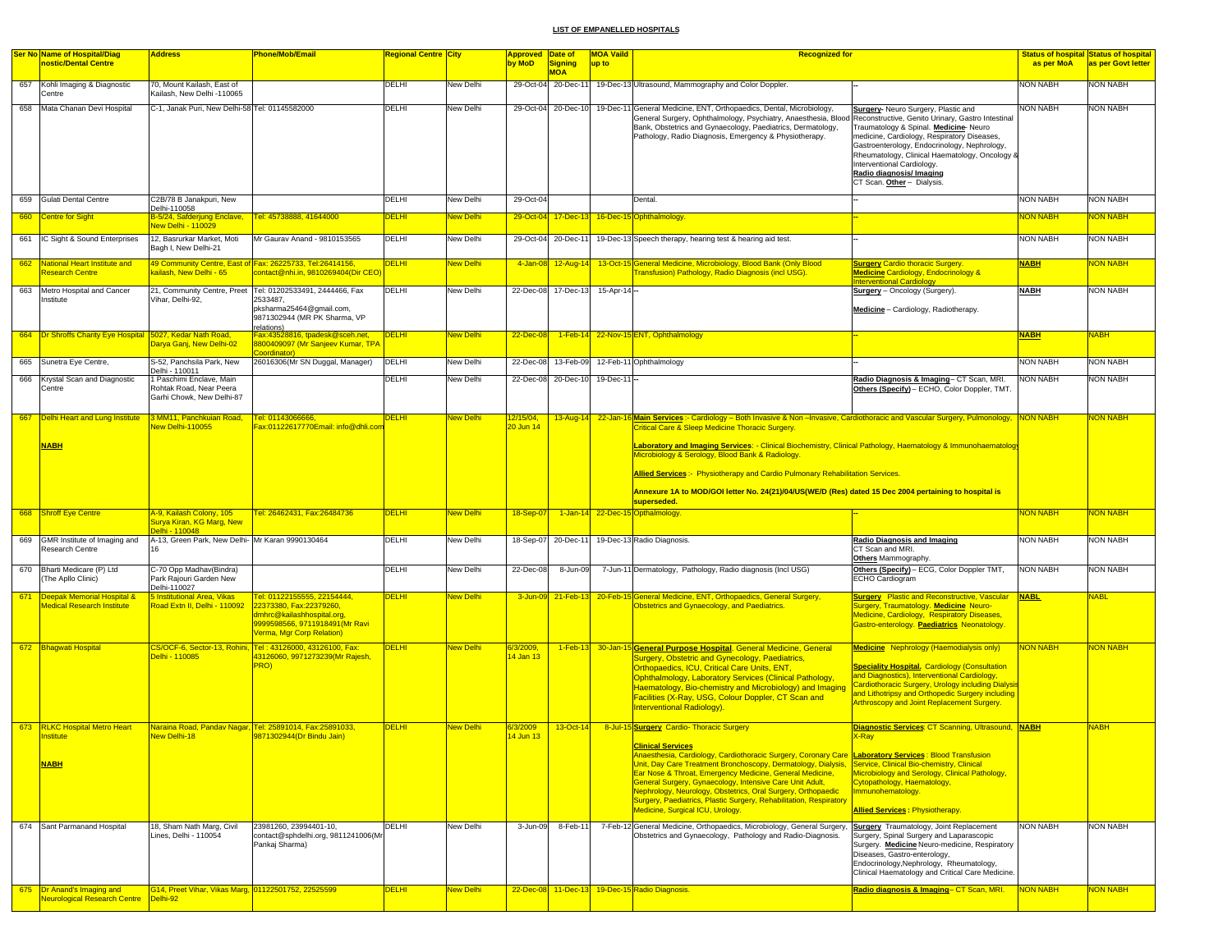**LIST OF EMPANELLED HOSPITALS**

| Ser No | Name of Hospital/Diagnostic/Dental Centre | Address | Phone/Mob/Email | Regional Centre | City | Approved by MoD | Date of Signing MOA | MOA Vaild up to | Recognized for | | Status of hospital as per MoA | Status of hospital as per Govt letter |
|---|---|---|---|---|---|---|---|---|---|---|---|---|
| 657 | Kohli Imaging & Diagnostic Centre | 70, Mount Kailash, East of Kailash, New Delhi -110065 | | DELHI | New Delhi | 29-Oct-04 | 20-Dec-11 | 19-Dec-13 | Ultrasound, Mammography and Color Doppler. | -- | NON NABH | NON NABH |
| 658 | Mata Chanan Devi Hospital | C-1, Janak Puri, New Delhi-58 | Tel: 01145582000 | DELHI | New Delhi | 29-Oct-04 | 20-Dec-10 | 19-Dec-11 | General Medicine, ENT, Orthopaedics, Dental, Microbiology, General Surgery, Ophthalmology, Psychiatry, Anaesthesia, Blood Bank, Obstetrics and Gynaecology, Paediatrics, Dermatology, Pathology, Radio Diagnosis, Emergency & Physiotherapy. | **Surgery**- Neuro Surgery, Plastic and Reconstructive, Genito Urinary, Gastro Intestinal Traumatology & Spinal. **Medicine**- Neuro medicine, Cardiology, Respiratory Diseases, Gastroenterology, Endocrinology, Nephrology, Rheumatology, Clinical Haematology, Oncology & Interventional Cardiology. **Radio diagnosis/ Imaging** CT Scan. **Other** – Dialysis. | NON NABH | NON NABH |
| 659 | Gulati Dental Centre | C2B/78 B Janakpuri, New Delhi-110058 | | DELHI | New Delhi | 29-Oct-04 | | | Dental. | -- | NON NABH | NON NABH |
| 660 | Centre for Sight | B-5/24, Safderjung Enclave, New Delhi - 110029 | Tel: 45738888, 41644000 | DELHI | New Delhi | 29-Oct-04 | 17-Dec-13 | 16-Dec-15 | Ophthalmology. | -- | NON NABH | NON NABH |
| 661 | IC Sight & Sound Enterprises | 12, Basrurkar Market, Moti Bagh I, New Delhi-21 | Mr Gaurav Anand - 9810153565 | DELHI | New Delhi | 29-Oct-04 | 20-Dec-11 | 19-Dec-13 | Speech therapy, hearing test & hearing aid test. | -- | NON NABH | NON NABH |
| 662 | National Heart Institute and Research Centre | 49 Community Centre, East of kailash, New Delhi - 65 | Fax: 26225733, Tel:26414156, contact@nhi.in, 9810269404(Dir CEO) | DELHI | New Delhi | 4-Jan-08 | 12-Aug-14 | 13-Oct-15 | General Medicine, Microbiology, Blood Bank (Only Blood Transfusion) Pathology, Radio Diagnosis (incl USG). | **Surgery** Cardio thoracic Surgery. **Medicine** Cardiology, Endocrinology & Interventional Cardiology | **NABH** | NON NABH |
| 663 | Metro Hospital and Cancer Institute | 21, Community Centre, Preet Vihar, Delhi-92, | Tel: 01202533491, 2444466, Fax 2533487, pksharma25464@gmail.com, 9871302944 (MR PK Sharma, VP relations) | DELHI | New Delhi | 22-Dec-08 | 17-Dec-13 | 15-Apr-14 | -- | **Surgery** – Oncology (Surgery). **Medicine** – Cardiology, Radiotherapy. | **NABH** | NON NABH |
| 664 | Dr Shroffs Charity Eye Hospital | 5027, Kedar Nath Road, Darya Ganj, New Delhi-02 | Fax:43528816, tpadesk@sceh.net, 8800409097 (Mr Sanjeev Kumar, TPA Coordinator) | DELHI | New Delhi | 22-Dec-08 | 1-Feb-14 | 22-Nov-15 | ENT, Ophthalmology | -- | **NABH** | NABH |
| 665 | Sunetra Eye Centre, | S-52, Panchsila Park, New Delhi - 110011 | 26016306(Mr SN Duggal, Manager) | DELHI | New Delhi | 22-Dec-08 | 13-Feb-09 | 12-Feb-11 | Ophthalmology | -- | NON NABH | NON NABH |
| 666 | Krystal Scan and Diagnostic Centre | 1 Paschimi Enclave, Main Rohtak Road, Near Peera Garhi Chowk, New Delhi-87 | | DELHI | New Delhi | 22-Dec-08 | 20-Dec-10 | 19-Dec-11 | -- | **Radio Diagnosis & Imaging**– CT Scan, MRI. **Others (Specify)** – ECHO, Color Doppler, TMT. | NON NABH | NON NABH |
| 667 | Delhi Heart and Lung Institute **NABH** | 3 MM11, Panchkuian Road, New Delhi-110055 | Tel: 01143066666, Fax:01122617770Email: info@dhli.com | DELHI | New Delhi | 12/15/04, 20 Jun 14 | 13-Aug-14 | 22-Jan-16 | **Main Services** :- Cardiology – Both Invasive & Non –Invasive, Cardiothoracic and Vascular Surgery, Pulmonology, Critical Care & Sleep Medicine Thoracic Surgery. **Laboratory and Imaging Services**: - Clinical Biochemistry, Clinical Pathology, Haematology & Immunohaematology Microbiology & Serology, Blood Bank & Radiology. **Allied Services** :- Physiotherapy and Cardio Pulmonary Rehabilitation Services. **Annexure 1A to MOD/GOI letter No. 24(21)/04/US(WE/D (Res) dated 15 Dec 2004 pertaining to hospital is superseded.** | | NON NABH | NON NABH |
| 668 | Shroff Eye Centre | A-9, Kailash Colony, 105 Surya Kiran, KG Marg, New Delhi - 110048 | Tel: 26462431, Fax:26484736 | DELHI | New Delhi | 18-Sep-07 | 1-Jan-14 | 22-Dec-15 | Opthalmology. | -- | NON NABH | NON NABH |
| 669 | GMR Institute of Imaging and Research Centre | A-13, Green Park, New Delhi-16 | Mr Karan 9990130464 | DELHI | New Delhi | 18-Sep-07 | 20-Dec-11 | 19-Dec-13 | Radio Diagnosis. | **Radio Diagnosis and Imaging** CT Scan and MRI. **Others** Mammography. | NON NABH | NON NABH |
| 670 | Bharti Medicare (P) Ltd (The Apllo Clinic) | C-70 Opp Madhav(Bindra) Park Rajouri Garden New Delhi-110027 | | DELHI | New Delhi | 22-Dec-08 | 8-Jun-09 | 7-Jun-11 | Dermatology, Pathology, Radio diagnosis (Incl USG) | **Others (Specify)** – ECG, Color Doppler TMT, ECHO Cardiogram | NON NABH | NON NABH |
| 671 | Deepak Memorial Hospital & Medical Research Institute | 5 Institutional Area, Vikas Road Extn II, Delhi - 110092 | Tel: 01122155555, 22154444, 22373380, Fax:22379260, dmhrc@kailashhospital.org, 9999598566, 9711918491(Mr Ravi Verma, Mgr Corp Relation) | DELHI | New Delhi | 3-Jun-09 | 21-Feb-13 | 20-Feb-15 | General Medicine, ENT, Orthopaedics, General Surgery, Obstetrics and Gynaecology, and Paediatrics. | **Surgery** Plastic and Reconstructive, Vascular Surgery, Traumatology. **Medicine** Neuro-Medicine, Cardiology, Respiratory Diseases, Gastro-enterology. **Paediatrics** Neonatology. | **NABL** | NABL |
| 672 | Bhagwati Hospital | CS/OCF-6, Sector-13, Rohini, Delhi - 110085 | Tel : 43126000, 43126100, Fax: 43126060, 9971273239(Mr Rajesh, PRO) | DELHI | New Delhi | 6/3/2009, 14 Jan 13 | 1-Feb-13 | 30-Jan-15 | **General Purpose Hospital**. General Medicine, General Surgery, Obstetric and Gynecology, Paediatrics, Orthopaedics, ICU, Critical Care Units, ENT, Ophthalmology, Laboratory Services (Clinical Pathology, Haematology, Bio-chemistry and Microbiology) and Imaging Facilities (X-Ray, USG, Colour Doppler, CT Scan and Interventional Radiology). | **Medicine** Nephrology (Haemodialysis only) **Speciality Hospital.** Cardiology (Consultation and Diagnostics), Interventional Cardiology, Cardiothoracic Surgery, Urology including Dialysis and Lithotripsy and Orthopedic Surgery including Arthroscopy and Joint Replacement Surgery. | NON NABH | NON NABH |
| 673 | RLKC Hospital Metro Heart Institute **NABH** | Naraina Road, Pandav Nagar, New Delhi-18 | Tel: 25891014, Fax:25891033, 9871302944(Dr Bindu Jain) | DELHI | New Delhi | 6/3/2009 14 Jun 13 | 13-Oct-14 | 8-Jul-15 | **Surgery** Cardio- Thoracic Surgery **Clinical Services** Anaesthesia, Cardiology, Cardiothoracic Surgery, Coronary Care Unit, Day Care Treatment Bronchoscopy, Dermatology, Dialysis, Ear Nose & Throat, Emergency Medicine, General Medicine, General Surgery, Gynaecology, Intensive Care Unit Adult, Nephrology, Neurology, Obstetrics, Oral Surgery, Orthopaedic Surgery, Paediatrics, Plastic Surgery, Rehabilitation, Respiratory Medicine, Surgical ICU, Urology. | **Diagnostic Services**: CT Scanning, Ultrasound, X-Ray **Laboratory Services** : Blood Transfusion Service, Clinical Bio-chemistry, Clinical Microbiology and Serology, Clinical Pathology, Cytopathology, Haematology, Immunohematology. **Allied Services :** Physiotherapy. | **NABH** | NABH |
| 674 | Sant Parmanand Hospital | 18, Sham Nath Marg, Civil Lines, Delhi - 110054 | 23981260, 23994401-10, contact@sphdelhi.org, 9811241006(Mr Pankaj Sharma) | DELHI | New Delhi | 3-Jun-09 | 8-Feb-11 | 7-Feb-12 | General Medicine, Orthopaedics, Microbiology, General Surgery, Obstetrics and Gynaecology, Pathology and Radio-Diagnosis. | **Surgery** Traumatology, Joint Replacement Surgery, Spinal Surgery and Laparascopic Surgery. **Medicine** Neuro-medicine, Respiratory Diseases, Gastro-enterology, Endocrinology,Nephrology, Rheumatology, Clinical Haematology and Critical Care Medicine. | NON NABH | NON NABH |
| 675 | Dr Anand's Imaging and Neurological Research Centre | G14, Preet Vihar, Vikas Marg, Delhi-92 | 01122501752, 22525599 | DELHI | New Delhi | 22-Dec-08 | 11-Dec-13 | 19-Dec-15 | Radio Diagnosis. | **Radio diagnosis & Imaging**– CT Scan, MRI. | NON NABH | NON NABH |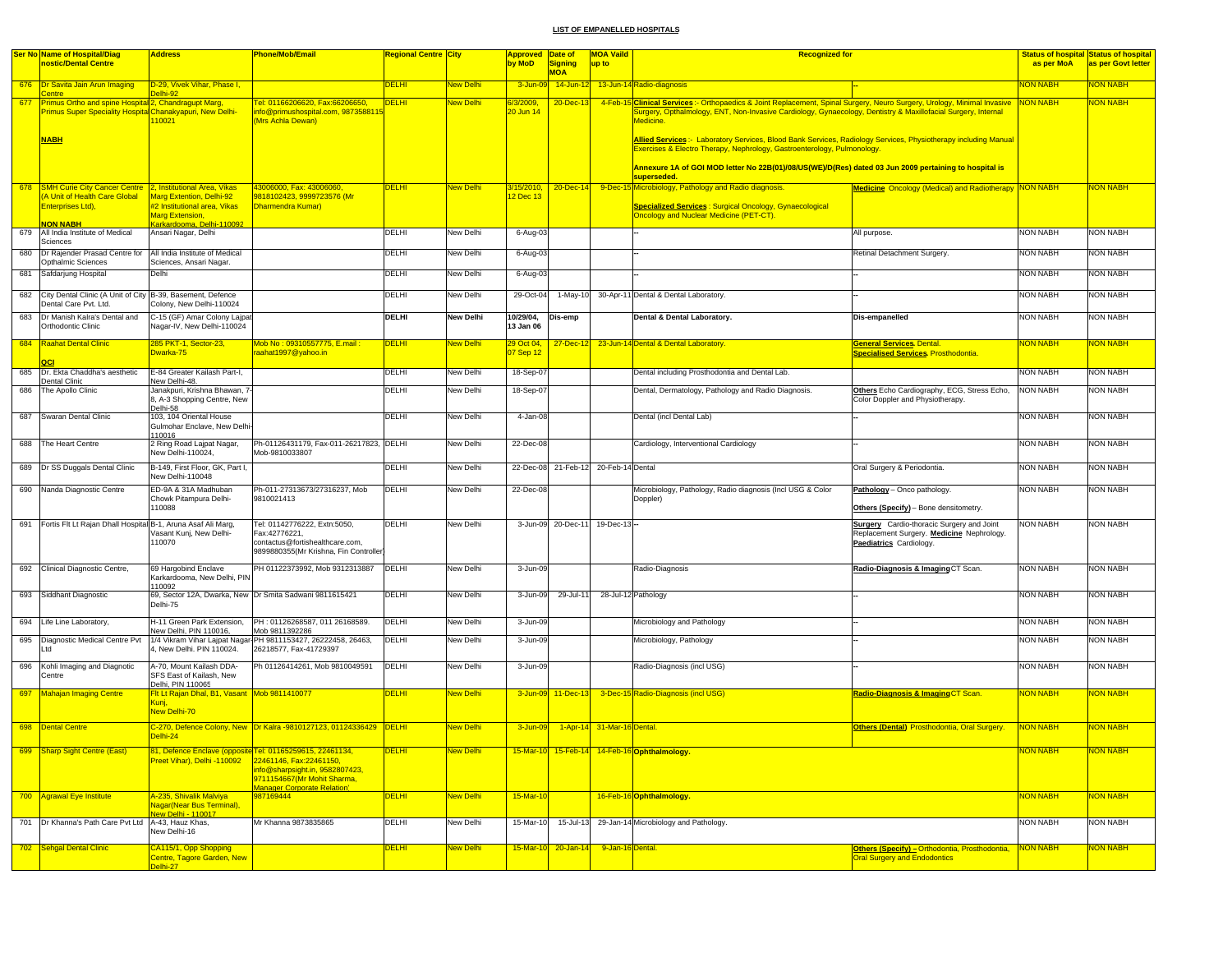**LIST OF EMPANELLED HOSPITALS**

| Ser No | Name of Hospital/Diagnostic/Dental Centre | Address | Phone/Mob/Email | Regional Centre | City | Approved by MoD | Date of Signing MOA | MOA Vaild up to | Recognized for | | Status of hospital as per MoA | Status of hospital as per Govt letter |
|---|---|---|---|---|---|---|---|---|---|---|---|---|
| 676 | Dr Savita Jain Arun Imaging Centre | D-29, Vivek Vihar, Phase I, Delhi-92 | | DELHI | New Delhi | 3-Jun-09 | 14-Jun-12 | 13-Jun-14 | Radio-diagnosis | -- | NON NABH | NON NABH |
| 677 | Primus Ortho and spine Hospital Primus Super Speciality Hospital **NABH** | 2, Chandragupt Marg, Chanakyapuri, New Delhi-110021 | Tel: 01166206620, Fax:66206650, info@primushospital.com, 9873588115 (Mrs Achla Dewan) | DELHI | New Delhi | 6/3/2009, 20 Jun 14 | 20-Dec-13 | 4-Feb-15 | **Clinical Services** :- Orthopaedics & Joint Replacement, Spinal Surgery, Neuro Surgery, Urology, Minimal Invasive Surgery, Opthalmology, ENT, Non-Invasive Cardiology, Gynaecology, Dentistry & Maxillofacial Surgery, Internal Medicine. **Allied Services** :- Laboratory Services, Blood Bank Services, Radiology Services, Physiotherapy including Manual Exercises & Electro Therapy, Nephrology, Gastroenterology, Pulmonology. **Annexure 1A of GOI MOD letter No 22B(01)/08/US(WE)/D(Res) dated 03 Jun 2009 pertaining to hospital is superseded.** | | NON NABH | NON NABH |
| 678 | SMH Curie City Cancer Centre (A Unit of Health Care Global Enterprises Ltd), **NON NABH** | 2, Institutional Area, Vikas Marg Extention, Delhi-92 #2 Institutional area, Vikas Marg Extension, Karkardooma, Delhi-110092 | 43006000, Fax: 43006060, 9818102423, 9999723576 (Mr Dharmendra Kumar) | DELHI | New Delhi | 3/15/2010, 12 Dec 13 | 20-Dec-14 | 9-Dec-15 | Microbiology, Pathology and Radio diagnosis. **Specialized Services** : Surgical Oncology, Gynaecological Oncology and Nuclear Medicine (PET-CT). | **Medicine** Oncology (Medical) and Radiotherapy | NON NABH | NON NABH |
| 679 | All India Institute of Medical Sciences | Ansari Nagar, Delhi | | DELHI | New Delhi | 6-Aug-03 | | | -- | All purpose. | NON NABH | NON NABH |
| 680 | Dr Rajender Prasad Centre for Opthalmic Sciences | All India Institute of Medical Sciences, Ansari Nagar. | | DELHI | New Delhi | 6-Aug-03 | | | -- | Retinal Detachment Surgery. | NON NABH | NON NABH |
| 681 | Safdarjung Hospital | Delhi | | DELHI | New Delhi | 6-Aug-03 | | | -- | -- | NON NABH | NON NABH |
| 682 | City Dental Clinic (A Unit of City Dental Care Pvt. Ltd. | B-39, Basement, Defence Colony, New Delhi-110024 | | DELHI | New Delhi | 29-Oct-04 | 1-May-10 | 30-Apr-11 | Dental & Dental Laboratory. | -- | NON NABH | NON NABH |
| 683 | Dr Manish Kalra's Dental and Orthodontic Clinic | C-15 (GF) Amar Colony Lajpat Nagar-IV, New Delhi-110024 | | **DELHI** | **New Delhi** | **10/29/04, 13 Jan 06** | **Dis-emp** | | **Dental & Dental Laboratory.** | **Dis-empanelled** | NON NABH | NON NABH |
| 684 | Raahat Dental Clinic **QCI** | 285 PKT-1, Sector-23, Dwarka-75 | Mob No : 09310557775, E.mail : raahat1997@yahoo.in | DELHI | New Delhi | 29 Oct 04, 07 Sep 12 | 27-Dec-12 | 23-Jun-14 | Dental & Dental Laboratory. | **General Services** Dental. **Specialised Services** Prosthodontia. | NON NABH | NON NABH |
| 685 | Dr. Ekta Chaddha's aesthetic Dental Clinic | E-84 Greater Kailash Part-I, New Delhi-48. | | DELHI | New Delhi | 18-Sep-07 | | | Dental including Prosthodontia and Dental Lab. | | NON NABH | NON NABH |
| 686 | The Apollo Clinic | Janakpuri, Krishna Bhawan, 7-8, A-3 Shopping Centre, New Delhi-58 | | DELHI | New Delhi | 18-Sep-07 | | | Dental, Dermatology, Pathology and Radio Diagnosis. | **Others** Echo Cardiography, ECG, Stress Echo, Color Doppler and Physiotherapy. | NON NABH | NON NABH |
| 687 | Swaran Dental Clinic | 103, 104 Oriental House Gulmohar Enclave, New Delhi-110016 | | DELHI | New Delhi | 4-Jan-08 | | | Dental (incl Dental Lab) | -- | NON NABH | NON NABH |
| 688 | The Heart Centre | 2 Ring Road Lajpat Nagar, New Delhi-110024, | Ph-01126431179, Fax-011-26217823, Mob-9810033807 | DELHI | New Delhi | 22-Dec-08 | | | Cardiology, Interventional Cardiology | -- | NON NABH | NON NABH |
| 689 | Dr SS Duggals Dental Clinic | B-149, First Floor, GK, Part I, New Delhi-110048 | | DELHI | New Delhi | 22-Dec-08 | 21-Feb-12 | 20-Feb-14 | Dental | Oral Surgery & Periodontia. | NON NABH | NON NABH |
| 690 | Nanda Diagnostic Centre | ED-9A & 31A Madhuban Chowk Pitampura Delhi-110088 | Ph-011-27313673/27316237, Mob 9810021413 | DELHI | New Delhi | 22-Dec-08 | | | Microbiology, Pathology, Radio diagnosis (Incl USG & Color Doppler) | **Pathology** – Onco pathology. **Others (Specify)** – Bone densitometry. | NON NABH | NON NABH |
| 691 | Fortis Flt Lt Rajan Dhall Hospital | B-1, Aruna Asaf Ali Marg, Vasant Kunj, New Delhi-110070 | Tel: 01142776222, Extn:5050, Fax:42776221, contactus@fortishealthcare.com, 9899880355(Mr Krishna, Fin Controller) | DELHI | New Delhi | 3-Jun-09 | 20-Dec-11 | 19-Dec-13 | -- | **Surgery** Cardio-thoracic Surgery and Joint Replacement Surgery. **Medicine** Nephrology. **Paediatrics** Cardiology. | NON NABH | NON NABH |
| 692 | Clinical Diagnostic Centre, | 69 Hargobind Enclave Karkardooma, New Delhi, PIN 110092 | PH 01122373992, Mob 9312313887 | DELHI | New Delhi | 3-Jun-09 | | | Radio-Diagnosis | **Radio-Diagnosis & Imaging** CT Scan. | NON NABH | NON NABH |
| 693 | Siddhant Diagnostic | 69, Sector 12A, Dwarka, New Delhi-75 | Dr Smita Sadwani 9811615421 | DELHI | New Delhi | 3-Jun-09 | 29-Jul-11 | 28-Jul-12 | Pathology | -- | NON NABH | NON NABH |
| 694 | Life Line Laboratory, | H-11 Green Park Extension, New Delhi, PIN 110016, | PH : 01126268587, 011 26168589. Mob 9811392286 | DELHI | New Delhi | 3-Jun-09 | | | Microbiology and Pathology | -- | NON NABH | NON NABH |
| 695 | Diagnostic Medical Centre Pvt Ltd | 1/4 Vikram Vihar Lajpat Nagar-4, New Delhi. PIN 110024. | PH 9811153427, 26222458, 26463, 26218577, Fax-41729397 | DELHI | New Delhi | 3-Jun-09 | | | Microbiology, Pathology | -- | NON NABH | NON NABH |
| 696 | Kohli Imaging and Diagnostic Centre | A-70, Mount Kailash DDA-SFS East of Kailash, New Delhi, PIN 110065 | Ph 01126414261, Mob 9810049591 | DELHI | New Delhi | 3-Jun-09 | | | Radio-Diagnosis (incl USG) | -- | NON NABH | NON NABH |
| 697 | Mahajan Imaging Centre | Flt Lt Rajan Dhal, B1, Vasant Kunj, New Delhi-70 | Mob 9811410077 | DELHI | New Delhi | 3-Jun-09 | 11-Dec-13 | 3-Dec-15 | Radio-Diagnosis (incl USG) | **Radio-Diagnosis & Imaging** CT Scan. | NON NABH | NON NABH |
| 698 | Dental Centre | C-270, Defence Colony, New Delhi-24 | Dr Kalra -9810127123, 01124336429 | DELHI | New Delhi | 3-Jun-09 | 1-Apr-14 | 31-Mar-16 | Dental. | **Others (Dental)** Prosthodontia, Oral Surgery. | NON NABH | NON NABH |
| 699 | Sharp Sight Centre (East) | 81, Defence Enclave (opposite Preet Vihar), Delhi -110092 | Tel: 01165259615, 22461134, 22461146, Fax:22461150, info@sharpsight.in, 9582807423, 9711154667(Mr Mohit Sharma, Manager Corporate Relation) | DELHI | New Delhi | 15-Mar-10 | 15-Feb-14 | 14-Feb-16 | **Ophthalmology.** | | NON NABH | NON NABH |
| 700 | Agrawal Eye Institute | A-235, Shivalik Malviya Nagar(Near Bus Terminal), New Delhi - 110017 | 987169444 | DELHI | New Delhi | 15-Mar-10 | | 16-Feb-16 | **Ophthalmology.** | | NON NABH | NON NABH |
| 701 | Dr Khanna's Path Care Pvt Ltd | A-43, Hauz Khas, New Delhi-16 | Mr Khanna 9873835865 | DELHI | New Delhi | 15-Mar-10 | 15-Jul-13 | 29-Jan-14 | Microbiology and Pathology. | | NON NABH | NON NABH |
| 702 | Sehgal Dental Clinic | CA115/1, Opp Shopping Centre, Tagore Garden, New Delhi-27 | | DELHI | New Delhi | 15-Mar-10 | 20-Jan-14 | 9-Jan-16 | Dental. | **Others (Specify) –** Orthodontia, Prosthodontia, Oral Surgery and Endodontics | NON NABH | NON NABH |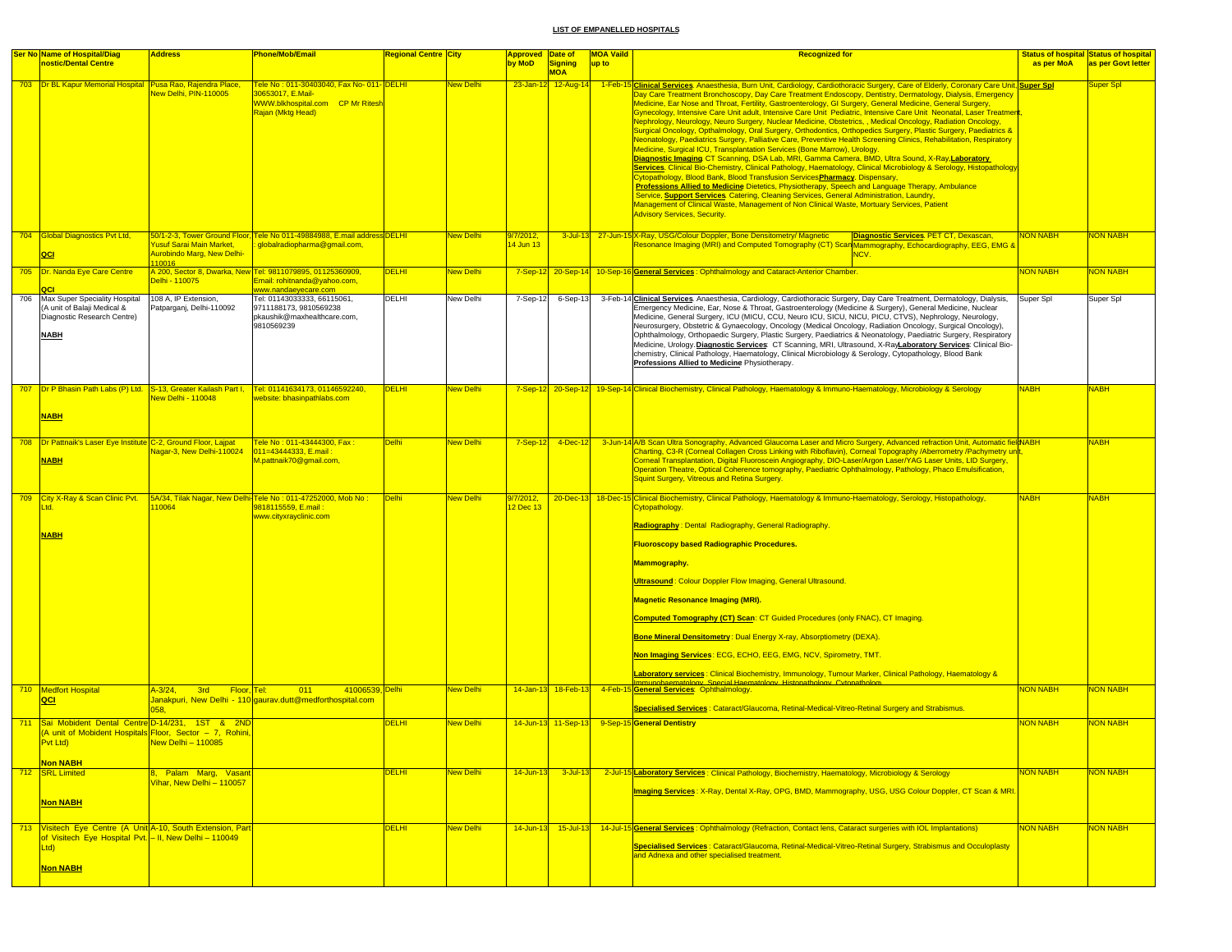# LIST OF EMPANELLED HOSPITALS

| Ser No | Name of Hospital/Diag nostic/Dental Centre | Address | Phone/Mob/Email | Regional Centre | City | Approved by MoD | Date of Signing MOA | MOA Vaild up to | Recognized for | Status of hospital as per MoA | Status of hospital as per Govt letter |
|---|---|---|---|---|---|---|---|---|---|---|---|
| 703 | Dr BL Kapur Memorial Hospital | Pusa Rao, Rajendra Place, New Delhi, PIN-110005 | Tele No : 011-30403040, Fax No- 011-30653017, E.Mail- WWW.blkhospital.com CP Mr Ritesh Rajan (Mktg Head) | DELHI | New Delhi | 23-Jan-12 | 12-Aug-14 | 1-Feb-15 | **Clinical Services**. Anaesthesia, Burn Unit, Cardiology, Cardiothoracic Surgery, Care of Elderly, Coronary Care Unit, Day Care Treatment Bronchoscopy, Day Care Treatment Endoscopy, Dentistry, Dermatology, Dialysis, Emergency Medicine, Ear Nose and Throat, Fertility, Gastroenterology, GI Surgery, General Medicine, General Surgery, Gynecology, Intensive Care Unit adult, Intensive Care Unit Pediatric, Intensive Care Unit Neonatal, Laser Treatment, Nephrology, Neurology, Neuro Surgery, Nuclear Medicine, Obstetrics, , Medical Oncology, Radiation Oncology, Surgical Oncology, Opthalmology, Oral Surgery, Orthodontics, Orthopedics Surgery, Plastic Surgery, Paediatrics & Neonatology, Paediatrics Surgery, Palliative Care, Preventive Health Screening Clinics, Rehabilitation, Respiratory Medicine, Surgical ICU, Transplantation Services (Bone Marrow), Urology. **Diagnostic Imaging** CT Scanning, DSA Lab, MRI, Gamma Camera, BMD, Ultra Sound, X-Ray.**Laboratory Services**. Clinical Bio-Chemistry, Clinical Pathology, Haematology, Clinical Microbiology & Serology, Histopathology Cytopathology, Blood Bank, Blood Transfusion Services**Pharmacy**. Dispensary, **Professions Allied to Medicine** Dietetics, Physiotherapy, Speech and Language Therapy, Ambulance Service, **Support Services**. Catering, Cleaning Services, General Administration, Laundry, Management of Clinical Waste, Management of Non Clinical Waste, Mortuary Services, Patient Advisory Services, Security. | **Super Spl** | Super Spl |
| 704 | Global Diagnostics Pvt Ltd, **QCI** | 50/1-2-3, Tower Ground Floor, Yusuf Sarai Main Market, Aurobindo Marg, New Delhi-110016 | Tele No 011-49884988, E.mail address : globalradiopharma@gmail.com, | DELHI | New Delhi | 9/7/2012, 14 Jun 13 | 3-Jul-13 | 27-Jun-15 | X-Ray, USG/Colour Doppler, Bone Densitometry/ Magnetic Resonance Imaging (MRI) and Computed Tomography (CT) Scan **Diagnostic Services**. PET CT, Dexascan, Mammography, Echocardiography, EEG, EMG & NCV. | NON NABH | NON NABH |
| 705 | Dr. Nanda Eye Care Centre **QCI** | A 200, Sector 8, Dwarka, New Delhi - 110075 | Tel: 9811079895, 01125360909, Email: rohitnanda@yahoo.com, www.nandaeyecare.com | DELHI | New Delhi | 7-Sep-12 | 20-Sep-14 | 10-Sep-16 | **General Services** : Ophthalmology and Cataract-Anterior Chamber. | NON NABH | NON NABH |
| 706 | Max Super Speciality Hospital (A unit of Balaji Medical & Diagnostic Research Centre) **NABH** | 108 A, IP Extension, Patparganj, Delhi-110092 | Tel: 01143033333, 66115061, 9711188173, 9810569238 pkaushik@maxhealthcare.com, 9810569239 | DELHI | New Delhi | 7-Sep-12 | 6-Sep-13 | 3-Feb-14 | **Clinical Services**. Anaesthesia, Cardiology, Cardiothoracic Surgery, Day Care Treatment, Dermatology, Dialysis, Emergency Medicine, Ear, Nose & Throat, Gastroenterology (Medicine & Surgery), General Medicine, Nuclear Medicine, General Surgery, ICU (MICU, CCU, Neuro ICU, SICU, NICU, PICU, CTVS), Nephrology, Neurology, Neurosurgery, Obstetric & Gynaecology, Oncology (Medical Oncology, Radiation Oncology, Surgical Oncology), Ophthalmology, Orthopaedic Surgery, Plastic Surgery, Paediatrics & Neonatology, Paediatric Surgery, Respiratory Medicine, Urology.**Diagnostic Services**: CT Scanning, MRI, Ultrasound, X-Ray**Laboratory Services**: Clinical Bio-chemistry, Clinical Pathology, Haematology, Clinical Microbiology & Serology, Cytopathology, Blood Bank **Professions Allied to Medicine** Physiotherapy. | Super Spl | Super Spl |
| 707 | Dr P Bhasin Path Labs (P) Ltd. **NABH** | S-13, Greater Kailash Part I, New Delhi - 110048 | Tel: 01141634173, 01146592240, website: bhasinpathlabs.com | DELHI | New Delhi | 7-Sep-12 | 20-Sep-12 | 19-Sep-14 | Clinical Biochemistry, Clinical Pathology, Haematology & Immuno-Haematology, Microbiology & Serology | NABH | NABH |
| 708 | Dr Pattnaik's Laser Eye Institute **NABH** | C-2, Ground Floor, Lajpat Nagar-3, New Delhi-110024 | Tele No : 011-43444300, Fax : 011=43444333, E.mail : M.pattnaik70@gmail.com, | Delhi | New Delhi | 7-Sep-12 | 4-Dec-12 | 3-Jun-14 | A/B Scan Ultra Sonography, Advanced Glaucoma Laser and Micro Surgery, Advanced refraction Unit, Automatic field Charting, C3-R (Corneal Collagen Cross Linking with Riboflavin), Corneal Topography /Aberrometry /Pachymetry unit, Corneal Transplantation, Digital Fluoroscein Angiography, DIO-Laser/Argon Laser/YAG Laser Units, LID Surgery, Operation Theatre, Optical Coherence tomography, Paediatric Ophthalmology, Pathology, Phaco Emulsification, Squint Surgery, Vitreous and Retina Surgery. | NABH | NABH |
| 709 | City X-Ray & Scan Clinic Pvt. Ltd. **NABH** | 5A/34, Tilak Nagar, New Delhi-110064 | Tele No : 011-47252000, Mob No : 9818115559, E.mail : www.cityxrayclinic.com | Delhi | New Delhi | 9/7/2012, 12 Dec 13 | 20-Dec-13 | 18-Dec-15 | Clinical Biochemistry, Clinical Pathology, Haematology & Immuno-Haematology, Serology, Histopathology, Cytopathology. **Radiography** : Dental Radiography, General Radiography. **Fluoroscopy based Radiographic Procedures.** **Mammography.** **Ultrasound** : Colour Doppler Flow Imaging, General Ultrasound. **Magnetic Resonance Imaging (MRI).** **Computed Tomography (CT) Scan**: CT Guided Procedures (only FNAC), CT Imaging. **Bone Mineral Densitometry** : Dual Energy X-ray, Absorptiometry (DEXA). **Non Imaging Services**: ECG, ECHO, EEG, EMG, NCV, Spirometry, TMT. **Laboratory services** : Clinical Biochemistry, Immunology, Tumour Marker, Clinical Pathology, Haematology & Immunohaematology, Special Haematology, Histopathology, Cytopathology | NABH | NABH |
| 710 | Medfort Hospital **QCI** | A-3/24, 3rd Floor, Janakpuri, New Delhi - 110 058, | Tel: 011 41006539, gaurav.dutt@medforthospital.com | Delhi | New Delhi | 14-Jan-13 | 18-Feb-13 | 4-Feb-15 | **General Services**: Ophthalmology. **Specialised Services** : Cataract/Glaucoma, Retinal-Medical-Vitreo-Retinal Surgery and Strabismus. | NON NABH | NON NABH |
| 711 | Sai Mobident Dental Centre (A unit of Mobident Hospitals Pvt Ltd) **Non NABH** | D-14/231, 1ST & 2ND Floor, Sector – 7, Rohini, New Delhi – 110085 | | DELHI | New Delhi | 14-Jun-13 | 11-Sep-13 | 9-Sep-15 | **General Dentistry** | NON NABH | NON NABH |
| 712 | SRL Limited **Non NABH** | 8, Palam Marg, Vasant Vihar, New Delhi – 110057 | | DELHI | New Delhi | 14-Jun-13 | 3-Jul-13 | 2-Jul-15 | **Laboratory Services** : Clinical Pathology, Biochemistry, Haematology, Microbiology & Serology **Imaging Services** : X-Ray, Dental X-Ray, OPG, BMD, Mammography, USG, USG Colour Doppler, CT Scan & MRI. | NON NABH | NON NABH |
| 713 | Visitech Eye Centre (A Unit of Visitech Eye Hospital Pvt. Ltd) **Non NABH** | A-10, South Extension, Part – II, New Delhi – 110049 | | DELHI | New Delhi | 14-Jun-13 | 15-Jul-13 | 14-Jul-15 | **General Services** : Ophthalmology (Refraction, Contact lens, Cataract surgeries with IOL Implantations) **Specialised Services** : Cataract/Glaucoma, Retinal-Medical-Vitreo-Retinal Surgery, Strabismus and Occuloplasty and Adnexa and other specialised treatment. | NON NABH | NON NABH |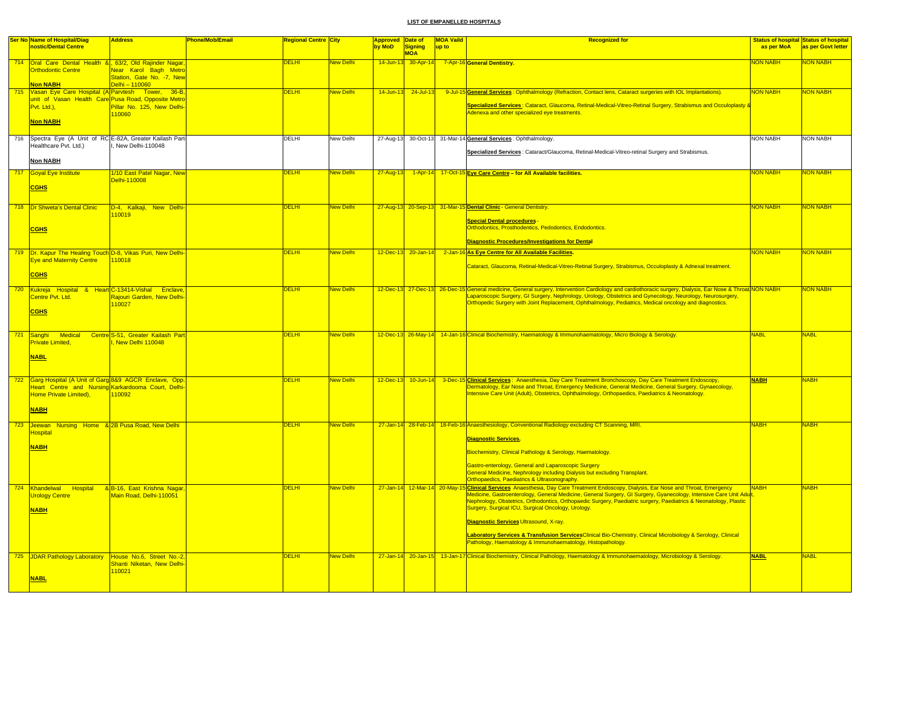LIST OF EMPANELLED HOSPITALS

| Ser No | Name of Hospital/Diagnostic/Dental Centre | Address | Phone/Mob/Email | Regional Centre | City | Approved by MoD | Date of Signing MOA | MOA Vaild up to | Recognized for | Status of hospital as per MoA | Status of hospital as per Govt letter |
|---|---|---|---|---|---|---|---|---|---|---|---|
| 714 | Oral Care Dental Health &, Orthodontic Centre **Non NABH** | 63/2, Old Rajinder Nagar, Near Karol Bagh Metro Station, Gate No. -7, New Delhi – 110060 | | DELHI | New Delhi | 14-Jun-13 | 30-Apr-14 | 7-Apr-16 | **General Dentistry.** | NON NABH | NON NABH |
| 715 | Vasan Eye Care Hospital (A unit of Vasan Health Care Pvt. Ltd.), **Non NABH** | Parvtesh Tower, 36-B, Pusa Road, Opposite Metro Pillar No. 125, New Delhi-110060 | | DELHI | New Delhi | 14-Jun-13 | 24-Jul-13 | 9-Jul-15 | **General Services** : Ophthalmology (Refraction, Contact lens, Cataract surgeries with IOL Implantations). **Specialized Services** : Cataract, Glaucoma, Retinal-Medical-Vitreo-Retinal Surgery, Strabismus and Occuloplasty & Adenexa and other specialized eye treatments. | NON NABH | NON NABH |
| 716 | Spectra Eye (A Unit of RC Healthcare Pvt. Ltd.) **Non NABH** | E-82A, Greater Kailash Part-I, New Delhi-110048 | | DELHI | New Delhi | 27-Aug-13 | 30-Oct-13 | 31-Mar-14 | **General Services** : Ophthalmology. **Specialized Services** : Cataract/Glaucoma, Retinal-Medical-Vitreo-retinal Surgery and Strabismus. | NON NABH | NON NABH |
| 717 | Goyal Eye Institute **CGHS** | 1/10 East Patel Nagar, New Delhi-110008 | | DELHI | New Delhi | 27-Aug-13 | 1-Apr-14 | 17-Oct-15 | **Eye Care Centre – for All Available facilities.** | NON NABH | NON NABH |
| 718 | Dr Shweta's Dental Clinic **CGHS** | D-4, Kalkaji, New Delhi-110019 | | DELHI | New Delhi | 27-Aug-13 | 20-Sep-13 | 31-Mar-15 | **Dental Clinic** - General Dentistry. **Special Dental procedures** - Orthodontics, Prosthodontics, Pedodontics, Endodontics. **Diagnostic Procedures/Investigations for Dental** | NON NABH | NON NABH |
| 719 | Dr. Kapur The Healing Touch Eye and Maternity Centre **CGHS** | D-8, Vikas Puri, New Delhi-110018 | | DELHI | New Delhi | 12-Dec-13 | 20-Jan-14 | 2-Jan-16 | **As Eye Centre for All Available Facilities.** Cataract, Glaucoma, Retinal-Medical-Vitreo-Retinal Surgery, Strabismus, Occuloplasty & Adnexal treatment. | NON NABH | NON NABH |
| 720 | Kukreja Hospital & Heart Centre Pvt. Ltd. **CGHS** | C-13414-Vishal Enclave, Rajouri Garden, New Delhi-110027 | | DELHI | New Delhi | 12-Dec-13 | 27-Dec-13 | 26-Dec-15 | General medicine, General surgery, Intervention Cardiology and cardiothoracic surgery, Dialysis, Ear Nose & Throat, Laparoscopic Surgery, GI Surgery, Nephrology, Urology, Obstetrics and Gynecology, Neurology, Neurosurgery, Orthopedic Surgery with Joint Replacement, Ophthalmology, Pediatrics, Medical oncology and diagnostics. | NON NABH | NON NABH |
| 721 | Sanghi Medical Centre Private Limited, **NABL** | S-51, Greater Kailash Part I, New Delhi 110048 | | DELHI | New Delhi | 12-Dec-13 | 26-May-14 | 14-Jan-16 | Clinical Biochemistry, Haematology & Immunohaematology, Micro Biology & Serology. | NABL | NABL |
| 722 | Garg Hospital (A Unit of Garg Heart Centre and Nursing Home Private Limited), **NABH** | 8&9 AGCR Enclave, Opp. Karkardooma Court, Delhi-110092 | | DELHI | New Delhi | 12-Dec-13 | 10-Jun-14 | 3-Dec-15 | **Clinical Services** : Anaesthesia, Day Care Treatment Bronchoscopy, Day Care Treatment Endoscopy, Dermatology, Ear Nose and Throat, Emergency Medicine, General Medicine, General Surgery, Gynaecology, Intensive Care Unit (Adult), Obstetrics, Ophthalmology, Orthopaedics, Paediatrics & Neonatology. | **NABH** | NABH |
| 723 | Jeewan Nursing Home & Hospital **NABH** | 2B Pusa Road, New Delhi | | DELHI | New Delhi | 27-Jan-14 | 28-Feb-14 | 18-Feb-16 | Anaesthesiology, Conventional Radiology excluding CT Scanning, MRI. **Diagnostic Services.** Biochemistry, Clinical Pathology & Serology, Haematology. Gastro-enterology, General and Laparoscopic Surgery General Medicine, Nephrology including Dialysis but excluding Transplant. Orthopaedics, Paediatrics & Ultrasonography. | NABH | NABH |
| 724 | Khandelwal Hospital & Urology Centre **NABH** | B-16, East Krishna Nagar, Main Road, Delhi-110051 | | DELHI | New Delhi | 27-Jan-14 | 12-Mar-14 | 20-May-15 | **Clinical Services** Anaesthesia, Day Care Treatment Endoscopy, Dialysis, Ear Nose and Throat, Emergency Medicine, Gastroenterology, General Medicine, General Surgery, GI Surgery, Gyanecology, Intensive Care Unit Adult, Nephrology, Obstetrics, Orthodontics, Orthopaedic Surgery, Paediatric surgery, Paediatrics & Neonatology, Plastic Surgery, Surgical ICU, Surgical Oncology, Urology. **Diagnostic Services** Ultrasound, X-ray. **Laboratory Services & Transfusion Services** Clinical Bio-Chemistry, Clinical Microbiology & Serology, Clinical Pathology, Haematology & Immunohaematology, Histopathology. | NABH | NABH |
| 725 | JDAR Pathology Laboratory **NABL** | House No.6, Street No.-2, Shanti Niketan, New Delhi-110021 | | DELHI | New Delhi | 27-Jan-14 | 20-Jan-15 | 13-Jan-17 | Clinical Biochemistry, Clinical Pathology, Haematology & Immunohaematology, Microbiology & Serology. | **NABL** | NABL |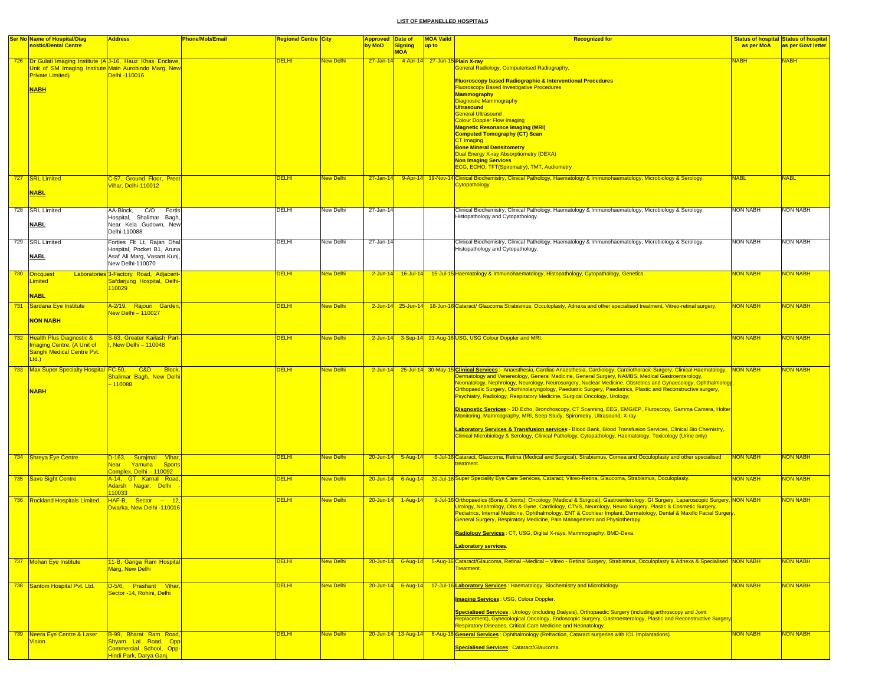## LIST OF EMPANELLED HOSPITALS

| Ser No | Name of Hospital/Diagnostic/Dental Centre | Address | Phone/Mob/Email | Regional Centre | City | Approved by MoD | Date of Signing MOA | MOA Vaild up to | Recognized for | Status of hospital as per MoA | Status of hospital as per Govt letter |
|---|---|---|---|---|---|---|---|---|---|---|---|
| 726 | Dr Gulati Imaging Institute (A Unit of SM Imaging Institute Private Limited)<br><br>**NABH** | J-16, Hauz Khas Enclave, Main Aurobindo Marg, New Delhi -110016 | | DELHI | New Delhi | 27-Jan-14 | 4-Apr-14 | 27-Jun-15 | **Plain X-ray**<br>General Radiology, Computerised Radiography,<br><br>**Fluoroscopy based Radiographic & Interventional Procedures**<br>Fluoroscopy Based Investigative Procedures<br>**Mammography**<br>Diagnostic Mammography<br>**Ultrasound**<br>General Ultrasound<br>Colour Doppler Flow Imaging<br>**Magnetic Resonance Imaging (MRI)**<br>**Computed Tomography (CT) Scan**<br>CT Imaging<br>**Bone Mineral Densitometry**<br>Dual Energy X-ray Absorptiometry (DEXA)<br>**Non Imaging Services**<br>ECG, ECHO, TFT(Spirometry), TMT, Audiometry | NABH | NABH |
| 727 | SRL Limited<br><br>**NABL** | C-57, Ground Floor, Preet Vihar, Delhi-110012 | | DELHI | New Delhi | 27-Jan-14 | 9-Apr-14 | 19-Nov-14 | Clinical Biochemistry, Clinical Pathology, Haematology & Immunohaematology, Microbiology & Serology, Cytopathology. | NABL | NABL |
| 728 | SRL Limited<br><br>**NABL** | AA-Block, C/O Fortis Hospital, Shalimar Bagh, Near Kela Gudown, New Delhi-110088 | | DELHI | New Delhi | 27-Jan-14 | | | Clinical Biochemistry, Clinical Pathology, Haematology & Immunohaematology, Microbiology & Serology, Histopathology and Cytopathology. | NON NABH | NON NABH |
| 729 | SRL Limited<br><br>**NABL** | Forties Flt Lt, Rajan Dhal Hospital, Pocket B1, Aruna Asaf Ali Marg, Vasant Kunj, New Delhi-110070 | | DELHI | New Delhi | 27-Jan-14 | | | Clinical Biochemistry, Clinical Pathology, Haematology & Immunohaematology, Microbiology & Serology, Histopathology and Cytopathology. | NON NABH | NON NABH |
| 730 | Oncquest Laboratories Limited<br><br>**NABL** | 3-Factory Road, Adjacent-Safdarjung Hospital, Delhi-110029 | | DELHI | New Delhi | 2-Jun-14 | 16-Jul-14 | 15-Jul-15 | Haematology & Immunohaematology, Histopathology, Cytopathology, Genetics. | NON NABH | NON NABH |
| 731 | Sardana Eye Institute<br><br>**NON NABH** | A-2/19, Rajouri Garden, New Delhi – 110027 | | DELHI | New Delhi | 2-Jun-14 | 25-Jun-14 | 18-Jun-16 | Cataract/ Glaucoma Strabismus, Occuloplasty, Adnexa and other specialised treatment, Vitreo-retinal surgery. | NON NABH | NON NABH |
| 732 | Health Plus Diagnostic & Imaging Centre, (A Unit of Sanghi Medical Centre Pvt. Ltd.) | S-63, Greater Kailash Part-I, New Delhi – 110048 | | DELHI | New Delhi | 2-Jun-14 | 3-Sep-14 | 21-Aug-16 | USG, USG Colour Doppler and MRI. | NON NABH | NON NABH |
| 733 | Max Super Specialty Hospital<br><br>**NABH** | FC-50, C&D Block, Shalimar Bagh, New Delhi – 110088 | | DELHI | New Delhi | 2-Jun-14 | 25-Jul-14 | 30-May-15 | **Clinical Services**:- Anaesthesia, Cardiac Anaesthesia, Cardiology, Cardiothoracic Surgery, Clinical Haematology, Dermatology and Venereology, General Medicine, General Surgery, NAMBS, Medical Gastroenterology, Neonatology, Nephrology, Neurology, Neurosurgery, Nuclear Medicine, Obstetrics and Gynaecology, Ophthalmology, Orthopaedic Surgery, Otorhinolaryngology, Paediatric Surgery, Paediatrics, Plastic and Reconstructive surgery, Psychiatry, Radiology, Respiratory Medicine, Surgical Oncology, Urology,<br><br>**Diagnostic Services**:- 2D Echo, Bronchoscopy, CT Scanning, EEG, EMG/EP, Fluroscopy, Gamma Camera, Holter Monitoring, Mammography, MRI, Seep Study, Spirometry, Ultrasound, X-ray.<br><br>**Laboratory Services & Transfusion services**:- Blood Bank, Blood Transfusion Services, Clinical Bio Chemistry, Clinical Microbiology & Serology, Clinical Pathology, Cytopathology, Haematology, Toxicology (Urine only) | NON NABH | NON NABH |
| 734 | Shreya Eye Centre | D-163, Surajmal Vihar, Near Yamuna Sports Complex, Delhi – 110092 | | DELHI | New Delhi | 20-Jun-14 | 5-Aug-14 | 6-Jul-16 | Cataract, Glaucoma, Retina (Medical and Surgical), Strabismus, Cornea and Occuloplasty and other specialised treatment. | NON NABH | NON NABH |
| 735 | Save Sight Centre | A-14, GT Karnal Road, Adarsh Nagar, Delhi - 110033 | | DELHI | New Delhi | 20-Jun-14 | 6-Aug-14 | 20-Jul-16 | Super Speciality Eye Care Services, Cataract, Vitreo-Retina, Glaucoma, Strabismus, Occuloplasty. | NON NABH | NON NABH |
| 736 | Rockland Hospitals Limited, | HAF-B, Sector – 12, Dwarka, New Delhi -110016 | | DELHI | New Delhi | 20-Jun-14 | 1-Aug-14 | 9-Jul-16 | Orthopaedics (Bone & Joints), Oncology (Medical & Surgical), Gastroenterology, GI Surgery, Laparoscopic Surgery, Urology, Nephrology, Obs & Gyne, Cardiology, CTVS, Neurology, Neuro Surgery, Plastic & Cosmetic Surgery, Pediatrics, Internal Medicine, Ophthalmology, ENT & Cochlear Implant, Dermatology, Dental & Maxillo Facial Surgery, General Surgery, Respiratory Medicine, Pain Management and Physiotherapy.<br><br>**Radiology Services**: CT, USG, Digital X-rays, Mammography, BMD-Dexa.<br><br>**Laboratory services**. | NON NABH | NON NABH |
| 737 | Mohan Eye Institute | 11-B, Ganga Ram Hospital Marg, New Delhi | | DELHI | New Delhi | 20-Jun-14 | 6-Aug-14 | 5-Aug-16 | Cataract/Glaucoma, Retinal –Medical – Vitreo - Retinal Surgery, Strabismus, Occuloplasty & Adnexa & Specialised Treatment. | NON NABH | NON NABH |
| 738 | Santom Hospital Pvt. Ltd. | D-5/6, Prashant Vihar, Sector -14, Rohini, Delhi | | DELHI | New Delhi | 20-Jun-14 | 6-Aug-14 | 17-Jul-16 | **Laboratory Services**: Haematology, Biochemistry and Microbiology.<br><br>**Imaging Services**: USG, Colour Doppler.<br><br>**Specialised Services**: Urology (including Dialysis), Orthopaedic Surgery (including arthroscopy and Joint Replacement), Gynecological Oncology, Endoscopic Surgery, Gastroenterology, Plastic and Reconstructive Surgery, Respiratory Diseases, Critical Care Medicine and Neonatology. | NON NABH | NON NABH |
| 739 | Neera Eye Centre & Laser Vision | B-99, Bharat Ram Road, Shyam Lal Road, Opp Commercial School, Opp-Hindi Park, Darya Ganj, | | DELHI | New Delhi | 20-Jun-14 | 13-Aug-14 | 6-Aug-16 | **General Services**: Ophthalmology (Refraction, Cataract surgeries with IOL Implantations)<br><br>**Specialised Services**: Cataract/Glaucoma. | NON NABH | NON NABH |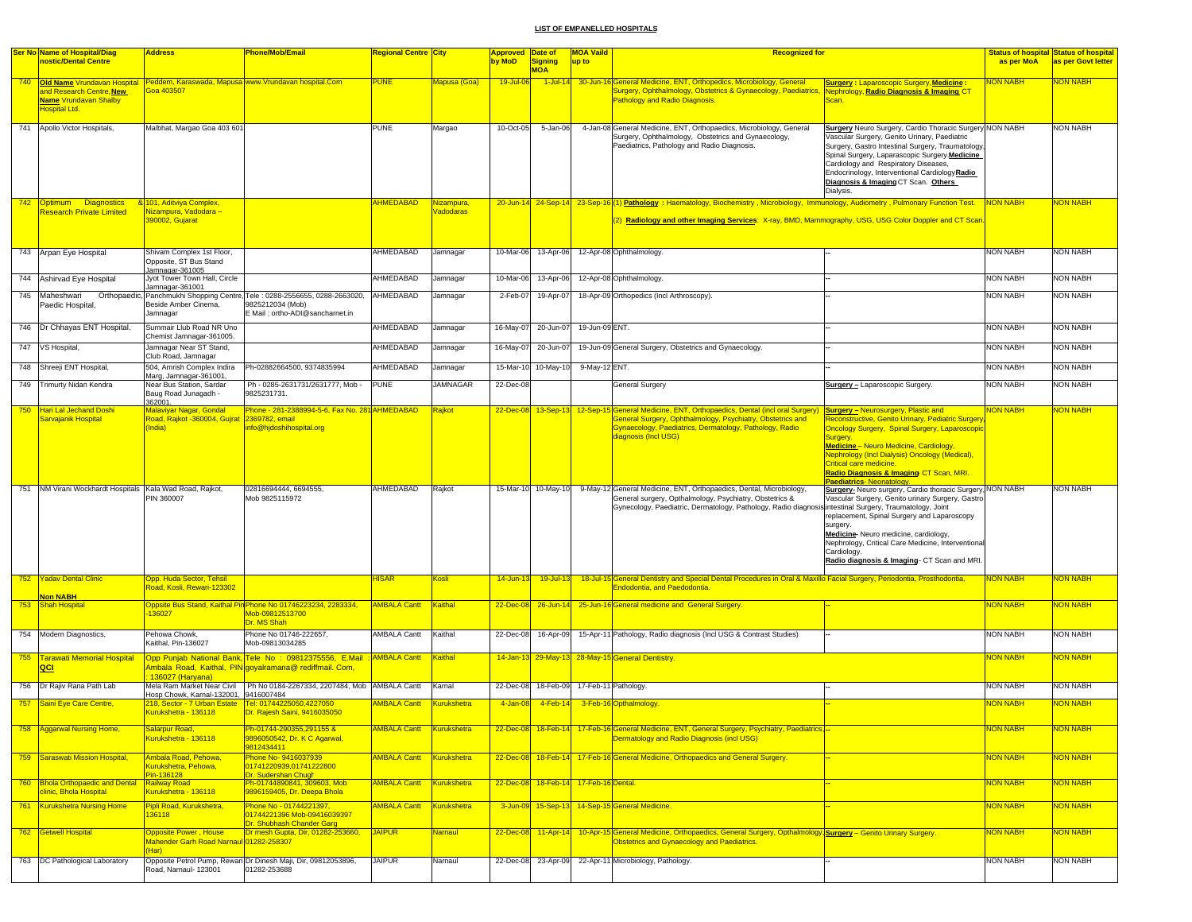## LIST OF EMPANELLED HOSPITALS

| Ser No | Name of Hospital/Diagnostic/Dental Centre | Address | Phone/Mob/Email | Regional Centre | City | Approved by MoD | Date of Signing MOA | MOA Vaild up to | Recognized for | | Status of hospital as per MoA | Status of hospital as per Govt letter |
|---|---|---|---|---|---|---|---|---|---|---|---|---|
| 740 | **Old Name** Vrundavan Hospital and Research Centre, **New Name** Vrundavan Shalby Hospital Ltd. | Peddem, Karaswada, Mapusa Goa 403507 | www.Vrundavan hospital.Com | PUNE | Mapusa (Goa) | 19-Jul-06 | 1-Jul-14 | 30-Jun-16 | General Medicine, ENT, Orthopedics, Microbiology, General Surgery, Ophthalmology, Obstetrics & Gynaecology, Paediatrics, Pathology and Radio Diagnosis. | **Surgery :** Laparoscopic Surgery, **Medicine :** Nephrology, **Radio Diagnosis & Imaging** CT Scan. | NON NABH | NON NABH |
| 741 | Apollo Victor Hospitals, | Malbhat, Margao Goa 403 601 | | PUNE | Margao | 10-Oct-05 | 5-Jan-06 | 4-Jan-08 | General Medicine, ENT, Orthopaedics, Microbiology, General Surgery, Ophthalmology, Obstetrics and Gynaecology, Paediatrics, Pathology and Radio Diagnosis. | **Surgery** Neuro Surgery, Cardio Thoracic Surgery Vascular Surgery, Genito Urinary, Paediatric Surgery, Gastro Intestinal Surgery, Traumatology, Spinal Surgery, Laparascopic Surgery. **Medicine** Cardiology and Respiratory Diseases, Endocrinology, Interventional Cardiology **Radio Diagnosis & Imaging** CT Scan. **Others** Dialysis. | NON NABH | NON NABH |
| 742 | Optimum Diagnostics & Research Private Limited | 101, Aditviya Complex, Nizampura, Vadodara – 390002, Gujarat | | AHMEDABAD | Nizampura, Vadodaras | 20-Jun-14 | 24-Sep-14 | 23-Sep-16 | (1) **Pathology** : Haematology, Biochemistry , Microbiology, Immunology, Audiometry , Pulmonary Function Test. (2) **Radiology and other Imaging Services**: X-ray, BMD, Mammography, USG, USG Color Doppler and CT Scan. | | NON NABH | NON NABH |
| 743 | Arpan Eye Hospital | Shivam Complex 1st Floor, Opposite, ST Bus Stand Jamnagar-361005 | | AHMEDABAD | Jamnagar | 10-Mar-06 | 13-Apr-06 | 12-Apr-08 | Ophthalmology. | -- | NON NABH | NON NABH |
| 744 | Ashirvad Eye Hospital | Jyot Tower Town Hall, Circle Jamnagar-361001 | | AHMEDABAD | Jamnagar | 10-Mar-06 | 13-Apr-06 | 12-Apr-08 | Ophthalmology. | -- | NON NABH | NON NABH |
| 745 | Maheshwari Orthopaedic, Paedic Hospital, | Panchmukhi Shopping Centre, Beside Amber Cinema, Jamnagar | Tele : 0288-2556655, 0288-2663020, 9825212034 (Mob) E Mail : ortho-ADI@sancharnet.in | AHMEDABAD | Jamnagar | 2-Feb-07 | 19-Apr-07 | 18-Apr-09 | Orthopedics (Incl Arthroscopy). | -- | NON NABH | NON NABH |
| 746 | Dr Chhayas ENT Hospital. | Summair Llub Road NR Uno Chemist Jamnagar-361005. | | AHMEDABAD | Jamnagar | 16-May-07 | 20-Jun-07 | 19-Jun-09 | ENT. | -- | NON NABH | NON NABH |
| 747 | VS Hospital, | Jamnagar Near ST Stand, Club Road, Jamnagar | | AHMEDABAD | Jamnagar | 16-May-07 | 20-Jun-07 | 19-Jun-09 | General Surgery, Obstetrics and Gynaecology. | -- | NON NABH | NON NABH |
| 748 | Shreeji ENT Hospital, | 504, Amrish Complex Indira Marg, Jamnagar-361001, | Ph-02882664500, 9374835994 | AHMEDABAD | Jamnagar | 15-Mar-10 | 10-May-10 | 9-May-12 | ENT. | -- | NON NABH | NON NABH |
| 749 | Trimurty Nidan Kendra | Near Bus Station, Sardar Baug Road Junagadh - 362001. | Ph - 0285-2631731/2631777, Mob - 9825231731. | PUNE | JAMNAGAR | 22-Dec-08 | | | General Surgery | **Surgery –** Laparoscopic Surgery. | NON NABH | NON NABH |
| 750 | Hari Lal Jechand Doshi Sarvajanik Hospital | Malaviyar Nagar, Gondal Road, Rajkot -360004, Gujrat (India) | Phone - 281-2388994-5-6, Fax No. 281 2369782, email info@hjdoshihospital.org | AHMEDABAD | Rajkot | 22-Dec-08 | 13-Sep-13 | 12-Sep-15 | General Medicine, ENT, Orthopaedics, Dental (incl oral Surgery) General Surgery, Ophthalmology, Psychiatry, Obstetrics and Gynaecology, Paediatrics, Dermatology, Pathology, Radio diagnosis (Incl USG) | **Surgery –** Neurosurgery, Plastic and Reconstructive, Genito Urinary, Pediatric Surgery, Oncology Surgery, Spinal Surgery, Laparoscopic Surgery. **Medicine –** Neuro Medicine, Cardiology, Nephrology (Incl Dialysis) Oncology (Medical), Critical care medicine. **Radio Diagnosis & Imaging**- CT Scan, MRI. **Paediatrics**- Neonatology. | NON NABH | NON NABH |
| 751 | NM Virani Wockhardt Hospitals | Kala Wad Road, Rajkot, PIN 360007 | 02816694444, 6694555, Mob 9825115972 | AHMEDABAD | Rajkot | 15-Mar-10 | 10-May-10 | 9-May-12 | General Medicine, ENT, Orthopaedics, Dental, Microbiology, General surgery, Opthalmology, Psychiatry, Obstetrics & Gynecology, Paediatric, Dermatology, Pathology, Radio diagnosis | **Surgery**- Neuro surgery, Cardio thoracic Surgery, Vascular Surgery, Genito urinary Surgery, Gastro intestinal Surgery, Traumatology, Joint replacement, Spinal Surgery and Laparoscopy surgery. **Medicine**- Neuro medicine, cardiology, Nephrology, Critical Care Medicine, Interventional Cardiology. **Radio diagnosis & Imaging**- CT Scan and MRI. | NON NABH | NON NABH |
| 752 | Yadav Dental Clinic **Non NABH** | Opp. Huda Sector, Tehsil Road, Kosli, Rewari-123302 | | HISAR | Kosli | 14-Jun-13 | 19-Jul-13 | 18-Jul-15 | General Dentistry and Special Dental Procedures in Oral & Maxillo Facial Surgery, Periodontia, Prosthodontia, Endodontia, and Paedodontia. | | NON NABH | NON NABH |
| 753 | Shah Hospital | Oppsite Bus Stand, Kaithal Pin -136027 | Phone No 01746223234, 2283334, Mob-09812513700 Dr. MS Shah | AMBALA Cantt | Kaithal | 22-Dec-08 | 26-Jun-14 | 25-Jun-16 | General medicine and General Surgery. | -- | NON NABH | NON NABH |
| 754 | Modern Diagnostics, | Pehowa Chowk, Kaithal, Pin-136027 | Phone No 01746-222657, Mob-09813034285 | AMBALA Cantt | Kaithal | 22-Dec-08 | 16-Apr-09 | 15-Apr-11 | Pathology, Radio diagnosis (Incl USG & Contrast Studies) | -- | NON NABH | NON NABH |
| 755 | Tarawati Memorial Hospital **QCI** | Opp Punjab National Bank, Ambala Road, Kaithal, PIN : 136027 (Haryana) | Tele No : 09812375556, E.Mail : goyalramana@ rediffmail. Com, | AMBALA Cantt | Kaithal | 14-Jan-13 | 29-May-13 | 28-May-15 | General Dentistry. | | NON NABH | NON NABH |
| 756 | Dr Rajiv Rana Path Lab | Mela Ram Market Near Civil Hosp Chowk, Karnal-132001, | Ph No 0184-2267334, 2207484, Mob 9416007484 | AMBALA Cantt | Karnal | 22-Dec-08 | 18-Feb-09 | 17-Feb-11 | Pathology. | -- | NON NABH | NON NABH |
| 757 | Saini Eye Care Centre, | 218, Sector - 7 Urban Estate Kurukshetra - 136118 | Tel: 01744225050,4227050 Dr. Rajesh Saini, 9416035050 | AMBALA Cantt | Kurukshetra | 4-Jan-08 | 4-Feb-14 | 3-Feb-16 | Opthalmology. | -- | NON NABH | NON NABH |
| 758 | Aggarwal Nursing Home, | Salarpur Road, Kurukshetra - 136118 | Ph-01744-290355,291155 & 9896050542, Dr. K C Agarwal, 9812434411 | AMBALA Cantt | Kurukshetra | 22-Dec-08 | 18-Feb-14 | 17-Feb-16 | General Medicine, ENT, General Surgery, Psychiatry, Paediatrics, Dermatology and Radio Diagnosis (incl USG) | -- | NON NABH | NON NABH |
| 759 | Saraswati Mission Hospital, | Ambala Road, Pehowa, Kurukshetra, Pehowa, Pin-136128 | Phone No- 9416037939 01741220939,01741222800 Dr. Sudershan Chugh | AMBALA Cantt | Kurukshetra | 22-Dec-08 | 18-Feb-14 | 17-Feb-16 | General Medicine, Orthopaedics and General Surgery. | -- | NON NABH | NON NABH |
| 760 | Bhola Orthopaedic and Dental clinic, Bhola Hospital | Railway Road Kurukshetra - 136118 | Ph-01744890841, 309603, Mob 9896159405, Dr. Deepa Bhola | AMBALA Cantt | Kurukshetra | 22-Dec-08 | 18-Feb-14 | 17-Feb-16 | Dental. | -- | NON NABH | NON NABH |
| 761 | Kurukshetra Nursing Home | Pipli Road, Kurukshetra, 136118 | Phone No - 01744221397, 01744221396 Mob-09416039397 Dr. Shubhash Chander Garg | AMBALA Cantt | Kurukshetra | 3-Jun-09 | 15-Sep-13 | 14-Sep-15 | General Medicine. | -- | NON NABH | NON NABH |
| 762 | Getwell Hospital | Opposite Power , House Mahender Garh Road Narnaul (Har) | Dr mesh Gupta, Dir, 01282-253660, 01282-258307 | JAIPUR | Narnaul | 22-Dec-08 | 11-Apr-14 | 10-Apr-15 | General Medicine, Orthopaedics, General Surgery, Opthalmology, Obstetrics and Gynaecology and Paediatrics. | **Surgery** – Genito Urinary Surgery. | NON NABH | NON NABH |
| 763 | DC Pathological Laboratory | Opposite Petrol Pump, Rewari Road, Narnaul- 123001 | Dr Dinesh Maji, Dir, 09812053896, 01282-253688 | JAIPUR | Narnaul | 22-Dec-08 | 23-Apr-09 | 22-Apr-11 | Microbiology, Pathology. | -- | NON NABH | NON NABH |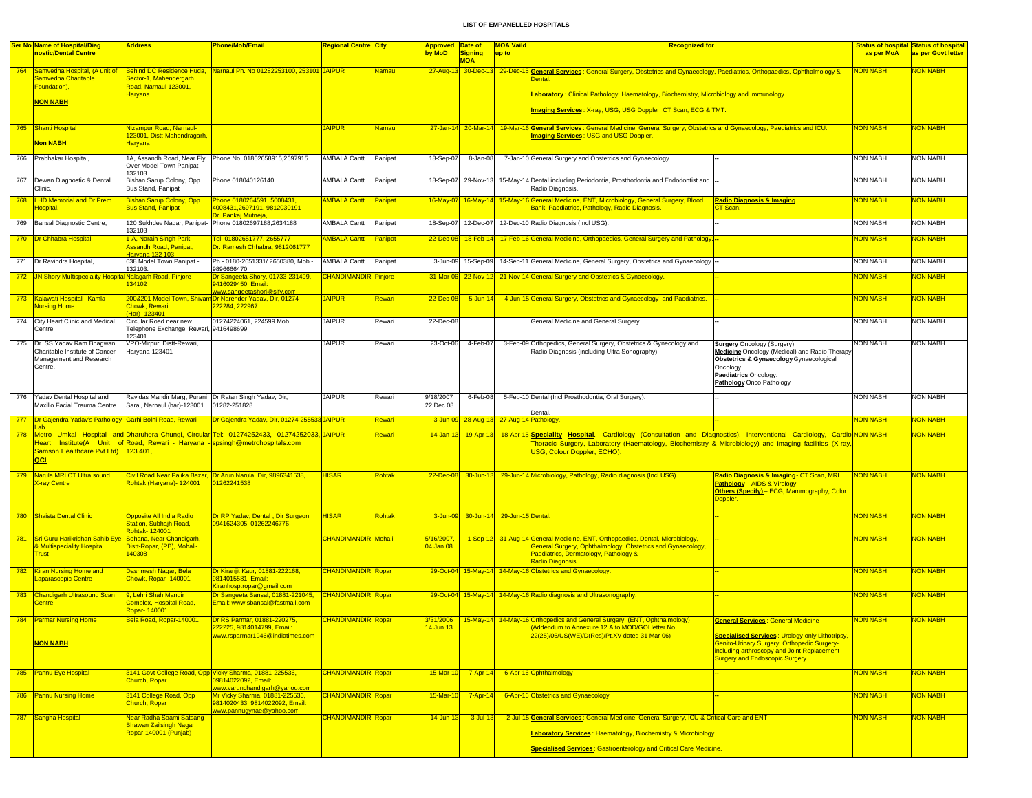**LIST OF EMPANELLED HOSPITALS**

| Ser No | Name of Hospital/Diagnostic/Dental Centre | Address | Phone/Mob/Email | Regional Centre | City | Approved by MoD | Date of Signing MOA | MOA Vaild up to | Recognized for | | Status of hospital as per MoA | Status of hospital as per Govt letter |
|---|---|---|---|---|---|---|---|---|---|---|---|---|
| 764 | Samvedna Hospital, (A unit of Samvedna Charitable Foundation), **NON NABH** | Behind DC Residence Huda, Sector-1, Mahendergarh Road, Narnaul 123001, Haryana | Narnaul Ph. No 01282253100, 253101 | JAIPUR | Narnaul | 27-Aug-13 | 30-Dec-13 | 29-Dec-15 | **General Services** : General Surgery, Obstetrics and Gynaecology, Paediatrics, Orthopaedics, Ophthalmology & Dental. **Laboratory** : Clinical Pathology, Haematology, Biochemistry, Microbiology and Immunology. **Imaging Services** : X-ray, USG, USG Doppler, CT Scan, ECG & TMT. | | NON NABH | NON NABH |
| 765 | Shanti Hospital **Non NABH** | Nizampur Road, Narnaul-123001, Distt-Mahendragarh, Haryana | | JAIPUR | Narnaul | 27-Jan-14 | 20-Mar-14 | 19-Mar-16 | **General Services** : General Medicine, General Surgery, Obstetrics and Gynaecology, Paediatrics and ICU. **Imaging Services** : USG and USG Doppler. | | NON NABH | NON NABH |
| 766 | Prabhakar Hospital, | 1A, Assandh Road, Near Fly Over Model Town Panipat 132103 | Phone No. 01802658915,2697915 | AMBALA Cantt | Panipat | 18-Sep-07 | 8-Jan-08 | 7-Jan-10 | General Surgery and Obstetrics and Gynaecology. | -- | NON NABH | NON NABH |
| 767 | Dewan Diagnostic & Dental Clinic. | Bishan Sarup Colony, Opp Bus Stand, Panipat | Phone 018040126140 | AMBALA Cantt | Panipat | 18-Sep-07 | 29-Nov-13 | 15-May-14 | Dental including Periodontia, Prosthodontia and Endodontist and Radio Diagnosis. | -- | NON NABH | NON NABH |
| 768 | LHD Memorial and Dr Prem Hospital, | Bishan Sarup Colony, Opp Bus Stand, Panipat | Phone 0180264591, 5008431, 4008431,2697191, 9812030191 Dr. Pankaj Mutneja, | AMBALA Cantt | Panipat | 16-May-07 | 16-May-14 | 15-May-16 | General Medicine, ENT, Microbiology, General Surgery, Blood Bank, Paediatrics, Pathology, Radio Diagnosis. | **Radio Diagnosis & Imaging** CT Scan. | NON NABH | NON NABH |
| 769 | Bansal Diagnostic Centre, | 120 Sukhdev Nagar, Panipat-132103 | Phone 01802697188,2634188 | AMBALA Cantt | Panipat | 18-Sep-07 | 12-Dec-07 | 12-Dec-10 | Radio Diagnosis (Incl USG). | -- | NON NABH | NON NABH |
| 770 | Dr Chhabra Hospital | 1-A, Narain Singh Park, Assandh Road, Panipat, Haryana 132 103 | Tel: 01802651777, 2655777 Dr. Ramesh Chhabra, 9812061777 | AMBALA Cantt | Panipat | 22-Dec-08 | 18-Feb-14 | 17-Feb-16 | General Medicine, Orthopaedics, General Surgery and Pathology. | -- | NON NABH | NON NABH |
| 771 | Dr Ravindra Hospital, | 638 Model Town Panipat - 132103. | Ph - 0180-2651331/ 2650380, Mob - 9896666470. | AMBALA Cantt | Panipat | 3-Jun-09 | 15-Sep-09 | 14-Sep-11 | General Medicine, General Surgery, Obstetrics and Gynaecology | -- | NON NABH | NON NABH |
| 772 | JN Shory Multispeciality Hospital | Nalagarh Road, Pinjore-134102 | Dr Sangeeta Shory, 01733-231499, 9416029450, Email: www.sangeetashori@sify.com | CHANDIMANDIR | Pinjore | 31-Mar-06 | 22-Nov-12 | 21-Nov-14 | General Surgery and Obstetrics & Gynaecology. | -- | NON NABH | NON NABH |
| 773 | Kalawati Hospital , Kamla Nursing Home | 200&201 Model Town, Shivam Chowk, Rewari (Har) -123401 | Dr Narender Yadav, Dir, 01274-222284, 222967 | JAIPUR | Rewari | 22-Dec-08 | 5-Jun-14 | 4-Jun-15 | General Surgery, Obstetrics and Gynaecology and Paediatrics. | -- | NON NABH | NON NABH |
| 774 | City Heart Clinic and Medical Centre | Circular Road near new Telephone Exchange, Rewari, 123401 | 01274224061, 224599 Mob 9416498699 | JAIPUR | Rewari | 22-Dec-08 | | | General Medicine and General Surgery | -- | NON NABH | NON NABH |
| 775 | Dr. SS Yadav Ram Bhagwan Charitable Institute of Cancer Management and Research Centre. | VPO-Mirpur, Distt-Rewari, Haryana-123401 | | JAIPUR | Rewari | 23-Oct-06 | 4-Feb-07 | 3-Feb-09 | Orthopedics, General Surgery, Obstetrics & Gynecology and Radio Diagnosis (including Ultra Sonography) | **Surgery** Oncology (Surgery) **Medicine** Oncology (Medical) and Radio Therapy. **Obstetrics & Gynaecology** Gynaecological Oncology. **Paediatrics** Oncology. **Pathology** Onco Pathology | NON NABH | NON NABH |
| 776 | Yadav Dental Hospital and Maxillo Facial Trauma Centre | Ravidas Mandir Marg, Purani Sarai, Narnaul (har)-123001 | Dr Ratan Singh Yadav, Dir, 01282-251828 | JAIPUR | Rewari | 9/18/2007 22 Dec 08 | 6-Feb-08 | 5-Feb-10 | Dental (Incl Prosthodontia, Oral Surgery). Dental. | -- | NON NABH | NON NABH |
| 777 | Dr Gajendra Yadav's Pathology Lab | Garhi Bolni Road, Rewari | Dr Gajendra Yadav, Dir, 01274-255533 | JAIPUR | Rewari | 3-Jun-09 | 28-Aug-13 | 27-Aug-14 | Pathology. | -- | NON NABH | NON NABH |
| 778 | Metro Umkal Hospital and Heart Institute(A Unit of Samson Healthcare Pvt Ltd) **QCI** | Dharuhera Chungi, Circular Road, Rewari - Haryana - 123 401, | Tel: 01274252433, 01274252033, spsingh@metrohospitals.com | JAIPUR | Rewari | 14-Jan-13 | 19-Apr-13 | 18-Apr-15 | **Speciality Hospital**. Cardiology (Consultation and Diagnostics), Interventional Cardiology, Cardio Thoracic Surgery, Laboratory (Haematology, Biochemistry & Microbiology) and Imaging facilities (X-ray, USG, Colour Doppler, ECHO). | | NON NABH | NON NABH |
| 779 | Narula MRI CT Ultra sound X-ray Centre | Civil Road Near Palika Bazar, Rohtak (Haryana)- 124001 | Dr Arun Narula, Dir, 9896341538, 01262241538 | HISAR | Rohtak | 22-Dec-08 | 30-Jun-13 | 29-Jun-14 | Microbiology, Pathology, Radio diagnosis (Incl USG) | **Radio Diagnosis & Imaging**- CT Scan, MRI. **Pathology** – AIDS & Virology. **Others (Specify)** – ECG, Mammography, Color Doppler. | NON NABH | NON NABH |
| 780 | Shaista Dental Clinic | Opposite All India Radio Station, Subhajh Road, Rohtak- 124001 | Dr RP Yadav, Dental , Dir Surgeon, 0941624305, 01262246776 | HISAR | Rohtak | 3-Jun-09 | 30-Jun-14 | 29-Jun-15 | Dental. | -- | NON NABH | NON NABH |
| 781 | Sri Guru Harikrishan Sahib Eye & Multispeciality Hospital Trust | Sohana, Near Chandigarh, Distt-Ropar, (PB), Mohali-140308 | | CHANDIMANDIR | Mohali | 5/16/2007, 04 Jan 08 | 1-Sep-12 | 31-Aug-14 | General Medicine, ENT, Orthopaedics, Dental, Microbiology, General Surgery, Ophthalmology, Obstetrics and Gynaecology, Paediatrics, Dermatology, Pathology & Radio Diagnosis. | -- | NON NABH | NON NABH |
| 782 | Kiran Nursing Home and Laparascopic Centre | Dashmesh Nagar, Bela Chowk, Ropar- 140001 | Dr Kiranjit Kaur, 01881-222168, 9814015581, Email: Kiranhosp.ropar@gmail.com | CHANDIMANDIR | Ropar | 29-Oct-04 | 15-May-14 | 14-May-16 | Obstetrics and Gynaecology. | -- | NON NABH | NON NABH |
| 783 | Chandigarh Ultrasound Scan Centre | 9, Lehri Shah Mandir Complex, Hospital Road, Ropar- 140001 | Dr Sangeeta Bansal, 01881-221045, Email: www.sbansal@fastmail.com | CHANDIMANDIR | Ropar | 29-Oct-04 | 15-May-14 | 14-May-16 | Radio diagnosis and Ultrasonography. | -- | NON NABH | NON NABH |
| 784 | Parmar Nursing Home **NON NABH** | Bela Road, Ropar-140001 | Dr RS Parmar, 01881-220275, 222225, 9814014799, Email: www.rsparmar1946@indiatimes.com | CHANDIMANDIR | Ropar | 3/31/2006 14 Jun 13 | 15-May-14 | 14-May-16 | Orthopedics and General Surgery (ENT, Ophthalmology) (Addendum to Annexure 12 A to MOD/GOI letter No 22(25)/06/US(WE)/D(Res)/Pt.XV dated 31 Mar 06) | **General Services** : General Medicine **Specialised Services** : Urology-only Lithotripsy, Genito-Urinary Surgery, Orthopedic Surgery-including arthroscopy and Joint Replacement Surgery and Endoscopic Surgery. | NON NABH | NON NABH |
| 785 | Pannu Eye Hospital | 3141 Govt College Road, Opp Church, Ropar | Vicky Sharma, 01881-225536, 09814022092, Email: www.varunchandigarh@yahoo.com | CHANDIMANDIR | Ropar | 15-Mar-10 | 7-Apr-14 | 6-Apr-16 | Ophthalmology | -- | NON NABH | NON NABH |
| 786 | Pannu Nursing Home | 3141 College Road, Opp Church, Ropar | Mr Vicky Sharma, 01881-225536, 9814020433, 9814022092, Email: www.pannugynae@yahoo.com | CHANDIMANDIR | Ropar | 15-Mar-10 | 7-Apr-14 | 6-Apr-16 | Obstetrics and Gynaecology | -- | NON NABH | NON NABH |
| 787 | Sangha Hospital | Near Radha Soami Satsang Bhawan Zailsingh Nagar, Ropar-140001 (Punjab) | | CHANDIMANDIR | Ropar | 14-Jun-13 | 3-Jul-13 | 2-Jul-15 | **General Services** : General Medicine, General Surgery, ICU & Critical Care and ENT. **Laboratory Services** : Haematology, Biochemistry & Microbiology. **Specialised Services** : Gastroenterology and Critical Care Medicine. | | NON NABH | NON NABH |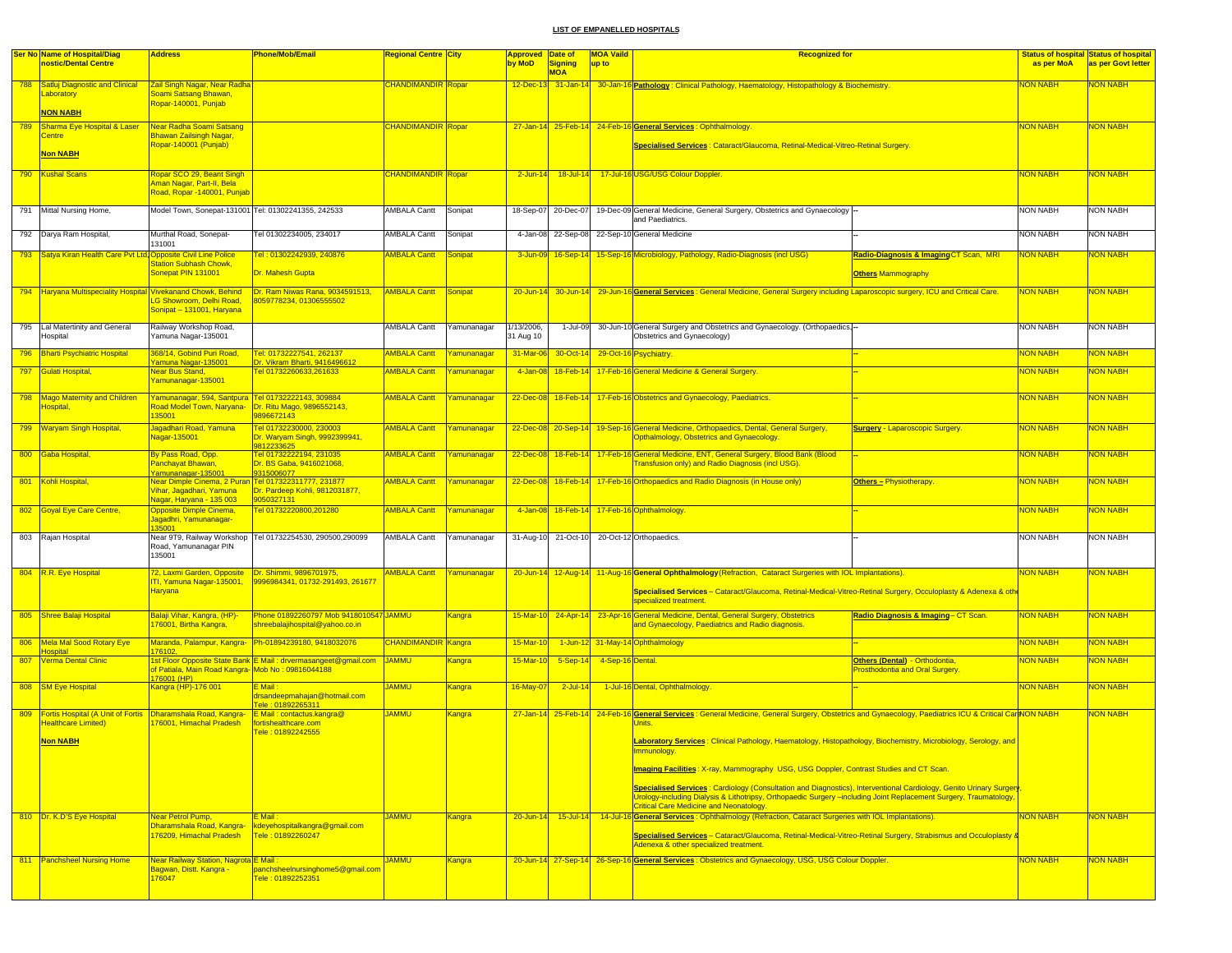**LIST OF EMPANELLED HOSPITALS**

| Ser No | Name of Hospital/Diagnostic/Dental Centre | Address | Phone/Mob/Email | Regional Centre | City | Approved by MoD | Date of Signing MOA | MOA Vaild up to | Recognized for | | Status of hospital as per MoA | Status of hospital as per Govt letter |
|---|---|---|---|---|---|---|---|---|---|---|---|---|
| 788 | Satluj Diagnostic and Clinical Laboratory<br>**NON NABH** | Zail Singh Nagar, Near Radha Soami Satsang Bhawan, Ropar-140001, Punjab | | CHANDIMANDIR | Ropar | 12-Dec-13 | 31-Jan-14 | 30-Jan-16 | **Pathology** : Clinical Pathology, Haematology, Histopathology & Biochemistry. | | NON NABH | NON NABH |
| 789 | Sharma Eye Hospital & Laser Centre<br>**Non NABH** | Near Radha Soami Satsang Bhawan Zailsingh Nagar, Ropar-140001 (Punjab) | | CHANDIMANDIR | Ropar | 27-Jan-14 | 25-Feb-14 | 24-Feb-16 | **General Services** : Ophthalmology.<br>**Specialised Services** : Cataract/Glaucoma, Retinal-Medical-Vitreo-Retinal Surgery. | | NON NABH | NON NABH |
| 790 | Kushal Scans | Ropar SCO 29, Beant Singh Aman Nagar, Part-II, Bela Road, Ropar -140001, Punjab | | CHANDIMANDIR | Ropar | 2-Jun-14 | 18-Jul-14 | 17-Jul-16 | USG/USG Colour Doppler. | | NON NABH | NON NABH |
| 791 | Mittal Nursing Home, | Model Town, Sonepat-131001 | Tel: 01302241355, 242533 | AMBALA Cantt | Sonipat | 18-Sep-07 | 20-Dec-07 | 19-Dec-09 | General Medicine, General Surgery, Obstetrics and Gynaecology and Paediatrics. | -- | NON NABH | NON NABH |
| 792 | Darya Ram Hospital, | Murthal Road, Sonepat-131001 | Tel 01302234005, 234017 | AMBALA Cantt | Sonipat | 4-Jan-08 | 22-Sep-08 | 22-Sep-10 | General Medicine | -- | NON NABH | NON NABH |
| 793 | Satya Kiran Health Care Pvt Ltd, | Opposite Civil Line Police Station Subhash Chowk, Sonepat PIN 131001 | Tel : 01302242939, 240876<br>Dr. Mahesh Gupta | AMBALA Cantt | Sonipat | 3-Jun-09 | 16-Sep-14 | 15-Sep-16 | Microbiology, Pathology, Radio-Diagnosis (incl USG) | **Radio-Diagnosis & Imaging** CT Scan, MRI<br>**Others** Mammography | NON NABH | NON NABH |
| 794 | Haryana Multispeciality Hospital | Vivekanand Chowk, Behind LG Showroom, Delhi Road, Sonipat – 131001, Haryana | Dr. Ram Niwas Rana, 9034591513, 8059778234, 01306555502 | AMBALA Cantt | Sonipat | 20-Jun-14 | 30-Jun-14 | 29-Jun-16 | **General Services** : General Medicine, General Surgery including Laparoscopic surgery, ICU and Critical Care. | | NON NABH | NON NABH |
| 795 | Lal Matertinity and General Hospital | Railway Workshop Road, Yamuna Nagar-135001 | | AMBALA Cantt | Yamunanagar | 1/13/2006, 31 Aug 10 | 1-Jul-09 | 30-Jun-10 | General Surgery and Obstetrics and Gynaecology. (Orthopaedics, Obstetrics and Gynaecology) | -- | NON NABH | NON NABH |
| 796 | Bharti Psychiatric Hospital | 368/14, Gobind Puri Road, Yamuna Nagar-135001 | Tel: 01732227541, 262137 Dr. Vikram Bharti, 9416496612 | AMBALA Cantt | Yamunanagar | 31-Mar-06 | 30-Oct-14 | 29-Oct-16 | Psychiatry. | -- | NON NABH | NON NABH |
| 797 | Gulati Hospital, | Near Bus Stand, Yamunanagar-135001 | Tel 01732260633,261633 | AMBALA Cantt | Yamunanagar | 4-Jan-08 | 18-Feb-14 | 17-Feb-16 | General Medicine & General Surgery. | -- | NON NABH | NON NABH |
| 798 | Mago Maternity and Children Hospital, | Yamunanagar, 594, Santpura Road Model Town, Naryana-135001 | Tel 01732222143, 309884 Dr. Ritu Mago, 9896552143, 9896672143 | AMBALA Cantt | Yamunanagar | 22-Dec-08 | 18-Feb-14 | 17-Feb-16 | Obstetrics and Gynaecology, Paediatrics. | -- | NON NABH | NON NABH |
| 799 | Waryam Singh Hospital, | Jagadhari Road, Yamuna Nagar-135001 | Tel 01732230000, 230003 Dr. Waryam Singh, 9992399941, 9812233625 | AMBALA Cantt | Yamunanagar | 22-Dec-08 | 20-Sep-14 | 19-Sep-16 | General Medicine, Orthopaedics, Dental, General Surgery, Opthalmology, Obstetrics and Gynaecology. | **Surgery** - Laparoscopic Surgery. | NON NABH | NON NABH |
| 800 | Gaba Hospital, | By Pass Road, Opp. Panchayat Bhawan, Yamunanagar-135001 | Tel 01732222194, 231035 Dr. BS Gaba, 9416021068, 9315006077 | AMBALA Cantt | Yamunanagar | 22-Dec-08 | 18-Feb-14 | 17-Feb-16 | General Medicine, ENT, General Surgery, Blood Bank (Blood Transfusion only) and Radio Diagnosis (incl USG). | -- | NON NABH | NON NABH |
| 801 | Kohli Hospital, | Near Dimple Cinema, 2 Puran Vihar, Jagadhari, Yamuna Nagar, Haryana - 135 003 | Tel 017322311777, 231877 Dr. Pardeep Kohli, 9812031877, 9050327131 | AMBALA Cantt | Yamunanagar | 22-Dec-08 | 18-Feb-14 | 17-Feb-16 | Orthopaedics and Radio Diagnosis (in House only) | **Others –** Physiotherapy. | NON NABH | NON NABH |
| 802 | Goyal Eye Care Centre, | Opposite Dimple Cinema, Jagadhri, Yamunanagar-135001 | Tel 01732220800,201280 | AMBALA Cantt | Yamunanagar | 4-Jan-08 | 18-Feb-14 | 17-Feb-16 | Ophthalmology. | -- | NON NABH | NON NABH |
| 803 | Rajan Hospital | Near 9T9, Railway Workshop Road, Yamunanagar PIN 135001 | Tel 01732254530, 290500,290099 | AMBALA Cantt | Yamunanagar | 31-Aug-10 | 21-Oct-10 | 20-Oct-12 | Orthopaedics. | -- | NON NABH | NON NABH |
| 804 | R.R. Eye Hospital | 72, Laxmi Garden, Opposite ITI, Yamuna Nagar-135001, Haryana | Dr. Shimmi, 9896701975, 9996984341, 01732-291493, 261677 | AMBALA Cantt | Yamunanagar | 20-Jun-14 | 12-Aug-14 | 11-Aug-16 | **General Ophthalmology** (Refraction, Cataract Surgeries with IOL Implantations).<br>**Specialised Services** – Cataract/Glaucoma, Retinal-Medical-Vitreo-Retinal Surgery, Occuloplasty & Adenexa & other specialized treatment. | | NON NABH | NON NABH |
| 805 | Shree Balaji Hospital | Balaji Vihar, Kangra, (HP)-176001, Birtha Kangra, | Phone 01892260797 Mob 9418010547 shreebalajihospital@yahoo.co.in | JAMMU | Kangra | 15-Mar-10 | 24-Apr-14 | 23-Apr-16 | General Medicine, Dental, General Surgery, Obstetrics and Gynaecology, Paediatrics and Radio diagnosis. | **Radio Diagnosis & Imaging** – CT Scan. | NON NABH | NON NABH |
| 806 | Mela Mal Sood Rotary Eye Hospital | Maranda, Palampur, Kangra-176102, | Ph-01894239180, 9418032076 | CHANDIMANDIR | Kangra | 15-Mar-10 | 1-Jun-12 | 31-May-14 | Ophthalmology | -- | NON NABH | NON NABH |
| 807 | Verma Dental Clinic | 1st Floor Opposite State Bank of Patiala, Main Road Kangra-176001 (HP) | E Mail : drvermasangeet@gmail.com Mob No : 09816044188 | JAMMU | Kangra | 15-Mar-10 | 5-Sep-14 | 4-Sep-16 | Dental. | **Others (Dental)** - Orthodontia, Prosthodontia and Oral Surgery. | NON NABH | NON NABH |
| 808 | SM Eye Hospital | Kangra (HP)-176 001 | E Mail : drsandeepmahajan@hotmail.com Tele : 01892265311 | JAMMU | Kangra | 16-May-07 | 2-Jul-14 | 1-Jul-16 | Dental, Ophthalmology. | -- | NON NABH | NON NABH |
| 809 | Fortis Hospital (A Unit of Fortis Healthcare Limited)<br>**Non NABH** | Dharamshala Road, Kangra-176001, Himachal Pradesh | E Mail : contactus.kangra@fortishealthcare.com Tele : 01892242555 | JAMMU | Kangra | 27-Jan-14 | 25-Feb-14 | 24-Feb-16 | **General Services** : General Medicine, General Surgery, Obstetrics and Gynaecology, Paediatrics ICU & Critical Care Units.<br>**Laboratory Services** : Clinical Pathology, Haematology, Histopathology, Biochemistry, Microbiology, Serology, and Immunology.<br>**Imaging Facilities** : X-ray, Mammography USG, USG Doppler, Contrast Studies and CT Scan.<br>**Specialised Services** : Cardiology (Consultation and Diagnostics), Interventional Cardiology, Genito Urinary Surgery, Urology-including Dialysis & Lithotripsy, Orthopaedic Surgery –including Joint Replacement Surgery, Traumatology, Critical Care Medicine and Neonatology. | | NON NABH | NON NABH |
| 810 | Dr. K.D'S Eye Hospital | Near Petrol Pump, Dharamshala Road, Kangra-176209, Himachal Pradesh | E Mail : kdeyehospitalkangra@gmail.com Tele : 01892260247 | JAMMU | Kangra | 20-Jun-14 | 15-Jul-14 | 14-Jul-16 | **General Services** : Ophthalmology (Refraction, Cataract Surgeries with IOL Implantations).<br>**Specialised Services** – Cataract/Glaucoma, Retinal-Medical-Vitreo-Retinal Surgery, Strabismus and Occuloplasty & Adenexa & other specialized treatment. | | NON NABH | NON NABH |
| 811 | Panchsheel Nursing Home | Near Railway Station, Nagrota Bagwan, Distt. Kangra - 176047 | E Mail : panchsheelnursinghome5@gmail.com Tele : 01892252351 | JAMMU | Kangra | 20-Jun-14 | 27-Sep-14 | 26-Sep-16 | **General Services** : Obstetrics and Gynaecology, USG, USG Colour Doppler. | | NON NABH | NON NABH |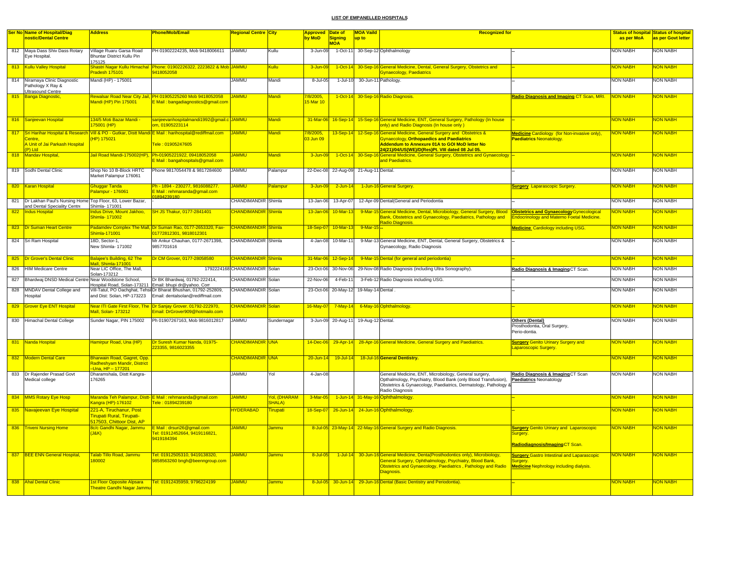## LIST OF EMPANELLED HOSPITALS

| Ser No | Name of Hospital/Diagnostic/Dental Centre | Address | Phone/Mob/Email | Regional Centre | City | Approved by MoD | Date of Signing MOA | MOA Vaild up to | Recognized for | | Status of hospital as per MoA | Status of hospital as per Govt letter |
|---|---|---|---|---|---|---|---|---|---|---|---|---|
| 812 | Maya Dass Shiv Dass Rotary Eye Hospital. | Village Ruaru Garsa Road Bhuntar District Kullu Pin 175125 | PH 01902224235, Mob 9418006611 | JAMMU | Kullu | 3-Jun-09 | 1-Oct-11 | 30-Sep-12 | Ophthalmology | -- | NON NABH | NON NABH |
| 813 | Kullu Valley Hospital | Shastri Nagar Kullu Himachal Pradesh 175101 | Phone: 01902226322, 2223822 & Mob 9418052058 | JAMMU | Kullu | 3-Jun-09 | 1-Oct-14 | 30-Sep-16 | General Medicine, Dental, General Surgery, Obstetrics and Gynaecology, Paediatrics | -- | NON NABH | NON NABH |
| 814 | Niramaya Clinic Diagnostic Pathology X Ray & Ultrasound Centre | Mandi (HP) - 175001 | | JAMMU | Mandi | 8-Jul-05 | 1-Jul-10 | 30-Jun-11 | Pathology. | -- | NON NABH | NON NABH |
| 815 | Banga Diagnostic, | Rewalsar Road Near City Jail, Mandi (HP) Pin 175001 | PH 01905225260 Mob 9418052058 E Mail : bangadiagnostics@gmail.com | JAMMU | Mandi | 7/8/2005, 15 Mar 10 | 1-Oct-14 | 30-Sep-16 | Radio Diagnosis. | **Radio Diagnosis and Imaging** CT Scan, MRI. | NON NABH | NON NABH |
| 816 | Sanjeevan Hospital | 134/5 Moti Bazar Mandi - 175001 (HP) | sanjeevanhospitalmandi1992@gmail.com, 01905223114 | JAMMU | Mandi | 31-Mar-06 | 16-Sep-14 | 15-Sep-16 | General Medicine, ENT, General Surgery, Pathology (In house only) and Radio Diagnosis (In house only ) | -- | NON NABH | NON NABH |
| 817 | Sri Harihar Hospital & Research Centre, A Unit of Jai Parkash Hospital (P) Ltd | Vill & PO - Gutkar, Distt Mandi (HP) 175021 | E Mail : harihospital@rediffmail.com Tele : 01905247605 | JAMMU | Mandi | 7/8/2005, 03 Jun 09 | 13-Sep-14 | 12-Sep-16 | General Medicine, General Surgery and Obstetrics & Gynaecology, **Orthopaedics and Paediatrics Addendum to Annexure 01A to GOI MoD letter No 24(21)/04/US(WE)/D(Res)Pt. VIII dated 08 Jul 05.** | **Medicine** Cardiology (for Non-invasive only), **Paediatrics** Neonatology. | NON NABH | NON NABH |
| 818 | Mandav Hospital, | Jail Road Mandi-175002(HP), | Ph-01905221922, 09418052058 E Mail : bangahospitals@gmail.com | JAMMU | Mandi | 3-Jun-09 | 1-Oct-14 | 30-Sep-16 | General Medicine, General Surgery, Obstetrics and Gynaecology and Paediatrics. | -- | NON NABH | NON NABH |
| 819 | Sodhi Dental Clinic | Shop No 10 B-Block HRTC Market Palampur 176061 | Phone 9817054478 & 9817284600 | JAMMU | Palampur | 22-Dec-08 | 22-Aug-09 | 21-Aug-11 | Dental. | -- | NON NABH | NON NABH |
| 820 | Karan Hospital | Ghuggar Tanda Palampur - 176061 | Ph - 1894 - 230277, 9816088277. E Mail : rehmaranda@gmail.com 01894239180 | JAMMU | Palampur | 3-Jun-09 | 2-Jun-14 | 1-Jun-16 | General Surgery. | **Surgery** Laparascopic Surgery. | NON NABH | NON NABH |
| 821 | Dr Lakhan Paul's Nursing Home and Dental Speciality Centre | Top Floor, 63, Lower Bazar, Shimla- 171001 | - | CHANDIMANDIR | Shimla | 13-Jan-06 | 13-Apr-07 | 12-Apr-09 | Dental(General and Periodontia | -- | NON NABH | NON NABH |
| 822 | Indus Hospital | Indus Drive, Mount Jakhoo, Shimla- 171002 | SH JS Thakur, 0177-2841401 | CHANDIMANDIR | Shimla | 13-Jan-06 | 10-Mar-13 | 9-Mar-15 | General Medicine, Dental, Microbiology, General Surgery, Blood Bank, Obstetrics and Gynaecology, Paediatrics, Pathology and Radio Diagnosis. | **Obstetrics and Gynaecology** Gynecological Endocrinology and Materno Foetal Medicine. | NON NABH | NON NABH |
| 823 | Dr Suman Heart Centre | Padamdev Complex The Mall, Shimla-171001 | Dr Suman Rao, 0177-2653320, Fax-01772812301, 9818012301 | CHANDIMANDIR | Shimla | 18-Sep-07 | 10-Mar-13 | 9-Mar-15 | -- | **Medicine** Cardiology including USG. | NON NABH | NON NABH |
| 824 | Sri Ram Hospital | 18D, Sector-1, New Shimla- 171002 | Mr Ankur Chauhan, 0177-2671398, 9857701616 | CHANDIMANDIR | Shimla | 4-Jan-08 | 10-Mar-11 | 9-Mar-13 | General Medicine, ENT, Dental, General Surgery, Obstetrics & Gynaecology, Radio Diagnosis | -- | NON NABH | NON NABH |
| 825 | Dr Grover's Dental Clinic | Balajee's Building, 62 The Mall, Shimla-171001 | Dr CM Grover, 0177-28058580 | CHANDIMANDIR | Shimla | 31-Mar-06 | 12-Sep-14 | 9-Mar-15 | Dental (for general and periodontia) | -- | NON NABH | NON NABH |
| 826 | HIM Medicare Centre | Near LIC Office, The Mall, Solan-173212 | 1792224168 | CHANDIMANDIR | Solan | 23-Oct-06 | 30-Nov-06 | 29-Nov-08 | Radio Diagnosis (including Ultra Sonography). | **Radio Diagnosis & Imaging** CT Scan. | NON NABH | NON NABH |
| 827 | Bhardwaj DNSD Medical Centre | Near Woodstone School, Hospital Road, Solan-173211 | Dr BK Bhardwaj, 01792-222414, Email: bhupi dr@yahoo. Com | CHANDIMANDIR | Solan | 22-Nov-06 | 4-Feb-11 | 3-Feb-12 | Radio Diagnosis including USG. | -- | NON NABH | NON NABH |
| 828 | MNDAV Dental College and Hospital | Vill-Tatul, PO Oachghat, Tehsil and Dist: Solan, HP-173223 | Dr Bharat Bhushan, 01792-252809, Email: dentalsolan@rediffmail.com | CHANDIMANDIR | Solan | 23-Oct-06 | 20-May-12 | 19-May-14 | Dental . | -- | NON NABH | NON NABH |
| 829 | Grover Eye ENT Hospital | Near ITI Gate First Floor, The Mall, Solan- 173212 | Dr Sanjay Grover. 01792-222970, Email: DrGrover909@hotmailo.com | CHANDIMANDIR | Solan | 16-May-07 | 7-May-14 | 6-May-16 | Ophthalmology. | -- | NON NABH | NON NABH |
| 830 | Himachal Dental College | Sunder Nagar, PIN 175002 | Ph 01907267163, Mob 9816012817 | JAMMU | Sundernagar | 3-Jun-09 | 20-Aug-11 | 19-Aug-12 | Dental. | **Others (Dental)** Prosthodontia, Oral Surgery, Perio-dontia. | NON NABH | NON NABH |
| 831 | Nanda Hospital | Hamirpur Road, Una (HP) | Dr Suresh Kumar Nanda, 01975-223355, 9816023355 | CHANDIMANDIR | UNA | 14-Dec-06 | 29-Apr-14 | 28-Apr-16 | General Medicine, General Surgery and Paediatrics. | **Surgery** Genito Urinary Surgery and Laparoscopic Surgery. | NON NABH | NON NABH |
| 832 | Modern Dental Care | Bharwain Road, Gagret, Opp. Radheshyam Mandir, District –Una, HP – 177201 | | CHANDIMANDIR | UNA | 20-Jun-14 | 19-Jul-14 | 18-Jul-16 | **General Dentistry.** | | NON NABH | NON NABH |
| 833 | Dr Rajender Prasad Govt Medical college | Dharamshala, Distt Kangra-176265 | | JAMMU | Yol | 4-Jan-08 | | | General Medicine, ENT, Microbiology, General surgery, Opthalmology, Psychiatry, Blood Bank (only Blood Transfusion), Obstetrics & Gynaecology, Paediatrics, Dermatology, Pathology & Radio Diagnosis | **Radio Diagnosis & Imaging** CT Scan **Paediatrics** Neonatology | NON NABH | NON NABH |
| 834 | MMS Rotary Eye Hosp | Maranda Teh Palampur, Distt-Kangra (HP)-176102 | E Mail : rehmaranda@gmail.com Tele : 01894239180 | JAMMU | Yol, (DHARAMSHALA) | 3-Mar-05 | 1-Jun-14 | 31-May-16 | Ophthalmology. | -- | NON NABH | NON NABH |
| 835 | Navajeevan Eye Hospital | 221-A, Tiruchanur, Post Tirupati Rural, Tirupati-517503, Chittoor Dist, AP | | HYDERABAD | Tirupati | 18-Sep-07 | 26-Jun-14 | 24-Jun-16 | Ophthalmology. | -- | NON NABH | NON NABH |
| 836 | Triveni Nursing Home | 8c/c Gandhi Nagar, Jammu (J&K) | E Mail : drsuri26@gmail.com Tel: 01912452664, 9419116821, 9419184394 | JAMMU | Jammu | 8-Jul-05 | 23-May-14 | 22-May-16 | General Surgery and Radio Diagnosis. | **Surgery** Genito Urinary and Laparoscopic Surgery. **Radiodiagnosis/Imaging** CT Scan. | NON NABH | NON NABH |
| 837 | BEE ENN General Hospital, | Talab Tillo Road, Jammu 180002 | Tel: 01912505310, 9419138320, 9858563260 bngh@beenngroup.com | JAMMU | Jammu | 8-Jul-05 | 1-Jul-14 | 30-Jun-16 | General Medicine, Denta(Prosthodontics only), Microbiology, General Surgery, Ophthalmology, Psychiatry, Blood Bank, Obstetrics and Gynaecology, Paediatrics , Pathology and Radio Diagnosis. | **Surgery** Gastro Intestinal and Laparascopic Surgery. **Medicine** Nephrology including dialysis. | NON NABH | NON NABH |
| 838 | Ahal Dental Clinic | 1st Floor Opposite Alpsara Theatre Gandhi Nagar Jammu | Tel: 01912435959, 9796224199 | JAMMU | Jammu | 8-Jul-05 | 30-Jun-14 | 29-Jun-16 | Dental (Basic Dentistry and Periodontia). | -- | NON NABH | NON NABH |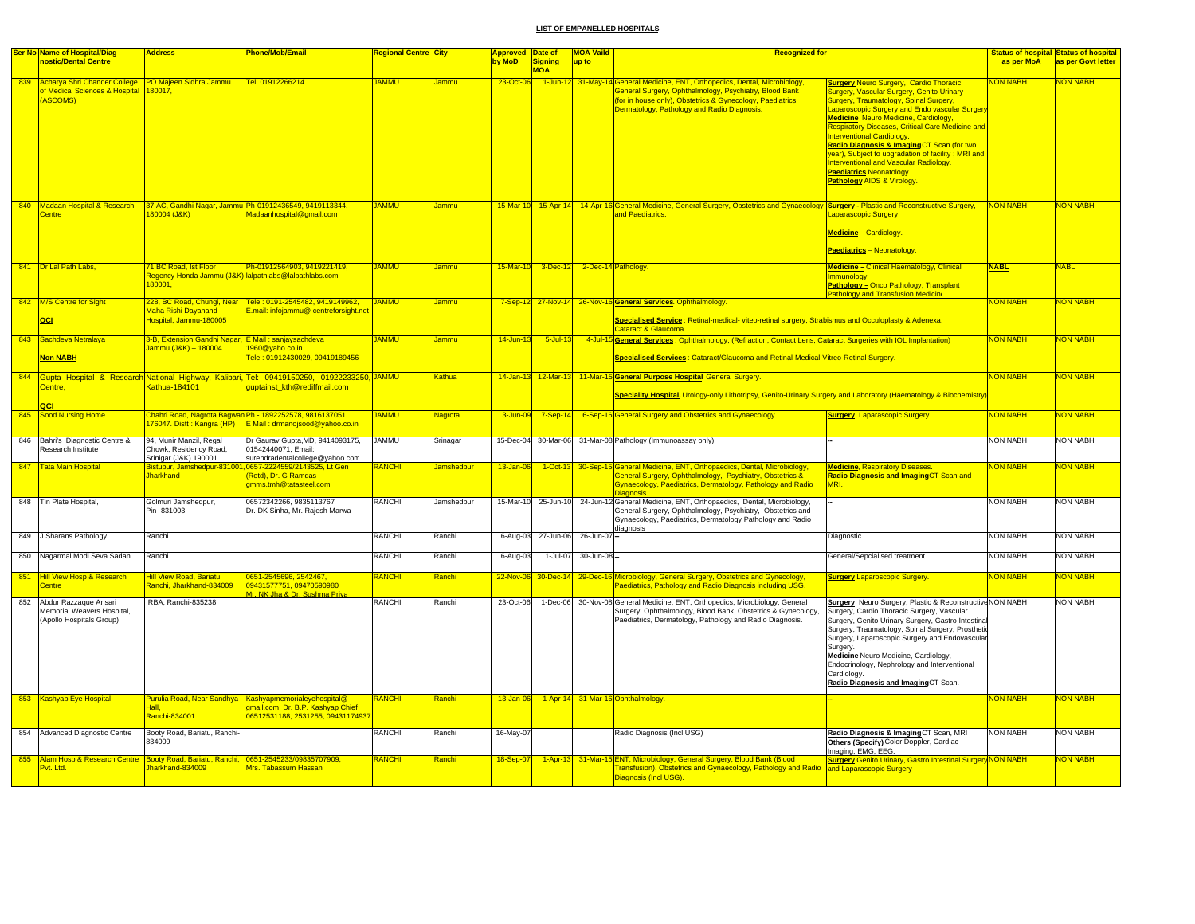**LIST OF EMPANELLED HOSPITALS**

| Ser No | Name of Hospital/Diagnostic/Dental Centre | Address | Phone/Mob/Email | Regional Centre | City | Approved by MoD | Date of Signing MOA | MOA Vaild up to | Recognized for | | Status of hospital as per MoA | Status of hospital as per Govt letter |
|---|---|---|---|---|---|---|---|---|---|---|---|---|
| 839 | Acharya Shri Chander College of Medical Sciences & Hospital (ASCOMS) | PO Majeen Sidhra Jammu 180017, | Tel: 01912266214 | JAMMU | Jammu | 23-Oct-06 | 1-Jun-12 | 31-May-14 | General Medicine, ENT, Orthopedics, Dental, Microbiology, General Surgery, Ophthalmology, Psychiatry, Blood Bank (for in house only), Obstetrics & Gynecology, Paediatrics, Dermatology, Pathology and Radio Diagnosis. | **Surgery** Neuro Surgery, Cardio Thoracic Surgery, Vascular Surgery, Genito Urinary Surgery, Traumatology, Spinal Surgery, Laparoscopic Surgery and Endo vascular Surgery **Medicine** Neuro Medicine, Cardiology, Respiratory Diseases, Critical Care Medicine and Interventional Cardiology. **Radio Diagnosis & Imaging** CT Scan (for two year), Subject to upgradation of facility ; MRI and Interventional and Vascular Radiology. **Paediatrics** Neonatology. **Pathology** AIDS & Virology. | NON NABH | NON NABH |
| 840 | Madaan Hospital & Research Centre | 37 AC, Gandhi Nagar, Jammu-180004 (J&K) | Ph-01912436549, 9419113344, Madaanhospital@gmail.com | JAMMU | Jammu | 15-Mar-10 | 15-Apr-14 | 14-Apr-16 | General Medicine, General Surgery, Obstetrics and Gynaecology and Paediatrics. | **Surgery** - Plastic and Reconstructive Surgery, Laparascopic Surgery. **Medicine** – Cardiology. **Paediatrics** – Neonatology. | NON NABH | NON NABH |
| 841 | Dr Lal Path Labs, | 71 BC Road, Ist Floor Regency Honda Jammu (J&K)-180001, | Ph-01912564903, 9419221419, lalpathlabs@lalpathlabs.com | JAMMU | Jammu | 15-Mar-10 | 3-Dec-12 | 2-Dec-14 | Pathology. | **Medicine –** Clinical Haematology, Clinical Immunology **Pathology –** Onco Pathology, Transplant Pathology and Transfusion Medicine | **NABL** | NABL |
| 842 | M/S Centre for Sight **QCI** | 228, BC Road, Chungi, Near Maha Rishi Dayanand Hospital, Jammu-180005 | Tele : 0191-2545482, 9419149962, E.mail: infojammu@ centreforsight.net | JAMMU | Jammu | 7-Sep-12 | 27-Nov-14 | 26-Nov-16 | **General Services**: Ophthalmology. **Specialised Service** : Retinal-medical- viteo-retinal surgery, Strabismus and Occuloplasty & Adenexa. Cataract & Glaucoma. | | NON NABH | NON NABH |
| 843 | Sachdeva Netralaya **Non NABH** | 3-B, Extension Gandhi Nagar, Jammu (J&K) – 180004 | E Mail : sanjaysachdeva 1960@yaho.co.in Tele : 01912430029, 09419189456 | JAMMU | Jammu | 14-Jun-13 | 5-Jul-13 | 4-Jul-15 | **General Services** : Ophthalmology, (Refraction, Contact Lens, Cataract Surgeries with IOL Implantation) **Specialised Services** : Cataract/Glaucoma and Retinal-Medical-Vitreo-Retinal Surgery. | | NON NABH | NON NABH |
| 844 | Gupta Hospital & Research Centre, **QCI** | National Highway, Kalibari, Kathua-184101 | Tel: 09419150250, 01922233250, guptainst_kth@rediffmail.com | JAMMU | Kathua | 14-Jan-13 | 12-Mar-13 | 11-Mar-15 | **General Purpose Hospital**: General Surgery. **Speciality Hospital.** Urology-only Lithotripsy, Genito-Urinary Surgery and Laboratory (Haematology & Biochemistry) | | NON NABH | NON NABH |
| 845 | Sood Nursing Home | Chahri Road, Nagrota Bagwan 176047. Distt : Kangra (HP) | Ph - 1892252578, 9816137051. E Mail : drmanojsood@yahoo.co.in | JAMMU | Nagrota | 3-Jun-09 | 7-Sep-14 | 6-Sep-16 | General Surgery and Obstetrics and Gynaecology. | **Surgery** Laparascopic Surgery. | NON NABH | NON NABH |
| 846 | Bahri's Diagnostic Centre & Research Institute | 94, Munir Manzil, Regal Chowk, Residency Road, Srinigar (J&K) 190001 | Dr Gaurav Gupta,MD, 9414093175, 01542440071, Email: surendradentalcollege@yahoo.com | JAMMU | Srinagar | 15-Dec-04 | 30-Mar-06 | 31-Mar-08 | Pathology (Immunoassay only). | -- | NON NABH | NON NABH |
| 847 | Tata Main Hospital | Bistupur, Jamshedpur-831001, Jharkhand | 0657-2224559/2143525, Lt Gen (Retd), Dr. G Ramdas gmms.tmh@tatasteel.com | RANCHI | Jamshedpur | 13-Jan-06 | 1-Oct-13 | 30-Sep-15 | General Medicine, ENT, Orthopaedics, Dental, Microbiology, General Surgery, Ophthalmology, Psychiatry, Obstetrics & Gynaecology, Paediatrics, Dermatology, Pathology and Radio Diagnosis. | **Medicine**, Respiratory Diseases. **Radio Diagnosis and Imaging** CT Scan and MRI. | NON NABH | NON NABH |
| 848 | Tin Plate Hospital, | Golmuri Jamshedpur, Pin -831003, | 06572342266, 9835113767 Dr. DK Sinha, Mr. Rajesh Marwa | RANCHI | Jamshedpur | 15-Mar-10 | 25-Jun-10 | 24-Jun-12 | General Medicine, ENT, Orthopaedics, Dental, Microbiology, General Surgery, Ophthalmology, Psychiatry, Obstetrics and Gynaecology, Paediatrics, Dermatology Pathology and Radio diagnosis | -- | NON NABH | NON NABH |
| 849 | J Sharans Pathology | Ranchi | | RANCHI | Ranchi | 6-Aug-03 | 27-Jun-06 | 26-Jun-07 | -- | Diagnostic. | NON NABH | NON NABH |
| 850 | Nagarmal Modi Seva Sadan | Ranchi | | RANCHI | Ranchi | 6-Aug-03 | 1-Jul-07 | 30-Jun-08 | -- | General/Sepcialised treatment. | NON NABH | NON NABH |
| 851 | Hill View Hosp & Research Centre | Hill View Road, Bariatu, Ranchi, Jharkhand-834009 | 0651-2545696, 2542467, 09431577751, 09470590980 Mr. NK Jha & Dr. Sushma Priya | RANCHI | Ranchi | 22-Nov-06 | 30-Dec-14 | 29-Dec-16 | Microbiology, General Surgery, Obstetrics and Gynecology, Paediatrics, Pathology and Radio Diagnosis including USG. | **Surgery** Laparoscopic Surgery. | NON NABH | NON NABH |
| 852 | Abdur Razzaque Ansari Memorial Weavers Hospital, (Apollo Hospitals Group) | IRBA, Ranchi-835238 | | RANCHI | Ranchi | 23-Oct-06 | 1-Dec-06 | 30-Nov-08 | General Medicine, ENT, Orthopedics, Microbiology, General Surgery, Ophthalmology, Blood Bank, Obstetrics & Gynecology, Paediatrics, Dermatology, Pathology and Radio Diagnosis. | **Surgery** Neuro Surgery, Plastic & Reconstructive Surgery, Cardio Thoracic Surgery, Vascular Surgery, Genito Urinary Surgery, Gastro Intestinal Surgery, Traumatology, Spinal Surgery, Prosthetic Surgery, Laparoscopic Surgery and Endovascular Surgery. **Medicine** Neuro Medicine, Cardiology, Endocrinology, Nephrology and Interventional Cardiology. **Radio Diagnosis and Imaging** CT Scan. | NON NABH | NON NABH |
| 853 | Kashyap Eye Hospital | Purulia Road, Near Sandhya Hall, Ranchi-834001 | Kashyapmemorialeyehospital@ gmail.com, Dr. B.P. Kashyap Chief 06512531188, 2531255, 09431174937 | RANCHI | Ranchi | 13-Jan-06 | 1-Apr-14 | 31-Mar-16 | Ophthalmology. | -- | NON NABH | NON NABH |
| 854 | Advanced Diagnostic Centre | Booty Road, Bariatu, Ranchi-834009 | | RANCHI | Ranchi | 16-May-07 | | | Radio Diagnosis (Incl USG) | **Radio Diagnosis & Imaging** CT Scan, MRI **Others (Specify)** Color Doppler, Cardiac Imaging, EMG, EEG. | NON NABH | NON NABH |
| 855 | Alam Hosp & Research Centre Pvt. Ltd. | Booty Road, Bariatu, Ranchi, Jharkhand-834009 | 0651-2545233/09835707909, Mrs. Tabassum Hassan | RANCHI | Ranchi | 18-Sep-07 | 1-Apr-13 | 31-Mar-15 | ENT, Microbiology, General Surgery, Blood Bank (Blood Transfusion), Obstetrics and Gynaecology, Pathology and Radio Diagnosis (Incl USG). | **Surgery** Genito Urinary, Gastro Intestinal Surgery and Laparascopic Surgery | NON NABH | NON NABH |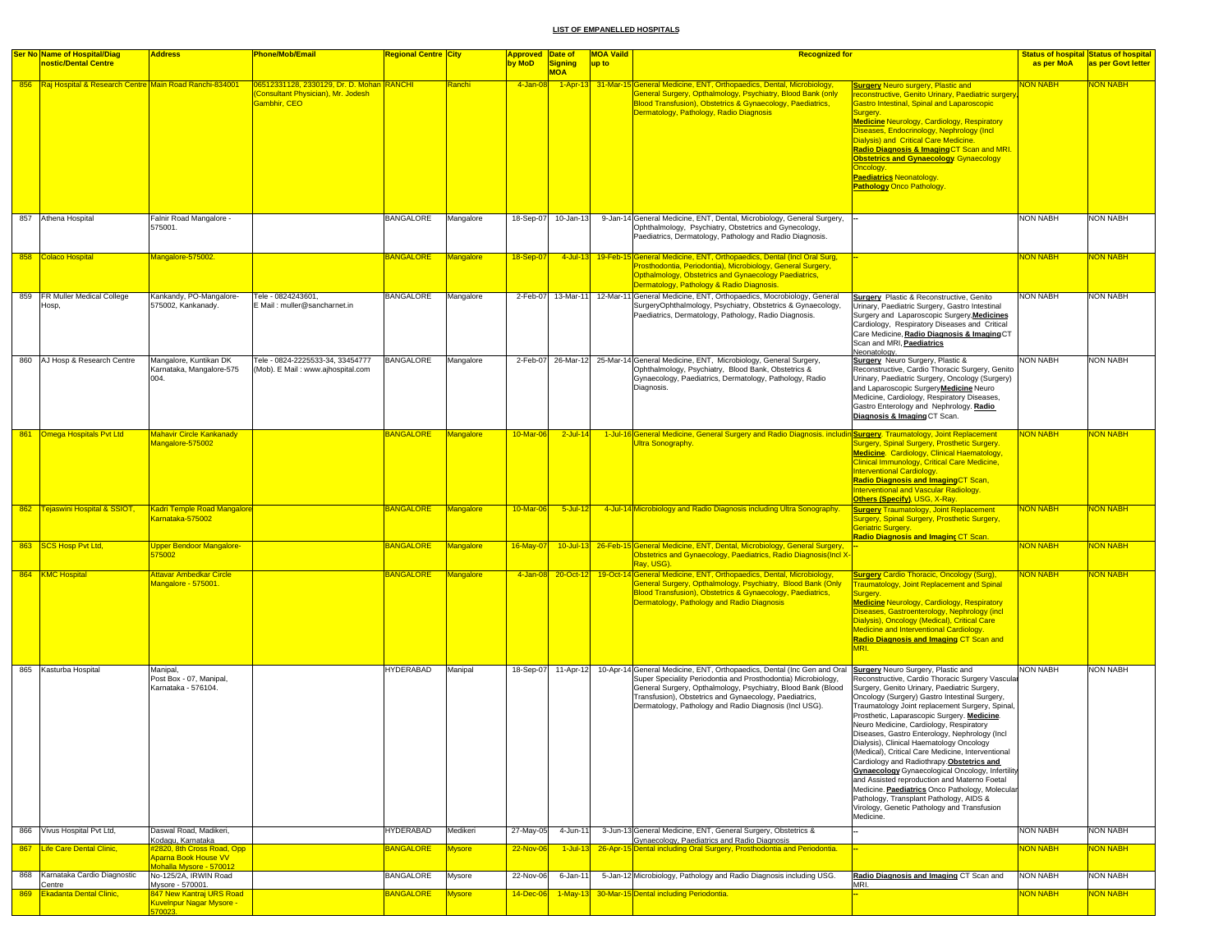**LIST OF EMPANELLED HOSPITALS**

| Ser No | Name of Hospital/Diagnostic/Dental Centre | Address | Phone/Mob/Email | Regional Centre | City | Approved by MoD | Date of Signing MOA | MOA Vaild up to | Recognized for | | Status of hospital as per MoA | Status of hospital as per Govt letter |
|---|---|---|---|---|---|---|---|---|---|---|---|---|
| 856 | Raj Hospital & Research Centre | Main Road Ranchi-834001 | 06512331128, 2330129, Dr. D. Mohan (Consultant Physician), Mr. Jodesh Gambhir, CEO | RANCHI | Ranchi | 4-Jan-08 | 1-Apr-13 | 31-Mar-15 | General Medicine, ENT, Orthopaedics, Dental, Microbiology, General Surgery, Opthalmology, Psychiatry, Blood Bank (only Blood Transfusion), Obstetrics & Gynaecology, Paediatrics, Dermatology, Pathology, Radio Diagnosis | **Surgery** Neuro surgery, Plastic and reconstructive, Genito Urinary, Paediatric surgery, Gastro Intestinal, Spinal and Laparoscopic Surgery. **Medicine** Neurology, Cardiology, Respiratory Diseases, Endocrinology, Nephrology (Incl Dialysis) and Critical Care Medicine. **Radio Diagnosis & Imaging** CT Scan and MRI. **Obstetrics and Gynaecology** Gynaecology Oncology. **Paediatrics** Neonatology. **Pathology** Onco Pathology. | NON NABH | NON NABH |
| 857 | Athena Hospital | Falnir Road Mangalore - 575001. | | BANGALORE | Mangalore | 18-Sep-07 | 10-Jan-13 | 9-Jan-14 | General Medicine, ENT, Dental, Microbiology, General Surgery, Ophthalmology, Psychiatry, Obstetrics and Gynecology, Paediatrics, Dermatology, Pathology and Radio Diagnosis. | -- | NON NABH | NON NABH |
| 858 | Colaco Hospital | Mangalore-575002. | | BANGALORE | Mangalore | 18-Sep-07 | 4-Jul-13 | 19-Feb-15 | General Medicine, ENT, Orthopaedics, Dental (Incl Oral Surg, Prosthodontia, Periodontia), Microbiology, General Surgery, Opthalmology, Obstetrics and Gynaecology Paediatrics, Dermatology, Pathology & Radio Diagnosis. | -- | NON NABH | NON NABH |
| 859 | FR Muller Medical College Hosp, | Kankandy, PO-Mangalore-575002, Kankanady. | Tele - 0824243601, E Mail : muller@sancharnet.in | BANGALORE | Mangalore | 2-Feb-07 | 13-Mar-11 | 12-Mar-11 | General Medicine, ENT, Orthopaedics, Mocrobiology, General SurgeryOphthalmology, Psychiatry, Obstetrics & Gynaecology, Paediatrics, Dermatology, Pathology, Radio Diagnosis. | **Surgery** Plastic & Reconstructive, Genito Urinary, Paediatric Surgery, Gastro Intestinal Surgery and Laparoscopic Surgery, **Medicines** Cardiology, Respiratory Diseases and Critical Care Medicine, **Radio Diagnosis & Imaging** CT Scan and MRI, **Paediatrics** Neonatology. | NON NABH | NON NABH |
| 860 | AJ Hosp & Research Centre | Mangalore, Kuntikan DK Karnataka, Mangalore-575 004. | Tele - 0824-2225533-34, 33454777 (Mob). E Mail : www.ajhospital.com | BANGALORE | Mangalore | 2-Feb-07 | 26-Mar-12 | 25-Mar-14 | General Medicine, ENT, Microbiology, General Surgery, Ophthalmology, Psychiatry, Blood Bank, Obstetrics & Gynaecology, Paediatrics, Dermatology, Pathology, Radio Diagnosis. | **Surgery** Neuro Surgery, Plastic & Reconstructive, Cardio Thoracic Surgery, Genito Urinary, Paediatric Surgery, Oncology (Surgery) and Laparoscopic Surgery **Medicine** Neuro Medicine, Cardiology, Respiratory Diseases, Gastro Enterology and Nephrology. **Radio Diagnosis & Imaging** CT Scan. | NON NABH | NON NABH |
| 861 | Omega Hospitals Pvt Ltd | Mahavir Circle Kankanady Mangalore-575002 | | BANGALORE | Mangalore | 10-Mar-06 | 2-Jul-14 | 1-Jul-16 | General Medicine, General Surgery and Radio Diagnosis. including Ultra Sonography. | **Surgery**. Traumatology, Joint Replacement Surgery, Spinal Surgery, Prosthetic Surgery. **Medicine**. Cardiology, Clinical Haematology, Clinical Immunology, Critical Care Medicine, Interventional Cardiology. **Radio Diagnosis and Imaging** CT Scan, Interventional and Vascular Radiology. **Others (Specify)**. USG, X-Ray. | NON NABH | NON NABH |
| 862 | Tejaswini Hospital & SSIOT, | Kadri Temple Road Mangalore Karnataka-575002 | | BANGALORE | Mangalore | 10-Mar-06 | 5-Jul-12 | 4-Jul-14 | Microbiology and Radio Diagnosis including Ultra Sonography. | **Surgery** Traumatology, Joint Replacement Surgery, Spinal Surgery, Prosthetic Surgery, Geriatric Surgery. **Radio Diagnosis and Imaging** CT Scan. | NON NABH | NON NABH |
| 863 | SCS Hosp Pvt Ltd, | Upper Bendoor Mangalore-575002 | | BANGALORE | Mangalore | 16-May-07 | 10-Jul-13 | 26-Feb-15 | General Medicine, ENT, Dental, Microbiology, General Surgery, Obstetrics and Gynaecology, Paediatrics, Radio Diagnosis(Incl X-Ray, USG). | -- | NON NABH | NON NABH |
| 864 | KMC Hospital | Attavar Ambedkar Circle Mangalore - 575001. | | BANGALORE | Mangalore | 4-Jan-08 | 20-Oct-12 | 19-Oct-14 | General Medicine, ENT, Orthopaedics, Dental, Microbiology, General Surgery, Opthalmology, Psychiatry, Blood Bank (Only Blood Transfusion), Obstetrics & Gynaecology, Paediatrics, Dermatology, Pathology and Radio Diagnosis | **Surgery** Cardio Thoracic, Oncology (Surg), Traumatology, Joint Replacement and Spinal Surgery. **Medicine** Neurology, Cardiology, Respiratory Diseases, Gastroenterology, Nephrology (incl Dialysis), Oncology (Medical), Critical Care Medicine and Interventional Cardiology. **Radio Diagnosis and Imaging** CT Scan and MRI. | NON NABH | NON NABH |
| 865 | Kasturba Hospital | Manipal, Post Box - 07, Manipal, Karnataka - 576104. | | HYDERABAD | Manipal | 18-Sep-07 | 11-Apr-12 | 10-Apr-14 | General Medicine, ENT, Orthopaedics, Dental (Inc Gen and Oral Super Speciality Periodontia and Prosthodontia) Microbiology, General Surgery, Opthalmology, Psychiatry, Blood Bank (Blood Transfusion), Obstetrics and Gynaecology, Paediatrics, Dermatology, Pathology and Radio Diagnosis (Incl USG). | **Surgery** Neuro Surgery, Plastic and Reconstructive, Cardio Thoracic Surgery Vascular Surgery, Genito Urinary, Paediatric Surgery, Oncology (Surgery) Gastro Intestinal Surgery, Traumatology Joint replacement Surgery, Spinal, Prosthetic, Laparascopic Surgery. **Medicine**. Neuro Medicine, Cardiology, Respiratory Diseases, Gastro Enterology, Nephrology (Incl Dialysis), Clinical Haematology Oncology (Medical), Critical Care Medicine, Interventional Cardiology and Radiothrapy. **Obstetrics and Gynaecology** Gynaecological Oncology, Infertility and Assisted reproduction and Materno Foetal Medicine. **Paediatrics** Onco Pathology, Molecular Pathology, Transplant Pathology, AIDS & Virology, Genetic Pathology and Transfusion Medicine. | NON NABH | NON NABH |
| 866 | Vivus Hospital Pvt Ltd, | Daswal Road, Madikeri, Kodagu, Karnataka | | HYDERABAD | Medikeri | 27-May-05 | 4-Jun-11 | 3-Jun-13 | General Medicine, ENT, General Surgery, Obstetrics & Gynaecology, Paediatrics and Radio Diagnosis | -- | NON NABH | NON NABH |
| 867 | Life Care Dental Clinic, | #2820, 8th Cross Road, Opp Aparna Book House VV Mohalla Mysore - 570012 | | BANGALORE | Mysore | 22-Nov-06 | 1-Jul-13 | 26-Apr-15 | Dental including Oral Surgery, Prosthodontia and Periodontia. | -- | NON NABH | NON NABH |
| 868 | Karnataka Cardio Diagnostic Centre | No-125/2A, IRWIN Road Mysore - 570001 | | BANGALORE | Mysore | 22-Nov-06 | 6-Jan-11 | 5-Jan-12 | Microbiology, Pathology and Radio Diagnosis including USG. | **Radio Diagnosis and Imaging** CT Scan and MRI. | NON NABH | NON NABH |
| 869 | Ekadanta Dental Clinic, | 847 New Kantraj URS Road Kuvelnpur Nagar Mysore - 570023. | | BANGALORE | Mysore | 14-Dec-06 | 1-May-13 | 30-Mar-15 | Dental including Periodontia. | -- | NON NABH | NON NABH |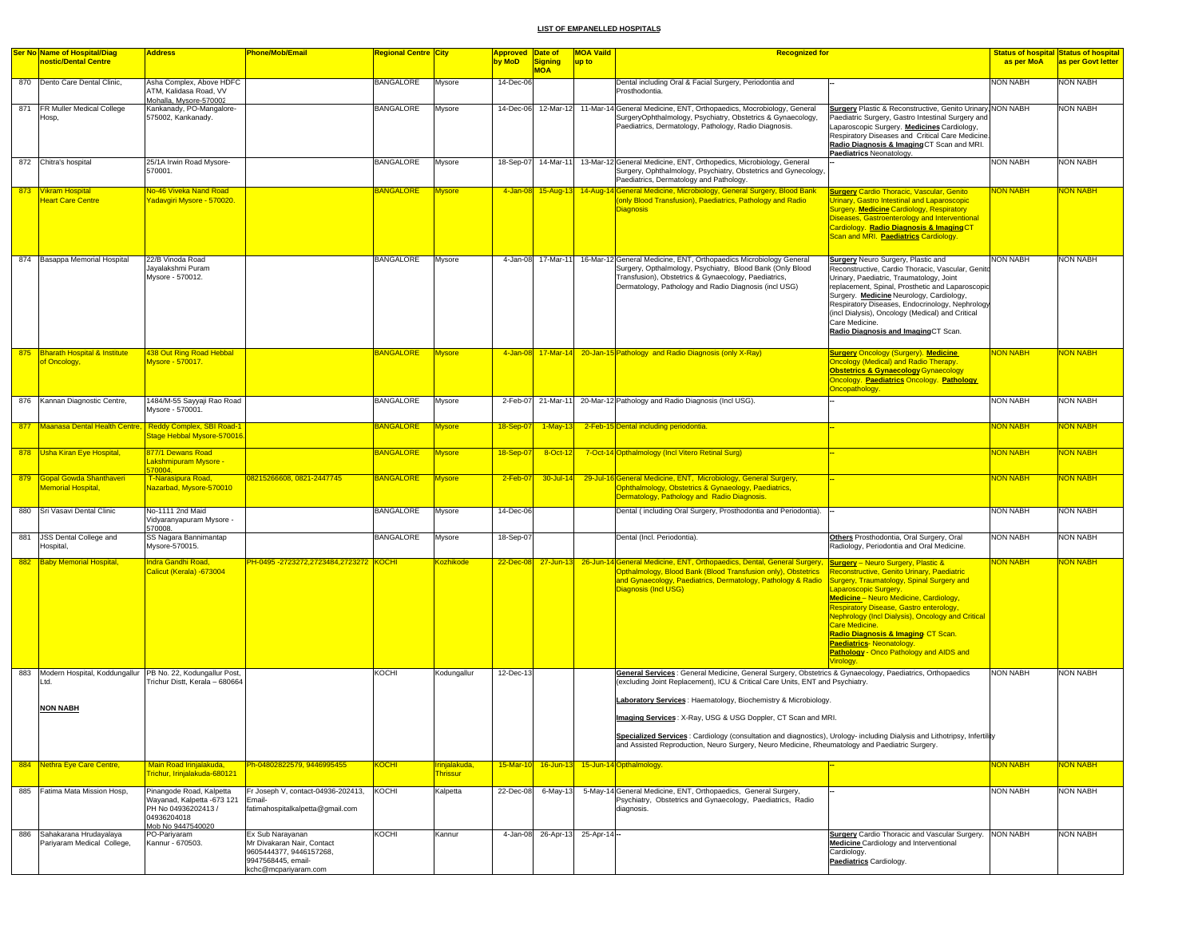# LIST OF EMPANELLED HOSPITALS

| Ser No | Name of Hospital/Diagnostic/Dental Centre | Address | Phone/Mob/Email | Regional Centre | City | Approved by MoD | Date of Signing MOA | MOA Vaild up to | Recognized for | | Status of hospital as per MoA | Status of hospital as per Govt letter |
|---|---|---|---|---|---|---|---|---|---|---|---|---|
| 870 | Dento Care Dental Clinic, | Asha Complex, Above HDFC ATM, Kalidasa Road, VV Mohalla, Mysore-570002 | | BANGALORE | Mysore | 14-Dec-06 | | | Dental including Oral & Facial Surgery, Periodontia and Prosthodontia. | -- | NON NABH | NON NABH |
| 871 | FR Muller Medical College Hosp, | Kankanady, PO-Mangalore-575002, Kankanady. | | BANGALORE | Mysore | 14-Dec-06 | 12-Mar-12 | 11-Mar-14 | General Medicine, ENT, Orthopaedics, Mocrobiology, General SurgeryOphthalmology, Psychiatry, Obstetrics & Gynaecology, Paediatrics, Dermatology, Pathology, Radio Diagnosis. | **Surgery** Plastic & Reconstructive, Genito Urinary, Paediatric Surgery, Gastro Intestinal Surgery and Laparoscopic Surgery. **Medicines** Cardiology, Respiratory Diseases and Critical Care Medicine. **Radio Diagnosis & Imaging** CT Scan and MRI. **Paediatrics** Neonatology. | NON NABH | NON NABH |
| 872 | Chitra's hospital | 25/1A Irwin Road Mysore-570001. | | BANGALORE | Mysore | 18-Sep-07 | 14-Mar-11 | 13-Mar-12 | General Medicine, ENT, Orthopedics, Microbiology, General Surgery, Ophthalmology, Psychiatry, Obstetrics and Gynecology, Paediatrics, Dermatology and Pathology. | -- | NON NABH | NON NABH |
| 873 | Vikram Hospital Heart Care Centre | No-46 Viveka Nand Road Yadavgiri Mysore - 570020. | | BANGALORE | Mysore | 4-Jan-08 | 15-Aug-13 | 14-Aug-14 | General Medicine, Microbiology, General Surgery, Blood Bank (only Blood Transfusion), Paediatrics, Pathology and Radio Diagnosis | **Surgery** Cardio Thoracic, Vascular, Genito Urinary, Gastro Intestinal and Laparoscopic Surgery. **Medicine** Cardiology, Respiratory Diseases, Gastroenterology and Interventional Cardiology. **Radio Diagnosis & Imaging** CT Scan and MRI. **Paediatrics** Cardiology. | NON NABH | NON NABH |
| 874 | Basappa Memorial Hospital | 22/B Vinoda Road Jayalakshmi Puram Mysore - 570012. | | BANGALORE | Mysore | 4-Jan-08 | 17-Mar-11 | 16-Mar-12 | General Medicine, ENT, Orthopaedics Microbiology General Surgery, Opthalmology, Psychiatry, Blood Bank (Only Blood Transfusion), Obstetrics & Gynaecology, Paediatrics, Dermatology, Pathology and Radio Diagnosis (incl USG) | **Surgery** Neuro Surgery, Plastic and Reconstructive, Cardio Thoracic, Vascular, Genito Urinary, Paediatric, Traumatology, Joint replacement, Spinal, Prosthetic and Laparoscopic Surgery. **Medicine** Neurology, Cardiology, Respiratory Diseases, Endocrinology, Nephrology (incl Dialysis), Oncology (Medical) and Critical Care Medicine. **Radio Diagnosis and Imaging** CT Scan. | NON NABH | NON NABH |
| 875 | Bharath Hospital & Institute of Oncology, | 438 Out Ring Road Hebbal Mysore - 570017. | | BANGALORE | Mysore | 4-Jan-08 | 17-Mar-14 | 20-Jan-15 | Pathology and Radio Diagnosis (only X-Ray) | **Surgery** Oncology (Surgery). **Medicine** Oncology (Medical) and Radio Therapy. **Obstetrics & Gynaecology** Gynaecology Oncology. **Paediatrics** Oncology. **Pathology** Oncopathology. | NON NABH | NON NABH |
| 876 | Kannan Diagnostic Centre, | 1484/M-55 Sayyaji Rao Road Mysore - 570001. | | BANGALORE | Mysore | 2-Feb-07 | 21-Mar-11 | 20-Mar-12 | Pathology and Radio Diagnosis (Incl USG). | -- | NON NABH | NON NABH |
| 877 | Maanasa Dental Health Centre, | Reddy Complex, SBI Road-1 Stage Hebbal Mysore-570016. | | BANGALORE | Mysore | 18-Sep-07 | 1-May-13 | 2-Feb-15 | Dental including periodontia. | -- | NON NABH | NON NABH |
| 878 | Usha Kiran Eye Hospital, | 877/1 Dewans Road Lakshmipuram Mysore - 570004. | | BANGALORE | Mysore | 18-Sep-07 | 8-Oct-12 | 7-Oct-14 | Opthalmology (Incl Vitero Retinal Surg) | -- | NON NABH | NON NABH |
| 879 | Gopal Gowda Shanthaveri Memorial Hospital, | T-Narasipura Road, Nazarbad, Mysore-570010 | 08215266608, 0821-2447745 | BANGALORE | Mysore | 2-Feb-07 | 30-Jul-14 | 29-Jul-16 | General Medicine, ENT, Microbiology, General Surgery, Ophthalmology, Obstetrics & Gynaeology, Paediatrics, Dermatology, Pathology and Radio Diagnosis. | -- | NON NABH | NON NABH |
| 880 | Sri Vasavi Dental Clinic | No-1111 2nd Maid Vidyaranyapuram Mysore - 570008. | | BANGALORE | Mysore | 14-Dec-06 | | | Dental ( including Oral Surgery, Prosthodontia and Periodontia). | -- | NON NABH | NON NABH |
| 881 | JSS Dental College and Hospital, | SS Nagara Bannimantap Mysore-570015. | | BANGALORE | Mysore | 18-Sep-07 | | | Dental (Incl. Periodontia). | **Others** Prosthodontia, Oral Surgery, Oral Radiology, Periodontia and Oral Medicine. | NON NABH | NON NABH |
| 882 | Baby Memorial Hospital, | Indra Gandhi Road, Calicut (Kerala) -673004 | PH-0495 -2723272,2723484,2723272 | KOCHI | Kozhikode | 22-Dec-08 | 27-Jun-13 | 26-Jun-14 | General Medicine, ENT, Orthopaedics, Dental, General Surgery, Opthalmology, Blood Bank (Blood Transfusion only), Obstetrics and Gynaecology, Paediatrics, Dermatology, Pathology & Radio Diagnosis (Incl USG) | **Surgery** – Neuro Surgery, Plastic & Reconstructive, Genito Urinary, Paediatric Surgery, Traumatology, Spinal Surgery and Laparoscopic Surgery. **Medicine** – Neuro Medicine, Cardiology, Respiratory Disease, Gastro enterology, Nephrology (Incl Dialysis), Oncology and Critical Care Medicine. **Radio Diagnosis & Imaging**- CT Scan. **Paediatrics**- Neonatology. **Pathology** - Onco Pathology and AIDS and Virology. | NON NABH | NON NABH |
| 883 | Modern Hospital, Koddungallur Ltd. **NON NABH** | PB No. 22, Kodungallur Post, Trichur Distt, Kerala – 680664 | | KOCHI | Kodungallur | 12-Dec-13 | | | **General Services** : General Medicine, General Surgery, Obstetrics & Gynaecology, Paediatrics, Orthopaedics (excluding Joint Replacement), ICU & Critical Care Units, ENT and Psychiatry. **Laboratory Services** : Haematology, Biochemistry & Microbiology. **Imaging Services** : X-Ray, USG & USG Doppler, CT Scan and MRI. **Specialized Services** : Cardiology (consultation and diagnostics), Urology- including Dialysis and Lithotripsy, Infertility and Assisted Reproduction, Neuro Surgery, Neuro Medicine, Rheumatology and Paediatric Surgery. | | NON NABH | NON NABH |
| 884 | Nethra Eye Care Centre, | Main Road Irinjalakuda, Trichur, Irinjalakuda-680121 | Ph-04802822579, 9446995455 | KOCHI | Irinjalakuda, Thrissur | 15-Mar-10 | 16-Jun-13 | 15-Jun-14 | Opthalmology. | -- | NON NABH | NON NABH |
| 885 | Fatima Mata Mission Hosp, | Pinangode Road, Kalpetta Wayanad, Kalpetta -673 121 PH No 04936202413 / 04936204018 Mob No 9447540020 | Fr Joseph V, contact-04936-202413, Email-fatimahospitalkalpetta@gmail.com | KOCHI | Kalpetta | 22-Dec-08 | 6-May-13 | 5-May-14 | General Medicine, ENT, Orthopaedics, General Surgery, Psychiatry, Obstetrics and Gynaecology, Paediatrics, Radio diagnosis. | -- | NON NABH | NON NABH |
| 886 | Sahakarana Hrudayalaya Pariyaram Medical College, | PO-Pariyaram Kannur - 670503. | Ex Sub Narayanan Mr Divakaran Nair, Contact 9605444377, 9446157268, 9947568445, email-kchc@mcpariyaram.com | KOCHI | Kannur | 4-Jan-08 | 26-Apr-13 | 25-Apr-14 | -- | **Surgery** Cardio Thoracic and Vascular Surgery. **Medicine** Cardiology and Interventional Cardiology. **Paediatrics** Cardiology. | NON NABH | NON NABH |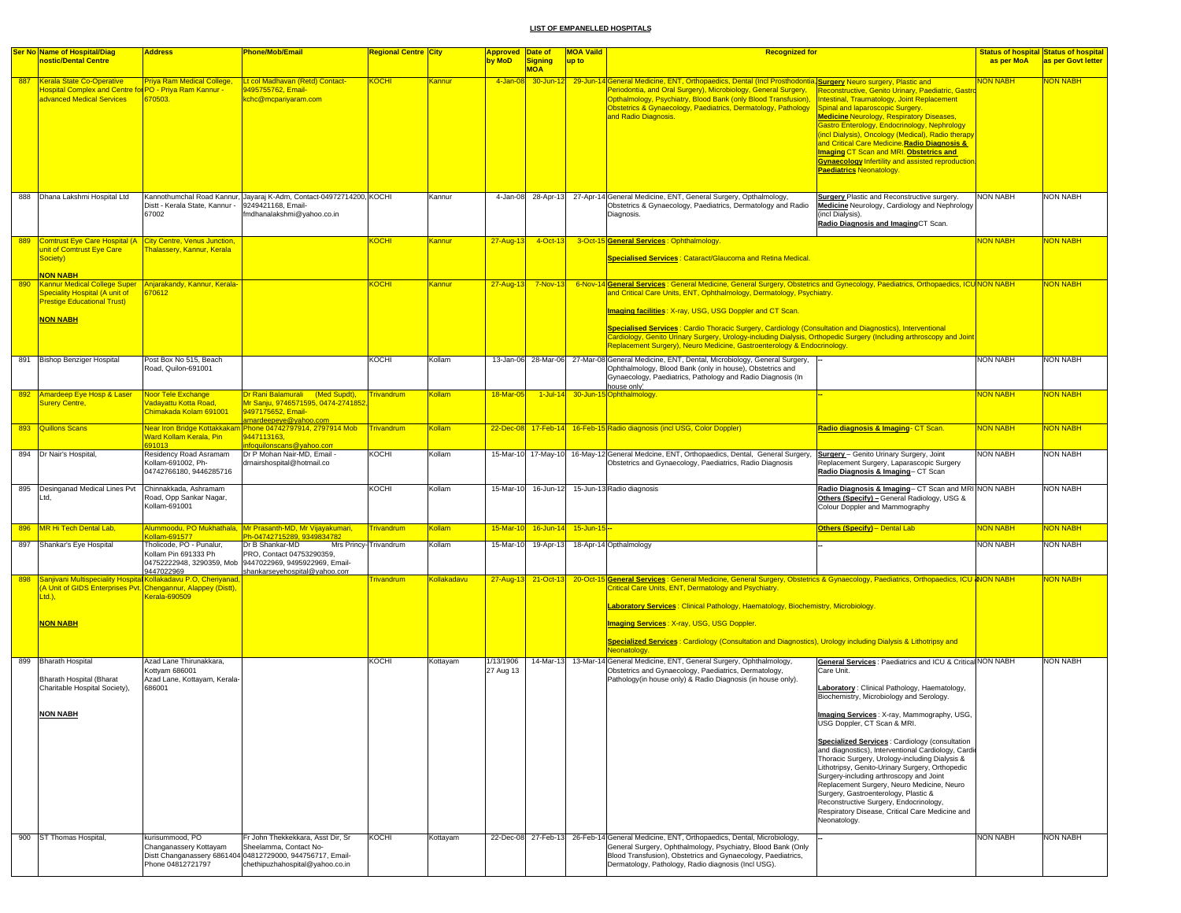## LIST OF EMPANELLED HOSPITALS

| Ser No | Name of Hospital/Diagnostic/Dental Centre | Address | Phone/Mob/Email | Regional Centre | City | Approved by MoD | Date of Signing MOA | MOA Vaild up to | Recognized for | | Status of hospital as per MoA | Status of hospital as per Govt letter |
|---|---|---|---|---|---|---|---|---|---|---|---|---|
| 887 | Kerala State Co-Operative Hospital Complex and Centre for advanced Medical Services | Priya Ram Medical College, PO - Priya Ram Kannur - 670503. | Lt col Madhavan (Retd) Contact-9495755762, Email-kchc@mcpariyaram.com | KOCHI | Kannur | 4-Jan-08 | 30-Jun-12 | 29-Jun-14 | General Medicine, ENT, Orthopaedics, Dental (Incl Prosthodontia, Periodontia, and Oral Surgery), Microbiology, General Surgery, Opthalmology, Psychiatry, Blood Bank (only Blood Transfusion), Obstetrics & Gynaecology, Paediatrics, Dermatology, Pathology and Radio Diagnosis. | **Surgery** Neuro surgery, Plastic and Reconstructive, Genito Urinary, Paediatric, Gastro Intestinal, Traumatology, Joint Replacement Spinal and laparoscopic Surgery. **Medicine** Neurology, Respiratory Diseases, Gastro Enterology, Endocrinology, Nephrology (incl Dialysis), Oncology (Medical), Radio therapy and Critical Care Medicine.**Radio Diagnosis & Imaging** CT Scan and MRI. **Obstetrics and Gynaecology** Infertility and assisted reproduction. **Paediatrics** Neonatology. | NON NABH | NON NABH |
| 888 | Dhana Lakshmi Hospital Ltd | Kannothumchal Road Kannur, Distt - Kerala State, Kannur - 67002 | Jayaraj K-Adm, Contact-04972714200, 9249421168, Email-fmdhanalakshmi@yahoo.co.in | KOCHI | Kannur | 4-Jan-08 | 28-Apr-13 | 27-Apr-14 | General Medicine, ENT, General Surgery, Opthalmology, Obstetrics & Gynaecology, Paediatrics, Dermatology and Radio Diagnosis. | **Surgery** Plastic and Reconstructive surgery. **Medicine** Neurology, Cardiology and Nephrology (incl Dialysis). **Radio Diagnosis and Imaging** CT Scan. | NON NABH | NON NABH |
| 889 | Comtrust Eye Care Hospital (A unit of Comtrust Eye Care Society) **NON NABH** | City Centre, Venus Junction, Thalassery, Kannur, Kerala | | KOCHI | Kannur | 27-Aug-13 | 4-Oct-13 | 3-Oct-15 | **General Services** : Ophthalmology. **Specialised Services** : Cataract/Glaucoma and Retina Medical. | | NON NABH | NON NABH |
| 890 | Kannur Medical College Super Speciality Hospital (A unit of Prestige Educational Trust) **NON NABH** | Anjarakandy, Kannur, Kerala-670612 | | KOCHI | Kannur | 27-Aug-13 | 7-Nov-13 | 6-Nov-14 | **General Services** : General Medicine, General Surgery, Obstetrics and Gynecology, Paediatrics, Orthopaedics, ICU and Critical Care Units, ENT, Ophthalmology, Dermatology, Psychiatry. **Imaging facilities** : X-ray, USG, USG Doppler and CT Scan. **Specialised Services** : Cardio Thoracic Surgery, Cardiology (Consultation and Diagnostics), Interventional Cardiology, Genito Urinary Surgery, Urology-including Dialysis, Orthopedic Surgery (Including arthroscopy and Joint Replacement Surgery), Neuro Medicine, Gastroenterology & Endocrinology. | | NON NABH | NON NABH |
| 891 | Bishop Benziger Hospital | Post Box No 515, Beach Road, Quilon-691001 | | KOCHI | Kollam | 13-Jan-06 | 28-Mar-06 | 27-Mar-08 | General Medicine, ENT, Dental, Microbiology, General Surgery, Ophthalmology, Blood Bank (only in house), Obstetrics and Gynaecology, Paediatrics, Pathology and Radio Diagnosis (In house only' | -- | NON NABH | NON NABH |
| 892 | Amardeep Eye Hosp & Laser Surery Centre, | Noor Tele Exchange Vadayattu Kotta Road, Chimakada Kolam 691001 | Dr Rani Balamurali (Med Supdt), Mr Sanju, 9746571595, 0474-2741852, 9497175652, Email-amardeepeye@yahoo.com | Trivandrum | Kollam | 18-Mar-05 | 1-Jul-14 | 30-Jun-15 | Ophthalmology. | -- | NON NABH | NON NABH |
| 893 | Quillons Scans | Near Iron Bridge Kottakkakam Ward Kollam Kerala, Pin 691013 | Phone 04742797914, 2797914 Mob 9447113163, infoquilonscans@yahoo.com | Trivandrum | Kollam | 22-Dec-08 | 17-Feb-14 | 16-Feb-15 | Radio diagnosis (incl USG, Color Doppler) | **Radio diagnosis & Imaging**- CT Scan. | NON NABH | NON NABH |
| 894 | Dr Nair's Hospital, | Residency Road Asramam Kollam-691002, Ph-04742766180, 9446285716 | Dr P Mohan Nair-MD, Email - drnairshospital@hotmail.co | KOCHI | Kollam | 15-Mar-10 | 17-May-10 | 16-May-12 | General Medcine, ENT, Orthopaedics, Dental, General Surgery, Obstetrics and Gynaecology, Paediatrics, Radio Diagnosis | **Surgery** – Genito Urinary Surgery, Joint Replacement Surgery, Laparascopic Surgery **Radio Diagnosis & Imaging** – CT Scan | NON NABH | NON NABH |
| 895 | Desinganad Medical Lines Pvt Ltd, | Chinnakkada, Ashramam Road, Opp Sankar Nagar, Kollam-691001 | | KOCHI | Kollam | 15-Mar-10 | 16-Jun-12 | 15-Jun-13 | Radio diagnosis | **Radio Diagnosis & Imaging** – CT Scan and MRI **Others (Specify) –** General Radiology, USG & Colour Doppler and Mammography | NON NABH | NON NABH |
| 896 | MR Hi Tech Dental Lab, | Alummoodu, PO Mukhathala, Kollam-691577 | Mr Prasanth-MD, Mr Vijayakumari, Ph-04742715289, 9349834782 | Trivandrum | Kollam | 15-Mar-10 | 16-Jun-14 | 15-Jun-15 | -- | **Others (Specify)** – Dental Lab | NON NABH | NON NABH |
| 897 | Shankar's Eye Hospital | Tholicode, PO - Punalur, Kollam Pin 691333 Ph 04752222948, 3290359, Mob 9447022969 | Dr B Shankar-MD Mrs Princy-PRO, Contact 04753290359, 9447022969, 9495922969, Email-shankarseyehospital@yahoo.com | Trivandrum | Kollam | 15-Mar-10 | 19-Apr-13 | 18-Apr-14 | Opthalmology | -- | NON NABH | NON NABH |
| 898 | Sanjivani Multispeciality Hospital (A Unit of GIDS Enterprises Pvt. Ltd.), **NON NABH** | Kollakadavu P.O, Cheriyanad, Chengannur, Alappey (Distt), Kerala-690509 | | Trivandrum | Kollakadavu | 27-Aug-13 | 21-Oct-13 | 20-Oct-15 | **General Services** : General Medicine, General Surgery, Obstetrics & Gynaecology, Paediatrics, Orthopaedics, ICU & Critical Care Units, ENT, Dermatology and Psychiatry. **Laboratory Services** : Clinical Pathology, Haematology, Biochemistry, Microbiology. **Imaging Services** : X-ray, USG, USG Doppler. **Specialized Services** : Cardiology (Consultation and Diagnostics), Urology including Dialysis & Lithotripsy and Neonatology. | | NON NABH | NON NABH |
| 899 | Bharath Hospital Bharath Hospital (Bharat Charitable Hospital Society), **NON NABH** | Azad Lane Thirunakkara, Kottyam 686001 Azad Lane, Kottayam, Kerala-686001 | | KOCHI | Kottayam | 1/13/1906 27 Aug 13 | 14-Mar-13 | 13-Mar-14 | General Medicine, ENT, General Surgery, Ophthalmology, Obstetrics and Gynaecology, Paediatrics, Dermatology, Pathology(in house only) & Radio Diagnosis (in house only). | **General Services** : Paediatrics and ICU & Critical Care Unit. **Laboratory** : Clinical Pathology, Haematology, Biochemistry, Microbiology and Serology. **Imaging Services** : X-ray, Mammography, USG, USG Doppler, CT Scan & MRI. **Specialized Services** : Cardiology (consultation and diagnostics), Interventional Cardiology, Cardio Thoracic Surgery, Urology-including Dialysis & Lithotripsy, Genito-Urinary Surgery, Orthopedic Surgery-including arthroscopy and Joint Replacement Surgery, Neuro Medicine, Neuro Surgery, Gastroenterology, Plastic & Reconstructive Surgery, Endocrinology, Respiratory Disease, Critical Care Medicine and Neonatology. | NON NABH | NON NABH |
| 900 | ST Thomas Hospital, | kurisummood, PO Changanassery Kottayam Distt Changanassery 6861404 Phone 04812721797 | Fr John Thekkekkara, Asst Dir, Sr Sheelamma, Contact No-04812729000, 944756717, Email-chethipuzhahospital@yahoo.co.in | KOCHI | Kottayam | 22-Dec-08 | 27-Feb-13 | 26-Feb-14 | General Medicine, ENT, Orthopaedics, Dental, Microbiology, General Surgery, Ophthalmology, Psychiatry, Blood Bank (Only Blood Transfusion), Obstetrics and Gynaecology, Paediatrics, Dermatology, Pathology, Radio diagnosis (incl USG). | -- | NON NABH | NON NABH |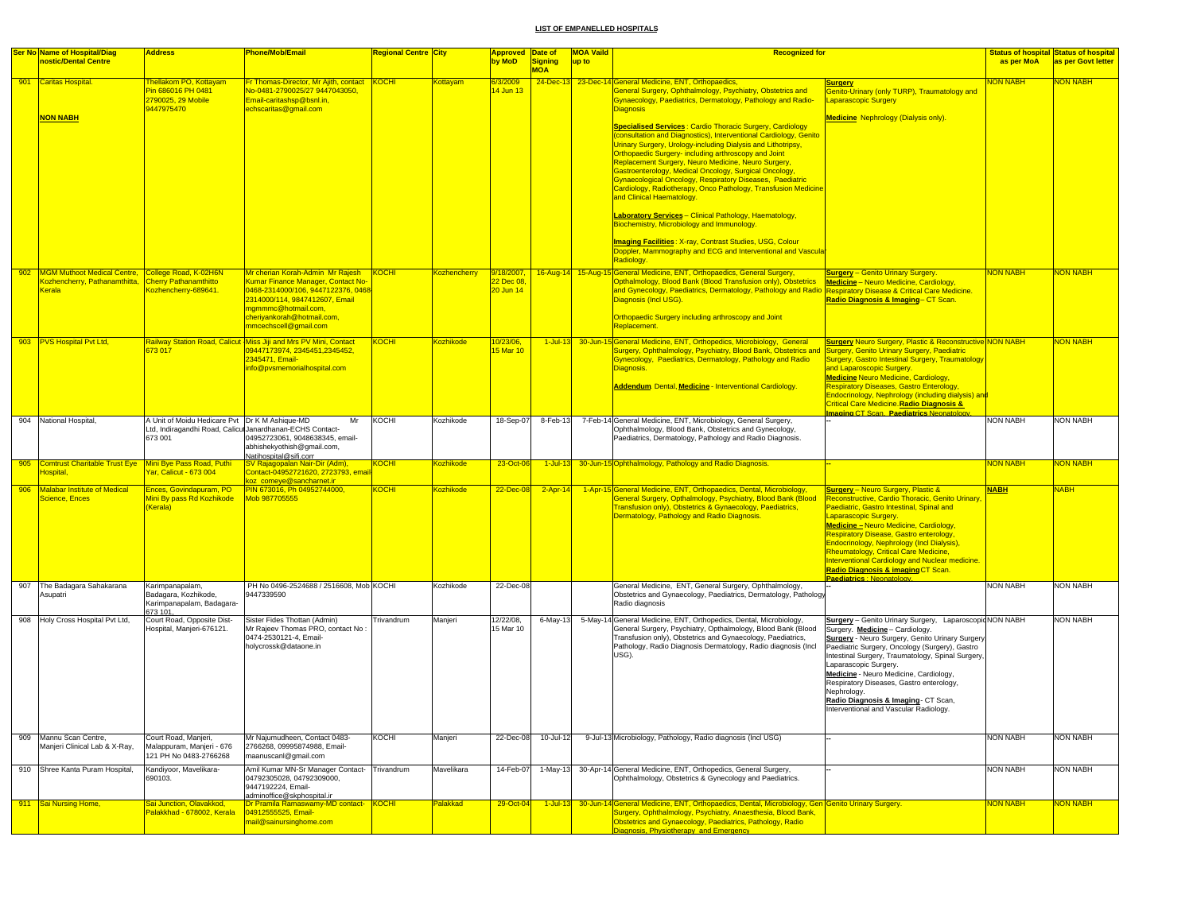**LIST OF EMPANELLED HOSPITALS**

| Ser No | Name of Hospital/Diagnostic/Dental Centre | Address | Phone/Mob/Email | Regional Centre | City | Approved by MoD | Date of Signing MOA | MOA Vaild up to | Recognized for | | Status of hospital as per MoA | Status of hospital as per Govt letter |
|---|---|---|---|---|---|---|---|---|---|---|---|---|
| 901 | Caritas Hospital. **NON NABH** | Thellakom PO, Kottayam Pin 686016 PH 0481 2790025, 29 Mobile 9447975470 | Fr Thomas-Director, Mr Ajith, contact No-0481-2790025/27 9447043050, Email-caritashsp@bsnl.in, echscaritas@gmail.com | KOCHI | Kottayam | 6/3/2009 14 Jun 13 | 24-Dec-13 | 23-Dec-14 | General Medicine, ENT, Orthopaedics, General Surgery, Ophthalmology, Psychiatry, Obstetrics and Gynaecology, Paediatrics, Dermatology, Pathology and Radio-Diagnosis **Specialised Services** : Cardio Thoracic Surgery, Cardiology (consultation and Diagnostics), Interventional Cardiology, Genito Urinary Surgery, Urology-including Dialysis and Lithotripsy, Orthopaedic Surgery- including arthroscopy and Joint Replacement Surgery, Neuro Medicine, Neuro Surgery, Gastroenterology, Medical Oncology, Surgical Oncology, Gynaecological Oncology, Respiratory Diseases, Paediatric Cardiology, Radiotherapy, Onco Pathology, Transfusion Medicine and Clinical Haematology. **Laboratory Services** – Clinical Pathology, Haematology, Biochemistry, Microbiology and Immunology. **Imaging Facilities**: X-ray, Contrast Studies, USG, Colour Doppler, Mammography and ECG and Interventional and Vascular Radiology. | **Surgery** Genito-Urinary (only TURP), Traumatology and Laparascopic Surgery **Medicine** Nephrology (Dialysis only). | NON NABH | NON NABH |
| 902 | MGM Muthoot Medical Centre, Kozhencherry, Pathanamthitta, Kerala | College Road, K-02H6N Cherry Pathanamthitto Kozhencherry-689641. | Mr cherian Korah-Admin Mr Rajesh Kumar Finance Manager, Contact No-0468-2314000/106, 9447122376, 0468-2314000/114, 9847412607, Email mgmmmc@hotmail.com, cheriyankorah@hotmail.com, mmcechscell@gmail.com | KOCHI | Kozhencherry | 9/18/2007, 22 Dec 08, 20 Jun 14 | 16-Aug-14 | 15-Aug-15 | General Medicine, ENT, Orthopaedics, General Surgery, Opthalmology, Blood Bank (Blood Transfusion only), Obstetrics and Gynecology, Paediatrics, Dermatology, Pathology and Radio Diagnosis (Incl USG). Orthopaedic Surgery including arthroscopy and Joint Replacement. | **Surgery** – Genito Urinary Surgery. **Medicine** – Neuro Medicine, Cardiology, Respiratory Disease & Critical Care Medicine. **Radio Diagnosis & Imaging** – CT Scan. | NON NABH | NON NABH |
| 903 | PVS Hospital Pvt Ltd, | Railway Station Road, Calicut 673 017 | Miss Jiji and Mrs PV Mini, Contact 09447173974, 2345451,2345452, 2345471, Email-info@pvsmemorialhospital.com | KOCHI | Kozhikode | 10/23/06, 15 Mar 10 | 1-Jul-13 | 30-Jun-15 | General Medicine, ENT, Orthopedics, Microbiology, General Surgery, Ophthalmology, Psychiatry, Blood Bank, Obstetrics and Gynecology, Paediatrics, Dermatology, Pathology and Radio Diagnosis. **Addendum** Dental, **Medicine** - Interventional Cardiology. | **Surgery** Neuro Surgery, Plastic & Reconstructive Surgery, Genito Urinary Surgery, Paediatric Surgery, Gastro Intestinal Surgery, Traumatology and Laparoscopic Surgery. **Medicine** Neuro Medicine, Cardiology, Respiratory Diseases, Gastro Enterology, Endocrinology, Nephrology (including dialysis) and Critical Care Medicine. **Radio Diagnosis & Imaging** CT Scan. **Paediatrics** Neonatology. | NON NABH | NON NABH |
| 904 | National Hospital, | A Unit of Moidu Hedicare Pvt Ltd, Indiragandhi Road, Calicut 673 001 | Dr K M Ashique-MD Mr Janardhanan-ECHS Contact-04952723061, 9048638345, email-abhishekyothish@gmail.com, Natihospital@sifi.com | KOCHI | Kozhikode | 18-Sep-07 | 8-Feb-13 | 7-Feb-14 | General Medicine, ENT, Microbiology, General Surgery, Ophthalmology, Blood Bank, Obstetrics and Gynecology, Paediatrics, Dermatology, Pathology and Radio Diagnosis. | -- | NON NABH | NON NABH |
| 905 | Comtrust Charitable Trust Eye Hospital, | Mini Bye Pass Road, Puthi Yar, Calicut - 673 004 | SV Rajagopalan Nair-Dir (Adm), Contact-04952721620, 2723793, email-koz_comeye@sancharnet.ir | KOCHI | Kozhikode | 23-Oct-06 | 1-Jul-13 | 30-Jun-15 | Ophthalmology, Pathology and Radio Diagnosis. | -- | NON NABH | NON NABH |
| 906 | Malabar Institute of Medical Science, Ences | Ences, Govindapuram, PO Mini By pass Rd Kozhikode (Kerala) | PIN 673016, Ph 04952744000, Mob 987705555 | KOCHI | Kozhikode | 22-Dec-08 | 2-Apr-14 | 1-Apr-15 | General Medicine, ENT, Orthopaedics, Dental, Microbiology, General Surgery, Opthalmology, Psychiatry, Blood Bank (Blood Transfusion only), Obstetrics & Gynaecology, Paediatrics, Dermatology, Pathology and Radio Diagnosis. | **Surgery** – Neuro Surgery, Plastic & Reconstructive, Cardio Thoracic, Genito Urinary, Paediatric, Gastro Intestinal, Spinal and Laparascopic Surgery. **Medicine** – Neuro Medicine, Cardiology, Respiratory Disease, Gastro enterology, Endocrinology, Nephrology (Incl Dialysis), Rheumatology, Critical Care Medicine, Interventional Cardiology and Nuclear medicine. **Radio Diagnosis & imaging** CT Scan. **Paediatrics** : Neonatology. | **NABH** | NABH |
| 907 | The Badagara Sahakarana Asupatri | Karimpanapalam, Badagara, Kozhikode, Karimpanapalam, Badagara-673 101, | PH No 0496-2524688 / 2516608, Mob 9447339590 | KOCHI | Kozhikode | 22-Dec-08 | | | General Medicine, ENT, General Surgery, Ophthalmology, Obstetrics and Gynaecology, Paediatrics, Dermatology, Pathology Radio diagnosis | -- | NON NABH | NON NABH |
| 908 | Holy Cross Hospital Pvt Ltd, | Court Road, Opposite Dist-Hospital, Manjeri-676121. | Sister Fides Thottan (Admin) Mr Rajeev Thomas PRO, contact No : 0474-2530121-4, Email-holycrossk@dataone.in | Trivandrum | Manjeri | 12/22/08, 15 Mar 10 | 6-May-13 | 5-May-14 | General Medicine, ENT, Orthopedics, Dental, Microbiology, General Surgery, Psychiatry, Opthalmology, Blood Bank (Blood Transfusion only), Obstetrics and Gynaecology, Paediatrics, Pathology, Radio Diagnosis Dermatology, Radio diagnosis (Incl USG). | **Surgery** – Genito Urinary Surgery, Laparoscopic Surgery. **Medicine** – Cardiology. **Surgery** - Neuro Surgery, Genito Urinary Surgery Paediatric Surgery, Oncology (Surgery), Gastro Intestinal Surgery, Traumatology, Spinal Surgery, Laparoscopic Surgery. **Medicine** - Neuro Medicine, Cardiology, Respiratory Diseases, Gastro enterology, Nephrology. **Radio Diagnosis & Imaging** - CT Scan, Interventional and Vascular Radiology. | NON NABH | NON NABH |
| 909 | Mannu Scan Centre, Manjeri Clinical Lab & X-Ray, | Court Road, Manjeri, Malappuram, Manjeri - 676 121 PH No 0483-2766268 | Mr Najumudheen, Contact 0483-2766268, 09995874988, Email-maanuscanl@gmail.com | KOCHI | Manjeri | 22-Dec-08 | 10-Jul-12 | 9-Jul-13 | Microbiology, Pathology, Radio diagnosis (Incl USG) | -- | NON NABH | NON NABH |
| 910 | Shree Kanta Puram Hospital, | Kandiyoor, Mavelikara-690103. | Amil Kumar MN-Sr Manager Contact-04792305028, 04792309000, 9447192224, Email-adminoffice@skphospital.ir | Trivandrum | Mavelikara | 14-Feb-07 | 1-May-13 | 30-Apr-14 | General Medicine, ENT, Orthopedics, General Surgery, Ophthalmology, Obstetrics & Gynecology and Paediatrics. | -- | NON NABH | NON NABH |
| 911 | Sai Nursing Home, | Sai Junction, Olavakkod, Palakkhad - 678002, Kerala | Dr Pramila Ramaswamy-MD contact-04912555525, Email-mail@sainursinghome.com | KOCHI | Palakkad | 29-Oct-04 | 1-Jul-13 | 30-Jun-14 | General Medicine, ENT, Orthopaedics, Dental, Microbiology, General Surgery, Ophthalmology, Psychiatry, Anaesthesia, Blood Bank, Obstetrics and Gynaecology, Paediatrics, Pathology, Radio Diagnosis, Physiotherapy and Emergency | Genito Urinary Surgery. | NON NABH | NON NABH |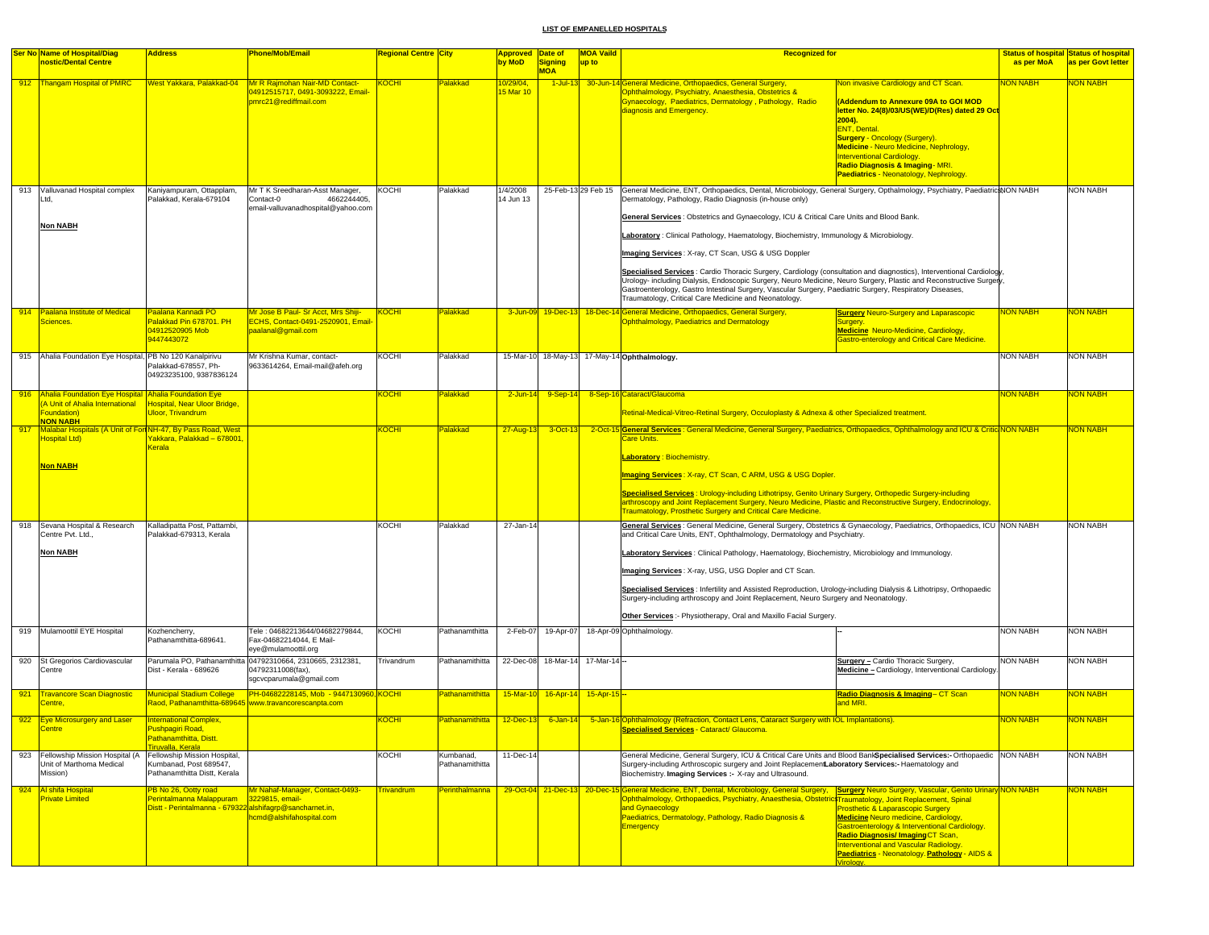## LIST OF EMPANELLED HOSPITALS

| Ser No | Name of Hospital/Diagnostic/Dental Centre | Address | Phone/Mob/Email | Regional Centre | City | Approved by MoD | Date of Signing MOA | MOA Vaild up to | Recognized for | | Status of hospital as per MoA | Status of hospital as per Govt letter |
|---|---|---|---|---|---|---|---|---|---|---|---|---|
| 912 | Thangam Hospital of PMRC | West Yakkara, Palakkad-04 | Mr R Rajmohan Nair-MD Contact-04912515717, 0491-3093222, Email-pmrc21@rediffmail.com | KOCHI | Palakkad | 10/29/04, 15 Mar 10 | 1-Jul-13 | 30-Jun-14 | General Medicine, Orthopaedics, General Surgery, Ophthalmology, Psychiatry, Anaesthesia, Obstetrics & Gynaecology, Paediatrics, Dermatology , Pathology, Radio diagnosis and Emergency. | Non invasive Cardiology and CT Scan. **(Addendum to Annexure 09A to GOI MOD letter No. 24(8)/03/US(WE)/D(Res) dated 29 Oct 2004).** ENT, Dental. **Surgery** - Oncology (Surgery). **Medicine** - Neuro Medicine, Nephrology, Interventional Cardiology. **Radio Diagnosis & Imaging**- MRI. **Paediatrics** - Neonatology, Nephrology. | NON NABH | NON NABH |
| 913 | Valluvanad Hospital complex Ltd, **Non NABH** | Kaniyampuram, Ottapplam, Palakkad, Kerala-679104 | Mr T K Sreedharan-Asst Manager, Contact-0 4662244405, email-valluvanadhospital@yahoo.com | KOCHI | Palakkad | 1/4/2008 14 Jun 13 | 25-Feb-13 | 29 Feb 15 | General Medicine, ENT, Orthopaedics, Dental, Microbiology, General Surgery, Opthalmology, Psychiatry, Paediatrics Dermatology, Pathology, Radio Diagnosis (in-house only) **General Services** : Obstetrics and Gynaecology, ICU & Critical Care Units and Blood Bank. **Laboratory** : Clinical Pathology, Haematology, Biochemistry, Immunology & Microbiology. **Imaging Services** : X-ray, CT Scan, USG & USG Doppler **Specialised Services** : Cardio Thoracic Surgery, Cardiology (consultation and diagnostics), Interventional Cardiology, Urology- including Dialysis, Endoscopic Surgery, Neuro Medicine, Neuro Surgery, Plastic and Reconstructive Surgery, Gastroenterology, Gastro Intestinal Surgery, Vascular Surgery, Paediatric Surgery, Respiratory Diseases, Traumatology, Critical Care Medicine and Neonatology. | | NON NABH | NON NABH |
| 914 | Paalana Institute of Medical Sciences. | Paalana Kannadi PO Palakkad Pin 678701. PH 04912520905 Mob 9447443072 | Mr Jose B Paul- Sr Acct, Mrs Shiji-ECHS, Contact-0491-2520901, Email-paalanal@gmail.com | KOCHI | Palakkad | 3-Jun-09 | 19-Dec-13 | 18-Dec-14 | General Medicine, Orthopaedics, General Surgery, Ophthalmology, Paediatrics and Dermatology | **Surgery** Neuro-Surgery and Laparascopic Surgery. **Medicine** Neuro-Medicine, Cardiology, Gastro-enterology and Critical Care Medicine. | NON NABH | NON NABH |
| 915 | Ahalia Foundation Eye Hospital, | PB No 120 Kanalpirivu Palakkad-678557, Ph-04923235100, 9387836124 | Mr Krishna Kumar, contact-9633614264, Email-mail@afeh.org | KOCHI | Palakkad | 15-Mar-10 | 18-May-13 | 17-May-14 | **Ophthalmology.** | | NON NABH | NON NABH |
| 916 | Ahalia Foundation Eye Hospital (A Unit of Ahalia International Foundation) **NON NABH** | Ahalia Foundation Eye Hospital, Near Uloor Bridge, Uloor, Trivandrum | | KOCHI | Palakkad | 2-Jun-14 | 9-Sep-14 | 8-Sep-16 | Cataract/Glaucoma Retinal-Medical-Vitreo-Retinal Surgery, Occuloplasty & Adnexa & other Specialized treatment. | | NON NABH | NON NABH |
| 917 | Malabar Hospitals (A Unit of Fort Hospital Ltd) **Non NABH** | NH-47, By Pass Road, West Yakkara, Palakkad – 678001, Kerala | | KOCHI | Palakkad | 27-Aug-13 | 3-Oct-13 | 2-Oct-15 | **General Services** : General Medicine, General Surgery, Paediatrics, Orthopaedics, Ophthalmology and ICU & Critical Care Units. **Laboratory** : Biochemistry. **Imaging Services** : X-ray, CT Scan, C ARM, USG & USG Dopler. **Specialised Services** : Urology-including Lithotripsy, Genito Urinary Surgery, Orthopedic Surgery-including arthroscopy and Joint Replacement Surgery, Neuro Medicine, Plastic and Reconstructive Surgery, Endocrinology, Traumatology, Prosthetic Surgery and Critical Care Medicine. | | NON NABH | NON NABH |
| 918 | Sevana Hospital & Research Centre Pvt. Ltd., **Non NABH** | Kalladipatta Post, Pattambi, Palakkad-679313, Kerala | | KOCHI | Palakkad | 27-Jan-14 | | | **General Services** : General Medicine, General Surgery, Obstetrics & Gynaecology, Paediatrics, Orthopaedics, ICU and Critical Care Units, ENT, Ophthalmology, Dermatology and Psychiatry. **Laboratory Services** : Clinical Pathology, Haematology, Biochemistry, Microbiology and Immunology. **Imaging Services** : X-ray, USG, USG Dopler and CT Scan. **Specialised Services** : Infertility and Assisted Reproduction, Urology-including Dialysis & Lithotripsy, Orthopaedic Surgery-including arthroscopy and Joint Replacement, Neuro Surgery and Neonatology. **Other Services** :- Physiotherapy, Oral and Maxillo Facial Surgery. | | NON NABH | NON NABH |
| 919 | Mulamoottil EYE Hospital | Kozhencherry, Pathanamthitta-689641. | Tele : 04682213644/04682279844, Fax-04682214044, E Mail-eye@mulamoottil.org | KOCHI | Pathanamthitta | 2-Feb-07 | 19-Apr-07 | 18-Apr-09 | Ophthalmology. | -- | NON NABH | NON NABH |
| 920 | St Gregorios Cardiovascular Centre | Parumala PO, Pathanamthitta Dist - Kerala - 689626 | 04792310664, 2310665, 2312381, 04792311008(fax), sgcvcparumala@gmail.com | Trivandrum | Pathanamithitta | 22-Dec-08 | 18-Mar-14 | 17-Mar-14 | -- | **Surgery –** Cardio Thoracic Surgery, **Medicine –** Cardiology, Interventional Cardiology. | NON NABH | NON NABH |
| 921 | Travancore Scan Diagnostic Centre, | Municipal Stadium College Raod, Pathanamthitta-689645 | PH-04682228145, Mob - 9447130960, www.travancorescanpta.com | KOCHI | Pathanamithitta | 15-Mar-10 | 16-Apr-14 | 15-Apr-15 | -- | **Radio Diagnosis & Imaging** – CT Scan and MRI. | NON NABH | NON NABH |
| 922 | Eye Microsurgery and Laser Centre | International Complex, Pushpagiri Road, Pathanamthitta, Distt. Tiruvalla, Kerala | | KOCHI | Pathanamithitta | 12-Dec-13 | 6-Jan-14 | 5-Jan-16 | Ophthalmology (Refraction, Contact Lens, Cataract Surgery with IOL Implantations). **Specialised Services** - Cataract/ Glaucoma. | | NON NABH | NON NABH |
| 923 | Fellowship Mission Hospital (A Unit of Marthoma Medical Mission) | Fellowship Mission Hospital, Kumbanad, Post 689547, Pathanamthitta Distt, Kerala | | KOCHI | Kumbanad, Pathanamithitta | 11-Dec-14 | | | General Medicine, General Surgery, ICU & Critical Care Units and Blood Bank. **Specialised Services:-** Orthopaedic Surgery-including Arthroscopic surgery and Joint Replacement. **Laboratory Services:-** Haematology and Biochemistry. **Imaging Services :-** X-ray and Ultrasound. | | NON NABH | NON NABH |
| 924 | Al shifa Hospital Private Limited | PB No 26, Ootty road Perintalmanna Malappuram Distt - Perintalmanna - 679322 | Mr Nahaf-Manager, Contact-0493-3229815, email-alshifagrp@sancharnet.in, hcmd@alshifahospital.com | Trivandrum | Perinthalmanna | 29-Oct-04 | 21-Dec-13 | 20-Dec-15 | General Medicine, ENT, Dental, Microbiology, General Surgery, Ophthalmology, Orthopaedics, Psychiatry, Anaesthesia, Obstetrics and Gynaecology Paediatrics, Dermatology, Pathology, Radio Diagnosis & Emergency | **Surgery** Neuro Surgery, Vascular, Genito Urinary Traumatology, Joint Replacement, Spinal Prosthetic & Laparascopic Surgery **Medicine** Neuro medicine, Cardiology, Gastroenterology & Interventional Cardiology. **Radio Diagnosis/ Imaging** CT Scan, Interventional and Vascular Radiology. **Paediatrics** - Neonatology. **Pathology** - AIDS & Virology. | NON NABH | NON NABH |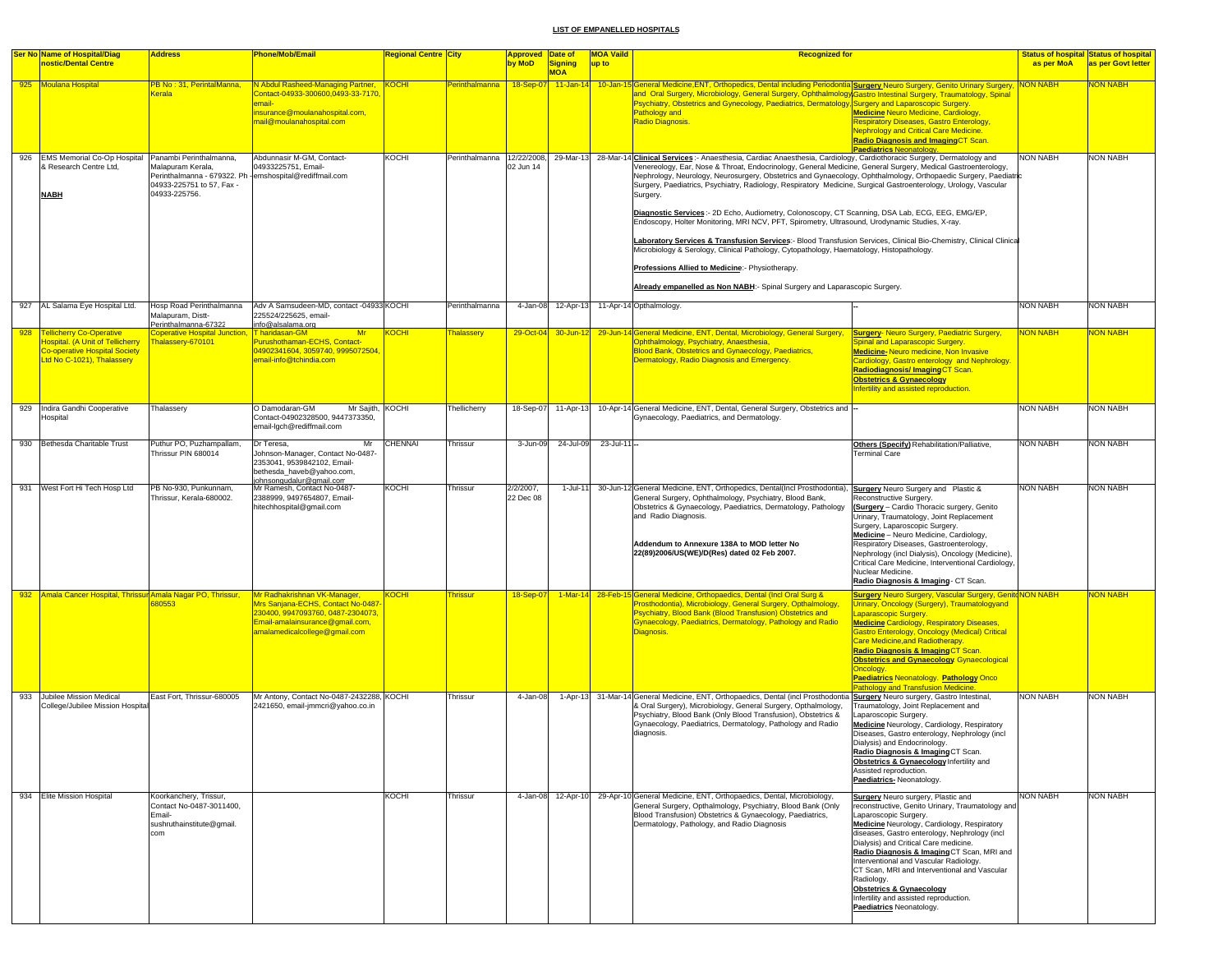## LIST OF EMPANELLED HOSPITALS

| Ser No | Name of Hospital/Diagnostic/Dental Centre | Address | Phone/Mob/Email | Regional Centre | City | Approved by MoD | Date of Signing MOA | MOA Vaild up to | Recognized for | | Status of hospital as per MoA | Status of hospital as per Govt letter |
|---|---|---|---|---|---|---|---|---|---|---|---|---|
| 925 | Moulana Hospital | PB No : 31, PerintalManna, Kerala | N Abdul Rasheed-Managing Partner, Contact-04933-300600,0493-33-7170, email-insurance@moulanahospital.com, mail@moulanahospital.com | KOCHI | Perinthalmanna | 18-Sep-07 | 11-Jan-14 | 10-Jan-15 | General Medicine,ENT, Orthopedics, Dental including Periodontia and Oral Surgery, Microbiology, General Surgery, Ophthalmology, Psychiatry, Obstetrics and Gynecology, Paediatrics, Dermatology, Pathology and Radio Diagnosis. | **Surgery** Neuro Surgery, Genito Urinary Surgery, Gastro Intestinal Surgery, Traumatology, Spinal Surgery and Laparoscopic Surgery. **Medicine** Neuro Medicine, Cardiology, Respiratory Diseases, Gastro Enterology, Nephrology and Critical Care Medicine. **Radio Diagnosis and Imaging** CT Scan. **Paediatrics** Neonatology. | NON NABH | NON NABH |
| 926 | EMS Memorial Co-Op Hospital & Research Centre Ltd, **NABH** | Panambi Perinthalmanna, Malapuram Kerala, Perinthalmanna - 679322. Ph - 04933-225751 to 57, Fax - 04933-225756. | Abdunnasir M-GM, Contact-04933225751, Email-emshospital@rediffmail.com | KOCHI | Perinthalmanna | 12/22/2008, 02 Jun 14 | 29-Mar-13 | 28-Mar-14 | **Clinical Services** :- Anaesthesia, Cardiac Anaesthesia, Cardiology, Cardiothoracic Surgery, Dermatology and Venereology, Ear, Nose & Throat, Endocrinology, General Medicine, General Surgery, Medical Gastroenterology, Nephrology, Neurology, Neurosurgery, Obstetrics and Gynaecology, Ophthalmology, Orthopaedic Surgery, Paediatric Surgery, Paediatrics, Psychiatry, Radiology, Respiratory Medicine, Surgical Gastroenterology, Urology, Vascular Surgery. **Diagnostic Services** :- 2D Echo, Audiometry, Colonoscopy, CT Scanning, DSA Lab, ECG, EEG, EMG/EP, Endoscopy, Holter Monitoring, MRI NCV, PFT, Spirometry, Ultrasound, Urodynamic Studies, X-ray. **Laboratory Services & Transfusion Services**:- Blood Transfusion Services, Clinical Bio-Chemistry, Clinical Clinical Microbiology & Serology, Clinical Pathology, Cytopathology, Haematology, Histopathology. **Professions Allied to Medicine**:- Physiotherapy. **Already empanelled as Non NABH**:- Spinal Surgery and Laparascopic Surgery. | | NON NABH | NON NABH |
| 927 | AL Salama Eye Hospital Ltd. | Hosp Road Perinthalmanna Malapuram, Distt-Perinthalmanna-67322 | Adv A Samsudeen-MD, contact -04933 225524/225625, email-info@alsalama.org | KOCHI | Perinthalmanna | 4-Jan-08 | 12-Apr-13 | 11-Apr-14 | Opthalmology. | -- | NON NABH | NON NABH |
| 928 | Tellicherry Co-Operative Hospital. (A Unit of Tellicherry Co-operative Hospital Society Ltd No C-1021), Thalassery | Coperative Hospital Junction, Thalassery-670101 | T haridasan-GM Mr Purushothaman-ECHS, Contact-04902341604, 3059740, 9995072504, email-info@tchindia.com | KOCHI | Thalassery | 29-Oct-04 | 30-Jun-12 | 29-Jun-14 | General Medicine, ENT, Dental, Microbiology, General Surgery, Ophthalmology, Psychiatry, Anaesthesia, Blood Bank, Obstetrics and Gynaecology, Paediatrics, Dermatology, Radio Diagnosis and Emergency. | **Surgery**- Neuro Surgery, Paediatric Surgery, Spinal and Laparascopic Surgery. **Medicine-** Neuro medicine, Non Invasive Cardiology, Gastro enterology and Nephrology. **Radiodiagnosis/ Imaging** CT Scan. **Obstetrics & Gynaecology** Infertility and assisted reproduction. | NON NABH | NON NABH |
| 929 | Indira Gandhi Cooperative Hospital | Thalassery | O Damodaran-GM Mr Sajith, Contact-04902328500, 9447373350, email-lgch@rediffmail.com | KOCHI | Thellicherry | 18-Sep-07 | 11-Apr-13 | 10-Apr-14 | General Medicine, ENT, Dental, General Surgery, Obstetrics and Gynaecology, Paediatrics, and Dermatology. | -- | NON NABH | NON NABH |
| 930 | Bethesda Charitable Trust | Puthur PO, Puzhampallam, Thrissur PIN 680014 | Dr Teresa, Mr Johnson-Manager, Contact No-0487-2353041, 9539842102, Email-bethesda_haveb@yahoo.com, johnsongudalur@gmail.com | CHENNAI | Thrissur | 3-Jun-09 | 24-Jul-09 | 23-Jul-11 | -- | **Others (Specify)** Rehabilitation/Palliative, Terminal Care | NON NABH | NON NABH |
| 931 | West Fort Hi Tech Hosp Ltd | PB No-930, Punkunnam, Thrissur, Kerala-680002. | Mr Ramesh, Contact No-0487-2388999, 9497654807, Email-hitechhospital@gmail.com | KOCHI | Thrissur | 2/2/2007, 22 Dec 08 | 1-Jul-11 | 30-Jun-12 | General Medicine, ENT, Orthopedics, Dental(Incl Prosthodontia), General Surgery, Ophthalmology, Psychiatry, Blood Bank, Obstetrics & Gynaecology, Paediatrics, Dermatology, Pathology and Radio Diagnosis. **Addendum to Annexure 138A to MOD letter No 22(89)2006/US(WE)/D(Res) dated 02 Feb 2007.** | **Surgery** Neuro Surgery and Plastic & Reconstructive Surgery. **(Surgery** – Cardio Thoracic surgery, Genito Urinary, Traumatology, Joint Replacement Surgery, Laparoscopic Surgery. **Medicine** – Neuro Medicine, Cardiology, Respiratory Diseases, Gastroenterology, Nephrology (incl Dialysis), Oncology (Medicine), Critical Care Medicine, Interventional Cardiology, Nuclear Medicine. **Radio Diagnosis & Imaging** - CT Scan. | NON NABH | NON NABH |
| 932 | Amala Cancer Hospital, Thrissur | Amala Nagar PO, Thrissur, 680553 | Mr Radhakrishnan VK-Manager, Mrs Sanjana-ECHS, Contact No-0487-230400, 9947093760, 0487-2304073, Email-amalainsurance@gmail.com, amalamedicalcollege@gmail.com | KOCHI | Thrissur | 18-Sep-07 | 1-Mar-14 | 28-Feb-15 | General Medicine, Orthopaedics, Dental (Incl Oral Surg & Prosthodontia), Microbiology, General Surgery, Opthalmology, Psychiatry, Blood Bank (Blood Transfusion) Obstetrics and Gynaecology, Paediatrics, Dermatology, Pathology and Radio Diagnosis. | **Surgery** Neuro Surgery, Vascular Surgery, Genito Urinary, Oncology (Surgery), Traumatologyand Laparascopic Surgery. **Medicine** Cardiology, Respiratory Diseases, Gastro Enterology, Oncology (Medical) Critical Care Medicine,and Radiotherapy. **Radio Diagnosis & Imaging** CT Scan. **Obstetrics and Gynaecology** Gynaecological Oncology. **Paediatrics** Neonatology. **Pathology** Onco Pathology and Transfusion Medicine. | NON NABH | NON NABH |
| 933 | Jubilee Mission Medical College/Jubilee Mission Hospital | East Fort, Thrissur-680005 | Mr Antony, Contact No-0487-2432288, 2421650, email-jmmcri@yahoo.co.in | KOCHI | Thrissur | 4-Jan-08 | 1-Apr-13 | 31-Mar-14 | General Medicine, ENT, Orthopaedics, Dental (incl Prosthodontia & Oral Surgery), Microbiology, General Surgery, Opthalmology, Psychiatry, Blood Bank (Only Blood Transfusion), Obstetrics & Gynaecology, Paediatrics, Dermatology, Pathology and Radio diagnosis. | **Surgery** Neuro surgery, Gastro Intestinal, Traumatology, Joint Replacement and Laparoscopic Surgery. **Medicine** Neurology, Cardiology, Respiratory Diseases, Gastro enterology, Nephrology (incl Dialysis) and Endocrinology. **Radio Diagnosis & Imaging** CT Scan. **Obstetrics & Gynaecology** Infertility and Assisted reproduction. **Paediatrics-** Neonatology. | NON NABH | NON NABH |
| 934 | Elite Mission Hospital | Koorkanchery, Trissur, Contact No-0487-3011400, Email-sushruthainstitute@gmail.com | | KOCHI | Thrissur | 4-Jan-08 | 12-Apr-10 | 29-Apr-10 | General Medicine, ENT, Orthopaedics, Dental, Microbiology, General Surgery, Opthalmology, Psychiatry, Blood Bank (Only Blood Transfusion) Obstetrics & Gynaecology, Paediatrics, Dermatology, Pathology, and Radio Diagnosis | **Surgery** Neuro surgery, Plastic and reconstructive, Genito Urinary, Traumatology and Laparoscopic Surgery. **Medicine** Neurology, Cardiology, Respiratory diseases, Gastro enterology, Nephrology (incl Dialysis) and Critical Care medicine. **Radio Diagnosis & Imaging** CT Scan, MRI and Interventional and Vascular Radiology. CT Scan, MRI and Interventional and Vascular Radiology. **Obstetrics & Gynaecology** Infertility and assisted reproduction. **Paediatrics** Neonatology. | NON NABH | NON NABH |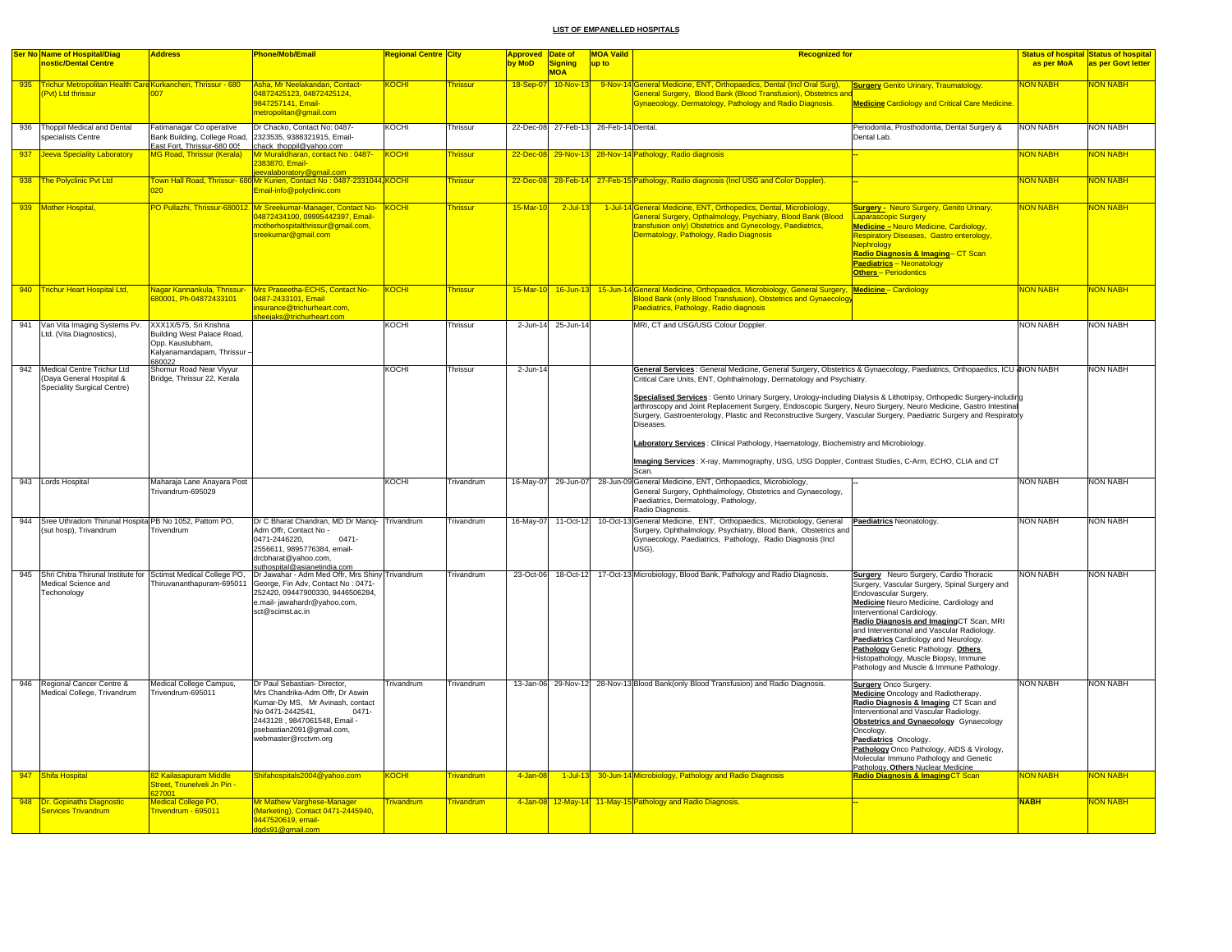**LIST OF EMPANELLED HOSPITALS**

| Ser No | Name of Hospital/Diagnostic/Dental Centre | Address | Phone/Mob/Email | Regional Centre | City | Approved by MoD | Date of Signing MOA | MOA Vaild up to | Recognized for | | Status of hospital as per MoA | Status of hospital as per Govt letter |
|---|---|---|---|---|---|---|---|---|---|---|---|---|
| 935 | Trichur Metropolitan Health Care (Pvt) Ltd thrissur | Kurkancheri, Thrissur - 680 007 | Asha, Mr Neelakandan, Contact- 04872425123, 04872425124, 9847257141, Email- metropolitan@gmail.com | KOCHI | Thrissur | 18-Sep-07 | 10-Nov-13 | 9-Nov-14 | General Medicine, ENT, Orthopaedics, Dental (Incl Oral Surg), General Surgery, Blood Bank (Blood Transfusion), Obstetrics and Gynaecology, Dermatology, Pathology and Radio Diagnosis. | **Surgery** Genito Urinary, Traumatology. **Medicine** Cardiology and Critical Care Medicine. | NON NABH | NON NABH |
| 936 | Thoppil Medical and Dental specialists Centre | Fatimanagar Co operative Bank Building, College Road, East Fort, Thrissur-680 005 | Dr Chacko, Contact No: 0487-2323535, 9388321915, Email-chack_thoppil@yahoo.com | KOCHI | Thrissur | 22-Dec-08 | 27-Feb-13 | 26-Feb-14 | Dental. | Periodontia, Prosthodontia, Dental Surgery & Dental Lab. | NON NABH | NON NABH |
| 937 | Jeeva Speciality Laboratory | MG Road, Thrissur (Kerala) | Mr Muralidharan, contact No : 0487-2383870, Email-jeevalaboratory@gmail.com | KOCHI | Thrissur | 22-Dec-08 | 29-Nov-13 | 28-Nov-14 | Pathology, Radio diagnosis | -- | NON NABH | NON NABH |
| 938 | The Polyclinic Pvt Ltd | Town Hall Road, Thrissur- 680 020 | Mr Kurien, Contact No : 0487-2331044, Email-info@polyclinic.com | KOCHI | Thrissur | 22-Dec-08 | 28-Feb-14 | 27-Feb-15 | Pathology, Radio diagnosis (Incl USG and Color Doppler). | -- | NON NABH | NON NABH |
| 939 | Mother Hospital, | PO Pullazhi, Thrissur-680012. | Mr Sreekumar-Manager, Contact No- 04872434100, 09995442397, Email-motherhospitalthrissur@gmail.com, sreekumar@gmail.com | KOCHI | Thrissur | 15-Mar-10 | 2-Jul-13 | 1-Jul-14 | General Medicine, ENT, Orthopedics, Dental, Microbiology, General Surgery, Opthalmology, Psychiatry, Blood Bank (Blood transfusion only) Obstetrics and Gynecology, Paediatrics, Dermatology, Pathology, Radio Diagnosis | **Surgery** - Neuro Surgery, Genito Urinary, Laparascopic Surgery **Medicine** – Neuro Medicine, Cardiology, Respiratory Diseases, Gastro enterology, Nephrology **Radio Diagnosis & Imaging** – CT Scan **Paediatrics** – Neonatology **Others** – Periodontics | NON NABH | NON NABH |
| 940 | Trichur Heart Hospital Ltd, | Nagar Kannankula, Thrissur-680001, Ph-04872433101 | Mrs Praseetha-ECHS, Contact No- 0487-2433101, Email insurance@trichurheart.com, sheejaks@trichurheart.com | KOCHI | Thrissur | 15-Mar-10 | 16-Jun-13 | 15-Jun-14 | General Medicine, Orthopaedics, Microbiology, General Surgery, Blood Bank (only Blood Transfusion), Obstetrics and Gynaecology Paediatrics, Pathology, Radio diagnosis | **Medicine** – Cardiology | NON NABH | NON NABH |
| 941 | Van Vita Imaging Systems Pv. Ltd. (Vita Diagnostics), | XXX1X/575, Sri Krishna Building West Palace Road, Opp. Kaustubham, Kalyanamandapam, Thrissur – 680022 | | KOCHI | Thrissur | 2-Jun-14 | 25-Jun-14 | | MRI, CT and USG/USG Colour Doppler. | | NON NABH | NON NABH |
| 942 | Medical Centre Trichur Ltd (Daya General Hospital & Speciality Surgical Centre) | Shornur Road Near Viyyur Bridge, Thrissur 22, Kerala | | KOCHI | Thrissur | 2-Jun-14 | | | **General Services** : General Medicine, General Surgery, Obstetrics & Gynaecology, Paediatrics, Orthopaedics, ICU & Critical Care Units, ENT, Ophthalmology, Dermatology and Psychiatry. **Specialised Services** : Genito Urinary Surgery, Urology-including Dialysis & Lithotripsy, Orthopedic Surgery-including arthroscopy and Joint Replacement Surgery, Endoscopic Surgery, Neuro Surgery, Neuro Medicine, Gastro Intestinal Surgery, Gastroenterology, Plastic and Reconstructive Surgery, Vascular Surgery, Paediatric Surgery and Respiratory Diseases. **Laboratory Services** : Clinical Pathology, Haematology, Biochemistry and Microbiology. **Imaging Services** : X-ray, Mammography, USG, USG Doppler, Contrast Studies, C-Arm, ECHO, CLIA and CT Scan. | | NON NABH | NON NABH |
| 943 | Lords Hospital | Maharaja Lane Anayara Post Trivandrum-695029 | | KOCHI | Trivandrum | 16-May-07 | 29-Jun-07 | 28-Jun-09 | General Medicine, ENT, Orthopaedics, Microbiology, General Surgery, Ophthalmology, Obstetrics and Gynaecology, Paediatrics, Dermatology, Pathology, Radio Diagnosis. | -- | NON NABH | NON NABH |
| 944 | Sree Uthradom Thirunal Hospital (sut hosp), Trivandrum | PB No 1052, Pattom PO, Trivendrum | Dr C Bharat Chandran, MD Dr Manoj-Adm Offr, Contact No - 0471-2446220, 0471-2556611, 9895776384, email-drcbharat@yahoo.com, suthospital@asianetindia.com | Trivandrum | Trivandrum | 16-May-07 | 11-Oct-12 | 10-Oct-13 | General Medicine, ENT, Orthopaedics, Microbiology, General Surgery, Ophthalmology, Psychiatry, Blood Bank, Obstetrics and Gynaecology, Paediatrics, Pathology, Radio Diagnosis (Incl USG). | **Paediatrics** Neonatology. | NON NABH | NON NABH |
| 945 | Shri Chitra Thirunal Institute for Medical Science and Techonology | Sctimst Medical College PO, Thiruvananthapuram-695011 | Dr Jawahar - Adm Med Offr, Mrs Shiny George, Fin Adv, Contact No : 0471-252420, 09447900330, 9446506284, e.mail- jawahardr@yahoo.com, sct@scimst.ac.in | Trivandrum | Trivandrum | 23-Oct-06 | 18-Oct-12 | 17-Oct-13 | Microbiology, Blood Bank, Pathology and Radio Diagnosis. | **Surgery** Neuro Surgery, Cardio Thoracic Surgery, Vascular Surgery, Spinal Surgery and Endovascular Surgery. **Medicine** Neuro Medicine, Cardiology and Interventional Cardiology. **Radio Diagnosis and Imaging** CT Scan, MRI and Interventional and Vascular Radiology. **Paediatrics** Cardiology and Neurology. **Pathology** Genetic Pathology. **Others** Histopathology, Muscle Biopsy, Immune Pathology and Muscle & Immune Pathology. | NON NABH | NON NABH |
| 946 | Regional Cancer Centre & Medical College, Trivandrum | Medical College Campus, Trivendrum-695011 | Dr Paul Sebastian- Director, Mrs Chandrika-Adm Offr, Dr Aswin Kumar-Dy MS, Mr Avinash, contact No 0471-2442541, 0471-2443128 , 9847061548, Email - psebastian2091@gmail.com, webmaster@rcctvm.org | Trivandrum | Trivandrum | 13-Jan-06 | 29-Nov-12 | 28-Nov-13 | Blood Bank(only Blood Transfusion) and Radio Diagnosis. | **Surgery** Onco Surgery. **Medicine** Oncology and Radiotherapy. **Radio Diagnosis & Imaging** CT Scan and Interventional and Vascular Radiology. **Obstetrics and Gynaecology** Gynaecology Oncology. **Paediatrics** Oncology. **Pathology** Onco Pathology, AIDS & Virology, Molecular Immuno Pathology and Genetic Pathology. **Others** Nuclear Medicine | NON NABH | NON NABH |
| 947 | Shifa Hospital | 82 Kailasapuram Middle Street, Triunelveli Jn Pin - 627001 | Shifahospitals2004@yahoo.com | KOCHI | Trivandrum | 4-Jan-08 | 1-Jul-13 | 30-Jun-14 | Microbiology, Pathology and Radio Diagnosis | **Radio Diagnosis & Imaging** CT Scan | NON NABH | NON NABH |
| 948 | Dr. Gopinaths Diagnostic Services Trivandrum | Medical College PO, Trivendrum - 695011 | Mr Mathew Varghese-Manager (Marketing), Contact 0471-2445940, 9447520619, email-dgds91@gmail.com | Trivandrum | Trivandrum | 4-Jan-08 | 12-May-14 | 11-May-15 | Pathology and Radio Diagnosis. | -- | NABH | NON NABH |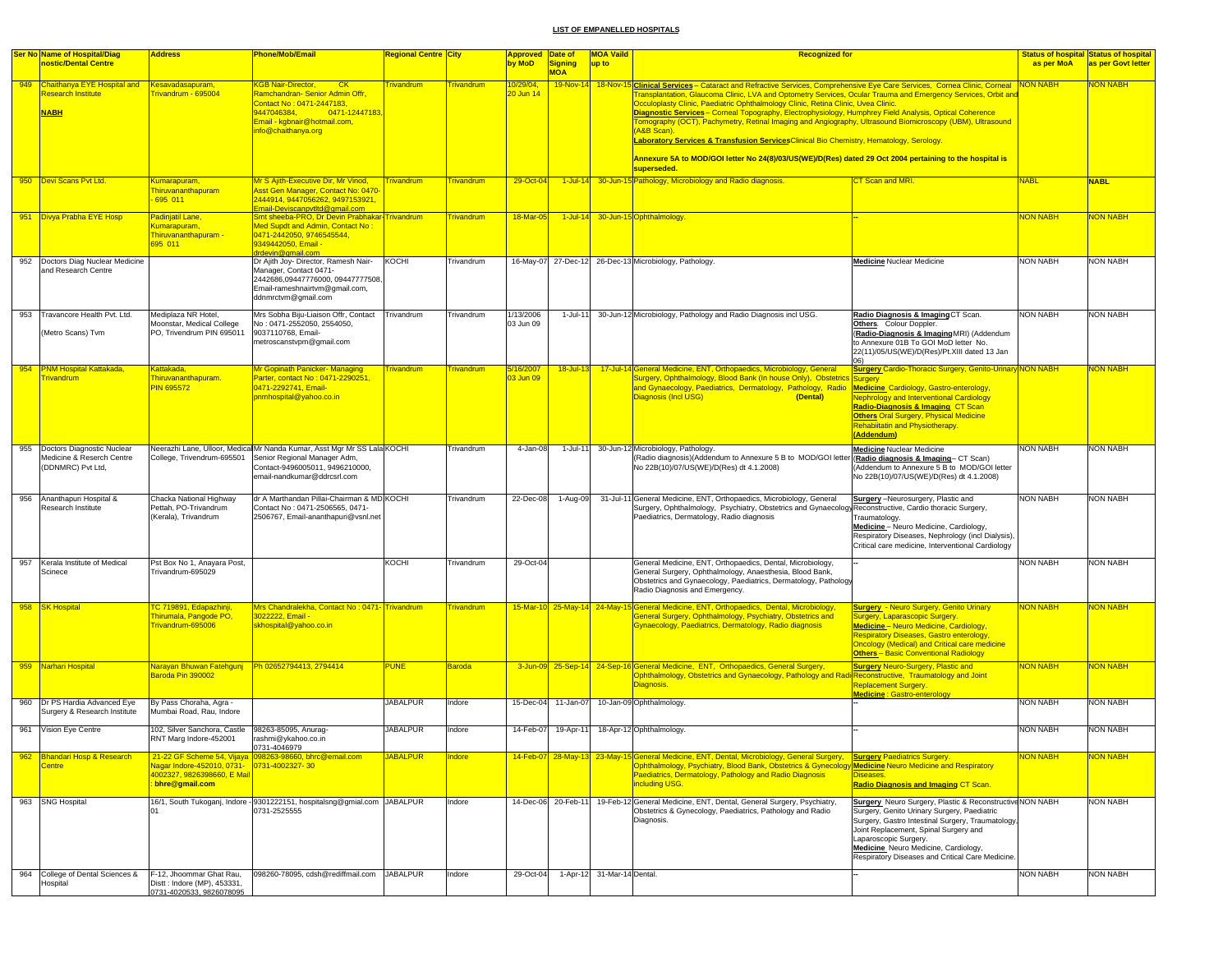**LIST OF EMPANELLED HOSPITALS**

| Ser No | Name of Hospital/Diagnostic/Dental Centre | Address | Phone/Mob/Email | Regional Centre | City | Approved by MoD | Date of Signing MOA | MOA Vaild up to | Recognized for | | Status of hospital as per MoA | Status of hospital as per Govt letter |
|---|---|---|---|---|---|---|---|---|---|---|---|---|
| 949 | Chaithanya EYE Hospital and Research Institute **NABH** | Kesavadasapuram, Trivandrum - 695004 | KGB Nair-Director, CK Ramchandran- Senior Admin Offr, Contact No : 0471-2447183, 9447046384, 0471-12447183, Email - kgbnair@hotmail.com, info@chaithanya.org | Trivandrum | Trivandrum | 10/29/04, 20 Jun 14 | 19-Nov-14 | 18-Nov-15 | **Clinical Services** – Cataract and Refractive Services, Comprehensive Eye Care Services, Cornea Clinic, Corneal Transplantation, Glaucoma Clinic, LVA and Optometry Services, Ocular Trauma and Emergency Services, Orbit and Occuloplasty Clinic, Paediatric Ophthalmology Clinic, Retina Clinic, Uvea Clinic. **Diagnostic Services** – Corneal Topography, Electrophysiology, Humphrey Field Analysis, Optical Coherence Tomography (OCT), Pachymetry, Retinal Imaging and Angiography, Ultrasound Biomicroscopy (UBM), Ultrasound (A&B Scan). **Laboratory Services & Transfusion Services** Clinical Bio Chemistry, Hematology, Serology. **Annexure 5A to MOD/GOI letter No 24(8)/03/US(WE)/D(Res) dated 29 Oct 2004 pertaining to the hospital is superseded.** | | NON NABH | NON NABH |
| 950 | Devi Scans Pvt Ltd. | Kumarapuram, Thiruvananthapuram - 695 011 | Mr S Ajith-Executive Dir, Mr Vinod, Asst Gen Manager, Contact No: 0470-2444914, 9447056262, 9497153921, Email-Deviscanpvtltd@gmail.com | Trivandrum | Trivandrum | 29-Oct-04 | 1-Jul-14 | 30-Jun-15 | Pathology, Microbiology and Radio diagnosis. | CT Scan and MRI. | NABL | **NABL** |
| 951 | Divya Prabha EYE Hosp | Padinjatil Lane, Kumarapuram, Thiruvananthapuram - 695 011 | Smt sheeba-PRO, Dr Devin Prabhakar-Med Supdt and Admin, Contact No : 0471-2442050, 9746545544, 9349442050, Email - drdevin@gmail.com | Trivandrum | Trivandrum | 18-Mar-05 | 1-Jul-14 | 30-Jun-15 | Ophthalmology. | -- | NON NABH | NON NABH |
| 952 | Doctors Diag Nuclear Medicine and Research Centre | | Dr Ajith Joy- Director, Ramesh Nair-Manager, Contact 0471-2442686,09447776000, 09447777508, Email-rameshnairtvm@gmail.com, ddnmrctvm@gmail.com | KOCHI | Trivandrum | 16-May-07 | 27-Dec-12 | 26-Dec-13 | Microbiology, Pathology. | **Medicine** Nuclear Medicine | NON NABH | NON NABH |
| 953 | Travancore Health Pvt. Ltd. (Metro Scans) Tvm | Mediplaza NR Hotel, Moonstar, Medical College PO, Trivendrum PIN 695011 | Mrs Sobha Biju-Liaison Offr, Contact No : 0471-2552050, 2554050, 9037110768, Email-metroscanstvpm@gmail.com | Trivandrum | Trivandrum | 1/13/2006 03 Jun 09 | 1-Jul-11 | 30-Jun-12 | Microbiology, Pathology and Radio Diagnosis incl USG. | **Radio Diagnosis & Imaging** CT Scan. **Others**. Colour Doppler. (**Radio-Diagnosis & Imaging** MRI) (Addendum to Annexure 01B To GOI MoD letter No. 22(11)/05/US(WE)/D(Res)/Pt.XIII dated 13 Jan 06) | NON NABH | NON NABH |
| 954 | PNM Hospital Kattakada, Trivandrum | Kattakada, Thiruvananthapuram. PIN 695572 | Mr Gopinath Panicker- Managing Parter, contact No : 0471-2290251, 0471-2292741, Email-pnmhospital@yahoo.co.in | Trivandrum | Trivandrum | 5/16/2007 03 Jun 09 | 18-Jul-13 | 17-Jul-14 | General Medicine, ENT, Orthopaedics, Microbiology, General Surgery, Ophthalmology, Blood Bank (In house Only), Obstetrics and Gynaecology, Paediatrics, Dermatology, Pathology, Radio Diagnosis (Incl USG) (Dental) | **Surgery** Cardio-Thoracic Surgery, Genito-Urinary Surgery **Medicine** Cardiology, Gastro-enterology, Nephrology and Interventional Cardiology **Radio-Diagnosis & Imaging** CT Scan **Others** Oral Surgery, Physical Medicine Rehabilitatin and Physiotherapy. **(Addendum)** | NON NABH | NON NABH |
| 955 | Doctors Diagnostic Nuclear Medicine & Reserch Centre (DDNMRC) Pvt Ltd, | Neerazhi Lane, Ulloor, Medical College, Trivendrum-695501 | Mr Nanda Kumar, Asst Mgr Mr SS Lala Senior Regional Manager Adm, Contact-9496005011, 9496210000, email-nandkumar@ddrcsrl.com | KOCHI | Trivandrum | 4-Jan-08 | 1-Jul-11 | 30-Jun-12 | Microbiology, Pathology. (Radio diagnosis)(Addendum to Annexure 5 B to MOD/GOI letter No 22B(10)/07/US(WE)/D(Res) dt 4.1.2008) | **Medicine** Nuclear Medicine (**Radio diagnosis & Imaging** – CT Scan) (Addendum to Annexure 5 B to MOD/GOI letter No 22B(10)/07/US(WE)/D(Res) dt 4.1.2008) | NON NABH | NON NABH |
| 956 | Ananthapuri Hospital & Research Institute | Chacka National Highway Pettah, PO-Trivandrum (Kerala), Trivandrum | dr A Marthandan Pillai-Chairman & MD Contact No : 0471-2506565, 0471-2506767, Email-ananthapuri@vsnl.net | KOCHI | Trivandrum | 22-Dec-08 | 1-Aug-09 | 31-Jul-11 | General Medicine, ENT, Orthopaedics, Microbiology, General Surgery, Ophthalmology, Psychiatry, Obstetrics and Gynaecology, Paediatrics, Dermatology, Radio diagnosis | **Surgery** –Neurosurgery, Plastic and Reconstructive, Cardio thoracic Surgery, Traumatology. **Medicine** – Neuro Medicine, Cardiology, Respiratory Diseases, Nephrology (incl Dialysis), Critical care medicine, Interventional Cardiology | NON NABH | NON NABH |
| 957 | Kerala Institute of Medical Scinece | Pst Box No 1, Anayara Post, Trivandrum-695029 | | KOCHI | Trivandrum | 29-Oct-04 | | | General Medicine, ENT, Orthopaedics, Dental, Microbiology, General Surgery, Ophthalmology, Anaesthesia, Blood Bank, Obstetrics and Gynaecology, Paediatrics, Dermatology, Pathology Radio Diagnosis and Emergency. | -- | NON NABH | NON NABH |
| 958 | SK Hospital | TC 719891, Edapazhinji, Thirumala, Pangode PO, Trivandrum-695006 | Mrs Chandralekha, Contact No : 0471-3022222, Email - skhospital@yahoo.co.in | Trivandrum | Trivandrum | 15-Mar-10 | 25-May-14 | 24-May-15 | General Medicine, ENT, Orthopaedics, Microbiology, General Surgery, Ophthalmology, Psychiatry, Obstetrics and Gynaecology, Paediatrics, Dermatology, Radio diagnosis | **Surgery** - Neuro Surgery, Genito Urinary Surgery, Laparascopic Surgery. **Medicine** – Neuro Medicine, Cardiology, Respiratory Diseases, Gastro enterology, Oncology (Medical) and Critical care medicine **Others** – Basic Conventional Radiology | NON NABH | NON NABH |
| 959 | Narhari Hospital | Narayan Bhuwan Fatehgunj Baroda Pin 390002 | Ph 02652794413, 2794414 | PUNE | Baroda | 3-Jun-09 | 25-Sep-14 | 24-Sep-16 | General Medicine, ENT, Orthopaedics, General Surgery, Ophthalmology, Obstetrics and Gynaecology, Pathology and Radio Diagnosis. | **Surgery** Neuro-Surgery, Plastic and Reconstructive, Traumatology and Joint Replacement Surgery. **Medicine** : Gastro-enterology | NON NABH | NON NABH |
| 960 | Dr PS Hardia Advanced Eye Surgery & Research Institute | By Pass Choraha, Agra - Mumbai Road, Rau, Indore | | JABALPUR | Indore | 15-Dec-04 | 11-Jan-07 | 10-Jan-09 | Ophthalmology. | -- | NON NABH | NON NABH |
| 961 | Vision Eye Centre | 102, Silver Sanchora, Castle RNT Marg Indore-452001 | 98263-85095, Anurag-rashmi@ykahoo.co.in 0731-4046979 | JABALPUR | Indore | 14-Feb-07 | 19-Apr-11 | 18-Apr-12 | Ophthalmology. | -- | NON NABH | NON NABH |
| 962 | Bhandari Hosp & Research Centre | 21-22 GF Scheme 54, Vijaya Nagar Indore-452010, 0731-4002327, 9826398660, E Mail : **bhre@gmail.com** | 098263-98660, bhrc@email.com 0731-4002327- 30 | JABALPUR | Indore | 14-Feb-07 | 28-May-13 | 23-May-15 | General Medicine, ENT, Dental, Microbiology, General Surgery, Ophthalmology, Psychiatry, Blood Bank, Obstetrics & Gynecology Paediatrics, Dermatology, Pathology and Radio Diagnosis including USG. | **Surgery** Paediatrics Surgery. **Medicine** Neuro Medicine and Respiratory Diseases. **Radio Diagnosis and Imaging** CT Scan. | NON NABH | NON NABH |
| 963 | SNG Hospital | 16/1, South Tukoganj, Indore - 01 | 9301222151, hospitalsng@gmial.com 0731-2525555 | JABALPUR | Indore | 14-Dec-06 | 20-Feb-11 | 19-Feb-12 | General Medicine, ENT, Dental, General Surgery, Psychiatry, Obstetrics & Gynecology, Paediatrics, Pathology and Radio Diagnosis. | **Surgery** Neuro Surgery, Plastic & Reconstructive Surgery, Genito Urinary Surgery, Paediatric Surgery, Gastro Intestinal Surgery, Traumatology, Joint Replacement, Spinal Surgery and Laparoscopic Surgery. **Medicine** Neuro Medicine, Cardiology, Respiratory Diseases and Critical Care Medicine. | NON NABH | NON NABH |
| 964 | College of Dental Sciences & Hospital | F-12, Jhoommar Ghat Rau, Distt : Indore (MP), 453331, 0731-4020533, 9826078095 | 098260-78095, cdsh@rediffmail.com | JABALPUR | Indore | 29-Oct-04 | 1-Apr-12 | 31-Mar-14 | Dental. | -- | NON NABH | NON NABH |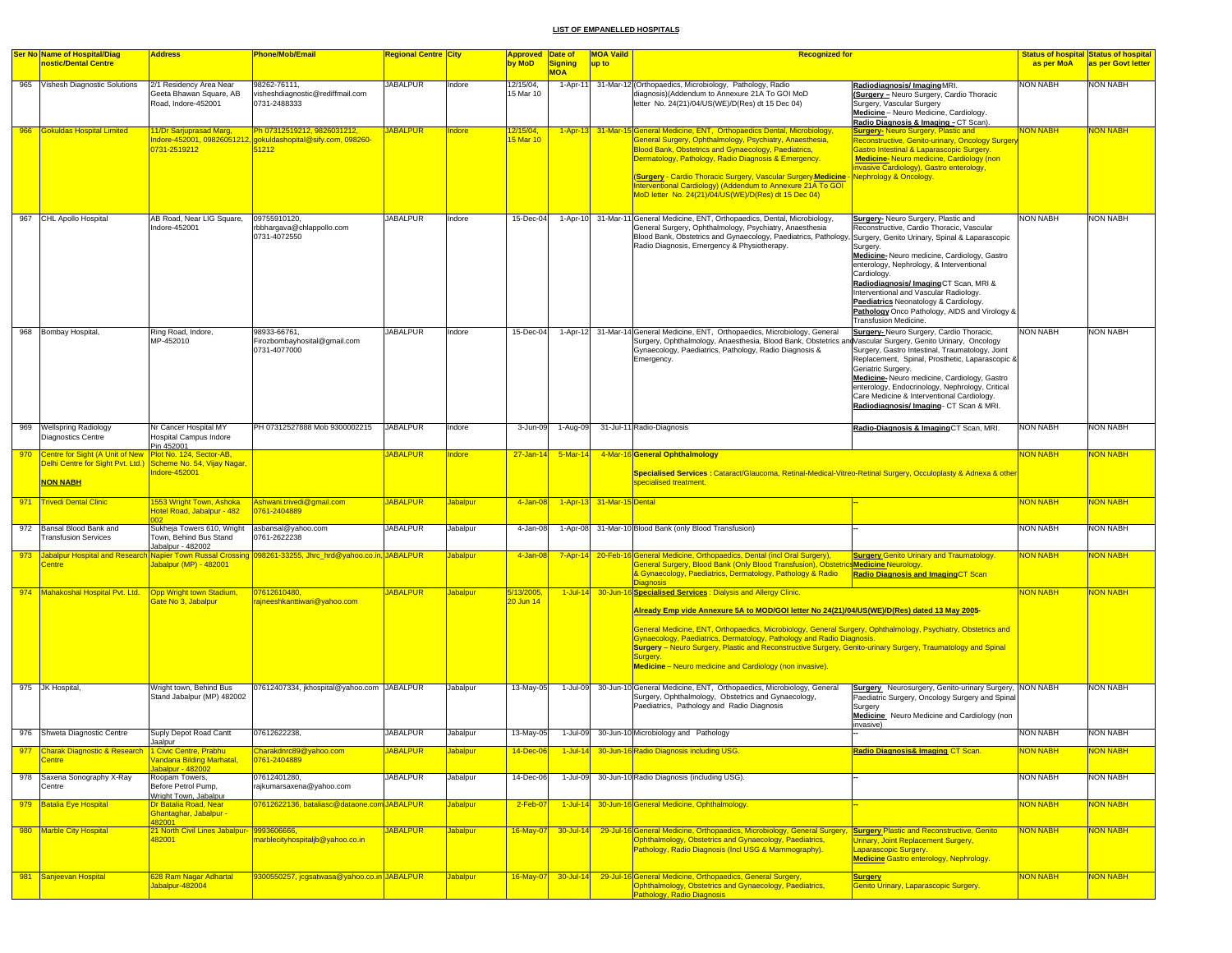# LIST OF EMPANELLED HOSPITALS

| Ser No | Name of Hospital/Diagnostic/Dental Centre | Address | Phone/Mob/Email | Regional Centre | City | Approved by MoD | Date of Signing MOA | MOA Vaild up to | Recognized for | | Status of hospital as per MoA | Status of hospital as per Govt letter |
|---|---|---|---|---|---|---|---|---|---|---|---|---|
| 965 | Vishesh Diagnostic Solutions | 2/1 Residency Area Near Geeta Bhawan Square, AB Road, Indore-452001 | 98262-76111, visheshdiagnostic@rediffmail.com 0731-2488333 | JABALPUR | Indore | 12/15/04, 15 Mar 10 | 1-Apr-11 | 31-Mar-12 | (Orthopaedics, Microbiology, Pathology, Radio diagnosis)(Addendum to Annexure 21A To GOI MoD letter No. 24(21)/04/US(WE)/D(Res) dt 15 Dec 04) | **Radiodiagnosis/ Imaging** MRI. **(Surgery –** Neuro Surgery, Cardio Thoracic Surgery, Vascular Surgery **Medicine** – Neuro Medicine, Cardiology. **Radio Diagnosis & Imaging –** CT Scan). | NON NABH | NON NABH |
| 966 | Gokuldas Hospital Limited | 11/Dr Sarjuprasad Marg, Indore-452001, 09826051212, 0731-2519212 | Ph 07312519212, 9826031212, gokuldashopital@sify.com, 098260-51212 | JABALPUR | Indore | 12/15/04, 15 Mar 10 | 1-Apr-13 | 31-Mar-15 | General Medicine, ENT, Orthopaedics Dental, Microbiology, General Surgery, Ophthalmology, Psychiatry, Anaesthesia, Blood Bank, Obstetrics and Gynaecology, Paediatrics, Dermatology, Pathology, Radio Diagnosis & Emergency. (**Surgery** - Cardio Thoracic Surgery, Vascular Surgery **Medicine** - Interventional Cardiology) (Addendum to Annexure 21A To GOI MoD letter No. 24(21)/04/US(WE)/D(Res) dt 15 Dec 04) | **Surgery-** Neuro Surgery, Plastic and Reconstructive, Genito-urinary, Oncology Surgery Gastro Intestinal & Laparascopic Surgery. **Medicine-** Neuro medicine, Cardiology (non invasive Cardiology), Gastro enterology, Nephrology & Oncology. | NON NABH | NON NABH |
| 967 | CHL Apollo Hospital | AB Road, Near LIG Square, Indore-452001 | 09755910120, rbbhargava@chlapollo.com 0731-4072550 | JABALPUR | Indore | 15-Dec-04 | 1-Apr-10 | 31-Mar-11 | General Medicine, ENT, Orthopaedics, Dental, Microbiology, General Surgery, Ophthalmology, Psychiatry, Anaesthesia Blood Bank, Obstetrics and Gynaecology, Paediatrics, Pathology, Radio Diagnosis, Emergency & Physiotherapy. | **Surgery-** Neuro Surgery, Plastic and Reconstructive, Cardio Thoracic, Vascular Surgery, Genito Urinary, Spinal & Laparascopic Surgery. **Medicine-** Neuro medicine, Cardiology, Gastro enterology, Nephrology, & Interventional Cardiology. **Radiodiagnosis/ Imaging** CT Scan, MRI & Interventional and Vascular Radiology. **Paediatrics** Neonatology & Cardiology. **Pathology** Onco Pathology, AIDS and Virology & Transfusion Medicine. | NON NABH | NON NABH |
| 968 | Bombay Hospital, | Ring Road, Indore, MP-452010 | 98933-66761, Firozbombayhosital@gmail.com 0731-4077000 | JABALPUR | Indore | 15-Dec-04 | 1-Apr-12 | 31-Mar-14 | General Medicine, ENT, Orthopaedics, Microbiology, General Surgery, Ophthalmology, Anaesthesia, Blood Bank, Obstetrics and Gynaecology, Paediatrics, Pathology, Radio Diagnosis & Emergency. | **Surgery-** Neuro Surgery, Cardio Thoracic, Vascular Surgery, Genito Urinary, Oncology Surgery, Gastro Intestinal, Traumatology, Joint Replacement, Spinal, Prosthetic, Laparascopic & Geriatric Surgery. **Medicine-** Neuro medicine, Cardiology, Gastro enterology, Endocrinology, Nephrology, Critical Care Medicine & Interventional Cardiology. **Radiodiagnosis/ Imaging**- CT Scan & MRI. | NON NABH | NON NABH |
| 969 | Wellspring Radiology Diagnostics Centre | Nr Cancer Hospital MY Hospital Campus Indore Pin 452001 | PH 07312527888 Mob 9300002215 | JABALPUR | Indore | 3-Jun-09 | 1-Aug-09 | 31-Jul-11 | Radio-Diagnosis | **Radio-Diagnosis & Imaging** CT Scan, MRI. | NON NABH | NON NABH |
| 970 | Centre for Sight (A Unit of New Delhi Centre for Sight Pvt. Ltd.) **NON NABH** | Plot No. 124, Sector-AB, Scheme No. 54, Vijay Nagar, Indore-452001 | | JABALPUR | Indore | 27-Jan-14 | 5-Mar-14 | 4-Mar-16 | **General Ophthalmology** **Specialised Services :** Cataract/Glaucoma, Retinal-Medical-Vitreo-Retinal Surgery, Occuloplasty & Adnexa & other specialised treatment. | | NON NABH | NON NABH |
| 971 | Trivedi Dental Clinic | 1553 Wright Town, Ashoka Hotel Road, Jabalpur - 482 002 | Ashwani.trivedi@gmail.com 0761-2404889 | JABALPUR | Jabalpur | 4-Jan-08 | 1-Apr-13 | 31-Mar-15 | Dental | -- | NON NABH | NON NABH |
| 972 | Bansal Blood Bank and Transfusion Services | Sukheja Towers 610, Wright Town, Behind Bus Stand Jabalpur - 482002 | asbansal@yahoo.com 0761-2622238 | JABALPUR | Jabalpur | 4-Jan-08 | 1-Apr-08 | 31-Mar-10 | Blood Bank (only Blood Transfusion) | -- | NON NABH | NON NABH |
| 973 | Jabalpur Hospital and Research Centre | Napier Town Russal Crossing Jabalpur (MP) - 482001 | 098261-33255, Jhrc_hrd@yahoo.co.in, | JABALPUR | Jabalpur | 4-Jan-08 | 7-Apr-14 | 20-Feb-16 | General Medicine, Orthopaedics, Dental (incl Oral Surgery), General Surgery, Blood Bank (Only Blood Transfusion), Obstetrics & Gynaecology, Paediatrics, Dermatology, Pathology & Radio Diagnosis | **Surgery** Genito Urinary and Traumatology. **Medicine** Neurology. **Radio Diagnosis and Imaging** CT Scan | NON NABH | NON NABH |
| 974 | Mahakoshal Hospital Pvt. Ltd. | Opp Wright town Stadium, Gate No 3, Jabalpur | 07612610480, rajneeshkanttiwari@yahoo.com | JABALPUR | Jabalpur | 5/13/2005, 20 Jun 14 | 1-Jul-14 | 30-Jun-16 | **Specialised Services** : Dialysis and Allergy Clinic. **Already Emp vide Annexure 5A to MOD/GOI letter No 24(21)/04/US(WE)/D(Res) dated 13 May 2005**- General Medicine, ENT, Orthopaedics, Microbiology, General Surgery, Ophthalmology, Psychiatry, Obstetrics and Gynaecology, Paediatrics, Dermatology, Pathology and Radio Diagnosis. **Surgery** – Neuro Surgery, Plastic and Reconstructive Surgery, Genito-urinary Surgery, Traumatology and Spinal Surgery. **Medicine** – Neuro medicine and Cardiology (non invasive). | | NON NABH | NON NABH |
| 975 | JK Hospital, | Wright town, Behind Bus Stand Jabalpur (MP) 482002 | 07612407334, jkhospital@yahoo.com | JABALPUR | Jabalpur | 13-May-05 | 1-Jul-09 | 30-Jun-10 | General Medicine, ENT, Orthopaedics, Microbiology, General Surgery, Ophthalmology, Obstetrics and Gynaecology, Paediatrics, Pathology and Radio Diagnosis | **Surgery** Neurosurgery, Genito-urinary Surgery, Paediatric Surgery, Oncology Surgery and Spinal Surgery **Medicine** Neuro Medicine and Cardiology (non invasive) | NON NABH | NON NABH |
| 976 | Shweta Diagnostic Centre | Suply Depot Road Cantt Jaalpur | 07612622238, | JABALPUR | Jabalpur | 13-May-05 | 1-Jul-09 | 30-Jun-10 | Microbiology and Pathology | -- | NON NABH | NON NABH |
| 977 | Charak Diagnostic & Research Centre | 1 Civic Centre, Prabhu Vandana Bilding Marhatal, Jabalpur - 482002 | Charakdnrc89@yahoo.com 0761-2404889 | JABALPUR | Jabalpur | 14-Dec-06 | 1-Jul-14 | 30-Jun-16 | Radio Diagnosis including USG. | **Radio Diagnosis& Imaging** CT Scan. | NON NABH | NON NABH |
| 978 | Saxena Sonography X-Ray Centre | Roopam Towers, Before Petrol Pump, Wright Town, Jabalpur | 07612401280, rajkumarsaxena@yahoo.com | JABALPUR | Jabalpur | 14-Dec-06 | 1-Jul-09 | 30-Jun-10 | Radio Diagnosis (including USG). | -- | NON NABH | NON NABH |
| 979 | Batalia Eye Hospital | Dr Batalia Road, Near Ghantaghar, Jabalpur - 482001 | 07612622136, bataliasc@dataone.com | JABALPUR | Jabalpur | 2-Feb-07 | 1-Jul-14 | 30-Jun-16 | General Medicine, Ophthalmology. | -- | NON NABH | NON NABH |
| 980 | Marble City Hospital | 21 North Civil Lines Jabalpur-482001 | 9993606666, marblecityhospitaljb@yahoo.co.in | JABALPUR | Jabalpur | 16-May-07 | 30-Jul-14 | 29-Jul-16 | General Medicine, Orthopaedics, Microbiology, General Surgery, Ophthalmology, Obstetrics and Gynaecology, Paediatrics, Pathology, Radio Diagnosis (Incl USG & Mammography). | **Surgery** Plastic and Reconstructive, Genito Urinary, Joint Replacement Surgery, Laparascopic Surgery. **Medicine** Gastro enterology, Nephrology. | NON NABH | NON NABH |
| 981 | Sanjeevan Hospital | 628 Ram Nagar Adhartal Jabalpur-482004 | 9300550257, jcgsatwasa@yahoo.co.in | JABALPUR | Jabalpur | 16-May-07 | 30-Jul-14 | 29-Jul-16 | General Medicine, Orthopaedics, General Surgery, Ophthalmology, Obstetrics and Gynaecology, Paediatrics, Pathology, Radio Diagnosis | **Surgery** Genito Urinary, Laparascopic Surgery. | NON NABH | NON NABH |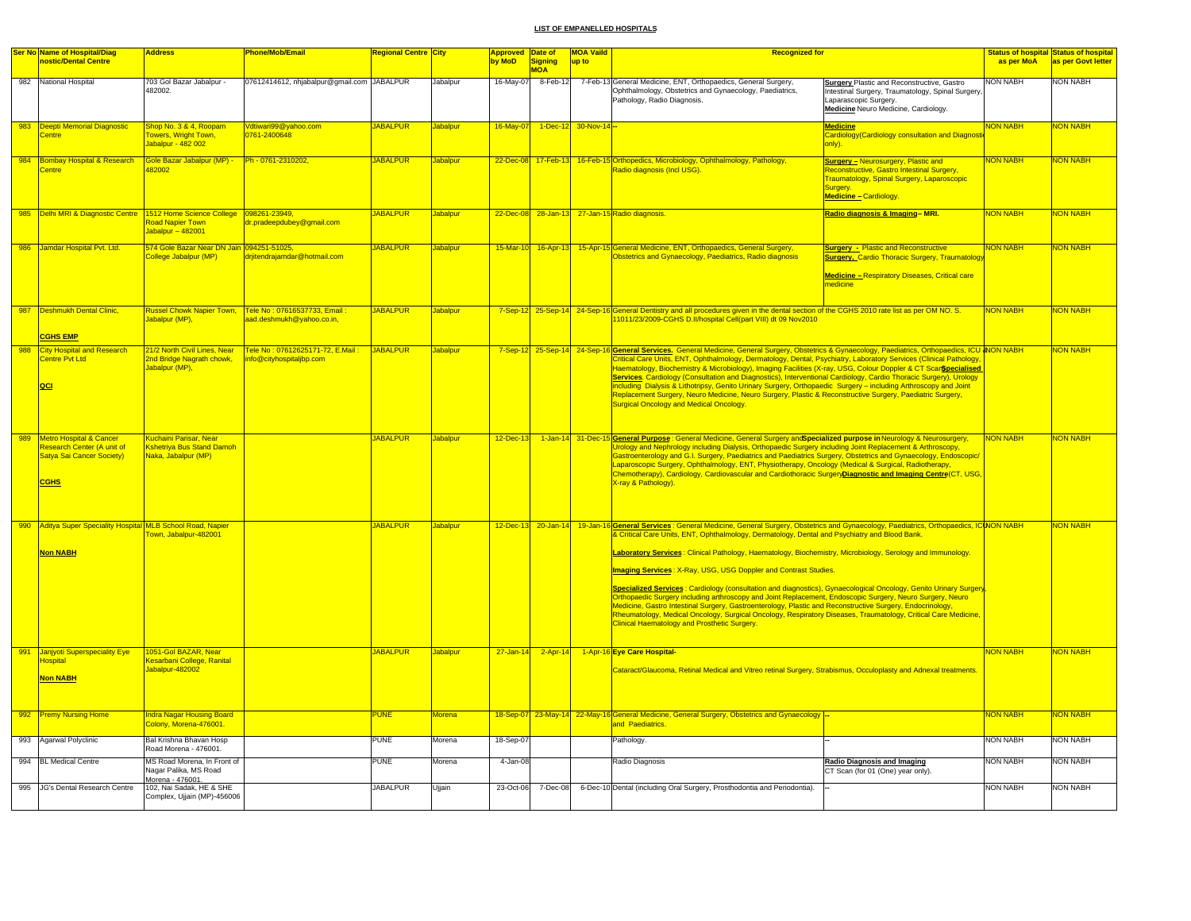**LIST OF EMPANELLED HOSPITALS**

| Ser No | Name of Hospital/Diagnostic/Dental Centre | Address | Phone/Mob/Email | Regional Centre | City | Approved by MoD | Date of Signing MOA | MOA Vaild up to | Recognized for | | Status of hospital as per MoA | Status of hospital as per Govt letter |
|---|---|---|---|---|---|---|---|---|---|---|---|---|
| 982 | National Hospital | 703 Gol Bazar Jabalpur - 482002. | 07612414612, nhjabalpur@gmail.com | JABALPUR | Jabalpur | 16-May-07 | 8-Feb-12 | 7-Feb-13 | General Medicine, ENT, Orthopaedics, General Surgery, Ophthalmology, Obstetrics and Gynaecology, Paediatrics, Pathology, Radio Diagnosis. | **Surgery** Plastic and Reconstructive, Gastro Intestinal Surgery, Traumatology, Spinal Surgery, Laparascopic Surgery. **Medicine** Neuro Medicine, Cardiology. | NON NABH | NON NABH |
| 983 | Deepti Memorial Diagnostic Centre | Shop No. 3 & 4, Roopam Towers, Wright Town, Jabalpur - 482 002 | Vdtiwari99@yahoo.com 0761-2400648 | JABALPUR | Jabalpur | 16-May-07 | 1-Dec-12 | 30-Nov-14 | -- | **Medicine** Cardiology(Cardiology consultation and Diagnostic only). | NON NABH | NON NABH |
| 984 | Bombay Hospital & Research Centre | Gole Bazar Jabalpur (MP) - 482002 | Ph - 0761-2310202, | JABALPUR | Jabalpur | 22-Dec-08 | 17-Feb-13 | 16-Feb-15 | Orthopedics, Microbiology, Ophthalmology, Pathology, Radio diagnosis (Incl USG). | **Surgery –** Neurosurgery, Plastic and Reconstructive, Gastro Intestinal Surgery, Traumatology, Spinal Surgery, Laparoscopic Surgery. **Medicine –** Cardiology. | NON NABH | NON NABH |
| 985 | Delhi MRI & Diagnostic Centre | 1512 Home Science College Road Napier Town Jabalpur – 482001 | 098261-23949, dr.pradeepdubey@gmail.com | JABALPUR | Jabalpur | 22-Dec-08 | 28-Jan-13 | 27-Jan-15 | Radio diagnosis. | **Radio diagnosis & Imaging– MRI.** | NON NABH | NON NABH |
| 986 | Jamdar Hospital Pvt. Ltd. | 574 Gole Bazar Near DN Jain College Jabalpur (MP) | 094251-51025, drjitendrajamdar@hotmail.com | JABALPUR | Jabalpur | 15-Mar-10 | 16-Apr-13 | 15-Apr-15 | General Medicine, ENT, Orthopaedics, General Surgery, Obstetrics and Gynaecology, Paediatrics, Radio diagnosis | **Surgery -** Plastic and Reconstructive **Surgery,** Cardio Thoracic Surgery, Traumatology **Medicine –** Respiratory Diseases, Critical care medicine | NON NABH | NON NABH |
| 987 | Deshmukh Dental Clinic, **CGHS EMP** | Russel Chowk Napier Town, Jabalpur (MP), | Tele No : 07616537733, Email : aad.deshmukh@yahoo.co.in, | JABALPUR | Jabalpur | 7-Sep-12 | 25-Sep-14 | 24-Sep-16 | General Dentistry and all procedures given in the dental section of the CGHS 2010 rate list as per OM NO. S. 11011/23/2009-CGHS D.II/hospital Cell(part VIII) dt 09 Nov2010 | | NON NABH | NON NABH |
| 988 | City Hospital and Research Centre Pvt Ltd **QCI** | 21/2 North Civil Lines, Near 2nd Bridge Nagrath chowk, Jabalpur (MP), | Tele No : 07612625171-72, E.Mail : info@cityhospitaljbp.com | JABALPUR | Jabalpur | 7-Sep-12 | 25-Sep-14 | 24-Sep-16 | **General Services.** General Medicine, General Surgery, Obstetrics & Gynaecology, Paediatrics, Orthopaedics, ICU & Critical Care Units, ENT, Ophthalmology, Dermatology, Dental, Psychiatry, Laboratory Services (Clinical Pathology, Haematology, Biochemistry & Microbiology), Imaging Facilities (X-ray, USG, Colour Doppler & CT Scan **Specialised Services**. Cardiology (Consultation and Diagnostics), Interventional Cardiology, Cardio Thoracic Surgery), Urology including Dialysis & Lithotripsy, Genito Urinary Surgery, Orthopaedic Surgery – including Arthroscopy and Joint Replacement Surgery, Neuro Medicine, Neuro Surgery, Plastic & Reconstructive Surgery, Paediatric Surgery, Surgical Oncology and Medical Oncology. | | NON NABH | NON NABH |
| 989 | Metro Hospital & Cancer Research Center (A unit of Satya Sai Cancer Society) **CGHS** | Kuchaini Parisar, Near Kshetriya Bus Stand Damoh Naka, Jabalpur (MP) | | JABALPUR | Jabalpur | 12-Dec-13 | 1-Jan-14 | 31-Dec-15 | **General Purpose**: General Medicine, General Surgery and **Specialized purpose in** Neurology & Neurosurgery, Urology and Nephrology including Dialysis, Orthopaedic Surgery including Joint Replacement & Arthroscopy, Gastroenterology and G.I. Surgery, Paediatrics and Paediatrics Surgery, Obstetrics and Gynaecology, Endoscopic/ Laparoscopic Surgery, Ophthalmology, ENT, Physiotherapy, Oncology (Medical & Surgical, Radiotherapy, Chemotherapy), Cardiology, Cardiovascular and Cardiothoracic Surgery **Diagnostic and Imaging Centre** (CT, USG, X-ray & Pathology). | | NON NABH | NON NABH |
| 990 | Aditya Super Speciality Hospital **Non NABH** | MLB School Road, Napier Town, Jabalpur-482001 | | JABALPUR | Jabalpur | 12-Dec-13 | 20-Jan-14 | 19-Jan-16 | **General Services** : General Medicine, General Surgery, Obstetrics and Gynaecology, Paediatrics, Orthopaedics, ICU & Critical Care Units, ENT, Ophthalmology, Dermatology, Dental and Psychiatry and Blood Bank. **Laboratory Services** : Clinical Pathology, Haematology, Biochemistry, Microbiology, Serology and Immunology. **Imaging Services** : X-Ray, USG, USG Doppler and Contrast Studies. **Specialized Services** : Cardiology (consultation and diagnostics), Gynaecological Oncology, Genito Urinary Surgery, Orthopaedic Surgery including arthroscopy and Joint Replacement, Endoscopic Surgery, Neuro Surgery, Neuro Medicine, Gastro Intestinal Surgery, Gastroenterology, Plastic and Reconstructive Surgery, Endocrinology, Rheumatology, Medical Oncology, Surgical Oncology, Respiratory Diseases, Traumatology, Critical Care Medicine, Clinical Haematology and Prosthetic Surgery. | | NON NABH | NON NABH |
| 991 | Janjyoti Superspeciality Eye Hospital **Non NABH** | 1051-Gol BAZAR, Near Kesarbani College, Ranital Jabalpur-482002 | | JABALPUR | Jabalpur | 27-Jan-14 | 2-Apr-14 | 1-Apr-16 | **Eye Care Hospital-** Cataract/Glaucoma, Retinal Medical and Vitreo retinal Surgery, Strabismus, Occuloplasty and Adnexal treatments. | | NON NABH | NON NABH |
| 992 | Premy Nursing Home | Indra Nagar Housing Board Colony, Morena-476001. | | PUNE | Morena | 18-Sep-07 | 23-May-14 | 22-May-16 | General Medicine, General Surgery, Obstetrics and Gynaecology and Paediatrics. | -- | NON NABH | NON NABH |
| 993 | Agarwal Polyclinic | Bal Krishna Bhavan Hosp Road Morena - 476001. | | PUNE | Morena | 18-Sep-07 | | | Pathology. | -- | NON NABH | NON NABH |
| 994 | BL Medical Centre | MS Road Morena, In Front of Nagar Palika, MS Road Morena - 476001. | | PUNE | Morena | 4-Jan-08 | | | Radio Diagnosis | **Radio Diagnosis and Imaging** CT Scan (for 01 (One) year only). | NON NABH | NON NABH |
| 995 | JG's Dental Research Centre | 102, Nai Sadak, HE & SHE Complex, Ujjain (MP)-456006 | | JABALPUR | Ujjain | 23-Oct-06 | 7-Dec-08 | 6-Dec-10 | Dental (including Oral Surgery, Prosthodontia and Periodontia). | -- | NON NABH | NON NABH |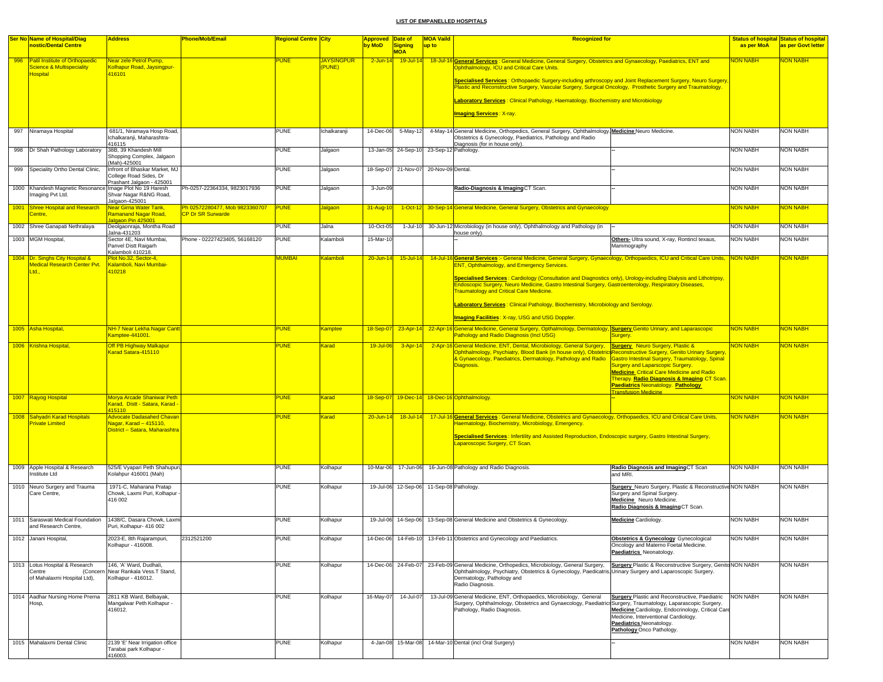**LIST OF EMPANELLED HOSPITALS**

| Ser No | Name of Hospital/Diagnostic/Dental Centre | Address | Phone/Mob/Email | Regional Centre | City | Approved by MoD | Date of Signing MOA | MOA Vaild up to | Recognized for | | Status of hospital as per MoA | Status of hospital as per Govt letter |
|---|---|---|---|---|---|---|---|---|---|---|---|---|
| 996 | Patil Institute of Orthopaedic Science & Multispeciality Hospital | Near zele Petrol Pump, Kolhapur Road, Jaysingpur-416101 | | PUNE | JAYSINGPUR (PUNE) | 2-Jun-14 | 19-Jul-14 | 18-Jul-16 | **General Services** : General Medicine, General Surgery, Obstetrics and Gynaecology, Paediatrics, ENT and Ophthalmology, ICU and Critical Care Units. **Specialised Services** : Orthopaedic Surgery-including arthroscopy and Joint Replacement Surgery, Neuro Surgery, Plastic and Reconstructive Surgery, Vascular Surgery, Surgical Oncology, Prosthetic Surgery and Traumatology. **Laboratory Services** : Clinical Pathology, Haematology, Biochemistry and Microbiology **Imaging Services** : X-ray. | | NON NABH | NON NABH |
| 997 | Niramaya Hospital | 681/1, Niramaya Hosp Road, Ichalkaranji, Maharashtra-416115 | | PUNE | Ichalkaranji | 14-Dec-06 | 5-May-12 | 4-May-14 | General Medicine, Orthopedics, General Surgery, Ophthalmology, Obstetrics & Gynecology, Paediatrics, Pathology and Radio Diagnosis (for in house only). | **Medicine** Neuro Medicine. | NON NABH | NON NABH |
| 998 | Dr Shah Pathology Laboratory | 38B, 39 Khandesh Mill Shopping Complex, Jalgaon (Mah)-425001 | | PUNE | Jalgaon | 13-Jan-05 | 24-Sep-10 | 23-Sep-12 | Pathology. | -- | NON NABH | NON NABH |
| 999 | Speciality Ortho Dental Clinic, | Infront of Bhaskar Market, MJ College Road Sides, Dr Prashant Jalgaon - 425001 | | PUNE | Jalgaon | 18-Sep-07 | 21-Nov-07 | 20-Nov-09 | Dental. | -- | NON NABH | NON NABH |
| 1000 | Khandesh Magnetic Resonance Imaging Pvt Ltd. | Image Plot No 19 Haresh Shvar Nagar R&NG Road, Jalgaon-425001 | Ph-0257-22364334, 9823017936 | PUNE | Jalgaon | 3-Jun-09 | | | **Radio-Diagnosis & Imaging** CT Scan. | -- | NON NABH | NON NABH |
| 1001 | Shree Hospital and Research Centre, | Near Girna Water Tank, Ramanand Nagar Road, Jalgaon Pin 425001 | Ph 02572280477, Mob 9823360707 CP Dr SR Surwarde | PUNE | Jalgaon | 31-Aug-10 | 1-Oct-12 | 30-Sep-14 | General Medicine, General Surgery, Obstetrics and Gynaecology | | NON NABH | NON NABH |
| 1002 | Shree Ganapati Nethralaya | Deolgaonraja, Montha Road Jalna-431203 | | PUNE | Jalna | 10-Oct-05 | 1-Jul-10 | 30-Jun-12 | Microbiology (in house only), Ophthalmology and Pathology (in house only). | -- | NON NABH | NON NABH |
| 1003 | MGM Hospital, | Sector 4E, Navi Mumbai, Panvel Distt Raigarh Kalamboli 410218. | Phone - 02227423405, 56168120 | PUNE | Kalamboli | 15-Mar-10 | | | -- | **Others-** Ultra sound, X-ray, Rontincl texaus, Mammography | NON NABH | NON NABH |
| 1004 | Dr. Singhs City Hospital & Medical Research Center Pvt. Ltd., | Plot No.32, Sector-4, Kalamboli, Navi Mumbai-410218 | | MUMBAI | Kalamboli | 20-Jun-14 | 15-Jul-14 | 14-Jul-16 | **General Services** :- General Medicine, General Surgery, Gynaecology, Orthopaedics, ICU and Critical Care Units, ENT, Ophthalmology, and Emergency Services. **Specialised Services** : Cardiology (Consultation and Diagnostics only), Urology-including Dialysis and Lithotripsy, Endoscopic Surgery, Neuro Medicine, Gastro Intestinal Surgery, Gastroenterology, Respiratory Diseases, Traumatology and Critical Care Medicine. **Laboratory Services** : Clinical Pathology, Biochemistry, Microbiology and Serology. **Imaging Facilities** : X-ray, USG and USG Doppler. | | NON NABH | NON NABH |
| 1005 | Asha Hospital, | NH-7 Near Lekha Nagar Cantt Kamptee-441001. | | PUNE | Kamptee | 18-Sep-07 | 23-Apr-14 | 22-Apr-16 | General Medicine, General Surgery, Opthalmology, Dermatology, Pathology and Radio Diagnosis (Incl USG) | **Surgery** Genito Urinary, and Laparascopic Surgery. | NON NABH | NON NABH |
| 1006 | Krishna Hospital, | Off PB Highway Malkapur Karad Satara-415110 | | PUNE | Karad | 19-Jul-06 | 3-Apr-14 | 2-Apr-16 | General Medicine, ENT, Dental, Microbiology, General Surgery, Ophthalmology, Psychiatry, Blood Bank (in house only), Obstetrics & Gynaecology, Paediatrics, Dermatology, Pathology and Radio Diagnosis. | **Surgery** Neuro Surgery, Plastic & Reconstructive Surgery, Genito Urinary Surgery, Gastro Intestinal Surgery, Traumatology, Spinal Surgery and Laparscopic Surgery. **Medicine** Critical Care Medicine and Radio Therapy. **Radio Diagnosis & Imaging** CT Scan. **Paediatrics** Neonatology. **Pathology** Transfusion Medicine | NON NABH | NON NABH |
| 1007 | Rajyog Hospital | Morya Arcade Shaniwar Peth Karad, Distt - Satara, Karad - 415110 | | PUNE | Karad | 18-Sep-07 | 19-Dec-14 | 18-Dec-16 | Ophthalmology. | -- | NON NABH | NON NABH |
| 1008 | Sahyadri Karad Hospitals Private Limited | Advocate Dadasahed Chavan Nagar, Karad – 415110, District – Satara, Maharashtra | | PUNE | Karad | 20-Jun-14 | 18-Jul-14 | 17-Jul-16 | **General Services** : General Medicine, Obstetrics and Gynaecology, Orthopaedics, ICU and Critical Care Units, Haematology, Biochemistry, Microbiology, Emergency. **Specialised Services** : Infertility and Assisted Reproduction, Endoscopic surgery, Gastro Intestinal Surgery, Laparoscopic Surgery, CT Scan. | | NON NABH | NON NABH |
| 1009 | Apple Hospital & Research Institute Ltd | 525/E Vyapari Peth Shahupuri, Kolahpur 416001 (Mah) | | PUNE | Kolhapur | 10-Mar-06 | 17-Jun-06 | 16-Jun-08 | Pathology and Radio Diagnosis. | **Radio Diagnosis and Imaging** CT Scan and MRI. | NON NABH | NON NABH |
| 1010 | Neuro Surgery and Trauma Care Centre, | 1971-C, Maharana Pratap Chowk, Laxmi Puri, Kolhapur - 416 002 | | PUNE | Kolhapur | 19-Jul-06 | 12-Sep-06 | 11-Sep-08 | Pathology. | **Surgery** Neuro Surgery, Plastic & Reconstructive Surgery and Spinal Surgery. **Medicine** Neuro Medicine. **Radio Diagnosis & Imaging** CT Scan. | NON NABH | NON NABH |
| 1011 | Saraswati Medical Foundation and Research Centre, | 1438/C, Dasara Chowk, Laxmi Puri, Kolhapur- 416 002 | | PUNE | Kolhapur | 19-Jul-06 | 14-Sep-06 | 13-Sep-08 | General Medicine and Obstetrics & Gynecology. | **Medicine** Cardiology. | NON NABH | NON NABH |
| 1012 | Janani Hospital, | 2023-E, 8th Rajarampuri, Kolhapur - 416008. | 2312521200 | PUNE | Kolhapur | 14-Dec-06 | 14-Feb-10 | 13-Feb-11 | Obstetrics and Gynecology and Paediatrics. | **Obstetrics & Gynecology** Gynecological Oncology and Materno Foetal Medicine. **Paediatrics** Neonatology. | NON NABH | NON NABH |
| 1013 | Lotus Hospital & Research Centre (Concern of Mahalaxmi Hospital Ltd), | 146, 'A' Ward, Dudhali, Near Rankala Vess.T Stand, Kolhapur - 416012. | | PUNE | Kolhapur | 14-Dec-06 | 24-Feb-07 | 23-Feb-09 | General Medicine, Orthopedics, Microbiology, General Surgery, Ophthalmology, Psychiatry, Obstetrics & Gynecology, Paedicatris, Dermatology, Pathology and Radio Diagnosis. | **Surgery** Plastic & Reconstructive Surgery, Genito Urinary Surgery and Laparoscopic Surgery. | NON NABH | NON NABH |
| 1014 | Aadhar Nursing Home Prerna Hosp, | 2811 KB Ward, Belbayak, Mangalwar Peth Kolhapur - 416012. | | PUNE | Kolhapur | 16-May-07 | 14-Jul-07 | 13-Jul-09 | General Medicine, ENT, Orthopaedics, Microbiology, General Surgery, Ophthalmology, Obstetrics and Gynaecology, Paediatrics, Pathology, Radio Diagnosis. | **Surgery** Plastic and Reconstructive, Paediatric Surgery, Traumatology, Laparascopic Surgery. **Medicine** Cardiology, Endocrinology, Critical Care Medicine, Interventional Cardiology. **Paediatrics** Neonatology. **Pathology** Onco Pathology. | NON NABH | NON NABH |
| 1015 | Mahalaxmi Dental Clinic | 2139 'E' Near Irrigation office Tarabai park Kolhapur - 416003. | | PUNE | Kolhapur | 4-Jan-08 | 15-Mar-08 | 14-Mar-10 | Dental (incl Oral Surgery) | -- | NON NABH | NON NABH |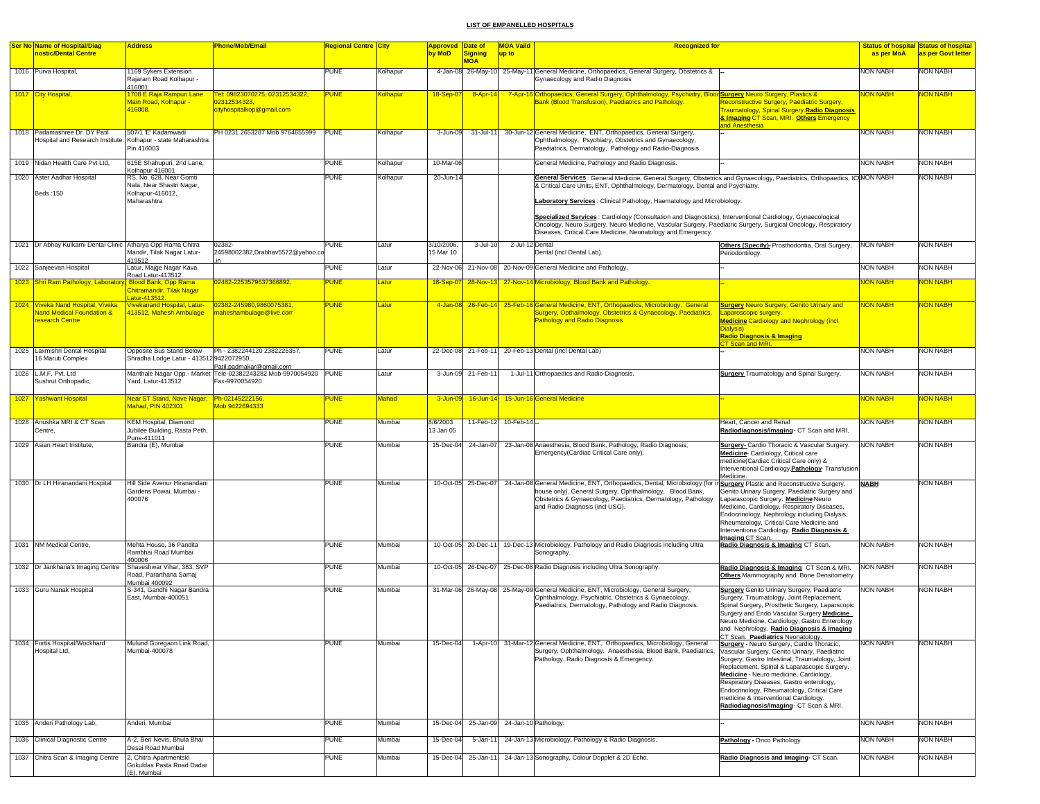## LIST OF EMPANELLED HOSPITALS

| Ser No | Name of Hospital/Diagnostic/Dental Centre | Address | Phone/Mob/Email | Regional Centre | City | Approved by MoD | Date of Signing MOA | MOA Vaild up to | Recognized for | | Status of hospital as per MoA | Status of hospital as per Govt letter |
|---|---|---|---|---|---|---|---|---|---|---|---|---|
| 1016 | Purva Hospital, | 1169 Sykers Extension Rajaram Road Kolhapur - 416001. | | PUNE | Kolhapur | 4-Jan-08 | 26-May-10 | 25-May-11 | General Medicine, Orthopaedics, General Surgery, Obstetrics & Gynaecology and Radio Diagnosis | -- | NON NABH | NON NABH |
| 1017 | City Hospital, | 1708 E Raja Rampuri Lane Main Road, Kolhapur - 416008. | Tel: 09823070275, 02312534322, 02312534323, cityhospitalkop@gmail.com | PUNE | Kolhapur | 18-Sep-07 | 8-Apr-14 | 7-Apr-16 | Orthopaedics, General Surgery, Ophthalmology, Psychiatry, Blood Bank (Blood Transfusion), Paediatrics and Pathology. | **Surgery** Neuro Surgery, Plastics & Reconstructive Surgery, Paediatric Surgery, Traumatology, Spinal Surgery.**Radio Diagnosis & Imaging** CT Scan, MRI. **Others** Emergency and Anesthesia | NON NABH | NON NABH |
| 1018 | Padamashree Dr. DY Patil Hospital and Research Institute. | 507/1 'E' Kadamwadi Kolhapur - state Maharashtra Pin 416003 | PH 0231 2653287 Mob 9764655999 | PUNE | Kolhapur | 3-Jun-09 | 31-Jul-11 | 30-Jun-12 | General Medicine, ENT, Orthopaedics, General Surgery, Ophthalmology, Psychiatry, Obstetrics and Gynaecology, Paediatrics, Dermatology, Pathology and Radio-Diagnosis. | -- | NON NABH | NON NABH |
| 1019 | Nidan Health Care Pvt Ltd, | 615E Shahupuri, 2nd Lane, Kolhapur 416001 | | PUNE | Kolhapur | 10-Mar-06 | | | General Medicine, Pathology and Radio Diagnosis. | -- | NON NABH | NON NABH |
| 1020 | Aster Aadhar Hospital<br><br>Beds :150 | RS. No. 628, Near Gomti Nala, Near Shastri Nagar, Kolhapur-416012, Maharashtra | | PUNE | Kolhapur | 20-Jun-14 | | | **General Services** : General Medicine, General Surgery, Obstetrics and Gynaecology, Paediatrics, Orthopaedics, ICU & Critical Care Units, ENT, Ophthalmology, Dermatology, Dental and Psychiatry.<br><br>**Laboratory Services** : Clinical Pathology, Haematology and Microbiology.<br><br>**Specialized Services** : Cardiology (Consultation and Diagnostics), Interventional Cardiology, Gynaecological Oncology, Neuro Surgery, Neuro Medicine, Vascular Surgery, Paediatric Surgery, Surgical Oncology, Respiratory Diseases, Critical Care Medicine, Neonatology and Emergency. | | NON NABH | NON NABH |
| 1021 | Dr Abhay Kulkarni Dental Clinic | Atharya Opp Rama Chitra Mandir, Tilak Nagar Latur-419512 | 02382-24598002382,Drabhav5572@yahoo.co.in | PUNE | Latur | 3/10/2006, 15 Mar 10 | 3-Jul-10 | 2-Jul-12 | Dental<br>Dental (incl Dental Lab). | **Others (Specify)**- Prosthodontia, Oral Surgery, Periodontilogy. | NON NABH | NON NABH |
| 1022 | Sanjeevan Hospital | Latur, Majge Nagar Kava Road Latur-413512. | | PUNE | Latur | 22-Nov-06 | 21-Nov-08 | 20-Nov-09 | General Medicine and Pathology. | -- | NON NABH | NON NABH |
| 1023 | Shri Ram Pathology, Laboratory, | Blood Bank, Opp Rama Chitramandir, Tilak Nagar Latur-413512. | 02482-2253579637366892, | PUNE | Latur | 18-Sep-07 | 28-Nov-13 | 27-Nov-14 | Microbiology, Blood Bank and Pathology. | -- | NON NABH | NON NABH |
| 1024 | Viveka Nand Hospital, Viveka Nand Medical Foundation & research Centre | Vivekanand Hospital, Latur-413512, Mahesh Ambulage | 02382-245980,9860075381, maheshambulage@live.corr | PUNE | Latur | 4-Jan-08 | 26-Feb-14 | 25-Feb-16 | General Medicine, ENT, Orthopaedics, Microbiology, General Surgery, Opthalmology, Obstetrics & Gynaecology, Paediatrics, Pathology and Radio Diagnosis | **Surgery** Neuro Surgery, Genito Urinary and Laparoscopic surgery.<br>**Medicine** Cardiology and Nephrology (incl Dialysis)<br>**Radio Diagnosis & Imaging** CT Scan and MRI. | NON NABH | NON NABH |
| 1025 | Laxmishri Dental Hospital 16 Maruti Complex | Opposite Bus Stand Below Shradha Lodge Latur - 413512 | Ph - 2382244120 2382225357, 9422072950., Patil.padmakar@gmail.com | PUNE | Latur | 22-Dec-08 | 21-Feb-11 | 20-Feb-13 | Dental (Incl Dental Lab) | -- | NON NABH | NON NABH |
| 1026 | L.M.F. Pvt. Ltd Sushrut Orthopadic, | Manthale Nagar Opp.- Market Yard, Latur-413512 | Tele-02382243282 Mob-9970054920 Fax-9970054920 | PUNE | Latur | 3-Jun-09 | 21-Feb-11 | 1-Jul-11 | Orthopaedics and Radio-Diagnosis. | **Surgery** Traumatology and Spinal Surgery. | NON NABH | NON NABH |
| 1027 | Yashwant Hospital | Near ST Stand, Nave Nagar, Mahad, PIN 402301 | Ph-02145222156, Mob 9422694333 | PUNE | Mahad | 3-Jun-09 | 16-Jun-14 | 15-Jun-16 | General Medicine | -- | NON NABH | NON NABH |
| 1028 | Anushka MRI & CT Scan Centre, | KEM Hospital, Diamond Jubilee Building, Rasta Peth, Pune-411011 | | PUNE | Mumbai | 8/6/2003 13 Jan 05 | 11-Feb-12 | 10-Feb-14 | -- | Heart, Cancer and Renal **Radiodiagnosis/Imaging**- CT Scan and MRI. | NON NABH | NON NABH |
| 1029 | Asian Heart Institute, | Bandra (E), Mumbai | | PUNE | Mumbai | 15-Dec-04 | 24-Jan-07 | 23-Jan-08 | Anaesthesia, Blood Bank, Pathology, Radio Diagnosis, Emergency(Cardiac Critical Care only). | **Surgery-** Cardio Thoracic & Vascular Surgery. **Medicine**- Cardiology, Critical care medicine(Cardiac Critical Care only) & Interventional Cardiology.**Pathology**- Transfusion Medicine. | NON NABH | NON NABH |
| 1030 | Dr LH Hiranandani Hospital | Hill Side Avenur Hiranandani Gardens Powai, Mumbai - 400076 | | PUNE | Mumbai | 10-Oct-05 | 25-Dec-07 | 24-Jan-08 | General Medicine, ENT, Orthopaedics, Dental, Microbiology (for in house only), General Surgery, Ophthalmology, Blood Bank, Obstetrics & Gynaecology, Paediatrics, Dermatology, Pathology and Radio Diagnosis (incl USG). | **Surgery** Plastic and Reconstructive Surgery, Genito Urinary Surgery, Paediatric Surgery and Laparascopic Surgery. **Medicine** Neuro Medicine, Cardiology, Respiratory Diseases, Endocrinology, Nephrology including Dialysis, Rheumatology, Critical Care Medicine and Interventiona Cardiology. **Radio Diagnosis & Imaging** CT Scan. | NABH | NON NABH |
| 1031 | NM Medical Centre, | Mehta House, 36 Pandita Rambhai Road Mumbai 400006 | | PUNE | Mumbai | 10-Oct-05 | 20-Dec-11 | 19-Dec-13 | Microbiology, Pathology and Radio Diagnosis including Ultra Sonography. | **Radio Diagnosis & Imaging** CT Scan. | NON NABH | NON NABH |
| 1032 | Dr Jankharia's Imaging Centre | Shaveshwar Vihar, 383, SVP Road, Pararthana Samaj Mumbai 400092 | | PUNE | Mumbai | 10-Oct-05 | 26-Dec-07 | 25-Dec-08 | Radio Diagnosis including Ultra Sonography. | **Radio Diagnosis & Imaging** CT Scan & MRI. **Others** Mammography and Bone Densitometry. | NON NABH | NON NABH |
| 1033 | Guru Nanak Hospital | S-341, Gandhi Nagar Bandra East, Mumbai-400051 | | PUNE | Mumbai | 31-Mar-06 | 26-May-08 | 25-May-09 | General Medicine, ENT, Microbiology, General Surgery, Ophthalmology, Psychiatric, Obstetrics & Gynaecology, Paediatrics, Dermatology, Pathology and Radio Diagnosis. | **Surgery** Genito Urinary Surgery, Paediatric Surgery, Traumatology, Joint Replacement, Spinal Surgery, Prosthetic Surgery, Laparscopic Surgery and Endo Vascular Surgery.**Medicine** Neuro Medicine, Cardiology, Gastro Enterology and Nephrology. **Radio Diagnosis & Imaging** CT Scan. **Paediatrics** Neonatology. | NON NABH | NON NABH |
| 1034 | Fortis Hospital/Wockhard Hospital Ltd, | Mulund Goregaon Link Road, Mumbai-400078 | | PUNE | Mumbai | 15-Dec-04 | 1-Apr-10 | 31-Mar-12 | General Medicine, ENT, Orthopaedics, Microbiology, General Surgery, Ophthalmology, Anaesthesia, Blood Bank, Paediatrics, Pathology, Radio Diagnosis & Emergency. | **Surgery** - Neuro Surgery, Cardio Thoracic, Vascular Surgery, Genito Urinary, Paediatric Surgery, Gastro Intestinal, Traumatology, Joint Replacement, Spinal & Laparascopic Surgery. **Medicine** - Neuro medicine, Cardiology, Respiratory Diseases, Gastro enterology, Endocrinology, Rheumatology, Critical Care medicine & Interventional Cardiology. **Radiodiagnosis/Imaging** - CT Scan & MRI. | NON NABH | NON NABH |
| 1035 | Anderi Pathology Lab, | Anderi, Mumbai | | PUNE | Mumbai | 15-Dec-04 | 25-Jan-09 | 24-Jan-10 | Pathology. | -- | NON NABH | NON NABH |
| 1036 | Clinical Diagnostic Centre | A-2, Ben Nevis, Bhula Bhai Desai Road Mumbai | | PUNE | Mumbai | 15-Dec-04 | 5-Jan-11 | 24-Jan-13 | Microbiology, Pathology & Radio Diagnosis. | **Pathology** - Onco Pathology. | NON NABH | NON NABH |
| 1037 | Chitra Scan & Imaging Centre | 2, Chitra Apartmentskl Gokuldas Pasta Road Dadar (E), Mumbai | | PUNE | Mumbai | 15-Dec-04 | 25-Jan-11 | 24-Jan-13 | Sonography, Colour Doppler & 2D Echo. | **Radio Diagnosis and Imaging**- CT Scan. | NON NABH | NON NABH |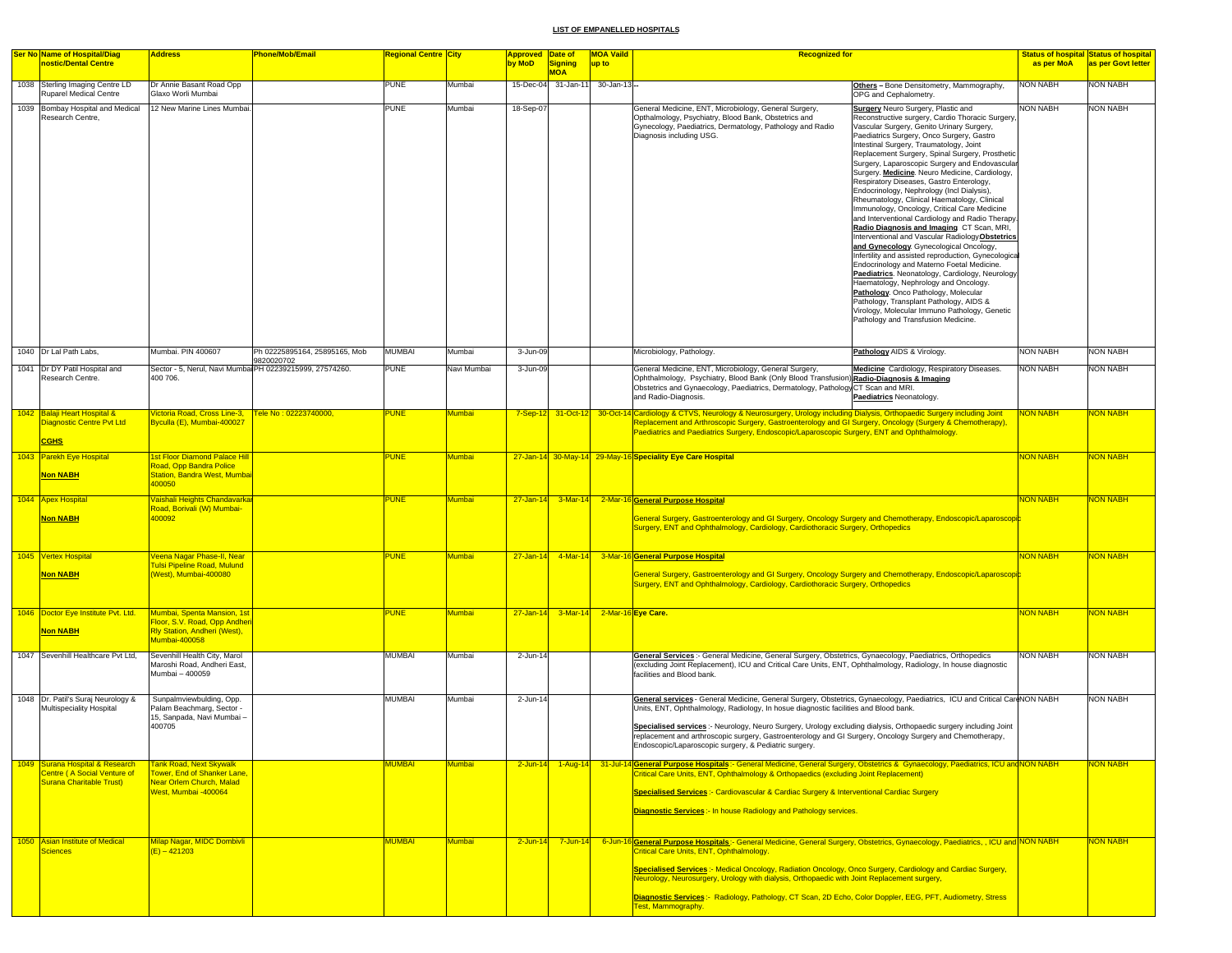# LIST OF EMPANELLED HOSPITALS

| Ser No | Name of Hospital/Diagnostic/Dental Centre | Address | Phone/Mob/Email | Regional Centre | City | Approved by MoD | Date of Signing MOA | MOA Vaild up to | Recognized for | | Status of hospital as per MoA | Status of hospital as per Govt letter |
|---|---|---|---|---|---|---|---|---|---|---|---|---|
| 1038 | Sterling Imaging Centre LD Ruparel Medical Centre | Dr Annie Basant Road Opp Glaxo Worli Mumbai | | PUNE | Mumbai | 15-Dec-04 | 31-Jan-11 | 30-Jan-13 | -- | **Others –** Bone Densitometry, Mammography, OPG and Cephalometry. | NON NABH | NON NABH |
| 1039 | Bombay Hospital and Medical Research Centre, | 12 New Marine Lines Mumbai. | | PUNE | Mumbai | 18-Sep-07 | | | General Medicine, ENT, Microbiology, General Surgery, Opthalmology, Psychiatry, Blood Bank, Obstetrics and Gynecology, Paediatrics, Dermatology, Pathology and Radio Diagnosis including USG. | **Surgery** Neuro Surgery, Plastic and Reconstructive surgery, Cardio Thoracic Surgery, Vascular Surgery, Genito Urinary Surgery, Paediatrics Surgery, Onco Surgery, Gastro Intestinal Surgery, Traumatology, Joint Replacement Surgery, Spinal Surgery, Prosthetic Surgery, Laparoscopic Surgery and Endovascular Surgery. **Medicine**. Neuro Medicine, Cardiology, Respiratory Diseases, Gastro Enterology, Endocrinology, Nephrology (Incl Dialysis), Rheumatology, Clinical Haematology, Clinical Immunology, Oncology, Critical Care Medicine and Interventional Cardiology and Radio Therapy. **Radio Diagnosis and Imaging** CT Scan, MRI, Interventional and Vascular Radiology **Obstetrics and Gynecology**. Gynecological Oncology, Infertility and assisted reproduction, Gynecological Endocrinology and Materno Foetal Medicine. **Paediatrics**. Neonatology, Cardiology, Neurology Haematology, Nephrology and Oncology. **Pathology**. Onco Pathology, Molecular Pathology, Transplant Pathology, AIDS & Virology, Molecular Immuno Pathology, Genetic Pathology and Transfusion Medicine. | NON NABH | NON NABH |
| 1040 | Dr Lal Path Labs, | Mumbai. PIN 400607 | Ph 02225895164, 25895165, Mob 9820020702 | MUMBAI | Mumbai | 3-Jun-09 | | | Microbiology, Pathology. | **Pathology** AIDS & Virology. | NON NABH | NON NABH |
| 1041 | Dr DY Patil Hospital and Research Centre. | Sector - 5, Nerul, Navi Mumbai 400 706. | PH 02239215999, 27574260. | PUNE | Navi Mumbai | 3-Jun-09 | | | General Medicine, ENT, Microbiology, General Surgery, Ophthalmology, Psychiatry, Blood Bank (Only Blood Transfusion) Obstetrics and Gynaecology, Paediatrics, Dermatology, Pathology and Radio-Diagnosis. | **Medicine** Cardiology, Respiratory Diseases. **Radio-Diagnosis & Imaging** CT Scan and MRI. **Paediatrics** Neonatology. | NON NABH | NON NABH |
| 1042 | Balaji Heart Hospital & Diagnostic Centre Pvt Ltd **CGHS** | Victoria Road, Cross Line-3, Byculla (E), Mumbai-400027 | Tele No : 02223740000, | PUNE | Mumbai | 7-Sep-12 | 31-Oct-12 | 30-Oct-14 | Cardiology & CTVS, Neurology & Neurosurgery, Urology including Dialysis, Orthopaedic Surgery including Joint Replacement and Arthroscopic Surgery, Gastroenterology and GI Surgery, Oncology (Surgery & Chemotherapy), Paediatrics and Paediatrics Surgery, Endoscopic/Laparoscopic Surgery, ENT and Ophthalmology. | | NON NABH | NON NABH |
| 1043 | Parekh Eye Hospital **Non NABH** | 1st Floor Diamond Palace Hill Road, Opp Bandra Police Station, Bandra West, Mumbai 400050 | | PUNE | Mumbai | 27-Jan-14 | 30-May-14 | 29-May-16 | **Speciality Eye Care Hospital** | | NON NABH | NON NABH |
| 1044 | Apex Hospital **Non NABH** | Vaishali Heights Chandavarkar Road, Borivali (W) Mumbai-400092 | | PUNE | Mumbai | 27-Jan-14 | 3-Mar-14 | 2-Mar-16 | **General Purpose Hospital** General Surgery, Gastroenterology and GI Surgery, Oncology Surgery and Chemotherapy, Endoscopic/Laparoscopic Surgery, ENT and Ophthalmology, Cardiology, Cardiothoracic Surgery, Orthopedics | | NON NABH | NON NABH |
| 1045 | Vertex Hospital **Non NABH** | Veena Nagar Phase-II, Near Tulsi Pipeline Road, Mulund (West), Mumbai-400080 | | PUNE | Mumbai | 27-Jan-14 | 4-Mar-14 | 3-Mar-16 | **General Purpose Hospital** General Surgery, Gastroenterology and GI Surgery, Oncology Surgery and Chemotherapy, Endoscopic/Laparoscopic Surgery, ENT and Ophthalmology, Cardiology, Cardiothoracic Surgery, Orthopedics | | NON NABH | NON NABH |
| 1046 | Doctor Eye Institute Pvt. Ltd. **Non NABH** | Mumbai, Spenta Mansion, 1st Floor, S.V. Road, Opp Andheri Rly Station, Andheri (West), Mumbai-400058 | | PUNE | Mumbai | 27-Jan-14 | 3-Mar-14 | 2-Mar-16 | **Eye Care.** | | NON NABH | NON NABH |
| 1047 | Sevenhill Healthcare Pvt Ltd, | Sevenhill Health City, Marol Maroshi Road, Andheri East, Mumbai – 400059 | | MUMBAI | Mumbai | 2-Jun-14 | | | **General Services** :- General Medicine, General Surgery, Obstetrics, Gynaecology, Paediatrics, Orthopedics (excluding Joint Replacement), ICU and Critical Care Units, ENT, Ophthalmology, Radiology, In house diagnostic facilities and Blood bank. | | NON NABH | NON NABH |
| 1048 | Dr. Patil's Suraj Neurology & Multispeciality Hospital | Sunpalmviewbulding, Opp. Palam Beachmarg, Sector - 15, Sanpada, Navi Mumbai – 400705 | | MUMBAI | Mumbai | 2-Jun-14 | | | **General services** - General Medicine, General Surgery, Obstetrics, Gynaecology, Paediatrics, ICU and Critical Care Units, ENT, Ophthalmology, Radiology, In hosue diagnostic facilities and Blood bank. **Specialised services** :- Neurology, Neuro Surgery, Urology excluding dialysis, Orthopaedic surgery including Joint replacement and arthroscopic surgery, Gastroenterology and GI Surgery, Oncology Surgery and Chemotherapy, Endoscopic/Laparoscopic surgery, & Pediatric surgery. | | NON NABH | NON NABH |
| 1049 | Surana Hospital & Research Centre ( A Social Venture of Surana Charitable Trust) | Tank Road, Next Skywalk Tower, End of Shanker Lane, Near Orlem Church, Malad West, Mumbai -400064 | | MUMBAI | Mumbai | 2-Jun-14 | 1-Aug-14 | 31-Jul-14 | **General Purpose Hospitals** :- General Medicine, General Surgery, Obstetrics & Gynaecology, Paediatrics, ICU and Critical Care Units, ENT, Ophthalmology & Orthopaedics (excluding Joint Replacement) **Specialised Services** :- Cardiovascular & Cardiac Surgery & Interventional Cardiac Surgery **Diagnostic Services** :- In house Radiology and Pathology services. | | NON NABH | NON NABH |
| 1050 | Asian Institute of Medical Sciences | Milap Nagar, MIDC Dombivli (E) – 421203 | | MUMBAI | Mumbai | 2-Jun-14 | 7-Jun-14 | 6-Jun-16 | **General Purpose Hospitals** :- General Medicine, General Surgery, Obstetrics, Gynaecology, Paediatrics, , ICU and Critical Care Units, ENT, Ophthalmology. **Specialised Services** :- Medical Oncology, Radiation Oncology, Onco Surgery, Cardiology and Cardiac Surgery, Neurology, Neurosurgery, Urology with dialysis, Orthopaedic with Joint Replacement surgery, **Diagnostic Services** :- Radiology, Pathology, CT Scan, 2D Echo, Color Doppler, EEG, PFT, Audiometry, Stress Test, Mammography. | | NON NABH | NON NABH |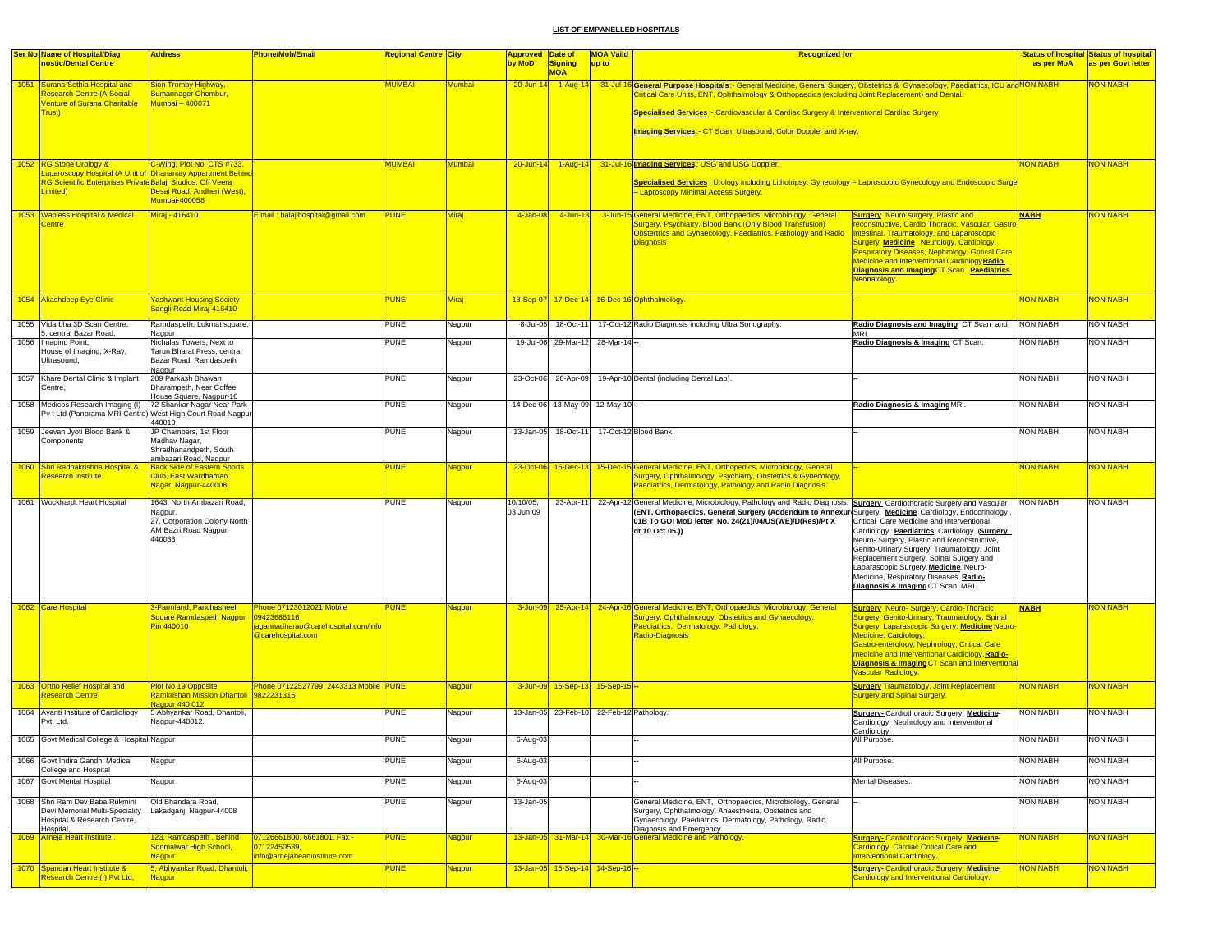# LIST OF EMPANELLED HOSPITALS

| Ser No | Name of Hospital/Diagnostic/Dental Centre | Address | Phone/Mob/Email | Regional Centre | City | Approved by MoD | Date of Signing MOA | MOA Vaild up to | Recognized for | | Status of hospital as per MoA | Status of hospital as per Govt letter |
|---|---|---|---|---|---|---|---|---|---|---|---|---|
| 1051 | Surana Sethia Hospital and Research Centre (A Social Venture of Surana Charitable Trust) | Sion Tromby Highway, Sumannager Chembur, Mumbai – 400071 | | MUMBAI | Mumbai | 20-Jun-14 | 1-Aug-14 | 31-Jul-16 | **General Purpose Hospitals**:- General Medicine, General Surgery, Obstetrics & Gynaecology, Paediatrics, ICU and Critical Care Units, ENT, Ophthalmology & Orthopaedics (excluding Joint Replacement) and Dental. **Specialised Services**:- Cardiovascular & Cardiac Surgery & Interventional Cardiac Surgery **Imaging Services**:- CT Scan, Ultrasound, Color Doppler and X-ray. | | NON NABH | NON NABH |
| 1052 | RG Stone Urology & Laparoscopy Hospital (A Unit of RG Scientific Enterprises Private Limited) | C-Wing, Plot No. CTS #733, Dhananjay Appartment Behind Balaji Studios, Off Veera Desai Road, Andheri (West), Mumbai-400058 | | MUMBAI | Mumbai | 20-Jun-14 | 1-Aug-14 | 31-Jul-16 | **Imaging Services**: USG and USG Doppler. **Specialised Services**: Urology including Lithotripsy, Gynecology – Laproscopic Gynecology and Endoscopic Surge – Laproscopy Minimal Access Surgery. | | NON NABH | NON NABH |
| 1053 | Wanless Hospital & Medical Centre | Miraj - 416410. | E.mail : balajihospital@gmail.com | PUNE | Miraj | 4-Jan-08 | 4-Jun-13 | 3-Jun-15 | General Medicine, ENT, Orthopaedics, Microbiology, General Surgery, Psychiatry, Blood Bank (Only Blood Transfusion) Obstertrics and Gynaecology, Paediatrics, Pathology and Radio Diagnosis | **Surgery** Neuro surgery, Plastic and reconstructive, Cardio Thoracic, Vascular, Gastro Intestinal, Traumatology, and Laparoscopic Surgery. **Medicine** Neurology, Cardiology, Respiratory Diseases, Nephrology, Gritical Care Medicine and Interventional Cardiology **Radio Diagnosis and Imaging** CT Scan. **Paediatrics** Neonatology. | NABH | NON NABH |
| 1054 | Akashdeep Eye Clinic | Yashwant Housing Society Sangli Road Miraj-416410 | | PUNE | Miraj | 18-Sep-07 | 17-Dec-14 | 16-Dec-16 | Ophthalmology. | -- | NON NABH | NON NABH |
| 1055 | Vidarbha 3D Scan Centre, 5, central Bazar Road, | Ramdaspeth, Lokmat square, Nagpur | | PUNE | Nagpur | 8-Jul-05 | 18-Oct-11 | 17-Oct-12 | Radio Diagnosis including Ultra Sonography. | **Radio Diagnosis and Imaging** CT Scan and MRI. | NON NABH | NON NABH |
| 1056 | Imaging Point, House of Imaging, X-Ray, Ultrasound, | Nichalas Towers, Next to Tarun Bharat Press, central Bazar Road, Ramdaspeth Nagpur | | PUNE | Nagpur | 19-Jul-06 | 29-Mar-12 | 28-Mar-14 | -- | **Radio Diagnosis & Imaging** CT Scan. | NON NABH | NON NABH |
| 1057 | Khare Dental Clinic & Implant Centre, | 289 Parkash Bhawan Dharampeth, Near Coffee House Square, Nagpur-10 | | PUNE | Nagpur | 23-Oct-06 | 20-Apr-09 | 19-Apr-10 | Dental (including Dental Lab). | -- | NON NABH | NON NABH |
| 1058 | Medicos Research Imaging (I) Pv t Ltd (Panorama MRI Centre) | 72 Shankar Nagar Near Park West High Court Road Nagpur 440010 | | PUNE | Nagpur | 14-Dec-06 | 13-May-09 | 12-May-10 | -- | **Radio Diagnosis & Imaging** MRI. | NON NABH | NON NABH |
| 1059 | Jeevan Jyoti Blood Bank & Components | JP Chambers, 1st Floor Madhav Nagar, Shradhanandpeth, South ambazari Road, Nagpur | | PUNE | Nagpur | 13-Jan-05 | 18-Oct-11 | 17-Oct-12 | Blood Bank. | -- | NON NABH | NON NABH |
| 1060 | Shri Radhakrishna Hospital & Research Institute | Back Side of Eastern Sports Club, East Wardhaman Nagar, Nagpur-440008 | | PUNE | Nagpur | 23-Oct-06 | 16-Dec-13 | 15-Dec-15 | General Medicine, ENT, Orthopedics, Microbiology, General Surgery, Ophthalmology, Psychiatry, Obstetrics & Gynecology, Paediatrics, Dermatology, Pathology and Radio Diagnosis. | -- | NON NABH | NON NABH |
| 1061 | Wockhardt Heart Hospital | 1643, North Ambazari Road, Nagpur. 27, Corporation Colony North AM Bazri Road Nagpur 440033 | | PUNE | Nagpur | 10/10/05, 03 Jun 09 | 23-Apr-11 | 22-Apr-12 | General Medicine, Microbiology, Pathology and Radio Diagnosis. **(ENT, Orthopaedics, General Surgery (Addendum to Annexure 01B To GOI MoD letter No. 24(21)/04/US(WE)/D(Res)/Pt X dt 10 Oct 05.))** | **Surgery** Cardiothoracic Surgery and Vascular Surgery. **Medicine** Cardiology, Endocrinology, Critical Care Medicine and Interventional Cardiology. **Paediatrics** Cardiology. (**Surgery** Neuro- Surgery, Plastic and Reconstructive, Genito-Urinary Surgery, Traumatology, Joint Replacement Surgery, Spinal Surgery and Laparascopic Surgery. **Medicine** Neuro-Medicine, Respiratory Diseases. **Radio-Diagnosis & Imaging** CT Scan, MRI. | NON NABH | NON NABH |
| 1062 | Care Hospital | 3-Farmland, Panchasheel Square Ramdaspeth Nagpur Pin 440010 | Phone 07123012021 Mobile 09423686116 jagannadharao@carehospital.com/info@carehospital.com | PUNE | Nagpur | 3-Jun-09 | 25-Apr-14 | 24-Apr-16 | General Medicine, ENT, Orthopaedics, Microbiology, General Surgery, Ophthalmology, Obstetrics and Gynaecology, Paediatrics, Dermatology, Pathology, Radio-Diagnosis | **Surgery** Neuro- Surgery, Cardio-Thoracic Surgery, Genito-Urinary, Traumatology, Spinal Surgery, Laparascopic Surgery. **Medicine** Neuro-Medicine, Cardiology, Gastro-enterology, Nephrology, Critical Care medicine and Interventional Cardiology. **Radio-Diagnosis & Imaging** CT Scan and Interventional Vascular Radiology. | NABH | NON NABH |
| 1063 | Ortho Relief Hospital and Research Centre | Plot No 19 Opposite Ramkrishan Mission Dhantoli Nagpur 440 012 | Phone 07122527799, 2443313 Mobile 9822231315 | PUNE | Nagpur | 3-Jun-09 | 16-Sep-13 | 15-Sep-15 | -- | **Surgery** Traumatology, Joint Replacement Surgery and Spinal Surgery. | NON NABH | NON NABH |
| 1064 | Avanti Institute of Cardiology Pvt. Ltd. | 5 Abhyankar Road, Dhantoli, Nagpur-440012. | | PUNE | Nagpur | 13-Jan-05 | 23-Feb-10 | 22-Feb-12 | Pathology. | **Surgery-** Cardiothoracic Surgery. **Medicine-** Cardiology, Nephrology and Interventional Cardiology. | NON NABH | NON NABH |
| 1065 | Govt Medical College & Hospital | Nagpur | | PUNE | Nagpur | 6-Aug-03 | | | -- | All Purpose. | NON NABH | NON NABH |
| 1066 | Govt Indira Gandhi Medical College and Hospital | Nagpur | | PUNE | Nagpur | 6-Aug-03 | | | -- | All Purpose. | NON NABH | NON NABH |
| 1067 | Govt Mental Hospital | Nagpur | | PUNE | Nagpur | 6-Aug-03 | | | -- | Mental Diseases. | NON NABH | NON NABH |
| 1068 | Shri Ram Dev Baba Rukmini Devi Memorial Multi-Speciality Hospital & Research Centre, Hospital, | Old Bhandara Road, Lakadganj, Nagpur-44008 | | PUNE | Nagpur | 13-Jan-05 | | | General Medicine, ENT, Orthopaedics, Microbiology, General Surgery, Ophthalmology, Anaesthesia, Obstetrics and Gynaecology, Paediatrics, Dermatology, Pathology, Radio Diagnosis and Emergency | -- | NON NABH | NON NABH |
| 1069 | Arneja Heart Institute , | 123, Ramdaspeth , Behind Sonmalwar High School, Nagpur | 07126661800, 6661801, Fax - 07122450539, info@arnejaheartinstitute.com | PUNE | Nagpur | 13-Jan-05 | 31-Mar-14 | 30-Mar-16 | General Medicine and Pathology. | **Surgery-** Cardiothoracic Surgery. **Medicine-** Cardiology, Cardiac Critical Care and Interventional Cardiology. | NON NABH | NON NABH |
| 1070 | Spandan Heart Institute & Research Centre (I) Pvt Ltd, | 5, Abhyankar Road, Dhantoli, Nagpur | | PUNE | Nagpur | 13-Jan-05 | 15-Sep-14 | 14-Sep-16 | -- | **Surgery-** Cardiothoracic Surgery. **Medicine-** Cardiology and Interventional Cardiology. | NON NABH | NON NABH |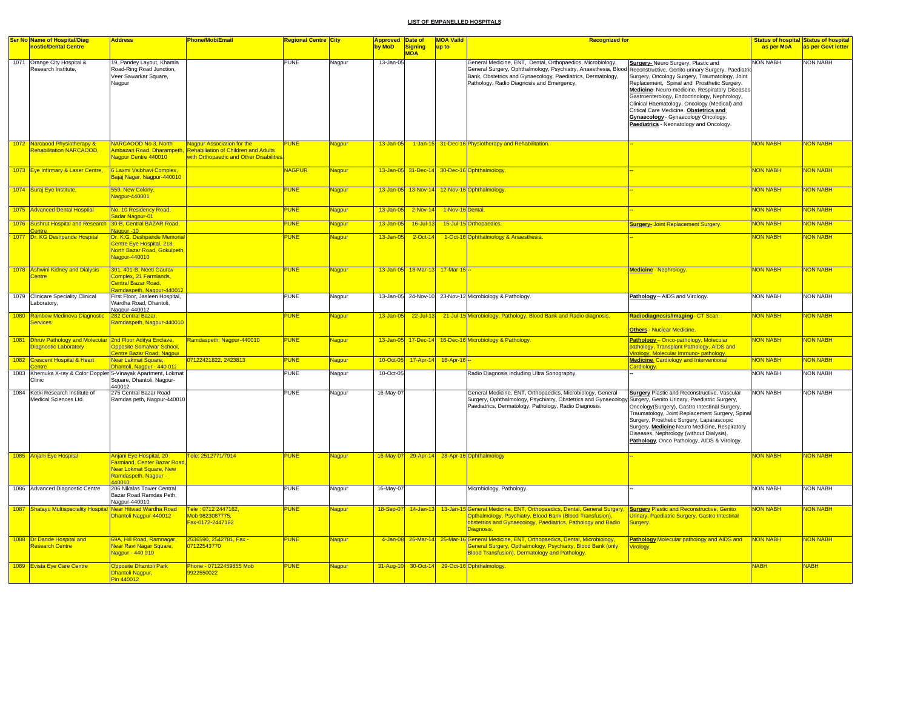**LIST OF EMPANELLED HOSPITALS**

| Ser No | Name of Hospital/Diagnostic/Dental Centre | Address | Phone/Mob/Email | Regional Centre | City | Approved by MoD | Date of Signing MOA | MOA Vaild up to | Recognized for | | Status of hospital as per MoA | Status of hospital as per Govt letter |
|---|---|---|---|---|---|---|---|---|---|---|---|---|
| 1071 | Orange City Hospital & Research Institute, | 19, Pandey Layout, Khamla Road-Ring Road Junction, Veer Sawarkar Square, Nagpur | | PUNE | Nagpur | 13-Jan-05 | | | General Medicine, ENT, Dental, Orthopaedics, Microbiology, General Surgery, Ophthalmology, Psychiatry, Anaesthesia, Blood Bank, Obstetrics and Gynaecology, Paediatrics, Dermatology, Pathology, Radio Diagnosis and Emergency. | **Surgery-** Neuro Surgery, Plastic and Reconstructive, Genito urinary Surgery, Paediatric Surgery, Oncology Surgery, Traumatology, Joint Replacement, Spinal and Prosthetic Surgery. **Medicine**- Neuro-medicine, Respiratory Diseases, Gastroenterology, Endocrinology, Nephrology, Clinical Haematology, Oncology (Medical) and Critical Care Medicine. **Obstetrics and Gynaecology** - Gynaecology Oncology. **Paediatrics** - Neonatology and Oncology. | NON NABH | NON NABH |
| 1072 | Narcaood Physiotherapy & Rehabilitation NARCAOOD, | NARCAOOD No 3, North Ambazari Road, Dharampeth, Nagpur Centre 440010 | Nagpur Association for the Rehabiliation of Children and Adults with Orthopaedic and Other Disabilities | PUNE | Nagpur | 13-Jan-05 | 1-Jan-15 | 31-Dec-16 | Physiotherapy and Rehabilitation. | -- | NON NABH | NON NABH |
| 1073 | Eye Infirmary & Laser Centre, | 6 Laxmi Vaibhavi Complex, Bajaj Nagar, Nagpur-440010 | | NAGPUR | Nagpur | 13-Jan-05 | 31-Dec-14 | 30-Dec-16 | Ophthalmology. | -- | NON NABH | NON NABH |
| 1074 | Suraj Eye Institute, | 559, New Colony, Nagpur-440001 | | PUNE | Nagpur | 13-Jan-05 | 13-Nov-14 | 12-Nov-16 | Ophthalmology. | -- | NON NABH | NON NABH |
| 1075 | Advanced Dental Hosptial | No. 10 Residency Road, Sadar Nagpur-01 | | PUNE | Nagpur | 13-Jan-05 | 2-Nov-14 | 1-Nov-16 | Dental. | -- | NON NABH | NON NABH |
| 1076 | Sushrut Hospital and Research Centre | 30-B, Central BAZAR Road, Nagpur -10 | | PUNE | Nagpur | 13-Jan-05 | 16-Jul-13 | 15-Jul-15 | Orthopaedics. | **Surgery-** Joint Replacement Surgery. | NON NABH | NON NABH |
| 1077 | Dr. KG Deshpande Hospital | Dr. K.G. Deshpande Memorial Centre Eye Hospital, 218, North Bazar Road, Gokulpeth, Nagpur-440010 | | PUNE | Nagpur | 13-Jan-05 | 2-Oct-14 | 1-Oct-16 | Ophthalmology & Anaesthesia. | -- | NON NABH | NON NABH |
| 1078 | Ashwini Kidney and Dialysis Centre | 301, 401-B, Neeti Gaurav Complex, 21 Farmlands, Central Bazar Road, Ramdaspeth, Nagpur-440012 | | PUNE | Nagpur | 13-Jan-05 | 18-Mar-13 | 17-Mar-15 | -- | **Medicine** - Nephrology. | NON NABH | NON NABH |
| 1079 | Clinicare Speciality Clinical Laboratory, | First Floor, Jasleen Hospital, Wardha Road, Dhantoli, Nagpur-440012 | | PUNE | Nagpur | 13-Jan-05 | 24-Nov-10 | 23-Nov-12 | Microbiology & Pathology. | **Pathology** – AIDS and Virology. | NON NABH | NON NABH |
| 1080 | Rainbow Medinova Diagnostic Services | 282 Central Bazar, Ramdaspeth, Nagpur-440010 | | PUNE | Nagpur | 13-Jan-05 | 22-Jul-13 | 21-Jul-15 | Microbiology, Pathology, Blood Bank and Radio diagnosis. | **Radiodiagnosis/Imaging**- CT Scan. **Others** - Nuclear Medicine. | NON NABH | NON NABH |
| 1081 | Dhruv Pathology and Molecular Diagnostic Laboratory | 2nd Floor Aditya Enclave, Opposite Somalwar School, Centre Bazar Road, Nagpur | Ramdaspeth, Nagpur-440010 | PUNE | Nagpur | 13-Jan-05 | 17-Dec-14 | 16-Dec-16 | Microbiology & Pathology. | **Pathology** – Onco-pathology, Molecular pathology, Transplant Pathology, AIDS and Virology, Molecular Immuno- pathology. | NON NABH | NON NABH |
| 1082 | Crescent Hospital & Heart Centre | Near Lakmat Square, Dhantoli, Nagpur - 440 012 | 07122421822, 2423813 | PUNE | Nagpur | 10-Oct-05 | 17-Apr-14 | 16-Apr-16 | -- | **Medicine** Cardiology and Interventional Cardiology. | NON NABH | NON NABH |
| 1083 | Khemuka X-ray & Color Doppler Clinic | 5-Vinayak Apartment, Lokmat Square, Dhantoli, Nagpur-440012 | | PUNE | Nagpur | 10-Oct-05 | | | Radio Diagnosis including Ultra Sonography. | -- | NON NABH | NON NABH |
| 1084 | Ketki Research Institute of Medical Sciences Ltd. | 275 Central Bazar Road Ramdas peth, Nagpur-440010 | | PUNE | Nagpur | 16-May-07 | | | General Medicine, ENT, Orthopaedics, Microbiology, General Surgery, Ophthalmology, Psychiatry, Obstetrics and Gynaecology Paediatrics, Dermatology, Pathology, Radio Diagnosis. | **Surgery** Plastic and Reconstructive, Vascular Surgery, Genito Urinary, Paediatric Surgery, Oncology(Surgery), Gastro Intestinal Surgery, Traumatology, Joint Replacement Surgery, Spinal Surgery, Prosthetic Surgery, Laparascopic Surgery. **Medicine** Neuro Medicine, Respiratory Diseases, Nephrology (without Dialysis). **Pathology**, Onco Pathology, AIDS & Virology. | NON NABH | NON NABH |
| 1085 | Anjani Eye Hospital | Anjani Eye Hospital, 20 Farmland, Center Bazar Road, Near Lokmat Square, New Ramdaspeth, Nagpur - 440010 | Tele: 2512771/7914 | PUNE | Nagpur | 16-May-07 | 29-Apr-14 | 28-Apr-16 | Ophthalmology | -- | NON NABH | NON NABH |
| 1086 | Advanced Diagnostic Centre | 206 Nikalas Tower Central Bazar Road Ramdas Peth, Nagpur-440010. | | PUNE | Nagpur | 16-May-07 | | | Microbiology, Pathology. | -- | NON NABH | NON NABH |
| 1087 | Shatayu Multispeciality Hospital | Near Hitwad Wardha Road Dhantoli Nagpur-440012 | Tele : 0712 2447162, Mob 9823087775, Fax-0172-2447162 | PUNE | Nagpur | 18-Sep-07 | 14-Jan-13 | 13-Jan-15 | General Medicine, ENT, Orthopaedics, Dental, General Surgery, Opthalmology, Psychiatry, Blood Bank (Blood Transfusion), obstetrics and Gynaecology, Paediatrics, Pathology and Radio Diagnosis. | **Surgery** Plastic and Reconstructive, Genito Urinary, Paediatric Surgery, Gastro Intestinal Surgery. | NON NABH | NON NABH |
| 1088 | Dr Dande Hospital and Research Centre | 69A, Hill Road, Ramnagar, Near Ravi Nagar Square, Nagpur - 440 010 | 2536590, 2542781, Fax - 07122543770 | PUNE | Nagpur | 4-Jan-08 | 26-Mar-14 | 25-Mar-16 | General Medicine, ENT, Orthopaedics, Dental, Microbiology, General Surgery, Opthalmology, Psychiatry, Blood Bank (only Blood Transfusion), Dermatology and Pathology. | **Pathology** Molecular pathology and AIDS and Virology. | NON NABH | NON NABH |
| 1089 | Evista Eye Care Centre | Opposite Dhantoli Park Dhantoli Nagpur, Pin 440012 | Phone - 07122459855 Mob 9922550022 | PUNE | Nagpur | 31-Aug-10 | 30-Oct-14 | 29-Oct-16 | Ophthalmology. | | NABH | NABH |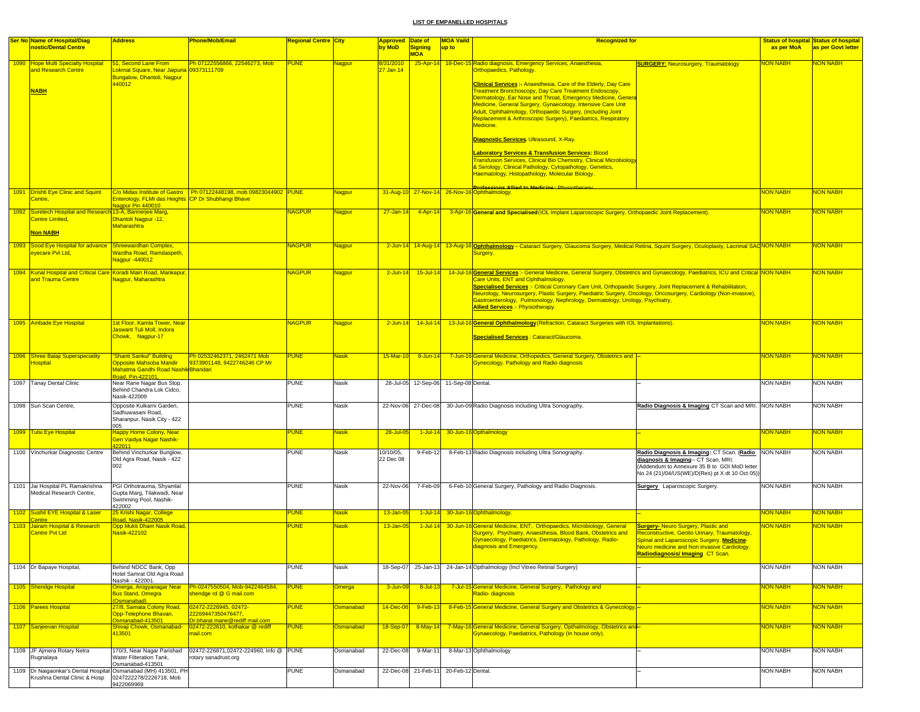# LIST OF EMPANELLED HOSPITALS

| Ser No | Name of Hospital/Diagnostic/Dental Centre | Address | Phone/Mob/Email | Regional Centre | City | Approved by MoD | Date of Signing MOA | MOA Vaild up to | Recognized for | | Status of hospital as per MoA | Status of hospital as per Govt letter |
|---|---|---|---|---|---|---|---|---|---|---|---|---|
| 1090 | Hope Multi Specialty Hospital and Research Centre **NABH** | 51, Second Lane From Lokmat Square, Near Jaipuria Bungalow, Dhantoli, Nagpur 440012 | Ph 07122556866, 22546273, Mob 09373111709 | PUNE | Nagpur | 8/31/2010 27 Jan 14 | 25-Apr-14 | 18-Dec-15 | Radio diagnosis, Emergency Services, Anaesthesia, Orthopaedics, Pathology. **Clinical Services :-** Anaesthesia, Care of the Elderly, Day Care Treatment Bronchoscopy, Day Care Treatment Endoscopy, Dermatology, Ear Nose and Throat, Emergency Medicine, General Medicine, General Surgery, Gynaecology, Intensive Care Unit Adult, Ophthalmology, Orthopaedic Surgery, (including Joint Replacement & Arthroscopic Surgery), Paediatrics, Respiratory Medicine. **Diagnostic Services**. Ultrasound, X-Ray. **Laboratory Services & Transfusion Services:** Blood Transfusion Services, Clinical Bio Chemistry, Clinical Microbiology & Serology, Clinical Pathology, Cytopathology, Genetics, Haematology, Histopathology, Molecular Biology. **Professions Allied to Medicine:** Physiotherapy | **SURGERY:** Neurosurgery, Traumatology | NON NABH | NON NABH |
| 1091 | Drishti Eye Clinic and Squint Centre, | C/o Midas Institute of Gastro Enterology, FLMI das Heights Nagpur Pin 440010 | Ph 07122448198, mob 09823044902 CP Dr Shubhangi Bhave | PUNE | Nagpur | 31-Aug-10 | 27-Nov-14 | 26-Nov-16 | Ophthalmology. | | NON NABH | NON NABH |
| 1092 | Suretech Hospital and Research Centre Limited, **Non NABH** | 13-A, Bannerjee Marg, Dhantoli Nagpur -12, Maharashtra | | NAGPUR | Nagpur | 27-Jan-14 | 4-Apr-14 | 3-Apr-16 | **General and Specialised** (IOL Implant Laparoscopic Surgery, Orthopaedic Joint Replacement). | | NON NABH | NON NABH |
| 1093 | Sood Eye Hospital for advance eyecare Pvt Ltd, | Shreewardhan Complex, Wardha Road, Ramdaspeth, Nagpur -440012 | | NAGPUR | Nagpur | 2-Jun-14 | 14-Aug-14 | 13-Aug-16 | **Ophthalmology** – Cataract Surgery, Glaucoma Surgery, Medical Retina, Squint Surgery, Oculoplasty, Lacrimal SAC Surgery. | | NON NABH | NON NABH |
| 1094 | Kunal Hospital and Critical Care and Trauma Centre | Koradi Main Road, Mankapur, Nagpur, Maharashtra | | NAGPUR | Nagpur | 2-Jun-14 | 15-Jul-14 | 14-Jul-16 | **General Services** :- General Medicine, General Surgery, Obstetrics and Gynaecology, Paediatrics, ICU and Critical Care Units, ENT and Ophthalmology. **Specialised Services** :- Critical Coronary Care Unit, Orthopaedic Surgery, Joint Replacement & Rehabilitation, Neurology, Neurosurgery, Plastic Surgery, Paediatric Surgery, Oncology, Oncosurgery, Cardiology (Non-invasive), Gastroenterology, Pulmonology, Nephrology, Dermatology, Urology, Psychiatry, **Allied Services** :- Physiotherapy. | | NON NABH | NON NABH |
| 1095 | Ambade Eye Hospital | 1st Floor, Kamla Tower, Near Jaswant Tuli Moll, Indora Chowk, Nagpur-17 | | NAGPUR | Nagpur | 2-Jun-14 | 14-Jul-14 | 13-Jul-16 | **General Ophthalmology** (Refraction, Cataract Surgeries with IOL Implantations). **Specialised Services** : Cataract/Glaucoma. | | NON NABH | NON NABH |
| 1096 | Shree Balaji Superspeciality Hosptial | "Shanti Sankul" Building Opposite Mahsoba Mandir Mahatma Gandhi Road Nashik Road, Pin-422101. | Ph 02532462371, 2462471 Mob 9373901148, 9422746246 CP Mr Bhandari | PUNE | Nasik | 15-Mar-10 | 8-Jun-14 | 7-Jun-16 | General Medicine, Orthopedics, General Surgery, Obstetrics and Gynecology. Pathology and Radio diagnosis | -- | NON NABH | NON NABH |
| 1097 | Tanay Dental Clinic | Near Rane Nagar Bus Stop, Behind Chandra Lok Cidco, Nasik-422009 | | PUNE | Nasik | 28-Jul-05 | 12-Sep-06 | 11-Sep-08 | Dental. | -- | NON NABH | NON NABH |
| 1098 | Sun Scan Centre, | Opposite Kulkarni Garden, Sadhuwasani Road, Sharanpur, Nasik City - 422 005 | | PUNE | Nasik | 22-Nov-06 | 27-Dec-08 | 30-Jun-09 | Radio Diagnosis including Ultra Sonography. | **Radio Diagnosis & Imaging** CT Scan and MRI. | NON NABH | NON NABH |
| 1099 | Tulsi Eye Hospital | Happy Home Colony, Near Gen Vaidya Nagar Nashik-422011 | | PUNE | Nasik | 28-Jul-05 | 1-Jul-14 | 30-Jun-16 | Opthalmology | -- | NON NABH | NON NABH |
| 1100 | Vinchurkar Diagnostic Centre | Behind Vinchurkar Bunglow, Old Agra Road, Nasik - 422 002 | | PUNE | Nasik | 10/10/05, 22 Dec 08 | 9-Feb-12 | 8-Feb-13 | Radio Diagnosis including Ultra Sonography. | **Radio Diagnosis & Imaging:** CT Scan. (**Radio diagnosis & Imaging** – CT Scan, MRI. (Addendum to Annexure 35 B to GOI MoD letter No 24 (21)/04/US(WE)/D(Res) pt X dt 10 Oct 05)) | NON NABH | NON NABH |
| 1101 | Jai Hospital PL Ramakrishna Medical Research Centre, | PGI Orthotrauma, Shyamlal Gupta Marg, Tilakwadi, Near Swimming Pool, Nashik-422002 | | PUNE | Nasik | 22-Nov-06 | 7-Feb-09 | 6-Feb-10 | General Surgery, Pathology and Radio Diagnosis. | **Surgery** Laparoscopic Surgery. | NON NABH | NON NABH |
| 1102 | Sushil EYE Hospital & Laser Centre | 25 Krishi Nagar, College Road, Nasik-422005 | | PUNE | Nasik | 13-Jan-05 | 1-Jul-14 | 30-Jun-16 | Ophthalmology. | -- | NON NABH | NON NABH |
| 1103 | Jairam Hospital & Research Centre Pvt Ltd | Opp Mukti Dham Nasik Road, Nasik-422102 | | PUNE | Nasik | 13-Jan-05 | 1-Jul-14 | 30-Jun-16 | General Medicine, ENT, Orthopaedics, Microbiology, General Surgery, Psychiatry, Anaesthesia, Blood Bank, Obstetrics and Gynaecology, Paediatrics, Dermatology, Pathology, Radio-diagnosis and Emergency. | **Surgery-** Neuro Surgery, Plastic and Reconstructive, Genito Urinary, Traumatology, Spinal and Laparoscopic Surgery. **Medicine-** Neuro medicine and Non invasive Cardiology. **Radiodiagnosis/ Imaging** CT Scan. | NON NABH | NON NABH |
| 1104 | Dr Bapaye Hospital, | Behind NDCC Bank, Opp Hotel Samrat Old Agra Road Nashik - 422001. | | PUNE | Nasik | 18-Sep-07 | 25-Jan-13 | 24-Jan-14 | Opthalmology (Incl Vitreo Retinal Surgery) | -- | NON NABH | NON NABH |
| 1105 | Shendge Hospital | Omerga, Arogyanagar Near Bus Stand, Omegra (Osmanabad) | Ph-0247550504, Mob-9422464584, shendge rd @ G mail.com | PUNE | Omerga | 3-Jun-09 | 8-Jul-13 | 7-Jul-15 | General Medicine, General Surgery, Pathology and Radio- diagnosis | -- | NON NABH | NON NABH |
| 1106 | Parees Hospital | 27/8, Samata Colony Road, Opp-Telephone Bhavan, Osmanabad-413501 | 02472-2226945, 02472-22269447350476477, Dr.bharat.mane@rediff mail.com | PUNE | Osmanabad | 14-Dec-06 | 9-Feb-13 | 8-Feb-15 | General Medicine, General Surgery and Obstetrics & Gynecology. | -- | NON NABH | NON NABH |
| 1107 | Sanjeevan Hospital | Shivaji Chowk, Osmanabad-413501 | 02472-222610, kothakar @ rediff mail.com | PUNE | Osmanabad | 18-Sep-07 | 8-May-14 | 7-May-16 | General Medicine, General Surgery, Opthalmology, Obstetrics and Gynaecology, Paediatrics, Pathology (In house only). | -- | NON NABH | NON NABH |
| 1108 | JF Ajmera Rotary Netra Rugnalaya | 170/3, Near Nagar Parishad Water Filteration Tank, Osmanabad-413501 | 02472-226871,02472-224960, Info @ rotary sanadrust.org | PUNE | Osmanabad | 22-Dec-08 | 9-Mar-11 | 8-Mar-13 | Ophthalmology | -- | NON NABH | NON NABH |
| 1109 | Dr Naigaonkar's Dental Hospital Krushna Dental Clinic & Hosp | Osmanabad (MH) 413501, PH 02472222278/2226718, Mob 9422069969 | | PUNE | Osmanabad | 22-Dec-08 | 21-Feb-11 | 20-Feb-12 | Dental. | -- | NON NABH | NON NABH |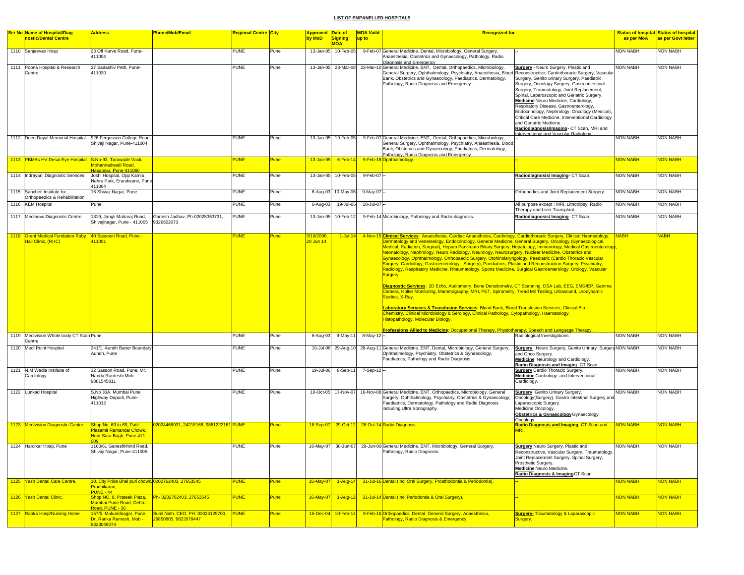## LIST OF EMPANELLED HOSPITALS

| Ser No | Name of Hospital/Diagnostic/Dental Centre | Address | Phone/Mob/Email | Regional Centre | City | Approved by MoD | Date of Signing MOA | MOA Vaild up to | Recognized for | | Status of hospital as per MoA | Status of hospital as per Govt letter |
|---|---|---|---|---|---|---|---|---|---|---|---|---|
| 1110 | Sanjeevan Hosp | 23 Off Karve Road, Pune-411004 | | PUNE | Pune | 13-Jan-05 | 10-Feb-05 | 9-Feb-07 | General Medicine, Dental, Microbiology, General Surgery, Anaesthesia, Obstetrics and Gynaecology, Pathology, Radio Diagnosis and Emergency | -- | NON NABH | NON NABH |
| 1111 | Poona Hospital & Research Centre | 27 Sadashiv Peth, Pune-411030 | | PUNE | Pune | 13-Jan-05 | 23-Mar-08 | 22-Mar-10 | General Medicine, ENT, Dental, Orthopaedics, Microbiology, General Surgery, Ophthalmology, Psychiatry, Anaesthesia, Blood Bank, Obstetrics and Gynaecology, Paediatrics, Dermatology, Pathology, Radio Diagnosis and Emergency. | **Surgery** - Neuro Surgery, Plastic and Reconstructive, Cardiothoracic Surgery, Vascular Surgery, Genito urinary Surgery, Paediatric Surgery, Oncology Surgery, Gastro intestinal Surgery, Traumatology, Joint Replacement, Spinal, Laparoscopic and Geriatric Surgery. **Medicine** Neuro Medicine, Cardiology, Respiratory Disease, Gastroenterology, Endocrinology, Nephrology, Oncology (Medical), Critical Care Medicine, Interventional Cardiology and Geriatric Medicine. **Radiodiagnosis/Imaging** - CT Scan, MRI and Interventional and Vascular Radiology | NON NABH | NON NABH |
| 1112 | Deen Dayal Memorial Hospital | 926 Fergusson College Road, Shivaji Nagar, Pune-411004 | | PUNE | Pune | 13-Jan-05 | 19-Feb-05 | 9-Feb-07 | General Medicine, ENT, Dental, Orthopaedics, Microbiology, General Surgery, Ophthalmology, Psychiatry, Anaesthesia, Blood Bank, Obstetrics and Gynaecology, Paediatrics, Dermatology, Pathology, Radio Diagnosis and Emergency | -- | NON NABH | NON NABH |
| 1113 | PBMAs HV Desai Eye Hospital | S.No-93, Tarawade Vasti, Mohannadwadi Road, Hasapsar, Pune-411060 | | PUNE | Pune | 13-Jan-05 | 6-Feb-14 | 5-Feb-16 | Ophthalmology. | -- | NON NABH | NON NABH |
| 1114 | Indrayani Diagnostic Services | Joshi Hospital, Opp Kamla Nehru Park, Erandwane, Pune 411004 | | PUNE | Pune | 13-Jan-05 | 10-Feb-05 | 9-Feb-07 | -- | **Radiodiagnosis/ Imaging**- CT Scan. | NON NABH | NON NABH |
| 1115 | Sancheti Institute for Orthopaedics & Rehabilitation | 16 Shivaji Nagar, Pune | | PUNE | Pune | 6-Aug-03 | 10-May-06 | 9-May-07 | -- | Orthopedics and Joint Replacement Surgery. | NON NABH | NON NABH |
| 1116 | KEM Hospital | Pune | | PUNE | Pune | 6-Aug-03 | 19-Jul-06 | 18-Jul-07 | -- | All purpose except : MRI, Lithotripsy, Radio Therapy and Liver Transplant. | NON NABH | NON NABH |
| 1117 | Medinova Diagnostic Centre | 1319, Jangli Maharaj Road, Shivajinagar, Pune - 411005 | Ganesh Jadhav, Ph-02025353731, 9326822073 | PUNE | Pune | 13-Jan-05 | 10-Feb-12 | 9-Feb-14 | Microbiology, Pathology and Radio-diagnosis. | **Radiodiagnosis/ Imaging**- CT Scan. | NON NABH | NON NABH |
| 1118 | Grant Medical Fundation Ruby Hall Clinic, (RHC) | 40 Sassoon Road, Pune - 411001 | | PUNE | Pune | 3/10/2006, 20 Jun 14 | 1-Jul-14 | 4-Nov-15 | **Clinical Services**: Anaesthesia, Cardiac Anaesthesia, Cardiology, Cardiothoracic Surgery, Clinical Haematology, Dermatology and Venereology, Endocrinology, General Medicine, General Surgery, Oncology (Gynaecological, Medical, Radiation, Surgical), Hepato Pancreato Biliary Surgery, Hepatology, Immunology, Medical Gastroenterology, Neonatology, Nephrology, Neuro Radiology, Neurology, Neurosurgery, Nuclear Medicine, Obstetrics and Gynaecology, Ophthalmology, Orthopaedic Surgery, Otohinolaryngology, Paediatric (Cardio Thoracic Vascular Surgery, Cardiology, Gastroenterology, Surgery), Paediatrics, Plastic and Reconstruction Surgery, Psychiatry, Radiology, Respiratory Medicine, Rheumatology, Sports Medicine, Surgical Gastroenterology, Urology, Vascular Surgery. **Diagnostic Services**: 2D Echo, Audiometry, Bone Densitometry, CT Scanning, DSA Lab, EEG, EMG/EP, Gamma Camera, Holter Monitoring, Mammography, MRI, PET, Spirometry, Tread Mil Testing, Ultrasound, Urodynamic Studies, X-Ray. **Laboratory Services & Transfusion Services**: Blood Bank, Blood Transfusion Services, Clinical Bio Chemistry, Clinical Microbiology & Serology, Clinical Pathology, Cytopathology, Haematology, Histopathology, Molecular Biology. **Professions Allied to Medicine**: Occupational Therapy, Physiotherapy, Speech and Language Therapy. | | NABH | NABH |
| 1119 | Medivision Whole body CT Scan Centre | Pune | | PUNE | Pune | 6-Aug-03 | 9-May-11 | 8-May-12 | -- | Radiological Investigations. | NON NABH | NON NABH |
| 1120 | Medi Point Hospital | 241/1, Aundh Baner Boundary, Aundh, Pune | | PUNE | Pune | 19-Jul-06 | 29-Aug-10 | 28-Aug-11 | General Medicine, ENT, Dental, Microbiology, General Surgery, Ophthalmology, Psychiatry, Obstetrics & Gynaecology, Paediatrics, Pathology and Radio Diagnosis. | **Surgery** Neuro Surgery, Genito Urinary Surgery and Onco Surgery. **Medicine** Neurology and Cardiology. **Radio Diagnosis and Imaging** CT Scan. | NON NABH | NON NABH |
| 1121 | N.M Wadia Institute of Cardiology | 32 Sasson Road, Pune, Mr. Nandu Rardeshi Mob - 9881545811 | | PUNE | Pune | 19-Jul-06 | 8-Sep-11 | 7-Sep-12 | -- | **Surgery** Cardio Thoracic Surgery. **Medicine** Cardiology and Interventional Cardiology. | NON NABH | NON NABH |
| 1122 | Lunkad Hospital | S.No 33A, Mumbai Pune Highway Dapodi, Pune-411012 | | PUNE | Pune | 10-Oct-05 | 17-Nov-07 | 16-Nov-08 | General Medicine, ENT, Orthopaedics, Microbiology, General Surgery, Ophthalmology, Psychiatry, Obstetrics & Gynaecology, Paediatrics, Dermatology, Pathology and Radio Diagnosis including Ultra Sonography. | **Surgery** Genito Urinary Surgery, Oncology(Surgery), Gastro Intestinal Surgery and Laparascopic Surgery. Medicine Oncology. **Obstetrics & Gynaecology** Gynaecology Oncology. | NON NABH | NON NABH |
| 1123 | Medivision Diagnostic Centre | Shop No. 63 to 69, Patil Plazamit Ramandal Chowk, Near Sara Bagh, Pune 411 009 | 02024468031, 24218168, 9881222161 | PUNE | Pune | 18-Sep-07 | 29-Oct-12 | 28-Oct-14 | Radio Diagnosis. | **Radio Diagnosis and Imaging**: CT Scan and MRI. | NON NABH | NON NABH |
| 1124 | Hardikar Hosp, Pune | 1160/61 Ganeshkhind Road, Shivaji Nagar, Pune-411005. | | PUNE | Pune | 16-May-07 | 30-Jun-07 | 29-Jun-09 | General Medicine, ENT, Microbiology, General Surgery, Pathology, Radio Diagnosis. | **Surgery** Neuro Surgery, Plastic and Reconstructive, Vascular Surgery, Traumatology, Joint Replacement Surgery, Spinal Surgery, Prosthetic Surgery. **Medicine** Neuro Medicine. **Radio Diagnosis & Imaging** CT Scan. | NON NABH | NON NABH |
| 1125 | Yash Dental Care Centre, | 10, City Pride Bhel puri chowk, Pradhikaran, PUNE - 44 | 0202762403, 27653545 | PUNE | Pune | 16-May-07 | 1-Aug-14 | 31-Jul-16 | Dental (Incl Oral Surgery, Prosthodontia & Periodontia). | -- | NON NABH | NON NABH |
| 1126 | Yash Dental Clinic, | Shop NO. 8, Prateek Plaza, Mumbai Pune Road, Dehru Road, PUNE - 36 | Ph- 0202762403, 27653545 | PUNE | Pune | 16-May-07 | 1-Aug-12 | 31-Jul-14 | Dental (Incl Periodontia & Oral Surgery). | -- | NON NABH | NON NABH |
| 1127 | Ranka Hosp/Nursing Home | 157/5, Mukundnagar, Pune, Dr. Ranka Ramesh, Mob - 9823049074 | Sunil Nath, CEO, PH: 02024129700, 26850805, 9822078447 | PUNE | Pune | 15-Dec-04 | 10-Feb-14 | 9-Feb-16 | Orthopaedics, Dental, General Surgery, Anaesthesia, Pathology, Radio Diagnosis & Emergency. | **Surgery**- Traumatology & Laparascopic Surgery. | NON NABH | NON NABH |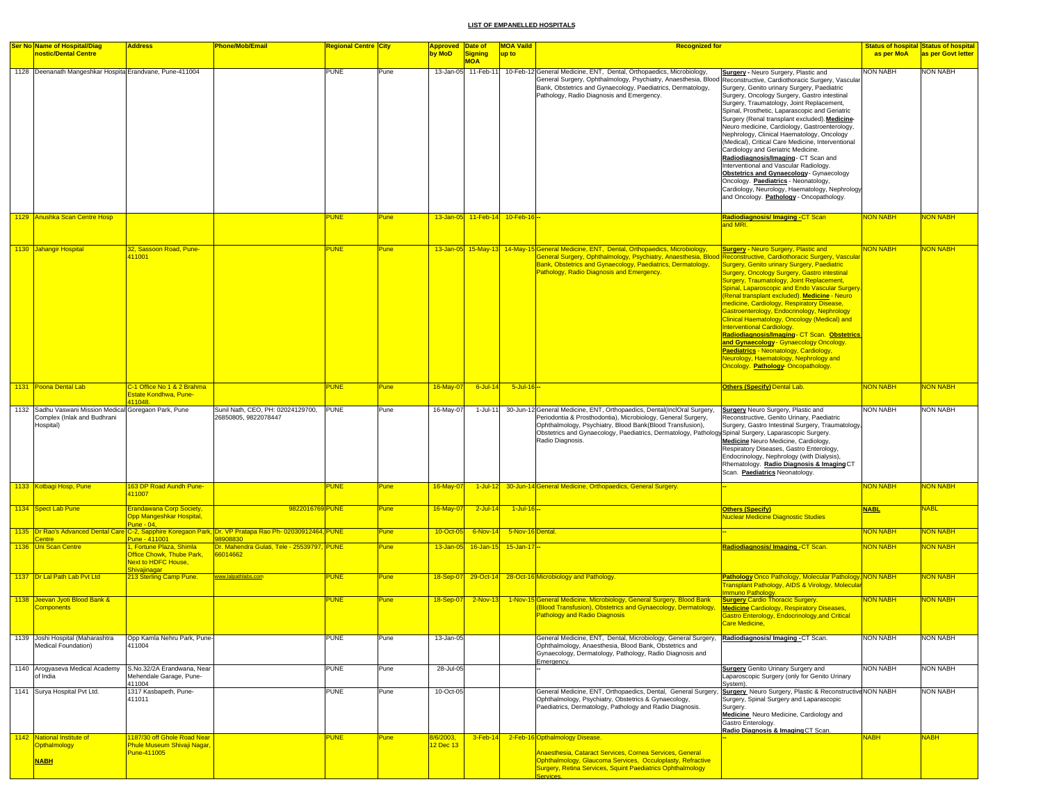## LIST OF EMPANELLED HOSPITALS

| Ser No | Name of Hospital/Diagnostic/Dental Centre | Address | Phone/Mob/Email | Regional Centre | City | Approved by MoD | Date of Signing MOA | MOA Vaild up to | Recognized for | | Status of hospital as per MoA | Status of hospital as per Govt letter |
|---|---|---|---|---|---|---|---|---|---|---|---|---|
| 1128 | Deenanath Mangeshkar Hospital | Erandvane, Pune-411004 | | PUNE | Pune | 13-Jan-05 | 11-Feb-11 | 10-Feb-12 | General Medicine, ENT, Dental, Orthopaedics, Microbiology, General Surgery, Ophthalmology, Psychiatry, Anaesthesia, Blood Bank, Obstetrics and Gynaecology, Paediatrics, Dermatology, Pathology, Radio Diagnosis and Emergency. | **Surgery** - Neuro Surgery, Plastic and Reconstructive, Cardiothoracic Surgery, Vascular Surgery, Genito urinary Surgery, Paediatric Surgery, Oncology Surgery, Gastro intestinal Surgery, Traumatology, Joint Replacement, Spinal, Prosthetic, Laparascopic and Geriatric Surgery (Renal transplant excluded). **Medicine**- Neuro medicine, Cardiology, Gastroenterology, Nephrology, Clinical Haematology, Oncology (Medical), Critical Care Medicine, Interventional Cardiology and Geriatric Medicine. **Radiodiagnosis/Imaging**- CT Scan and Interventional and Vascular Radiology. **Obstetrics and Gynaecology**- Gynaecology Oncology. **Paediatrics** - Neonatology, Cardiology, Neurology, Haematology, Nephrology and Oncology. **Pathology** - Oncopathology. | NON NABH | NON NABH |
| 1129 | Anushka Scan Centre Hosp | | | PUNE | Pune | 13-Jan-05 | 11-Feb-14 | 10-Feb-16 | -- | **Radiodiagnosis/ Imaging** -CT Scan and MRI. | NON NABH | NON NABH |
| 1130 | Jahangir Hospital | 32, Sassoon Road, Pune-411001 | | PUNE | Pune | 13-Jan-05 | 15-May-13 | 14-May-15 | General Medicine, ENT, Dental, Orthopaedics, Microbiology, General Surgery, Ophthalmology, Psychiatry, Anaesthesia, Blood Bank, Obstetrics and Gynaecology, Paediatrics, Dermatology, Pathology, Radio Diagnosis and Emergency. | **Surgery** - Neuro Surgery, Plastic and Reconstructive, Cardiothoracic Surgery, Vascular Surgery, Genito urinary Surgery, Paediatric Surgery, Oncology Surgery, Gastro intestinal Surgery, Traumatology, Joint Replacement, Spinal, Laparascopic and Endo Vascular Surgery. (Renal transplant excluded). **Medicine** - Neuro medicine, Cardiology, Respiratory Disease, Gastroenterology, Endocrinology, Nephrology Clinical Haematology, Oncology (Medical) and Interventional Cardiology. **Radiodiagnosis/Imaging**- CT Scan. **Obstetrics and Gynaecology**- Gynaecology Oncology. **Paediatrics** - Neonatology, Cardiology, Neurology, Haematology, Nephrology and Oncology. **Pathology**- Oncopathology. | NON NABH | NON NABH |
| 1131 | Poona Dental Lab | C-1 Office No 1 & 2 Brahma Estate Kondhwa, Pune-411048. | | PUNE | Pune | 16-May-07 | 6-Jul-14 | 5-Jul-16 | -- | **Others (Specify)** Dental Lab. | NON NABH | NON NABH |
| 1132 | Sadhu Vaswani Mission Medical Complex (Inlak and Budhrani Hospital) | Goregaon Park, Pune | Sunil Nath, CEO, PH: 02024129700, 26850805, 9822078447 | PUNE | Pune | 16-May-07 | 1-Jul-11 | 30-Jun-12 | General Medicine, ENT, Orthopaedics, Dental(InclOral Surgery, Periodontia & Prosthodontia), Microbiology, General Surgery, Ophthalmology, Psychiatry, Blood Bank(Blood Transfusion), Obstetrics and Gynaecology, Paediatrics, Dermatology, Pathology Radio Diagnosis. | **Surgery** Neuro Surgery, Plastic and Reconstructive, Genito Urinary, Paediatric Surgery, Gastro Intestinal Surgery, Traumatology, Spinal Surgery, Laparascopic Surgery. **Medicine** Neuro Medicine, Cardiology, Respiratory Diseases, Gastro Enterology, Endocrinology, Nephrology (with Dialysis), Rhematology. **Radio Diagnosis & Imaging** CT Scan. **Paediatrics** Neonatology. | NON NABH | NON NABH |
| 1133 | Kotbagi Hosp, Pune | 163 DP Road Aundh Pune-411007 | | PUNE | Pune | 16-May-07 | 1-Jul-12 | 30-Jun-14 | General Medicine, Orthopaedics, General Surgery. | -- | NON NABH | NON NABH |
| 1134 | Spect Lab Pune | Erandawana Corp Society, Opp Mangeshkar Hospital, Pune - 04. | 9822016769 | PUNE | Pune | 16-May-07 | 2-Jul-14 | 1-Jul-16 | -- | **Others (Specify)** Nuclear Medicine Diagnostic Studies | NABL | NABL |
| 1135 | Dr Rao's Advanced Dental Care Centre | C-2, Sapphire Koregaon Park, Pune - 411001 | Dr. VP Pratapa Rao Ph- 02030912464, 98908830 | PUNE | Pune | 10-Oct-05 | 6-Nov-14 | 5-Nov-16 | Dental. | -- | NON NABH | NON NABH |
| 1136 | Uni Scan Centre | 1, Fortune Plaza, Shimla Office Chowk, Thube Park, Next to HDFC House, Shivajinagar | Dr. Mahendra Gulati, Tele - 25539797, 66014662 | PUNE | Pune | 13-Jan-05 | 16-Jan-15 | 15-Jan-17 | -- | **Radiodiagnosis/ Imaging** -CT Scan. | NON NABH | NON NABH |
| 1137 | Dr Lal Path Lab Pvt Ltd | 213 Sterling Camp Pune. | www.lalpathlabs.com | PUNE | Pune | 18-Sep-07 | 29-Oct-14 | 28-Oct-16 | Microbiology and Pathology. | **Pathology** Onco Pathology, Molecular Pathology, Transplant Pathology, AIDS & Virology, Molecular Immuno Pathology. | NON NABH | NON NABH |
| 1138 | Jeevan Jyoti Blood Bank & Components | | | PUNE | Pune | 18-Sep-07 | 2-Nov-13 | 1-Nov-15 | General Medicine, Microbiology, General Surgery, Blood Bank (Blood Transfusion), Obstetrics and Gynaecology, Dermatology, Pathology and Radio Diagnosis | **Surgery** Cardio Thoracic Surgery. **Medicine** Cardiology, Respiratory Diseases, Gastro Enterology, Endocrinology,and Critical Care Medicine, | NON NABH | NON NABH |
| 1139 | Joshi Hospital (Maharashtra Medical Foundation) | Opp Kamla Nehru Park, Pune-411004 | | PUNE | Pune | 13-Jan-05 | | | General Medicine, ENT, Dental, Microbiology, General Surgery, Ophthalmology, Anaesthesia, Blood Bank, Obstetrics and Gynaecology, Dermatology, Pathology, Radio Diagnosis and Emergency. | **Radiodiagnosis/ Imaging** -CT Scan. | NON NABH | NON NABH |
| 1140 | Arogyaseva Medical Academy of India | S.No.32/2A Erandwana, Near Mehendale Garage, Pune-411004 | | PUNE | Pune | 28-Jul-05 | | | -- | **Surgery** Genito Urinary Surgery and Laparoscopic Surgery (only for Genito Urinary System). | NON NABH | NON NABH |
| 1141 | Surya Hospital Pvt Ltd. | 1317 Kasbapeth, Pune-411011 | | PUNE | Pune | 10-Oct-05 | | | General Medicine, ENT, Orthopaedics, Dental, General Surgery, Ophthalmology, Psychiatry, Obstetrics & Gynaecology, Paediatrics, Dermatology, Pathology and Radio Diagnosis. | **Surgery** Neuro Surgery, Plastic & Reconstructive Surgery, Spinal Surgery and Laparascopic Surgery. **Medicine** Neuro Medicine, Cardiology and Gastro Enterology. **Radio Diagnosis & Imaging** CT Scan. | NON NABH | NON NABH |
| 1142 | National Institute of Opthalmology **NABH** | 1187/30 off Ghole Road Near Phule Museum Shivaji Nagar, Pune-411005 | | PUNE | Pune | 8/6/2003, 12 Dec 13 | 3-Feb-14 | 2-Feb-16 | Opthalmology Disease. Anaesthesia, Cataract Services, Cornea Services, General Ophthalmology, Glaucoma Services, Occuloplasty, Refractive Surgery, Retina Services, Squint Paediatrics Ophthalmology Services. | -- | NABH | NABH |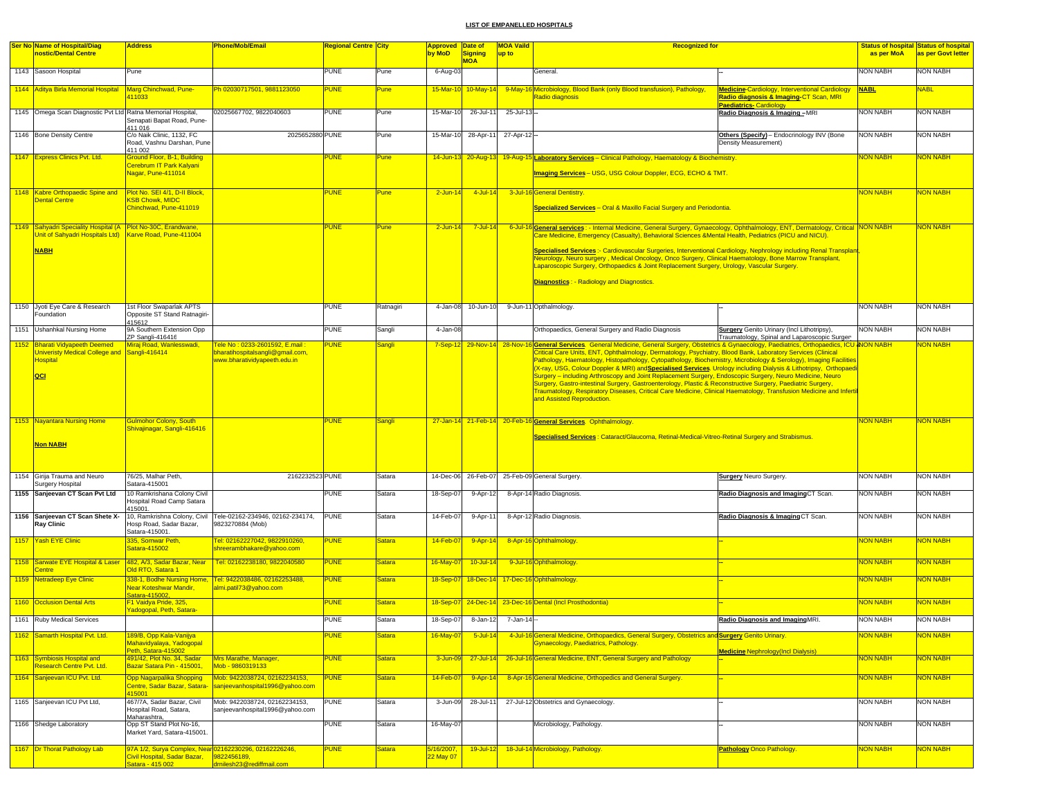# LIST OF EMPANELLED HOSPITALS

| Ser No | Name of Hospital/Diagnostic/Dental Centre | Address | Phone/Mob/Email | Regional Centre | City | Approved by MoD | Date of Signing MOA | MOA Vaild up to | Recognized for | | Status of hospital as per MoA | Status of hospital as per Govt letter |
|---|---|---|---|---|---|---|---|---|---|---|---|---|
| 1143 | Sasoon Hospital | Pune | | PUNE | Pune | 6-Aug-03 | | | General. | -- | NON NABH | NON NABH |
| 1144 | Aditya Birla Memorial Hospital | Marg Chinchwad, Pune-411033 | Ph 02030717501, 9881123050 | PUNE | Pune | 15-Mar-10 | 10-May-14 | 9-May-16 | Microbiology, Blood Bank (only Blood transfusion), Pathology, Radio diagnosis | **Medicine**-Cardiology, Interventional Cardiology **Radio diagnosis & Imaging**-CT Scan, MRI **Paediatrics**- Cardiology | NABL | NABL |
| 1145 | Omega Scan Diagnostic Pvt Ltd | Ratna Memorial Hospital, Senapati Bapat Road, Pune-411 016 | 02025667702, 9822040603 | PUNE | Pune | 15-Mar-10 | 26-Jul-11 | 25-Jul-13 | -- | **Radio Diagnosis & Imaging** – MRI | NON NABH | NON NABH |
| 1146 | Bone Density Centre | C/o Naik Clinic, 1132, FC Road, Vashnu Darshan, Pune 411 002 | 2025652880 | PUNE | Pune | 15-Mar-10 | 28-Apr-11 | 27-Apr-12 | -- | **Others (Specify)** – Endocrinology INV (Bone Density Measurement) | NON NABH | NON NABH |
| 1147 | Express Clinics Pvt. Ltd. | Ground Floor, B-1, Building Cerebrum IT Park Kalyani Nagar, Pune-411014 | | PUNE | Pune | 14-Jun-13 | 20-Aug-13 | 19-Aug-15 | **Laboratory Services** – Clinical Pathology, Haematology & Biochemistry. **Imaging Services** – USG, USG Colour Doppler, ECG, ECHO & TMT. | | NON NABH | NON NABH |
| 1148 | Kabre Orthopaedic Spine and Dental Centre | Plot No. SEI 4/1, D-II Block, KSB Chowk, MIDC Chinchwad, Pune-411019 | | PUNE | Pune | 2-Jun-14 | 4-Jul-14 | 3-Jul-16 | General Dentistry. **Specialized Services** – Oral & Maxillo Facial Surgery and Periodontia. | | NON NABH | NON NABH |
| 1149 | Sahyadri Speciality Hospital (A Unit of Sahyadri Hospitals Ltd) **NABH** | Plot No-30C, Erandwane, Karve Road, Pune-411004 | | PUNE | Pune | 2-Jun-14 | 7-Jul-14 | 6-Jul-16 | **General services** : - Internal Medicine, General Surgery, Gynaecology, Ophthalmology, ENT, Dermatology, Critical Care Medicine, Emergency (Casualty), Behavioral Sciences &Mental Health, Pediatrics (PICU and NICU). **Specialised Services** :- Cardiovascular Surgeries, Interventional Cardiology, Nephrology including Renal Transplant, Neurology, Neuro surgery , Medical Oncology, Onco Surgery, Clinical Haematology, Bone Marrow Transplant, Laparoscopic Surgery, Orthopaedics & Joint Replacement Surgery, Urology, Vascular Surgery. **Diagnostics** : - Radiology and Diagnostics. | | NON NABH | NON NABH |
| 1150 | Jyoti Eye Care & Research Foundation | 1st Floor Swaparlak APTS Opposite ST Stand Ratnagiri-415612 | | PUNE | Ratnagiri | 4-Jan-08 | 10-Jun-10 | 9-Jun-11 | Opthalmology. | -- | NON NABH | NON NABH |
| 1151 | Ushanhkal Nursing Home | 9A Southern Extension Opp ZP Sangli-416416 | | PUNE | Sangli | 4-Jan-08 | | | Orthopaedics, General Surgery and Radio Diagnosis | **Surgery** Genito Urinary (Incl Lithotripsy), Traumatology, Spinal and Laparoscopic Surgery | NON NABH | NON NABH |
| 1152 | Bharati Vidyapeeth Deemed Univeristy Medical College and Hospital **QCI** | Miraj Road, Wanlesswadi, Sangli-416414 | Tele No : 0233-2601592, E.mail : bharatihospitalsangli@gmail.com, www.bharatividyapeeth.edu.in | PUNE | Sangli | 7-Sep-12 | 29-Nov-14 | 28-Nov-16 | **General Services**. General Medicine, General Surgery, Obstetrics & Gynaecology, Paediatrics, Orthopaedics, ICU & Critical Care Units, ENT, Ophthalmology, Dermatology, Psychiatry, Blood Bank, Laboratory Services (Clinical Pathology, Haematology, Histopathology, Cytopathology, Biochemistry, Microbiology & Serology), Imaging Facilities (X-ray, USG, Colour Doppler & MRI) and **Specialised Services**. Urology including Dialysis & Lithotripsy, Orthopaedic Surgery – including Arthroscopy and Joint Replacement Surgery, Endoscopic Surgery, Neuro Medicine, Neuro Surgery, Gastro-intestinal Surgery, Gastroenterology, Plastic & Reconstructive Surgery, Paediatric Surgery, Traumatology, Respiratory Diseases, Critical Care Medicine, Clinical Haematology, Transfusion Medicine and Infertil and Assisted Reproduction. | | NON NABH | NON NABH |
| 1153 | Nayantara Nursing Home **Non NABH** | Gulmohor Colony, South Shivajinagar, Sangli-416416 | | PUNE | Sangli | 27-Jan-14 | 21-Feb-14 | 20-Feb-16 | **General Services**. Ophthalmology. **Specialised Services** : Cataract/Glaucoma, Retinal-Medical-Vitreo-Retinal Surgery and Strabismus. | | NON NABH | NON NABH |
| 1154 | Girija Trauma and Neuro Surgery Hospital | 76/25, Malhar Peth, Satara-415001 | 2162232523 | PUNE | Satara | 14-Dec-06 | 26-Feb-07 | 25-Feb-09 | General Surgery. | **Surgery** Neuro Surgery. | NON NABH | NON NABH |
| 1155 | **Sanjeevan CT Scan Pvt Ltd** | 10 Ramkrishana Colony Civil Hospital Road Camp Satara 415001. | | PUNE | Satara | 18-Sep-07 | 9-Apr-12 | 8-Apr-14 | Radio Diagnosis. | **Radio Diagnosis and Imaging** CT Scan. | NON NABH | NON NABH |
| 1156 | **Sanjeevan CT Scan Shete X-Ray Clinic** | 10, Ramkrishna Colony, Civil Hosp Road, Sadar Bazar, Satara-415001. | Tele-02162-234946, 02162-234174, 9823270884 (Mob) | PUNE | Satara | 14-Feb-07 | 9-Apr-11 | 8-Apr-12 | Radio Diagnosis. | **Radio Diagnosis & Imaging** CT Scan. | NON NABH | NON NABH |
| 1157 | Yash EYE Clinic | 335, Somwar Peth, Satara-415002 | Tel: 02162227042, 9822910260, shreerambhakare@yahoo.com | PUNE | Satara | 14-Feb-07 | 9-Apr-14 | 8-Apr-16 | Ophthalmology. | -- | NON NABH | NON NABH |
| 1158 | Sarwate EYE Hospital & Laser Centre | 482, A/3, Sadar Bazar, Near Old RTO, Satara 1 | Tel: 02162238180, 9822040580 | PUNE | Satara | 16-May-07 | 10-Jul-14 | 9-Jul-16 | Ophthalmology. | -- | NON NABH | NON NABH |
| 1159 | Netradeep Eye Clinic | 338-1, Bodhe Nursing Home, Near Koteshwar Mandir, Satara-415002, | Tel: 9422038486, 02162253488, almi.patil73@yahoo.com | PUNE | Satara | 18-Sep-07 | 18-Dec-14 | 17-Dec-16 | Ophthalmology. | -- | NON NABH | NON NABH |
| 1160 | Occlusion Dental Arts | F1 Vaidya Pride, 325, Yadogopal, Peth, Satara- | | PUNE | Satara | 18-Sep-07 | 24-Dec-14 | 23-Dec-16 | Dental (Incl Prosthodontia) | -- | NON NABH | NON NABH |
| 1161 | Ruby Medical Services | | | PUNE | Satara | 18-Sep-07 | 8-Jan-12 | 7-Jan-14 | -- | **Radio Diagnosis and Imaging** MRI. | NON NABH | NON NABH |
| 1162 | Samarth Hospital Pvt. Ltd. | 189/B, Opp Kala-Vanijya Mahavidyalaya, Yadogopal Peth, Satara-415002 | | PUNE | Satara | 16-May-07 | 5-Jul-14 | 4-Jul-16 | General Medicine, Orthopaedics, General Surgery, Obstetrics and Gynaecology, Paediatrics, Pathology. | **Surgery** Genito Urinary. **Medicine** Nephrology(Incl Dialysis) | NON NABH | NON NABH |
| 1163 | Symbiosis Hospital and Research Centre Pvt. Ltd. | 491/42, Plot No. 34, Sadar Bazar Satara Pin - 415001, | Mrs Marathe, Manager, Mob - 9860319133 | PUNE | Satara | 3-Jun-09 | 27-Jul-14 | 26-Jul-16 | General Medicine, ENT, General Surgery and Pathology | -- | NON NABH | NON NABH |
| 1164 | Sanjeevan ICU Pvt. Ltd. | Opp Nagarpalika Shopping Centre, Sadar Bazar, Satara-415001 | Mob: 9422038724, 02162234153, sanjeevanhospital1996@yahoo.com | PUNE | Satara | 14-Feb-07 | 9-Apr-14 | 8-Apr-16 | General Medicine, Orthopedics and General Surgery. | -- | NON NABH | NON NABH |
| 1165 | Sanjeevan ICU Pvt Ltd, | 467/7A, Sadar Bazar, Civil Hospital Road, Satara, Maharashtra, | Mob: 9422038724, 02162234153, sanjeevanhospital1996@yahoo.com | PUNE | Satara | 3-Jun-09 | 28-Jul-11 | 27-Jul-12 | Obstetrics and Gynaecology. | -- | NON NABH | NON NABH |
| 1166 | Shedge Laboratory | Opp ST Stand Plot No-16, Market Yard, Satara-415001. | | PUNE | Satara | 16-May-07 | | | Microbiology, Pathology. | -- | NON NABH | NON NABH |
| 1167 | Dr Thorat Pathology Lab | 97A 1/2, Surya Complex, Near Civil Hospital, Sadar Bazar, Satara - 415 002 | 02162230296, 02162226246, 9822456189, drnilesh23@rediffmail.com | PUNE | Satara | 5/16/2007, 22 May 07 | 19-Jul-12 | 18-Jul-14 | Microbiology, Pathology. | **Pathology** Onco Pathology. | NON NABH | NON NABH |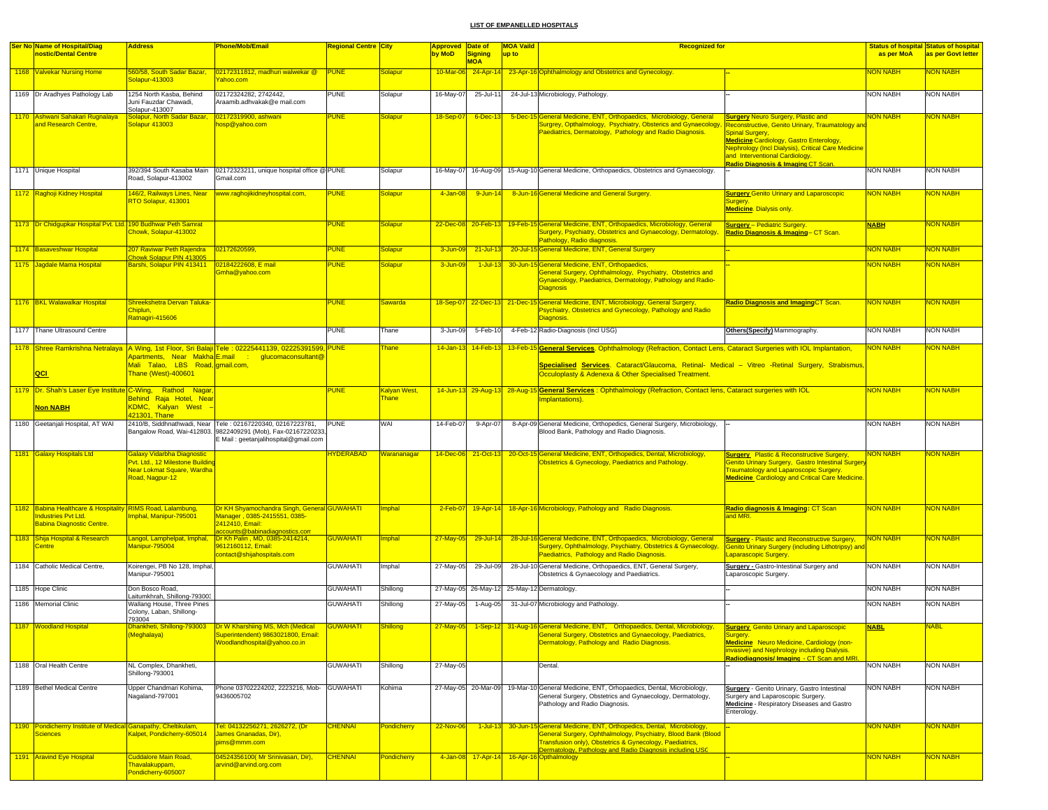**LIST OF EMPANELLED HOSPITALS**

| Ser No | Name of Hospital/Diagnostic/Dental Centre | Address | Phone/Mob/Email | Regional Centre | City | Approved by MoD | Date of Signing MOA | MOA Vaild up to | Recognized for | | Status of hospital as per MoA | Status of hospital as per Govt letter |
|---|---|---|---|---|---|---|---|---|---|---|---|---|
| 1168 | Valvekar Nursing Home | 560/58, South Sadar Bazar, Solapur-413003 | 02172311812, madhuri walwekar @ Yahoo.com | PUNE | Solapur | 10-Mar-06 | 24-Apr-14 | 23-Apr-16 | Ophthalmology and Obstetrics and Gynecology. | -- | NON NABH | NON NABH |
| 1169 | Dr Aradhyes Pathology Lab | 1254 North Kasba, Behind Juni Fauzdar Chawadi, Solapur-413007 | 02172324282, 2742442, Araamib.adhvakak@e mail.com | PUNE | Solapur | 16-May-07 | 25-Jul-11 | 24-Jul-13 | Microbiology, Pathology. | -- | NON NABH | NON NABH |
| 1170 | Ashwani Sahakari Rugnalaya and Research Centre, | Solapur, North Sadar Bazar, Solapur 413003 | 02172319900, ashwani hosp@yahoo.com | PUNE | Solapur | 18-Sep-07 | 6-Dec-13 | 5-Dec-15 | General Medicine, ENT, Orthopaedics, Microbiology, General Surgrey, Opthalmology, Psychiatry, Obsterics and Gynaecology, Paediatrics, Dermatology, Pathology and Radio Diagnosis. | **Surgery** Neuro Surgery, Plastic and Reconstructive, Genito Urinary, Traumatology and Spinal Surgery, **Medicine** Cardiology, Gastro Enterology, Nephrology (Incl Dialysis), Critical Care Medicine and Interventional Cardiology. **Radio Diagnosis & Imaging** CT Scan. | NON NABH | NON NABH |
| 1171 | Unique Hospital | 392/394 South Kasaba Main Road, Solapur-413002 | 02172323211, unique hospital office @ Gmail.com | PUNE | Solapur | 16-May-07 | 16-Aug-09 | 15-Aug-10 | General Medicine, Orthopaedics, Obstetrics and Gynaecology. | -- | NON NABH | NON NABH |
| 1172 | Raghoji Kidney Hospital | 146/2, Railways Lines, Near RTO Solapur, 413001 | www.raghojikidneyhospital.com, | PUNE | Solapur | 4-Jan-08 | 9-Jun-14 | 8-Jun-16 | General Medicine and General Surgery. | **Surgery** Genito Urinary and Laparoscopic Surgery. **Medicine**. Dialysis only. | NON NABH | NON NABH |
| 1173 | Dr Chidgupkar Hospital Pvt. Ltd. | 190 Budhwar Peth Samrat Chowk, Solapur-413002 | | PUNE | Solapur | 22-Dec-08 | 20-Feb-13 | 19-Feb-15 | General Medicine, ENT, Orthopaedics, Microbiology, General Surgery, Psychiatry, Obstetrics and Gynaecology, Dermatology, Pathology, Radio diagnosis. | **Surgery** -- Pediatric Surgery. **Radio Diagnosis & Imaging** -- CT Scan. | NABH | NON NABH |
| 1174 | Basaveshwar Hospital | 207 Raviwar Peth Rajendra Chowk Solapur PIN 413005 | 02172620599, | PUNE | Solapur | 3-Jun-09 | 21-Jul-13 | 20-Jul-15 | General Medicine, ENT, General Surgery | -- | NON NABH | NON NABH |
| 1175 | Jagdale Mama Hospital | Barshi, Solapur PIN 413411 | 02184222608, E mail Gmha@yahoo.com | PUNE | Solapur | 3-Jun-09 | 1-Jul-13 | 30-Jun-15 | General Medicine, ENT, Orthopaedics, General Surgery, Ophthalmology, Psychiatry, Obstetrics and Gynaecology, Paediatrics, Dermatology, Pathology and Radio-Diagnosis | -- | NON NABH | NON NABH |
| 1176 | BKL Walawalkar Hospital | Shreekshetra Dervan Taluka-Chiplun, Ratnagiri-415606 | | PUNE | Sawarda | 18-Sep-07 | 22-Dec-13 | 21-Dec-15 | General Medicine, ENT, Microbiology, General Surgery, Psychiatry, Obstetrics and Gynecology, Pathology and Radio Diagnosis. | **Radio Diagnosis and Imaging** CT Scan. | NON NABH | NON NABH |
| 1177 | Thane Ultrasound Centre | | | PUNE | Thane | 3-Jun-09 | 5-Feb-10 | 4-Feb-12 | Radio-Diagnosis (Incl USG) | **Others(Specify)** Mammography. | NON NABH | NON NABH |
| 1178 | Shree Ramkrishna Netralaya **QCI** | A Wing, 1st Floor, Sri Balaji Apartments, Near Makha Mali Talao, LBS Road, Thane (West)-400601 | Tele : 02225441139, 02225391599, E.mail : glucomaconsultant@ gmail.com, | PUNE | Thane | 14-Jan-13 | 14-Feb-13 | 13-Feb-15 | **General Services**. Ophthalmology (Refraction, Contact Lens, Cataract Surgeries with IOL Implantation, **Specialised Services**. Cataract/Glaucoma, Retinal- Medical – Vitreo -Retinal Surgery, Strabismus, Occuloplasty & Adenexa & Other Specialised Treatment. | | NON NABH | NON NABH |
| 1179 | Dr. Shah's Laser Eye Institute **Non NABH** | C-Wing, Rathod Nagar, Behind Raja Hotel, Near KDMC, Kalyan West – 421301, Thane | | PUNE | Kalyan West, Thane | 14-Jun-13 | 29-Aug-13 | 28-Aug-15 | **General Services** : Ophthalmology (Refraction, Contact lens, Cataract surgeries with IOL Implantations). | | NON NABH | NON NABH |
| 1180 | Geetanjali Hospital, AT WAI | 2410/B, Siddhnathwadi, Near Bangalow Road, Wai-412803. | Tele : 02167220340, 02167223781, 9822409291 (Mob), Fax-02167220233, E Mail : geetanjalihospital@gmail.com | PUNE | WAI | 14-Feb-07 | 9-Apr-07 | 8-Apr-09 | General Medicine, Orthopedics, General Surgery, Microbiology, Blood Bank, Pathology and Radio Diagnosis. | -- | NON NABH | NON NABH |
| 1181 | Galaxy Hospitals Ltd | Galaxy Vidarbha Diagnostic Pvt. Ltd., 12 Milestone Building Near Lokmat Square, Wardha Road, Nagpur-12 | | HYDERABAD | Warananagar | 14-Dec-06 | 21-Oct-13 | 20-Oct-15 | General Medicine, ENT, Orthopedics, Dental, Microbiology, Obstetrics & Gynecology, Paediatrics and Pathology. | **Surgery** Plastic & Reconstructive Surgery, Genito Urinary Surgery, Gastro Intestinal Surgery Traumatology and Laparoscopic Surgery. **Medicine** Cardiology and Critical Care Medicine. | NON NABH | NON NABH |
| 1182 | Babina Healthcare & Hospitality Industries Pvt Ltd. Babina Diagnostic Centre. | RIMS Road, Lalambung, Imphal, Manipur-795001 | Dr KH Shyamochandra Singh, General Manager , 0385-2415551, 0385-2412410, Email: accounts@babinadiagnostics.com | GUWAHATI | Imphal | 2-Feb-07 | 19-Apr-14 | 18-Apr-16 | Microbiology, Pathology and Radio Diagnosis. | **Radio diagnosis & Imaging**: CT Scan and MRI. | NON NABH | NON NABH |
| 1183 | Shija Hospital & Research Centre | Langol, Lamphelpat, Imphal, Manipur-795004 | Dr Kh Palin , MD, 0385-2414214, 9612160112, Email: contact@shijahospitals.com | GUWAHATI | Imphal | 27-May-05 | 29-Jul-14 | 28-Jul-16 | General Medicine, ENT, Orthopaedics, Microbiology, General Surgery, Ophthalmology, Psychiatry, Obstetrics & Gynaecology, Paediatrics, Pathology and Radio Diagnosis. | **Surgery** - Plastic and Reconstructive Surgery, Genito Urinary Surgery (including Lithotripsy) and Laparascopic Surgery. | NON NABH | NON NABH |
| 1184 | Catholic Medical Centre, | Koirengei, PB No 128, Imphal, Manipur-795001 | | GUWAHATI | Imphal | 27-May-05 | 29-Jul-09 | 28-Jul-10 | General Medicine, Orthopaedics, ENT, General Surgery, Obstetrics & Gynaecology and Paediatrics. | **Surgery** - Gastro-Intestinal Surgery and Laparoscopic Surgery. | NON NABH | NON NABH |
| 1185 | Hope Clinic | Don Bosco Road, Laitumkhrah, Shillong-793003 | | GUWAHATI | Shillong | 27-May-05 | 26-May-12 | 25-May-12 | Dermatology. | -- | NON NABH | NON NABH |
| 1186 | Memorial Clinic | Wallang House, Three Pines Colony, Laban, Shillong-793004 | | GUWAHATI | Shillong | 27-May-05 | 1-Aug-05 | 31-Jul-07 | Microbiology and Pathology. | -- | NON NABH | NON NABH |
| 1187 | Woodland Hospital | Dhankheti, Shillong-793003 (Meghalaya) | Dr W Kharshiing MS, Mch (Medical Superintendent) 9863021800, Email: Woodlandhospital@yahoo.co.in | GUWAHATI | Shillong | 27-May-05 | 1-Sep-12 | 31-Aug-16 | General Medicine, ENT, Orthopaedics, Dental, Microbiology, General Surgery, Obstetrics and Gynaecology, Paediatrics, Dermatology, Pathology and Radio Diagnosis. | **Surgery** Genito Urinary and Laparoscopic Surgery. **Medicine** Neuro Medicine, Cardiology (non-invasive) and Nephrology including Dialysis. **Radiodiagnosis/ Imaging** - CT Scan and MRI. | NABL | NABL |
| 1188 | Oral Health Centre | NL Complex, Dhankheti, Shillong-793001 | | GUWAHATI | Shillong | 27-May-05 | | | Dental. | -- | NON NABH | NON NABH |
| 1189 | Bethel Medical Centre | Upper Chandmari Kohima, Nagaland-797001 | Phone 03702224202, 2223216, Mob-9436005702 | GUWAHATI | Kohima | 27-May-05 | 20-Mar-09 | 19-Mar-10 | General Medicine, ENT, Orhopaedics, Dental, Microbiology, General Surgery, Obstetrics and Gynaecology, Dermatology, Pathology and Radio Diagnosis. | **Surgery** - Genito Urinary, Gastro Intestinal Surgery and Laparoscopic Surgery. **Medicine** - Respiratory Diseases and Gastro Enterology. | NON NABH | NON NABH |
| 1190 | Pondicherrry Institute of Medical Sciences | Ganapathy, Cheltikulam, Kalpet, Pondicherry-605014 | Tel: 04132256271, 2626272, (Dr James Gnanadas, Dir), pims@mmm.com | CHENNAI | Pondicherry | 22-Nov-06 | 1-Jul-13 | 30-Jun-15 | General Medicine, ENT, Orthopedics, Dental, Microbiology, General Surgery, Ophthalmology, Psychiatry, Blood Bank (Blood Transfusion only), Obstetrics & Gynecology, Paediatrics, Dermatology, Pathology and Radio Diagnosis including USG | -- | NON NABH | NON NABH |
| 1191 | Aravind Eye Hospital | Cuddalore Main Road, Thavalakuppam, Pondicherry-605007 | 04524356100( Mr Srinivasan, Dir), arvind@arvind.org.com | CHENNAI | Pondicherry | 4-Jan-08 | 17-Apr-14 | 16-Apr-16 | Opthalmology | -- | NON NABH | NON NABH |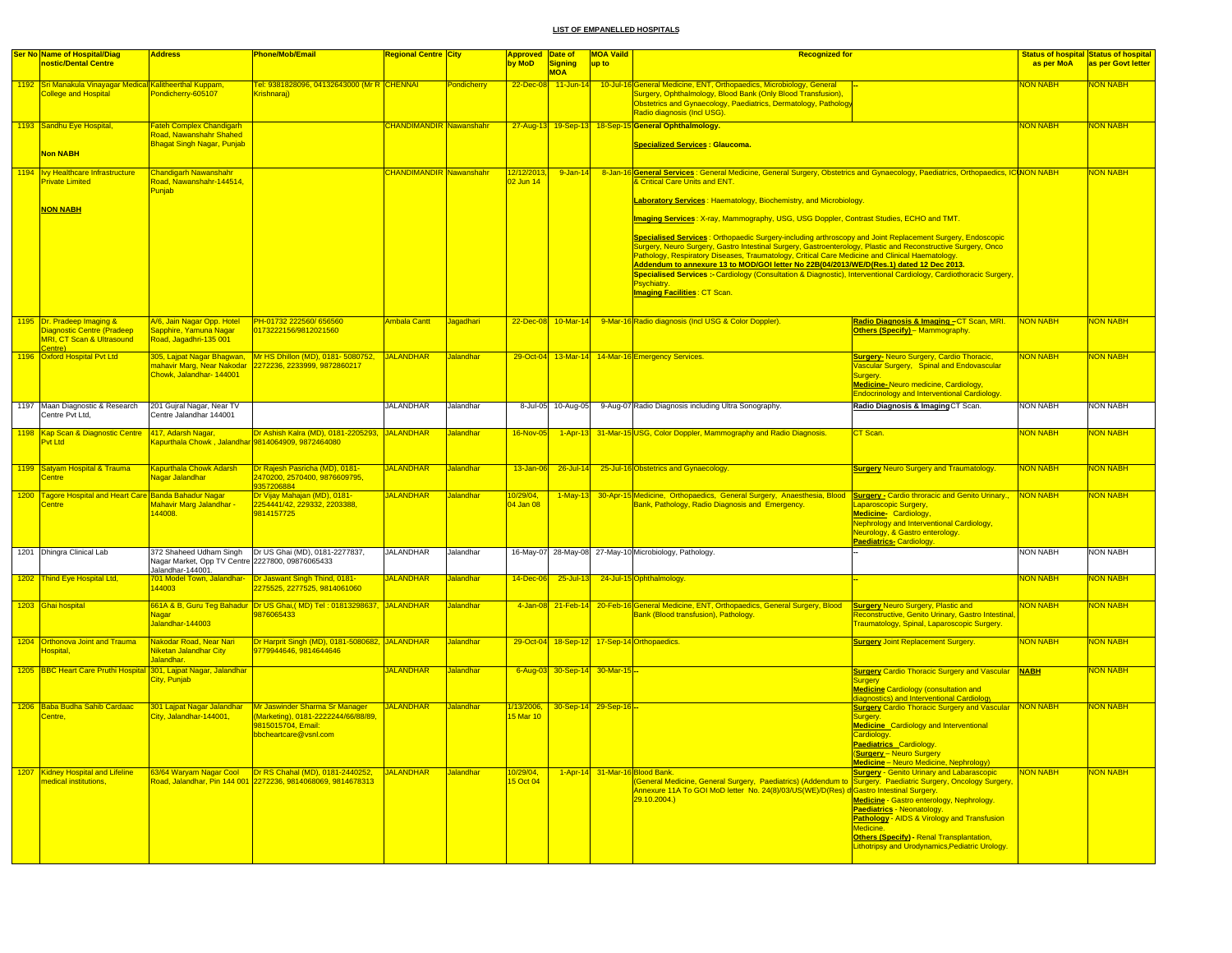## LIST OF EMPANELLED HOSPITALS

| Ser No | Name of Hospital/Diagnostic/Dental Centre | Address | Phone/Mob/Email | Regional Centre | City | Approved by MoD | Date of Signing MOA | MOA Vaild up to | Recognized for | | Status of hospital as per MoA | Status of hospital as per Govt letter |
|---|---|---|---|---|---|---|---|---|---|---|---|---|
| 1192 | Sri Manakula Vinayagar Medical College and Hospital | Kalitheerthal Kuppam, Pondicherry-605107 | Tel: 9381828096, 04132643000 (Mr R Krishnaraj) | CHENNAI | Pondicherry | 22-Dec-08 | 11-Jun-14 | 10-Jul-16 | General Medicine, ENT, Orthopaedics, Microbiology, General Surgery, Ophthalmology, Blood Bank (Only Blood Transfusion), Obstetrics and Gynaecology, Paediatrics, Dermatology, Pathology Radio diagnosis (Incl USG). | -- | NON NABH | NON NABH |
| 1193 | Sandhu Eye Hospital, **Non NABH** | Fateh Complex Chandigarh Road, Nawanshahr Shahed Bhagat Singh Nagar, Punjab | | CHANDIMANDIR | Nawanshahr | 27-Aug-13 | 19-Sep-13 | 18-Sep-15 | **General Ophthalmology.** **Specialized Services : Glaucoma.** | | NON NABH | NON NABH |
| 1194 | Ivy Healthcare Infrastructure Private Limited **NON NABH** | Chandigarh Nawanshahr Road, Nawanshahr-144514, Punjab | | CHANDIMANDIR | Nawanshahr | 12/12/2013, 02 Jun 14 | 9-Jan-14 | 8-Jan-16 | **General Services** : General Medicine, General Surgery, Obstetrics and Gynaecology, Paediatrics, Orthopaedics, ICU & Critical Care Units and ENT. **Laboratory Services** : Haematology, Biochemistry, and Microbiology. **Imaging Services** : X-ray, Mammography, USG, USG Doppler, Contrast Studies, ECHO and TMT. **Specialised Services** : Orthopaedic Surgery-including arthroscopy and Joint Replacement Surgery, Endoscopic Surgery, Neuro Surgery, Gastro Intestinal Surgery, Gastroenterology, Plastic and Reconstructive Surgery, Onco Pathology, Respiratory Diseases, Traumatology, Critical Care Medicine and Clinical Haematology. **Addendum to annexure 13 to MOD/GOI letter No 22B(04/2013/WE/D(Res.1) dated 12 Dec 2013.** **Specialised Services :-** Cardiology (Consultation & Diagnostic), Interventional Cardiology, Cardiothoracic Surgery, Psychiatry. **Imaging Facilities** : CT Scan. | | NON NABH | NON NABH |
| 1195 | Dr. Pradeep Imaging & Diagnostic Centre (Pradeep MRI, CT Scan & Ultrasound Centre) | A/6, Jain Nagar Opp. Hotel Sapphire, Yamuna Nagar Road, Jagadhri-135 001 | PH-01732 222560/ 656560 0173222156/9812021560 | Ambala Cantt | Jagadhari | 22-Dec-08 | 10-Mar-14 | 9-Mar-16 | Radio diagnosis (Incl USG & Color Doppler). | **Radio Diagnosis & Imaging** – CT Scan, MRI. **Others (Specify)** – Mammography. | NON NABH | NON NABH |
| 1196 | Oxford Hospital Pvt Ltd | 305, Lajpat Nagar Bhagwan, mahavir Marg, Near Nakodar Chowk, Jalandhar- 144001 | Mr HS Dhillon (MD), 0181- 5080752, 2272236, 2233999, 9872860217 | JALANDHAR | Jalandhar | 29-Oct-04 | 13-Mar-14 | 14-Mar-16 | Emergency Services. | **Surgery-** Neuro Surgery, Cardio Thoracic, Vascular Surgery, Spinal and Endovascular Surgery. **Medicine-** Neuro medicine, Cardiology, Endocrinology and Interventional Cardiology. | NON NABH | NON NABH |
| 1197 | Maan Diagnostic & Research Centre Pvt Ltd, | 201 Gujral Nagar, Near TV Centre Jalandhar 144001 | | JALANDHAR | Jalandhar | 8-Jul-05 | 10-Aug-05 | 9-Aug-07 | Radio Diagnosis including Ultra Sonography. | **Radio Diagnosis & Imaging** CT Scan. | NON NABH | NON NABH |
| 1198 | Kap Scan & Diagnostic Centre Pvt Ltd | 417, Adarsh Nagar, Kapurthala Chowk , Jalandhar | Dr Ashish Kalra (MD), 0181-2205293, 9814064909, 9872464080 | JALANDHAR | Jalandhar | 16-Nov-05 | 1-Apr-13 | 31-Mar-15 | USG, Color Doppler, Mammography and Radio Diagnosis. | CT Scan. | NON NABH | NON NABH |
| 1199 | Satyam Hospital & Trauma Centre | Kapurthala Chowk Adarsh Nagar Jalandhar | Dr Rajesh Pasricha (MD), 0181- 2470200, 2570400, 9876609795, 9357206884 | JALANDHAR | Jalandhar | 13-Jan-06 | 26-Jul-14 | 25-Jul-16 | Obstetrics and Gynaecology. | **Surgery** Neuro Surgery and Traumatology. | NON NABH | NON NABH |
| 1200 | Tagore Hospital and Heart Care Centre | Banda Bahadur Nagar Mahavir Marg Jalandhar - 144008. | Dr Vijay Mahajan (MD), 0181- 2254441/42, 229332, 2203388, 9814157725 | JALANDHAR | Jalandhar | 10/29/04, 04 Jan 08 | 1-May-13 | 30-Apr-15 | Medicine, Orthopaedics, General Surgery, Anaesthesia, Blood Bank, Pathology, Radio Diagnosis and Emergency. | **Surgery -** Cardio thoracic and Genito Urinary., Laparoscopic Surgery, **Medicine-** Cardiology, Nephrology and Interventional Cardiology, Neurology, & Gastro enterology. **Paediatrics-** Cardiology. | NON NABH | NON NABH |
| 1201 | Dhingra Clinical Lab | 372 Shaheed Udham Singh Nagar Market, Opp TV Centre Jalandhar-144001. | Dr US Ghai (MD), 0181-2277837, 2227800, 09876065433 | JALANDHAR | Jalandhar | 16-May-07 | 28-May-08 | 27-May-10 | Microbiology, Pathology. | -- | NON NABH | NON NABH |
| 1202 | Thind Eye Hospital Ltd, | 701 Model Town, Jalandhar-144003 | Dr Jaswant Singh Thind, 0181- 2275525, 2277525, 9814061060 | JALANDHAR | Jalandhar | 14-Dec-06 | 25-Jul-13 | 24-Jul-15 | Ophthalmology. | -- | NON NABH | NON NABH |
| 1203 | Ghai hospital | 661A & B, Guru Teg Bahadur Nagar Jalandhar-144003 | Dr US Ghai,( MD) Tel : 01813298637, 9876065433 | JALANDHAR | Jalandhar | 4-Jan-08 | 21-Feb-14 | 20-Feb-16 | General Medicine, ENT, Orthopaedics, General Surgery, Blood Bank (Blood transfusion), Pathology. | **Surgery** Neuro Surgery, Plastic and Reconstructive, Genito Urinary, Gastro Intestinal, Traumatology, Spinal, Laparoscopic Surgery. | NON NABH | NON NABH |
| 1204 | Orthonova Joint and Trauma Hospital, | Nakodar Road, Near Nari Niketan Jalandhar City Jalandhar. | Dr Harprit Singh (MD), 0181-5080682, 9779944646, 9814644646 | JALANDHAR | Jalandhar | 29-Oct-04 | 18-Sep-12 | 17-Sep-14 | Orthopaedics. | **Surgery** Joint Replacement Surgery. | NON NABH | NON NABH |
| 1205 | BBC Heart Care Pruthi Hospital | 301, Lajpat Nagar, Jalandhar City, Punjab | | JALANDHAR | Jalandhar | 6-Aug-03 | 30-Sep-14 | 30-Mar-15 | -- | **Surgery** Cardio Thoracic Surgery and Vascular Surgery **Medicine** Cardiology (consultation and diagnostics) and Interventional Cardiology | **NABH** | NON NABH |
| 1206 | Baba Budha Sahib Cardaac Centre, | 301 Lajpat Nagar Jalandhar City, Jalandhar-144001, | Mr Jaswinder Sharma Sr Manager (Marketing), 0181-2222244/66/88/89, 9815015704, Email: bbcheartcare@vsnl.com | JALANDHAR | Jalandhar | 1/13/2006, 15 Mar 10 | 30-Sep-14 | 29-Sep-16 | -- | **Surgery** Cardio Thoracic Surgery and Vascular Surgery. **Medicine** Cardiology and Interventional Cardiology. **Paediatrics** Cardiology. (**Surgery** – Neuro Surgery **Medicine** – Neuro Medicine, Nephrology) | NON NABH | NON NABH |
| 1207 | Kidney Hospital and Lifeline medical institutions, | 63/64 Waryam Nagar Cool Road, Jalandhar, Pin 144 001 | Dr RS Chahal (MD), 0181-2440252, 2272236, 9814068069, 9814678313 | JALANDHAR | Jalandhar | 10/29/04, 15 Oct 04 | 1-Apr-14 | 31-Mar-16 | Blood Bank. (General Medicine, General Surgery, Paediatrics) (Addendum to Annexure 11A To GOI MoD letter No. 24(8)/03/US(WE)/D(Res) dt 29.10.2004.) | **Surgery** - Genito Urinary and Labarascopic Surgery. Paediatric Surgery, Oncology Surgery, Gastro Intestinal Surgery. **Medicine** - Gastro enterology, Nephrology. **Paediatrics** - Neonatology. **Pathology** - AIDS & Virology and Transfusion Medicine. **Others (Specify)** - Renal Transplantation, Lithotripsy and Urodynamics,Pediatric Urology. | NON NABH | NON NABH |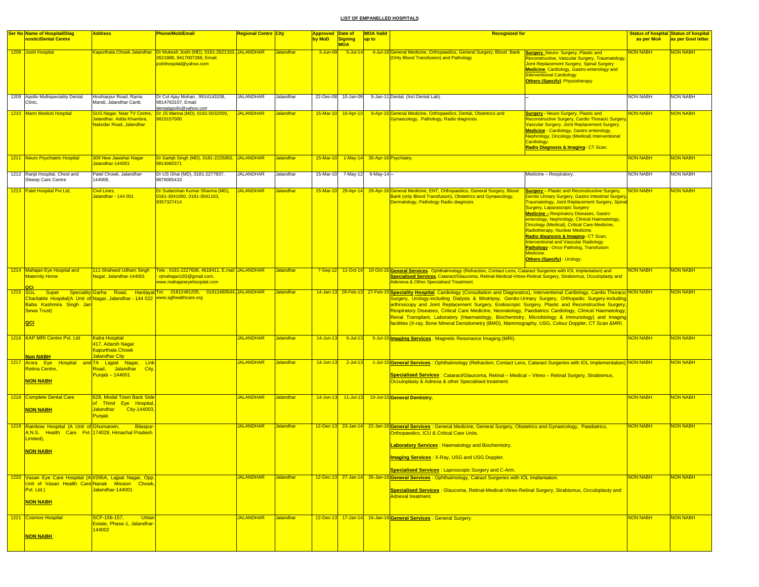**LIST OF EMPANELLED HOSPITALS**

| Ser No | Name of Hospital/Diagnostic/Dental Centre | Address | Phone/Mob/Email | Regional Centre | City | Approved by MoD | Date of Signing MOA | MOA Vaild up to | Recognized for | | Status of hospital as per MoA | Status of hospital as per Govt letter |
|---|---|---|---|---|---|---|---|---|---|---|---|---|
| 1208 | Joshi Hospital | Kapurthala Chowk Jalandhar | Dr Mukesh Joshi (MD), 0181-2621333, 2621888, 9417007288, Email: joshihospital@yahoo.com | JALANDHAR | Jalandhar | 3-Jun-09 | 5-Jul-14 | 4-Jul-16 | General Medicine, Orthopaedics, General Surgery, Blood Bank (Only Blood Transfusion) and Pathology | **Surgery** Neuro- Surgery, Plastic and Reconstructive, Vascular Surgery, Traumatology, Joint Replacement Surgery, Spinal Surgery **Medicine** Cardiology, Gastro-enterology and Interventional Cardiology **Others (Specify)** Physiotherapy | NON NABH | NON NABH |
| 1209 | Apollo Multispeciality Dental Clinic, | Hoshiarpur Road, Rama Mandi, Jalandhar Cantt. | Dr Col Ajay Mohan , 9914143108, 9814763107, Email: dentalapollo@yahoo.com | JALANDHAR | Jalandhar | 22-Dec-08 | 10-Jan-09 | 9-Jan-11 | Dental. (Incl Dental Lab). | -- | NON NABH | NON NABH |
| 1210 | Mann Mediciti Hosptial | SUS Nagar, Near TV Centre, Jalandhar. Adda Khambra, Nakodar Road, Jalandhar | Dr JS Manna (MD), 0181-5032000, 9815157000 | JALANDHAR | Jalandhar | 15-Mar-10 | 10-Apr-13 | 9-Apr-15 | General Medicine, Orthopaedics, Dental, Obstetrics and Gynaecology, Pathology, Radio diagnosis | **Surgery** - Neuro Surgery, Plastic and Reconstructive Surgery, Cardio Thoracic Surgery, Vascular Surgery, Joint Replacement Surgery. **Medicine** - Cardiology, Gastro enterology, Nephrology, Oncology (Medical) Interventional Cardiology. **Radio Diagnosis & Imaging** - CT Scan. | NON NABH | NON NABH |
| 1211 | Neuro Psychiatric Hospital | 309 New Jawahar Nagar Jalandhar-144001 | Dr Sarbjit Singh (MD), 0181-2225850, 9814060371 | JALANDHAR | Jalandhar | 15-Mar-10 | 1-May-14 | 30-Apr-16 | Psychiatry. | | NON NABH | NON NABH |
| 1212 | Ranjit Hospital, Chest and Sleeep Care Centre | Patel Chowk, Jalandhar-144008, | Dr US Ghai (MD), 0181-2277837, 9876065433 | JALANDHAR | Jalandhar | 15-Mar-10 | 7-May-12 | 6-May-14 | -- | Medicine – Respiratory. | NON NABH | NON NABH |
| 1213 | Patel Hospital Pvt Ltd, | Civil Lines, Jalandhar - 144 001 | Dr Sudarshan Kumar Sharma (MD), 0181-3041000, 0181-3041163, 9357327414 | JALANDHAR | Jalandhar | 15-Mar-10 | 29-Apr-14 | 28-Apr-16 | General Medicine, ENT, Orthopaedics, General Surgery, Blood Bank (only Blood Transfusion), Obstetrics and Gynaecology, Dermatology, Pathology Radio diagnosis | **Surgery** – Plastic and Reconstructive Surgery, Genito Urinary Surgery, Gastro Intestinal Surgery, Traumatology, Joint Replacement Surgery, Spinal Surgery, Laparascopic Surgery **Medicine** – Respiratory Diseases, Gastro enterology, Nephrology, Clinical Haematology, Oncology (Medical), Critical Care Medicine, Radiotherapy, Nuclear Medicine. **Radio diagnosis & Imaging** - CT Scan, Interventional and Vascular Radiology. **Pathology** - Onco Patholog, Transfusion Medicine. **Others (Specify)** - Urology. | NON NABH | NON NABH |
| 1214 | Mahajan Eye Hospital and Maternity Home **QCI** | 111-Shaheed Udham Singh Nagar, Jalandhar-144001 | Tele : 0181-2227608, 4618411, E.mail : vjmahajan183@gmail.com, www.mahajaneyehospital.com | JALANDHAR | Jalandhar | 7-Sep-12 | 11-Oct-14 | 10-Oct-16 | **General Services**. Ophthalmology (Refraction, Contact Lens, Cataract Surgeries with IOL Implantation) and **Specialised Services**. Cataract/Glaucoma, Retinal-Medical-Vitreo-Retinal Surgery, Strabismus, Occuloplasty and Adenexa & Other Specialised Treatment. | | NON NABH | NON NABH |
| 1215 | SGL Super Speciality Charitable Hospital(A Unit of Baba Kashmira Singh Jan Sewa Trust) **QCI** | Garha Road, Hardayal Nagar, Jalandhar - 144 022 | Tel: 01812481205, 01812480544, www.sglhealthcare.org | JALANDHAR | Jalandhar | 14-Jan-13 | 28-Feb-13 | 27-Feb-15 | **Speciality Hospital**. Cardiology (Consultation and Diagnostics), Interventional Cardiology, Cardio Thoracic Surgery, Urology-including Dialysis & lithotripsy, Genito-Urinary Surgery, Orthopedic Surgery-including arthroscopy and Joint Replacement Surgery, Endoscopic Surgery, Plastic and Reconstructive Surgery, Respiratory Diseases, Critical Care Medicine, Neonatology, Paediatrics Cardiology, Clinical Haematology, Renal Transplant, Laboratory (Haematology, Biochemistry, Microbiology & Immunology) and Imaging facilities (X-ray, Bone Mineral Densitometry (BMD), Mammography, USG, Colour Doppler, CT Scan &MRI. | | NON NABH | NON NABH |
| 1216 | KAP MRI Centre Pvt. Ltd **Non NABH** | Kalra Hospital 417, Adarsh Nagar Kapurthala Chowk Jalandhar City | | JALANDHAR | Jalandhar | 14-Jun-13 | 6-Jul-13 | 5-Jul-15 | **Imaging Services** : Magnetic Resonance Imaging (MRI). | | NON NABH | NON NABH |
| 1217 | Arora Eye Hospital and Retina Centre, **NON NABH** | 7A Lajpat Nagar, Link Road, Jalandhar City, Punjab – 144001 | | JALANDHAR | Jalandhar | 14-Jun-13 | 2-Jul-13 | 1-Jul-15 | **General Services** : Ophthalmology (Refraction, Contact Lens, Cataract Surgeries with IOL Implementation) **Specialised Services** : Cataract/Glaucoma, Retinal – Medical – Vitreo – Retinal Surgery, Strabismus, Occuloplasty & Adnexa & other Specialised treatment. | | NON NABH | NON NABH |
| 1218 | Complete Dental Care **NON NABH** | 628, Modal Town Back Side of Thind Eye Hospital, Jalandhar City-144003, Punjab | | JALANDHAR | Jalandhar | 14-Jun-13 | 11-Jul-13 | 10-Jul-15 | **General Dentistry.** | | NON NABH | NON NABH |
| 1219 | Rainbow Hospital (A Unit of A.N.S. Health Care Pvt. Limited), **NON NABH** | Ghumarwin, Bilaspur-174029, Himachal Pradesh | | JALANDHAR | Jalandhar | 12-Dec-13 | 23-Jan-14 | 22-Jan-16 | **General Services** : General Medicine, General Surgery, Obstetrics and Gynaecology, Paediatrics, Orthopaedics, ICU & Critical Care Units. **Laboratory Services** : Haematology and Biochemistry. **Imaging Services** : X-Ray, USG and USG Doppler. **Specialised Services** : Laproscopic Surgery and C-Arm. | | NON NABH | NON NABH |
| 1220 | Vasan Eye Care Hospital (A Unit of Vasan Health Care Pvt. Ltd.) **NON NABH** | #265A, Lajpat Nagar, Opp. Nanak Mission Chowk, Jalandhar-144001 | | JALANDHAR | Jalandhar | 12-Dec-13 | 27-Jan-14 | 26-Jan-16 | **General Services** : Ophthalmology, Catract Surgeries with IOL Implantation. **Specialised Services** : Glaucoma, Retinal-Medical-Vitreo-Retinal Surgery, Strabismus, Occuloplasty and Adnexal treatment. | | NON NABH | NON NABH |
| 1221 | Cosmos Hospital **NON NABH** | SCF-156-157, Urban Estate, Phase-1, Jalandhar-144002 | | JALANDHAR | Jalandhar | 12-Dec-13 | 17-Jan-14 | 16-Jan-16 | **General Services** : General Surgery. | | NON NABH | NON NABH |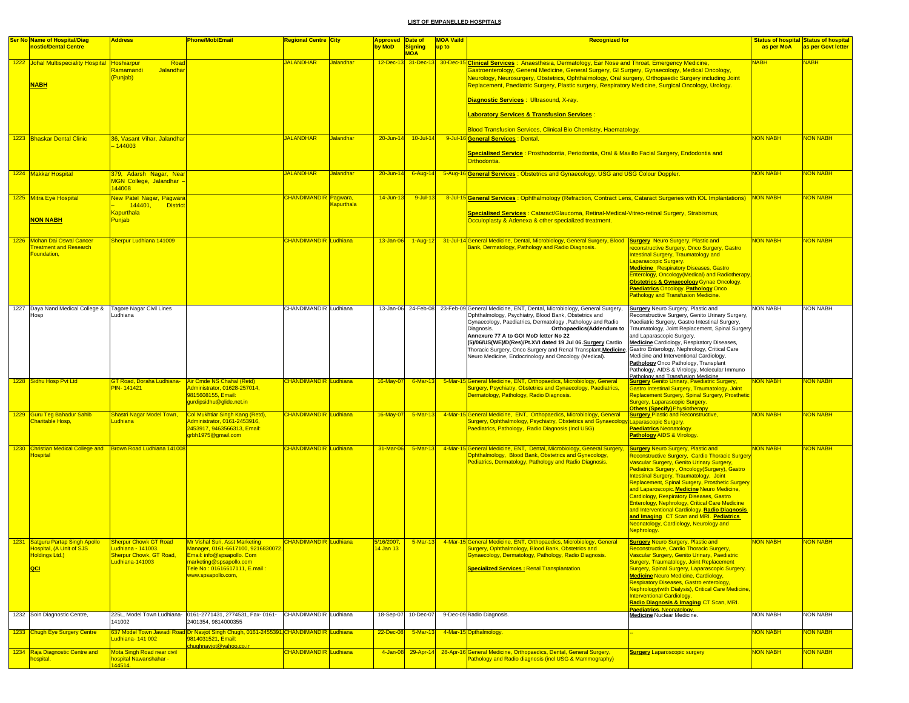**LIST OF EMPANELLED HOSPITALS**

| Ser No | Name of Hospital/Diagnostic/Dental Centre | Address | Phone/Mob/Email | Regional Centre | City | Approved by MoD | Date of Signing MOA | MOA Vaild up to | Recognized for | | Status of hospital as per MoA | Status of hospital as per Govt letter |
|---|---|---|---|---|---|---|---|---|---|---|---|---|
| 1222 | Johal Multispeciality Hospital<br><br>**NABH** | Hoshiarpur Road Ramamandi Jalandhar (Punjab) | | JALANDHAR | Jalandhar | 12-Dec-13 | 31-Dec-13 | 30-Dec-15 | **Clinical Services** : Anaesthesia, Dermatology, Ear Nose and Throat, Emergency Medicine, Gastroenterology, General Medicine, General Surgery, GI Surgery, Gynaecology, Medical Oncology, Neurology, Neurosurgery, Obstetrics, Ophthalmology, Oral surgery, Orthopaedic Surgery including Joint Replacement, Paediatric Surgery, Plastic surgery, Respiratory Medicine, Surgical Oncology, Urology.<br><br>**Diagnostic Services** : Ultrasound, X-ray.<br><br>**Laboratory Services & Transfusion Services** :<br><br>Blood Transfusion Services, Clinical Bio Chemistry, Haematology. | | NABH | NABH |
| 1223 | Bhaskar Dental Clinic | 36, Vasant Vihar, Jalandhar – 144003 | | JALANDHAR | Jalandhar | 20-Jun-14 | 10-Jul-14 | 9-Jul-16 | **General Services** : Dental.<br><br>**Specialised Service** : Prosthodontia, Periodontia, Oral & Maxillo Facial Surgery, Endodontia and Orthodontia. | | NON NABH | NON NABH |
| 1224 | Makkar Hospital | 379, Adarsh Nagar, Near MGN College, Jalandhar – 144008 | | JALANDHAR | Jalandhar | 20-Jun-14 | 6-Aug-14 | 5-Aug-16 | **General Services** : Obstetrics and Gynaecology, USG and USG Colour Doppler. | | NON NABH | NON NABH |
| 1225 | Mitra Eye Hospital<br><br>**NON NABH** | New Patel Nagar, Pagwara – 144401, District Kapurthala Punjab | | CHANDIMANDIR | Pagwara, Kapurthala | 14-Jun-13 | 9-Jul-13 | 8-Jul-15 | **General Services** : Ophthalmology (Refraction, Contract Lens, Cataract Surgeries with IOL Implantations)<br><br>**Specialised Services** : Cataract/Glaucoma, Retinal-Medical-Vitreo-retinal Surgery, Strabismus, Occuloplasty & Adenexa & other specialized treatment. | | NON NABH | NON NABH |
| 1226 | Mohan Dai Oswal Cancer Treatment and Research Foundation, | Sherpur Ludhiana 141009 | | CHANDIMANDIR | Ludhiana | 13-Jan-06 | 1-Aug-12 | 31-Jul-14 | General Medicine, Dental, Microbiology, General Surgery, Blood Bank, Dermatology, Pathology and Radio Diagnosis. | **Surgery** Neuro Surgery, Plastic and reconstructive Surgery, Onco Surgery, Gastro Intestinal Surgery, Traumatology and Laparascopic Surgery. **Medicine** Respiratory Diseases, Gastro Enterology, Oncology(Medical) and Radiotherapy. **Obstetrics & Gynaecology** Gynae Oncology. **Paediatrics** Oncology. **Pathology** Onco Pathology and Transfusion Medicine. | NON NABH | NON NABH |
| 1227 | Daya Nand Medical College & Hosp | Tagore Nagar Civil Lines Ludhiana | | CHANDIMANDIR | Ludhiana | 13-Jan-06 | 24-Feb-08 | 23-Feb-09 | General Medicine, ENT, Dental, Microbiology, General Surgery, Ophthalmology, Psychiatry, Blood Bank, Obstetrics and Gynaecology, Paediatrics, Dermatology ,Pathology and Radio Diagnosis. **Orthopaedics(Addendum to Annexure 77 A to GOI MoD letter No 22 (5)/06/US(WE)/D(Res)/Pt.XVI dated 19 Jul 06.Surgery** Cardio Thoracic Surgery, Onco Surgery and Renal Transplant.**Medicine**. Neuro Medicine, Endocrinology and Oncology (Medical). | **Surgery** Neuro Surgery, Plastic and Reconstructive Surgery, Genito Urinary Surgery, Paediatric Surgery, Gastro Intestinal Surgery, Traumatology, Joint Replacement, Spinal Surgery and Laparascopic Surgery. **Medicine** Cardiology, Respiratory Diseases, Gastro Enterology, Nephrology, Critical Care Medicine and Interventional Cardiology. **Pathology** Onco Pathology, Transplant Pathology, AIDS & Virology, Molecular Immuno Pathology and Transfusion Medicine | NON NABH | NON NABH |
| 1228 | Sidhu Hosp Pvt Ltd | GT Road, Doraha Ludhiana-PIN- 141421 | Air Cmde NS Chahal (Retd) Administrator, 01628-257014, 9815608155, Email: gurdipsidhu@glide.net.in | CHANDIMANDIR | Ludhiana | 16-May-07 | 6-Mar-13 | 5-Mar-15 | General Medicine, ENT, Orthopaedics, Microbiology, General Surgery, Psychiatry, Obstetrics and Gynaecology, Paediatrics, Dermatology, Pathology, Radio Diagnosis. | **Surgery** Genito Urinary, Paediatric Surgery, Gastro Intestinal Surgery, Traumatology, Joint Replacement Surgery, Spinal Surgery, Prosthetic Surgery, Laparascopic Surgery. **Others (Specify)** Physiotherapy | NON NABH | NON NABH |
| 1229 | Guru Teg Bahadur Sahib Charitable Hosp, | Shastri Nagar Model Town, Ludhiana | Col Mukhtiar Singh Kang (Retd), Administrator, 0161-2453916, 2453917, 9463566313, Email: grbh1975@gmail.com | CHANDIMANDIR | Ludhiana | 16-May-07 | 5-Mar-13 | 4-Mar-15 | General Medicine, ENT, Orthopaedics, Microbiology, General Surgery, Ophthalmology, Psychiatry, Obstetrics and Gynaecology Paediatrics, Pathology, Radio Diagnosis (Incl USG) | **Surgery** Plastic and Reconstructive, Laparascopic Surgery. **Paediatrics** Neonatology. **Pathology** AIDS & Virology. | NON NABH | NON NABH |
| 1230 | Christian Medical College and Hospital | Brown Road Ludhiana 141008 | | CHANDIMANDIR | Ludhiana | 31-Mar-06 | 5-Mar-13 | 4-Mar-15 | General Medicine, ENT, Dental, Microbiology, General Surgery, Ophthalmology, Blood Bank, Obstetrics and Gynecology, Pediatrics, Dermatology, Pathology and Radio Diagnosis. | **Surgery** Neuro Surgery, Plastic and Reconstructive Surgery, Cardio Thoracic Surgery Vascular Surgery, Genito Urinary Surgery, Pediatrics Surgery , Oncology(Surgery), Gastro Intestinal Surgery, Traumatology, Joint Replacement, Spinal Surgery, Prosthetic Surgery and Laparoscopic. **Medicine** Neuro Medicine, Cardiology, Respiratory Diseases, Gastro Enterology, Nephrology, Critical Care Medicine and Interventional Cardiology. **Radio Diagnosis and Imaging** CT Scan and MRI. **Pediatrics** Neonatology, Cardiology, Neurology and Nephrology. | NON NABH | NON NABH |
| 1231 | Satguru Partap Singh Apollo Hospital, (A Unit of SJS Holdings Ltd.)<br><br>**QCI** | Sherpur Chowk GT Road Ludhiana - 141003. Sherpur Chowk, GT Road, Ludhiana-141003 | Mr Vishal Suri, Asst Marketing Manager, 0161-6617100, 9216830072, Email: info@spsapollo. Com marketing@spsapollo.com Tele No : 01616617111, E.mail : www.spsapollo.com, | CHANDIMANDIR | Ludhiana | 5/16/2007, 14 Jan 13 | 5-Mar-13 | 4-Mar-15 | General Medicine, ENT, Orthopaedics, Microbiology, General Surgery, Ophthalmology, Blood Bank, Obstetrics and Gynaecology, Dermatology, Pathology, Radio Diagnosis.<br><br>**Specialized Services :** Renal Transplantation. | **Surgery** Neuro Surgery, Plastic and Reconstructive, Cardio Thoracic Surgery, Vascular Surgery, Genito Urinary, Paediatric Surgery, Traumatology, Joint Replacement Surgery, Spinal Surgery, Laparascopic Surgery. **Medicine** Neuro Medicine, Cardiology, Respiratory Diseases, Gastro enterology, Nephrology(with Dialysis), Critical Care Medicine, Interventional Cardiology. **Radio Diagnosis & Imaging** CT Scan, MRI. **Paediatrics** Neonatology. | NON NABH | NON NABH |
| 1232 | Soin Diagnostic Centre, | 225L, Model Town Ludhiana-141002 | 0161-2771431, 2774531, Fax- 0161-2401354, 9814000355 | CHANDIMANDIR | Ludhiana | 18-Sep-07 | 10-Dec-07 | 9-Dec-09 | Radio Diagnosis. | **Medicine** Nuclear Medicine. | NON NABH | NON NABH |
| 1233 | Chugh Eye Surgery Centre | 637 Model Town Jawadi Road Ludhiana- 141 002 | Dr Navjot Singh Chugh, 0161-2455391 9814031521, Email: chughnavjot@yahoo.co.ir | CHANDIMANDIR | Ludhiana | 22-Dec-08 | 5-Mar-13 | 4-Mar-15 | Opthalmology. | -- | NON NABH | NON NABH |
| 1234 | Raja Diagnostic Centre and hospital, | Mota Singh Road near civil hospital Nawanshahar - 144514. | | CHANDIMANDIR | Ludhiana | 4-Jan-08 | 29-Apr-14 | 28-Apr-16 | General Medicine, Orthopaedics, Dental, General Surgery, Pathology and Radio diagnosis (incl USG & Mammography) | **Surgery** Laparoscopic surgery | NON NABH | NON NABH |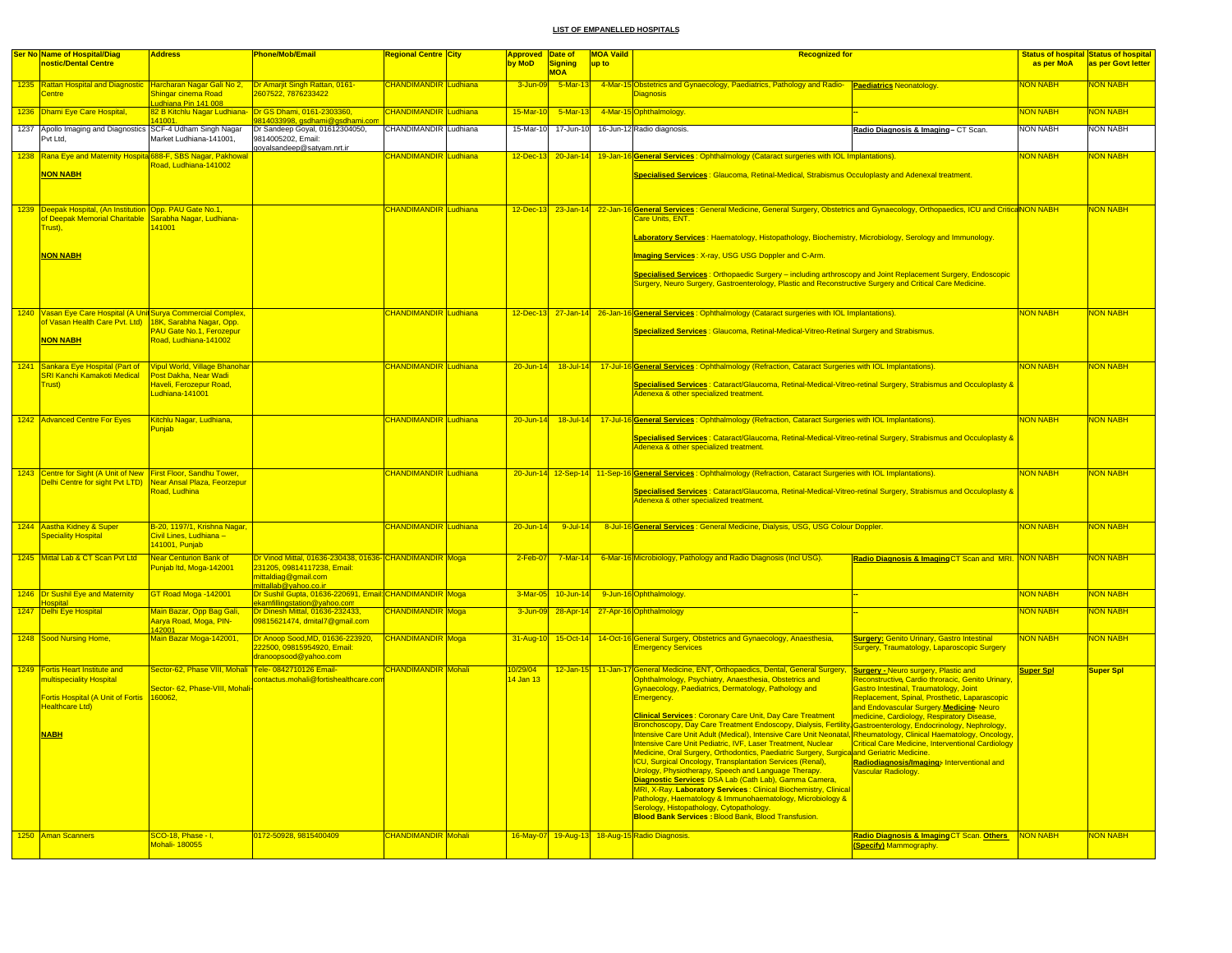## LIST OF EMPANELLED HOSPITALS

| Ser No | Name of Hospital/Diag nostic/Dental Centre | Address | Phone/Mob/Email | Regional Centre | City | Approved by MoD | Date of Signing MOA | MOA Vaild up to | Recognized for | | Status of hospital as per MoA | Status of hospital as per Govt letter |
|---|---|---|---|---|---|---|---|---|---|---|---|---|
| 1235 | Rattan Hospital and Diagnostic Centre | Harcharan Nagar Gali No 2, Shingar cinema Road Ludhiana Pin 141 008 | Dr Amarjit Singh Rattan, 0161-2607522, 7876233422 | CHANDIMANDIR | Ludhiana | 3-Jun-09 | 5-Mar-13 | 4-Mar-15 | Obstetrics and Gynaecology, Paediatrics, Pathology and Radio-Diagnosis | **Paediatrics** Neonatology. | NON NABH | NON NABH |
| 1236 | Dhami Eye Care Hospital, | 82 B Kitchlu Nagar Ludhiana-141001. | Dr GS Dhami, 0161-2303360, 9814033998, gsdhami@gsdhami.com | CHANDIMANDIR | Ludhiana | 15-Mar-10 | 5-Mar-13 | 4-Mar-15 | Ophthalmology. | -- | NON NABH | NON NABH |
| 1237 | Apollo Imaging and Diagnostics Pvt Ltd, | SCF-4 Udham Singh Nagar Market Ludhiana-141001, | Dr Sandeep Goyal, 01612304050, 9814005202, Email: goyalsandeep@satyam.nrt.ir | CHANDIMANDIR | Ludhiana | 15-Mar-10 | 17-Jun-10 | 16-Jun-12 | Radio diagnosis. | **Radio Diagnosis & Imaging** – CT Scan. | NON NABH | NON NABH |
| 1238 | Rana Eye and Maternity Hospital **NON NABH** | 688-F, SBS Nagar, Pakhowal Road, Ludhiana-141002 | | CHANDIMANDIR | Ludhiana | 12-Dec-13 | 20-Jan-14 | 19-Jan-16 | **General Services** : Ophthalmology (Cataract surgeries with IOL Implantations). **Specialised Services** : Glaucoma, Retinal-Medical, Strabismus Occuloplasty and Adenexal treatment. | | NON NABH | NON NABH |
| 1239 | Deepak Hospital, (An Institution of Deepak Memorial Charitable Trust), **NON NABH** | Opp. PAU Gate No.1, Sarabha Nagar, Ludhiana-141001 | | CHANDIMANDIR | Ludhiana | 12-Dec-13 | 23-Jan-14 | 22-Jan-16 | **General Services** : General Medicine, General Surgery, Obstetrics and Gynaecology, Orthopaedics, ICU and Critical Care Units, ENT. **Laboratory Services** : Haematology, Histopathology, Biochemistry, Microbiology, Serology and Immunology. **Imaging Services** : X-ray, USG USG Doppler and C-Arm. **Specialised Services** : Orthopaedic Surgery – including arthroscopy and Joint Replacement Surgery, Endoscopic Surgery, Neuro Surgery, Gastroenterology, Plastic and Reconstructive Surgery and Critical Care Medicine. | | NON NABH | NON NABH |
| 1240 | Vasan Eye Care Hospital (A Unit of Vasan Health Care Pvt. Ltd) **NON NABH** | Surya Commercial Complex, 18K, Sarabha Nagar, Opp. PAU Gate No.1, Ferozepur Road, Ludhiana-141002 | | CHANDIMANDIR | Ludhiana | 12-Dec-13 | 27-Jan-14 | 26-Jan-16 | **General Services** : Ophthalmology (Cataract surgeries with IOL Implantations). **Specialized Services** : Glaucoma, Retinal-Medical-Vitreo-Retinal Surgery and Strabismus. | | NON NABH | NON NABH |
| 1241 | Sankara Eye Hospital (Part of SRI Kanchi Kamakoti Medical Trust) | Vipul World, Village Bhanohar Post Dakha, Near Wadi Haveli, Ferozepur Road, Ludhiana-141001 | | CHANDIMANDIR | Ludhiana | 20-Jun-14 | 18-Jul-14 | 17-Jul-16 | **General Services** : Ophthalmology (Refraction, Cataract Surgeries with IOL Implantations). **Specialised Services** : Cataract/Glaucoma, Retinal-Medical-Vitreo-retinal Surgery, Strabismus and Occuloplasty & Adenexa & other specialized treatment. | | NON NABH | NON NABH |
| 1242 | Advanced Centre For Eyes | Kitchlu Nagar, Ludhiana, Punjab | | CHANDIMANDIR | Ludhiana | 20-Jun-14 | 18-Jul-14 | 17-Jul-16 | **General Services** : Ophthalmology (Refraction, Cataract Surgeries with IOL Implantations). **Specialised Services** : Cataract/Glaucoma, Retinal-Medical-Vitreo-retinal Surgery, Strabismus and Occuloplasty & Adenexa & other specialized treatment. | | NON NABH | NON NABH |
| 1243 | Centre for Sight (A Unit of New Delhi Centre for sight Pvt LTD) | First Floor, Sandhu Tower, Near Ansal Plaza, Feorzepur Road, Ludhina | | CHANDIMANDIR | Ludhiana | 20-Jun-14 | 12-Sep-14 | 11-Sep-16 | **General Services** : Ophthalmology (Refraction, Cataract Surgeries with IOL Implantations). **Specialised Services** : Cataract/Glaucoma, Retinal-Medical-Vitreo-retinal Surgery, Strabismus and Occuloplasty & Adenexa & other specialized treatment. | | NON NABH | NON NABH |
| 1244 | Aastha Kidney & Super Speciality Hospital | B-20, 1197/1, Krishna Nagar, Civil Lines, Ludhiana – 141001, Punjab | | CHANDIMANDIR | Ludhiana | 20-Jun-14 | 9-Jul-14 | 8-Jul-16 | **General Services** : General Medicine, Dialysis, USG, USG Colour Doppler. | | NON NABH | NON NABH |
| 1245 | Mittal Lab & CT Scan Pvt Ltd | Near Centurion Bank of Punjab ltd, Moga-142001 | Dr Vinod Mittal, 01636-230438, 01636-231205, 09814117238, Email: mittaldiag@gmail.com mittallab@yahoo.co.ir | CHANDIMANDIR | Moga | 2-Feb-07 | 7-Mar-14 | 6-Mar-16 | Microbiology, Pathology and Radio Diagnosis (Incl USG). | **Radio Diagnosis & Imaging** CT Scan and MRI. | NON NABH | NON NABH |
| 1246 | Dr Sushil Eye and Maternity Hospital | GT Road Moga -142001 | Dr Sushil Gupta, 01636-220691, Email: ekamfillingstation@yahoo.com | CHANDIMANDIR | Moga | 3-Mar-05 | 10-Jun-14 | 9-Jun-16 | Ophthalmology. | -- | NON NABH | NON NABH |
| 1247 | Delhi Eye Hospital | Main Bazar, Opp Bag Gali, Aarya Road, Moga, PIN-142001 | Dr Dinesh Mittal, 01636-232433, 09815621474, dmital7@gmail.com | CHANDIMANDIR | Moga | 3-Jun-09 | 28-Apr-14 | 27-Apr-16 | Ophthalmology | -- | NON NABH | NON NABH |
| 1248 | Sood Nursing Home, | Main Bazar Moga-142001, | Dr Anoop Sood,MD, 01636-223920, 222500, 09815954920, Email: dranoopsood@yahoo.com | CHANDIMANDIR | Moga | 31-Aug-10 | 15-Oct-14 | 14-Oct-16 | General Surgery, Obstetrics and Gynaecology, Anaesthesia, Emergency Services | **Surgery:** Genito Urinary, Gastro Intestinal Surgery, Traumatology, Laparoscopic Surgery | NON NABH | NON NABH |
| 1249 | Fortis Heart Institute and multispeciality Hospital Fortis Hospital (A Unit of Fortis Healthcare Ltd) **NABH** | Sector-62, Phase VIII, Mohali Sector- 62, Phase-VIII, Mohali-160062, | Tele- 0842710126 Email-contactus.mohali@fortishealthcare.com | CHANDIMANDIR | Mohali | 10/29/04 14 Jan 13 | 12-Jan-15 | 11-Jan-17 | General Medicine, ENT, Orthopaedics, Dental, General Surgery, Ophthalmology, Psychiatry, Anaesthesia, Obstetrics and Gynaecology, Paediatrics, Dermatology, Pathology and Emergency. **Clinical Services** : Coronary Care Unit, Day Care Treatment Bronchoscopy, Day Care Treatment Endoscopy, Dialysis, Fertility, Intensive Care Unit Adult (Medical), Intensive Care Unit Neonatal, Intensive Care Unit Pediatric, IVF, Laser Treatment, Nuclear Medicine, Oral Surgery, Orthodontics, Paediatric Surgery, Surgical ICU, Surgical Oncology, Transplantation Services (Renal), Urology, Physiotherapy, Speech and Language Therapy. **Diagnostic Services**: DSA Lab (Cath Lab), Gamma Camera, MRI, X-Ray. **Laboratory Services** : Clinical Biochemistry, Clinical Pathology, Haematology & Immunohaematology, Microbiology & Serology, Histopathology, Cytopathology. **Blood Bank Services :** Blood Bank, Blood Transfusion. | **Surgery -** Neuro surgery, Plastic and Reconstructive, Cardio throracic, Genito Urinary, Gastro Intestinal, Traumatology, Joint Replacement, Spinal, Prosthetic, Laparascopic and Endovascular Surgery. **Medicine**- Neuro medicine, Cardiology, Respiratory Disease, Gastroenterology, Endocrinology, Nephrology, Rheumatology, Clinical Haematology, Oncology, Critical Care Medicine, Interventional Cardiology and Geriatric Medicine. **Radiodiagnosis/Imaging**- Interventional and Vascular Radiology. | **Super Spl** | **Super Spl** |
| 1250 | Aman Scanners | SCO-18, Phase - I, Mohali- 180055 | 0172-50928, 9815400409 | CHANDIMANDIR | Mohali | 16-May-07 | 19-Aug-13 | 18-Aug-15 | Radio Diagnosis. | **Radio Diagnosis & Imaging** CT Scan. **Others (Specify)** Mammography. | NON NABH | NON NABH |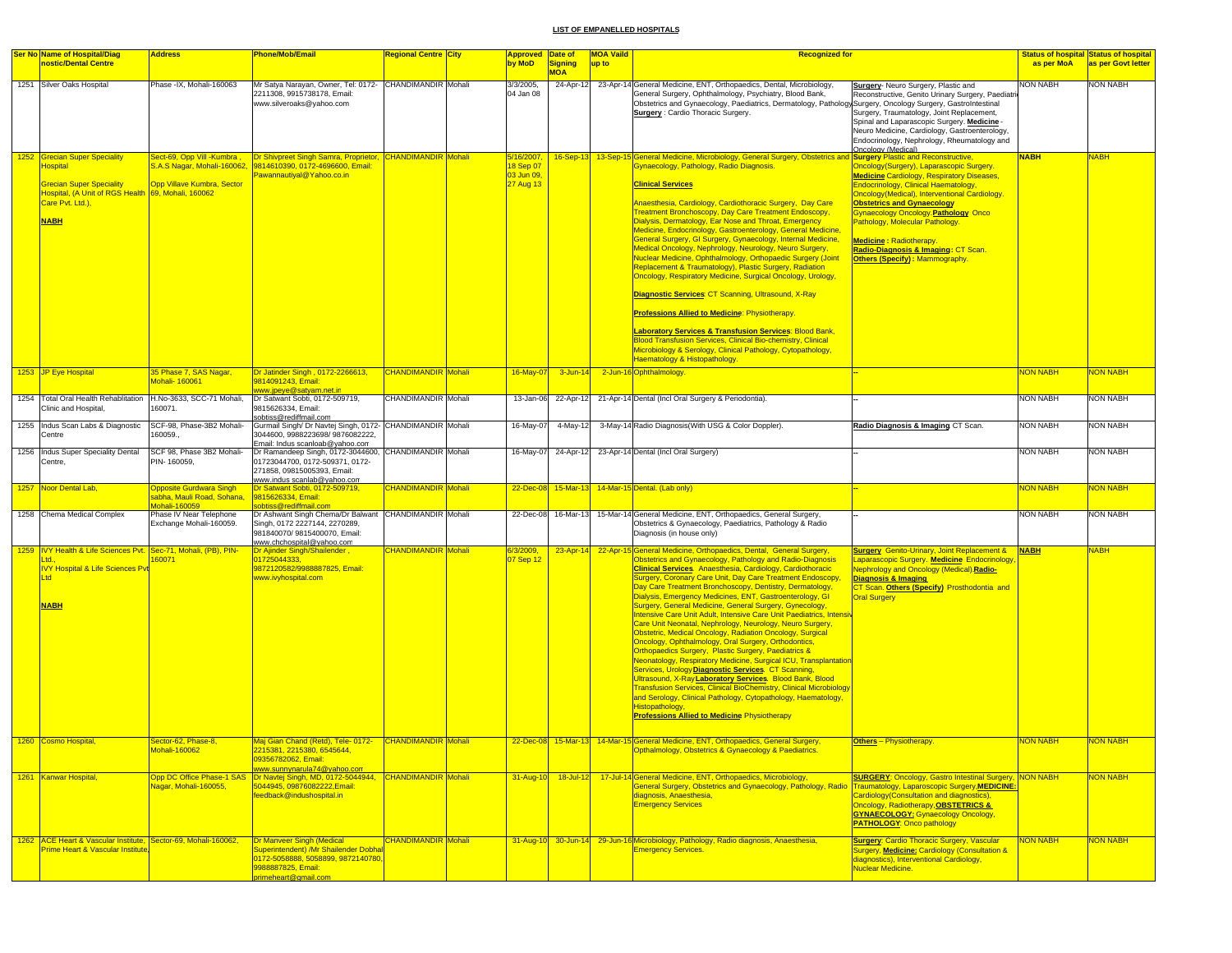## LIST OF EMPANELLED HOSPITALS

| Ser No | Name of Hospital/Diagnostic/Dental Centre | Address | Phone/Mob/Email | Regional Centre | City | Approved by MoD | Date of Signing MOA | MOA Vaild up to | Recognized for | | Status of hospital as per MoA | Status of hospital as per Govt letter |
|---|---|---|---|---|---|---|---|---|---|---|---|---|
| 1251 | Silver Oaks Hospital | Phase -IX, Mohali-160063 | Mr Satya Narayan, Owner, Tel: 0172-2211308, 9915738178, Email: www.silveroaks@yahoo.com | CHANDIMANDIR | Mohali | 3/3/2005, 04 Jan 08 | 24-Apr-12 | 23-Apr-14 | General Medicine, ENT, Orthopaedics, Dental, Microbiology, General Surgery, Ophthalmology, Psychiatry, Blood Bank, Obstetrics and Gynaecology, Paediatrics, Dermatology, Pathology. **Surgery** : Cardio Thoracic Surgery. | **Surgery**- Neuro Surgery, Plastic and Reconstructive, Genito Urinary Surgery, Paediatric Surgery, Oncology Surgery, Gastrointestinal Surgery, Traumatology, Joint Replacement, Spinal and Laparascopic Surgery. **Medicine** - Neuro Medicine, Cardiology, Gastroenterology, Endocrinology, Nephrology, Rheumatology and Oncology (Medical) | NON NABH | NON NABH |
| 1252 | Grecian Super Speciality Hospital<br><br>Grecian Super Speciality Hospital, (A Unit of RGS Health Care Pvt. Ltd.),<br><br>**NABH** | Sect-69, Opp Vill -Kumbra , S.A.S Nagar, Mohali-160062,<br><br>Opp Villave Kumbra, Sector 69, Mohali, 160062 | Dr Shivpreet Singh Samra, Proprietor, 9814610390, 0172-4696600, Email: Pawannautiyal@Yahoo.co.in | CHANDIMANDIR | Mohali | 5/16/2007, 18 Sep 07 03 Jun 09, 27 Aug 13 | 16-Sep-13 | 13-Sep-15 | General Medicine, Microbiology, General Surgery, Obstetrics and Gynaecology, Pathology, Radio Diagnosis.<br><br>**Clinical Services**<br><br>Anaesthesia, Cardiology, Cardiothoracic Surgery, Day Care Treatment Bronchoscopy, Day Care Treatment Endoscopy, Dialysis, Dermatology, Ear Nose and Throat, Emergency Medicine, Endocrinology, Gastroenterology, General Medicine, General Surgery, GI Surgery, Gynaecology, Internal Medicine, Medical Oncology, Nephrology, Neurology, Neuro Surgery, Nuclear Medicine, Ophthalmology, Orthopaedic Surgery (Joint Replacement & Traumatology), Plastic Surgery, Radiation Oncology, Respiratory Medicine, Surgical Oncology, Urology,<br><br>**Diagnostic Services**: CT Scanning, Ultrasound, X-Ray<br><br>**Professions Allied to Medicine**: Physiotherapy.<br><br>**Laboratory Services & Transfusion Services**: Blood Bank, Blood Transfusion Services, Clinical Bio-chemistry, Clinical Microbiology & Serology, Clinical Pathology, Cytopathology, Haematology & Histopathology. | **Surgery** Plastic and Reconstructive, Oncology(Surgery), Laparascopic Surgery. **Medicine** Cardiology, Respiratory Diseases, Endocrinology, Clinical Haematology, Oncology(Medical), Interventional Cardiology. **Obstetrics and Gynaecology** Gynaecology Oncology.**Pathology** Onco Pathology, Molecular Pathology.<br><br>**Medicine :** Radiotherapy.<br>**Radio-Diagnosis & Imaging :** CT Scan.<br>**Others (Specify) :** Mammography. | NABH | NABH |
| 1253 | JP Eye Hospital | 35 Phase 7, SAS Nagar, Mohali- 160061 | Dr Jatinder Singh , 0172-2266613, 9814091243, Email: www.jpeye@satyam.net.in | CHANDIMANDIR | Mohali | 16-May-07 | 3-Jun-14 | 2-Jun-16 | Ophthalmology. | -- | NON NABH | NON NABH |
| 1254 | Total Oral Health Rehablitation Clinic and Hospital, | H.No-3633, SCC-71 Mohali, 160071. | Dr Satwant Sobti, 0172-509719, 9815626334, Email: sobtiss@rediffmail.com | CHANDIMANDIR | Mohali | 13-Jan-06 | 22-Apr-12 | 21-Apr-14 | Dental (Incl Oral Surgery & Periodontia). | -- | NON NABH | NON NABH |
| 1255 | Indus Scan Labs & Diagnostic Centre | SCF-98, Phase-3B2 Mohali-160059., | Gurmail Singh/ Dr Navtej Singh, 0172-3044600, 9988223698/ 9876082222, Email: Indus scanloab@yahoo.com | CHANDIMANDIR | Mohali | 16-May-07 | 4-May-12 | 3-May-14 | Radio Diagnosis(With USG & Color Doppler). | **Radio Diagnosis & Imaging** CT Scan. | NON NABH | NON NABH |
| 1256 | Indus Super Speciality Dental Centre, | SCF 98, Phase 3B2 Mohali-PIN- 160059, | Dr Ramandeep Singh, 0172-3044600, 01723044700, 0172-509371, 0172-271858, 09815005393, Email: www.indus scanlab@yahoo.com | CHANDIMANDIR | Mohali | 16-May-07 | 24-Apr-12 | 23-Apr-14 | Dental (Incl Oral Surgery) | -- | NON NABH | NON NABH |
| 1257 | Noor Dental Lab, | Opposite Gurdwara Singh sabha, Mauli Road, Sohana, Mohali-160059 | Dr Satwant Sobti, 0172-509719, 9815626334, Email: sobtiss@rediffmail.com | CHANDIMANDIR | Mohali | 22-Dec-08 | 15-Mar-13 | 14-Mar-15 | Dental. (Lab only) | -- | NON NABH | NON NABH |
| 1258 | Chema Medical Complex | Phase IV Near Telephone Exchange Mohali-160059. | Dr Ashwant Singh Chema/Dr Balwant Singh, 0172 2227144, 2270289, 981840070/ 9815400070, Email: www.chchospital@yahoo.com | CHANDIMANDIR | Mohali | 22-Dec-08 | 16-Mar-13 | 15-Mar-14 | General Medicine, ENT, Orthopaedics, General Surgery, Obstetrics & Gynaecology, Paediatrics, Pathology & Radio Diagnosis (in house only) | -- | NON NABH | NON NABH |
| 1259 | IVY Health & Life Sciences Pvt. Ltd.,<br>IVY Hospital & Life Sciences Pvt Ltd<br><br>**NABH** | Sec-71, Mohali, (PB), PIN-160071 | Dr Ajinder Singh/Shailender , 01725044333, 9872120582/9988887825, Email: www.ivyhospital.com | CHANDIMANDIR | Mohali | 6/3/2009, 07 Sep 12 | 23-Apr-14 | 22-Apr-15 | General Medicine, Orthopaedics, Dental, General Surgery, Obstetrics and Gynaecology, Pathology and Radio-Diagnosis **Clinical Services**. Anaesthesia, Cardiology, Cardiothoracic Surgery, Coronary Care Unit, Day Care Treatment Endoscopy, Day Care Treatment Bronchoscopy, Dentistry, Dermatology, Dialysis, Emergency Medicines, ENT, Gastroenterology, GI Surgery, General Medicine, General Surgery, Gynecology, Intensive Care Unit Adult, Intensive Care Unit Paediatrics, Intensive Care Unit Neonatal, Nephrology, Neurology, Neuro Surgery, Obstetric, Medical Oncology, Radiation Oncology, Surgical Oncology, Ophthalmology, Oral Surgery, Orthodontics, Orthopaedics Surgery, Plastic Surgery, Paediatrics & Neonatology, Respiratory Medicine, Surgical ICU, Transplantation Services, Urology**Diagnostic Services**. CT Scanning, Ultrasound, X-Ray**Laboratory Services**. Blood Bank, Blood Transfusion Services, Clinical BioChemistry, Clinical Microbiology and Serology, Clinical Pathology, Cytopathology, Haematology, Histopathology,<br>**Professions Allied to Medicine** Physiotherapy | **Surgery** Genito-Urinary, Joint Replacement & Laparascopic Surgery. **Medicine** Endocrinology, Nephrology and Oncology (Medical).**Radio-Diagnosis & Imaging**<br>CT Scan. **Others (Specify)** Prosthodontia and Oral Surgery | NABH | NABH |
| 1260 | Cosmo Hospital, | Sector-62, Phase-8, Mohali-160062 | Maj Gian Chand (Retd), Tele- 0172-2215381, 2215380, 6545644, 09356782062, Email: www.sunnynarula74@yahoo.com | CHANDIMANDIR | Mohali | 22-Dec-08 | 15-Mar-13 | 14-Mar-15 | General Medicine, ENT, Orthopaedics, General Surgery, Opthalmology, Obstetrics & Gynaecology & Paediatrics. | **Others** – Physiotherapy. | NON NABH | NON NABH |
| 1261 | Kanwar Hospital, | Opp DC Office Phase-1 SAS Nagar, Mohali-160055, | Dr Navtej Singh, MD, 0172-5044944, 5044945, 09876082222,Email: feedback@indushospital.in | CHANDIMANDIR | Mohali | 31-Aug-10 | 18-Jul-12 | 17-Jul-14 | General Medicine, ENT, Orthopaedics, Microbiology, General Surgery, Obstetrics and Gynaecology, Pathology, Radio diagnosis, Anaesthesia, Emergency Services | **SURGERY**: Oncology, Gastro Intestinal Surgery, Traumatology, Laparoscopic Surgery.**MEDICINE:** Cardiology(Consultation and diagnostics), Oncology, Radiotherapy.**OBSTETRICS & GYNAECOLOGY:** Gynaecology Oncology, **PATHOLOGY**: Onco pathology | NON NABH | NON NABH |
| 1262 | ACE Heart & Vascular Institute, Prime Heart & Vascular Institute, | Sector-69, Mohali-160062, | Dr Manveer Singh (Medical Superintendent) /Mr Shailender Dobhal 0172-5058888, 5058899, 9872140780, 9988887825, Email: primeheart@gmail.com | CHANDIMANDIR | Mohali | 31-Aug-10 | 30-Jun-14 | 29-Jun-16 | Microbiology, Pathology, Radio diagnosis, Anaesthesia, Emergency Services. | **Surgery**: Cardio Thoracic Surgery, Vascular Surgery. **Medicine:** Cardiology (Consultation & diagnostics), Interventional Cardiology, Nuclear Medicine. | NON NABH | NON NABH |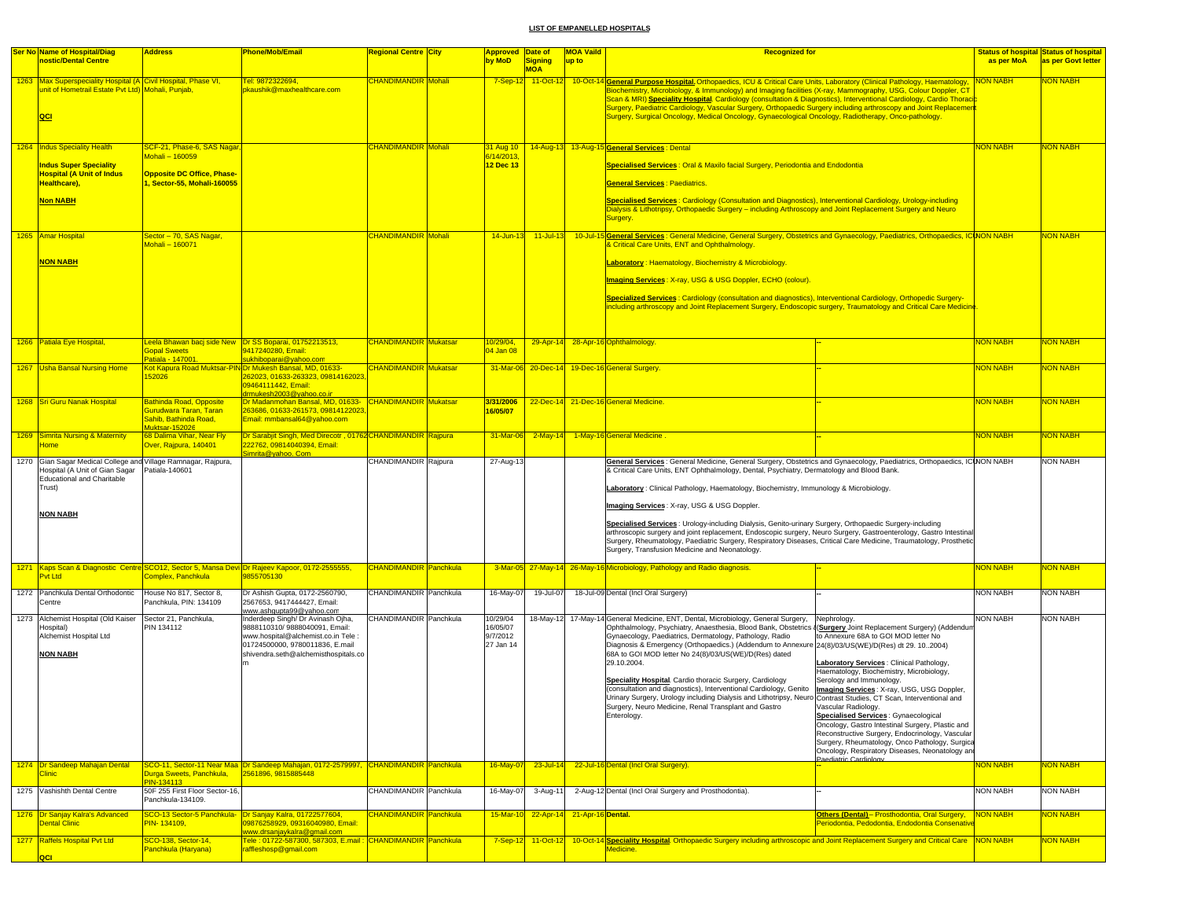# LIST OF EMPANELLED HOSPITALS

| Ser No | Name of Hospital/Diagnostic/Dental Centre | Address | Phone/Mob/Email | Regional Centre | City | Approved by MoD | Date of Signing MOA | MOA Vaild up to | Recognized for | | Status of hospital as per MoA | Status of hospital as per Govt letter |
|---|---|---|---|---|---|---|---|---|---|---|---|---|
| 1263 | Max Superspeciality Hospital (A unit of Hometrail Estate Pvt Ltd) **QCI** | Civil Hospital, Phase VI, Mohali, Punjab, | Tel: 9872322694, pkaushik@maxhealthcare.com | CHANDIMANDIR | Mohali | 7-Sep-12 | 11-Oct-12 | 10-Oct-14 | **General Purpose Hospital.** Orthopaedics, ICU & Critical Care Units, Laboratory (Clinical Pathology, Haematology, Biochemistry, Microbiology, & Immunology) and Imaging facilities (X-ray, Mammography, USG, Colour Doppler, CT Scan & MRI) **Speciality Hospital**. Cardiology (consultation & Diagnostics), Interventional Cardiology, Cardio Thoracic Surgery, Paediatric Cardiology, Vascular Surgery, Orthopaedic Surgery including arthroscopy and Joint Replacement Surgery, Surgical Oncology, Medical Oncology, Gynaecological Oncology, Radiotherapy, Onco-pathology. | | NON NABH | NON NABH |
| 1264 | Indus Speciality Health **Indus Super Speciality Hospital (A Unit of Indus Healthcare),** **Non NABH** | SCF-21, Phase-6, SAS Nagar, Mohali – 160059 **Opposite DC Office, Phase-1, Sector-55, Mohali-160055** | | CHANDIMANDIR | Mohali | 31 Aug 10 6/14/2013, **12 Dec 13** | 14-Aug-13 | 13-Aug-15 | **General Services** : Dental **Specialised Services** : Oral & Maxilo facial Surgery, Periodontia and Endodontia **General Services** : Paediatrics. **Specialised Services** : Cardiology (Consultation and Diagnostics), Interventional Cardiology, Urology-including Dialysis & Lithotripsy, Orthopaedic Surgery – including Arthroscopy and Joint Replacement Surgery and Neuro Surgery. | | NON NABH | NON NABH |
| 1265 | Amar Hospital **NON NABH** | Sector – 70, SAS Nagar, Mohali – 160071 | | CHANDIMANDIR | Mohali | 14-Jun-13 | 11-Jul-13 | 10-Jul-15 | **General Services** : General Medicine, General Surgery, Obstetrics and Gynaecology, Paediatrics, Orthopaedics, ICU & Critical Care Units, ENT and Ophthalmology. **Laboratory** : Haematology, Biochemistry & Microbiology. **Imaging Services** : X-ray, USG & USG Doppler, ECHO (colour). **Specialized Services** : Cardiology (consultation and diagnostics), Interventional Cardiology, Orthopedic Surgery-including arthroscopy and Joint Replacement Surgery, Endoscopic surgery, Traumatology and Critical Care Medicine. | | NON NABH | NON NABH |
| 1266 | Patiala Eye Hospital, | Leela Bhawan bacj side New Gopal Sweets Patiala - 147001. | Dr SS Boparai, 01752213513, 9417240280, Email: sukhiboparai@yahoo.com | CHANDIMANDIR | Mukatsar | 10/29/04, 04 Jan 08 | 29-Apr-14 | 28-Apr-16 | Ophthalmology. | -- | NON NABH | NON NABH |
| 1267 | Usha Bansal Nursing Home | Kot Kapura Road Muktsar-PIN 152026 | Dr Mukesh Bansal, MD, 01633-262023, 01633-263323, 09814162023, 09464111442, Email: drmukesh2003@yahoo.co.in | CHANDIMANDIR | Mukatsar | 31-Mar-06 | 20-Dec-14 | 19-Dec-16 | General Surgery. | -- | NON NABH | NON NABH |
| 1268 | Sri Guru Nanak Hospital | Bathinda Road, Opposite Gurudwara Taran, Taran Sahib, Bathinda Road, Muktsar-152026 | Dr Madanmohan Bansal, MD, 01633-263686, 01633-261573, 09814122023, Email: mmbansal64@yahoo.com | CHANDIMANDIR | Mukatsar | 3/31/2006 16/05/07 | 22-Dec-14 | 21-Dec-16 | General Medicine. | -- | NON NABH | NON NABH |
| 1269 | Simrita Nursing & Maternity Home | 68 Dalima Vihar, Near Fly Over, Rajpura, 140401 | Dr Sarabjit Singh, Med Direcotr , 01762-222762, 09814040394, Email: Simrita@yahoo. Com | CHANDIMANDIR | Rajpura | 31-Mar-06 | 2-May-14 | 1-May-16 | General Medicine . | -- | NON NABH | NON NABH |
| 1270 | Gian Sagar Medical College and Hospital (A Unit of Gian Sagar Educational and Charitable Trust) **NON NABH** | Village Ramnagar, Rajpura, Patiala-140601 | | CHANDIMANDIR | Rajpura | 27-Aug-13 | | | **General Services** : General Medicine, General Surgery, Obstetrics and Gynaecology, Paediatrics, Orthopaedics, ICU & Critical Care Units, ENT Ophthalmology, Dental, Psychiatry, Dermatology and Blood Bank. **Laboratory** : Clinical Pathology, Haematology, Biochemistry, Immunology & Microbiology. **Imaging Services** : X-ray, USG & USG Doppler. **Specialised Services** : Urology-including Dialysis, Genito-urinary Surgery, Orthopaedic Surgery-including arthroscopic surgery and joint replacement, Endoscopic surgery, Neuro Surgery, Gastroenterology, Gastro Intestinal Surgery, Rheumatology, Paediatric Surgery, Respiratory Diseases, Critical Care Medicine, Traumatology, Prosthetic Surgery, Transfusion Medicine and Neonatology. | | NON NABH | NON NABH |
| 1271 | Kaps Scan & Diagnostic Centre Pvt Ltd | SCO12, Sector 5, Mansa Devi Complex, Panchkula | Dr Rajeev Kapoor, 0172-2555555, 9855705130 | CHANDIMANDIR | Panchkula | 3-Mar-05 | 27-May-14 | 26-May-16 | Microbiology, Pathology and Radio diagnosis. | -- | NON NABH | NON NABH |
| 1272 | Panchkula Dental Orthodontic Centre | House No 817, Sector 8, Panchkula, PIN: 134109 | Dr Ashish Gupta, 0172-2560790, 2567653, 9417444427, Email: www.ashgupta99@yahoo.com | CHANDIMANDIR | Panchkula | 16-May-07 | 19-Jul-07 | 18-Jul-09 | Dental (Incl Oral Surgery) | -- | NON NABH | NON NABH |
| 1273 | Alchemist Hospital (Old Kaiser Hospital) Alchemist Hospital Ltd **NON NABH** | Sector 21, Panchkula, PIN 134112 | Inderdeep Singh/ Dr Avinash Ojha, 9888110310/ 9888040091, Email: www.hospital@alchemist.co.in Tele : 01724500000, 9780011836, E.mail shivendra.seth@alchemisthospitals.com | CHANDIMANDIR | Panchkula | 10/29/04 16/05/07 9/7/2012 27 Jan 14 | 18-May-12 | 17-May-14 | General Medicine, ENT, Dental, Microbiology, General Surgery, Ophthalmology, Psychiatry, Anaesthesia, Blood Bank, Obstetrics & Gynaecology, Paediatrics, Dermatology, Pathology, Radio Diagnosis & Emergency (Orthopaedics.) (Addendum to Annexure 68A to GOI MOD letter No 24(8)/03/US(WE)/D(Res) dated 29.10.2004. **Speciality Hospital**. Cardio thoracic Surgery, Cardiology (consultation and diagnostics), Interventional Cardiology, Genito Urinary Surgery, Urology including Dialysis and Lithotripsy, Neuro Surgery, Neuro Medicine, Renal Transplant and Gastro Enterology. | Nephrology. (**Surgery** Joint Replacement Surgery) (Addendum to Annexure 68A to GOI MOD letter No 24(8)/03/US(WE)/D(Res) dt 29. 10..2004) **Laboratory Services** : Clinical Pathology, Haematology, Biochemistry, Microbiology, Serology and Immunology. **Imaging Services** : X-ray, USG, USG Doppler, Contrast Studies, CT Scan, Interventional and Vascular Radiology. **Specialised Services** : Gynaecological Oncology, Gastro Intestinal Surgery, Plastic and Reconstructive Surgery, Endocrinology, Vascular Surgery, Rheumatology, Onco Pathology, Surgical Oncology, Respiratory Diseases, Neonatology and Paediatric Cardiology. | NON NABH | NON NABH |
| 1274 | Dr Sandeep Mahajan Dental Clinic | SCO-11, Sector-11 Near Maa Durga Sweets, Panchkula, PIN-134113 | Dr Sandeep Mahajan, 0172-2579997, 2561896, 9815885448 | CHANDIMANDIR | Panchkula | 16-May-07 | 23-Jul-14 | 22-Jul-16 | Dental (Incl Oral Surgery). | -- | NON NABH | NON NABH |
| 1275 | Vashishth Dental Centre | 50F 255 First Floor Sector-16, Panchkula-134109. | | CHANDIMANDIR | Panchkula | 16-May-07 | 3-Aug-11 | 2-Aug-12 | Dental (Incl Oral Surgery and Prosthodontia). | -- | NON NABH | NON NABH |
| 1276 | Dr Sanjay Kalra's Advanced Dental Clinic | SCO-13 Sector-5 Panchkula-PIN- 134109, | Dr Sanjay Kalra, 01722577604, 09876258929, 09316040980, Email: www.drsanjaykalra@gmail.com | CHANDIMANDIR | Panchkula | 15-Mar-10 | 22-Apr-14 | 21-Apr-16 | **Dental.** | **Others (Dental)** – Prosthodontia, Oral Surgery, Periodontia, Pedodontia, Endodontia Consenative | NON NABH | NON NABH |
| 1277 | Raffels Hospital Pvt Ltd **QCI** | SCO-138, Sector-14, Panchkula (Haryana) | Tele : 01722-587300, 587303, E.mail : raffleshosp@gmail.com | CHANDIMANDIR | Panchkula | 7-Sep-12 | 11-Oct-12 | 10-Oct-14 | **Speciality Hospital**. Orthopaedic Surgery including arthroscopic and Joint Replacement Surgery and Critical Care Medicine. | | NON NABH | NON NABH |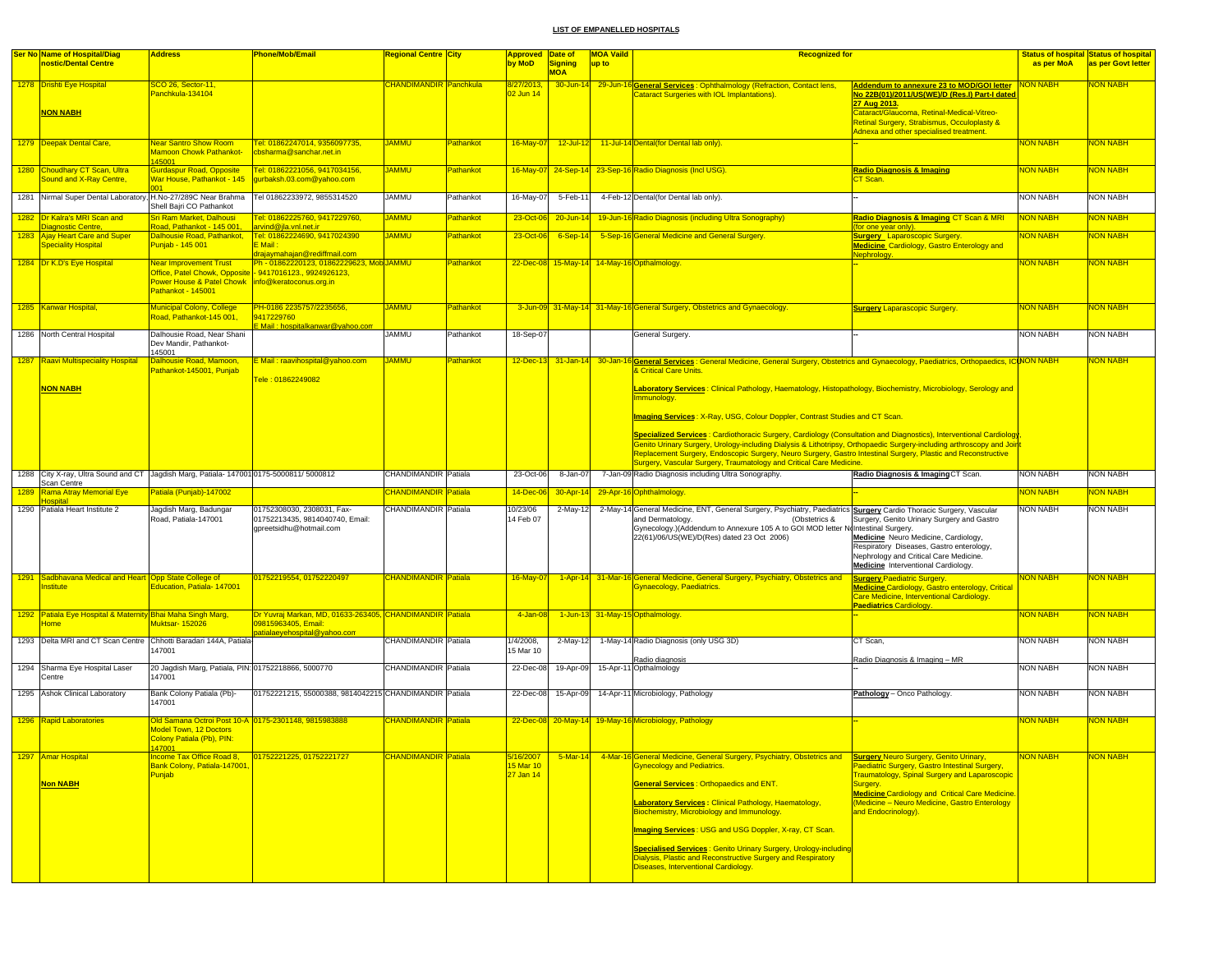**LIST OF EMPANELLED HOSPITALS**

| Ser No | Name of Hospital/Diagnostic/Dental Centre | Address | Phone/Mob/Email | Regional Centre | City | Approved by MoD | Date of Signing MOA | MOA Vaild up to | Recognized for | | Status of hospital as per MoA | Status of hospital as per Govt letter |
|---|---|---|---|---|---|---|---|---|---|---|---|---|
| 1278 | Drishti Eye Hospital<br><br>**NON NABH** | SCO 26, Sector-11, Panchkula-134104 | | CHANDIMANDIR | Panchkula | 8/27/2013, 02 Jun 14 | 30-Jun-14 | 29-Jun-16 | **General Services** : Ophthalmology (Refraction, Contact lens, Cataract Surgeries with IOL Implantations). | **Addendum to annexure 23 to MOD/GOI letter No 22B(01)/2011/US(WE)/D (Res.I) Part-I dated 27 Aug 2013.** Cataract/Glaucoma, Retinal-Medical-Vitreo-Retinal Surgery, Strabismus, Occuloplasty & Adnexa and other specialised treatment. | NON NABH | NON NABH |
| 1279 | Deepak Dental Care, | Near Santro Show Room Mamoon Chowk Pathankot-145001 | Tel: 01862247014, 9356097735, cbsharma@sanchar.net.in | JAMMU | Pathankot | 16-May-07 | 12-Jul-12 | 11-Jul-14 | Dental(for Dental lab only). | -- | NON NABH | NON NABH |
| 1280 | Choudhary CT Scan, Ultra Sound and X-Ray Centre, | Gurdaspur Road, Opposite War House, Pathankot - 145 001 | Tel: 01862221056, 9417034156, gurbaksh.03.com@yahoo.com | JAMMU | Pathankot | 16-May-07 | 24-Sep-14 | 23-Sep-16 | Radio Diagnosis (Incl USG). | **Radio Diagnosis & Imaging** CT Scan. | NON NABH | NON NABH |
| 1281 | Nirmal Super Dental Laboratory, | H.No-27/289C Near Brahma Shell Bajri CO Pathankot | Tel 01862233972, 9855314520 | JAMMU | Pathankot | 16-May-07 | 5-Feb-11 | 4-Feb-12 | Dental(for Dental lab only). | -- | NON NABH | NON NABH |
| 1282 | Dr Kalra's MRI Scan and Diagnostic Centre, | Sri Ram Market, Dalhousi Road, Pathankot - 145 001, | Tel: 01862225760, 9417229760, arvind@jla.vnl.net.ir | JAMMU | Pathankot | 23-Oct-06 | 20-Jun-14 | 19-Jun-16 | Radio Diagnosis (including Ultra Sonography) | **Radio Diagnosis & Imaging** CT Scan & MRI (for one year only). | NON NABH | NON NABH |
| 1283 | Ajay Heart Care and Super Speciality Hospital | Dalhousie Road, Pathankot, Punjab - 145 001 | Tel: 01862224690, 9417024390 E Mail : drajaymahajan@rediffmail.com | JAMMU | Pathankot | 23-Oct-06 | 6-Sep-14 | 5-Sep-16 | General Medicine and General Surgery. | **Surgery** Laparoscopic Surgery. **Medicine** Cardiology, Gastro Enterology and Nephrology. | NON NABH | NON NABH |
| 1284 | Dr K.D's Eye Hospital | Near Improvement Trust Office, Patel Chowk, Opposite Power House & Patel Chowk Pathankot - 145001 | Ph - 01862220123, 01862229623, Mob - 9417016123., 9924926123, info@keratoconus.org.in | JAMMU | Pathankot | 22-Dec-08 | 15-May-14 | 14-May-16 | Opthalmology. | -- | NON NABH | NON NABH |
| 1285 | Kanwar Hospital, | Municipal Colony, College Road, Pathankot-145 001, | PH-0186 2235757/2235656, 9417229760 E Mail : hospitalkanwar@yahoo.com | JAMMU | Pathankot | 3-Jun-09 | 31-May-14 | 31-May-16 | General Surgery, Obstetrics and Gynaecology. | **Surgery** Laparascopic Surgery. | NON NABH | NON NABH |
| 1286 | North Central Hospital | Dalhousie Road, Near Shani Dev Mandir, Pathankot-145001 | | JAMMU | Pathankot | 18-Sep-07 | | | General Surgery. | -- | NON NABH | NON NABH |
| 1287 | Raavi Multispeciality Hospital<br><br>**NON NABH** | Dalhousie Road, Mamoon, Pathankot-145001, Punjab | E Mail : raavihospital@yahoo.com<br><br>Tele : 01862249082 | JAMMU | Pathankot | 12-Dec-13 | 31-Jan-14 | 30-Jan-16 | **General Services** : General Medicine, General Surgery, Obstetrics and Gynaecology, Paediatrics, Orthopaedics, ICU & Critical Care Units.<br><br>**Laboratory Services** : Clinical Pathology, Haematology, Histopathology, Biochemistry, Microbiology, Serology and Immunology.<br><br>**Imaging Services** : X-Ray, USG, Colour Doppler, Contrast Studies and CT Scan.<br><br>**Specialized Services** : Cardiothoracic Surgery, Cardiology (Consultation and Diagnostics), Interventional Cardiology, Genito Urinary Surgery, Urology-including Dialysis & Lithotripsy, Orthopaedic Surgery-including arthroscopy and Joint Replacement Surgery, Endoscopic Surgery, Neuro Surgery, Gastro Intestinal Surgery, Plastic and Reconstructive Surgery, Vascular Surgery, Traumatology and Critical Care Medicine. | | NON NABH | NON NABH |
| 1288 | City X-ray, Ultra Sound and CT Scan Centre | Jagdish Marg, Patiala- 147001 | 0175-5000811/ 5000812 | CHANDIMANDIR | Patiala | 23-Oct-06 | 8-Jan-07 | 7-Jan-09 | Radio Diagnosis including Ultra Sonography. | **Radio Diagnosis & Imaging** CT Scan. | NON NABH | NON NABH |
| 1289 | Rama Atray Memorial Eye Hospital | Patiala (Punjab)-147002 | | CHANDIMANDIR | Patiala | 14-Dec-06 | 30-Apr-14 | 29-Apr-16 | Ophthalmology. | -- | NON NABH | NON NABH |
| 1290 | Patiala Heart Institute 2 | Jagdish Marg, Badungar Road, Patiala-147001 | 01752308030, 2308031, Fax-01752213435, 9814040740, Email: gpreetsidhu@hotmail.com | CHANDIMANDIR | Patiala | 10/23/06 14 Feb 07 | 2-May-12 | 2-May-14 | General Medicine, ENT, General Surgery, Psychiatry, Paediatrics and Dermatology. (Obstetrics & Gynecology.)(Addendum to Annexure 105 A to GOI MOD letter No 22(61)/06/US(WE)/D(Res) dated 23 Oct 2006) | **Surgery** Cardio Thoracic Surgery, Vascular Surgery, Genito Urinary Surgery and Gastro Intestinal Surgery. **Medicine** Neuro Medicine, Cardiology, Respiratory Diseases, Gastro enterology, Nephrology and Critical Care Medicine. **Medicine** Interventional Cardiology. | NON NABH | NON NABH |
| 1291 | Sadbhavana Medical and Heart Institute | Opp State College of Education, Patiala- 147001 | 01752219554, 01752220497 | CHANDIMANDIR | Patiala | 16-May-07 | 1-Apr-14 | 31-Mar-16 | General Medicine, General Surgery, Psychiatry, Obstetrics and Gynaecology, Paediatrics. | **Surgery** Paediatric Surgery. **Medicine** Cardiology, Gastro enterology, Critical Care Medicine, Interventional Cardiology. **Paediatrics** Cardiology. | NON NABH | NON NABH |
| 1292 | Patiala Eye Hospital & Maternity Home | Bhai Maha Singh Marg, Muktsar- 152026 | Dr Yuvraj Markan, MD, 01633-263405, 09815963405, Email: patialaeyehospital@yahoo.com | CHANDIMANDIR | Patiala | 4-Jan-08 | 1-Jun-13 | 31-May-15 | Opthalmology. | -- | NON NABH | NON NABH |
| 1293 | Delta MRI and CT Scan Centre | Chhotti Baradari 144A, Patiala-147001 | | CHANDIMANDIR | Patiala | 1/4/2008, 15 Mar 10 | 2-May-12 | 1-May-14 | Radio Diagnosis (only USG 3D)<br><br>Radio diagnosis | CT Scan,<br><br>Radio Diagnosis & Imaging – MR | NON NABH | NON NABH |
| 1294 | Sharma Eye Hospital Laser Centre | 20 Jagdish Marg, Patiala, PIN: 147001 | 01752218866, 5000770 | CHANDIMANDIR | Patiala | 22-Dec-08 | 19-Apr-09 | 15-Apr-11 | Opthalmology | -- | NON NABH | NON NABH |
| 1295 | Ashok Clinical Laboratory | Bank Colony Patiala (Pb)-147001 | 01752221215, 55000388, 9814042215 | CHANDIMANDIR | Patiala | 22-Dec-08 | 15-Apr-09 | 14-Apr-11 | Microbiology, Pathology | **Pathology** – Onco Pathology. | NON NABH | NON NABH |
| 1296 | Rapid Laboratories | Old Samana Octroi Post 10-A Model Town, 12 Doctors Colony Patiala (Pb), PIN: 147001 | 0175-2301148, 9815983888 | CHANDIMANDIR | Patiala | 22-Dec-08 | 20-May-14 | 19-May-16 | Microbiology, Pathology | -- | NON NABH | NON NABH |
| 1297 | Amar Hospital<br><br>**Non NABH** | Income Tax Office Road 8, Bank Colony, Patiala-147001, Punjab | 01752221225, 01752221727 | CHANDIMANDIR | Patiala | 5/16/2007 15 Mar 10 27 Jan 14 | 5-Mar-14 | 4-Mar-16 | General Medicine, General Surgery, Psychiatry, Obstetrics and Gynecology and Pediatrics.<br><br>**General Services** : Orthopaedics and ENT.<br><br>**Laboratory Services** : Clinical Pathology, Haematology, Biochemistry, Microbiology and Immunology.<br><br>**Imaging Services** : USG and USG Doppler, X-ray, CT Scan.<br><br>**Specialised Services** : Genito Urinary Surgery, Urology-including Dialysis, Plastic and Reconstructive Surgery and Respiratory Diseases, Interventional Cardiology. | **Surgery** Neuro Surgery, Genito Urinary, Paediatric Surgery, Gastro Intestinal Surgery, Traumatology, Spinal Surgery and Laparoscopic Surgery. **Medicine** Cardiology and Critical Care Medicine. (Medicine – Neuro Medicine, Gastro Enterology and Endocrinology). | NON NABH | NON NABH |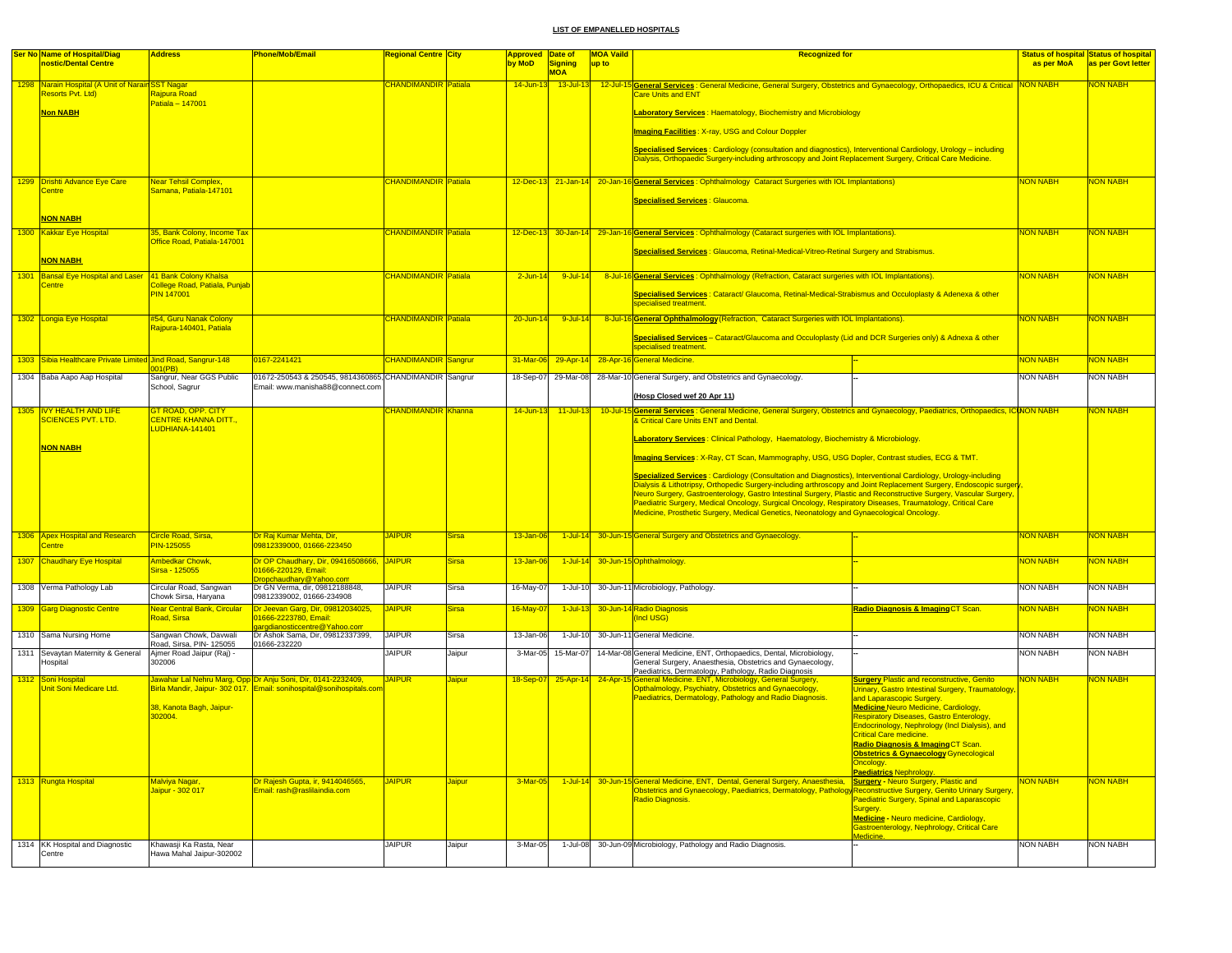## LIST OF EMPANELLED HOSPITALS

| Ser No | Name of Hospital/Diagnostic/Dental Centre | Address | Phone/Mob/Email | Regional Centre | City | Approved by MoD | Date of Signing MOA | MOA Vaild up to | Recognized for | | Status of hospital as per MoA | Status of hospital as per Govt letter |
|---|---|---|---|---|---|---|---|---|---|---|---|---|
| 1298 | Narain Hospital (A Unit of Narain Resorts Pvt. Ltd)<br><br>**Non NABH** | SST Nagar Rajpura Road Patiala – 147001 | | CHANDIMANDIR | Patiala | 14-Jun-13 | 13-Jul-13 | 12-Jul-15 | **General Services** : General Medicine, General Surgery, Obstetrics and Gynaecology, Orthopaedics, ICU & Critical Care Units and ENT<br><br>**Laboratory Services** : Haematology, Biochemistry and Microbiology<br><br>**Imaging Facilities** : X-ray, USG and Colour Doppler<br><br>**Specialised Services** : Cardiology (consultation and diagnostics), Interventional Cardiology, Urology – including Dialysis, Orthopaedic Surgery-including arthroscopy and Joint Replacement Surgery, Critical Care Medicine. | | NON NABH | NON NABH |
| 1299 | Drishti Advance Eye Care Centre<br><br>**NON NABH** | Near Tehsil Complex, Samana, Patiala-147101 | | CHANDIMANDIR | Patiala | 12-Dec-13 | 21-Jan-14 | 20-Jan-16 | **General Services** : Ophthalmology Cataract Surgeries with IOL Implantations)<br><br>**Specialised Services** : Glaucoma. | | NON NABH | NON NABH |
| 1300 | Kakkar Eye Hospital<br><br>**NON NABH** | 35, Bank Colony, Income Tax Office Road, Patiala-147001 | | CHANDIMANDIR | Patiala | 12-Dec-13 | 30-Jan-14 | 29-Jan-16 | **General Services** : Ophthalmology (Cataract surgeries with IOL Implantations).<br><br>**Specialised Services** : Glaucoma, Retinal-Medical-Vitreo-Retinal Surgery and Strabismus. | | NON NABH | NON NABH |
| 1301 | Bansal Eye Hospital and Laser Centre | 41 Bank Colony Khalsa College Road, Patiala, Punjab PIN 147001 | | CHANDIMANDIR | Patiala | 2-Jun-14 | 9-Jul-14 | 8-Jul-16 | **General Services** : Ophthalmology (Refraction, Cataract surgeries with IOL Implantations).<br><br>**Specialised Services** : Cataract/ Glaucoma, Retinal-Medical-Strabismus and Occuloplasty & Adenexa & other specialised treatment. | | NON NABH | NON NABH |
| 1302 | Longia Eye Hospital | #54, Guru Nanak Colony Rajpura-140401, Patiala | | CHANDIMANDIR | Patiala | 20-Jun-14 | 9-Jul-14 | 8-Jul-16 | **General Ophthalmology** (Refraction, Cataract Surgeries with IOL Implantations).<br><br>**Specialised Services** – Cataract/Glaucoma and Occuloplasty (Lid and DCR Surgeries only) & Adnexa & other specialised treatment. | | NON NABH | NON NABH |
| 1303 | Sibia Healthcare Private Limited | Jind Road, Sangrur-148 001(PB) | 0167-2241421 | CHANDIMANDIR | Sangrur | 31-Mar-06 | 29-Apr-14 | 28-Apr-16 | General Medicine. | -- | NON NABH | NON NABH |
| 1304 | Baba Aapo Aap Hospital | Sangrur, Near GGS Public School, Sagrur | 01672-250543 & 250545, 9814360865, Email: www.manisha88@connect.com | CHANDIMANDIR | Sangrur | 18-Sep-07 | 29-Mar-08 | 28-Mar-10 | General Surgery, and Obstetrics and Gynaecology.<br><br>**(Hosp Closed wef 20 Apr 11)** | -- | NON NABH | NON NABH |
| 1305 | IVY HEALTH AND LIFE SCIENCES PVT. LTD.<br><br>**NON NABH** | GT ROAD, OPP. CITY CENTRE KHANNA DITT., LUDHIANA-141401 | | CHANDIMANDIR | Khanna | 14-Jun-13 | 11-Jul-13 | 10-Jul-15 | **General Services** : General Medicine, General Surgery, Obstetrics and Gynaecology, Paediatrics, Orthopaedics, ICU & Critical Care Units ENT and Dental.<br><br>**Laboratory Services** : Clinical Pathology, Haematology, Biochemistry & Microbiology.<br><br>**Imaging Services** : X-Ray, CT Scan, Mammography, USG, USG Dopler, Contrast studies, ECG & TMT.<br><br>**Specialized Services** : Cardiology (Consultation and Diagnostics), Interventional Cardiology, Urology-including Dialysis & Lithotripsy, Orthopedic Surgery-including arthroscopy and Joint Replacement Surgery, Endoscopic surgery, Neuro Surgery, Gastroenterology, Gastro Intestinal Surgery, Plastic and Reconstructive Surgery, Vascular Surgery, Paediatric Surgery, Medical Oncology, Surgical Oncology, Respiratory Diseases, Traumatology, Critical Care Medicine, Prosthetic Surgery, Medical Genetics, Neonatology and Gynaecological Oncology. | | NON NABH | NON NABH |
| 1306 | Apex Hospital and Research Centre | Circle Road, Sirsa, PIN-125055 | Dr Raj Kumar Mehta, Dir, 09812339000, 01666-223450 | JAIPUR | Sirsa | 13-Jan-06 | 1-Jul-14 | 30-Jun-15 | General Surgery and Obstetrics and Gynaecology. | -- | NON NABH | NON NABH |
| 1307 | Chaudhary Eye Hospital | Ambedkar Chowk, Sirsa - 125055 | Dr OP Chaudhary, Dir, 09416508666, 01666-220129, Email: Dropchaudhary@Yahoo.com | JAIPUR | Sirsa | 13-Jan-06 | 1-Jul-14 | 30-Jun-15 | Ophthalmology. | -- | NON NABH | NON NABH |
| 1308 | Verma Pathology Lab | Circular Road, Sangwan Chowk Sirsa, Haryana | Dr GN Verma, dir, 09812188848, 09812339002, 01666-234908 | JAIPUR | Sirsa | 16-May-07 | 1-Jul-10 | 30-Jun-11 | Microbiology, Pathology. | -- | NON NABH | NON NABH |
| 1309 | Garg Diagnostic Centre | Near Central Bank, Circular Road, Sirsa | Dr Jeevan Garg, Dir, 09812034025, 01666-2223780, Email: gargdianosticcentre@Yahoo.com | JAIPUR | Sirsa | 16-May-07 | 1-Jul-13 | 30-Jun-14 | Radio Diagnosis (Incl USG) | **Radio Diagnosis & Imaging** CT Scan. | NON NABH | NON NABH |
| 1310 | Sama Nursing Home | Sangwan Chowk, Davwali Road, Sirsa, PIN- 125055 | Dr Ashok Sama, Dir, 09812337399, 01666-232220 | JAIPUR | Sirsa | 13-Jan-06 | 1-Jul-10 | 30-Jun-11 | General Medicine. | -- | NON NABH | NON NABH |
| 1311 | Sevaytan Maternity & General Hospital | Ajmer Road Jaipur (Raj) - 302006 | | JAIPUR | Jaipur | 3-Mar-05 | 15-Mar-07 | 14-Mar-08 | General Medicine, ENT, Orthopaedics, Dental, Microbiology, General Surgery, Anaesthesia, Obstetrics and Gynaecology, Paediatrics, Dermatology, Pathology, Radio Diagnosis | -- | NON NABH | NON NABH |
| 1312 | Soni Hospital Unit Soni Medicare Ltd. | Jawahar Lal Nehru Marg, Opp Birla Mandir, Jaipur- 302 017.<br><br>38, Kanota Bagh, Jaipur-302004. | Dr Anju Soni, Dir, 0141-2232409, Email: sonihospital@sonihospitals.com | JAIPUR | Jaipur | 18-Sep-07 | 25-Apr-14 | 24-Apr-15 | General Medicine. ENT, Microbiology, General Surgery, Opthalmology, Psychiatry, Obstetrics and Gynaecology, Paediatrics, Dermatology, Pathology and Radio Diagnosis. | **Surgery** Plastic and reconstructive, Genito Urinary, Gastro Intestinal Surgery, Traumatology, and Laparascopic Surgery.<br>**Medicine** Neuro Medicine, Cardiology, Respiratory Diseases, Gastro Enterology, Endocrinology, Nephrology (Incl Dialysis), and Critical Care medicine.<br>**Radio Diagnosis & Imaging** CT Scan.<br>**Obstetrics & Gynaecology** Gynecological Oncology.<br>**Paediatrics** Nephrology. | NON NABH | NON NABH |
| 1313 | Rungta Hospital | Malviya Nagar, Jaipur - 302 017 | Dr Rajesh Gupta, ir, 9414046565, Email: rash@raslilaindia.com | JAIPUR | Jaipur | 3-Mar-05 | 1-Jul-14 | 30-Jun-15 | General Medicine, ENT, Dental, General Surgery, Anaesthesia, Obstetrics and Gynaecology, Paediatrics, Dermatology, Pathology, Radio Diagnosis. | **Surgery** - Neuro Surgery, Plastic and Reconstructive Surgery, Genito Urinary Surgery, Paediatric Surgery, Spinal and Laparascopic Surgery.<br>**Medicine** - Neuro medicine, Cardiology, Gastroenterology, Nephrology, Critical Care Medicine. | NON NABH | NON NABH |
| 1314 | KK Hospital and Diagnostic Centre | Khawasji Ka Rasta, Near Hawa Mahal Jaipur-302002 | | JAIPUR | Jaipur | 3-Mar-05 | 1-Jul-08 | 30-Jun-09 | Microbiology, Pathology and Radio Diagnosis. | -- | NON NABH | NON NABH |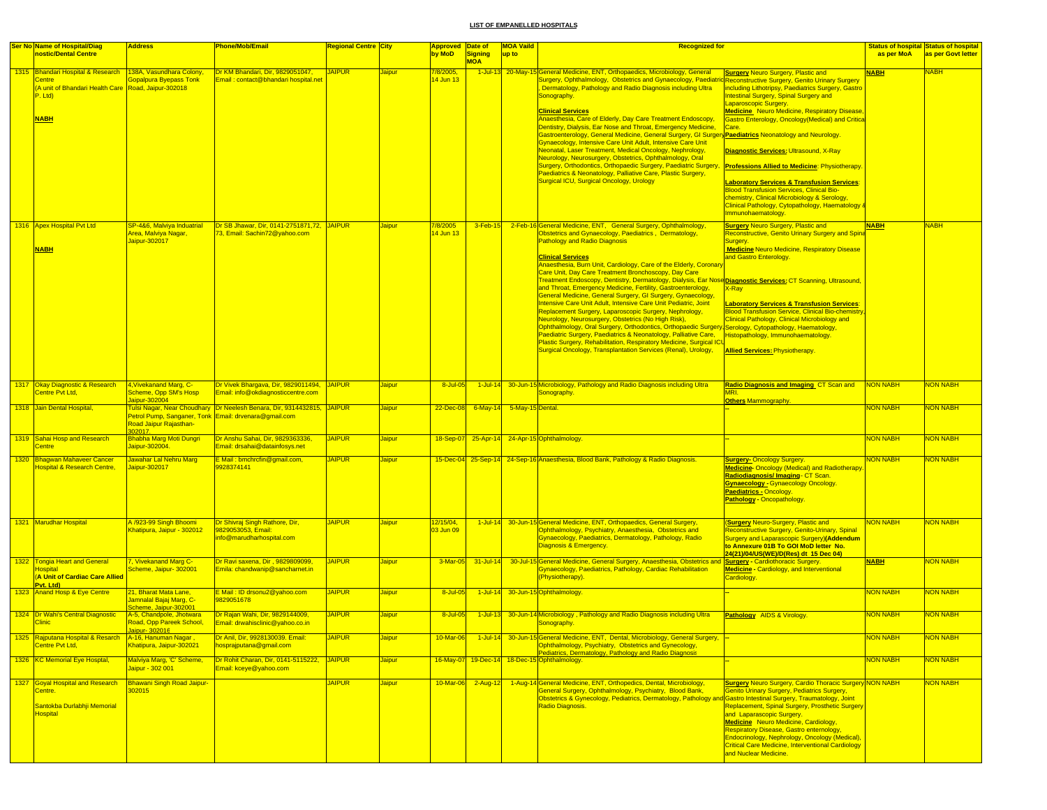**LIST OF EMPANELLED HOSPITALS**

| Ser No | Name of Hospital/Diagnostic/Dental Centre | Address | Phone/Mob/Email | Regional Centre | City | Approved by MoD | Date of Signing MOA | MOA Vaild up to | Recognized for | | Status of hospital as per MoA | Status of hospital as per Govt letter |
|---|---|---|---|---|---|---|---|---|---|---|---|---|
| 1315 | Bhandari Hospital & Research Centre (A unit of Bhandari Health Care P. Ltd) **NABH** | 138A, Vasundhara Colony, Gopalpura Byepass Tonk Road, Jaipur-302018 | Dr KM Bhandari, Dir, 9829051047, Email : contact@bhandari hospital.net | JAIPUR | Jaipur | 7/8/2005, 14 Jun 13 | 1-Jul-13 | 20-May-15 | General Medicine, ENT, Orthopaedics, Microbiology, General Surgery, Ophthalmology, Obstetrics and Gynaecology, Paediatric, Dermatology, Pathology and Radio Diagnosis including Ultra Sonography. **Clinical Services** Anaesthesia, Care of Elderly, Day Care Treatment Endoscopy, Dentistry, Dialysis, Ear Nose and Throat, Emergency Medicine, Gastroenterology, General Medicine, General Surgery, GI Surgery, Gynaecology, Intensive Care Unit Adult, Intensive Care Unit Neonatal, Laser Treatment, Medical Oncology, Nephrology, Neurology, Neurosurgery, Obstetrics, Ophthalmology, Oral Surgery, Orthodontics, Orthopaedic Surgery, Paediatric Surgery, Paediatrics & Neonatology, Palliative Care, Plastic Surgery, Surgical ICU, Surgical Oncology, Urology | **Surgery** Neuro Surgery, Plastic and Reconstructive Surgery, Genito Urinary Surgery including Lithotripsy, Paediatrics Surgery, Gastro Intestinal Surgery, Spinal Surgery and Laparoscopic Surgery. **Medicine** Neuro Medicine, Respiratory Disease, Gastro Enterology, Oncology(Medical) and Critical Care. **Paediatrics** Neonatology and Neurology. **Diagnostic Services:** Ultrasound, X-Ray **Professions Allied to Medicine**: Physiotherapy. **Laboratory Services & Transfusion Services**: Blood Transfusion Services, Clinical Bio-chemistry, Clinical Microbiology & Serology, Clinical Pathology, Cytopathology, Haematology & Immunohaematology. | **NABH** | NABH |
| 1316 | Apex Hospital Pvt Ltd **NABH** | SP-4&6, Malviya Induatrial Area, Malviya Nagar, Jaipur-302017 | Dr SB Jhawar, Dir, 0141-2751871,72, 73, Email: Sachin72@yahoo.com | JAIPUR | Jaipur | 7/8/2005 14 Jun 13 | 3-Feb-15 | 2-Feb-16 | General Medicine, ENT, General Surgery, Ophthalmology, Obstetrics and Gynaecology, Paediatrics , Dermatology, Pathology and Radio Diagnosis **Clinical Services** Anaesthesia, Burn Unit, Cardiology, Care of the Elderly, Coronary Care Unit, Day Care Treatment Bronchoscopy, Day Care Treatment Endoscopy, Dentistry, Dermatology, Dialysis, Ear Nose and Throat, Emergency Medicine, Fertility, Gastroenterology, General Medicine, General Surgery, GI Surgery, Gynaecology, Intensive Care Unit Adult, Intensive Care Unit Pediatric, Joint Replacement Surgery, Laparoscopic Surgery, Nephrology, Neurology, Neurosurgery, Obstetrics (No High Risk), Ophthalmology, Oral Surgery, Orthodontics, Orthopaedic Surgery, Paediatric Surgery, Paediatrics & Neonatology, Palliative Care, Plastic Surgery, Rehabilitation, Respiratory Medicine, Surgical ICU, Surgical Oncology, Transplantation Services (Renal), Urology, | **Surgery** Neuro Surgery, Plastic and Reconstructive, Genito Urinary Surgery and Spinal Surgery. **Medicine** Neuro Medicine, Respiratory Disease and Gastro Enterology. **Diagnostic Services:** CT Scanning, Ultrasound, X-Ray **Laboratory Services & Transfusion Services**: Blood Transfusion Service, Clinical Bio-chemistry, Clinical Pathology, Clinical Microbiology and Serology, Cytopathology, Haematology, Histopathology, Immunohaematology. **Allied Services:** Physiotherapy. | **NABH** | NABH |
| 1317 | Okay Diagnostic & Research Centre Pvt Ltd, | 4,Vivekanand Marg, C-Scheme, Opp SM's Hosp Jaipur-302004 | Dr Vivek Bhargava, Dir, 9829011494, Email: info@okdiagnosticcentre.com | JAIPUR | Jaipur | 8-Jul-05 | 1-Jul-14 | 30-Jun-15 | Microbiology, Pathology and Radio Diagnosis including Ultra Sonography. | **Radio Diagnosis and Imaging** CT Scan and MRI. **Others** Mammography. | NON NABH | NON NABH |
| 1318 | Jain Dental Hospital, | Tulsi Nagar, Near Choudhary Petrol Pump, Sanganer, Tonk Road Jaipur Rajasthan-302017. | Dr Neelesh Benara, Dir, 9314432815, Email: drvenara@gmail.com | JAIPUR | Jaipur | 22-Dec-08 | 6-May-14 | 5-May-15 | Dental. | -- | NON NABH | NON NABH |
| 1319 | Sahai Hosp and Research Centre | Bhabha Marg Moti Dungri Jaipur-302004. | Dr Anshu Sahai, Dir, 9829363336, Email: drsahai@datainfosys.net | JAIPUR | Jaipur | 18-Sep-07 | 25-Apr-14 | 24-Apr-15 | Ophthalmology. | -- | NON NABH | NON NABH |
| 1320 | Bhagwan Mahaveer Cancer Hospital & Research Centre, | Jawahar Lal Nehru Marg Jaipur-302017 | E Mail : bmchrcfin@gmail.com, 9928374141 | JAIPUR | Jaipur | 15-Dec-04 | 25-Sep-14 | 24-Sep-16 | Anaesthesia, Blood Bank, Pathology & Radio Diagnosis. | **Surgery**- Oncology Surgery. **Medicine**- Oncology (Medical) and Radiotherapy. **Radiodiagnosis/ Imaging**- CT Scan. **Gynaecology -** Gynaecology Oncology. **Paediatrics -** Oncology. **Pathology** - Oncopathology. | NON NABH | NON NABH |
| 1321 | Marudhar Hospital | A /923-99 Singh Bhoomi Khatipura, Jaipur - 302012 | Dr Shivraj Singh Rathore, Dir, 9829053053, Email: info@marudharhospital.com | JAIPUR | Jaipur | 12/15/04, 03 Jun 09 | 1-Jul-14 | 30-Jun-15 | General Medicine, ENT, Orthopaedics, General Surgery, Ophthalmology, Psychiatry, Anaesthesia, Obstetrics and Gynaecology, Paediatrics, Dermatology, Pathology, Radio Diagnosis & Emergency. | (**Surgery** Neuro-Surgery, Plastic and Reconstructive Surgery, Genito-Urinary, Spinal Surgery and Laparascopic Surgery)**(Addendum to Annexure 01B To GOI MoD letter No. 24(21)/04/US(WE)/D(Res) dt 15 Dec 04)** | NON NABH | NON NABH |
| 1322 | Tongia Heart and General Hospital (**A Unit of Cardiac Care Allied Pvt. Ltd**) | 7, Vivekanand Marg C-Scheme, Jaipur- 302001 | Dr Ravi saxena, Dir , 9829809099, Emila: chandwanip@sancharnet.in | JAIPUR | Jaipur | 3-Mar-05 | 31-Jul-14 | 30-Jul-15 | General Medicine, General Surgery, Anaesthesia, Obstetrics and Gynaecology, Paediatrics, Pathology, Cardiac Rehabilitation (Physiotherapy). | **Surgery** - Cardiothoracic Surgery. **Medicine** - Cardiology, and Interventional Cardiology. | **NABH** | NON NABH |
| 1323 | Anand Hosp & Eye Centre | 21, Bharat Mata Lane, Jamnalal Bajaj Marg, C-Scheme, Jaipur-302001 | E Mail : ID drsonu2@yahoo.com 9829051678 | JAIPUR | Jaipur | 8-Jul-05 | 1-Jul-14 | 30-Jun-15 | Ophthalmology. | -- | NON NABH | NON NABH |
| 1324 | Dr Wahi's Central Diagnostic Clinic | A-5, Chandpole, Jhotwara Road, Opp Pareek School, Jaipur- 302016 | Dr Rajan Wahi, Dir, 9829144009, Email: drwahisclinic@yahoo.co.in | JAIPUR | Jaipur | 8-Jul-05 | 1-Jul-13 | 30-Jun-14 | Microbiology , Pathology and Radio Diagnosis including Ultra Sonography. | **Pathology** AIDS & Virology. | NON NABH | NON NABH |
| 1325 | Rajputana Hospital & Resarch Centre Pvt Ltd, | A-16, Hanuman Nagar , Khatipura, Jaipur-302021 | Dr Anil, Dir, 9928130039. Email: hosprajputana@gmail.com | JAIPUR | Jaipur | 10-Mar-06 | 1-Jul-14 | 30-Jun-15 | General Medicine, ENT, Dental, Microbiology, General Surgery, Ophthalmology, Psychiatry, Obstetrics and Gynecology, Pediatrics, Dermatology, Pathology and Radio Diagnosis | -- | NON NABH | NON NABH |
| 1326 | KC Memorial Eye Hosptal, | Malviya Marg, 'C' Scheme, Jaipur - 302 001 | Dr Rohit Charan, Dir, 0141-5115222, Email: kceye@yahoo.com | JAIPUR | Jaipur | 16-May-07 | 19-Dec-14 | 18-Dec-15 | Ophthalmology. | -- | NON NABH | NON NABH |
| 1327 | Goyal Hospital and Research Centre. Santokba Durlabhji Memorial Hospital | Bhawani Singh Road Jaipur-302015 | | JAIPUR | Jaipur | 10-Mar-06 | 2-Aug-12 | 1-Aug-14 | General Medicine, ENT, Orthopedics, Dental, Microbiology, General Surgery, Ophthalmology, Psychiatry, Blood Bank, Obstetrics & Gynecology, Pediatrics, Dermatology, Pathology and Radio Diagnosis. | **Surgery** Neuro Surgery, Cardio Thoracic Surgery, Genito Urinary Surgery, Pediatrics Surgery, Gastro Intestinal Surgery, Traumatology, Joint Replacement, Spinal Surgery, Prosthetic Surgery and Laparascopic Surgery. **Medicine** Neuro Medicine, Cardiology, Respiratory Disease, Gastro enternology, Endocrinology, Nephrology, Oncology (Medical), Critical Care Medicine, Interventional Cardiology and Nuclear Medicine. | NON NABH | NON NABH |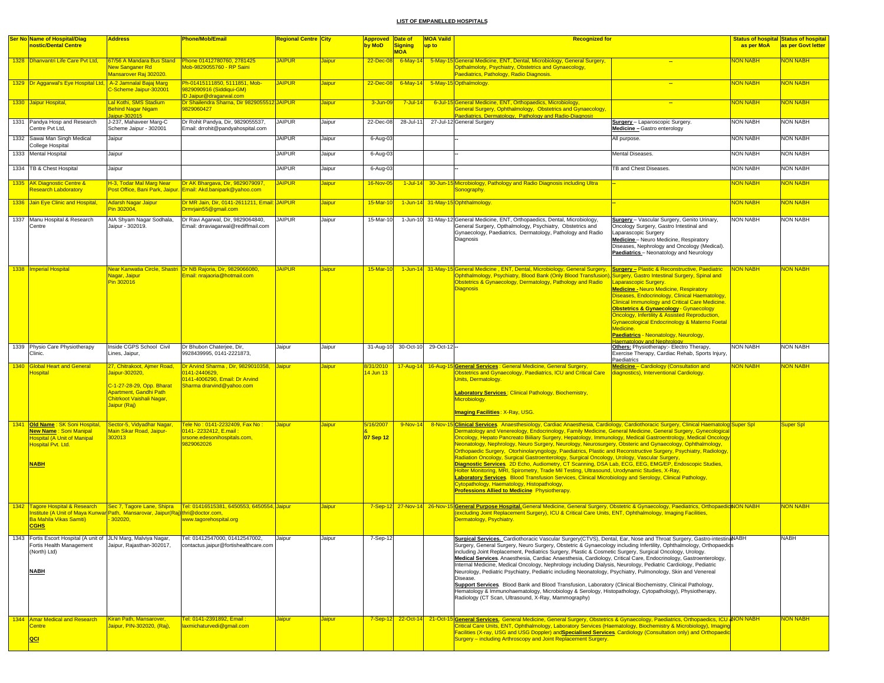**LIST OF EMPANELLED HOSPITALS**

| Ser No | Name of Hospital/Diagnostic/Dental Centre | Address | Phone/Mob/Email | Regional Centre | City | Approved by MoD | Date of Signing MOA | MOA Vaild up to | Recognized for | | Status of hospital as per MoA | Status of hospital as per Govt letter |
|---|---|---|---|---|---|---|---|---|---|---|---|---|
| 1328 | Dhanvantri Life Care Pvt Ltd, | 67/56 A Mandara Bus Stand New Sanganer Rd Mansarover Raj 302020. | Phone 01412780760, 2781425 Mob-9829055760 - RP Saini | JAIPUR | Jaipur | 22-Dec-08 | 6-May-14 | 5-May-15 | General Medicine, ENT, Dental, Microbiology, General Surgery, Opthalmoloty, Psychiatry, Obstetrics and Gynaecology, Paediatrics, Pathology, Radio Diagnosis. | -- | NON NABH | NON NABH |
| 1329 | Dr Aggarwal's Eye Hospital Ltd, | A-2 Jamnalal Bajaj Marg C-Scheme Jaipur-302001 | Ph-01415111850, 5111851, Mob-9829090916 (Siddiqui-GM) ID Jaipur@dragarwal.com | JAIPUR | Jaipur | 22-Dec-08 | 6-May-14 | 5-May-15 | Opthalmology. | -- | NON NABH | NON NABH |
| 1330 | Jaipur Hospital, | Lal Kothi, SMS Stadium Behind Nagar Nigam Jaipur-302015 | Dr Shailendra Sharna, Dir 9829055512 9829060427 | JAIPUR | Jaipur | 3-Jun-09 | 7-Jul-14 | 6-Jul-15 | General Medicine, ENT, Orthopaedics, Microbiology, General Surgery, Ophthalmology, Obstetrics and Gynaecology, Paediatrics, Dermatology, Pathology and Radio-Diagnosis | -- | NON NABH | NON NABH |
| 1331 | Pandya Hosp and Research Centre Pvt Ltd, | J-237, Mahaveer Marg-C Scheme Jaipur - 302001 | Dr Rohit Pandya, Dir, 9829055537, Email: drrohit@pandyahospital.com | JAIPUR | Jaipur | 22-Dec-08 | 28-Jul-11 | 27-Jul-12 | General Surgery | **Surgery** – Laparoscopic Surgery. **Medicine** – Gastro enterology | NON NABH | NON NABH |
| 1332 | Sawai Man Singh Medical College Hospital | Jaipur | | JAIPUR | Jaipur | 6-Aug-03 | | | -- | All purpose. | NON NABH | NON NABH |
| 1333 | Mental Hospital | Jaipur | | JAIPUR | Jaipur | 6-Aug-03 | | | -- | Mental Diseases. | NON NABH | NON NABH |
| 1334 | TB & Chest Hospital | Jaipur | | JAIPUR | Jaipur | 6-Aug-03 | | | -- | TB and Chest Diseases. | NON NABH | NON NABH |
| 1335 | AK Diagnostic Centre & Research Labdoratory | H-3, Todar Mal Marg Near Post Office, Bani Park, Jaipur. | Dr AK Bhargava, Dir, 9829079097, Email: Akd.banipark@yahoo.com | JAIPUR | Jaipur | 16-Nov-05 | 1-Jul-14 | 30-Jun-15 | Microbiology, Pathology and Radio Diagnosis including Ultra Sonography. | -- | NON NABH | NON NABH |
| 1336 | Jain Eye Clinic and Hospital, | Adarsh Nagar Jaipur Pin 302004, | Dr MR Jain, Dir, 0141-2611211, Email: Drmrjain55@gmail.com | JAIPUR | Jaipur | 15-Mar-10 | 1-Jun-14 | 31-May-15 | Ophthalmology. | -- | NON NABH | NON NABH |
| 1337 | Manu Hospital & Research Centre | AIA Shyam Nagar Sodhala, Jaipur - 302019. | Dr Ravi Agarwal, Dir, 9829064840, Email: drraviagarwal@rediffmail.com | JAIPUR | Jaipur | 15-Mar-10 | 1-Jun-10 | 31-May-12 | General Medicine, ENT, Orthopaedics, Dental, Microbiology, General Surgery, Opthalmology, Psychiatry, Obstetrics and Gynaecology, Paediatrics, Dermatology, Pathology and Radio Diagnosis | **Surgery** – Vascular Surgery, Genito Urinary, Oncology Surgery, Gastro Intestinal and Laparascopic Surgery **Medicine** – Neuro Medicine, Respiratory Diseases, Nephrology and Oncology (Medical). **Paediatrics** – Neonatology and Neurology | NON NABH | NON NABH |
| 1338 | Imperial Hospital | Near Kanwatia Circle, Shastri Nagar, Jaipur Pin 302016 | Dr NB Rajoria, Dir, 9829066080, Email: nrajaoria@hotmail.com | JAIPUR | Jaipur | 15-Mar-10 | 1-Jun-14 | 31-May-15 | General Medicine , ENT, Dental, Microbiology, General Surgery, Ophthalmology, Psychiatry, Blood Bank (Only Blood Transfusion), Obstetrics & Gynaecology, Dermatology, Pathology and Radio Diagnosis | **Surgery** – Plastic & Reconstructive, Paediatric Surgery, Gastro Intestinal Surgery, Spinal and Laparascopic Surgery. **Medicine** - Neuro Medicine, Respiratory Diseases, Endocrinology, Clinical Haematology, Clinical Immunology and Critical Care Medicine. **Obstetrics & Gynaecology** - Gynaecology Oncology, Infertility & Assisted Reproduction, Gynaecological Endocrinology & Materno Foetal Medicine. **Paediatrics** - Neonatology, Neurology, Haematology and Nephrology | NON NABH | NON NABH |
| 1339 | Physio Care Physiotherapy Clinic. | Inside CGPS School Civil Lines, Jaipur, | Dr Bhubon Chaterjee, Dir, 9928439995, 0141-2221873, | Jaipur | Jaipur | 31-Aug-10 | 30-Oct-10 | 29-Oct-12 | -- | **Others:** Physiotherapy:- Electro Therapy, Exercise Therapy, Cardiac Rehab, Sports Injury, Paediatrics | NON NABH | NON NABH |
| 1340 | Global Heart and General Hospital | 27, Chitrakoot, Ajmer Road, Jaipur-302020, C-1-27-28-29, Opp. Bharat Apartment, Gandhi Path Chitrkoot Vaishali Nagar, Jaipur (Raj) | Dr Arvind Sharma , Dir, 9829010358, 0141-2440629, 0141-4006290, Email: Dr Arvind Sharma drarvind@yahoo.com | Jaipur | Jaipur | 8/31/2010 14 Jun 13 | 17-Aug-14 | 16-Aug-15 | **General Services** : General Medicine, General Surgery, Obstetrics and Gynaecology, Paediatrics, ICU and Critical Care Units, Dermatology. **Laboratory Services** : Clinical Pathology, Biochemistry, Microbiology. **Imaging Facilities** : X-Ray, USG. | **Medicine** – Cardiology (Consultation and diagnostics), Interventional Cardiology. | NON NABH | NON NABH |
| 1341 | **Old Name** : SK Soni Hospital, **New Name** : Soni Manipal Hospital (A Unit of Manipal Hospital Pvt. Ltd. **NABH** | Sector-5, Vidyadhar Nagar, Main Sikar Road, Jaipur-302013 | Tele No : 0141-2232409, Fax No : 0141- 2232412, E.mail : srsone.edesonihospitals.com, 9829062026 | Jaipur | Jaipur | 5/16/2007 & **07 Sep 12** | 9-Nov-14 | 8-Nov-15 | **Clinical Services** Anaesthesiology, Cardiac Anaesthesia, Cardiology, Cardiothoracic Surgery, Clinical Haematology, Dermatology and Venereology, Endocrinology, Family Medicine, General Medicine, General Surgery, Gynecological Oncology, Hepato Pancreato Biliary Surgery, Hepatology, Immunology, Medical Gastroentrology, Medical Oncology, Neonatology, Nephrology, Neuro Surgery, Neurology, Neurosurgery, Obsteric and Gynaecology, Ophthalmology, Orthopaedic Surgery, Otorhinolaryngology, Paediatrics, Plastic and Reconstructive Surgery, Psychiatry, Radiology, Radiation Oncology, Surgical Gastroenterology, Surgical Oncology, Urology, Vascular Surgery, **Diagnostic Services** 2D Echo, Audiometry, CT Scanning, DSA Lab, ECG, EEG, EMG/EP, Endoscopic Studies, Holter Monitoring, MRI, Spirometry, Trade Mil Testing, Ultrasound, Urodynamic Studies, X-Ray, **Laboratory Services** Blood Transfusion Services, Clinical Microbiology and Serology, Clinical Pathology, Cytopathology, Haematology, Histopathology, **Professions Allied to Medicine** Physiotherapy. | | Super Spl | Super Spl |
| 1342 | Tagore Hospital & Research Institute (A Unit of Maya Kunwar Ba Mahila Vikas Samiti) **CGHS** | Sec 7, Tagore Lane, Shipra Path, Mansarovar, Jaipur(Raj) - 302020, | Tel: 01416515381, 6450553, 6450554, thri@doctor.com, www.tagorehospital.org | Jaipur | Jaipur | 7-Sep-12 | 27-Nov-14 | 26-Nov-15 | **General Purpose Hospital.** General Medicine, General Surgery, Obstetric & Gynaecology, Paediatrics, Orthopaedics (excluding Joint Replacement Surgery), ICU & Critical Care Units, ENT, Ophthalmology, Imaging Facilities, Dermatology, Psychiatry. | | NON NABH | NON NABH |
| 1343 | Fortis Escort Hospital (A unit of Fortis Health Management (North) Ltd) **NABH** | JLN Marg, Malviya Nagar, Jaipur, Rajasthan-302017, | Tel: 01412547000, 01412547002, contactus.jaipur@fortishealthcare.com | Jaipur | Jaipur | 7-Sep-12 | | | **Surgical Services.** Cardiothoracic Vascular Surgery(CTVS), Dental, Ear, Nose and Throat Surgery, Gastro-intestinal Surgery, General Surgery, Neuro Surgery, Obstetric & Gynaecology including Infertility, Ophthalmology, Orthopaedics including Joint Replacement, Pediatrics Surgery, Plastic & Cosmetic Surgery, Surgical Oncology, Urology. **Medical Services**. Anaesthesia, Cardiac Anaesthesia, Cardiology, Critical Care, Endocrinology, Gastroenterology, Internal Medicine, Medical Oncology, Nephrology including Dialysis, Neurology, Pediatric Cardiology, Pediatric Neurology, Pediatric Psychiatry, Pediatric including Neonatology, Psychiatry, Pulmonology, Skin and Venereal Disease. **Support Services**. Blood Bank and Blood Transfusion, Laboratory (Clinical Biochemistry, Clinical Pathology, Hematology & Immunohaematology, Microbiology & Serology, Histopathology, Cytopathology), Physiotherapy, Radiology (CT Scan, Ultrasound, X-Ray, Mammography) | | NABH | NABH |
| 1344 | Amar Medical and Research Centre **QCI** | Kiran Path, Mansarover, Jaipur, PIN-302020, (Raj), | Tel: 0141-2391892, Email : laxmichaturvedi@gmail.com | Jaipur | Jaipur | 7-Sep-12 | 22-Oct-14 | 21-Oct-15 | **General Services.** General Medicine, General Surgery, Obstetrics & Gynaecology, Paediatrics, Orthopaedics, ICU & Critical Care Units, ENT, Ophthalmology, Laboratory Services (Haematology, Biochemistry & Microbiology), Imaging Facilities (X-ray, USG and USG Doppler) and **Specialised Services**. Cardiology (Consultation only) and Orthopaedic Surgery – including Arthroscopy and Joint Replacement Surgery. | | NON NABH | NON NABH |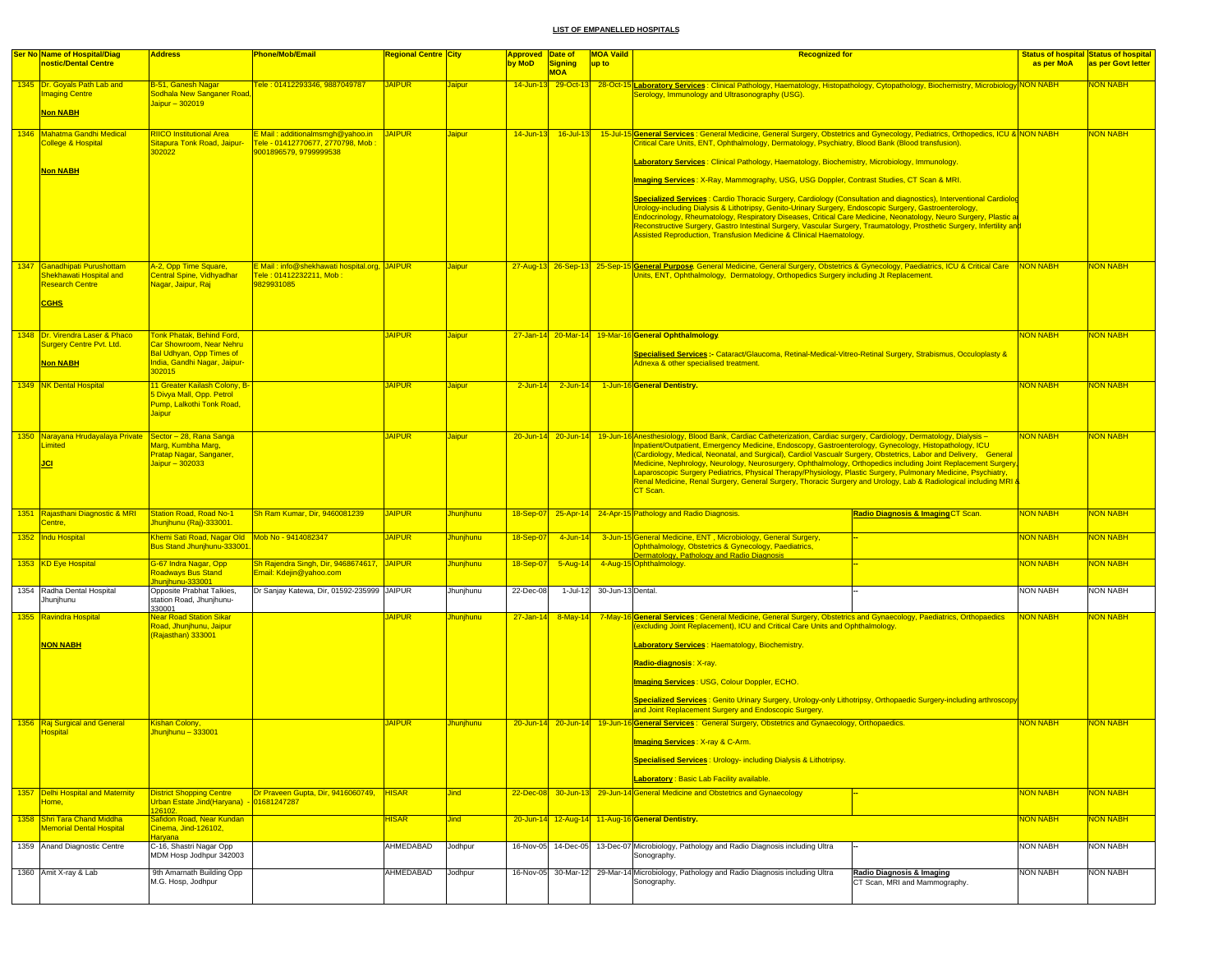## LIST OF EMPANELLED HOSPITALS

| Ser No | Name of Hospital/Diagnostic/Dental Centre | Address | Phone/Mob/Email | Regional Centre | City | Approved by MoD | Date of Signing MOA | MOA Vaild up to | Recognized for | | Status of hospital as per MoA | Status of hospital as per Govt letter |
|---|---|---|---|---|---|---|---|---|---|---|---|---|
| 1345 | Dr. Goyals Path Lab and Imaging Centre<br><br>**Non NABH** | B-51, Ganesh Nagar Sodhala New Sanganer Road, Jaipur – 302019 | Tele : 01412293346, 9887049787 | JAIPUR | Jaipur | 14-Jun-13 | 29-Oct-13 | 28-Oct-15 | **Laboratory Services** : Clinical Pathology, Haematology, Histopathology, Cytopathology, Biochemistry, Microbiology Serology, Immunology and Ultrasonography (USG). | | NON NABH | NON NABH |
| 1346 | Mahatma Gandhi Medical College & Hospital<br><br>**Non NABH** | RIICO Institutional Area Sitapura Tonk Road, Jaipur-302022 | E Mail : additionalmsmgh@yahoo.in Tele - 01412770677, 2770798, Mob : 9001896579, 9799999538 | JAIPUR | Jaipur | 14-Jun-13 | 16-Jul-13 | 15-Jul-15 | **General Services** : General Medicine, General Surgery, Obstetrics and Gynecology, Pediatrics, Orthopedics, ICU & Critical Care Units, ENT, Ophthalmology, Dermatology, Psychiatry, Blood Bank (Blood transfusion).<br><br>**Laboratory Services** : Clinical Pathology, Haematology, Biochemistry, Microbiology, Immunology.<br><br>**Imaging Services** : X-Ray, Mammography, USG, USG Doppler, Contrast Studies, CT Scan & MRI.<br><br>**Specialized Services** : Cardio Thoracic Surgery, Cardiology (Consultation and diagnostics), Interventional Cardiolog Urology-including Dialysis & Lithotripsy, Genito-Urinary Surgery, Endoscopic Surgery, Gastroenterology, Endocrinology, Rheumatology, Respiratory Diseases, Critical Care Medicine, Neonatology, Neuro Surgery, Plastic a Reconstructive Surgery, Gastro Intestinal Surgery, Vascular Surgery, Traumatology, Prosthetic Surgery, Infertility and Assisted Reproduction, Transfusion Medicine & Clinical Haematology. | | NON NABH | NON NABH |
| 1347 | Ganadhipati Purushottam Shekhawati Hospital and Research Centre<br><br>**CGHS** | A-2, Opp Time Square, Central Spine, Vidhyadhar Nagar, Jaipur, Raj | E Mail : info@shekhawati hospital.org, Tele : 01412232211, Mob : 9829931085 | JAIPUR | Jaipur | 27-Aug-13 | 26-Sep-13 | 25-Sep-15 | **General Purpose**: General Medicine, General Surgery, Obstetrics & Gynecology, Paediatrics, ICU & Critical Care Units, ENT, Ophthalmology, Dermatology, Orthopedics Surgery including Jt Replacement. | | NON NABH | NON NABH |
| 1348 | Dr. Virendra Laser & Phaco Surgery Centre Pvt. Ltd.<br><br>**Non NABH** | Tonk Phatak, Behind Ford, Car Showroom, Near Nehru Bal Udhyan, Opp Times of India, Gandhi Nagar, Jaipur-302015 | | JAIPUR | Jaipur | 27-Jan-14 | 20-Mar-14 | 19-Mar-16 | **General Ophthalmology**<br><br>**Specialised Services :-** Cataract/Glaucoma, Retinal-Medical-Vitreo-Retinal Surgery, Strabismus, Occuloplasty & Adnexa & other specialised treatment. | | NON NABH | NON NABH |
| 1349 | NK Dental Hospital | 11 Greater Kailash Colony, B-5 Divya Mall, Opp. Petrol Pump, Lalkothi Tonk Road, Jaipur | | JAIPUR | Jaipur | 2-Jun-14 | 2-Jun-14 | 1-Jun-16 | **General Dentistry.** | | NON NABH | NON NABH |
| 1350 | Narayana Hrudayalaya Private Limited<br><br>**JCI** | Sector – 28, Rana Sanga Marg, Kumbha Marg, Pratap Nagar, Sanganer, Jaipur – 302033 | | JAIPUR | Jaipur | 20-Jun-14 | 20-Jun-14 | 19-Jun-16 | Anesthesiology, Blood Bank, Cardiac Catheterization, Cardiac surgery, Cardiology, Dermatology, Dialysis – Inpatient/Outpatient, Emergency Medicine, Endoscopy, Gastroenterology, Gynecology, Histopathology, ICU (Cardiology, Medical, Neonatal, and Surgical), Cardiol Vascualr Surgery, Obstetrics, Labor and Delivery, General Medicine, Nephrology, Neurology, Neurosurgery, Ophthalmology, Orthopedics including Joint Replacement Surgery, Laparoscopic Surgery Pediatrics, Physical Therapy/Physiology, Plastic Surgery, Pulmonary Medicine, Psychiatry, Renal Medicine, Renal Surgery, General Surgery, Thoracic Surgery and Urology, Lab & Radiological including MRI & CT Scan. | | NON NABH | NON NABH |
| 1351 | Rajasthani Diagnostic & MRI Centre, | Station Road, Road No-1 Jhunjhunu (Raj)-333001. | Sh Ram Kumar, Dir, 9460081239 | JAIPUR | Jhunjhunu | 18-Sep-07 | 25-Apr-14 | 24-Apr-15 | Pathology and Radio Diagnosis. | **Radio Diagnosis & Imaging** CT Scan. | NON NABH | NON NABH |
| 1352 | Indu Hospital | Khemi Sati Road, Nagar Old Bus Stand Jhunjhunu-333001. | Mob No - 9414082347 | JAIPUR | Jhunjhunu | 18-Sep-07 | 4-Jun-14 | 3-Jun-15 | General Medicine, ENT , Microbiology, General Surgery, Ophthalmology, Obstetrics & Gynecology, Paediatrics, Dermatology, Pathology and Radio Diagnosis | -- | NON NABH | NON NABH |
| 1353 | KD Eye Hospital | G-67 Indra Nagar, Opp Roadways Bus Stand Jhunjhunu-333001 | Sh Rajendra Singh, Dir, 9468674617, Email: Kdejin@yahoo.com | JAIPUR | Jhunjhunu | 18-Sep-07 | 5-Aug-14 | 4-Aug-15 | Ophthalmology. | -- | NON NABH | NON NABH |
| 1354 | Radha Dental Hospital Jhunjhunu | Opposite Prabhat Talkies, station Road, Jhunjhunu-330001 | Dr Sanjay Katewa, Dir, 01592-235999 | JAIPUR | Jhunjhunu | 22-Dec-08 | 1-Jul-12 | 30-Jun-13 | Dental. | -- | NON NABH | NON NABH |
| 1355 | Ravindra Hospital<br><br>**NON NABH** | Near Road Station Sikar Road, Jhunjhunu, Jaipur (Rajasthan) 333001 | | JAIPUR | Jhunjhunu | 27-Jan-14 | 8-May-14 | 7-May-16 | **General Services** : General Medicine, General Surgery, Obstetrics and Gynaecology, Paediatrics, Orthopaedics (excluding Joint Replacement), ICU and Critical Care Units and Ophthalmology.<br><br>**Laboratory Services** : Haematology, Biochemistry.<br><br>**Radio-diagnosis** : X-ray.<br><br>**Imaging Services** : USG, Colour Doppler, ECHO.<br><br>**Specialized Services** : Genito Urinary Surgery, Urology-only Lithotripsy, Orthopaedic Surgery-including arthroscopy and Joint Replacement Surgery and Endoscopic Surgery. | | NON NABH | NON NABH |
| 1356 | Raj Surgical and General Hospital | Kishan Colony, Jhunjhunu – 333001 | | JAIPUR | Jhunjhunu | 20-Jun-14 | 20-Jun-14 | 19-Jun-16 | **General Services** : General Surgery, Obstetrics and Gynaecology, Orthopaedics.<br><br>**Imaging Services** : X-ray & C-Arm.<br><br>**Specialised Services** : Urology- including Dialysis & Lithotripsy.<br><br>**Laboratory** : Basic Lab Facility available. | | NON NABH | NON NABH |
| 1357 | Delhi Hospital and Maternity Home, | District Shopping Centre Urban Estate Jind(Haryana) - 126102. | Dr Praveen Gupta, Dir, 9416060749, 01681247287 | HISAR | Jind | 22-Dec-08 | 30-Jun-13 | 29-Jun-14 | General Medicine and Obstetrics and Gynaecology | -- | NON NABH | NON NABH |
| 1358 | Shri Tara Chand Middha Memorial Dental Hospital | Safidon Road, Near Kundan Cinema, Jind-126102, Haryana | | HISAR | Jind | 20-Jun-14 | 12-Aug-14 | 11-Aug-16 | **General Dentistry.** | | NON NABH | NON NABH |
| 1359 | Anand Diagnostic Centre | C-16, Shastri Nagar Opp MDM Hosp Jodhpur 342003 | | AHMEDABAD | Jodhpur | 16-Nov-05 | 14-Dec-05 | 13-Dec-07 | Microbiology, Pathology and Radio Diagnosis including Ultra Sonography. | -- | NON NABH | NON NABH |
| 1360 | Amit X-ray & Lab | 9th Amarnath Building Opp M.G. Hosp, Jodhpur | | AHMEDABAD | Jodhpur | 16-Nov-05 | 30-Mar-12 | 29-Mar-14 | Microbiology, Pathology and Radio Diagnosis including Ultra Sonography. | **Radio Diagnosis & Imaging** CT Scan, MRI and Mammography. | NON NABH | NON NABH |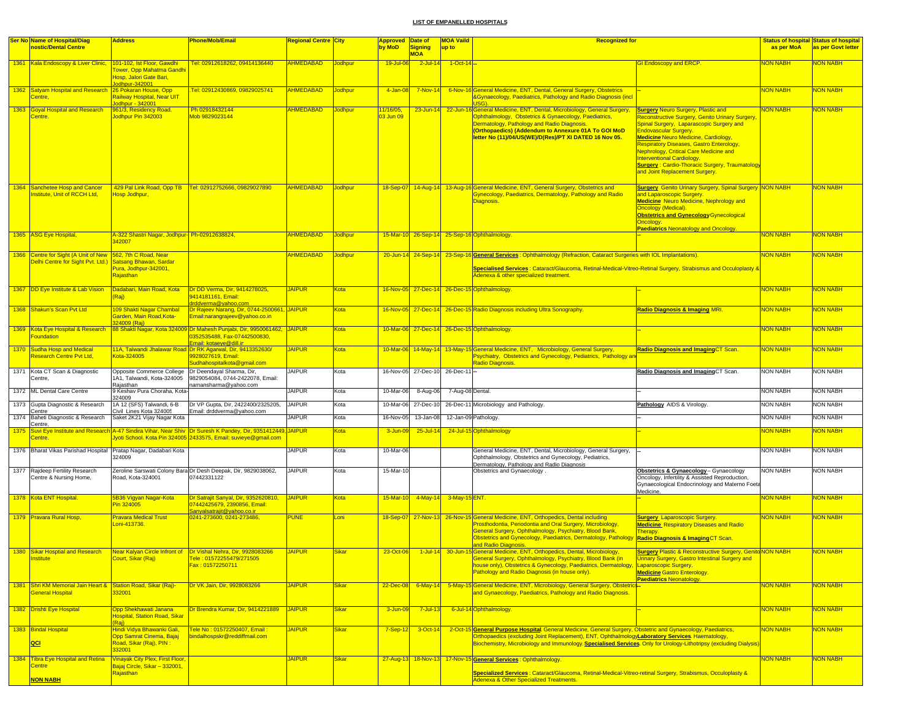**LIST OF EMPANELLED HOSPITALS**

| Ser No | Name of Hospital/Diagnostic/Dental Centre | Address | Phone/Mob/Email | Regional Centre | City | Approved by MoD | Date of Signing MOA | MOA Vaild up to | Recognized for | | Status of hospital as per MoA | Status of hospital as per Govt letter |
|---|---|---|---|---|---|---|---|---|---|---|---|---|
| 1361 | Kala Endoscopy & Liver Clinic, | 101-102, Ist Floor, Gawdhi Tower, Opp Mahatma Gandhi Hosp, Jalori Gate Bari, Jodhpur-342001 | Tel: 02912618262, 09414136440 | AHMEDABAD | Jodhpur | 19-Jul-06 | 2-Jul-14 | 1-Oct-14 | -- | GI Endoscopy and ERCP. | NON NABH | NON NABH |
| 1362 | Satyam Hospital and Research Centre, | 26 Pokaran House, Opp Railway Hospital, Near UIT Jodhpur - 342001 | .Tel: 02912430869, 09829025741 | AHMEDABAD | Jodhpur | 4-Jan-08 | 7-Nov-14 | 6-Nov-16 | General Medicine, ENT, Dental, General Surgery, Obstetrics &Gynaecology, Paediatrics, Pathology and Radio Diagnosis (incl USG). | -- | NON NABH | NON NABH |
| 1363 | Goyal Hospital and Research Centre. | 961/3, Residency Road. Jodhpur Pin 342003 | Ph 02918432144 Mob 9829023144 | AHMEDABAD | Jodhpur | 11/16/05, 03 Jun 09 | 23-Jun-14 | 22-Jun-16 | General Medicine, ENT, Dental, Microbiology, General Surgery, Ophthalmology, Obstetrics & Gynaecology, Paediatrics, Dermatology, Pathology and Radio Diagnosis. (Orthopaedics) (Addendum to Annexure 01A To GOI MoD letter No (11)/04/US(WE)/D(Res)/PT XI DATED 16 Nov 05. | **Surgery** Neuro Surgery, Plastic and Reconstructive Surgery, Genito Urinary Surgery, Spinal Surgery, Laparascopic Surgery and Endovascular Surgery. **Medicine** Neuro Medicine, Cardiology, Respiratory Diseases, Gastro Enterology, Nephrology, Critical Care Medicine and Interventional Cardiology. **Surgery** : Cardio-Thoracic Surgery, Traumatology and Joint Replacement Surgery. | NON NABH | NON NABH |
| 1364 | Sanchetee Hosp and Cancer Institute, Unit of RCCH Ltd, | 429 Pal Link Road, Opp TB Hosp Jodhpur, | Tel: 02912752666, 09829027890 | AHMEDABAD | Jodhpur | 18-Sep-07 | 14-Aug-14 | 13-Aug-16 | General Medicine, ENT, General Surgery, Obstetrics and Gynecology, Paediatrics, Dermatology, Pathology and Radio Diagnosis. | **Surgery** Genito Urinary Surgery, Spinal Surgery and Laparoscopic Surgery. **Medicine** Neuro Medicine, Nephrology and Oncology (Medical). **Obstetrics and Gynecology** Gynecological Oncology. **Paediatrics** Neonatology and Oncology. | NON NABH | NON NABH |
| 1365 | ASG Eye Hospital, | A-322 Shastri Nagar, Jodhpur-342007 | Ph-02912638824, | AHMEDABAD | Jodhpur | 15-Mar-10 | 26-Sep-14 | 25-Sep-16 | Ophthalmology. | -- | NON NABH | NON NABH |
| 1366 | Centre for Sight (A Unit of New Delhi Centre for Sight Pvt. Ltd.) | 562, 7th C Road, Near Satsang Bhawan, Sardar Pura, Jodhpur-342001, Rajasthan | | AHMEDABAD | Jodhpur | 20-Jun-14 | 24-Sep-14 | 23-Sep-16 | **General Services** : Ophthalmology (Refraction, Cataract Surgeries with IOL Implantations). **Specialised Services** : Cataract/Glaucoma, Retinal-Medical-Vitreo-Retinal Surgery, Strabismus and Occuloplasty & Adenexa & other specialized treatment. | | NON NABH | NON NABH |
| 1367 | DD Eye Institute & Lab Vision | Dadabari, Main Road, Kota (Raj) | Dr DD Verma, Dir, 9414278025, 9414181161, Email: drddverma@yahoo.com | JAIPUR | Kota | 16-Nov-05 | 27-Dec-14 | 26-Dec-15 | Ophthalmology. | -- | NON NABH | NON NABH |
| 1368 | Shakun's Scan Pvt Ltd | 109 Shakti Nagar Chambal Garden, Main Road,Kota-324009 (Raj) | Dr Rajeev Narang, Dir, 0744-2500661, Email:narangrajeev@yahoo.co.in | JAIPUR | Kota | 16-Nov-05 | 27-Dec-14 | 26-Dec-15 | Radio Diagnosis including Ultra Sonography. | **Radio Diagnosis & Imaging** MRI. | NON NABH | NON NABH |
| 1369 | Kota Eye Hospital & Research Foundation | 88 Shakti Nagar, Kota 324009 | Dr Mahesh Punjabi, Dir, 9950061462, 0352535488, Fax-07442500830, Email: kotaeye@dill.ir | JAIPUR | Kota | 10-Mar-06 | 27-Dec-14 | 26-Dec-15 | Ophthalmology. | -- | NON NABH | NON NABH |
| 1370 | Sudha Hosp and Medical Research Centre Pvt Ltd, | 11A, Talwandi Jhalawar Road Kota-324005 | Dr RK Agarwal, Dir, 9413352630/ 9928027619, Email: Sudhahospitalkota@gmail.com | JAIPUR | Kota | 10-Mar-06 | 14-May-14 | 13-May-15 | General Medicine, ENT, Microbiology, General Surgery, Psychiatry, Obstetrics and Gynecology, Pediatrics, Pathology and Radio Diagnosis. | **Radio Diagnosis and Imaging**CT Scan. | NON NABH | NON NABH |
| 1371 | Kota CT Scan & Diagnostic Centre, | Opposite Commerce College 1A1, Talwandi, Kota-324005 Rajasthan | Dr Deendayal Sharma, Dir, 9829054084, 0744-2422078, Email: namansharma@yahoo.com | JAIPUR | Kota | 16-Nov-05 | 27-Dec-10 | 26-Dec-11 | -- | **Radio Diagnosis and Imaging**CT Scan. | NON NABH | NON NABH |
| 1372 | ML Dental Care Centre | 9 Keshav Pura Choraha, Kota-324009 | | JAIPUR | Kota | 10-Mar-06 | 8-Aug-06 | 7-Aug-08 | Dental. | -- | NON NABH | NON NABH |
| 1373 | Gupta Diagnostic & Research Centre | 1A 12 (SFS) Talwandi, 6-B Civil Lines Kota 324005 | Dr VP Gupta, Dir, 2422400/2325205, Email: drddverma@yahoo.com | JAIPUR | Kota | 10-Mar-06 | 27-Dec-10 | 26-Dec-11 | Microbiology and Pathology. | **Pathology** AIDS & Virology. | NON NABH | NON NABH |
| 1374 | Baheti Diagnostic & Research Centre, | Saket 2K21 Vijay Nagar Kota | | JAIPUR | Kota | 16-Nov-05 | 13-Jan-08 | 12-Jan-09 | Pathology. | -- | NON NABH | NON NABH |
| 1375 | Suvi Eye Institute and Research Centre. | A-47 Sindira Vihar, Near Shiv Jyoti School. Kota Pin 324005 | Dr Suresh K Pandey, Dir, 9351412449, 2433575, Email: suvieye@gmail.com | JAIPUR | Kota | 3-Jun-09 | 25-Jul-14 | 24-Jul-15 | Ophthalmology | -- | NON NABH | NON NABH |
| 1376 | Bharat Vikas Parishad Hospital | Pratap Nagar, Dadabari Kota 324009 | | JAIPUR | Kota | 10-Mar-06 | | | General Medicine, ENT, Dental, Microbiology, General Surgery, Ophthalmology, Obstetrics and Gynecology, Pediatrics, Dermatology, Pathology and Radio Diagnosis | -- | NON NABH | NON NABH |
| 1377 | Rajdeep Fertility Research Centre & Nursing Home, | Zeroline Sarswati Colony Bara Road, Kota-324001 | Dr Desh Deepak, Dir, 9829038062, 07442331122 | JAIPUR | Kota | 15-Mar-10 | | | Obstetrics and Gynaecology . | **Obstetrics & Gynaecology** – Gynaecology Oncology, Infertility & Assisted Reproduction, Gynaecological Endocrinology and Materno Foetal Medicine. | NON NABH | NON NABH |
| 1378 | Kota ENT Hospital. | 5B36 Vigyan Nagar-Kota Pin 324005 | Dr Satrajit Sanyal, Dir, 9352620810, 07442425679, 2390856, Email: Sanyalsatrajit@yahoo.co.ir | JAIPUR | Kota | 15-Mar-10 | 4-May-14 | 3-May-15 | ENT. | -- | NON NABH | NON NABH |
| 1379 | Pravara Rural Hosp, | Pravara Medical Trust Loni-413736. | 0241-273600, 0241-273486, | PUNE | Loni | 18-Sep-07 | 27-Nov-13 | 26-Nov-15 | General Medicine, ENT, Orthopedics, Dental including Prosthodontia, Periodontia and Oral Surgery, Microbiology, General Surgery, Ophthalmology, Psychiatry, Blood Bank, Obstetrics and Gynecology, Paediatrics, Dermatology, Pathology and Radio Diagnosis. | **Surgery** Laparoscopic Surgery. **Medicine** Respiratory Diseases and Radio Therapy. **Radio Diagnosis & Imaging** CT Scan. | NON NABH | NON NABH |
| 1380 | Sikar Hosptial and Research Institute | Near Kalyan Circle Infront of Court, Sikar (Raj) | Dr Vishal Nehra, Dir, 9928083266 Tele : 01572255479/271505 Fax : 01572250711 | JAIPUR | Sikar | 23-Oct-06 | 1-Jul-14 | 30-Jun-15 | General Medicine, ENT, Orthopedics, Dental, Microbiology, General Surgery, Ophthalmology, Psychiatry, Blood Bank (in house only), Obstetrics & Gynecology, Paediatrics, Dermatology, Pathology and Radio Diagnosis (in house only). | **Surgery** Plastic & Reconstructive Surgery, Genito Urinary Surgery, Gastro Intestinal Surgery and Laparoscopic Surgery. **Medicine** Gastro Enterology. **Paediatrics** Neonatology. | NON NABH | NON NABH |
| 1381 | Shri KM Memorial Jain Heart & General Hospital | Station Road, Sikar (Raj)-332001 | Dr VK Jain, Dir, 9928083266 | JAIPUR | Sikar | 22-Dec-08 | 6-May-14 | 5-May-15 | General Medicine, ENT, Microbiology, General Surgery, Obstetrics and Gynaecology, Paediatrics, Pathology and Radio Diagnosis. | -- | NON NABH | NON NABH |
| 1382 | Drishti Eye Hospital | Opp Shekhawati Janana Hospital, Station Road, Sikar (Raj) | Dr Brendra Kumar, Dir, 9414221889 | JAIPUR | Sikar | 3-Jun-09 | 7-Jul-13 | 6-Jul-14 | Ophthalmology. | -- | NON NABH | NON NABH |
| 1383 | Bindal Hospital **QCI** | Hindi Vidya Bhawanki Gali, Opp Samrat Cinema, Bajaj Road, Sikar (Raj), PIN : 332001 | Tele No : 01572250407, Email : bindalhospskr@reddiffmail.com | JAIPUR | Sikar | 7-Sep-12 | 3-Oct-14 | 2-Oct-15 | **General Purpose Hospital** General Medicine, General Surgery, Obstetric and Gynaecology, Paediatrics, Orthopaedics (excluding Joint Replacement), ENT, Ophthalmology**Laboratory Services**. Haematology, Biochemistry, Microbiology and Immunology. **Specialised Services**. Only for Urology-Lithotripsy (excluding Dialysis) | | NON NABH | NON NABH |
| 1384 | Tibra Eye Hospital and Retina Centre **NON NABH** | Vinayak City Plex, First Floor, Bajaj Circle, Sikar – 332001, Rajasthan | | JAIPUR | Sikar | 27-Aug-13 | 18-Nov-13 | 17-Nov-15 | **General Services** : Ophthalmology. **Specialized Services** : Cataract/Glaucoma, Retinal-Medical-Vitreo-retinal Surgery, Strabismus, Occuloplasty & Adenexa & Other Specialized Treatments. | | NON NABH | NON NABH |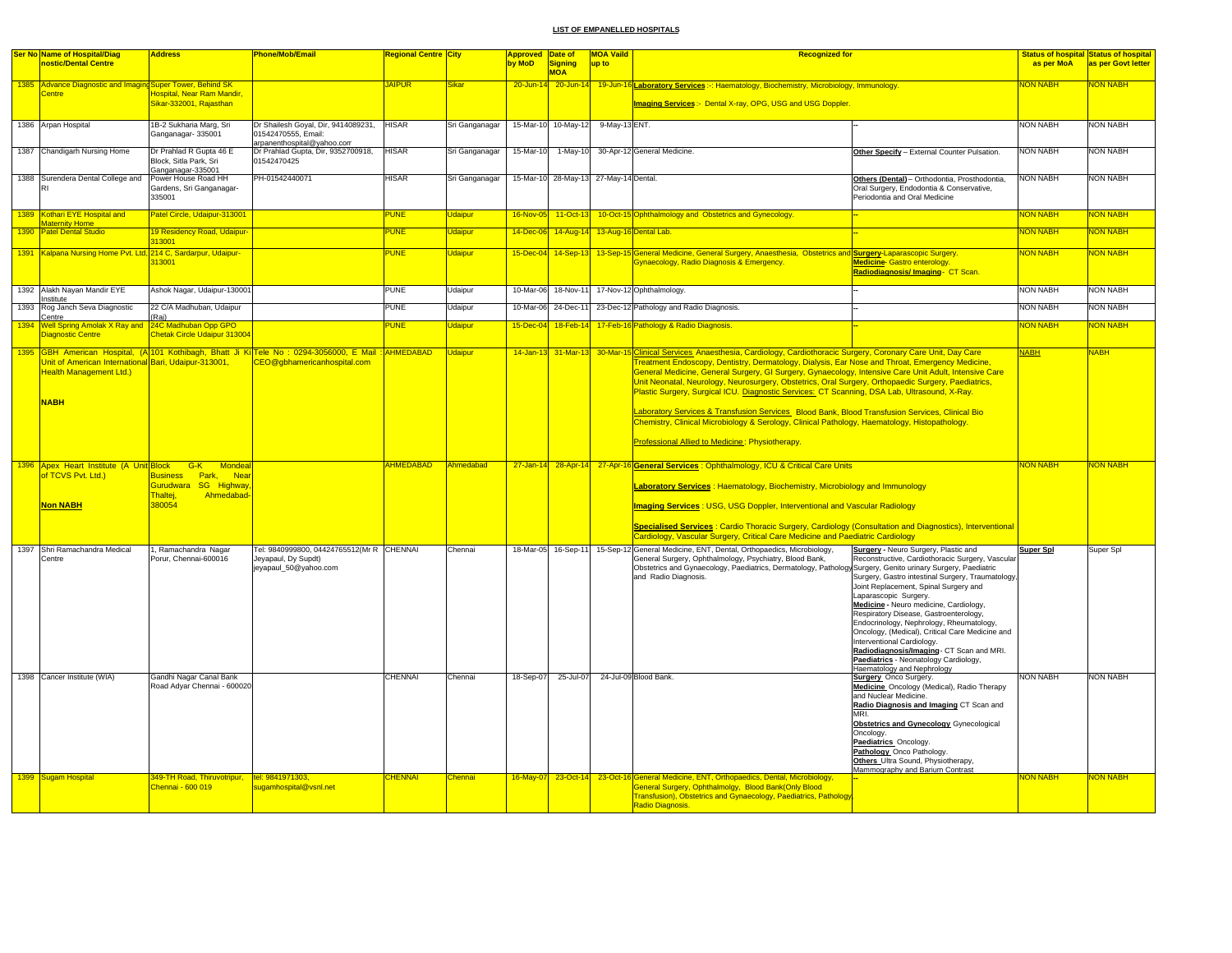# LIST OF EMPANELLED HOSPITALS

| Ser No | Name of Hospital/Diagnostic/Dental Centre | Address | Phone/Mob/Email | Regional Centre | City | Approved by MoD | Date of Signing MOA | MOA Vaild up to | Recognized for | | Status of hospital as per MoA | Status of hospital as per Govt letter |
|---|---|---|---|---|---|---|---|---|---|---|---|---|
| 1385 | Advance Diagnostic and Imaging Centre | Super Tower, Behind SK Hospital, Near Ram Mandir, Sikar-332001, Rajasthan | | JAIPUR | Sikar | 20-Jun-14 | 20-Jun-14 | 19-Jun-16 | **Laboratory Services** :- Haematology, Biochemistry, Microbiology, Immunology. **Imaging Services** :- Dental X-ray, OPG, USG and USG Doppler. | | NON NABH | NON NABH |
| 1386 | Arpan Hospital | 1B-2 Sukharia Marg, Sri Ganganagar- 335001 | Dr Shailesh Goyal, Dir, 9414089231, 01542470555, Email: arpanenthospital@yahoo.com | HISAR | Sri Ganganagar | 15-Mar-10 | 10-May-12 | 9-May-13 | ENT. | -- | NON NABH | NON NABH |
| 1387 | Chandigarh Nursing Home | Dr Prahlad R Gupta 46 E Block, Sitla Park, Sri Ganganagar-335001 | Dr Prahlad Gupta, Dir, 9352700918, 01542470425 | HISAR | Sri Ganganagar | 15-Mar-10 | 1-May-10 | 30-Apr-12 | General Medicine. | **Other Specify** – External Counter Pulsation. | NON NABH | NON NABH |
| 1388 | Surendera Dental College and RI | Power House Road HH Gardens, Sri Ganganagar- 335001 | PH-01542440071 | HISAR | Sri Ganganagar | 15-Mar-10 | 28-May-13 | 27-May-14 | Dental. | **Others (Dental)** – Orthodontia, Prosthodontia, Oral Surgery, Endodontia & Conservative, Periodontia and Oral Medicine | NON NABH | NON NABH |
| 1389 | Kothari EYE Hospital and Maternity Home | Patel Circle, Udaipur-313001 | | PUNE | Udaipur | 16-Nov-05 | 11-Oct-13 | 10-Oct-15 | Ophthalmology and Obstetrics and Gynecology. | -- | NON NABH | NON NABH |
| 1390 | Patel Dental Studio | 19 Residency Road, Udaipur-313001 | | PUNE | Udaipur | 14-Dec-06 | 14-Aug-14 | 13-Aug-16 | Dental Lab. | -- | NON NABH | NON NABH |
| 1391 | Kalpana Nursing Home Pvt. Ltd. | 214 C, Sardarpur, Udaipur-313001 | | PUNE | Udaipur | 15-Dec-04 | 14-Sep-13 | 13-Sep-15 | General Medicine, General Surgery, Anaesthesia, Obstetrics and Gynaecology, Radio Diagnosis & Emergency. | **Surgery**-Laparascopic Surgery. **Medicine**- Gastro enterology. **Radiodiagnosis/ Imaging**- CT Scan. | NON NABH | NON NABH |
| 1392 | Alakh Nayan Mandir EYE Institute | Ashok Nagar, Udaipur-130001 | | PUNE | Udaipur | 10-Mar-06 | 18-Nov-11 | 17-Nov-12 | Ophthalmology. | -- | NON NABH | NON NABH |
| 1393 | Rog Janch Seva Diagnostic Centre | 22 C/A Madhuban, Udaipur (Raj) | | PUNE | Udaipur | 10-Mar-06 | 24-Dec-11 | 23-Dec-12 | Pathology and Radio Diagnosis. | -- | NON NABH | NON NABH |
| 1394 | Well Spring Amolak X Ray and Diagnostic Centre | 24C Madhuban Opp GPO Chetak Circle Udaipur 313004 | | PUNE | Udaipur | 15-Dec-04 | 18-Feb-14 | 17-Feb-16 | Pathology & Radio Diagnosis. | -- | NON NABH | NON NABH |
| 1395 | GBH American Hospital, (A Unit of American International Health Management Ltd.) **NABH** | 101 Kothibagh, Bhatt Ji Ki Bari, Udaipur-313001, | Tele No : 0294-3056000, E Mail : CEO@gbhamericanhospital.com | AHMEDABAD | Udaipur | 14-Jan-13 | 31-Mar-13 | 30-Mar-15 | Clinical Services Anaesthesia, Cardiology, Cardiothoracic Surgery, Coronary Care Unit, Day Care Treatment Endoscopy, Dentistry, Dermatology, Dialysis, Ear Nose and Throat, Emergency Medicine, General Medicine, General Surgery, GI Surgery, Gynaecology, Intensive Care Unit Adult, Intensive Care Unit Neonatal, Neurology, Neurosurgery, Obstetrics, Oral Surgery, Orthopaedic Surgery, Paediatrics, Plastic Surgery, Surgical ICU. Diagnostic Services: CT Scanning, DSA Lab, Ultrasound, X-Ray. Laboratory Services & Transfusion Services Blood Bank, Blood Transfusion Services, Clinical Bio Chemistry, Clinical Microbiology & Serology, Clinical Pathology, Haematology, Histopathology. Professional Allied to Medicine: Physiotherapy. | | NABH | NABH |
| 1396 | Apex Heart Institute (A Unit of TCVS Pvt. Ltd.) **Non NABH** | Block G-K Mondeal Business Park, Near Gurudwara SG Highway, Thaltej, Ahmedabad-380054 | | AHMEDABAD | Ahmedabad | 27-Jan-14 | 28-Apr-14 | 27-Apr-16 | **General Services** : Ophthalmology, ICU & Critical Care Units **Laboratory Services** : Haematology, Biochemistry, Microbiology and Immunology **Imaging Services** : USG, USG Doppler, Interventional and Vascular Radiology **Specialised Services** : Cardio Thoracic Surgery, Cardiology (Consultation and Diagnostics), Interventional Cardiology, Vascular Surgery, Critical Care Medicine and Paediatric Cardiology | | NON NABH | NON NABH |
| 1397 | Shri Ramachandra Medical Centre | 1, Ramachandra Nagar Porur, Chennai-600016 | Tel: 9840999800, 04424765512(Mr R Jeyapaul, Dy Supdt) jeyapaul_50@yahoo.com | CHENNAI | Chennai | 18-Mar-05 | 16-Sep-11 | 15-Sep-12 | General Medicine, ENT, Dental, Orthopaedics, Microbiology, General Surgery, Ophthalmology, Psychiatry, Blood Bank, Obstetrics and Gynaecology, Paediatrics, Dermatology, Pathology and Radio Diagnosis. | **Surgery** - Neuro Surgery, Plastic and Reconstructive, Cardiothoracic Surgery, Vascular Surgery, Genito urinary Surgery, Paediatric Surgery, Gastro intestinal Surgery, Traumatology, Joint Replacement, Spinal Surgery and Laparascopic Surgery. **Medicine** - Neuro medicine, Cardiology, Respiratory Disease, Gastroenterology, Endocrinology, Nephrology, Rheumatology, Oncology, (Medical), Critical Care Medicine and Interventional Cardiology. **Radiodiagnosis/Imaging**- CT Scan and MRI. **Paediatrics** - Neonatology Cardiology, Haematology and Nephrology | **Super Spl** | Super Spl |
| 1398 | Cancer Institute (WIA) | Gandhi Nagar Canal Bank Road Adyar Chennai - 600020 | | CHENNAI | Chennai | 18-Sep-07 | 25-Jul-07 | 24-Jul-09 | Blood Bank. | **Surgery** Onco Surgery. **Medicine** Oncology (Medical), Radio Therapy and Nuclear Medicine. **Radio Diagnosis and Imaging** CT Scan and MRI. **Obstetrics and Gynecology** Gynecological Oncology. **Paediatrics** Oncology. **Pathology** Onco Pathology. **Others** Ultra Sound, Physiotherapy, Mammography and Barium Contrast | NON NABH | NON NABH |
| 1399 | Sugam Hospital | 349-TH Road, Thiruvotripur, Chennai - 600 019 | tel: 9841971303, sugamhospital@vsnl.net | CHENNAI | Chennai | 16-May-07 | 23-Oct-14 | 23-Oct-16 | General Medicine, ENT, Orthopaedics, Dental, Microbiology, General Surgery, Ophthalmology, Blood Bank(Only Blood Transfusion), Obstetrics and Gynaecology, Paediatrics, Pathology, Radio Diagnosis. | -- | NON NABH | NON NABH |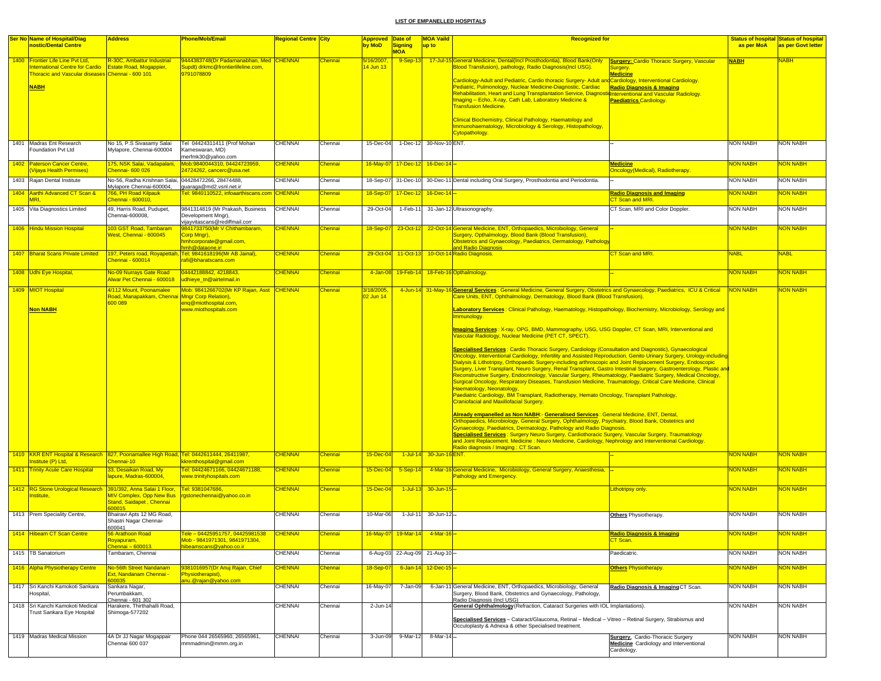## LIST OF EMPANELLED HOSPITALS

| Ser No | Name of Hospital/Diagnostic/Dental Centre | Address | Phone/Mob/Email | Regional Centre | City | Approved by MoD | Date of Signing MOA | MOA Vaild up to | Recognized for | | Status of hospital as per MoA | Status of hospital as per Govt letter |
|---|---|---|---|---|---|---|---|---|---|---|---|---|
| 1400 | Frontier Life Line Pvt Ltd, International Centre for Cardio Thoracic and Vascular diseases **NABH** | R-30C, Ambattur Industrial Estate Road, Mogappier, Chennai - 600 101 | 9444383748(Dr Padamanabhan, Med Supdt) drkmc@frontierlifeline.com, 9791078809 | CHENNAI | Chennai | 5/16/2007, 14 Jun 13 | 9-Sep-13 | 17-Jul-15 | General Medicine, Dental(Incl Prosthodontia), Blood Bank(Only Blood Transfusion), pathology, Radio Diagnosis(Incl USG). Cardiology-Adult and Pediatric, Cardio thoracic Surgery- Adult and Pediatric, Pulmonology, Nuclear Medicine-Diagnostic, Cardiac Rehabilitation, Heart and Lung Transplantation Service, Diagnostic Imaging – Echo, X-ray, Cath Lab, Laboratory Medicine & Transfusion Medicine. Clinical Biochemistry, Clinical Pathology, Haematology and Immunohaematology, Microbiology & Serology, Histopathology, Cytopathology. | **Surgery:** Cardio Thoracic Surgery, Vascular Surgery. **Medicine** Cardiology, Interventional Cardiology. **Radio Diagnosis & Imaging** Interventional and Vascular Radiology. **Paediatrics** Cardiology. | NABH | NABH |
| 1401 | Madras Ent Research Foundation Pvt Ltd | No 15, P.S Sivasamy Salai Mylapore, Chennai-600004 | Tel 04424311411 (Prof Mohan Kameswaran, MD) merfmk30@yahoo.com | CHENNAI | Chennai | 15-Dec-04 | 1-Dec-12 | 30-Nov-10 | ENT. | -- | NON NABH | NON NABH |
| 1402 | Paterson Cancer Centre, (Vijaya Health Permises) | 175, NSK Salai, Vadapalani, Chennai- 600 026 | Mob:9840044310, 04424723959, 24724262, cancerc@usa.net | CHENNAI | Chennai | 16-May-07 | 17-Dec-12 | 16-Dec-14 | -- | **Medicine** Oncology(Medical), Radiotherapy. | NON NABH | NON NABH |
| 1403 | Rajan Dental Institute | No-56, Radha Krishnan Salai, Mylapore Chennai-600004, | 04428472266, 28474488, guaraga@md2.vsnl.net.ir | CHENNAI | Chennai | 18-Sep-07 | 31-Dec-10 | 30-Dec-11 | Dental including Oral Surgery, Prosthodontia and Periodontia. | -- | NON NABH | NON NABH |
| 1404 | Aarthi Advanced CT Scan & MRI, | 766, PH Road Kilpauk Chennai - 600010, | Tel: 9840110522, infoaarthiscans.com | CHENNAI | Chennai | 18-Sep-07 | 17-Dec-12 | 16-Dec-14 | -- | **Radio Diagnosis and Imaging** CT Scan and MRI. | NON NABH | NON NABH |
| 1405 | Vita Diagnostics Limited | 49, Harris Road, Pudupet, Chennai-600008, | 9841314819 (Mr Prakash, Business Development Mngr), vijayvitascans@rediffmail.com | CHENNAI | Chennai | 29-Oct-04 | 1-Feb-11 | 31-Jan-12 | Ultrasonography. | CT Scan, MRI and Color Doppler. | NON NABH | NON NABH |
| 1406 | Hindu Mission Hospital | 103 GST Road, Tambaram West, Chennai - 600045 | 9841733750(Mr V Chithambaram, Corp Mngr), hmhcorporate@gmail.com, hmh@dataone.in | CHENNAI | Chennai | 18-Sep-07 | 23-Oct-12 | 22-Oct-14 | General Medicine, ENT, Orthopaedics, Microbiology, General Surgery, Opthalmology, Blood Bank (Blood Transfusion), Obstetrics and Gynaecology, Paediatrics, Dermatology, Pathology and Radio Diagnosis | -- | NON NABH | NON NABH |
| 1407 | Bharat Scans Private Limited | 197, Peters road, Royapettah, Chennai - 600014 | Tel; 9841618196(Mr AB Jainal), rafi@bharatscans.com | CHENNAI | Chennai | 29-Oct-04 | 11-Oct-13 | 10-Oct-14 | Radio Diagnosis. | CT Scan and MRI. | NABL | NABL |
| 1408 | Udhi Eye Hospital, | No-09 Nurrays Gate Road Alwar Pet Chennai - 600018 | 04442188842, 4218843, udhieye_tn@airtelmail.in | CHENNAI | Chennai | 4-Jan-08 | 19-Feb-14 | 18-Feb-16 | Opthalmology. | -- | NON NABH | NON NABH |
| 1409 | MIOT Hospital **Non NABH** | 4/112 Mount, Poonamalee Road, Manapakkam, Chennai 600 089 | Mob: 9841266702(Mr KP Rajan, Asst Mngr Corp Relation), enq@miothospital.com, www.miothospitals.com | CHENNAI | Chennai | 3/18/2005, 02 Jun 14 | 4-Jun-14 | 31-May-16 | **General Services** : General Medicine, General Surgery, Obstetrics and Gynaecology, Paediatrics, ICU & Critical Care Units, ENT, Ophthalmology, Dermatology, Blood Bank (Blood Transfusion). **Laboratory Services** : Clinical Pathology, Haematology, Histopathology, Biochemistry, Microbiology, Serology and Immunology. **Imaging Services** : X-ray, OPG, BMD, Mammography, USG, USG Doppler, CT Scan, MRI, Interventional and Vascular Radiology, Nuclear Medicine (PET CT, SPECT). **Specialised Services** : Cardio Thoracic Surgery, Cardiology (Consultation and Diagnostic), Gynaecological Oncology, Interventional Cardiology, Infertility and Assisted Reproduction, Genito Urinary Surgery, Urology-including Dialysis & Lithotripsy, Orthopaedic Surgery-including arthroscopic and Joint Replacement Surgery, Endoscopic Surgery, Liver Transplant, Neuro Surgery, Renal Transplant, Gastro Intestinal Surgery, Gastroenterology, Plastic and Reconstructive Surgery, Endocrinology, Vascular Surgery, Rheumatology, Paediatric Surgery, Medical Oncology, Surgical Oncology, Respiratory Diseases, Transfusion Medicine, Traumatology, Critical Care Medicine, Clinical Haematology, Neonatology, Paediatric Cardiology, BM Transplant, Radiotherapy, Hemato Oncology, Transplant Pathology, Craniofacial and Maxillofacial Surgery. **Already empanelled as Non NABH**:- **Generalised Services** : General Medicine, ENT, Dental, Orthopaedics, Microbiology, General Surgery, Ophthalmology, Psychiatry, Blood Bank, Obstetrics and Gynaecology, Paediatrics, Dermatology, Pathology and Radio Diagnosis. **Specialised Services** : Surgery Neuro Surgery, Cardiothoracic Surgery, Vascular Surgery, Traumatology and Joint Replacement. Medicine : Neuro Medicine, Cardiology, Nephrology and Interventional Cardiology. Radio diagnosis / Imaging : CT Scan. | | NON NABH | NON NABH |
| 1410 | KKR ENT Hospital & Research Institute (P) Ltd, | 827, Poonamallee High Road, Chennai-10 | Tel: 0442611444, 26411987, kkrenthospital@gmail.com | CHENNAI | Chennai | 15-Dec-04 | 1-Jul-14 | 30-Jun-16 | ENT. | -- | NON NABH | NON NABH |
| 1411 | Trinity Acute Care Hospital | 33, Desaikan Road, My lapure, Madras-600004, | Tel: 04424671166, 04424671188, www.trinityhospitals.com | CHENNAI | Chennai | 15-Dec-04 | 5-Sep-14 | 4-Mar-16 | General Medicine, Microbiology, General Surgery, Anaesthesia, Pathology and Emergency. | -- | NON NABH | NON NABH |
| 1412 | RG Stone Urological Research Institute, | 391/392, Anna Salai 1 Floor, MIV Complex, Opp New Bus Stand, Saidapet , Chennai 600015 | Tel: 9381047686, rgstonechennai@yahoo.co.in | CHENNAI | Chennai | 15-Dec-04 | 1-Jul-13 | 30-Jun-15 | -- | Lithotripsy only. | NON NABH | NON NABH |
| 1413 | Prem Speciality Centre, | Bhairavi Apts 12 MG Road, Shastri Nagar Chennai-600041 | | CHENNAI | Chennai | 10-Mar-06 | 1-Jul-11 | 30-Jun-12 | -- | **Others** Physiotherapy. | NON NABH | NON NABH |
| 1414 | Hibeam CT Scan Centre | 56 Arathoon Road Royapuram, Chennai – 600013. | Tele – 04425951757, 04425981538 Mob - 9841971301, 9841971304, hibeamscans@yahoo.co.ir | CHENNAI | Chennai | 16-May-07 | 19-Mar-14 | 4-Mar-16 | -- | **Radio Diagnosis & Imaging** CT Scan. | NON NABH | NON NABH |
| 1415 | TB Sanatorium | Tambaram, Chennai | | CHENNAI | Chennai | 6-Aug-03 | 22-Aug-09 | 21-Aug-10 | -- | Paedicatric. | NON NABH | NON NABH |
| 1416 | Alpha Physiotherapy Centre | No-56th Street Nandanam Ext, Nandanam Chennai - 600035 | 9381016957(Dr Anuj Rajan, Chief Physiotherapist), anu.@rajan@yahoo.com | CHENNAI | Chennai | 18-Sep-07 | 6-Jan-14 | 12-Dec-15 | -- | **Others** Physiotherapy. | NON NABH | NON NABH |
| 1417 | Sri Kanchi Kamokoti Sankara Hospital, | Sankara Nagar, Perumbakkam, Chennai - 601 302 | | CHENNAI | Chennai | 16-May-07 | 7-Jan-09 | 6-Jan-11 | General Medicine, ENT, Orthopaedics, Microbiology, General Surgery, Blood Bank, Obstetrics and Gynaecology, Pathology, Radio Diagnosis (Incl USG) | **Radio Diagnosis & Imaging** CT Scan. | NON NABH | NON NABH |
| 1418 | Sri Kanchi Kamokoti Medical Trust Sankara Eye Hospital | Harakere, Thirthahalli Road, Shimoga-577202 | | CHENNAI | Chennai | 2-Jun-14 | | | **General Ophthalmology** (Refraction, Cataract Surgeries with IOL Implantations). **Specialised Services** – Cataract/Glaucoma, Retinal – Medical – Vitreo – Retinal Surgery, Strabismus and Occuloplasty & Adnexa & other Specialised treatment. | | NON NABH | NON NABH |
| 1419 | Madras Medical Mission | 4A Dr JJ Nagar Mogappair Chennai 600 037 | Phone 044 26565960, 26565961, mmmadmin@mmm.org.in | CHENNAI | Chennai | 3-Jun-09 | 9-Mar-12 | 8-Mar-14 | -- | **Surgery.** Cardio-Thoracic Surgery **Medicine** Cardiology and Interventional Cardiology. | NON NABH | NON NABH |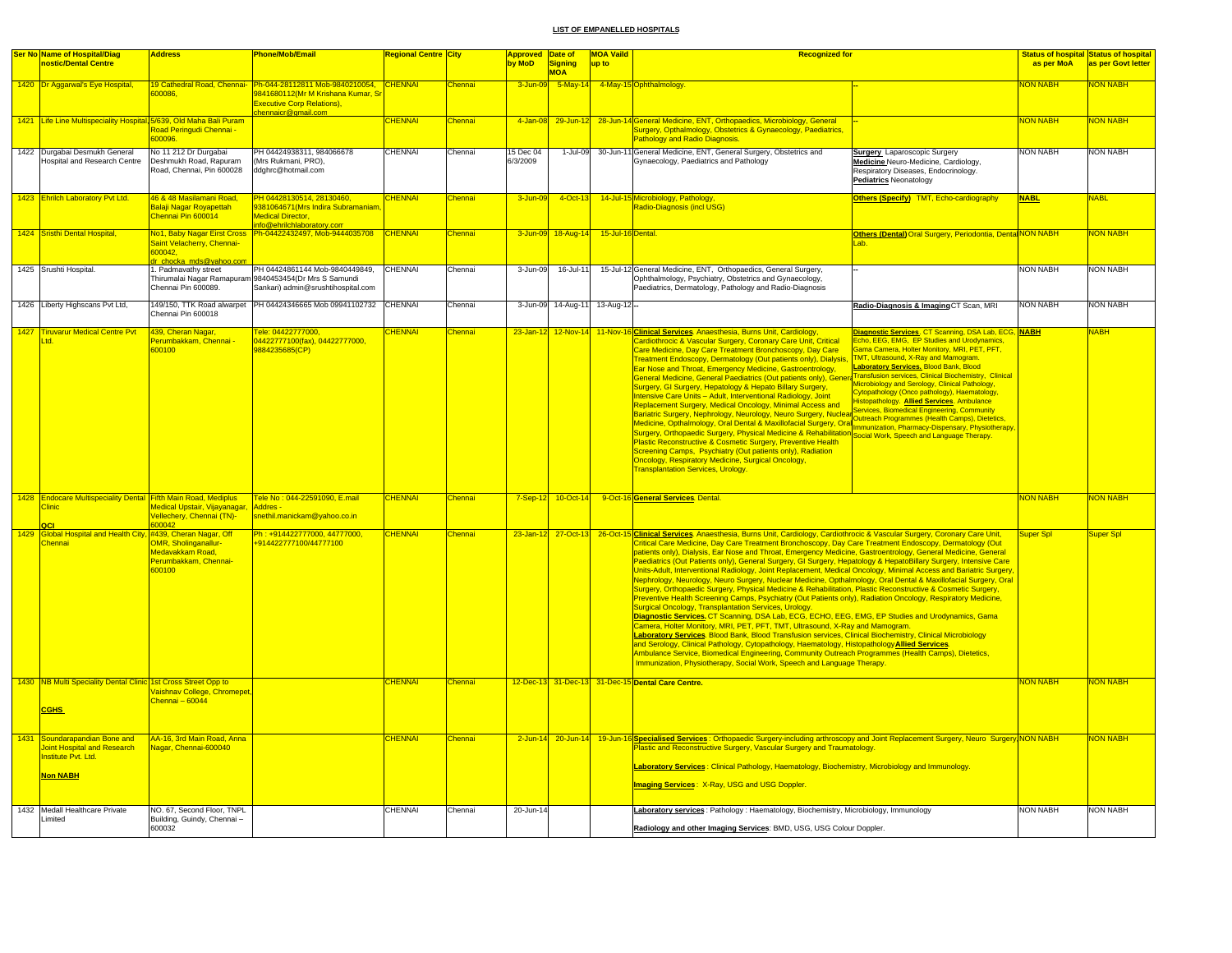# LIST OF EMPANELLED HOSPITALS

| Ser No | Name of Hospital/Diagnostic/Dental Centre | Address | Phone/Mob/Email | Regional Centre | City | Approved by MoD | Date of Signing MOA | MOA Vaild up to | Recognized for | | Status of hospital as per MoA | Status of hospital as per Govt letter |
|---|---|---|---|---|---|---|---|---|---|---|---|---|
| 1420 | Dr Aggarwal's Eye Hospital, | 19 Cathedral Road, Chennai-600086, | Ph-044-28112811 Mob-9840210054, 9841680112(Mr M Krishana Kumar, Sr Executive Corp Relations), chennaicr@gmail.com | CHENNAI | Chennai | 3-Jun-09 | 5-May-14 | 4-May-15 | Ophthalmology. | -- | NON NABH | NON NABH |
| 1421 | Life Line Multispeciality Hospital, | 5/639, Old Maha Bali Puram Road Peringudi Chennai - 600096. | | CHENNAI | Chennai | 4-Jan-08 | 29-Jun-12 | 28-Jun-14 | General Medicine, ENT, Orthopaedics, Microbiology, General Surgery, Opthalmology, Obstetrics & Gynaecology, Paediatrics, Pathology and Radio Diagnosis. | -- | NON NABH | NON NABH |
| 1422 | Durgabai Desmukh General Hospital and Research Centre | No 11 212 Dr Durgabai Deshmukh Road, Rapuram Road, Chennai, Pin 600028 | PH 04424938311, 984066678 (Mrs Rukmani, PRO), ddghrc@hotmail.com | CHENNAI | Chennai | 15 Dec 04 6/3/2009 | 1-Jul-09 | 30-Jun-11 | General Medicine, ENT, General Surgery, Obstetrics and Gynaecology, Paediatrics and Pathology | **Surgery** Laparoscopic Surgery **Medicine** Neuro-Medicine, Cardiology, Respiratory Diseases, Endocrinology. **Pediatrics** Neonatology | NON NABH | NON NABH |
| 1423 | Ehrilch Laboratory Pvt Ltd. | 46 & 48 Masilamani Road, Balaji Nagar Royapettah Chennai Pin 600014 | PH 04428130514, 28130460, 9381064671(Mrs Indira Subramaniam, Medical Director, info@ehrlchlaboratory.com | CHENNAI | Chennai | 3-Jun-09 | 4-Oct-13 | 14-Jul-15 | Microbiology, Pathology, Radio-Diagnosis (incl USG) | **Others (Specify)** TMT, Echo-cardiography | NABL | NABL |
| 1424 | Sristhi Dental Hospital, | No1, Baby Nagar Eirst Cross Saint Velacherry, Chennai-600042, dr_chocka_mds@yahoo.com | Ph-04422432497, Mob-9444035708 | CHENNAI | Chennai | 3-Jun-09 | 18-Aug-14 | 15-Jul-16 | Dental. | **Others (Dental)** Oral Surgery, Periodontia, Dental Lab. | NON NABH | NON NABH |
| 1425 | Srushti Hospital. | 1. Padmavathy street Thirumalai Nagar Ramapuram Chennai Pin 600089. | PH 04424861144 Mob-9840449849, 9840453454(Dr Mrs S Samundi Sankari) admin@srushtihospital.com | CHENNAI | Chennai | 3-Jun-09 | 16-Jul-11 | 15-Jul-12 | General Medicine, ENT, Orthopaedics, General Surgery, Ophthalmology, Psychiatry, Obstetrics and Gynaecology, Paediatrics, Dermatology, Pathology and Radio-Diagnosis | -- | NON NABH | NON NABH |
| 1426 | Liberty Highscans Pvt Ltd, | 149/150, TTK Road alwarpet Chennai Pin 600018 | PH 04424346665 Mob 09941102732 | CHENNAI | Chennai | 3-Jun-09 | 14-Aug-11 | 13-Aug-12 | -- | **Radio-Diagnosis & Imaging** CT Scan, MRI | NON NABH | NON NABH |
| 1427 | Tiruvarur Medical Centre Pvt Ltd. | 439, Cheran Nagar, Perumbakkam, Chennai - 600100 | Tele: 04422777000, 04422777100(fax), 04422777000, 9884235685(CP) | CHENNAI | Chennai | 23-Jan-12 | 12-Nov-14 | 11-Nov-16 | **Clinical Services**. Anaesthesia, Burns Unit, Cardiology, Cardiothrocic & Vascular Surgery, Coronary Care Unit, Critical Care Medicine, Day Care Treatment Bronchoscopy, Day Care Treatment Endoscopy, Dermatology (Out patients only), Dialysis, Ear Nose and Throat, Emergency Medicine, Gastroentrology, General Medicine, General Paediatrics (Out patients only), General Surgery, GI Surgery, Hepatology & Hepato Billary Surgery, Intensive Care Units – Adult, Interventional Radiology, Joint Replacement Surgery, Medical Oncology, Minimal Access and Bariatric Surgery, Nephrology, Neurology, Neuro Surgery, Nuclear Medicine, Opthalmology, Oral Dental & Maxillofacial Surgery, Oral Surgery, Orthopaedic Surgery, Physical Medicine & Rehabilitation, Plastic Reconstructive & Cosmetic Surgery, Preventive Health Screening Camps, Psychiatry (Out patients only), Radiation Oncology, Respiratory Medicine, Surgical Oncology, Transplantation Services, Urology. | **Diagnostic Services**. CT Scanning, DSA Lab, ECG, Echo, EEG, EMG, EP Studies and Urodynamics, Gama Camera, Holter Monitory, MRI, PET, PFT, TMT, Ultrasound, X-Ray and Mamogram. **Laboratory Services.** Blood Bank, Blood Transfusion services, Clinical Biochemistry, Clinical Microbiology and Serology, Clinical Pathology, Cytopathology (Onco pathology), Haematology, Histopathology. **Allied Services**. Ambulance Services, Biomedical Engineering, Community Outreach Programmes (Health Camps), Dietetics, Immunization, Pharmacy-Dispensary, Physiotherapy, Social Work, Speech and Language Therapy. | NABH | NABH |
| 1428 | Endocare Multispeciality Dental Clinic **QCI** | Fifth Main Road, Mediplus Medical Upstair, Vijayanagar, Vellechery, Chennai (TN)-600042 | Tele No : 044-22591090, E.mail Addres - snethil.manickam@yahoo.co.in | CHENNAI | Chennai | 7-Sep-12 | 10-Oct-14 | 9-Oct-16 | **General Services**. Dental. | | NON NABH | NON NABH |
| 1429 | Global Hospital and Health City, Chennai | #439, Cheran Nagar, Off OMR, Sholinganallur-Medavakkam Road, Perumbakkam, Chennai-600100 | Ph : +914422777000, 44777000, +914422777100/44777100 | CHENNAI | Chennai | 23-Jan-12 | 27-Oct-13 | 26-Oct-15 | **Clinical Services**. Anaesthesia, Burns Unit, Cardiology, Cardiothrocic & Vascular Surgery, Coronary Care Unit, Critical Care Medicine, Day Care Treatment Bronchoscopy, Day Care Treatment Endoscopy, Dermatology (Out patients only), Dialysis, Ear Nose and Throat, Emergency Medicine, Gastroentrology, General Medicine, General Paediatrics (Out Patients only), General Surgery, GI Surgery, Hepatology & HepatoBillary Surgery, Intensive Care Units-Adult, Interventional Radiology, Joint Replacement, Medical Oncology, Minimal Access and Bariatric Surgery, Nephrology, Neurology, Neuro Surgery, Nuclear Medicine, Opthalmology, Oral Dental & Maxillofacial Surgery, Oral Surgery, Orthopaedic Surgery, Physical Medicine & Rehabilitation, Plastic Reconstructive & Cosmetic Surgery, Preventive Health Screening Camps, Psychiatry (Out Patients only), Radiation Oncology, Respiratory Medicine, Surgical Oncology, Transplantation Services, Urology. **Diagnostic Services.** CT Scanning, DSA Lab, ECG, ECHO, EEG, EMG, EP Studies and Urodynamics, Gama Camera, Holter Monitory, MRI, PET, PFT, TMT, Ultrasound, X-Ray and Mamogram. **Laboratory Services**. Blood Bank, Blood Transfusion services, Clinical Biochemistry, Clinical Microbiology and Serology, Clinical Pathology, Cytopathology, Haematology, Histopathology **Allied Services**. Ambulance Service, Biomedical Engineering, Community Outreach Programmes (Health Camps), Dietetics, Immunization, Physiotherapy, Social Work, Speech and Language Therapy. | | Super Spl | Super Spl |
| 1430 | NB Multi Speciality Dental Clinic **CGHS** | 1st Cross Street Opp to Vaishnav College, Chromepet, Chennai – 60044 | | CHENNAI | Chennai | 12-Dec-13 | 31-Dec-13 | 31-Dec-15 | **Dental Care Centre.** | | NON NABH | NON NABH |
| 1431 | Soundarapandian Bone and Joint Hospital and Research Institute Pvt. Ltd. **Non NABH** | AA-16, 3rd Main Road, Anna Nagar, Chennai-600040 | | CHENNAI | Chennai | 2-Jun-14 | 20-Jun-14 | 19-Jun-16 | **Specialised Services** : Orthopaedic Surgery-including arthroscopy and Joint Replacement Surgery, Neuro Surgery, Plastic and Reconstructive Surgery, Vascular Surgery and Traumatology. **Laboratory Services** : Clinical Pathology, Haematology, Biochemistry, Microbiology and Immunology. **Imaging Services** : X-Ray, USG and USG Doppler. | | NON NABH | NON NABH |
| 1432 | Medall Healthcare Private Limited | NO. 67, Second Floor, TNPL Building, Guindy, Chennai – 600032 | | CHENNAI | Chennai | 20-Jun-14 | | | **Laboratory services** : Pathology : Haematology, Biochemistry, Microbiology, Immunology **Radiology and other Imaging Services**: BMD, USG, USG Colour Doppler. | | NON NABH | NON NABH |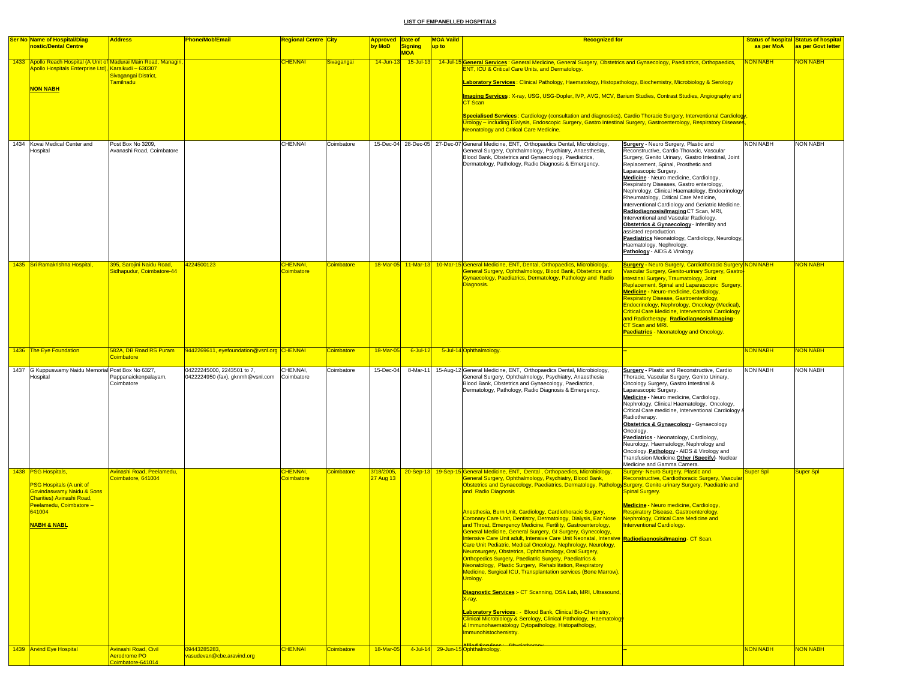## LIST OF EMPANELLED HOSPITALS

| Ser No | Name of Hospital/Diagnostic/Dental Centre | Address | Phone/Mob/Email | Regional Centre | City | Approved by MoD | Date of Signing MOA | MOA Vaild up to | Recognized for | | Status of hospital as per MoA | Status of hospital as per Govt letter |
|---|---|---|---|---|---|---|---|---|---|---|---|---|
| 1433 | Apollo Reach Hospital (A Unit of Apollo Hospitals Enterprise Ltd), **NON NABH** | Madurai Main Road, Managiri, Karaikudi – 630307 Sivagangai District, Tamilnadu | | CHENNAI | Sivagangai | 14-Jun-13 | 15-Jul-13 | 14-Jul-15 | **General Services** : General Medicine, General Surgery, Obstetrics and Gynaecology, Paediatrics, Orthopaedics, ENT, ICU & Critical Care Units, and Dermatology. **Laboratory Services** : Clinical Pathology, Haematology, Histopathology, Biochemistry, Microbiology & Serology **Imaging Services** : X-ray, USG, USG-Dopler, IVP, AVG, MCV, Barium Studies, Contrast Studies, Angiography and CT Scan **Specialised Services** : Cardiology (consultation and diagnostics), Cardio Thoracic Surgery, Interventional Cardiology, Urology – including Dialysis, Endoscopic Surgery, Gastro Intestinal Surgery, Gastroenterology, Respiratory Diseases, Neonatology and Critical Care Medicine. | | NON NABH | NON NABH |
| 1434 | Kovai Medical Center and Hospital | Post Box No 3209, Avanashi Road, Coimbatore | | CHENNAI | Coimbatore | 15-Dec-04 | 28-Dec-05 | 27-Dec-07 | General Medicine, ENT, Orthopaedics Dental, Microbiology, General Surgery, Ophthalmology, Psychiatry, Anaesthesia, Blood Bank, Obstetrics and Gynaecology, Paediatrics, Dermatology, Pathology, Radio Diagnosis & Emergency. | **Surgery** - Neuro Surgery, Plastic and Reconstructive, Cardio Thoracic, Vascular Surgery, Genito Urinary, Gastro Intestinal, Joint Replacement, Spinal, Prosthetic and Laparascopic Surgery. **Medicine** - Neuro medicine, Cardiology, Respiratory Diseases, Gastro enterology, Nephrology, Clinical Haematology, Endocrinology Rheumatology, Critical Care Medicine, Interventional Cardiology and Geriatric Medicine. **Radiodiagnosis/Imaging** CT Scan, MRI, Interventional and Vascular Radiology. **Obstetrics & Gynaecology** - Infertility and assisted reproduction. **Paediatrics** Neonatology, Cardiology, Neurology, Haematology, Nephrology. **Pathology** - AIDS & Virology. | NON NABH | NON NABH |
| 1435 | Sri Ramakrishna Hospital, | 395, Sarojini Naidu Road, Sidhapudur, Coimbatore-44 | 4224500123 | CHENNAI, Coimbatore | Coimbatore | 18-Mar-05 | 11-Mar-13 | 10-Mar-15 | General Medicine, ENT, Dental, Orthopaedics, Microbiology, General Surgery, Ophthalmology, Blood Bank, Obstetrics and Gynaecology, Paediatrics, Dermatology, Pathology and Radio Diagnosis. | **Surgery** - Neuro Surgery, Cardiothoracic Surgery Vascular Surgery, Genito-urinary Surgery, Gastro-intestinal Surgery, Traumatology, Joint Replacement, Spinal and Laparascopic Surgery. **Medicine** - Neuro-medicine, Cardiology, Respiratory Disease, Gastroenterology, Endocrinology, Nephrology, Oncology (Medical), Critical Care Medicine, Interventional Cardiology and Radiotherapy. **Radiodiagnosis/Imaging** - CT Scan and MRI. **Paediatrics** - Neonatology and Oncology. | NON NABH | NON NABH |
| 1436 | The Eye Foundation | 582A, DB Road RS Puram Coimbatore | 9442269611, eyefoundation@vsnl.org | CHENNAI | Coimbatore | 18-Mar-05 | 6-Jul-12 | 5-Jul-14 | Ophthalmology. | -- | NON NABH | NON NABH |
| 1437 | G Kuppuswamy Naidu Memorial Hospital | Post Box No 6327, Pappanaickenpalayam, Coimbatore | 04222245000, 2243501 to 7, 0422224950 (fax), gknmh@vsnl.com | CHENNAI, Coimbatore | Coimbatore | 15-Dec-04 | 8-Mar-11 | 15-Aug-12 | General Medicine, ENT, Orthopaedics Dental, Microbiology, General Surgery, Ophthalmology, Psychiatry, Anaesthesia Blood Bank, Obstetrics and Gynaecology, Paediatrics, Dermatology, Pathology, Radio Diagnosis & Emergency. | **Surgery** - Plastic and Reconstructive, Cardio Thoracic, Vascular Surgery, Genito Urinary, Oncology Surgery, Gastro Intestinal & Laparascopic Surgery. **Medicine** - Neuro medicine, Cardiology, Nephrology, Clinical Haematology, Oncology, Critical Care medicine, Interventional Cardiology & Radiotherapy. **Obstetrics & Gynaecology** - Gynaecology Oncology. **Paediatrics** - Neonatology, Cardiology, Neurology, Haematology, Nephrology and Oncology. **Pathology** - AIDS & Virology and Transfusion Medicine. **Other (Specify)** - Nuclear Medicine and Gamma Camera. | NON NABH | NON NABH |
| 1438 | PSG Hospitals, PSG Hospitals (A unit of Govindaswamy Naidu & Sons Charities) Avinashi Road, Peelamedu, Coimbatore – 641004 **NABH & NABL** | Avinashi Road, Peelamedu, Coimbatore, 641004 | | CHENNAI, Coimbatore | Coimbatore | 3/18/2005, 27 Aug 13 | 20-Sep-13 | 19-Sep-15 | General Medicine, ENT, Dental , Orthopaedics, Microbiology, General Surgery, Ophthalmology, Psychiatry, Blood Bank, Obstetrics and Gynaecology, Paediatrics, Dermatology, Pathology and Radio Diagnosis Anesthesia, Burn Unit, Cardiology, Cardiothoracic Surgery, Coronary Care Unit, Dentistry, Dermatology, Dialysis, Ear Nose and Throat, Emergency Medicine, Fertility, Gastroenterology, General Medicine, General Surgery, GI Surgery, Gynecology, Intensive Care Unit adult, Intensive Care Unit Neonatal, Intensive Care Unit Pediatric, Medical Oncology, Nephrology, Neurology, Neurosurgery, Obstetrics, Ophthalmology, Oral Surgery, Orthopedics Surgery, Paediatric Surgery, Paediatrics & Neonatology, Plastic Surgery, Rehabilitation, Respiratory Medicine, Surgical ICU, Transplantation services (Bone Marrow), Urology. **Diagnostic Services** :- CT Scanning, DSA Lab, MRI, Ultrasound, X-ray. **Laboratory Services** : - Blood Bank, Clinical Bio-Chemistry, Clinical Microbiology & Serology, Clinical Pathology, Haematology & Immunohaematology Cytopathology, Histopathology, Immunohistochemistry. **Allied Services** :- Physiotherapy | Surgery- Neuro Surgery, Plastic and Reconstructive, Cardiothoracic Surgery, Vascular Surgery, Genito-urinary Surgery, Paediatric and Spinal Surgery. **Medicine** - Neuro medicine, Cardiology, Respiratory Disease, Gastroenterology, Nephrology, Critical Care Medicine and Interventional Cardiology. **Radiodiagnosis/Imaging** - CT Scan. | Super Spl | Super Spl |
| 1439 | Arvind Eye Hospital | Avinashi Road, Civil Aerodrome PO Coimbatore-641014 | 09443285283, vasudevan@cbe.aravind.org | CHENNAI | Coimbatore | 18-Mar-05 | 4-Jul-14 | 29-Jun-15 | Ophthalmology. | -- | NON NABH | NON NABH |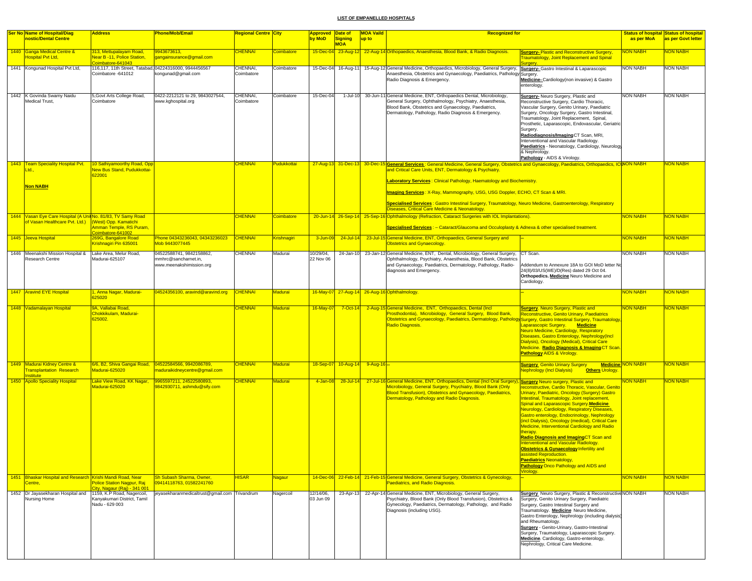## LIST OF EMPANELLED HOSPITALS

| Ser No | Name of Hospital/Diagnostic/Dental Centre | Address | Phone/Mob/Email | Regional Centre | City | Approved by MoD | Date of Signing MOA | MOA Vaild up to | Recognized for | | Status of hospital as per MoA | Status of hospital as per Govt letter |
|---|---|---|---|---|---|---|---|---|---|---|---|---|
| 1440 | Ganga Medical Centre & Hospital Pvt Ltd, | 313, Mettupalayam Road, Near B -11, Police Station, Coimbatore-641043 | 9943673613, gangainsurance@gmail.com | CHENNAI | Coimbatore | 15-Dec-04 | 23-Aug-12 | 22-Aug-14 | Orthopaedics, Anaesthesia, Blood Bank, & Radio Diagnosis. | **Surgery-** Plastic and Reconstructive Surgery, Traumatology, Joint Replacement and Spinal Surgery. | NON NABH | NON NABH |
| 1441 | Kongunad Hospital Pvt Ltd, | 116,117, 11th Street, Tatabad, Coimbatore -641012 | 04224316000, 9944456567 kongunad@gmail.com | CHENNAI, Coimbatore | Coimbatore | 15-Dec-04 | 16-Aug-11 | 15-Aug-12 | General Medicine, Orthopaedics, Microbiology, General Surgery, Anaesthesia, Obstetrics and Gynaecology, Paediatrics, Pathology Radio Diagnosis & Emergency. | **Surgery-** Gastro Intestinal & Laparascopic Surgery. **Medicine-** Cardiology(non invasive) & Gastro enterology. | NON NABH | NON NABH |
| 1442 | K Govinda Swamy Naidu Medical Trust, | 5,Govt Arts College Road, Coimbatore | 0422-2212121 to 29, 9843027544, www.kghospital.org | CHENNAI, Coimbatore | Coimbatore | 15-Dec-04 | 1-Jul-10 | 30-Jun-11 | General Medicine, ENT, Orthopaedics Dental, Microbiology, General Surgery, Ophthalmology, Psychiatry, Anaesthesia, Blood Bank, Obstetrics and Gynaecology, Paediatrics, Dermatology, Pathology, Radio Diagnosis & Emergency. | **Surgery-** Neuro Surgery, Plastic and Reconstructive Surgery, Cardio Thoracic, Vascular Surgery, Genito Urinary, Paediatric Surgery, Oncology Surgery, Gastro Intestinal, Traumatology, Joint Replacement, Spinal, Prosthetic, Laparascopic, Endovascular, Geriatric Surgery. **Radiodiagnosis/Imaging** CT Scan, MRI, Interventional and Vascular Radiology. **Paediatrics** - Neonatology, Cardiology, Neurology & Nephrology. **Pathology** - AIDS & Virology. | NON NABH | NON NABH |
| 1443 | Team Speciality Hospital Pvt. Ltd., **Non NABH** | 10 Sathiyamoorthy Road, Opp New Bus Stand, Pudukkottai-622001 | | CHENNAI | Pudukkottai | 27-Aug-13 | 31-Dec-13 | 30-Dec-15 | **General Services** : General Medicine, General Surgery, Obstetrics and Gynaecology, Paediatrics, Orthopaedics, ICU and Critical Care Units, ENT, Dermatology & Psychiatry. **Laboratory Services** : Clinical Pathology, Haematology and Biochemistry. **Imaging Services** : X-Ray, Mammography, USG, USG Doppler, ECHO, CT Scan & MRI. **Specialised Services** : Gastro Intestinal Surgery, Traumatology, Neuro Medicine, Gastroenterology, Respiratory Diseases, Critical Care Medicine & Neonatology. | | NON NABH | NON NABH |
| 1444 | Vasan Eye Care Hospital (A Unit of Vasan Healthcare Pvt. Ltd.) | No. 81/83, TV Samy Road (West) Opp. Kamatichi Amman Temple, RS Puram, Coimbatore-641002 | | CHENNAI | Coimbatore | 20-Jun-14 | 26-Sep-14 | 25-Sep-16 | Ophthalmology (Refraction, Cataract Surgeries with IOL Implantations). **Specialised Services** : – Cataract/Glaucoma and Occuloplasty & Adnexa & other specialised treatment. | | NON NABH | NON NABH |
| 1445 | Jeeva Hospital | 269G, Bangalore Road Krishnagiri Pin 635001 | Phone 04343236043, 04343236023 Mob 9443077445 | CHENNAI | Krishnagiri | 3-Jun-09 | 24-Jul-14 | 23-Jul-15 | General Medicine, ENT, Orthopaedics, General Surgery and Obstetrics and Gynaecology. | -- | NON NABH | NON NABH |
| 1446 | Meenakshi Mission Hospital & Research Centre | Lake Area, Melur Road, Madurai-625107 | 04522588741, 9842158862, mmhrc@sancharnet.in, www.meenakshimission.org | CHENNAI | Madurai | 10/29/04, 22 Nov 06 | 24-Jan-10 | 23-Jan-12 | General Medicine, ENT, Dental, Microbiology, General Surgery, Ophthalmology, Psychiatry, Anaesthesia, Blood Bank, Obstetrics and Gynaecology, Paediatrics, Dermatology, Pathology, Radio-diagnosis and Emergency. | CT Scan. Addendum to Annexure 18A to GOI MoD letter No 24(8)/03/US(WE)/D(Res) dated 29 Oct 04. **Orthopedics. Medicine** Neuro Medicine and Cardiology. | NON NABH | NON NABH |
| 1447 | Aravind EYE Hospital | 1, Anna Nagar, Madurai-625020 | 04524356100, aravind@aravind.org | CHENNAI | Madurai | 16-May-07 | 27-Aug-14 | 26-Aug-16 | Ophthalmology. | -- | NON NABH | NON NABH |
| 1448 | Vadamalayan Hospital | 9A, Vallabai Road, Chokkikulam, Madurai-625002. | | CHENNAI | Madurai | 16-May-07 | 7-Oct-14 | 2-Aug-15 | General Medicine, ENT, Orthopaedics, Dental (Incl Prosthodontia), Microbiology, General Surgery, Blood Bank, Obstetrics and Gynaecology, Paediatrics, Dermatology, Pathology Radio Diagnosis. | **Surgery**. Neuro Surgery, Plastic and Reconstructive, Genito Urinary, Paediatrics Surgery, Gastro Intestinal Surgery, Traumatology, Laparascopic Surgery. **Medicine** Neuro Medicine, Cardiology, Respiratory Diseases, Gastro Enterology, Nephrology(Incl Dialysis), Oncology (Medical), Critical Care Medicine. **Radio Diagnosis & Imaging** CT Scan. **Pathology** AIDS & Virology. | NON NABH | NON NABH |
| 1449 | Madurai Kidney Centre & Transplantation Research Institute | 6/6, B2, Shiva Gangai Road, Madurai-625020 | 04522584566, 9942086789, maduraikidneycentre@gmail.com | CHENNAI | Madurai | 18-Sep-07 | 10-Aug-14 | 9-Aug-16 | -- | **Surgery** Genito Urinary Surgery **Medicine** Nephrology (Incl Dialysis) **Others** Urology. | NON NABH | NON NABH |
| 1450 | Apollo Speciality Hospital | Lake View Road, KK Nagar, Madurai-625020 | 9965597211, 24522580893, 9842930711, ashmdu@sify.com | CHENNAI | Madurai | 4-Jan-08 | 28-Jul-14 | 27-Jul-16 | General Medicine, ENT, Orthopaedics, Dental (Incl Oral Surgery), Microbiology, General Surgery, Psychiatry, Blood Bank (Only Blood Transfusion), Obstetrics and Gynaecology, Paediatrics, Dermatology, Pathology and Radio Diagnosis. | **Surgery** Neuro surgery, Plastic and reconstructive, Cardio Thoracic, Vascular, Genito Urinary, Paediatric, Oncology (Surgery) Gastro Intestinal, Traumatology, Joint replacement, Spinal and Laparascopic Surgery. **Medicine** Neurology, Cardiology, Respiratory Diseases, Gastro enterology, Endocrinology, Nephrology (incl Dialysis), Oncology (medical), Critical Care Medicine, Interventional Cardiology and Radio therapy. **Radio Diagnosis and Imaging** CT Scan and Interventional and Vascular Radiology. **Obstetrics & Gynaecology** Infertility and assisted Reproduction. **Paediatrics** Neonatology, **Pathology** Onco Pathology and AIDS and Virology. | NON NABH | NON NABH |
| 1451 | Bhaskar Hospital and Research Centre, | Krishi Mandi Road, Near Police Station Nagpur, Raj City, Nagaur (Raj) - 341 001 | Sh Subash Sharma, Owner, 09414118763, 01582241760 | HISAR | Nagaur | 14-Dec-06 | 22-Feb-14 | 21-Feb-15 | General Medicine, General Surgery, Obstetrics & Gynecology, Paediatrics, and Radio Diagnosis. | -- | NON NABH | NON NABH |
| 1452 | Dr Jayasekharan Hospital and Nursing Home | 1159, K.P Road, Nagercoil, Kanyakumari District, Tamil Nadu - 629 003 | jeyasekharanmedicaltrust@gmail.com | Trivandrum | Nagercoil | 12/14/06, 03 Jun 09 | 23-Apr-13 | 22-Apr-14 | General Medicine, ENT, Microbiology, General Surgery, Psychiatry, Blood Bank (Only Blood Transfusion), Obstetrics & Gynecology, Paediatrics, Dermatology, Pathology, and Radio Diagnosis (including USG). | **Surgery** Neuro Surgery, Plastic & Reconstructive Surgery, Genito Urinary Surgery, Paediatric Surgery, Gastro Intestinal Surgery and Traumatology. **Medicine** Neuro Medicine, Gastro Enterology, Nephrology (including dialysis) and Rheumatology. **Surgery** - Genito-Urinary, Gastro-Intestinal Surgery, Traumatology, Laparascopic Surgery. **Medicine**. Cardiology, Gastro-enterology, Nephrology, Critical Care Medicine. | NON NABH | NON NABH |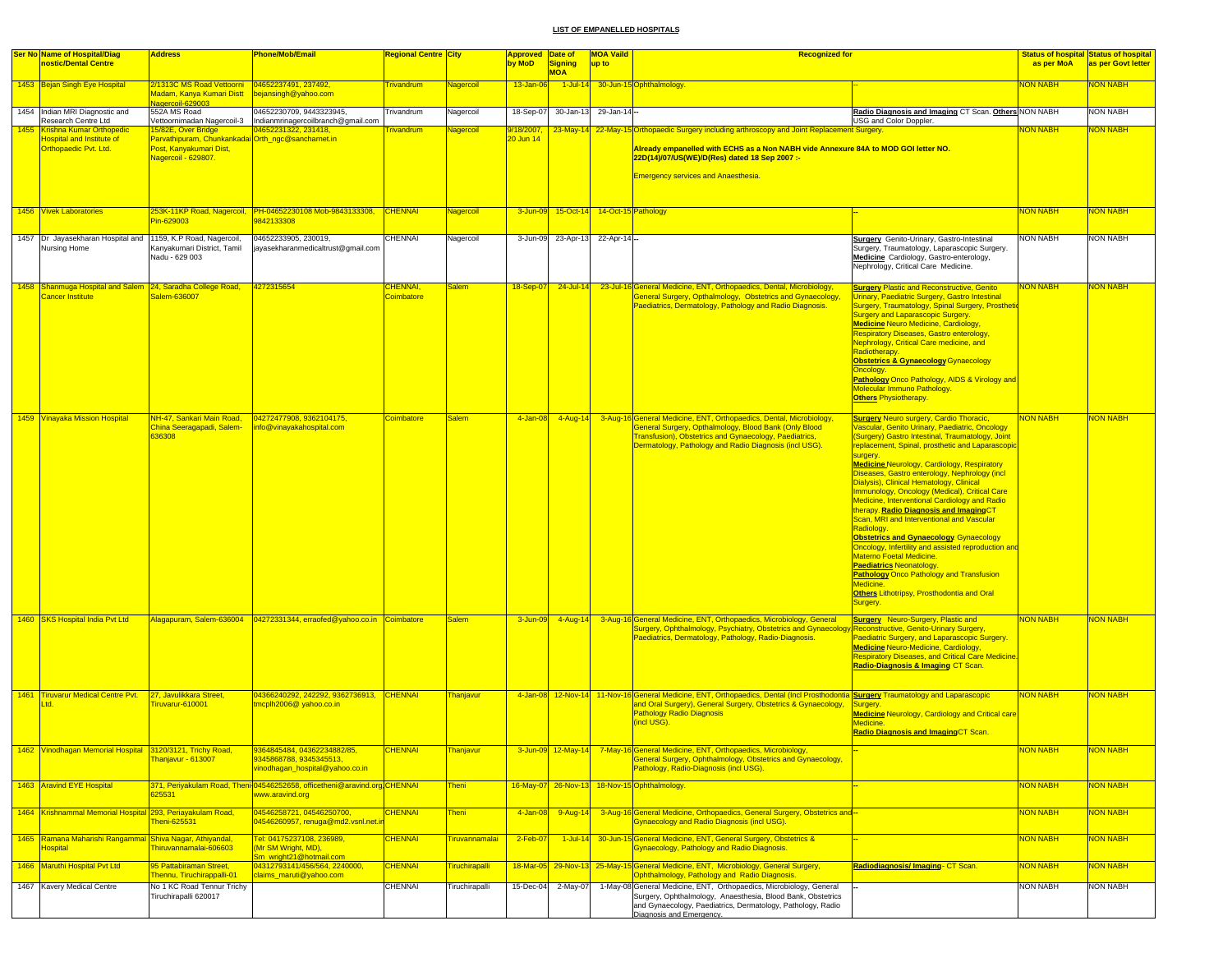## LIST OF EMPANELLED HOSPITALS

| Ser No | Name of Hospital/Diagnostic/Dental Centre | Address | Phone/Mob/Email | Regional Centre | City | Approved by MoD | Date of Signing MOA | MOA Vaild up to | Recognized for | | Status of hospital as per MoA | Status of hospital as per Govt letter |
|---|---|---|---|---|---|---|---|---|---|---|---|---|
| 1453 | Bejan Singh Eye Hospital | 2/1313C MS Road Vettoorni Madam, Kanya Kumari Distt Nagercoil-629003 | 04652237491, 237492, bejansingh@yahoo.com | Trivandrum | Nagercoil | 13-Jan-06 | 1-Jul-14 | 30-Jun-15 | Ophthalmology. | -- | NON NABH | NON NABH |
| 1454 | Indian MRI Diagnostic and Research Centre Ltd | 552A MS Road Vettoornimadan Nagercoil-3 | 04652230709, 9443323945, Indianmrinagercoilbranch@gmail.com | Trivandrum | Nagercoil | 18-Sep-07 | 30-Jan-13 | 29-Jan-14 | -- | **Radio Diagnosis and Imaging** CT Scan. **Others** USG and Color Doppler. | NON NABH | NON NABH |
| 1455 | Krishna Kumar Orthopedic Hospital and Institute of Orthopaedic Pvt. Ltd. | 15/82E, Over Bridge Parvathipuram, Chunkankadai Post, Kanyakumari Dist, Nagercoil - 629807. | 04652231322, 231418, Orth_ngc@sancharnet.in | Trivandrum | Nagercoil | 9/18/2007, 20 Jun 14 | 23-May-14 | 22-May-15 | Orthopaedic Surgery including arthroscopy and Joint Replacement Surgery. **Already empanelled with ECHS as a Non NABH vide Annexure 84A to MOD GOI letter NO. 22D(14)/07/US(WE)/D(Res) dated 18 Sep 2007 :-** Emergency services and Anaesthesia. | | NON NABH | NON NABH |
| 1456 | Vivek Laboratories | 253K-11KP Road, Nagercoil, Pin-629003 | PH-04652230108 Mob-9843133308, 9842133308 | CHENNAI | Nagercoil | 3-Jun-09 | 15-Oct-14 | 14-Oct-15 | Pathology | -- | NON NABH | NON NABH |
| 1457 | Dr Jayasekharan Hospital and Nursing Home | 1159, K.P Road, Nagercoil, Kanyakumari District, Tamil Nadu - 629 003 | 04652233905, 230019, jayasekharanmedicaltrust@gmail.com | CHENNAI | Nagercoil | 3-Jun-09 | 23-Apr-13 | 22-Apr-14 | -- | **Surgery** Genito-Urinary, Gastro-Intestinal Surgery, Traumatology, Laparascopic Surgery. **Medicine** Cardiology, Gastro-enterology, Nephrology, Critical Care Medicine. | NON NABH | NON NABH |
| 1458 | Shanmuga Hospital and Salem Cancer Institute | 24, Saradha College Road, Salem-636007 | 4272315654 | CHENNAI, Coimbatore | Salem | 18-Sep-07 | 24-Jul-14 | 23-Jul-16 | General Medicine, ENT, Orthopaedics, Dental, Microbiology, General Surgery, Opthalmology, Obstetrics and Gynaecology, Paediatrics, Dermatology, Pathology and Radio Diagnosis. | **Surgery** Plastic and Reconstructive, Genito Urinary, Paediatric Surgery, Gastro Intestinal Surgery, Traumatology, Spinal Surgery, Prosthetic Surgery and Laparascopic Surgery. **Medicine** Neuro Medicine, Cardiology, Respiratory Diseases, Gastro enterology, Nephrology, Critical Care medicine, and Radiotherapy. **Obstetrics & Gynaecology** Gynaecology Oncology. **Pathology** Onco Pathology, AIDS & Virology and Molecular Immuno Pathology. **Others** Physiotherapy. | NON NABH | NON NABH |
| 1459 | Vinayaka Mission Hospital | NH-47, Sankari Main Road, China Seeragapadi, Salem-636308 | 04272477908, 9362104175, info@vinayakahospital.com | Coimbatore | Salem | 4-Jan-08 | 4-Aug-14 | 3-Aug-16 | General Medicine, ENT, Orthopaedics, Dental, Microbiology, General Surgery, Opthalmology, Blood Bank (Only Blood Transfusion), Obstetrics and Gynaecology, Paediatrics, Dermatology, Pathology and Radio Diagnosis (incl USG). | **Surgery** Neuro surgery, Cardio Thoracic, Vascular, Genito Urinary, Paediatric, Oncology (Surgery) Gastro Intestinal, Traumatology, Joint replacement, Spinal, prosthetic and Laparascopic surgery. **Medicine** Neurology, Cardiology, Respiratory Diseases, Gastro enterology, Nephrology (incl Dialysis), Clinical Hematology, Clinical Immunology, Oncology (Medical), Critical Care Medicine, Interventional Cardiology and Radio therapy. **Radio Diagnosis and Imaging** CT Scan, MRI and Interventional and Vascular Radiology. **Obstetrics and Gynaecology** Gynaecology Oncology, Infertility and assisted reproduction and Materno Foetal Medicine. **Paediatrics** Neonatology. **Pathology** Onco Pathology and Transfusion Medicine. **Others** Lithotripsy, Prosthodontia and Oral Surgery. | NON NABH | NON NABH |
| 1460 | SKS Hospital India Pvt Ltd | Alagapuram, Salem-636004 | 04272331344, erraofed@yahoo.co.in | Coimbatore | Salem | 3-Jun-09 | 4-Aug-14 | 3-Aug-16 | General Medicine, ENT, Orthopaedics, Microbiology, General Surgery, Ophthalmology, Psychiatry, Obstetrics and Gynaecology, Paediatrics, Dermatology, Pathology, Radio-Diagnosis. | **Surgery** Neuro-Surgery, Plastic and Reconstructive, Genito-Urinary Surgery, Paediatric Surgery, and Laparascopic Surgery. **Medicine** Neuro-Medicine, Cardiology, Respiratory Diseases, and Critical Care Medicine. **Radio-Diagnosis & Imaging** CT Scan. | NON NABH | NON NABH |
| 1461 | Tiruvarur Medical Centre Pvt. Ltd. | 27, Javulikkara Street, Tiruvarur-610001 | 04366240292, 242292, 9362736913, tmcplh2006@ yahoo.co.in | CHENNAI | Thanjavur | 4-Jan-08 | 12-Nov-14 | 11-Nov-16 | General Medicine, ENT, Orthopaedics, Dental (Incl Prosthodontia and Oral Surgery), General Surgery, Obstetrics & Gynaecology, Pathology Radio Diagnosis (incl USG). | **Surgery** Traumatology and Laparascopic Surgery. **Medicine** Neurology, Cardiology and Critical care Medicine. **Radio Diagnosis and Imaging** CT Scan. | NON NABH | NON NABH |
| 1462 | Vinodhagan Memorial Hospital | 3120/3121, Trichy Road, Thanjavur - 613007 | 9364845484, 04362234882/85, 9345868788, 9345345513, vinodhagan_hospital@yahoo.co.in | CHENNAI | Thanjavur | 3-Jun-09 | 12-May-14 | 7-May-16 | General Medicine, ENT, Orthopaedics, Microbiology, General Surgery, Ophthalmology, Obstetrics and Gynaecology, Pathology, Radio-Diagnosis (incl USG). | -- | NON NABH | NON NABH |
| 1463 | Aravind EYE Hospital | 371, Periyakulam Road, Theni-625531 | 04546252658, officetheni@aravind.org, www.aravind.org | CHENNAI | Theni | 16-May-07 | 26-Nov-13 | 18-Nov-15 | Ophthalmology. | -- | NON NABH | NON NABH |
| 1464 | Krishnammal Memorial Hospital | 293, Periayakulam Road, Theni-625531 | 04546258721, 04546250700, 04546260957, renuga@md2.vsnl.net.in | CHENNAI | Theni | 4-Jan-08 | 9-Aug-14 | 3-Aug-16 | General Medicine, Orthopaedics, General Surgery, Obstetrics and Gynaecology and Radio Diagnosis (incl USG). | -- | NON NABH | NON NABH |
| 1465 | Ramana Maharishi Rangammal Hospital | Shiva Nagar, Athiyandal, Thiruvannamalai-606603 | Tel: 04175237108, 236989, (Mr SM Wright, MD), Sm_wright21@hotmail.com | CHENNAI | Tiruvannamalai | 2-Feb-07 | 1-Jul-14 | 30-Jun-15 | General Medicine, ENT, General Surgery, Obstetrics & Gynaecology, Pathology and Radio Diagnosis. | -- | NON NABH | NON NABH |
| 1466 | Maruthi Hospital Pvt Ltd | 95 Pattabiraman Street, Thennu, Tiruchirappalli-01 | 04312793141/456/564, 2240000, claims_maruti@yahoo.com | CHENNAI | Tiruchirapalli | 18-Mar-05 | 29-Nov-13 | 25-May-15 | General Medicine, ENT, Microbiology, General Surgery, Ophthalmology, Pathology and Radio Diagnosis. | **Radiodiagnosis/ Imaging**- CT Scan. | NON NABH | NON NABH |
| 1467 | Kavery Medical Centre | No 1 KC Road Tennur Trichy Tiruchirapalli 620017 | | CHENNAI | Tiruchirapalli | 15-Dec-04 | 2-May-07 | 1-May-08 | General Medicine, ENT, Orthopaedics, Microbiology, General Surgery, Ophthalmology, Anaesthesia, Blood Bank, Obstetrics and Gynaecology, Paediatrics, Dermatology, Pathology, Radio Diagnosis and Emergency. | -- | NON NABH | NON NABH |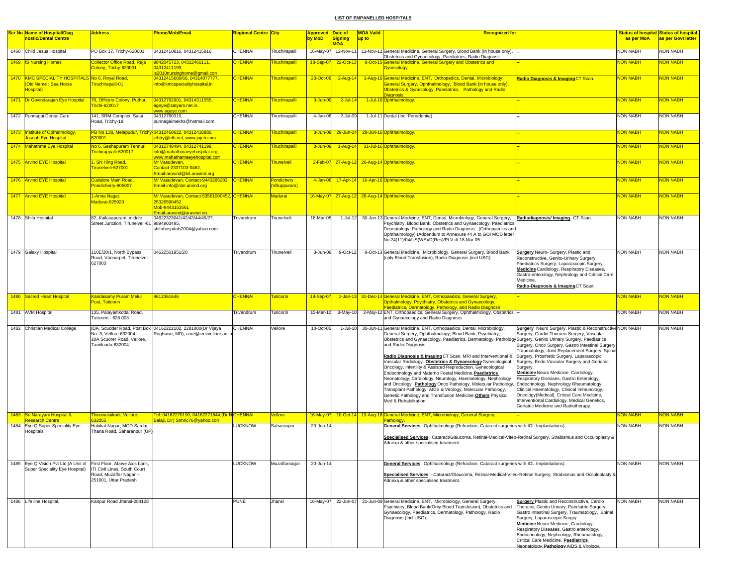## LIST OF EMPANELLED HOSPITALS

| Ser No | Name of Hospital/Diag nostic/Dental Centre | Address | Phone/Mob/Email | Regional Centre | City | Approved by MoD | Date of Signing MOA | MOA Vaild up to | Recognized for | | Status of hospital as per MoA | Status of hospital as per Govt letter |
|---|---|---|---|---|---|---|---|---|---|---|---|---|
| 1468 | Child Jesus Hospital | PO Box 17, Trichy-620001 | 04312410816, 04312415816 | CHENNAI | Tiruchirapalli | 16-May-07 | 12-Nov-11 | 11-Nov-12 | General Medicine, General Surgery, Blood Bank (In house only), Obstetrics and Gynaecology, Paediatrics, Radio Diagnosis | -- | NON NABH | NON NABH |
| 1469 | IS Nursing Homes | Collector Office Road, Raja Colony, Trichy-620001 | 9842045723, 04312466111, 04312411199, is2010nursinghome@gmail.com | CHENNAI | Tiruchirapalli | 18-Sep-07 | 22-Oct-13 | 8-Oct-15 | General Medicine, General Surgery and Obstetrics and Gynecology. | -- | NON NABH | NON NABH |
| 1470 | KMC SPECIALITY HOSPITALS (Old Name : Sea Horse Hospital) | No 6, Royal Road, Tiruchirapalli-01 | 04312415660/66, 04314077777, info@kmcspecialityhospital.in | CHENNAI | Tiruchirapalli | 23-Oct-06 | 2-Aug-14 | 1-Aug-16 | General Medicine, ENT, Orthopedics, Dental, Microbiology, General Surgery, Ophthalmology, Blood Bank (in house only), Obstetrics & Gynecology, Paediatrics, Pathology and Radio Diagnosis. | **Radio Diagnosis & Imaging** CT Scan. | NON NABH | NON NABH |
| 1471 | Dr Govindarajan Eye Hospital | 70, Officers Colony, Puthur, Trichi-620017 | 04312792901, 04314311555, ageye@satyam.net.in, www.ageye.com | CHENNAI | Tiruchirapalli | 3-Jun-09 | 2-Jul-14 | 1-Jul-16 | Ophthalmology. | -- | NON NABH | NON NABH |
| 1472 | Punnagai Dental Care | 141, SRM Complex, Salai Road, Trichy-18 | 04312760310, punnagaimekhs@hotmail.com | CHENNAI | Tiruchirapalli | 4-Jan-08 | 2-Jul-09 | 1-Jul-11 | Dental (Incl Periodontia) | -- | NON NABH | NON NABH |
| 1473 | Institute of Opthalmology, Joseph Eye Hospital, | PB No 138, Melapudur, Trichy-620001 | 04312460622, 04312418886, jehtry@eth.net, www.jojeh.com | CHENNAI | Tiruchirapalli | 3-Jun-09 | 29-Jun-14 | 28-Jun-16 | Ophthalmology. | -- | NON NABH | NON NABH |
| 1474 | Mahathma Eye Hospital | No 6, Seshapuram Tennur, Trichirappalli-620017 | 04312740494, 04312741198, info@mahathmaeyehospital.org, www.mahathamaeyehospital.com | CHENNAI | Tiruchirapalli | 3-Jun-09 | 1-Aug-14 | 31-Jul-16 | Ophthalmology. | -- | NON NABH | NON NABH |
| 1475 | Arvind EYE Hospital | 1, SN Hing Road, Tirunelveli-627001 | Mr Vasudevan, Contact-2337103-0462, Email-aravind@tvl.aravind.org | CHENNAI | Tirunelveli | 2-Feb-07 | 27-Aug-12 | 26-Aug-14 | Ophthalmology. | -- | NON NABH | NON NABH |
| 1476 | Arvind EYE Hospital | Cudalore Main Road, Pondicherry-605007 | Mr Vasudevan, Contact-9443285283, Email-info@cbe.arvind.org | CHENNAI | Pondichery (Villuppuram) | 4-Jan-08 | 17-Apr-14 | 16-Apr-16 | Ophthalmology. | -- | NON NABH | NON NABH |
| 1477 | Arvind EYE Hospital | 1-Anna Nagar, Madurai-625020 | Mr Vasudevan, Contact-53561000452, 25326590452 Mob-9443153561 Email-aravind@aravind.org | CHENNAI | Madurai | 16-May-07 | 27-Aug-12 | 26-Aug-14 | Ophthalmology. | -- | NON NABH | NON NABH |
| 1478 | Shifa Hospital | 82, Kailasapuram, middle Street Junction, Tirunelveli-01 | 04622323041/42/43/44/45/27, 9894903495, shifahospitals2004@yahoo.com | Trivandrum | Tirunelveli | 18-Mar-05 | 1-Jul-12 | 30-Jun-13 | General Medicine, ENT, Dental, Microbiology, General Surgery, Psychiatry, Blood Bank, Obstetrics and Gynaecology, Paediatrics, Dermatology, Pathology and Radio Diagnosis. (Orthopaedics and Ophthalmology) (Addendum to Annexure 44 A to GOI MOD letter No 24(11)/04/US(WE)/D(Res)/Pt V dt 18 Mar 05. | **Radiodiagnosis/ Imaging**- CT Scan. | NON NABH | NON NABH |
| 1479 | Galaxy Hospital | 110E/20/1, North Bypass Road, Vannarpet, Tirunelveli-627003 | 04622501951/20 | Trivandrum | Tirunelveli | 3-Jun-09 | 9-Oct-12 | 8-Oct-13 | General Medicine, Microbiology, General Surgery, Blood Bank (only Blood Transfusion), Radio-Diagnosis (incl USG) | **Surgery** Neuro- Surgery, Plastic and Reconstructive, Genito-Urinary Surgery, Paediatrics Surgery, Laparascopic Surgery. **Medicine** Cardiology, Respiratory Diseases, Gastro-enterology, Nephrology and Critical Care Medicine. **Radio-Diagnosis & Imaging** CT Scan. | NON NABH | NON NABH |
| 1480 | Sacred Heart Hospital | Kandasamy Puram Melur Post, Tuticorin | 4612361646 | CHENNAI | Tuticorin | 18-Sep-07 | 1-Jan-13 | 31-Dec-14 | General Medicine, ENT, Orthopaedics, General Surgery, Opthalmology, Psychiatry, Obstetrics and Gynaecology, Paediatrics, Dermatology, Pathology, and Radio Diagnosis | -- | NON NABH | NON NABH |
| 1481 | AVM Hospital | 135, Palayamkottai Road, Tuticorin - 628 003 | | Trivandrum | Tuticorin | 15-Mar-10 | 3-May-10 | 2-May-12 | ENT, Orthopaedics, General Surgery, Ophthalmology, Obstetrics and Gynaecology and Radio Diagnosis | -- | NON NABH | NON NABH |
| 1482 | Christian Medical College | IDA, Scudder Road, Post Box No. 3, Vellore-632004 10A Scuorer Road, Vellore, Tamilnadu-632004 | 04162222102, 2281000(Dr Vijaya Raghwan, MD), care@cmcvellore.ac.in | CHENNAI | Vellore | 10-Oct-05 | 1-Jul-10 | 30-Jun-11 | General Medicine, ENT, Orthopaedics, Dental, Microbiology, General Surgery, Ophthalmology, Blood Bank, Psychiatry, Obstetrics and Gynaecology, Paediatrics, Dermatology Pathology and Radio Diagnosis. **Radio Diagnosis & Imaging** CT Scan, MRI and Interventional & Vascular Radiology. **Obstetrics & Gynaecology** Gynecological Oncology, Infertility & Assisted Reproduction, Gynecological Endocrinology and Materno Foetal Medicine. **Paediatrics** Neonatology, Cardiology, Neurology, Haematology, Nephrology and Oncology. **Pathology** Onco Pathology, Molecular Pathology, Transplant Pathology, AIDS & Virology, Molecular Pathology, Genetic Pathology and Transfusion Medicine. **Others** Physical Med & Rehabilitation. | **Surgery** Neuro Surgery, Plastic & Reconstructive Surgery, Cardio Thoracic Surgery, Vascular Surgery, Genito Urinary Surgery, Paediatrics Surgery, Onco Surgery, Gastro Intestinal Surgery, Traumatology, Joint Replacement Surgery, Spinal Surgery, Prosthetic Surgery, Laparascopic Surgery, Endo Vascular Surgery and Geriatric Surgery. **Medicine** Neuro Medicine, Cardiology, Respiratory Diseases, Gastro Enterology, Endocrinology, Nephrology Rheumatology, Clinical Haematology, Clinical Immunology, Oncology(Medical), Critical Care Medicine, Interventional Cardiology, Medical Genetics, Geriatric Medicine and Radiotherapy. | NON NABH | NON NABH |
| 1483 | Sri Narayani Hospital & Research Centre | Thirumalaikodi, Vellore-632055 | Tel: 04162270190, 04162271844,(Dr N Balaji, Dir) Snhric76@yahoo.com | CHENNAI | Vellore | 16-May-07 | 10-Oct-14 | 13-Aug-16 | General Medicine, ENT, Microbiology, General Surgery, Pathology. | -- | NON NABH | NON NABH |
| 1484 | Eye Q Super Speciality Eye Hospitals | Hakikat Nagar, MOD Sardar Thana Road, Saharanpur (UP) | | LUCKNOW | Saharanpur | 20-Jun-14 | | | **General Services** : Ophthalmology (Refraction, Cataract surgeries with IOL Implantations) **Specialised Services** : Cataract/Glaucoma, Retinal-Medical-Viteo-Retinal Surgery, Strabismus and Occuloplasty & Adnexa & other specialised treatment. | | NON NABH | NON NABH |
| 1485 | Eye Q Vision Pvt Ltd (A Unit of Super Speciality Eye Hospital) | First Floor, Above Axis bank, ITI Civil Lines, South Court Road, Muzaffar Nagar – 251001, Uttar Pradesh | | LUCKNOW | Muzaffarnagar | 20-Jun-14 | | | **General Services** : Ophthalmology (Refraction, Cataract surgeries with IOL Implantations). **Specialised Services** :- Cataract/Glaucoma, Retinal-Medical-Viteo-Retinal Surgery, Strabismus and Occuloplasty & Adnexa & other specialised treatment. | | NON NABH | NON NABH |
| 1486 | Life line Hospital, | Kanpur Road Jhansi-284128 | | PUNE | Jhansi | 16-May-07 | 22-Jun-07 | 21-Jun-09 | General Medicine, ENT, Microbiology, General Surgery, Psychiatry, Blood Bank(Only Blood Transfusion), Obstetrics and Gynaecology, Paediatrics, Dermatology, Pathology, Radio Diagnosis (Incl USG). | **Surgery** Plastic and Reconstructive, Cardio Thoracic, Genito Urinary, Paediatric Surgery, Gastro Intestinal Surgery, Traumatology, Spinal Surgery, Laparascopic Surgry. **Medicine** Neuro Medicine, Cardiology, Respiratory Diseases, Gastro enterology, Endocrinology, Nephrology, Rheumatology, Critical Care Medicine. **Paediatrics**. Neonatology. **Pathology** AIDS & Virology. | NON NABH | NON NABH |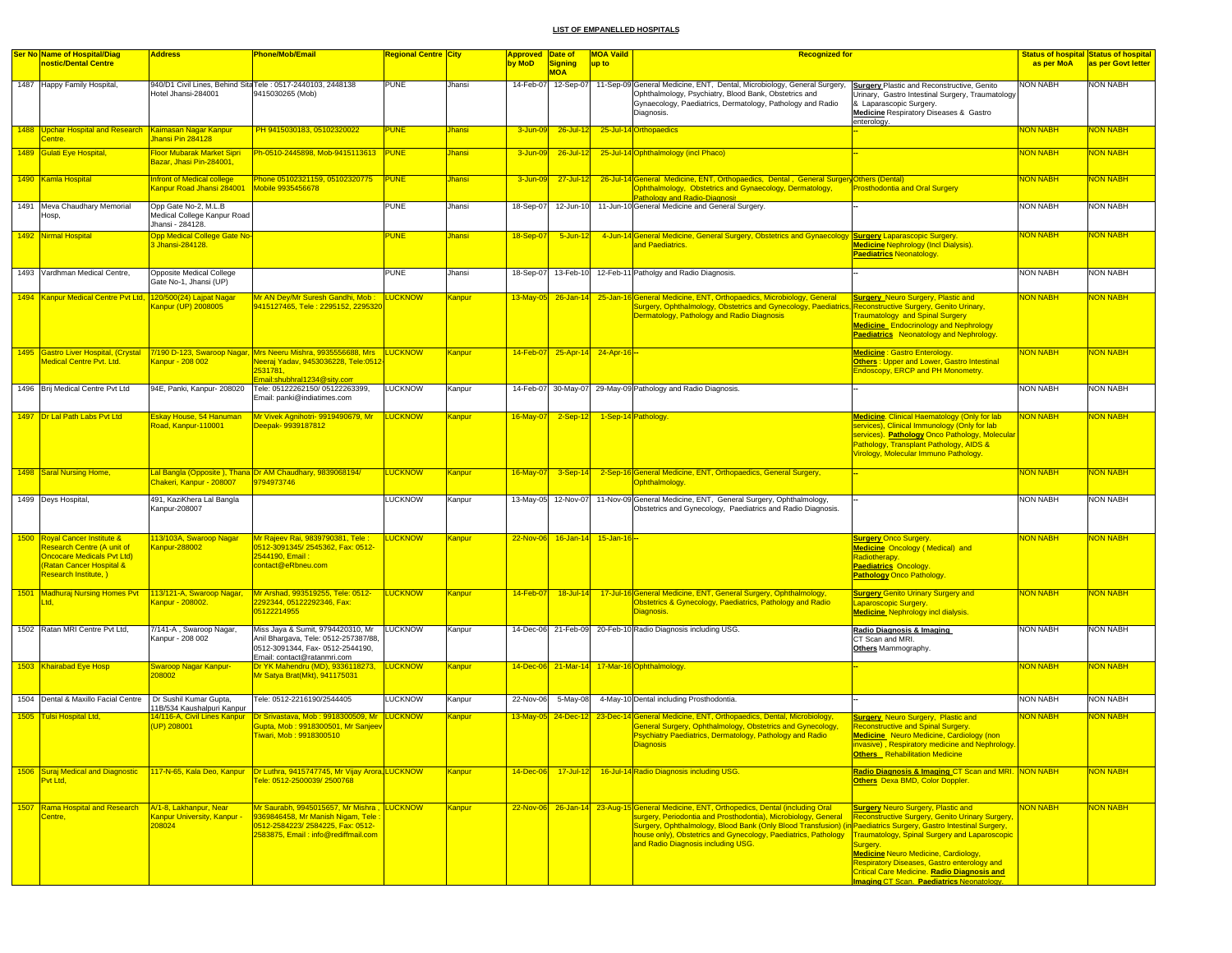**LIST OF EMPANELLED HOSPITALS**

| Ser No | Name of Hospital/Diagnostic/Dental Centre | Address | Phone/Mob/Email | Regional Centre | City | Approved by MoD | Date of Signing MOA | MOA Vaild up to | Recognized for | | Status of hospital as per MoA | Status of hospital as per Govt letter |
|---|---|---|---|---|---|---|---|---|---|---|---|---|
| 1487 | Happy Family Hospital, | 940/D1 Civil Lines, Behind Sita Hotel Jhansi-284001 | Tele : 0517-2440103, 2448138 9415030265 (Mob) | PUNE | Jhansi | 14-Feb-07 | 12-Sep-07 | 11-Sep-09 | General Medicine, ENT, Dental, Microbiology, General Surgery, Ophthalmology, Psychiatry, Blood Bank, Obstetrics and Gynaecology, Paediatrics, Dermatology, Pathology and Radio Diagnosis. | **Surgery** Plastic and Reconstructive, Genito Urinary, Gastro Intestinal Surgery, Traumatology & Laparascopic Surgery. **Medicine** Respiratory Diseases & Gastro enterology. | NON NABH | NON NABH |
| 1488 | Upchar Hospital and Research Centre. | Kaimasan Nagar Kanpur Jhansi Pin 284128 | PH 9415030183, 05102320022 | PUNE | Jhansi | 3-Jun-09 | 26-Jul-12 | 25-Jul-14 | Orthopaedics | -- | NON NABH | NON NABH |
| 1489 | Gulati Eye Hospital, | Floor Mubarak Market Sipri Bazar, Jhasi Pin-284001, | Ph-0510-2445898, Mob-9415113613 | PUNE | Jhansi | 3-Jun-09 | 26-Jul-12 | 25-Jul-14 | Ophthalmology (incl Phaco) | -- | NON NABH | NON NABH |
| 1490 | Kamla Hospital | Infront of Medical college Kanpur Road Jhansi 284001 | Phone 05102321159, 05102320775 Mobile 9935456678 | PUNE | Jhansi | 3-Jun-09 | 27-Jul-12 | 26-Jul-14 | General Medicine, ENT, Orthopaedics, Dental , General Surgery Ophthalmology, Obstetrics and Gynaecology, Dermatology, Pathology and Radio-Diagnosis | Others (Dental) Prosthodontia and Oral Surgery | NON NABH | NON NABH |
| 1491 | Meva Chaudhary Memorial Hosp, | Opp Gate No-2, M.L.B Medical College Kanpur Road Jhansi - 284128. | | PUNE | Jhansi | 18-Sep-07 | 12-Jun-10 | 11-Jun-10 | General Medicine and General Surgery. | -- | NON NABH | NON NABH |
| 1492 | Nirmal Hospital | Opp Medical College Gate No-3 Jhansi-284128. | | PUNE | Jhansi | 18-Sep-07 | 5-Jun-12 | 4-Jun-14 | General Medicine, General Surgery, Obstetrics and Gynaecology and Paediatrics. | **Surgery** Laparascopic Surgery. **Medicine** Nephrology (Incl Dialysis). **Paediatrics** Neonatology. | NON NABH | NON NABH |
| 1493 | Vardhman Medical Centre, | Opposite Medical College Gate No-1, Jhansi (UP) | | PUNE | Jhansi | 18-Sep-07 | 13-Feb-10 | 12-Feb-11 | Patholgy and Radio Diagnosis. | -- | NON NABH | NON NABH |
| 1494 | Kanpur Medical Centre Pvt Ltd, | 120/500(24) Lajpat Nagar Kanpur (UP) 2008005 | Mr AN Dey/Mr Suresh Gandhi, Mob : 9415127465, Tele : 2295152, 2295320 | LUCKNOW | Kanpur | 13-May-05 | 26-Jan-14 | 25-Jan-16 | General Medicine, ENT, Orthopaedics, Microbiology, General Surgery, Ophthalmology, Obstetrics and Gynecology, Paediatrics, Dermatology, Pathology and Radio Diagnosis | **Surgery** Neuro Surgery, Plastic and Reconstructive Surgery, Genito Urinary, Traumatology and Spinal Surgery **Medicine** Endocrinology and Nephrology **Paediatrics** Neonatology and Nephrology. | NON NABH | NON NABH |
| 1495 | Gastro Liver Hospital, (Crystal Medical Centre Pvt. Ltd. | 7/190 D-123, Swaroop Nagar, Kanpur - 208 002 | Mrs Neeru Mishra, 9935556688, Mrs Neeraj Yadav, 9453036228, Tele:0512-2531781, Email:shubhral1234@sity.com | LUCKNOW | Kanpur | 14-Feb-07 | 25-Apr-14 | 24-Apr-16 | -- | **Medicine** : Gastro Enterology. **Others** : Upper and Lower, Gastro Intestinal Endoscopy, ERCP and PH Monometry. | NON NABH | NON NABH |
| 1496 | Brij Medical Centre Pvt Ltd | 94E, Panki, Kanpur- 208020 | Tele: 05122262150/ 05122263399, Email: panki@indiatimes.com | LUCKNOW | Kanpur | 14-Feb-07 | 30-May-07 | 29-May-09 | Pathology and Radio Diagnosis. | -- | NON NABH | NON NABH |
| 1497 | Dr Lal Path Labs Pvt Ltd | Eskay House, 54 Hanuman Road, Kanpur-110001 | Mr Vivek Agnihotri- 9919490679, Mr Deepak- 9939187812 | LUCKNOW | Kanpur | 16-May-07 | 2-Sep-12 | 1-Sep-14 | Pathology. | **Medicine** Clinical Haematology (Only for lab services), Clinical Immunology (Only for lab services). **Pathology** Onco Pathology, Molecular Pathology, Transplant Pathology, AIDS & Virology, Molecular Immuno Pathology. | NON NABH | NON NABH |
| 1498 | Saral Nursing Home, | Lal Bangla (Opposite ), Thana Chakeri, Kanpur - 208007 | Dr AM Chaudhary, 9839068194/ 9794973746 | LUCKNOW | Kanpur | 16-May-07 | 3-Sep-14 | 2-Sep-16 | General Medicine, ENT, Orthopaedics, General Surgery, Ophthalmology. | -- | NON NABH | NON NABH |
| 1499 | Deys Hospital, | 491, KaziKhera Lal Bangla Kanpur-208007 | | LUCKNOW | Kanpur | 13-May-05 | 12-Nov-07 | 11-Nov-09 | General Medicine, ENT, General Surgery, Ophthalmology, Obstetrics and Gynecology, Paediatrics and Radio Diagnosis. | -- | NON NABH | NON NABH |
| 1500 | Royal Cancer Institute & Research Centre (A unit of Oncocare Medicals Pvt Ltd) (Ratan Cancer Hospital & Research Institute, ) | 113/103A, Swaroop Nagar Kanpur-288002 | Mr Rajeev Rai, 9839790381, Tele : 0512-3091345/ 2545362, Fax: 0512-2544190, Email : contact@eRbneu.com | LUCKNOW | Kanpur | 22-Nov-06 | 16-Jan-14 | 15-Jan-16 | -- | **Surgery** Onco Surgery. **Medicine** Oncology ( Medical) and Radiotherapy. **Paediatrics** Oncology. **Pathology** Onco Pathology. | NON NABH | NON NABH |
| 1501 | Madhuraj Nursing Homes Pvt Ltd, | 113/121-A, Swaroop Nagar, Kanpur - 208002. | Mr Arshad, 993519255, Tele: 0512-2292344, 05122292346, Fax: 05122214955 | LUCKNOW | Kanpur | 14-Feb-07 | 18-Jul-14 | 17-Jul-16 | General Medicine, ENT, General Surgery, Ophthalmology, Obstetrics & Gynecology, Paediatrics, Pathology and Radio Diagnosis. | **Surgery** Genito Urinary Surgery and Laparoscopic Surgery. **Medicine** Nephrology incl dialysis. | NON NABH | NON NABH |
| 1502 | Ratan MRI Centre Pvt Ltd, | 7/141-A , Swaroop Nagar, Kanpur - 208 002 | Miss Jaya & Sumit, 9794420310, Mr Anil Bhargava, Tele: 0512-257387/88, 0512-3091344, Fax- 0512-2544190, Email: contact@ratanmri.com | LUCKNOW | Kanpur | 14-Dec-06 | 21-Feb-09 | 20-Feb-10 | Radio Diagnosis including USG. | **Radio Diagnosis & Imaging** CT Scan and MRI. **Others** Mammography. | NON NABH | NON NABH |
| 1503 | Khairabad Eye Hosp | Swaroop Nagar Kanpur-208002 | Dr YK Mahendru (MD), 9336118273, Mr Satya Brat(Mkt), 941175031 | LUCKNOW | Kanpur | 14-Dec-06 | 21-Mar-14 | 17-Mar-16 | Ophthalmology. | -- | NON NABH | NON NABH |
| 1504 | Dental & Maxillo Facial Centre | Dr Sushil Kumar Gupta, 11B/534 Kaushalpuri Kanpur | Tele: 0512-2216190/2544405 | LUCKNOW | Kanpur | 22-Nov-06 | 5-May-08 | 4-May-10 | Dental including Prosthodontia. | -- | NON NABH | NON NABH |
| 1505 | Tulsi Hospital Ltd, | 14/116-A, Civil Lines Kanpur (UP) 208001 | Dr Srivastava, Mob : 9918300509, Mr Gupta, Mob : 9918300501, Mr Sanjeev Tiwari, Mob : 9918300510 | LUCKNOW | Kanpur | 13-May-05 | 24-Dec-12 | 23-Dec-14 | General Medicine, ENT, Orthopaedics, Dental, Microbiology, General Surgery, Ophthalmology, Obstetrics and Gynecology, Psychiatry Paediatrics, Dermatology, Pathology and Radio Diagnosis | **Surgery** Neuro Surgery, Plastic and Reconstructive and Spinal Surgery. **Medicine** Neuro Medicine, Cardiology (non invasive) , Respiratory medicine and Nephrology. **Others** Rehabilitation Medicine | NON NABH | NON NABH |
| 1506 | Suraj Medical and Diagnostic Pvt Ltd, | 117-N-65, Kala Deo, Kanpur | Dr Luthra, 9415747745, Mr Vijay Arora, Tele: 0512-2500039/ 2500768 | LUCKNOW | Kanpur | 14-Dec-06 | 17-Jul-12 | 16-Jul-14 | Radio Diagnosis including USG. | **Radio Diagnosis & Imaging** CT Scan and MRI. **Others** Dexa BMD, Color Doppler. | NON NABH | NON NABH |
| 1507 | Rama Hospital and Research Centre, | A/1-8, Lakhanpur, Near Kanpur University, Kanpur - 208024 | Mr Saurabh, 9945015657, Mr Mishra , 9369846458, Mr Manish Nigam, Tele : 0512-2584223/ 2584225, Fax: 0512-2583875, Email : info@rediffmail.com | LUCKNOW | Kanpur | 22-Nov-06 | 26-Jan-14 | 23-Aug-15 | General Medicine, ENT, Orthopedics, Dental (including Oral surgery, Periodontia and Prosthodontia), Microbiology, General Surgery, Ophthalmology, Blood Bank (Only Blood Transfusion) (in house only), Obstetrics and Gynecology, Paediatrics, Pathology and Radio Diagnosis including USG. | **Surgery** Neuro Surgery, Plastic and Reconstructive Surgery, Genito Urinary Surgery, Paediatrics Surgery, Gastro Intestinal Surgery, Traumatology, Spinal Surgery and Laparoscopic Surgery. **Medicine** Neuro Medicine, Cardiology, Respiratory Diseases, Gastro enterology and Critical Care Medicine. **Radio Diagnosis and Imaging** CT Scan. **Paediatrics** Neonatology. | NON NABH | NON NABH |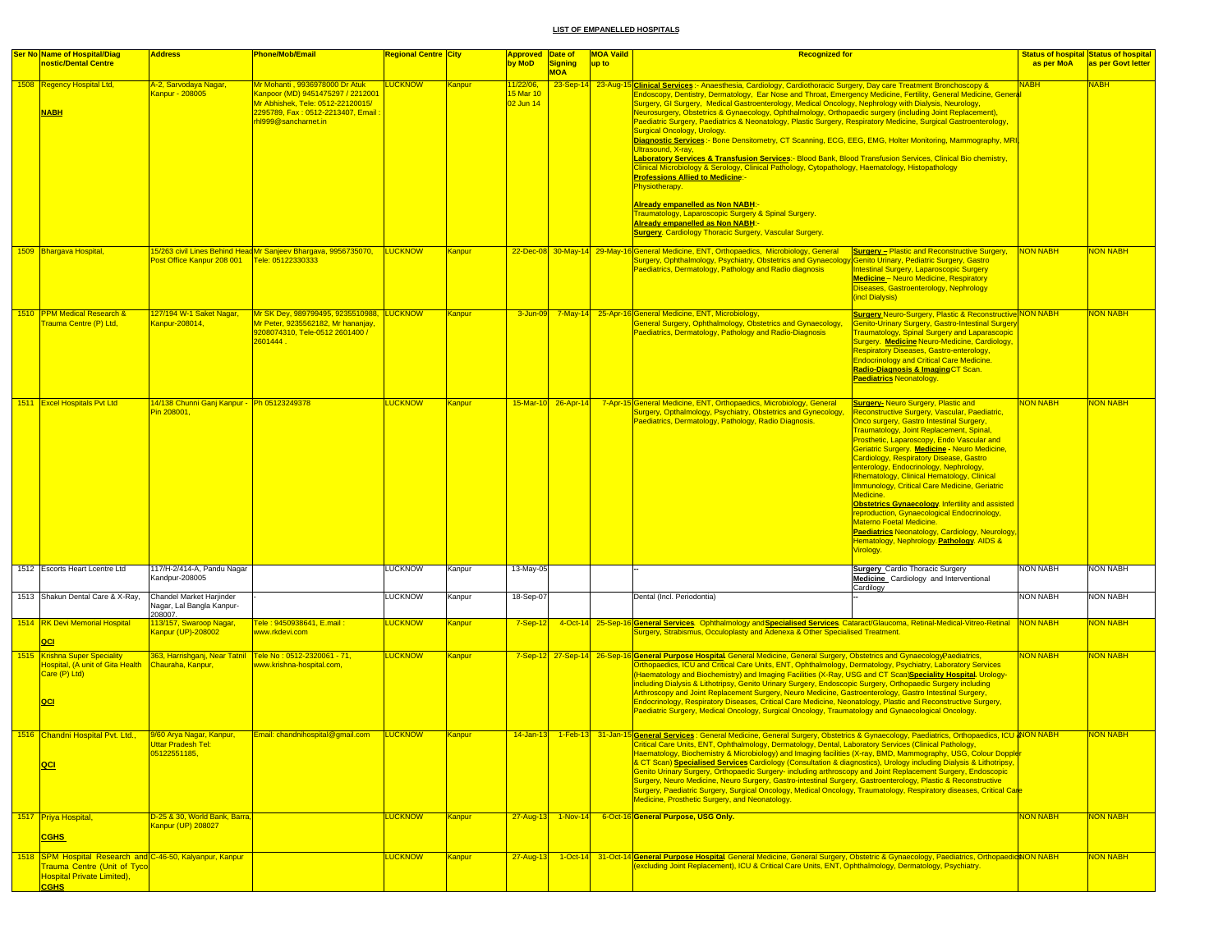**LIST OF EMPANELLED HOSPITALS**

| Ser No | Name of Hospital/Diagnostic/Dental Centre | Address | Phone/Mob/Email | Regional Centre | City | Approved by MoD | Date of Signing MOA | MOA Vaild up to | Recognized for | | Status of hospital as per MoA | Status of hospital as per Govt letter |
|---|---|---|---|---|---|---|---|---|---|---|---|---|
| 1508 | Regency Hospital Ltd, **NABH** | A-2, Sarvodaya Nagar, Kanpur - 208005 | Mr Mohanti , 9936978000 Dr Atuk Kanpoor (MD) 9451475297 / 2212001 Mr Abhishek, Tele: 0512-22120015/ 2295789, Fax : 0512-2213407, Email : rhl999@sancharnet.in | LUCKNOW | Kanpur | 11/22/06, 15 Mar 10 02 Jun 14 | 23-Sep-14 | 23-Aug-15 | **Clinical Services**:- Anaesthesia, Cardiology, Cardiothoracic Surgery, Day care Treatment Bronchoscopy & Endoscopy, Dentistry, Dermatology, Ear Nose and Throat, Emergency Medicine, Fertility, General Medicine, General Surgery, GI Surgery, Medical Gastroenterology, Medical Oncology, Nephrology with Dialysis, Neurology, Neurosurgery, Obstetrics & Gynaecology, Ophthalmology, Orthopaedic surgery (including Joint Replacement), Paediatric Surgery, Paediatrics & Neonatology, Plastic Surgery, Respiratory Medicine, Surgical Gastroenterology, Surgical Oncology, Urology. **Diagnostic Services**:- Bone Densitometry, CT Scanning, ECG, EEG, EMG, Holter Monitoring, Mammography, MRI, Ultrasound, X-ray, **Laboratory Services & Transfusion Services**:- Blood Bank, Blood Transfusion Services, Clinical Bio chemistry, Clinical Microbiology & Serology, Clinical Pathology, Cytopathology, Haematology, Histopathology **Professions Allied to Medicine**:- Physiotherapy. **Already empanelled as Non NABH**:- Traumatology, Laparoscopic Surgery & Spinal Surgery. **Already empanelled as Non NABH**:- **Surgery**. Cardiology Thoracic Surgery, Vascular Surgery. | | NABH | NABH |
| 1509 | Bhargava Hospital, | 15/263 civil Lines Behind Head Post Office Kanpur 208 001 | Mr Sanjeev Bhargava, 9956735070, Tele: 05122330333 | LUCKNOW | Kanpur | 22-Dec-08 | 30-May-14 | 29-May-16 | General Medicine, ENT, Orthopaedics, Microbiology, General Surgery, Ophthalmology, Psychiatry, Obstetrics and Gynaecology, Paediatrics, Dermatology, Pathology and Radio diagnosis | **Surgery** – Plastic and Reconstructive Surgery, Genito Urinary, Pediatric Surgery, Gastro Intestinal Surgery, Laparoscopic Surgery **Medicine** – Neuro Medicine, Respiratory Diseases, Gastroenterology, Nephrology (incl Dialysis) | NON NABH | NON NABH |
| 1510 | PPM Medical Research & Trauma Centre (P) Ltd, | 127/194 W-1 Saket Nagar, Kanpur-208014, | Mr SK Dey, 989799495, 9235510988, Mr Peter, 9235562182, Mr hananjay, 9208074310, Tele-0512 2601400 / 2601444 . | LUCKNOW | Kanpur | 3-Jun-09 | 7-May-14 | 25-Apr-16 | General Medicine, ENT, Microbiology, General Surgery, Ophthalmology, Obstetrics and Gynaecology, Paediatrics, Dermatology, Pathology and Radio-Diagnosis | **Surgery** Neuro-Surgery, Plastic & Reconstructive Genito-Urinary Surgery, Gastro-Intestinal Surgery Traumatology, Spinal Surgery and Laparascopic Surgery. **Medicine** Neuro-Medicine, Cardiology, Respiratory Diseases, Gastro-enterology, Endocrinology and Critical Care Medicine. **Radio-Diagnosis & Imaging** CT Scan. **Paediatrics** Neonatology. | NON NABH | NON NABH |
| 1511 | Excel Hospitals Pvt Ltd | 14/138 Chunni Ganj Kanpur - Pin 208001, | Ph 05123249378 | LUCKNOW | Kanpur | 15-Mar-10 | 26-Apr-14 | 7-Apr-15 | General Medicine, ENT, Orthopaedics, Microbiology, General Surgery, Opthalmology, Psychiatry, Obstetrics and Gynecology, Paediatrics, Dermatology, Pathology, Radio Diagnosis. | **Surgery**- Neuro Surgery, Plastic and Reconstructive Surgery, Vascular, Paediatric, Onco surgery, Gastro Intestinal Surgery, Traumatology, Joint Replacement, Spinal, Prosthetic, Laparoscopy, Endo Vascular and Geriatric Surgery. **Medicine** - Neuro Medicine, Cardiology, Respiratory Disease, Gastro enterology, Endocrinology, Nephrology, Rhematology, Clinical Hematology, Clinical Immunology, Critical Care Medicine, Geriatric Medicine. **Obstetrics Gynaecology** Infertility and assisted reproduction, Gynaecological Endocrinology, Materno Foetal Medicine. **Paediatrics** Neonatology, Cardiology, Neurology, Hematology, Nephrology. **Pathology**. AIDS & Virology. | NON NABH | NON NABH |
| 1512 | Escorts Heart Lcentre Ltd | 117/H-2/414-A, Pandu Nagar Kandpur-208005 | | LUCKNOW | Kanpur | 13-May-05 | | | -- | **Surgery** Cardio Thoracic Surgery **Medicine** Cardiology and Interventional Cardilogy | NON NABH | NON NABH |
| 1513 | Shakun Dental Care & X-Ray, | Chandel Market Harjinder Nagar, Lal Bangla Kanpur-208007. | - | LUCKNOW | Kanpur | 18-Sep-07 | | | Dental (Incl. Periodontia) | -- | NON NABH | NON NABH |
| 1514 | RK Devi Memorial Hospital **QCI** | 113/157, Swaroop Nagar, Kanpur (UP)-208002 | Tele : 9450938641, E.mail : www.rkdevi.com | LUCKNOW | Kanpur | 7-Sep-12 | 4-Oct-14 | 25-Sep-16 | **General Services**. Ophthalmology and **Specialised Services**. Cataract/Glaucoma, Retinal-Medical-Vitreo-Retinal Surgery, Strabismus, Occuloplasty and Adenexa & Other Specialised Treatment. | | NON NABH | NON NABH |
| 1515 | Krishna Super Speciality Hospital, (A unit of Gita Health Care (P) Ltd) **QCI** | 363, Harrishganj, Near Tatnil Chauraha, Kanpur, | Tele No : 0512-2320061 - 71, www.krishna-hospital.com, | LUCKNOW | Kanpur | 7-Sep-12 | 27-Sep-14 | 26-Sep-16 | **General Purpose Hospital**. General Medicine, General Surgery, Obstetrics and Gynaecology, Paediatrics, Orthopaedics, ICU and Critical Care Units, ENT, Ophthalmology, Dermatology, Psychiatry, Laboratory Services (Haematology and Biochemistry) and Imaging Facilities (X-Ray, USG and CT Scan). **Speciality Hospital**. Urology-including Dialysis & Lithotripsy, Genito Urinary Surgery, Endoscopic Surgery, Orthopaedic Surgery including Arthroscopy and Joint Replacement Surgery, Neuro Medicine, Gastroenterology, Gastro Intestinal Surgery, Endocrinology, Respiratory Diseases, Critical Care Medicine, Neonatology, Plastic and Reconstructive Surgery, Paediatric Surgery, Medical Oncology, Surgical Oncology, Traumatology and Gynaecological Oncology. | | NON NABH | NON NABH |
| 1516 | Chandni Hospital Pvt. Ltd., **QCI** | 9/60 Arya Nagar, Kanpur, Uttar Pradesh Tel: 05122551185, | Email: chandnihospital@gmail.com | LUCKNOW | Kanpur | 14-Jan-13 | 1-Feb-13 | 31-Jan-15 | **General Services** : General Medicine, General Surgery, Obstetrics & Gynaecology, Paediatrics, Orthopaedics, ICU & Critical Care Units, ENT, Ophthalmology, Dermatology, Dental, Laboratory Services (Clinical Pathology, Haematology, Biochemistry & Microbiology) and Imaging facilities (X-ray, BMD, Mammography, USG, Colour Doppler & CT Scan) **Specialised Services** Cardiology (Consultation & diagnostics), Urology including Dialysis & Lithotripsy, Genito Urinary Surgery, Orthopaedic Surgery- including arthroscopy and Joint Replacement Surgery, Endoscopic Surgery, Neuro Medicine, Neuro Surgery, Gastro-intestinal Surgery, Gastroenterology, Plastic & Reconstructive Surgery, Paediatric Surgery, Surgical Oncology, Medical Oncology, Traumatology, Respiratory diseases, Critical Care Medicine, Prosthetic Surgery, and Neonatology. | | NON NABH | NON NABH |
| 1517 | Priya Hospital, **CGHS** | D-25 & 30, World Bank, Barra, Kanpur (UP) 208027 | | LUCKNOW | Kanpur | 27-Aug-13 | 1-Nov-14 | 6-Oct-16 | **General Purpose, USG Only.** | | NON NABH | NON NABH |
| 1518 | SPM Hospital Research and Trauma Centre (Unit of Tyco Hospital Private Limited), **CGHS** | C-46-50, Kalyanpur, Kanpur | | LUCKNOW | Kanpur | 27-Aug-13 | 1-Oct-14 | 31-Oct-14 | **General Purpose Hospital**. General Medicine, General Surgery, Obstetric & Gynaecology, Paediatrics, Orthopaedics (excluding Joint Replacement), ICU & Critical Care Units, ENT, Ophthalmology, Dermatology, Psychiatry. | | NON NABH | NON NABH |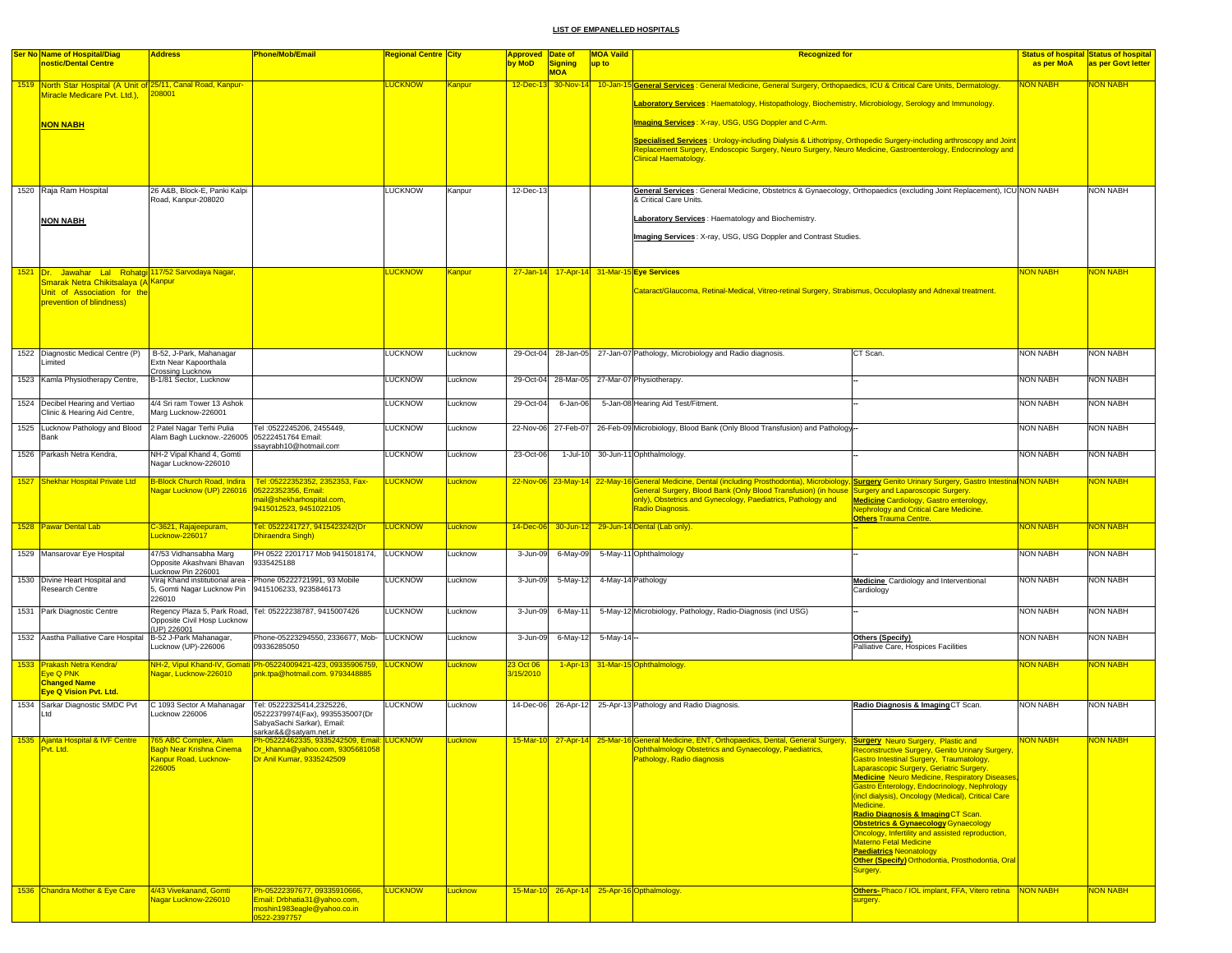## LIST OF EMPANELLED HOSPITALS

| Ser No | Name of Hospital/Diagnostic/Dental Centre | Address | Phone/Mob/Email | Regional Centre | City | Approved by MoD | Date of Signing MOA | MOA Vaild up to | Recognized for | | Status of hospital as per MoA | Status of hospital as per Govt letter |
|---|---|---|---|---|---|---|---|---|---|---|---|---|
| 1519 | North Star Hospital (A Unit of Miracle Medicare Pvt. Ltd.), **NON NABH** | 25/11, Canal Road, Kanpur-208001 | | LUCKNOW | Kanpur | 12-Dec-13 | 30-Nov-14 | 10-Jan-15 | **General Services** : General Medicine, General Surgery, Orthopaedics, ICU & Critical Care Units, Dermatology. **Laboratory Services** : Haematology, Histopathology, Biochemistry, Microbiology, Serology and Immunology. **Imaging Services** : X-ray, USG, USG Doppler and C-Arm. **Specialised Services** : Urology-including Dialysis & Lithotripsy, Orthopedic Surgery-including arthroscopy and Joint Replacement Surgery, Endoscopic Surgery, Neuro Surgery, Neuro Medicine, Gastroenterology, Endocrinology and Clinical Haematology. | | NON NABH | NON NABH |
| 1520 | Raja Ram Hospital **NON NABH** | 26 A&B, Block-E, Panki Kalpi Road, Kanpur-208020 | | LUCKNOW | Kanpur | 12-Dec-13 | | | **General Services** : General Medicine, Obstetrics & Gynaecology, Orthopaedics (excluding Joint Replacement), ICU & Critical Care Units. **Laboratory Services** : Haematology and Biochemistry. **Imaging Services** : X-ray, USG, USG Doppler and Contrast Studies. | | NON NABH | NON NABH |
| 1521 | Dr. Jawahar Lal Rohatgi Smarak Netra Chikitsalaya (A Unit of Association for the prevention of blindness) | 117/52 Sarvodaya Nagar, Kanpur | | LUCKNOW | Kanpur | 27-Jan-14 | 17-Apr-14 | 31-Mar-15 | **Eye Services** Cataract/Glaucoma, Retinal-Medical, Vitreo-retinal Surgery, Strabismus, Occuloplasty and Adnexal treatment. | | NON NABH | NON NABH |
| 1522 | Diagnostic Medical Centre (P) Limited | B-52, J-Park, Mahanagar Extn Near Kapoorthala Crossing Lucknow | | LUCKNOW | Lucknow | 29-Oct-04 | 28-Jan-05 | 27-Jan-07 | Pathology, Microbiology and Radio diagnosis. | CT Scan. | NON NABH | NON NABH |
| 1523 | Kamla Physiotherapy Centre, | B-1/81 Sector, Lucknow | | LUCKNOW | Lucknow | 29-Oct-04 | 28-Mar-05 | 27-Mar-07 | Physiotherapy. | -- | NON NABH | NON NABH |
| 1524 | Decibel Hearing and Vertiao Clinic & Hearing Aid Centre, | 4/4 Sri ram Tower 13 Ashok Marg Lucknow-226001 | | LUCKNOW | Lucknow | 29-Oct-04 | 6-Jan-06 | 5-Jan-08 | Hearing Aid Test/Fitment. | -- | NON NABH | NON NABH |
| 1525 | Lucknow Pathology and Blood Bank | 2 Patel Nagar Terhi Pulia Alam Bagh Lucknow.-226005 | Tel :0522245206, 2455449, 05222451764 Email: ssayrabh10@hotmail.com | LUCKNOW | Lucknow | 22-Nov-06 | 27-Feb-07 | 26-Feb-09 | Microbiology, Blood Bank (Only Blood Transfusion) and Pathology | -- | NON NABH | NON NABH |
| 1526 | Parkash Netra Kendra, | NH-2 Vipal Khand 4, Gomti Nagar Lucknow-226010 | | LUCKNOW | Lucknow | 23-Oct-06 | 1-Jul-10 | 30-Jun-11 | Ophthalmology. | -- | NON NABH | NON NABH |
| 1527 | Shekhar Hospital Private Ltd | B-Block Church Road, Indira Nagar Lucknow (UP) 226016 | Tel :05222352352, 2352353, Fax-05222352356, Email: mail@shekharhospital.com, 9415012523, 9451022105 | LUCKNOW | Lucknow | 22-Nov-06 | 23-May-14 | 22-May-16 | General Medicine, Dental (including Prosthodontia), Microbiology, General Surgery, Blood Bank (Only Blood Transfusion) (in house only), Obstetrics and Gynecology, Paediatrics, Pathology and Radio Diagnosis. | **Surgery** Genito Urinary Surgery, Gastro Intestinal Surgery and Laparoscopic Surgery. **Medicine** Cardiology, Gastro enterology, Nephrology and Critical Care Medicine. **Others** Trauma Centre. | NON NABH | NON NABH |
| 1528 | Pawar Dental Lab | C-3621, Rajajeepuram, Lucknow-226017 | Tel: 0522241727, 9415423242(Dr Dhiraendra Singh) | LUCKNOW | Lucknow | 14-Dec-06 | 30-Jun-12 | 29-Jun-14 | Dental (Lab only). | -- | NON NABH | NON NABH |
| 1529 | Mansarovar Eye Hospital | 47/53 Vidhansabha Marg Opposite Akashvani Bhavan Lucknow Pin 226001 | PH 0522 2201717 Mob 9415018174, 9335425188 | LUCKNOW | Lucknow | 3-Jun-09 | 6-May-09 | 5-May-11 | Ophthalmology | -- | NON NABH | NON NABH |
| 1530 | Divine Heart Hospital and Research Centre | Viraj Khand institutional area - 5, Gomti Nagar Lucknow Pin 226010 | Phone 05222721991, 93 Mobile 9415106233, 9235846173 | LUCKNOW | Lucknow | 3-Jun-09 | 5-May-12 | 4-May-14 | Pathology | **Medicine** Cardiology and Interventional Cardiology | NON NABH | NON NABH |
| 1531 | Park Diagnostic Centre | Regency Plaza 5, Park Road, Opposite Civil Hosp Lucknow (UP) 226001 | Tel: 05222238787, 9415007426 | LUCKNOW | Lucknow | 3-Jun-09 | 6-May-11 | 5-May-12 | Microbiology, Pathology, Radio-Diagnosis (incl USG) | -- | NON NABH | NON NABH |
| 1532 | Aastha Palliative Care Hospital | B-52 J-Park Mahanagar, Lucknow (UP)-226006 | Phone-05223294550, 2336677, Mob-09336285050 | LUCKNOW | Lucknow | 3-Jun-09 | 6-May-12 | 5-May-14 | -- | **Others (Specify)** Palliative Care, Hospices Facilities | NON NABH | NON NABH |
| 1533 | Prakash Netra Kendra/ Eye Q PNK **Changed Name Eye Q Vision Pvt. Ltd.** | NH-2, Vipul Khand-IV, Gomati Nagar, Lucknow-226010 | Ph-05224009421-423, 09335906759, pnk.tpa@hotmail.com. 9793448885 | LUCKNOW | Lucknow | 23 Oct 06 3/15/2010 | 1-Apr-13 | 31-Mar-15 | Ophthalmology. | | NON NABH | NON NABH |
| 1534 | Sarkar Diagnostic SMDC Pvt Ltd | C 1093 Sector A Mahanagar Lucknow 226006 | Tel: 05222325414,2325226, 05222379974(Fax), 9935535007(Dr SabyaSachi Sarkar), Email: sarkar&&@satyam.net.in | LUCKNOW | Lucknow | 14-Dec-06 | 26-Apr-12 | 25-Apr-13 | Pathology and Radio Diagnosis. | **Radio Diagnosis & Imaging** CT Scan. | NON NABH | NON NABH |
| 1535 | Ajanta Hospital & IVF Centre Pvt. Ltd. | 765 ABC Complex, Alam Bagh Near Krishna Cinema Kanpur Road, Lucknow-226005 | Ph-05222462335, 9335242509, Email: Dr_khanna@yahoo.com, 9305681058 Dr Anil Kumar, 9335242509 | LUCKNOW | Lucknow | 15-Mar-10 | 27-Apr-14 | 25-Mar-16 | General Medicine, ENT, Orthopaedics, Dental, General Surgery, Ophthalmology Obstetrics and Gynaecology, Paediatrics, Pathology, Radio diagnosis | **Surgery** Neuro Surgery, Plastic and Reconstructive Surgery, Genito Urinary Surgery, Gastro Intestinal Surgery, Traumatology, Laparascopic Surgery, Geriatric Surgery. **Medicine** Neuro Medicine, Respiratory Diseases, Gastro Enterology, Endocrinology, Nephrology (incl dialysis), Oncology (Medical), Critical Care Medicine. **Radio Diagnosis & Imaging** CT Scan. **Obstetrics & Gynaecology** Gynaecology Oncology, Infertility and assisted reproduction, Materno Fetal Medicine **Paediatrics** Neonatology **Other (Specify)** Orthodontia, Prosthodontia, Oral Surgery. | NON NABH | NON NABH |
| 1536 | Chandra Mother & Eye Care | 4/43 Vivekanand, Gomti Nagar Lucknow-226010 | Ph-05222397677, 09335910666, Email: Drbhatia31@yahoo.com, moshin1983eagle@yahoo.co.in 0522-2397757 | LUCKNOW | Lucknow | 15-Mar-10 | 26-Apr-14 | 25-Apr-16 | Opthalmology. | **Others-** Phaco / IOL implant, FFA, Vitero retina surgery. | NON NABH | NON NABH |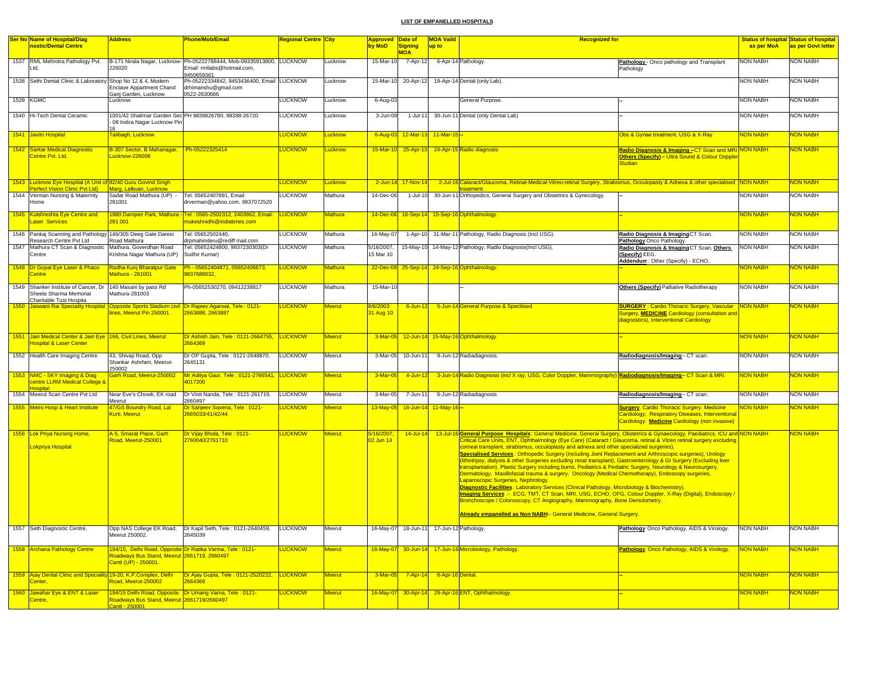# LIST OF EMPANELLED HOSPITALS

| Ser No | Name of Hospital/Diagnostic/Dental Centre | Address | Phone/Mob/Email | Regional Centre | City | Approved by MoD | Date of Signing MOA | MOA Vaild up to | Recognized for | | Status of hospital as per MoA | Status of hospital as per Govt letter |
|---|---|---|---|---|---|---|---|---|---|---|---|---|
| 1537 | RML Mehrotra Pathology Pvt. Ltd. | B-171 Nirala Nagar, Lucknow-226020 | Ph-05222788444, Mob-09335913800, Email: rmllabs@hotmail.com, 9450659361 | LUCKNOW | Lucknow | 15-Mar-10 | 7-Apr-12 | 6-Apr-14 | Pathology. | **Pathology** - Onco pathology and Transplant Pathology | NON NABH | NON NABH |
| 1538 | Sethi Dental Clinic & Laboratory | Shop No 12 & 4, Modern Enclave Appartment Chand Ganj Garden, Lucknow | Ph-05222334842, 9453436400, Email: drhimanshu@gmail.com 0522-2630666 | LUCKNOW | Lucknow | 15-Mar-10 | 20-Apr-12 | 19-Apr-14 | Dental (only Lab). | | NON NABH | NON NABH |
| 1539 | KGMC | Lucknow | | LUCKNOW | Lucknow | 6-Aug-03 | | | General Purpose. | -- | NON NABH | NON NABH |
| 1540 | Hi-Tech Dental Ceramic | 1001/42 Shalimar Garden Sec - 08 Indira Nagar Lucknow Pin 16 | PH 9839826780, 98398-26720 | LUCKNOW | Lucknow | 3-Jun-09 | 1-Jul-11 | 30-Jun-11 | Dental (only Dental Lab) | -- | NON NABH | NON NABH |
| 1541 | Javitri Hospital | Talibagh, Lucknow | | LUCKNOW | Lucknow | 6-Aug-03 | 12-Mar-13 | 11-Mar-15 | -- | Obs & Gynae treatment, USG & X-Ray | NON NABH | NON NABH |
| 1542 | Sarkar Medical Diagnostic Centre Pvt. Ltd. | B-307 Sector, B Mahanagar, Lucknow-226006 | Ph-05222325414 | LUCKNOW | Lucknow | 15-Mar-10 | 25-Apr-13 | 24-Apr-15 | Radio diagnosis | **Radio Diagnosis & Imaging** – CT Scan and MRI **Others (Specify)** – Ultra Sound & Colour Doppler Sludian | NON NABH | NON NABH |
| 1543 | Lucknow Eye Hospital (A Unit of Perfect Vision Clinic Pvt Ltd) | 82/40 Guru Govind Singh Marg, Lalkuan, Lucknow | | LUCKNOW | Lucknow | 2-Jun-14 | 17-Nov-14 | 2-Jul-16 | Cataract/Glaucoma, Retinal-Medical-Vitreo-retinal Surgery, Strabismus, Occulopasty & Adnexa & other specialised treatment. | | NON NABH | NON NABH |
| 1544 | Verman Nursing & Maternity Home | Sadar Road Mathura (UP) - 281001 | Tel: 05652407891, Email: drverman@yahoo.com, 9837072520 | LUCKNOW | Mathura | 14-Dec-06 | 1-Jul-10 | 30-Jun-11 | Orthopedics, General Surgery and Obstetrics & Gynecology. | -- | NON NABH | NON NABH |
| 1545 | Kulshreshta Eye Centre and Laser Services | 1980 Dampier Park, Mathura - 281 001 | Tel : 0565-2502312, 2403862, Email: mukeshnidhi@indiatimes.com | LUCKNOW | Mathura | 14-Dec-06 | 16-Sep-14 | 15-Sep-16 | Ophthalmology. | -- | NON NABH | NON NABH |
| 1546 | Pankaj Scanning and Pathology Research Centre Pvt Ltd | 146/305 Deeg Gate Daresi Road Mathura | Tel: 05652502440, drpmahinderu@rediff mail.com | LUCKNOW | Mathura | 16-May-07 | 1-Apr-10 | 31-Mar-11 | Pathology, Radio Diagnosis (Incl USG). | **Radio Diagnosis & Imaging** CT Scan. **Pathology** Onco Pathology. | NON NABH | NON NABH |
| 1547 | Mathura CT Scan & Diagnostic Centre | Mathura, Goverdhan Road Krishna Nagar Mathura (UP) | Tel: 05652424800, 9837230303(Dr Sudhir Kumar) | LUCKNOW | Mathura | 5/16/2007, 15 Mar 10 | 15-May-10 | 14-May-12 | Pathology, Radio Diagnosis(Incl USG). | **Radio Diagnosis & Imaging** CT Scan, **Others (Specify)** EEG. Addendum : Other (Specify) - ECHO. | NON NABH | NON NABH |
| 1548 | Dr Gopal Eye Laser & Phaco Centre | Radha Kunj Bharatpur Gate Mathura - 281001 | Ph - 05652404871, 05652406673, 9837686032, | LUCKNOW | Mathura | 22-Dec-08 | 25-Sep-14 | 24-Sep-16 | Ophthalmology. | -- | NON NABH | NON NABH |
| 1549 | Shanker Institute of Cancer, Dr Sheela Sharma Memorial Charitable Tust Hospita | 140 Masani by pass Rd Mathura-281003 | Ph-05652530270, 09412238817 | LUCKNOW | Mathura | 15-Mar-10 | | | -- | **Others (Specify)** Palliative Radiotherapy | NON NABH | NON NABH |
| 1550 | Jaswant Rai Speciality Hospital | Opposite Sports Stadium civil lines, Meerut Pin 250001 | Dr Rajeev Agarwal, Tele : 0121-2663888, 2663887 | LUCKNOW | Meerut | 8/6/2003 31 Aug 10 | 6-Jun-12 | 5-Jun-14 | General Purpose & Specilised | **SURGERY** : Cardio Thoracic Surgery, Vascular Surgery, **MEDICINE** Cardiology (consultation and diagnostics), Interventional Cardiology | NON NABH | NON NABH |
| 1551 | Jain Medical Center & Jain Eye Hospital & Laser Center | 166, Civil Lines, Meerut | Dr Ashish Jain, Tele : 0121-2664755, 2664369 | LUCKNOW | Meerut | 3-Mar-05 | 12-Jun-14 | 15-May-16 | Ophthalmology. | -- | NON NABH | NON NABH |
| 1552 | Health Care Imaging Centre | 43, Shivaji Road, Opp Shankar Ashrfam, Meerut-250002 | Dr OP Gupta, Tele : 0121-2648870, 2645131 | LUCKNOW | Meerut | 3-Mar-05 | 10-Jun-11 | 9-Jun-12 | Radiadiagnosis. | **Radiodiagnosis/Imaging** – CT scan. | NON NABH | NON NABH |
| 1553 | NMC - SKY Imaging & Diag centre LLRM Medical College & Hospital | Garh Road, Meerut-250002 | Mr Aditya Gaur, Tele : 0121-2766541, 4017200 | LUCKNOW | Meerut | 3-Mar-05 | 4-Jun-12 | 3-Jun-14 | Radio Diagnosis (incl X ray, USG, Color Doppler, Mammography) | **Radiodiagnosis/Imaging** – CT Scan & MRI. | NON NABH | NON NABH |
| 1554 | Meerut Scan Centre Pvt Ltd | Near Eve's Chowk, EK road Meerut | Dr Vinit Nanda, Tele : 0121-261719, 2660497 | LUCKNOW | Meerut | 3-Mar-05 | 7-Jun-11 | 6-Jun-12 | Radiadiagnosis | **Radiodiagnosis/Imaging** – CT scan. | NON NABH | NON NABH |
| 1555 | Metro Hosp & Heart Institute | 47/GS Boundry Road, Lal Kurti, Meerut | Dr Sanjeev Saxena, Tele : 0121-2665033/41/42/44 | LUCKNOW | Meerut | 13-May-05 | 16-Jun-14 | 11-May-16 | -- | **Surgery**. Cardio Thoracic Surgery. Medicine Cardiology, Respiratory Diseases, Interventional Cardiology. **Medicine** Cardiology (non invasive) | NON NABH | NON NABH |
| 1556 | Lok Priya Nursing Home, Lokpriya Hospital | A-5, Smarat Place, Garh Road, Meerut-250001 | Dr Vijay Bhola, Tele : 0121-2760040/2761710 | LUCKNOW | Meerut | 5/16/2007, 02 Jun 14 | 14-Jul-14 | 13-Jul-16 | **General Purpose Hospitals**: General Medicine, General Surgery, Obstetrics & Gynaecology, Paediatrics, ICU and Critical Care Units, ENT, Ophthalmology (Eye Care) (Cataract / Glaucoma, retinal & Vitreo retinal surgery excluding corneal transplant, strabismus, occuloplasty and adnexa and other specialized surgeries). **Specialised Services** : Orthopedic Surgery (Including Joint Replacement and Arthroscopic surgeries), Urology (lithotripsy, dialysis & other Surgeries excluding renal transplant), Gastroenterology & GI Surgery (Excluding liver transplantation), Plastic Surgery including burns, Pediatrics & Pediatric Surgery, Neurology & Neurosurgery, Dermatology, Maxillofacial trauma & surgery, Oncology (Medical Chemotherapy), Endoscopy surgeries, Laparoscopic Surgeries, Nephrology. **Diagnostic Facilities**: Laboratory Services (Clinical Pathology, Microbiology & Biochemistry), **Imaging Services** :- ECG, TMT, CT Scan, MRI, USG, ECHO, OPG, Colour Doppler, X-Ray (Digital), Endoscopy / Bronchoscope / Colonoscopy, CT Angiography, Mammography, Bone Densitometry. **Already empanelled as Non NABH**:- General Medicine, General Surgery. | | NON NABH | NON NABH |
| 1557 | Seth Diagnostic Centre, | Opp NAS College EK Road, Meerut 250002. | Dr Kapil Seth, Tele : 0121-2640459, 2645039 | LUCKNOW | Meerut | 16-May-07 | 18-Jun-11 | 17-Jun-12 | Pathology. | **Pathology** Onco Pathology, AIDS & Virology. | NON NABH | NON NABH |
| 1558 | Archana Pathology Centre | 194/15, Delhi Road, Opposite Roadways Bus Stand, Meerut Cantt (UP) - 250001. | Dr Ratika Varma, Tele : 0121-2661719, 2660497 | LUCKNOW | Meerut | 16-May-07 | 30-Jun-14 | 17-Jun-16 | Microbiology, Pathology. | **Pathology**. Onco Pathology, AIDS & Virology. | NON NABH | NON NABH |
| 1559 | Ajay Dental Clinic and Speciality Center, | 19-20, K.P.Complex, Delhi Road, Meerut-250002 | Dr Ajay Gupta, Tele : 0121-2520222, 2664369 | LUCKNOW | Meerut | 3-Mar-05 | 7-Apr-14 | 6-Apr-16 | Dental. | -- | NON NABH | NON NABH |
| 1560 | Jawahar Eye & ENT & Laser Centre, | 194/15 Delhi Road, Opposite Roadways Bus Stand, Meerut Cantt - 250001 | Dr Umang Varna, Tele : 0121-2661719/2660497 | LUCKNOW | Meerut | 16-May-07 | 30-Apr-14 | 29-Apr-16 | ENT, Ophthalmology. | -- | NON NABH | NON NABH |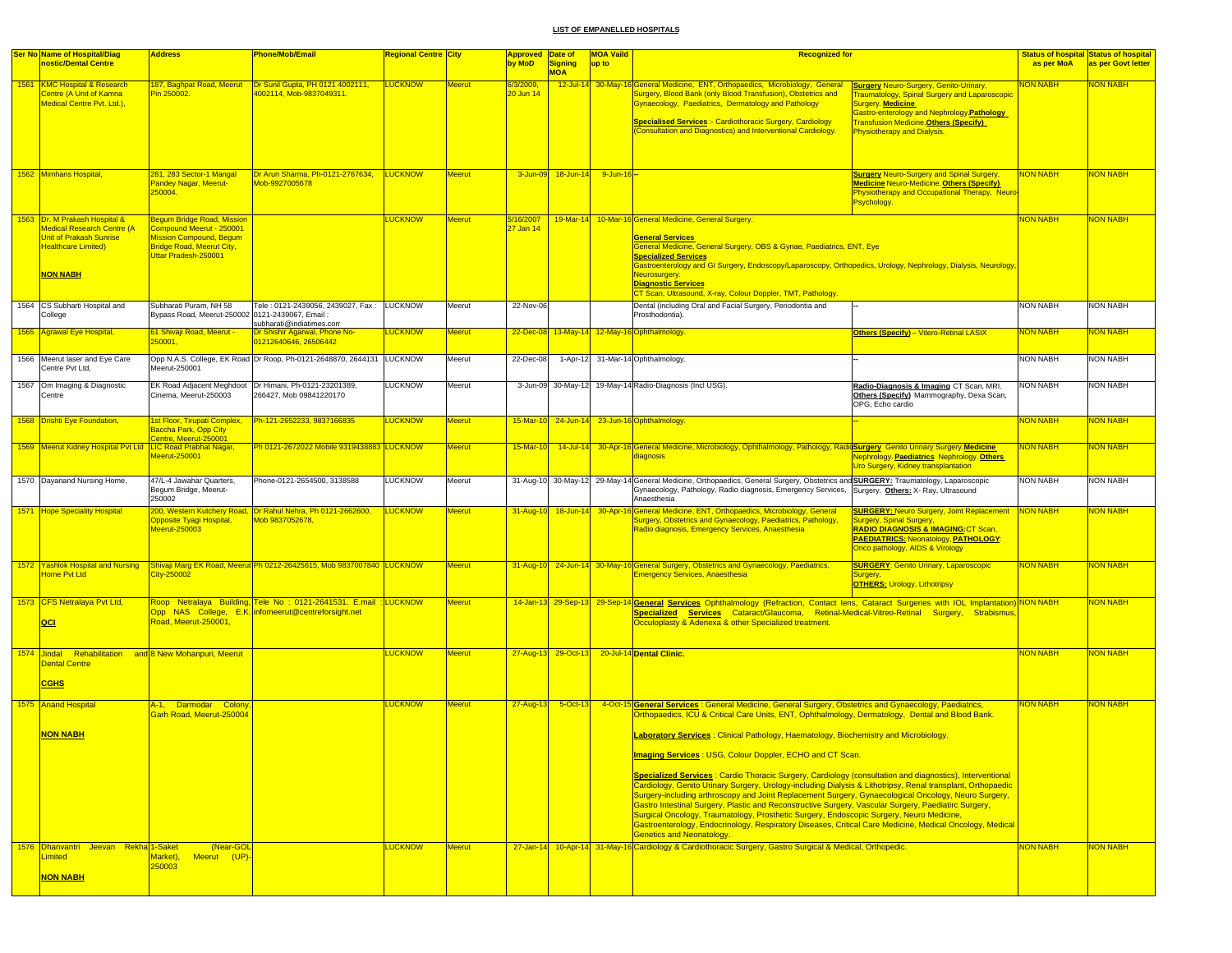# LIST OF EMPANELLED HOSPITALS

| Ser No | Name of Hospital/Diag nostic/Dental Centre | Address | Phone/Mob/Email | Regional Centre | City | Approved by MoD | Date of Signing MOA | MOA Vaild up to | Recognized for | | Status of hospital as per MoA | Status of hospital as per Govt letter |
|---|---|---|---|---|---|---|---|---|---|---|---|---|
| 1561 | KMC Hospital & Research Centre (A Unit of Kamna Medical Centre Pvt. Ltd.), | 187, Baghpat Road, Meerut Pin 250002. | Dr Sunil Gupta, PH 0121 4002111, 4002114, Mob-9837049311. | LUCKNOW | Meerut | 6/3/2009, 20 Jun 14 | 12-Jul-14 | 30-May-16 | General Medicine, ENT, Orthopaedics, Microbiology, General Surgery, Blood Bank (only Blood Transfusion), Obstetrics and Gynaecology, Paediatrics, Dermatology and Pathology **Specialised Services** :- Cardiothoracic Surgery, Cardiology (Consultation and Diagnostics) and Interventional Cardiology. | **Surgery** Neuro-Surgery, Genito-Urinary, Traumatology, Spinal Surgery and Laparoscopic Surgery. **Medicine** Gastro-enterology and Nephrology.**Pathology** Transfusion Medicine.**Others (Specify)** Physiotherapy and Dialysis. | NON NABH | NON NABH |
| 1562 | Mimhans Hospital, | 281, 283 Sector-1 Mangal Pandey Nagar, Meerut-250004. | Dr Arun Sharma, Ph-0121-2767634, Mob-9927005678 | LUCKNOW | Meerut | 3-Jun-09 | 18-Jun-14 | 9-Jun-16 | -- | **Surgery** Neuro-Surgery and Spinal Surgery. **Medicine** Neuro-Medicine.**Others (Specify)** Physiotherapy and Occupational Therapy, Neuro-Psychology. | NON NABH | NON NABH |
| 1563 | Dr. M Prakash Hospital & Medical Research Centre (A Unit of Prakash Sunrise Healthcare Limited) **NON NABH** | Begum Bridge Road, Mission Compound Meerut - 250001 Mission Compound, Begum Bridge Road, Meerut City, Uttar Pradesh-250001 | | LUCKNOW | Meerut | 5/16/2007 27 Jan 14 | 19-Mar-14 | 10-Mar-16 | General Medicine, General Surgery. **General Services** General Medicine, General Surgery, OBS & Gynae, Paediatrics, ENT, Eye **Specialized Services** Gastroenterology and GI Surgery, Endoscopy/Laparoscopy, Orthopedics, Urology, Nephrology, Dialysis, Neurology, Neurosurgery. **Diagnostic Services** CT Scan, Ultrasound, X-ray, Colour Doppler, TMT, Pathology. | | NON NABH | NON NABH |
| 1564 | CS Subharti Hospital and College | Subharati Puram, NH 58 Bypass Road, Meerut-250002 | Tele : 0121-2439056, 2439027, Fax : 0121-2439067, Email : subharati@indiatimes.com | LUCKNOW | Meerut | 22-Nov-06 | | | Dental (including Oral and Facial Surgery, Periodontia and Prosthodontia). | -- | NON NABH | NON NABH |
| 1565 | Agrawal Eye Hospital, | 61 Shivaji Road, Meerut - 250001, | Dr Shishir Agarwal, Phone No-01212640646, 26506442 | LUCKNOW | Meerut | 22-Dec-08 | 13-May-14 | 12-May-16 | Ophthalmology. | **Others (Specify)** – Vitero-Retinal LASIX | NON NABH | NON NABH |
| 1566 | Meerut laser and Eye Care Centre Pvt Ltd, | Opp N.A.S. College, EK Road Meerut-250001 | Dr Roop, Ph-0121-2648870, 2644131 | LUCKNOW | Meerut | 22-Dec-08 | 1-Apr-12 | 31-Mar-14 | Ophthalmology. | -- | NON NABH | NON NABH |
| 1567 | Om Imaging & Diagnostic Centre | EK Road Adjacent Meghdoot Cinema, Meerut-250003 | Dr Himani, Ph-0121-23201389, 266427, Mob 09841220170 | LUCKNOW | Meerut | 3-Jun-09 | 30-May-12 | 19-May-14 | Radio-Diagnosis (Incl USG). | **Radio-Diagnosis & Imaging** CT Scan, MRI. **Others (Specify)** Mammography, Dexa Scan, OPG, Echo cardio | NON NABH | NON NABH |
| 1568 | Drishti Eye Foundation, | 1st Floor, Tirupati Complex, Baccha Park, Opp City Centre, Meerut-250001 | Ph-121-2652233, 9837166835 | LUCKNOW | Meerut | 15-Mar-10 | 24-Jun-14 | 23-Jun-16 | Ophthalmology. | -- | NON NABH | NON NABH |
| 1569 | Meerut Kidney Hospital Pvt Ltd | LIC Road Prabhat Nagar, Meerut-250001 | Ph 0121-2672022 Mobile 9319438883 | LUCKNOW | Meerut | 15-Mar-10 | 14-Jul-14 | 30-Apr-16 | General Medicine, Microbiology, Ophthalmology, Pathology, Radio diagnosis | **Surgery** Genito Urinary Surgery.**Medicine** Nephrology.**Paediatrics** Nephrology.**Others** Uro Surgery, Kidney transplantation | NON NABH | NON NABH |
| 1570 | Dayanand Nursing Home, | 47/L-4 Jawahar Quarters, Begum Bridge, Meerut-250002 | Phone-0121-2654500, 3138588 | LUCKNOW | Meerut | 31-Aug-10 | 30-May-12 | 29-May-14 | General Medicine, Orthopaedics, General Surgery, Obstetrics and Gynaecology, Pathology, Radio diagnosis, Emergency Services, Anaesthesia | **SURGERY:** Traumatology, Laparoscopic Surgery. **Others:** X- Ray, Ultrasound | NON NABH | NON NABH |
| 1571 | Hope Speciality Hospital | 200, Western Kutchery Road, Opposite Tyagi Hospital, Meerut-250003 | Dr Rahul Nehra, Ph 0121-2662600, Mob 9837052678, | LUCKNOW | Meerut | 31-Aug-10 | 18-Jun-14 | 30-Apr-16 | General Medicine, ENT, Orthopaedics, Microbiology, General Surgery, Obstetrics and Gynaecology, Paediatrics, Pathology, Radio diagnosis, Emergency Services, Anaesthesia | **SURGERY:** Neuro Surgery, Joint Replacement Surgery, Spinal Surgery, **RADIO DIAGNOSIS & IMAGING:** CT Scan, **PAEDIATRICS:** Neonatology, **PATHOLOGY**: Onco pathology, AIDS & Virology | NON NABH | NON NABH |
| 1572 | Yashlok Hospital and Nursing Home Pvt Ltd | Shivaji Marg EK Road, Meerut City-250002 | Ph 0212-26425615, Mob 9837007840 | LUCKNOW | Meerut | 31-Aug-10 | 24-Jun-14 | 30-May-16 | General Surgery, Obstetrics and Gynaecology, Paediatrics, Emergency Services, Anaesthesia | **SURGERY**: Genito Urinary, Laparoscopic Surgery, **OTHERS:** Urology, Lithotripsy | NON NABH | NON NABH |
| 1573 | CFS Netralaya Pvt Ltd, **QCI** | Roop Netralaya Building, Opp NAS College, E.K. Road, Meerut-250001, | Tele No : 0121-2641531, E.mail : infomeerut@centreforsight.net | LUCKNOW | Meerut | 14-Jan-13 | 29-Sep-13 | 29-Sep-14 | **General Services** Ophthalmology (Refraction, Contact lens, Cataract Surgeries with IOL Implantation) **Specialized Services** Cataract/Glaucoma, Retinal-Medical-Vitreo-Retinal Surgery, Strabismus, Occuloplasty & Adenexa & other Specialized treatment. | | NON NABH | NON NABH |
| 1574 | Jindal Rehabilitation and Dental Centre **CGHS** | 8 New Mohanpuri, Meerut | | LUCKNOW | Meerut | 27-Aug-13 | 29-Oct-13 | 20-Jul-14 | **Dental Clinic.** | | NON NABH | NON NABH |
| 1575 | Anand Hospital **NON NABH** | A-1, Darmodar Colony, Garh Road, Meerut-250004 | | LUCKNOW | Meerut | 27-Aug-13 | 5-Oct-13 | 4-Oct-15 | **General Services** : General Medicine, General Surgery, Obstetrics and Gynaecology, Paediatrics, Orthopaedics, ICU & Critical Care Units, ENT, Ophthalmology, Dermatology, Dental and Blood Bank. **Laboratory Services** : Clinical Pathology, Haematology, Biochemistry and Microbiology. **Imaging Services** : USG, Colour Doppler, ECHO and CT Scan. **Specialized Services** : Cardio Thoracic Surgery, Cardiology (consultation and diagnostics), Interventional Cardiology, Genito Urinary Surgery, Urology-including Dialysis & Lithotripsy, Renal transplant, Orthopaedic Surgery-including arthroscopy and Joint Replacement Surgery, Gynaecological Oncology, Neuro Surgery, Gastro Intestinal Surgery, Plastic and Reconstructive Surgery, Vascular Surgery, Paediatirc Surgery, Surgical Oncology, Traumatology, Prosthetic Surgery, Endoscopic Surgery, Neuro Medicine, Gastroenterology, Endocrinology, Respiratory Diseases, Critical Care Medicine, Medical Oncology, Medical Genetics and Neonatology. | | NON NABH | NON NABH |
| 1576 | Dhanvantri Jeevan Rekha Limited **NON NABH** | 1-Saket (Near-GOL Market), Meerut (UP)-250003 | | LUCKNOW | Meerut | 27-Jan-14 | 10-Apr-14 | 31-May-16 | Cardiology & Cardiothoracic Surgery, Gastro Surgical & Medical, Orthopedic. | | NON NABH | NON NABH |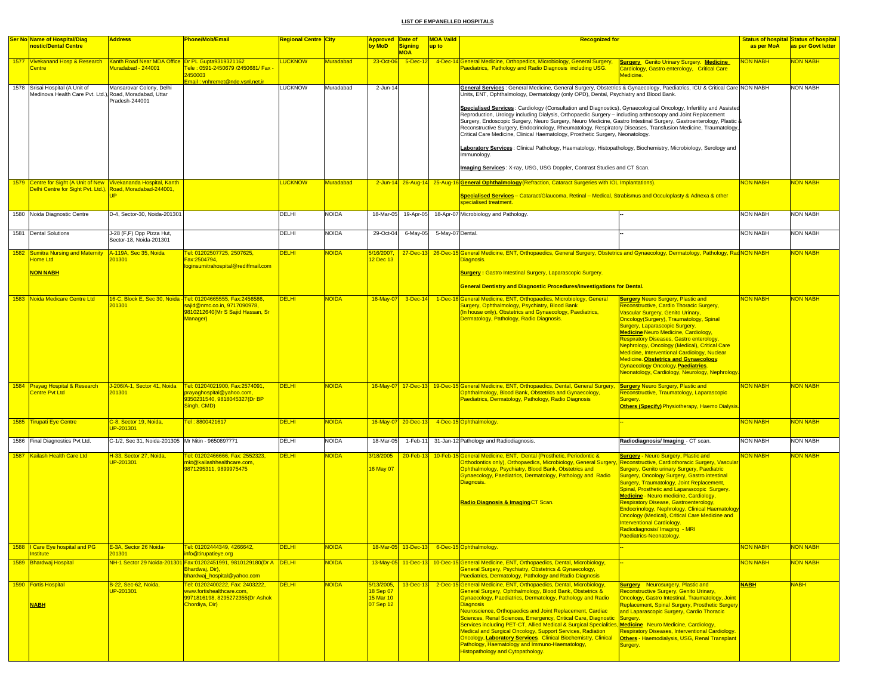**LIST OF EMPANELLED HOSPITALS**

| Ser No | Name of Hospital/Diagnostic/Dental Centre | Address | Phone/Mob/Email | Regional Centre | City | Approved by MoD | Date of Signing MOA | MOA Vaild up to | Recognized for | | Status of hospital as per MoA | Status of hospital as per Govt letter |
|---|---|---|---|---|---|---|---|---|---|---|---|---|
| 1577 | Vivekanand Hosp & Research Centre | Kanth Road Near MDA Office Muradabad - 244001 | Dr PL Gupta9319321162 Tele : 0591-2450679 /2450681/ Fax - 2450003 Email : vnhremet@nde.vsnl.net.ir | LUCKNOW | Muradabad | 23-Oct-06 | 5-Dec-12 | 4-Dec-14 | General Medicine, Orthopedics, Microbiology, General Surgery, Paediatrics, Pathology and Radio Diagnosis including USG. | **Surgery** Genito Urinary Surgery. **Medicine** Cardiology, Gastro enterology, Critical Care Medicine. | NON NABH | NON NABH |
| 1578 | Srisai Hospital (A Unit of Medinova Health Care Pvt. Ltd.) | Mansarovar Colony, Delhi Road, Moradabad, Uttar Pradesh-244001 | | LUCKNOW | Muradabad | 2-Jun-14 | | | **General Services** : General Medicine, General Surgery, Obstetrics & Gynaecology, Paediatrics, ICU & Critical Care Units, ENT, Ophthalmology, Dermatology (only OPD), Dental, Psychiatry and Blood Bank. **Specialised Services** : Cardiology (Consultation and Diagnostics), Gynaecological Oncology, Infertility and Assisted Reproduction, Urology including Dialysis, Orthopaedic Surgery – including arthroscopy and Joint Replacement Surgery, Endoscopic Surgery, Neuro Surgery, Neuro Medicine, Gastro Intestinal Surgery, Gastroenterology, Plastic & Reconstructive Surgery, Endocrinology, Rheumatology, Respiratory Diseases, Transfusion Medicine, Traumatology, Critical Care Medicine, Clinical Haematology, Prosthetic Surgery, Neonatology. **Laboratory Services** : Clinical Pathology, Haematology, Histopathology, Biochemistry, Microbiology, Serology and Immunology. **Imaging Services** : X-ray, USG, USG Doppler, Contrast Studies and CT Scan. | | NON NABH | NON NABH |
| 1579 | Centre for Sight (A Unit of New Delhi Centre for Sight Pvt. Ltd.) | Vivekananda Hospital, Kanth Road, Moradabad-244001, UP | | LUCKNOW | Muradabad | 2-Jun-14 | 26-Aug-14 | 25-Aug-16 | **General Ophthalmology** (Refraction, Cataract Surgeries with IOL Implantations). **Specialised Services** – Cataract/Glaucoma, Retinal – Medical, Strabismus and Occuloplasty & Adnexa & other specialised treatment. | | NON NABH | NON NABH |
| 1580 | Noida Diagnostic Centre | D-4, Sector-30, Noida-201301 | | DELHI | NOIDA | 18-Mar-05 | 19-Apr-05 | 18-Apr-07 | Microbiology and Pathology. | -- | NON NABH | NON NABH |
| 1581 | Dental Solutions | J-28 (F,F) Opp Pizza Hut, Sector-18, Noida-201301 | | DELHI | NOIDA | 29-Oct-04 | 6-May-05 | 5-May-07 | Dental. | -- | NON NABH | NON NABH |
| 1582 | Sumitra Nursing and Maternity Home Ltd **NON NABH** | A-119A, Sec 35, Noida 201301 | Tel: 01202507725, 2507625, Fax:2504794, loginsumitrahospital@rediffmail.com | DELHI | NOIDA | 5/16/2007, 12 Dec 13 | 27-Dec-13 | 26-Dec-15 | General Medicine, ENT, Orthopaedics, General Surgery, Obstetrics and Gynaecology, Dermatology, Pathology, Radio Diagnosis. **Surgery** : Gastro Intestinal Surgery, Laparascopic Surgery. **General Dentistry and Diagnostic Procedures/investigations for Dental.** | | NON NABH | NON NABH |
| 1583 | Noida Medicare Centre Ltd | 16-C, Block E, Sec 30, Noida - 201301 | Tel: 01204665555, Fax:2456586, sajid@nmc.co.in, 9717090978, 9810212640(Mr S Sajid Hassan, Sr Manager) | DELHI | NOIDA | 16-May-07 | 3-Dec-14 | 1-Dec-16 | General Medicine, ENT, Orthopaedics, Microbiology, General Surgery, Ophthalmology, Psychiatry, Blood Bank (In house only), Obstetrics and Gynaecology, Paediatrics, Dermatology, Pathology, Radio Diagnosis. | **Surgery** Neuro Surgery, Plastic and Reconstructive, Cardio Thoracic Surgery, Vascular Surgery, Genito Urinary, Oncology(Surgery), Traumatology, Spinal Surgery, Laparascopic Surgery. **Medicine** Neuro Medicine, Cardiology, Respiratory Diseases, Gastro enterology, Nephrology, Oncology (Medical), Critical Care Medicine, Interventional Cardiology, Nuclear Medicine. **Obstetrics and Gynaecology** Gynaecology Oncology. **Paediatrics** Neonatology, Cardiology, Neurology, Nephrology. | NON NABH | NON NABH |
| 1584 | Prayag Hospital & Research Centre Pvt Ltd | J-206/A-1, Sector 41, Noida 201301 | Tel: 01204021900, Fax:2574091, prayaghospital@yahoo.com, 9350231540, 9818045327(Dr BP Singh, CMD) | DELHI | NOIDA | 16-May-07 | 17-Dec-13 | 19-Dec-15 | General Medicine, ENT, Orthopaedics, Dental, General Surgery, Ophthalmology, Blood Bank, Obstetrics and Gynaecology, Paediatrics, Dermatology, Pathology, Radio Diagnosis | **Surgery** Neuro Surgery, Plastic and Reconstructive, Traumatology, Laparascopic Surgery. **Others (Specify)** Physiotherapy, Haemo Dialysis. | NON NABH | NON NABH |
| 1585 | Tirupati Eye Centre | C-8, Sector 19, Noida, UP-201301 | Tel : 8800421617 | DELHI | NOIDA | 16-May-07 | 20-Dec-13 | 4-Dec-15 | Ophthalmology. | -- | NON NABH | NON NABH |
| 1586 | Final Diagnostics Pvt Ltd. | C-1/2, Sec 31, Noida-201305 | Mr Nitin - 9650897771 | DELHI | NOIDA | 18-Mar-05 | 1-Feb-11 | 31-Jan-12 | Pathology and Radiodiagnosis. | **Radiodiagnosis/ Imaging** - CT scan. | NON NABH | NON NABH |
| 1587 | Kailash Health Care Ltd | H-33, Sector 27, Noida, UP-201301 | Tel: 01202466666, Fax: 2552323, mkt@kailashhealthcare.com, 9871295311, 9899975475 | DELHI | NOIDA | 3/18/2005 16 May 07 | 20-Feb-13 | 10-Feb-15 | General Medicine, ENT, Dental (Prosthetic, Periodontic & Orthodontics only), Orthopaedics, Microbiology, General Surgery, Ophthalmology, Psychiatry, Blood Bank, Obstetrics and Gynaecology, Paediatrics, Dermatology, Pathology and Radio Diagnosis. **Radio Diagnosis & Imaging** CT Scan. | **Surgery** - Neuro Surgery, Plastic and Reconstructive, Cardiothoracic Surgery, Vascular Surgery, Genito urinary Surgery, Paediatric Surgery, Oncology Surgery, Gastro intestinal Surgery, Traumatology, Joint Replacement, Spinal, Prosthetic and Laparascopic Surgery. **Medicine** - Neuro medicine, Cardiology, Respiratory Disease, Gastroenterology, Endocrinology, Nephrology, Clinical Haematology Oncology (Medical), Critical Care Medicine and Interventional Cardiology. Radiodiagnosis/ Imaging - MRI Paediatrics-Neonatology. | NON NABH | NON NABH |
| 1588 | I Care Eye hospital and PG Institute | E-3A, Sector 26 Noida-201301 | Tel: 01202444349, 4266642, info@tirupatieye.org | DELHI | NOIDA | 18-Mar-05 | 13-Dec-13 | 6-Dec-15 | Ophthalmology. | -- | NON NABH | NON NABH |
| 1589 | Bhardwaj Hospital | NH-1 Sector 29 Noida-201301 | Fax:01202451991, 9810129180(Dr A Bhardwaj, Dir), bhardwaj_hospital@yahoo.com | DELHI | NOIDA | 13-May-05 | 11-Dec-13 | 10-Dec-15 | General Medicine, ENT, Orthopaedics, Dental, Microbiology, General Surgery, Psychiatry, Obstetrics & Gynaecology, Paediatrics, Dermatology, Pathology and Radio Diagnosis | -- | NON NABH | NON NABH |
| 1590 | Fortis Hospital **NABH** | B-22, Sec-62, Noida, UP-201301 | Tel: 01202400222, Fax: 2403222, www.fortishealthcare.com, 9971816198, 8295272355(Dr Ashok Chordiya, Dir) | DELHI | NOIDA | 5/13/2005, 18 Sep 07 15 Mar 10 07 Sep 12 | 13-Dec-13 | 2-Dec-15 | General Medicine, ENT, Orthopaedics, Dental, Microbiology, General Surgery, Ophthalmology, Blood Bank, Obstetrics & Gynaecology, Paediatrics, Dermatology, Pathology and Radio Diagnosis Neuroscience, Orthopaedics and Joint Replacement, Cardiac Sciences, Renal Sciences, Emergency, Critical Care, Diagnostic Services including PET-CT, Allied Medical & Surgical Specialities, Medical and Surgical Oncology, Support Services, Radiation Oncology, **Laboratory Services** Clinical Biochemistry, Clinical Pathology, Haematology and Immuno-Haematology, Histopathology and Cytopathology. | **Surgery** Neurosurgery, Plastic and Reconstructive Surgery, Genito Urinary, Oncology, Gastro Intestinal, Traumatology, Joint Replacement, Spinal Surgery, Prosthetic Surgery and Laparascopic Surgery, Cardio Thoracic Surgery. **Medicine** Neuro Medicine, Cardiology, Respiratory Diseases, Interventional Cardiology. **Others** - Haemodialysis, USG, Renal Transplant Surgery. | NABH | NABH |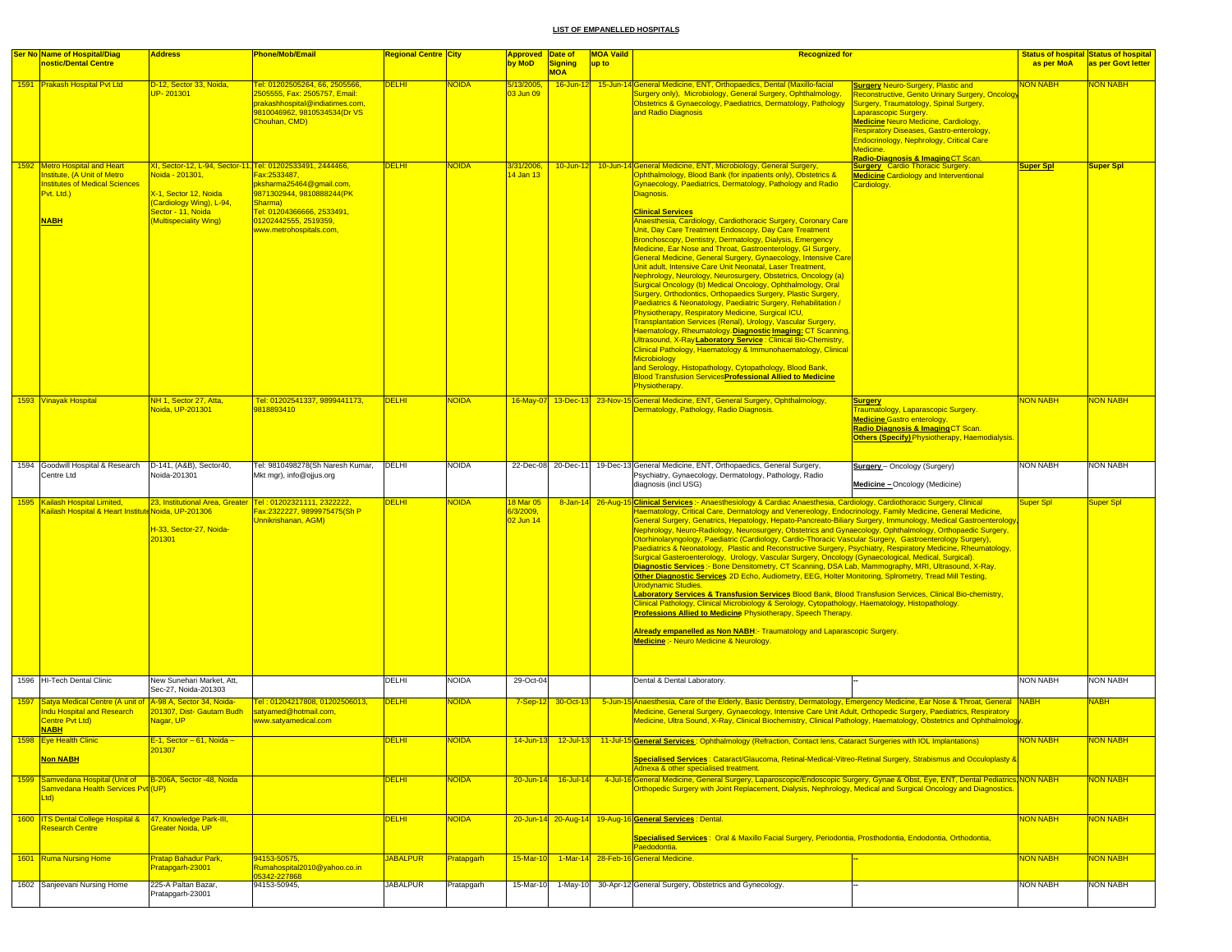**LIST OF EMPANELLED HOSPITALS**

| Ser No | Name of Hospital/Diagnostic/Dental Centre | Address | Phone/Mob/Email | Regional Centre | City | Approved by MoD | Date of Signing MOA | MOA Vaild up to | Recognized for | | Status of hospital as per MoA | Status of hospital as per Govt letter |
|---|---|---|---|---|---|---|---|---|---|---|---|---|
| 1591 | Prakash Hospital Pvt Ltd | D-12, Sector 33, Noida, UP- 201301 | Tel: 01202505264, 66, 2505566, 2505555, Fax: 2505757, Email: prakashhospital@indiatimes.com, 9810046962, 9810534534(Dr VS Chouhan, CMD) | DELHI | NOIDA | 5/13/2005, 03 Jun 09 | 16-Jun-12 | 15-Jun-14 | General Medicine, ENT, Orthopaedics, Dental (Maxillo-facial Surgery only), Microbiology, General Surgery, Ophthalmology, Obstetrics & Gynaecology, Paediatrics, Dermatology, Pathology and Radio Diagnosis | **Surgery** Neuro-Surgery, Plastic and Reconstructive, Genito Urinary Surgery, Oncology Surgery, Traumatology, Spinal Surgery, Laparascopic Surgery. **Medicine** Neuro Medicine, Cardiology, Respiratory Diseases, Gastro-enterology, Endocrinology, Nephrology, Critical Care Medicine. **Radio-Diagnosis & Imaging** CT Scan. | NON NABH | NON NABH |
| 1592 | Metro Hospital and Heart Institute, (A Unit of Metro Institutes of Medical Sciences Pvt. Ltd.) **NABH** | XI, Sector-12, L-94, Sector-11, Noida - 201301, X-1, Sector 12, Noida (Cardiology Wing), L-94, Sector - 11, Noida (Multispeciality Wing) | Tel: 01202533491, 2444466, Fax:2533487, pksharma25464@gmail.com, 9871302944, 9810888244(PK Sharma) Tel: 01204366666, 2533491, 01202442555, 2519359, www.metrohospitals.com, | DELHI | NOIDA | 3/31/2006, 14 Jan 13 | 10-Jun-12 | 10-Jun-14 | General Medicine, ENT, Microbiology, General Surgery, Ophthalmology, Blood Bank (for inpatients only), Obstetrics & Gynaecology, Paediatrics, Dermatology, Pathology and Radio Diagnosis. **Clinical Services** Anaesthesia, Cardiology, Cardiothoracic Surgery, Coronary Care Unit, Day Care Treatment Endoscopy, Day Care Treatment Bronchoscopy, Dentistry, Dermatology, Dialysis, Emergency Medicine, Ear Nose and Throat, Gastroenterology, GI Surgery, General Medicine, General Surgery, Gynaecology, Intensive Care Unit adult, Intensive Care Unit Neonatal, Laser Treatment, Nephrology, Neurology, Neurosurgery, Obstetrics, Oncology (a) Surgical Oncology (b) Medical Oncology, Ophthalmology, Oral Surgery, Orthodontics, Orthopaedics Surgery, Plastic Surgery, Paediatrics & Neonatology, Paediatric Surgery, Rehabilitation / Physiotherapy, Respiratory Medicine, Surgical ICU, Transplantation Services (Renal), Urology, Vascular Surgery, Haematology, Rheumatology. **Diagnostic Imaging:** CT Scanning, Ultrasound, X-Ray **Laboratory Service** : Clinical Bio-Chemistry, Clinical Pathology, Haematology & Immunohaematology, Clinical Microbiology and Serology, Histopathology, Cytopathology, Blood Bank, Blood Transfusion Services **Professional Allied to Medicine** Physiotherapy. | **Surgery** Cardio Thoracic Surgery. **Medicine** Cardiology and Interventional Cardiology. | Super Spl | Super Spl |
| 1593 | Vinayak Hospital | NH 1, Sector 27, Atta, Noida, UP-201301 | Tel: 01202541337, 9899441173, 9818893410 | DELHI | NOIDA | 16-May-07 | 13-Dec-13 | 23-Nov-15 | General Medicine, ENT, General Surgery, Ophthalmology, Dermatology, Pathology, Radio Diagnosis. | **Surgery** Traumatology, Laparascopic Surgery. **Medicine** Gastro enterology. **Radio Diagnosis & Imaging** CT Scan. **Others (Specify)** Physiotherapy, Haemodialysis. | NON NABH | NON NABH |
| 1594 | Goodwill Hospital & Research Centre Ltd | D-141, (A&B), Sector40, Noida-201301 | Tel: 9810498278(Sh Naresh Kumar, Mkt mgr), info@ojjus.org | DELHI | NOIDA | 22-Dec-08 | 20-Dec-11 | 19-Dec-13 | General Medicine, ENT, Orthopaedics, General Surgery, Psychiatry, Gynaecology, Dermatology, Pathology, Radio diagnosis (incl USG) | **Surgery** – Oncology (Surgery) **Medicine** – Oncology (Medicine) | NON NABH | NON NABH |
| 1595 | Kailash Hospital Limited, Kailash Hospital & Heart Institute | 23, Institutional Area, Greater Noida, UP-201306 H-33, Sector-27, Noida-201301 | Tel : 01202321111, 2322222, Fax:2322227, 9899975475(Sh P Unnikrishanan, AGM) | DELHI | NOIDA | 18 Mar 05 6/3/2009, 02 Jun 14 | 8-Jan-14 | 26-Aug-15 | **Clinical Services** :- Anaesthesiology & Cardiac Anaesthesia, Cardiology, Cardiothoracic Surgery, Clinical Haematology, Critical Care, Dermatology and Venereology, Endocrinology, Family Medicine, General Medicine, General Surgery, Genatrics, Hepatology, Hepato-Pancreato-Biliary Surgery, Immunology, Medical Gastroenterology, Nephrology, Neuro-Radiology, Neurosurgery, Obstetrics and Gynaecology, Ophthalmology, Orthopaedic Surgery, Otorhinolaryngology, Paediatric (Cardiology, Cardio-Thoracic Vascular Surgery, Gastroenterology Surgery), Paediatrics & Neonatology, Plastic and Reconstructive Surgery, Psychiatry, Respiratory Medicine, Rheumatology, Surgical Gasteroenterology, Urology, Vascular Surgery, Oncology (Gynaecological, Medical, Surgical). **Diagnostic Services** :- Bone Densitometry, CT Scanning, DSA Lab, Mammography, MRI, Ultrasound, X-Ray. **Other Diagnostic Services** 2D Echo, Audiometry, EEG, Holter Monitoring, Spirometry, Tread Mill Testing, Urodynamic Studies. **Laboratory Services & Transfusion Services** Blood Bank, Blood Transfusion Services, Clinical Bio-chemistry, Clinical Pathology, Clinical Microbiology & Serology, Cytopathology, Haematology, Histopathology. **Professions Allied to Medicine** Physiotherapy, Speech Therapy. **Already empanelled as Non NABH**:- Traumatology and Laparascopic Surgery. **Medicine** :- Neuro Medicine & Neurology. | | Super Spl | Super Spl |
| 1596 | HI-Tech Dental Clinic | New Sunehari Market, Att, Sec-27, Noida-201303 | | DELHI | NOIDA | 29-Oct-04 | | | Dental & Dental Laboratory. | -- | NON NABH | NON NABH |
| 1597 | Satya Medical Centre (A unit of Indu Hospital and Research Centre Pvt Ltd) **NABH** | A-98 A, Sector 34, Noida-201307, Dist- Gautam Budh Nagar, UP | Tel : 01204217808, 01202506013, satyamed@hotmail.com, www.satyamedical.com | DELHI | NOIDA | 7-Sep-12 | 30-Oct-13 | 5-Jun-15 | Anaesthesia, Care of the Elderly, Basic Dentistry, Dermatology, Emergency Medicine, Ear Nose & Throat, General Medicine, General Surgery, Gynaecology, Intensive Care Unit Adult, Orthopedic Surgery, Paediatrics, Respiratory Medicine, Ultra Sound, X-Ray, Clinical Biochemistry, Clinical Pathology, Haematology, Obstetrics and Ophthalmology. | | NABH | NABH |
| 1598 | Eye Health Clinic **Non NABH** | E-1, Sector – 61, Noida – 201307 | | DELHI | NOIDA | 14-Jun-13 | 12-Jul-13 | 11-Jul-15 | **General Services** : Ophthalmology (Refraction, Contact lens, Cataract Surgeries with IOL Implantations) **Specialised Services** : Cataract/Glaucoma, Retinal-Medical-Vitreo-Retinal Surgery, Strabismus and Occuloplasty & Adnexa & other specialised treatment. | | NON NABH | NON NABH |
| 1599 | Samvedana Hospital (Unit of Samvedana Health Services Pvt Ltd) | B-206A, Sector -48, Noida (UP) | | DELHI | NOIDA | 20-Jun-14 | 16-Jul-14 | 4-Jul-16 | General Medicine, General Surgery, Laparoscopic/Endoscopic Surgery, Gynae & Obst, Eye, ENT, Dental Pediatrics, Orthopedic Surgery with Joint Replacement, Dialysis, Nephrology, Medical and Surgical Oncology and Diagnostics. | | NON NABH | NON NABH |
| 1600 | ITS Dental College Hospital & Research Centre | 47, Knowledge Park-III, Greater Noida, UP | | DELHI | NOIDA | 20-Jun-14 | 20-Aug-14 | 19-Aug-16 | **General Services** : Dental. **Specialised Services** : Oral & Maxillo Facial Surgery, Periodontia, Prosthodontia, Endodontia, Orthodontia, Paedodontia. | | NON NABH | NON NABH |
| 1601 | Ruma Nursing Home | Pratap Bahadur Park, Pratapgarh-23001 | 94153-50575, Rumahospital2010@yahoo.co.in 05342-227868 | JABALPUR | Pratapgarh | 15-Mar-10 | 1-Mar-14 | 28-Feb-16 | General Medicine. | -- | NON NABH | NON NABH |
| 1602 | Sanjeevani Nursing Home | 225-A Paltan Bazar, Pratapgarh-23001 | 94153-50945, | JABALPUR | Pratapgarh | 15-Mar-10 | 1-May-10 | 30-Apr-12 | General Surgery, Obstetrics and Gynecology. | -- | NON NABH | NON NABH |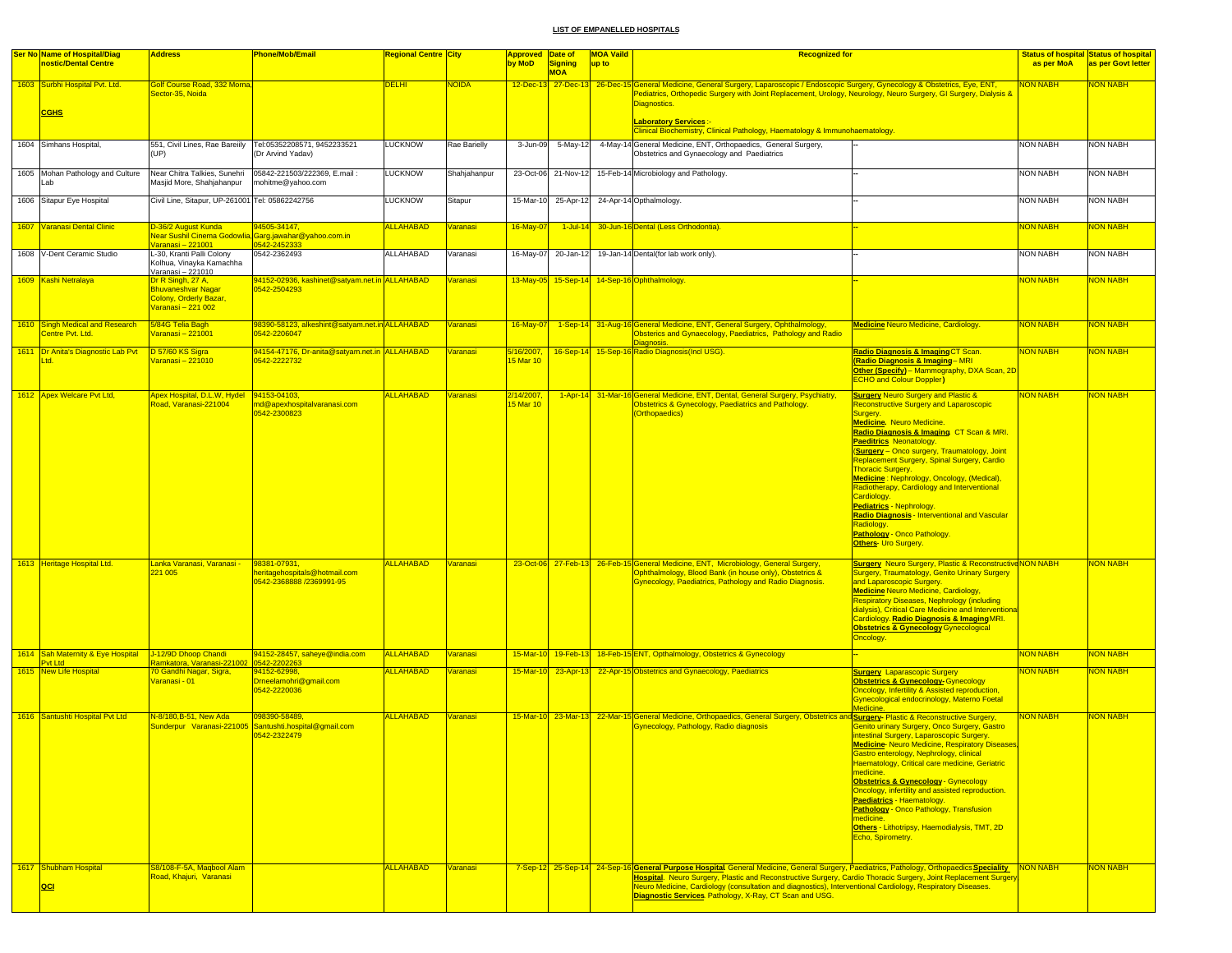**LIST OF EMPANELLED HOSPITALS**

| Ser No | Name of Hospital/Diagnostic/Dental Centre | Address | Phone/Mob/Email | Regional Centre | City | Approved by MoD | Date of Signing MOA | MOA Vaild up to | Recognized for | | Status of hospital as per MoA | Status of hospital as per Govt letter |
|---|---|---|---|---|---|---|---|---|---|---|---|---|
| 1603 | Surbhi Hospital Pvt. Ltd. **CGHS** | Golf Course Road, 332 Morna, Sector-35, Noida | | DELHI | NOIDA | 12-Dec-13 | 27-Dec-13 | 26-Dec-15 | General Medicine, General Surgery, Laparoscopic / Endoscopic Surgery, Gynecology & Obstetrics, Eye, ENT, Pediatrics, Orthopedic Surgery with Joint Replacement, Urology, Neurology, Neuro Surgery, GI Surgery, Dialysis & Diagnostics. **Laboratory Services** :- Clinical Biochemistry, Clinical Pathology, Haematology & Immunohaematology. | | NON NABH | NON NABH |
| 1604 | Simhans Hospital, | 551, Civil Lines, Rae Bareilly (UP) | Tel:05352208571, 9452233521 (Dr Arvind Yadav) | LUCKNOW | Rae Barielly | 3-Jun-09 | 5-May-12 | 4-May-14 | General Medicine, ENT, Orthopaedics, General Surgery, Obstetrics and Gynaecology and Paediatrics | -- | NON NABH | NON NABH |
| 1605 | Mohan Pathology and Culture Lab | Near Chitra Talkies, Sunehri Masjid More, Shahjahanpur | 05842-221503/222369, E.mail : mohitme@yahoo.com | LUCKNOW | Shahjahanpur | 23-Oct-06 | 21-Nov-12 | 15-Feb-14 | Microbiology and Pathology. | -- | NON NABH | NON NABH |
| 1606 | Sitapur Eye Hospital | Civil Line, Sitapur, UP-261001 | Tel: 05862242756 | LUCKNOW | Sitapur | 15-Mar-10 | 25-Apr-12 | 24-Apr-14 | Opthalmology. | -- | NON NABH | NON NABH |
| 1607 | Varanasi Dental Clinic | D-36/2 August Kunda Near Sushil Cinema Godowlia, Varanasi – 221001 | 94505-34147, Garg.jawahar@yahoo.com.in 0542-2452333 | ALLAHABAD | Varanasi | 16-May-07 | 1-Jul-14 | 30-Jun-16 | Dental (Less Orthodontia). | -- | NON NABH | NON NABH |
| 1608 | V-Dent Ceramic Studio | L-30, Kranti Palli Colony Kolhua, Vinayka Kamachha Varanasi – 221010 | 0542-2362493 | ALLAHABAD | Varanasi | 16-May-07 | 20-Jan-12 | 19-Jan-14 | Dental(for lab work only). | -- | NON NABH | NON NABH |
| 1609 | Kashi Netralaya | Dr R Singh, 27 A, Bhuvaneshvar Nagar Colony, Orderly Bazar, Varanasi – 221 002 | 94152-02936, kashinet@satyam.net.in 0542-2504293 | ALLAHABAD | Varanasi | 13-May-05 | 15-Sep-14 | 14-Sep-16 | Ophthalmology. | -- | NON NABH | NON NABH |
| 1610 | Singh Medical and Research Centre Pvt. Ltd. | 5/84G Telia Bagh Varanasi – 221001 | 98390-58123, alkeshint@satyam.net.in 0542-2206047 | ALLAHABAD | Varanasi | 16-May-07 | 1-Sep-14 | 31-Aug-16 | General Medicine, ENT, General Surgery, Ophthalmology, Obsterics and Gynaecology, Paediatrics, Pathology and Radio Diagnosis. | **Medicine** Neuro Medicine, Cardiology. | NON NABH | NON NABH |
| 1611 | Dr Anita's Diagnostic Lab Pvt Ltd. | D 57/60 KS Sigra Varanasi – 221010 | 94154-47176, Dr-anita@satyam.net.in 0542-2222732 | ALLAHABAD | Varanasi | 5/16/2007, 15 Mar 10 | 16-Sep-14 | 15-Sep-16 | Radio Diagnosis(Incl USG). | **Radio Diagnosis & Imaging** CT Scan. **(Radio Diagnosis & Imaging** – MRI **Other (Specify)** – Mammography, DXA Scan, 2D ECHO and Colour Doppler**)** | NON NABH | NON NABH |
| 1612 | Apex Welcare Pvt Ltd, | Apex Hospital, D.L.W, Hydel Road, Varanasi-221004 | 94153-04103, md@apexhospitalvaranasi.com 0542-2300823 | ALLAHABAD | Varanasi | 2/14/2007, 15 Mar 10 | 1-Apr-14 | 31-Mar-16 | General Medicine, ENT, Dental, General Surgery, Psychiatry, Obstetrics & Gynecology, Paediatrics and Pathology. (Orthopaedics) | **Surgery** Neuro Surgery and Plastic & Reconstructive Surgery and Laparoscopic Surgery. **Medicine.** Neuro Medicine. **Radio Diagnosis & Imaging.** CT Scan & MRI. **Paeditrics** Neonatology. (**Surgery** – Onco surgery, Traumatology, Joint Replacement Surgery, Spinal Surgery, Cardio Thoracic Surgery. **Medicine** : Nephrology, Oncology, (Medical), Radiotherapy, Cardiology and Interventional Cardiology. **Pediatrics** - Nephrology. **Radio Diagnosis** - Interventional and Vascular Radiology. **Pathology** - Onco Pathology. **Others**- Uro Surgery. | NON NABH | NON NABH |
| 1613 | Heritage Hospital Ltd. | Lanka Varanasi, Varanasi - 221 005 | 98381-07931, heritagehospitals@hotmail.com 0542-2368888 /2369991-95 | ALLAHABAD | Varanasi | 23-Oct-06 | 27-Feb-13 | 26-Feb-15 | General Medicine, ENT, Microbiology, General Surgery, Ophthalmology, Blood Bank (in house only), Obstetrics & Gynecology, Paediatrics, Pathology and Radio Diagnosis. | **Surgery** Neuro Surgery, Plastic & Reconstructive Surgery, Traumatology, Genito Urinary Surgery and Laparoscopic Surgery. **Medicine** Neuro Medicine, Cardiology, Respiratory Diseases, Nephrology (including dialysis), Critical Care Medicine and Interventional Cardiology. **Radio Diagnosis & Imaging** MRI. **Obstetrics & Gynecology** Gynecological Oncology. | NON NABH | NON NABH |
| 1614 | Sah Maternity & Eye Hospital Pvt Ltd | J-12/9D Dhoop Chandi Ramkatora, Varanasi-221002 | 94152-28457, saheye@india.com 0542-2202263 | ALLAHABAD | Varanasi | 15-Mar-10 | 19-Feb-13 | 18-Feb-15 | ENT, Opthalmology, Obstetrics & Gynecology | -- | NON NABH | NON NABH |
| 1615 | New Life Hospital | 70 Gandhi Nagar, Sigra, Varanasi - 01 | 94152-62998, Drneelamohri@gmail.com 0542-2220036 | ALLAHABAD | Varanasi | 15-Mar-10 | 23-Apr-13 | 22-Apr-15 | Obstetrics and Gynaecology, Paediatrics | **Surgery** Laparascopic Surgery **Obstetrics & Gynecology**- Gynecology Oncology, Infertility & Assisted reproduction, Gynecological endocrinology, Materno Foetal Medicine. | NON NABH | NON NABH |
| 1616 | Santushti Hospital Pvt Ltd | N-8/180,B-51, New Ada Sunderpur Varanasi-221005 | 098390-58489, Santushti.hospital@gmail.com 0542-2322479 | ALLAHABAD | Varanasi | 15-Mar-10 | 23-Mar-13 | 22-Mar-15 | General Medicine, Orthopaedics, General Surgery, Obstetrics and Gynecology, Pathology, Radio diagnosis | **Surgery**- Plastic & Reconstructive Surgery, Genito urinary Surgery, Onco Surgery, Gastro intestinal Surgery, Laparoscopic Surgery. **Medicine**- Neuro Medicine, Respiratory Diseases, Gastro enterology, Nephrology, clinical Haematology, Critical care medicine, Geriatric medicine. **Obstetrics & Gynecology** - Gynecology Oncology, infertility and assisted reproduction. **Paediatrics** - Haematology. **Pathology** - Onco Pathology, Transfusion medicine. **Others** - Lithotripsy, Haemodialysis, TMT, 2D Echo, Spirometry. | NON NABH | NON NABH |
| 1617 | Shubham Hospital **QCI** | S8/108-F-5A, Maqbool Alam Road, Khajuri, Varanasi | | ALLAHABAD | Varanasi | 7-Sep-12 | 25-Sep-14 | 24-Sep-16 | **General Purpose Hospital**. General Medicine, General Surgery, Paediatrics, Pathology, Orthopaedics **Speciality Hospital**. Neuro Surgery, Plastic and Reconstructive Surgery, Cardio Thoracic Surgery, Joint Replacement Surgery Neuro Medicine, Cardiology (consultation and diagnostics), Interventional Cardiology, Respiratory Diseases. **Diagnostic Services**. Pathology, X-Ray, CT Scan and USG. | | NON NABH | NON NABH |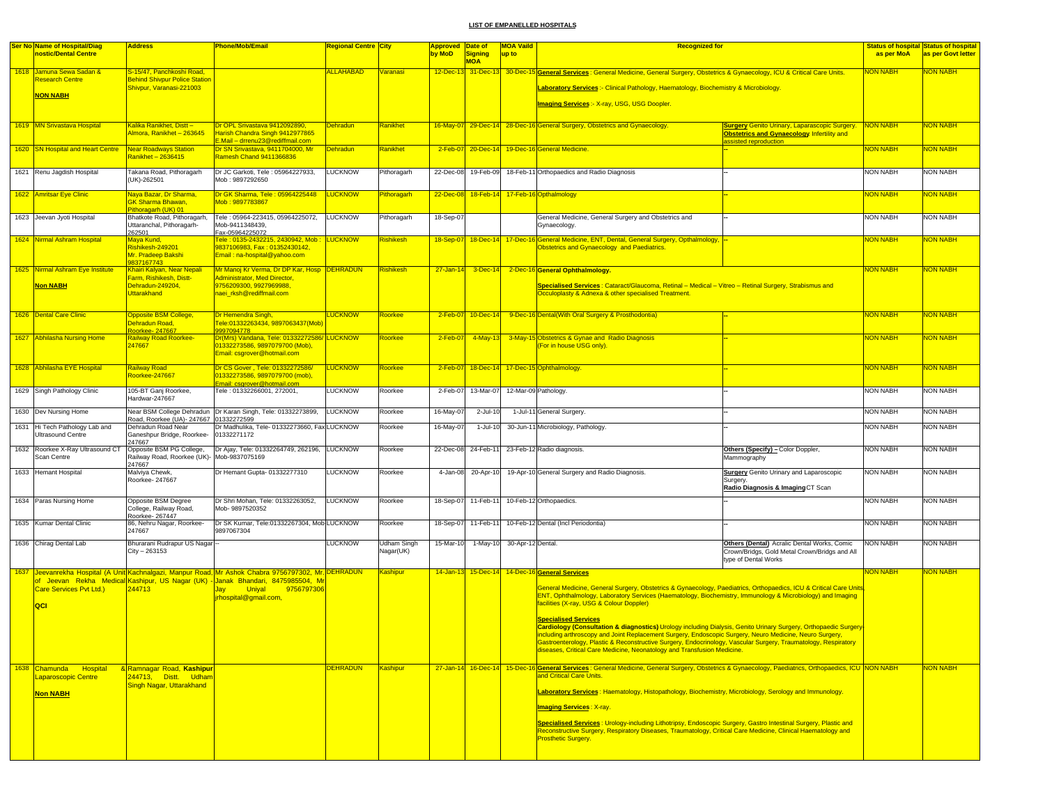**LIST OF EMPANELLED HOSPITALS**

| Ser No | Name of Hospital/Diagnostic/Dental Centre | Address | Phone/Mob/Email | Regional Centre | City | Approved by MoD | Date of Signing MOA | MOA Vaild up to | Recognized for | | Status of hospital as per MoA | Status of hospital as per Govt letter |
|---|---|---|---|---|---|---|---|---|---|---|---|---|
| 1618 | Jamuna Sewa Sadan & Research Centre **NON NABH** | S-15/47, Panchkoshi Road, Behind Shivpur Police Station Shivpur, Varanasi-221003 | | ALLAHABAD | Varanasi | 12-Dec-13 | 31-Dec-13 | 30-Dec-15 | **General Services** : General Medicine, General Surgery, Obstetrics & Gynaecology, ICU & Critical Care Units. **Laboratory Services** :- Clinical Pathology, Haematology, Biochemistry & Microbiology. **Imaging Services** :- X-ray, USG, USG Doopler. | | NON NABH | NON NABH |
| 1619 | MN Srivastava Hospital | Kalika Ranikhet, Distt – Almora, Ranikhet – 263645 | Dr OPL Srivastava 9412092890, Harish Chandra Singh 9412977865 E.Mail – drrenu23@rediffmail.com | Dehradun | Ranikhet | 16-May-07 | 29-Dec-14 | 28-Dec-16 | General Surgery, Obstetrics and Gynaecology. | **Surgery** Genito Urinary, Laparascopic Surgery. **Obstetrics and Gynaecology** Infertility and assisted reproduction | NON NABH | NON NABH |
| 1620 | SN Hospital and Heart Centre | Near Roadways Station Ranikhet – 2636415 | Dr SN Srivastava, 9411704000, Mr Ramesh Chand 9411366836 | Dehradun | Ranikhet | 2-Feb-07 | 20-Dec-14 | 19-Dec-16 | General Medicine. | -- | NON NABH | NON NABH |
| 1621 | Renu Jagdish Hospital | Takana Road, Pithoragarh (UK)-262501 | Dr JC Garkoti, Tele : 05964227933, Mob : 9897292650 | LUCKNOW | Pithoragarh | 22-Dec-08 | 19-Feb-09 | 18-Feb-11 | Orthopaedics and Radio Diagnosis | -- | NON NABH | NON NABH |
| 1622 | Amritsar Eye Clinic | Naya Bazar, Dr Sharma, GK Sharma Bhawan, Pithoragarh (UK) 01 | Dr GK Sharma, Tele : 05964225448 Mob : 9897783867 | LUCKNOW | Pithoragarh | 22-Dec-08 | 18-Feb-14 | 17-Feb-16 | Opthalmology | -- | NON NABH | NON NABH |
| 1623 | Jeevan Jyoti Hospital | Bhatkote Road, Pithoragarh, Uttaranchal, Pithoragarh-262501 | Tele : 05964-223415, 05964225072, Mob-9411348439, Fax-05964225072 | LUCKNOW | Pithoragarh | 18-Sep-07 | | | General Medicine, General Surgery and Obstetrics and Gynaecology. | -- | NON NABH | NON NABH |
| 1624 | Nirmal Ashram Hospital | Maya Kund, Rishikesh-249201 Mr. Pradeep Bakshi 9837167743 | Tele : 0135-2432215, 2430942, Mob : 9837106983, Fax : 01352430142, Email : na-hospital@yahoo.com | LUCKNOW | Rishikesh | 18-Sep-07 | 18-Dec-14 | 17-Dec-16 | General Medicine, ENT, Dental, General Surgery, Opthalmology, Obstetrics and Gynaecology and Paediatrics. | -- | NON NABH | NON NABH |
| 1625 | Nirmal Ashram Eye Institute **Non NABH** | Khairi Kalyan, Near Nepali Farm, Rishikesh, Distt- Dehradun-249204, Uttarakhand | Mr Manoj Kr Verma, Dr DP Kar, Hosp Administrator, Med Director, 9756209300, 9927969988, naei_rksh@rediffmail.com | DEHRADUN | Rishikesh | 27-Jan-14 | 3-Dec-14 | 2-Dec-16 | **General Ophthalmology.** **Specialised Services** : Cataract/Glaucoma, Retinal – Medical – Vitreo – Retinal Surgery, Strabismus and Occuloplasty & Adnexa & other specialised Treatment. | | NON NABH | NON NABH |
| 1626 | Dental Care Clinic | Opposite BSM College, Dehradun Road, Roorkee- 247667 | Dr Hemendra Singh, Tele:01332263434, 9897063437(Mob) 9997094778 | LUCKNOW | Roorkee | 2-Feb-07 | 10-Dec-14 | 9-Dec-16 | Dental(With Oral Surgery & Prosthodontia) | -- | NON NABH | NON NABH |
| 1627 | Abhilasha Nursing Home | Railway Road Roorkee-247667 | Dr(Mrs) Vandana, Tele: 01332272586/ 01332273586, 9897079700 (Mob), Email: csgrover@hotmail.com | LUCKNOW | Roorkee | 2-Feb-07 | 4-May-13 | 3-May-15 | Obstetrics & Gynae and Radio Diagnosis (For in house USG only). | -- | NON NABH | NON NABH |
| 1628 | Abhilasha EYE Hospital | Railway Road Roorkee-247667 | Dr CS Gover , Tele: 01332272586/ 01332273586, 9897079700 (mob), Email: csgrover@hotmail.com | LUCKNOW | Roorkee | 2-Feb-07 | 18-Dec-14 | 17-Dec-15 | Ophthalmology. | -- | NON NABH | NON NABH |
| 1629 | Singh Pathology Clinic | 105-BT Ganj Roorkee, Hardwar-247667 | Tele : 01332266001, 272001, | LUCKNOW | Roorkee | 2-Feb-07 | 13-Mar-07 | 12-Mar-09 | Pathology. | -- | NON NABH | NON NABH |
| 1630 | Dev Nursing Home | Near BSM College Dehradun Road, Roorkee (UA)- 247667 | Dr Karan Singh, Tele: 01332273899, 01332272599 | LUCKNOW | Roorkee | 16-May-07 | 2-Jul-10 | 1-Jul-11 | General Surgery. | -- | NON NABH | NON NABH |
| 1631 | Hi Tech Pathology Lab and Ultrasound Centre | Dehradun Road Near Ganeshpur Bridge, Roorkee-247667 | Dr Madhulika, Tele- 01332273660, Fax 01332271172 | LUCKNOW | Roorkee | 16-May-07 | 1-Jul-10 | 30-Jun-11 | Microbiology, Pathology. | -- | NON NABH | NON NABH |
| 1632 | Roorkee X-Ray Ultrasound CT Scan Centre | Opposite BSM PG College, Railway Road, Roorkee (UK)- 247667 | Dr Ajay, Tele: 01332264749, 262196, Mob-9837075169 | LUCKNOW | Roorkee | 22-Dec-08 | 24-Feb-11 | 23-Feb-12 | Radio diagnosis. | **Others (Specify) –** Color Doppler, Mammography | NON NABH | NON NABH |
| 1633 | Hemant Hospital | Malviya Chewk, Roorkee- 247667 | Dr Hemant Gupta- 01332277310 | LUCKNOW | Roorkee | 4-Jan-08 | 20-Apr-10 | 19-Apr-10 | General Surgery and Radio Diagnosis. | **Surgery** Genito Urinary and Laparoscopic Surgery. **Radio Diagnosis & Imaging** CT Scan | NON NABH | NON NABH |
| 1634 | Paras Nursing Home | Opposite BSM Degree College, Railway Road, Roorkee- 267447 | Dr Shri Mohan, Tele: 01332263052, Mob- 9897520352 | LUCKNOW | Roorkee | 18-Sep-07 | 11-Feb-11 | 10-Feb-12 | Orthopaedics. | -- | NON NABH | NON NABH |
| 1635 | Kumar Dental Clinic | 86, Nehru Nagar, Roorkee-247667 | Dr SK Kumar, Tele:01332267304, Mob 9897067304 | LUCKNOW | Roorkee | 18-Sep-07 | 11-Feb-11 | 10-Feb-12 | Dental (Incl Periodontia) | -- | NON NABH | NON NABH |
| 1636 | Chirag Dental Lab | Bhurarani Rudrapur US Nagar City – 263153 | -- | LUCKNOW | Udham Singh Nagar(UK) | 15-Mar-10 | 1-May-10 | 30-Apr-12 | Dental. | **Others (Dental)** Acralic Dental Works, Comic Crown/Bridgs, Gold Metal Crown/Bridgs and All type of Dental Works | NON NABH | NON NABH |
| 1637 | Jeevanrekha Hospital (A Unit of Jeevan Rekha Medical Care Services Pvt Ltd.) **QCI** | Kachnalgazi, Manpur Road, Kashipur, US Nagar (UK) - 244713 | Mr Ashok Chabra 9756797302, Mr Janak Bhandari, 8475985504, Mr Jay Uniyal 9756797306 jrhospital@gmail.com, | DEHRADUN | Kashipur | 14-Jan-13 | 15-Dec-14 | 14-Dec-16 | **General Services** General Medicine, General Surgery, Obstetrics & Gynaecology, Paediatrics, Orthopaedics, ICU & Critical Care Units, ENT, Ophthalmology, Laboratory Services (Haematology, Biochemistry, Immunology & Microbiology) and Imaging facilities (X-ray, USG & Colour Doppler) **Specialised Services** **Cardiology (Consultation & diagnostics)** Urology including Dialysis, Genito Urinary Surgery, Orthopaedic Surgery-including arthroscopy and Joint Replacement Surgery, Endoscopic Surgery, Neuro Medicine, Neuro Surgery, Gastroenterology, Plastic & Reconstructive Surgery, Endocrinology, Vascular Surgery, Traumatology, Respiratory diseases, Critical Care Medicine, Neonatology and Transfusion Medicine. | | NON NABH | NON NABH |
| 1638 | Chamunda Hospital & Laparoscopic Centre **Non NABH** | Ramnagar Road, **Kashipur** 244713, Distt. Udham Singh Nagar, Uttarakhand | | DEHRADUN | Kashipur | 27-Jan-14 | 16-Dec-14 | 15-Dec-16 | **General Services** : General Medicine, General Surgery, Obstetrics & Gynaecology, Paediatrics, Orthopaedics, ICU and Critical Care Units. **Laboratory Services** : Haematology, Histopathology, Biochemistry, Microbiology, Serology and Immunology. **Imaging Services** : X-ray. **Specialised Services** : Urology-including Lithotripsy, Endoscopic Surgery, Gastro Intestinal Surgery, Plastic and Reconstructive Surgery, Respiratory Diseases, Traumatology, Critical Care Medicine, Clinical Haematology and Prosthetic Surgery. | | NON NABH | NON NABH |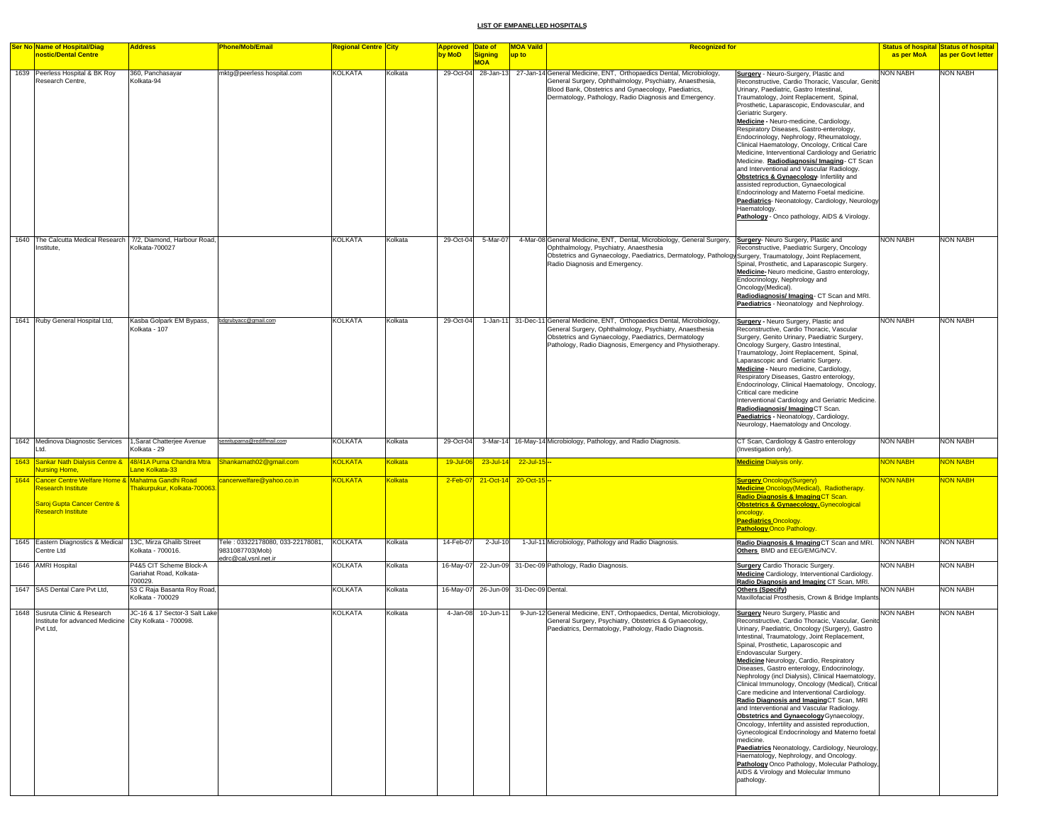## LIST OF EMPANELLED HOSPITALS

| Ser No | Name of Hospital/Diagnostic/Dental Centre | Address | Phone/Mob/Email | Regional Centre | City | Approved by MoD | Date of Signing MOA | MOA Vaild up to | Recognized for | | Status of hospital as per MoA | Status of hospital as per Govt letter |
|---|---|---|---|---|---|---|---|---|---|---|---|---|
| 1639 | Peerless Hospital & BK Roy Research Centre, | 360, Panchasayar Kolkata-94 | mktg@peerless hospital.com | KOLKATA | Kolkata | 29-Oct-04 | 28-Jan-13 | 27-Jan-14 | General Medicine, ENT, Orthopaedics Dental, Microbiology, General Surgery, Ophthalmology, Psychiatry, Anaesthesia, Blood Bank, Obstetrics and Gynaecology, Paediatrics, Dermatology, Pathology, Radio Diagnosis and Emergency. | **Surgery** - Neuro-Surgery, Plastic and Reconstructive, Cardio Thoracic, Vascular, Genito Urinary, Paediatric, Gastro Intestinal, Traumatology, Joint Replacement, Spinal, Prosthetic, Laparascopic, Endovascular, and Geriatric Surgery. **Medicine -** Neuro-medicine, Cardiology, Respiratory Diseases, Gastro-enterology, Endocrinology, Nephrology, Rheumatology, Clinical Haematology, Oncology, Critical Care Medicine, Interventional Cardiology and Geriatric Medicine. **Radiodiagnosis/ Imaging** - CT Scan and Interventional and Vascular Radiology. **Obstetrics & Gynaecology**- Infertility and assisted reproduction, Gynaecological Endocrinology and Materno Foetal medicine. **Paediatrics**- Neonatology, Cardiology, Neurology Haematology. **Pathology** - Onco pathology, AIDS & Virology. | NON NABH | NON NABH |
| 1640 | The Calcutta Medical Research Institute, | 7/2, Diamond, Harbour Road, Kolkata-700027 | | KOLKATA | Kolkata | 29-Oct-04 | 5-Mar-07 | 4-Mar-08 | General Medicine, ENT, Dental, Microbiology, General Surgery, Ophthalmology, Psychiatry, Anaesthesia Obstetrics and Gynaecology, Paediatrics, Dermatology, Pathology Radio Diagnosis and Emergency. | **Surgery**- Neuro Surgery, Plastic and Reconstructive, Paediatric Surgery, Oncology Surgery, Traumatology, Joint Replacement, Spinal, Prosthetic, and Laparascopic Surgery. **Medicine-** Neuro medicine, Gastro enterology, Endocrinology, Nephrology and Oncology(Medical). **Radiodiagnosis/ Imaging**- CT Scan and MRI. **Paediatrics** - Neonatology and Nephrology. | NON NABH | NON NABH |
| 1641 | Ruby General Hospital Ltd, | Kasba Golpark EM Bypass, Kolkata - 107 | bdgrubyacc@gmail.com | KOLKATA | Kolkata | 29-Oct-04 | 1-Jan-11 | 31-Dec-11 | General Medicine, ENT, Orthopaedics Dental, Microbiology, General Surgery, Ophthalmology, Psychiatry, Anaesthesia Obstetrics and Gynaecology, Paediatrics, Dermatology Pathology, Radio Diagnosis, Emergency and Physiotherapy. | **Surgery -** Neuro Surgery, Plastic and Reconstructive, Cardio Thoracic, Vascular Surgery, Genito Urinary, Paediatric Surgery, Oncology Surgery, Gastro Intestinal, Traumatology, Joint Replacement, Spinal, Laparascopic and Geriatric Surgery. **Medicine -** Neuro medicine, Cardiology, Respiratory Diseases, Gastro enterology, Endocrinology, Clinical Haematology, Oncology, Critical care medicine Interventional Cardiology and Geriatric Medicine. **Radiodiagnosis/ Imaging**CT Scan. **Paediatrics -** Neonatology, Cardiology, Neurology, Haematology and Oncology. | NON NABH | NON NABH |
| 1642 | Medinova Diagnostic Services Ltd. | 1,Sarat Chatterjee Avenue Kolkata - 29 | senritupama@rediffmail.com | KOLKATA | Kolkata | 29-Oct-04 | 3-Mar-14 | 16-May-14 | Microbiology, Pathology, and Radio Diagnosis. | CT Scan, Cardiology & Gastro enterology (Investigation only). | NON NABH | NON NABH |
| 1643 | Sankar Nath Dialysis Centre & Nursing Home, | 48/41A Purna Chandra Mtra Lane Kolkata-33 | Shankarnath02@gmail.com | KOLKATA | Kolkata | 19-Jul-06 | 23-Jul-14 | 22-Jul-15 | -- | **Medicine** Dialysis only. | NON NABH | NON NABH |
| 1644 | Cancer Centre Welfare Home & Research Institute<br>Saroj Gupta Cancer Centre & Research Institute | Mahatma Gandhi Road Thakurpukur, Kolkata-700063. | cancerwelfare@yahoo.co.in | KOLKATA | Kolkata | 2-Feb-07 | 21-Oct-14 | 20-Oct-15 | -- | **Surgery** Oncology(Surgery) **Medicine** Oncology(Medical), Radiotherapy. **Radio Diagnosis & Imaging** CT Scan. **Obstetrics & Gynaecology.** Gynecological oncology. **Paediatrics** Oncology. **Pathology** Onco Pathology. | NON NABH | NON NABH |
| 1645 | Eastern Diagnostics & Medical Centre Ltd | 13C, Mirza Ghalib Street Kolkata - 700016. | Tele : 03322178080, 033-22178081, 9831087703(Mob) edrc@cal,vsnl.net.ir | KOLKATA | Kolkata | 14-Feb-07 | 2-Jul-10 | 1-Jul-11 | Microbiology, Pathology and Radio Diagnosis. | **Radio Diagnosis & Imaging** CT Scan and MRI. **Others** BMD and EEG/EMG/NCV. | NON NABH | NON NABH |
| 1646 | AMRI Hospital | P4&5 CIT Scheme Block-A Gariahat Road, Kolkata-700029. | | KOLKATA | Kolkata | 16-May-07 | 22-Jun-09 | 31-Dec-09 | Pathology, Radio Diagnosis. | **Surgery** Cardio Thoracic Surgery. **Medicine** Cardiology, Interventional Cardiology. **Radio Diagnosis and Imaging** CT Scan, MRI. | NON NABH | NON NABH |
| 1647 | SAS Dental Care Pvt Ltd, | 53 C Raja Basanta Roy Road, Kolkata - 700029 | | KOLKATA | Kolkata | 16-May-07 | 26-Jun-09 | 31-Dec-09 | Dental. | **Others (Specify)** Maxillofacial Prosthesis, Crown & Bridge Implants | NON NABH | NON NABH |
| 1648 | Susruta Clinic & Research Institute for advanced Medicine Pvt Ltd, | JC-16 & 17 Sector-3 Salt Lake City Kolkata - 700098. | | KOLKATA | Kolkata | 4-Jan-08 | 10-Jun-11 | 9-Jun-12 | General Medicine, ENT, Orthopaedics, Dental, Microbiology, General Surgery, Psychiatry, Obstetrics & Gynaecology, Paediatrics, Dermatology, Pathology, Radio Diagnosis. | **Surgery** Neuro Surgery, Plastic and Reconstructive, Cardio Thoracic, Vascular, Genito Urinary, Paediatric, Oncology (Surgery), Gastro Intestinal, Traumatology, Joint Replacement, Spinal, Prosthetic, Laparoscopic and Endovascular Surgery. **Medicine** Neurology, Cardio, Respiratory Diseases, Gastro enterology, Endocrinology, Nephrology (incl Dialysis), Clinical Haematology, Clinical Immunology, Oncology (Medical), Critical Care medicine and Interventional Cardiology. **Radio Diagnosis and Imaging** CT Scan, MRI and Interventional and Vascular Radiology. **Obstetrics and Gynaecology** Gynaecology, Oncology, Infertility and assisted reproduction, Gynecological Endocrinology and Materno foetal medicine. **Paediatrics** Neonatology, Cardiology, Neurology, Haematology, Nephrology, and Oncology. **Pathology** Onco Pathology, Molecular Pathology, AIDS & Virology and Molecular Immuno pathology. | NON NABH | NON NABH |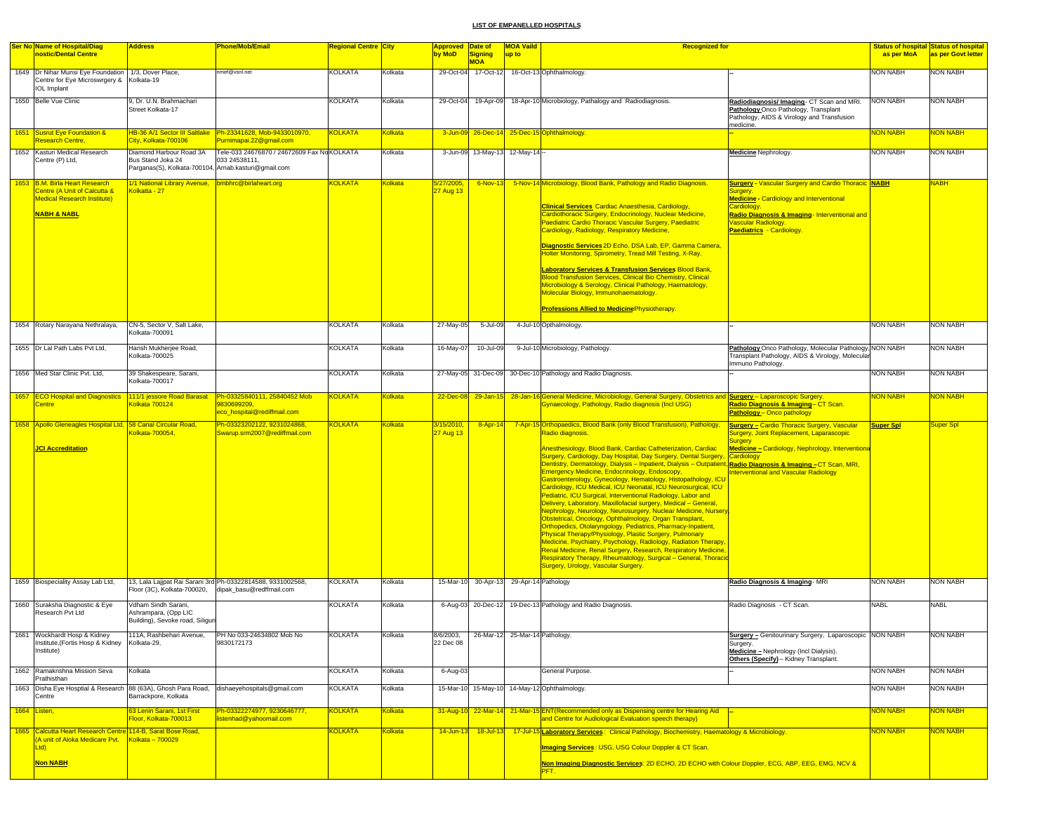## LIST OF EMPANELLED HOSPITALS

| Ser No | Name of Hospital/Diagnostic/Dental Centre | Address | Phone/Mob/Email | Regional Centre | City | Approved by MoD | Date of Signing MOA | MOA Vaild up to | Recognized for | | Status of hospital as per MoA | Status of hospital as per Govt letter |
|---|---|---|---|---|---|---|---|---|---|---|---|---|
| 1649 | Dr Nihar Munsi Eye Foundation Centre for Eye Microswrgery & IOL Implant | 1/3, Dover Place, Kolkata-19 | nmef@vsnl.net | KOLKATA | Kolkata | 29-Oct-04 | 17-Oct-12 | 16-Oct-13 | Ophthalmology. | -- | NON NABH | NON NABH |
| 1650 | Belle Vue Clinic | 9, Dr. U.N. Brahmachari Street Kolkata-17 | | KOLKATA | Kolkata | 29-Oct-04 | 19-Apr-09 | 18-Apr-10 | Microbiology, Pathology and Radiodiagnosis. | **Radiodiagnosis/ Imaging**- CT Scan and MRI. **Pathology** Onco Pathology, Transplant Pathology, AIDS & Virology and Transfusion medicine. | NON NABH | NON NABH |
| 1651 | Susrut Eye Foundation & Research Centre, | HB-36 A/1 Sector III Saltlake City, Kolkata-700106 | Ph-23341628, Mob-9433010970, Purnimapai.22@gmail.com | KOLKATA | Kolkata | 3-Jun-09 | 26-Dec-14 | 25-Dec-15 | Ophthalmology. | -- | NON NABH | NON NABH |
| 1652 | Kasturi Medical Research Centre (P) Ltd, | Diamond Harbour Road 3A Bus Stand Joka 24 Parganas(S), Kolkata-700104, | Tele-033 24676870 / 24672609 Fax No 033 24538111, Arnab.kasturi@gmail.com | KOLKATA | Kolkata | 3-Jun-09 | 13-May-13 | 12-May-14 | -- | **Medicine** Nephrology. | NON NABH | NON NABH |
| 1653 | B.M. Birla Heart Research Centre (A Unit of Calcutta & Medical Research Institute) **NABH & NABL** | 1/1 National Library Avenue, Kolkatta - 27 | bmbhrc@birlaheart.org | KOLKATA | Kolkata | 5/27/2005, 27 Aug 13 | 6-Nov-13 | 5-Nov-14 | Microbiology, Blood Bank, Pathology and Radio Diagnosis. **Clinical Services** Cardiac Anaesthesia, Cardiology, Cardiothoracic Surgery, Endocrinology, Nuclear Medicine, Paediatric Cardio Thoracic Vascular Surgery, Paediatric Cardiology, Radiology, Respiratory Medicine, **Diagnostic Services** 2D Echo, DSA Lab, EP, Gamma Camera, Holter Monitoring, Spirometry, Tread Mill Testing, X-Ray. **Laboratory Services & Transfusion Services** Blood Bank, Blood Transfusion Services, Clinical Bio Chemistry, Clinical Microbiology & Serology, Clinical Pathology, Haematology, Molecular Biology, Immunohaematology. **Professions Allied to Medicine** Physiotherapy. | **Surgery** - Vascular Surgery and Cardio Thoracic Surgery. **Medicine** - Cardiology and Interventional Cardiology. **Radio Diagnosis & Imaging** - Interventional and Vascular Radiology. **Paediatrics** - Cardiology. | NABH | NABH |
| 1654 | Rotary Narayana Nethralaya, | CN-5, Sector V, Salt Lake, Kolkata-700091 | | KOLKATA | Kolkata | 27-May-05 | 5-Jul-09 | 4-Jul-10 | Opthalmology. | -- | NON NABH | NON NABH |
| 1655 | Dr Lal Path Labs Pvt Ltd, | Harish Mukherjee Road, Kolkata-700025 | | KOLKATA | Kolkata | 16-May-07 | 10-Jul-09 | 9-Jul-10 | Microbiology, Pathology. | **Pathology** Onco Pathology, Molecular Pathology, Transplant Pathology, AIDS & Virology, Molecular Immuno Pathology. | NON NABH | NON NABH |
| 1656 | Med Star Clinic Pvt. Ltd, | 39 Shakespeare, Sarani, Kolkata-700017 | | KOLKATA | Kolkata | 27-May-05 | 31-Dec-09 | 30-Dec-10 | Pathology and Radio Diagnosis. | -- | NON NABH | NON NABH |
| 1657 | ECO Hospital and Diagnostics Centre | 111/1 jessore Road Barasat Kolkata 700124 | Ph-03325840111, 25840452 Mob 9830699209, eco_hospital@rediffmail.com | KOLKATA | Kolkata | 22-Dec-08 | 29-Jan-15 | 28-Jan-16 | General Medicine, Microbiology, General Surgery, Obstetrics and Gynaecology, Pathology, Radio diagnosis (Incl USG) | **Surgery** – Laparoscopic Surgery. **Radio Diagnosis & Imaging** – CT Scan. **Pathology** – Onco pathology | NON NABH | NON NABH |
| 1658 | Apollo Gleneagles Hospital Ltd, **JCI Accreditation** | 58 Canal Circular Road, Kolkata-700054, | Ph-03323202122, 9231024868, Swarup.srm2007@rediffmail.com | KOLKATA | Kolkata | 3/15/2010, 27 Aug 13 | 8-Apr-14 | 7-Apr-15 | Orthopaedics, Blood Bank (only Blood Transfusion), Pathology, Radio diagnosis. Anesthesiology, Blood Bank, Cardiac Catheterization, Cardiac Surgery, Cardiology, Day Hospital, Day Surgery, Dental Surgery, Dentistry, Dermatology, Dialysis – Inpatient, Dialysis – Outpatient, Emergency Medicine, Endocrinology, Endoscopy, Gastroenterology, Gynecology, Hematology, Histopathology, ICU Cardiology, ICU Medical, ICU Neonatal, ICU Neurosurgical, ICU Pediatric, ICU Surgical, Interventional Radiology, Labor and Delivery, Laboratory, Maxillofacial surgery, Medical – General, Nephrology, Neurology, Neurosurgery, Nuclear Medicine, Nursery, Obstetrical, Oncology, Ophthalmology, Organ Transplant, Orthopedics, Otolaryngology, Pediatrics, Pharmacy-Inpatient, Physical Therapy/Physiology, Plastic Surgery, Pulmonary Medicine, Psychiatry, Psychology, Radiology, Radiation Therapy, Renal Medicine, Renal Surgery, Research, Respiratory Medicine, Respiratory Therapy, Rheumatology, Surgical – General, Thoracic Surgery, Urology, Vascular Surgery. | **Surgery** – Cardio Thoracic Surgery, Vascular Surgery, Joint Replacement, Laparascopic Surgery **Medicine** – Cardiology, Nephrology, Interventional Cardiology **Radio Diagnosis & Imaging** – CT Scan, MRI, Interventional and Vascular Radiology | Super Spl | Super Spl |
| 1659 | Biospeciality Assay Lab Ltd, | 13, Lala Lajjpat Rai Sarani 3rd Floor (3C), Kolkata-700020, | Ph-03322814588, 9331002568, dipak_basu@redffmail.com | KOLKATA | Kolkata | 15-Mar-10 | 30-Apr-13 | 29-Apr-14 | Pathology | **Radio Diagnosis & Imaging**- MRI | NON NABH | NON NABH |
| 1660 | Suraksha Diagnostic & Eye Research Pvt Ltd | Vdham Sindh Sarani, Ashrampara, (Opp LIC Building), Sevoke road, Siliguri | | KOLKATA | Kolkata | 6-Aug-03 | 20-Dec-12 | 19-Dec-13 | Pathology and Radio Diagnosis. | Radio Diagnosis - CT Scan. | NABL | NABL |
| 1661 | Wockhardt Hosp & Kidney Institute,(Fortis Hosp & Kidney Institute) | 111A, Rashbehari Avenue, Kolkata-29, | PH No 033-24634802 Mob No 9830172173 | KOLKATA | Kolkata | 8/6/2003, 22 Dec 08 | 26-Mar-12 | 25-Mar-14 | Pathology. | **Surgery** – Genitourinary Surgery, Laparoscopic Surgery. **Medicine** – Nephrology (Incl Dialysis). **Others (Specify)** – Kidney Transplant. | NON NABH | NON NABH |
| 1662 | Ramakrishna Mission Seva Prathisthan | Kolkata | | KOLKATA | Kolkata | 6-Aug-03 | | | General Purpose. | -- | NON NABH | NON NABH |
| 1663 | Disha Eye Hosptial & Research Centre | 88 (63A), Ghosh Para Road, Barrackpore, Kolkata | dishaeyehospitals@gmail.com | KOLKATA | Kolkata | 15-Mar-10 | 15-May-10 | 14-May-12 | Ophthalmology. | | NON NABH | NON NABH |
| 1664 | Listen, | 63 Lenin Sarani, 1st First Floor, Kolkata-700013 | Ph-03322274977, 9230646777, listenhad@yahoomail.com | KOLKATA | Kolkata | 31-Aug-10 | 22-Mar-14 | 21-Mar-15 | ENT(Recommended only as Dispensing centre for Hearing Aid and Centre for Audiological Evaluation speech therapy) | -- | NON NABH | NON NABH |
| 1665 | Calcutta Heart Research Centre (A unit of Aloka Medicare Pvt. Ltd) **Non NABH** | 114-B, Sarat Bose Road, Kolkata – 700029 | | KOLKATA | Kolkata | 14-Jun-13 | 18-Jul-13 | 17-Jul-15 | **Laboratory Services** : Clinical Pathology, Biochemistry, Haematology & Microbiology. **Imaging Services**: USG, USG Colour Doppler & CT Scan. **Non Imaging Diagnostic Services**: 2D ECHO, 2D ECHO with Colour Doppler, ECG, ABP, EEG, EMG, NCV & PFT. | | NON NABH | NON NABH |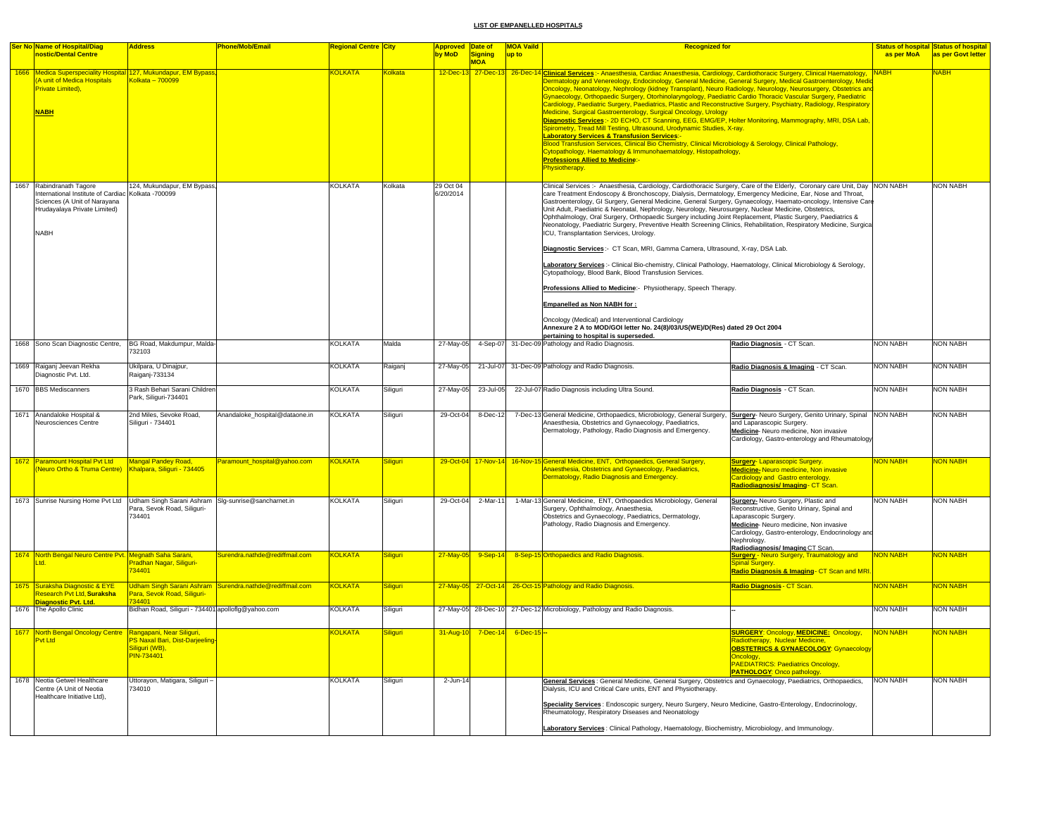**LIST OF EMPANELLED HOSPITALS**

| Ser No | Name of Hospital/Diagnostic/Dental Centre | Address | Phone/Mob/Email | Regional Centre | City | Approved by MoD | Date of Signing MOA | MOA Vaild up to | Recognized for | | Status of hospital as per MoA | Status of hospital as per Govt letter |
|---|---|---|---|---|---|---|---|---|---|---|---|---|
| 1666 | Medica Superspeciality Hospital (A unit of Medica Hospitals Private Limited), **NABH** | 127, Mukundapur, EM Bypass, Kolkata – 700099 | | KOLKATA | Kolkata | 12-Dec-13 | 27-Dec-13 | 26-Dec-14 | **Clinical Services** :- Anaesthesia, Cardiac Anaesthesia, Cardiology, Cardiothoracic Surgery, Clinical Haematology, Dermatology and Venereology, Endocinology, General Medicine, General Surgery, Medical Gastroenterology, Medical Oncology, Neonatology, Nephrology (kidney Transplant), Neuro Radiology, Neurology, Neurosurgery, Obstetrics and Gynaecology, Orthopaedic Surgery, Otorhinolaryngology, Paediatric Cardio Thoracic Vascular Surgery, Paediatric Cardiology, Paediatric Surgery, Paediatrics, Plastic and Reconstructive Surgery, Psychiatry, Radiology, Respiratory Medicine, Surgical Gastroenterology, Surgical Oncology, Urology<br>**Diagnostic Services** :- 2D ECHO, CT Scanning, EEG, EMG/EP, Holter Monitoring, Mammography, MRI, DSA Lab, Spirometry, Tread Mill Testing, Ultrasound, Urodynamic Studies, X-ray.<br>**Laboratory Services & Transfusion Services**:-<br>Blood Transfusion Services, Clinical Bio Chemistry, Clinical Microbiology & Serology, Clinical Pathology, Cytopathology, Haematology & Immunohaematology, Histopathology,<br>**Professions Allied to Medicine**:-<br>Physiotherapy. | | NABH | NABH |
| 1667 | Rabindranath Tagore International Institute of Cardiac Sciences (A Unit of Narayana Hrudayalaya Private Limited)<br>NABH | 124, Mukundapur, EM Bypass, Kolkata -700099 | | KOLKATA | Kolkata | 29 Oct 04 6/20/2014 | | | Clinical Services :- Anaesthesia, Cardiology, Cardiothoracic Surgery, Care of the Elderly, Coronary care Unit, Day care Treatment Endoscopy & Bronchoscopy, Dialysis, Dermatology, Emergency Medicine, Ear, Nose and Throat, Gastroenterology, GI Surgery, General Medicine, General Surgery, Gynaecology, Haemato-oncology, Intensive Care Unit Adult, Paediatric & Neonatal, Nephrology, Neurology, Neurosurgery, Nuclear Medicine, Obstetrics, Ophthalmology, Oral Surgery, Orthopaedic Surgery including Joint Replacement, Plastic Surgery, Paediatrics & Neonatology, Paediatric Surgery, Preventive Health Screening Clinics, Rehabilitation, Respiratory Medicine, Surgical ICU, Transplantation Services, Urology.<br>**Diagnostic Services** :- CT Scan, MRI, Gamma Camera, Ultrasound, X-ray, DSA Lab.<br>**Laboratory Services** :- Clinical Bio-chemistry, Clinical Pathology, Haematology, Clinical Microbiology & Serology, Cytopathology, Blood Bank, Blood Transfusion Services.<br>**Professions Allied to Medicine**:- Physiotherapy, Speech Therapy.<br>**Empanelled as Non NABH for :**<br>Oncology (Medical) and Interventional Cardiology<br>**Annexure 2 A to MOD/GOI letter No. 24(8)/03/US(WE)/D(Res) dated 29 Oct 2004 pertaining to hospital is superseded.** | | NON NABH | NON NABH |
| 1668 | Sono Scan Diagnostic Centre, | BG Road, Makdumpur, Malda-732103 | | KOLKATA | Malda | 27-May-05 | 4-Sep-07 | 31-Dec-09 | Pathology and Radio Diagnosis. | **Radio Diagnosis** - CT Scan. | NON NABH | NON NABH |
| 1669 | Raiganj Jeevan Rekha Diagnostic Pvt. Ltd. | Ukilpara, U Dinajpur, Raiganj-733134 | | KOLKATA | Raiganj | 27-May-05 | 21-Jul-07 | 31-Dec-09 | Pathology and Radio Diagnosis. | **Radio Diagnosis & Imaging** - CT Scan. | NON NABH | NON NABH |
| 1670 | BBS Mediscanners | 3 Rash Behari Sarani Children Park, Siliguri-734401 | | KOLKATA | Siliguri | 27-May-05 | 23-Jul-05 | 22-Jul-07 | Radio Diagnosis including Ultra Sound. | **Radio Diagnosis** - CT Scan. | NON NABH | NON NABH |
| 1671 | Anandaloke Hospital & Neurosciences Centre | 2nd Miles, Sevoke Road, Siliguri - 734401 | Anandaloke_hospital@dataone.in | KOLKATA | Siliguri | 29-Oct-04 | 8-Dec-12 | 7-Dec-13 | General Medicine, Orthopaedics, Microbiology, General Surgery, Anaesthesia, Obstetrics and Gynaecology, Paediatrics, Dermatology, Pathology, Radio Diagnosis and Emergency. | **Surgery**- Neuro Surgery, Genito Urinary, Spinal and Laparascopic Surgery.<br>**Medicine**- Neuro medicine, Non invasive Cardiology, Gastro-enterology and Rheumatology | NON NABH | NON NABH |
| 1672 | Paramount Hospital Pvt Ltd (Neuro Ortho & Truma Centre) | Mangal Pandey Road, Khalpara, Siliguri - 734405 | Paramount_hospital@yahoo.com | KOLKATA | Siliguri | 29-Oct-04 | 17-Nov-14 | 16-Nov-15 | General Medicine, ENT, Orthopaedics, General Surgery, Anaesthesia, Obstetrics and Gynaecology, Paediatrics, Dermatology, Radio Diagnosis and Emergency. | **Surgery**- Laparascopic Surgery.<br>**Medicine**- Neuro medicine, Non invasive Cardiology and Gastro enterology.<br>**Radiodiagnosis/ Imaging**- CT Scan. | NON NABH | NON NABH |
| 1673 | Sunrise Nursing Home Pvt Ltd | Udham Singh Sarani Ashram Para, Sevok Road, Siliguri-734401 | Slg-sunrise@sancharnet.in | KOLKATA | Siliguri | 29-Oct-04 | 2-Mar-11 | 1-Mar-13 | General Medicine, ENT, Orthopaedics Microbiology, General Surgery, Ophthalmology, Anaesthesia, Obstetrics and Gynaecology, Paediatrics, Dermatology, Pathology, Radio Diagnosis and Emergency. | **Surgery**- Neuro Surgery, Plastic and Reconstructive, Genito Urinary, Spinal and Laparascopic Surgery.<br>**Medicine**- Neuro medicine, Non invasive Cardiology, Gastro-enterology, Endocrinology and Nephrology.<br>**Radiodiagnosis/ Imaging** CT Scan. | NON NABH | NON NABH |
| 1674 | North Bengal Neuro Centre Pvt. Ltd. | Megnath Saha Sarani, Pradhan Nagar, Siliguri-734401 | Surendra.nathde@rediffmail.com | KOLKATA | Siliguri | 27-May-05 | 9-Sep-14 | 8-Sep-15 | Orthopaedics and Radio Diagnosis. | **Surgery** - Neuro Surgery, Traumatology and Spinal Surgery.<br>**Radio Diagnosis & Imaging** - CT Scan and MRI. | NON NABH | NON NABH |
| 1675 | Suraksha Diagnostic & EYE Research Pvt Ltd, **Suraksha Diagnostic Pvt. Ltd.** | Udham Singh Sarani Ashram Para, Sevok Road, Siliguri-734401 | Surendra.nathde@rediffmail.com | KOLKATA | Siliguri | 27-May-05 | 27-Oct-14 | 26-Oct-15 | Pathology and Radio Diagnosis. | **Radio Diagnosis** - CT Scan. | NON NABH | NON NABH |
| 1676 | The Apollo Clinic | Bidhan Road, Siliguri - 734401 | apolloflg@yahoo.com | KOLKATA | Siliguri | 27-May-05 | 28-Dec-10 | 27-Dec-12 | Microbiology, Pathology and Radio Diagnosis. | -- | NON NABH | NON NABH |
| 1677 | North Bengal Oncology Centre Pvt Ltd | Rangapani, Near Siliguri, PS Naxal Bari, Dist-Darjeeling-Siliguri (WB), PIN-734401 | | KOLKATA | Siliguri | 31-Aug-10 | 7-Dec-14 | 6-Dec-15 | -- | **SURGERY**: Oncology, **MEDICINE**: Oncology, Radiotherapy, Nuclear Medicine,<br>**OBSTETRICS & GYNAECOLOGY**: Gynaecology Oncology,<br>PAEDIATRICS: Paediatrics Oncology,<br>**PATHOLOGY**: Onco pathology. | NON NABH | NON NABH |
| 1678 | Neotia Getwel Healthcare Centre (A Unit of Neotia Healthcare Initiative Ltd), | Uttorayon, Matigara, Siliguri – 734010 | | KOLKATA | Siliguri | 2-Jun-14 | | | **General Services** : General Medicine, General Surgery, Obstetrics and Gynaecology, Paediatrics, Orthopaedics, Dialysis, ICU and Critical Care units, ENT and Physiotherapy.<br>**Speciality Services** : Endoscopic surgery, Neuro Surgery, Neuro Medicine, Gastro-Enterology, Endocrinology, Rheumatology, Respiratory Diseases and Neonatology<br>**Laboratory Services** : Clinical Pathology, Haematology, Biochemistry, Microbiology, and Immunology. | | NON NABH | NON NABH |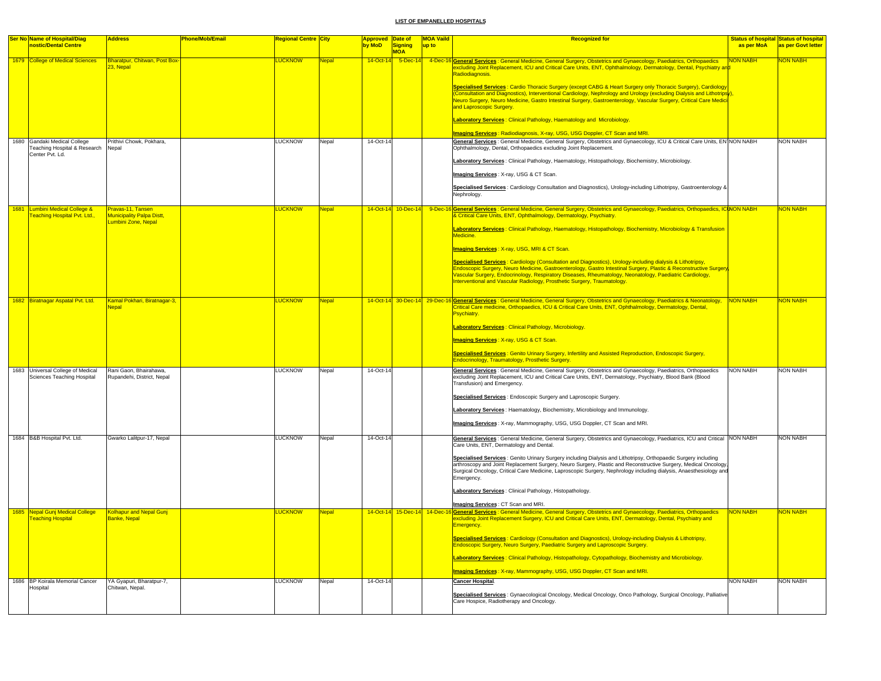# LIST OF EMPANELLED HOSPITALS

| Ser No | Name of Hospital/Diagnostic/Dental Centre | Address | Phone/Mob/Email | Regional Centre | City | Approved by MoD | Date of Signing MOA | MOA Vaild up to | Recognized for | Status of hospital as per MoA | Status of hospital as per Govt letter |
|---|---|---|---|---|---|---|---|---|---|---|---|
| 1679 | College of Medical Sciences | Bharatpur, Chitwan, Post Box-23, Nepal | | LUCKNOW | Nepal | 14-Oct-14 | 5-Dec-14 | 4-Dec-16 | **General Services** : General Medicine, General Surgery, Obstetrics and Gynaecology, Paediatrics, Orthopaedics excluding Joint Replacement, ICU and Critical Care Units, ENT, Ophthalmology, Dermatology, Dental, Psychiatry and Radiodiagnosis. **Specialised Services** : Cardio Thoracic Surgery (except CABG & Heart Surgery only Thoracic Surgery), Cardiology (Consultation and Diagnostics), Interventional Cardiology, Nephrology and Urology (excluding Dialysis and Lithotripsy), Neuro Surgery, Neuro Medicine, Gastro Intestinal Surgery, Gastroenterology, Vascular Surgery, Critical Care Medicine and Laproscopic Surgery. **Laboratory Services** : Clinical Pathology, Haematology and Microbiology. **Imaging Services** : Radiodiagnosis, X-ray, USG, USG Doppler, CT Scan and MRI. | NON NABH | NON NABH |
| 1680 | Gandaki Medical College Teaching Hospital & Research Center Pvt. Ld. | Prithivi Chowk, Pokhara, Nepal | | LUCKNOW | Nepal | 14-Oct-14 | | | **General Services** : General Medicine, General Surgery, Obstetrics and Gynaecology, ICU & Critical Care Units, ENT, Ophthalmology, Dental, Orthopaedics excluding Joint Replacement. **Laboratory Services** : Clinical Pathology, Haematology, Histopathology, Biochemistry, Microbiology. **Imaging Services** : X-ray, USG & CT Scan. **Specialised Services** : Cardiology Consultation and Diagnostics), Urology-including Lithotripsy, Gastroenterology & Nephrology. | NON NABH | NON NABH |
| 1681 | Lumbini Medical College & Teaching Hospital Pvt. Ltd., | Pravas-11, Tansen Municipality Palpa Distt, Lumbini Zone, Nepal | | LUCKNOW | Nepal | 14-Oct-14 | 10-Dec-14 | 9-Dec-16 | **General Services** : General Medicine, General Surgery, Obstetrics and Gynaecology, Paediatrics, Orthopaedics, ICU & Critical Care Units, ENT, Ophthalmology, Dermatology, Psychiatry. **Laboratory Services** : Clinical Pathology, Haematology, Histopathology, Biochemistry, Microbiology & Transfusion Medicine. **Imaging Services** : X-ray, USG, MRI & CT Scan. **Specialised Services** : Cardiology (Consultation and Diagnostics), Urology-including dialysis & Lithotripsy, Endoscopic Surgery, Neuro Medicine, Gastroenterology, Gastro Intestinal Surgery, Plastic & Reconstructive Surgery, Vascular Surgery, Endocrinology, Respiratory Diseases, Rheumatology, Neonatology, Paediatric Cardiology, Interventional and Vascular Radiology, Prosthetic Surgery, Traumatology. | NON NABH | NON NABH |
| 1682 | Biratnagar Aspatal Pvt. Ltd. | Kamal Pokhari, Biratnagar-3, Nepal | | LUCKNOW | Nepal | 14-Oct-14 | 30-Dec-14 | 29-Dec-16 | **General Services** : General Medicine, General Surgery, Obstetrics and Gynaecology, Paediatrics & Neonatology, Critical Care medicine, Orthopaedics, ICU & Critical Care Units, ENT, Ophthalmology, Dermatology, Dental, Psychiatry. **Laboratory Services** : Clinical Pathology, Microbiology. **Imaging Services** : X-ray, USG & CT Scan. **Specialised Services** : Genito Urinary Surgery, Infertility and Assisted Reproduction, Endoscopic Surgery, Endocrinology, Traumatology, Prosthetic Surgery. | NON NABH | NON NABH |
| 1683 | Universal College of Medical Sciences Teaching Hospital | Rani Gaon, Bhairahawa, Rupandehi, District, Nepal | | LUCKNOW | Nepal | 14-Oct-14 | | | **General Services** : General Medicine, General Surgery, Obstetrics and Gynaecology, Paediatrics, Orthopaedics excluding Joint Replacement, ICU and Critical Care Units, ENT, Dermatology, Psychiatry, Blood Bank (Blood Transfusion) and Emergency. **Specialised Services** : Endoscopic Surgery and Laproscopic Surgery. **Laboratory Services** : Haematology, Biochemistry, Microbiology and Immunology. **Imaging Services** : X-ray, Mammography, USG, USG Doppler, CT Scan and MRI. | NON NABH | NON NABH |
| 1684 | B&B Hospital Pvt. Ltd. | Gwarko Lalitpur-17, Nepal | | LUCKNOW | Nepal | 14-Oct-14 | | | **General Services** : General Medicine, General Surgery, Obstetrics and Gynaecology, Paediatrics, ICU and Critical Care Units, ENT, Dermatology and Dental. **Specialised Services** : Genito Urinary Surgery including Dialysis and Lithotripsy, Orthopaedic Surgery including arthroscopy and Joint Replacement Surgery, Neuro Surgery, Plastic and Reconstructive Surgery, Medical Oncology, Surgical Oncology, Critical Care Medicine, Laproscopic Surgery, Nephrology including dialysis, Anaesthesiology and Emergency. **Laboratory Services** : Clinical Pathology, Histopathology. **Imaging Services** : CT Scan and MRI. | NON NABH | NON NABH |
| 1685 | Nepal Gunj Medical College Teaching Hospital | Kolhapur and Nepal Gunj Banke, Nepal | | LUCKNOW | Nepal | 14-Oct-14 | 15-Dec-14 | 14-Dec-16 | **General Services** : General Medicine, General Surgery, Obstetrics and Gynaecology, Paediatrics, Orthopaedics excluding Joint Replacement Surgery, ICU and Critical Care Units, ENT, Dermatology, Dental, Psychiatry and Emergency. **Specialised Services** : Cardiology (Consultation and Diagnostics), Urology-including Dialysis & Lithotripsy, Endoscopic Surgery, Neuro Surgery, Paediatric Surgery and Laproscopic Surgery. **Laboratory Services** : Clinical Pathology, Histopathology, Cytopathology, Biochemistry and Microbiology. **Imaging Services** : X-ray, Mammography, USG, USG Doppler, CT Scan and MRI. | NON NABH | NON NABH |
| 1686 | BP Koirala Memorial Cancer Hospital | YA Gyapuri, Bharatpur-7, Chitwan, Nepal. | | LUCKNOW | Nepal | 14-Oct-14 | | | **Cancer Hospital**. **Specialised Services** : Gynaecological Oncology, Medical Oncology, Onco Pathology, Surgical Oncology, Palliative Care Hospice, Radiotherapy and Oncology. | NON NABH | NON NABH |